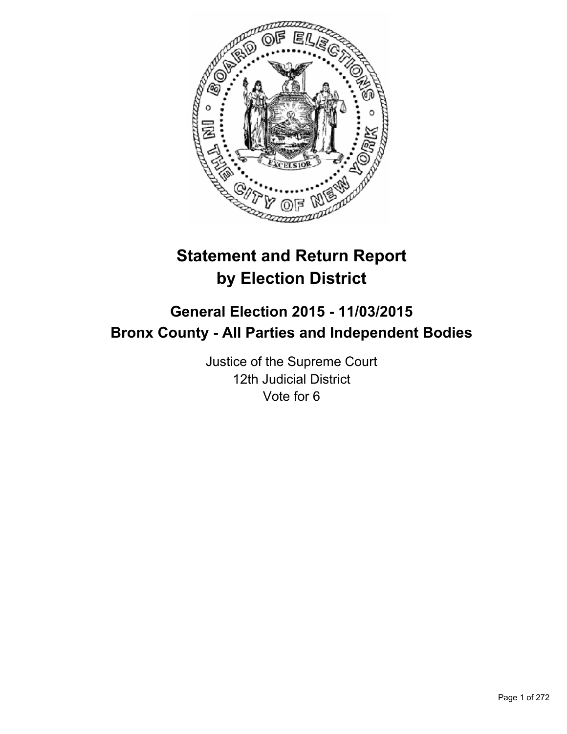# Statement and Return Report by Election District

## General Election 2015 - 11/03/2015
## Bronx County - All Parties and Independent Bodies

Justice of the Supreme Court
12th Judicial District
Vote for 6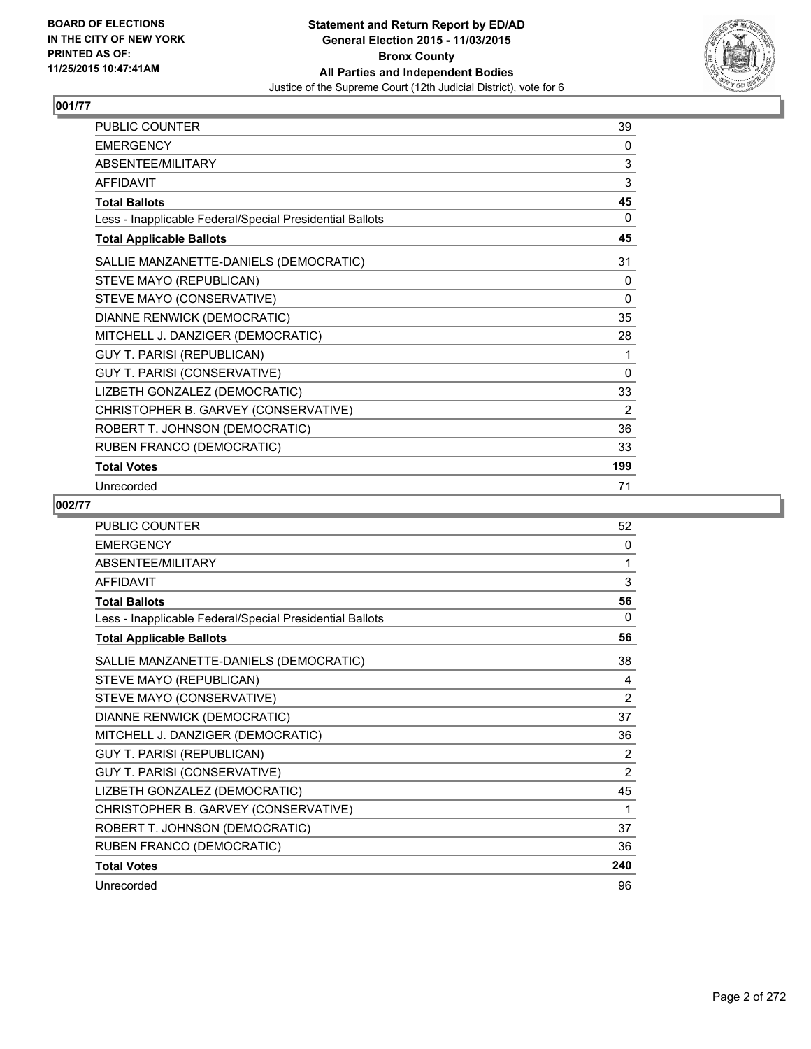**BOARD OF ELECTIONS IN THE CITY OF NEW YORK PRINTED AS OF: 11/25/2015 10:47:41AM**

**Statement and Return Report by ED/AD**
**General Election 2015 - 11/03/2015**
**Bronx County**
**All Parties and Independent Bodies**
Justice of the Supreme Court (12th Judicial District), vote for 6

## 001/77

| | |
|---|---|
| PUBLIC COUNTER | 39 |
| EMERGENCY | 0 |
| ABSENTEE/MILITARY | 3 |
| AFFIDAVIT | 3 |
| **Total Ballots** | **45** |
| Less - Inapplicable Federal/Special Presidential Ballots | 0 |
| **Total Applicable Ballots** | **45** |
| SALLIE MANZANETTE-DANIELS (DEMOCRATIC) | 31 |
| STEVE MAYO (REPUBLICAN) | 0 |
| STEVE MAYO (CONSERVATIVE) | 0 |
| DIANNE RENWICK (DEMOCRATIC) | 35 |
| MITCHELL J. DANZIGER (DEMOCRATIC) | 28 |
| GUY T. PARISI (REPUBLICAN) | 1 |
| GUY T. PARISI (CONSERVATIVE) | 0 |
| LIZBETH GONZALEZ (DEMOCRATIC) | 33 |
| CHRISTOPHER B. GARVEY (CONSERVATIVE) | 2 |
| ROBERT T. JOHNSON (DEMOCRATIC) | 36 |
| RUBEN FRANCO (DEMOCRATIC) | 33 |
| **Total Votes** | **199** |
| Unrecorded | 71 |

## 002/77

| | |
|---|---|
| PUBLIC COUNTER | 52 |
| EMERGENCY | 0 |
| ABSENTEE/MILITARY | 1 |
| AFFIDAVIT | 3 |
| **Total Ballots** | **56** |
| Less - Inapplicable Federal/Special Presidential Ballots | 0 |
| **Total Applicable Ballots** | **56** |
| SALLIE MANZANETTE-DANIELS (DEMOCRATIC) | 38 |
| STEVE MAYO (REPUBLICAN) | 4 |
| STEVE MAYO (CONSERVATIVE) | 2 |
| DIANNE RENWICK (DEMOCRATIC) | 37 |
| MITCHELL J. DANZIGER (DEMOCRATIC) | 36 |
| GUY T. PARISI (REPUBLICAN) | 2 |
| GUY T. PARISI (CONSERVATIVE) | 2 |
| LIZBETH GONZALEZ (DEMOCRATIC) | 45 |
| CHRISTOPHER B. GARVEY (CONSERVATIVE) | 1 |
| ROBERT T. JOHNSON (DEMOCRATIC) | 37 |
| RUBEN FRANCO (DEMOCRATIC) | 36 |
| **Total Votes** | **240** |
| Unrecorded | 96 |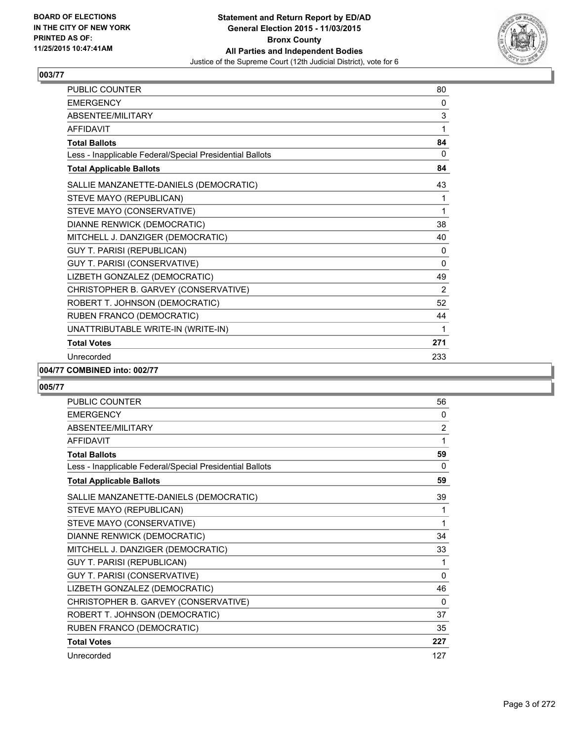## 003/77

| | |
|---|---|
| PUBLIC COUNTER | 80 |
| EMERGENCY | 0 |
| ABSENTEE/MILITARY | 3 |
| AFFIDAVIT | 1 |
| **Total Ballots** | **84** |
| Less - Inapplicable Federal/Special Presidential Ballots | 0 |
| **Total Applicable Ballots** | **84** |
| SALLIE MANZANETTE-DANIELS (DEMOCRATIC) | 43 |
| STEVE MAYO (REPUBLICAN) | 1 |
| STEVE MAYO (CONSERVATIVE) | 1 |
| DIANNE RENWICK (DEMOCRATIC) | 38 |
| MITCHELL J. DANZIGER (DEMOCRATIC) | 40 |
| GUY T. PARISI (REPUBLICAN) | 0 |
| GUY T. PARISI (CONSERVATIVE) | 0 |
| LIZBETH GONZALEZ (DEMOCRATIC) | 49 |
| CHRISTOPHER B. GARVEY (CONSERVATIVE) | 2 |
| ROBERT T. JOHNSON (DEMOCRATIC) | 52 |
| RUBEN FRANCO (DEMOCRATIC) | 44 |
| UNATTRIBUTABLE WRITE-IN (WRITE-IN) | 1 |
| **Total Votes** | **271** |
| Unrecorded | 233 |

## 004/77 COMBINED into: 002/77

## 005/77

| | |
|---|---|
| PUBLIC COUNTER | 56 |
| EMERGENCY | 0 |
| ABSENTEE/MILITARY | 2 |
| AFFIDAVIT | 1 |
| **Total Ballots** | **59** |
| Less - Inapplicable Federal/Special Presidential Ballots | 0 |
| **Total Applicable Ballots** | **59** |
| SALLIE MANZANETTE-DANIELS (DEMOCRATIC) | 39 |
| STEVE MAYO (REPUBLICAN) | 1 |
| STEVE MAYO (CONSERVATIVE) | 1 |
| DIANNE RENWICK (DEMOCRATIC) | 34 |
| MITCHELL J. DANZIGER (DEMOCRATIC) | 33 |
| GUY T. PARISI (REPUBLICAN) | 1 |
| GUY T. PARISI (CONSERVATIVE) | 0 |
| LIZBETH GONZALEZ (DEMOCRATIC) | 46 |
| CHRISTOPHER B. GARVEY (CONSERVATIVE) | 0 |
| ROBERT T. JOHNSON (DEMOCRATIC) | 37 |
| RUBEN FRANCO (DEMOCRATIC) | 35 |
| **Total Votes** | **227** |
| Unrecorded | 127 |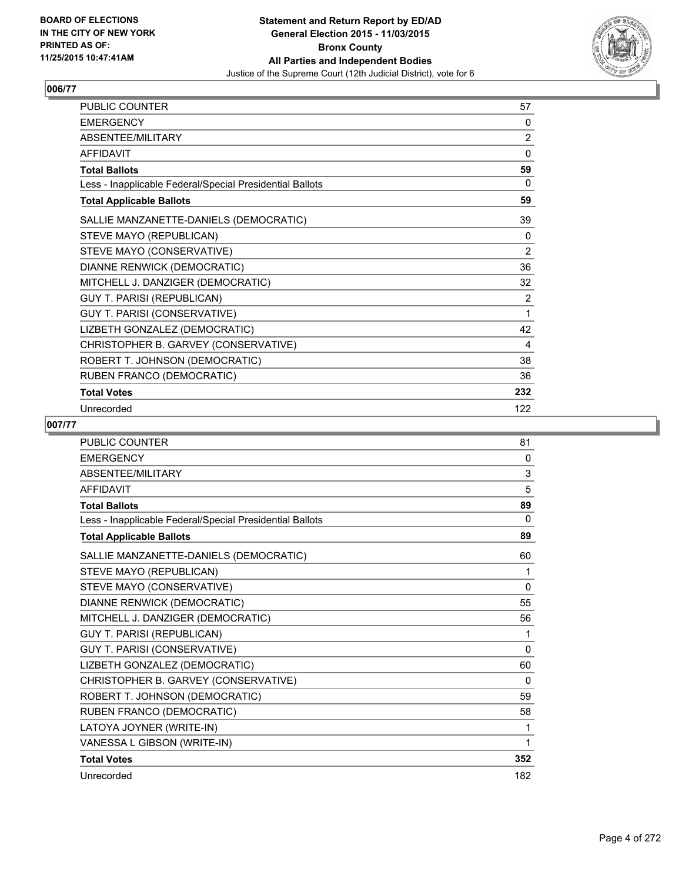**Statement and Return Report by ED/AD**
**General Election 2015 - 11/03/2015**
**Bronx County**
**All Parties and Independent Bodies**
Justice of the Supreme Court (12th Judicial District), vote for 6

BOARD OF ELECTIONS
IN THE CITY OF NEW YORK
PRINTED AS OF:
11/25/2015 10:47:41AM

## 006/77

| | |
|---|---|
| PUBLIC COUNTER | 57 |
| EMERGENCY | 0 |
| ABSENTEE/MILITARY | 2 |
| AFFIDAVIT | 0 |
| **Total Ballots** | **59** |
| Less - Inapplicable Federal/Special Presidential Ballots | 0 |
| **Total Applicable Ballots** | **59** |
| SALLIE MANZANETTE-DANIELS (DEMOCRATIC) | 39 |
| STEVE MAYO (REPUBLICAN) | 0 |
| STEVE MAYO (CONSERVATIVE) | 2 |
| DIANNE RENWICK (DEMOCRATIC) | 36 |
| MITCHELL J. DANZIGER (DEMOCRATIC) | 32 |
| GUY T. PARISI (REPUBLICAN) | 2 |
| GUY T. PARISI (CONSERVATIVE) | 1 |
| LIZBETH GONZALEZ (DEMOCRATIC) | 42 |
| CHRISTOPHER B. GARVEY (CONSERVATIVE) | 4 |
| ROBERT T. JOHNSON (DEMOCRATIC) | 38 |
| RUBEN FRANCO (DEMOCRATIC) | 36 |
| **Total Votes** | **232** |
| Unrecorded | 122 |

## 007/77

| | |
|---|---|
| PUBLIC COUNTER | 81 |
| EMERGENCY | 0 |
| ABSENTEE/MILITARY | 3 |
| AFFIDAVIT | 5 |
| **Total Ballots** | **89** |
| Less - Inapplicable Federal/Special Presidential Ballots | 0 |
| **Total Applicable Ballots** | **89** |
| SALLIE MANZANETTE-DANIELS (DEMOCRATIC) | 60 |
| STEVE MAYO (REPUBLICAN) | 1 |
| STEVE MAYO (CONSERVATIVE) | 0 |
| DIANNE RENWICK (DEMOCRATIC) | 55 |
| MITCHELL J. DANZIGER (DEMOCRATIC) | 56 |
| GUY T. PARISI (REPUBLICAN) | 1 |
| GUY T. PARISI (CONSERVATIVE) | 0 |
| LIZBETH GONZALEZ (DEMOCRATIC) | 60 |
| CHRISTOPHER B. GARVEY (CONSERVATIVE) | 0 |
| ROBERT T. JOHNSON (DEMOCRATIC) | 59 |
| RUBEN FRANCO (DEMOCRATIC) | 58 |
| LATOYA JOYNER (WRITE-IN) | 1 |
| VANESSA L GIBSON (WRITE-IN) | 1 |
| **Total Votes** | **352** |
| Unrecorded | 182 |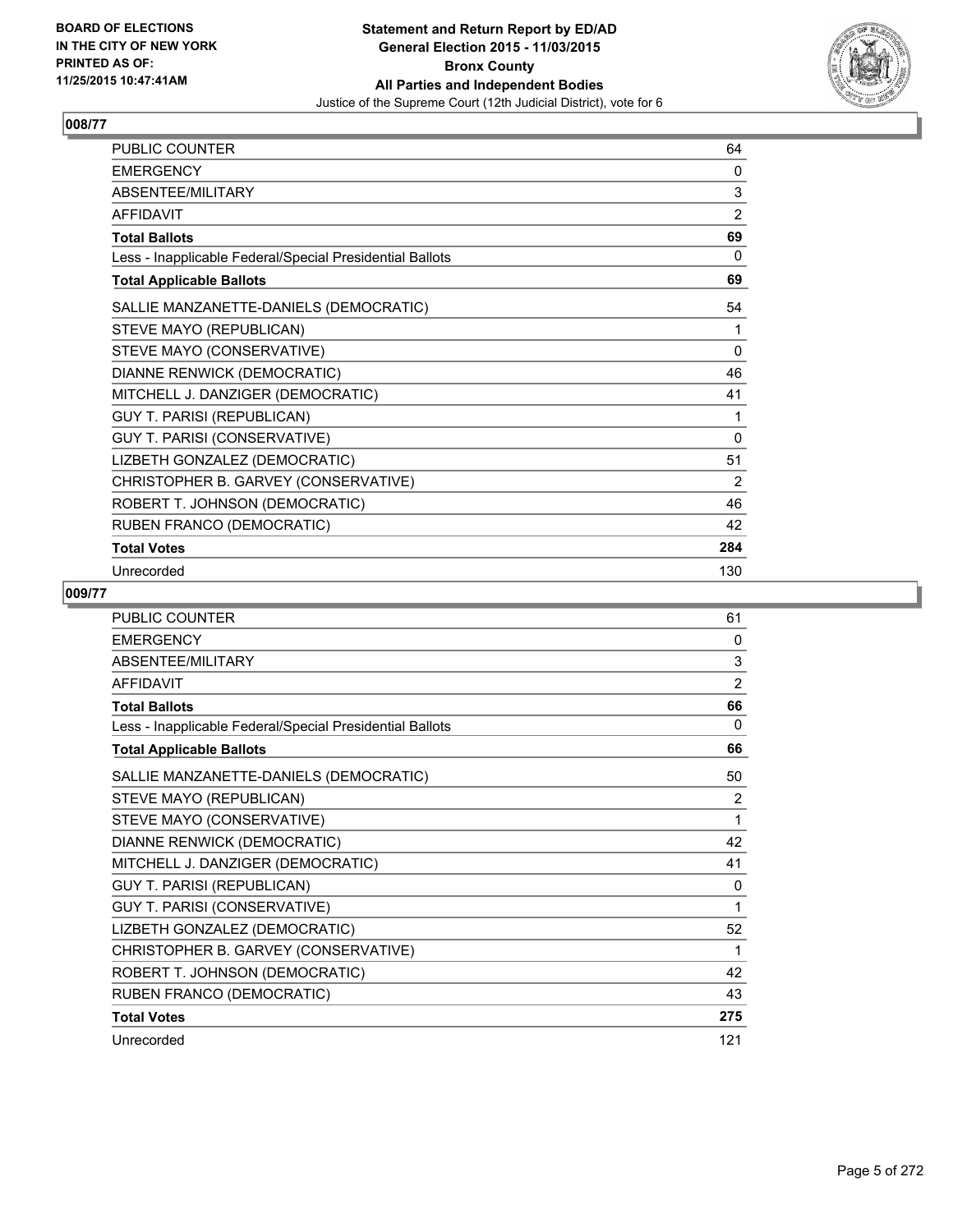**BOARD OF ELECTIONS IN THE CITY OF NEW YORK PRINTED AS OF: 11/25/2015 10:47:41AM**

**Statement and Return Report by ED/AD General Election 2015 - 11/03/2015 Bronx County All Parties and Independent Bodies**

Justice of the Supreme Court (12th Judicial District), vote for 6

## 008/77

| | |
|---|---|
| PUBLIC COUNTER | 64 |
| EMERGENCY | 0 |
| ABSENTEE/MILITARY | 3 |
| AFFIDAVIT | 2 |
| **Total Ballots** | **69** |
| Less - Inapplicable Federal/Special Presidential Ballots | 0 |
| **Total Applicable Ballots** | **69** |
| SALLIE MANZANETTE-DANIELS (DEMOCRATIC) | 54 |
| STEVE MAYO (REPUBLICAN) | 1 |
| STEVE MAYO (CONSERVATIVE) | 0 |
| DIANNE RENWICK (DEMOCRATIC) | 46 |
| MITCHELL J. DANZIGER (DEMOCRATIC) | 41 |
| GUY T. PARISI (REPUBLICAN) | 1 |
| GUY T. PARISI (CONSERVATIVE) | 0 |
| LIZBETH GONZALEZ (DEMOCRATIC) | 51 |
| CHRISTOPHER B. GARVEY (CONSERVATIVE) | 2 |
| ROBERT T. JOHNSON (DEMOCRATIC) | 46 |
| RUBEN FRANCO (DEMOCRATIC) | 42 |
| **Total Votes** | **284** |
| Unrecorded | 130 |

## 009/77

| | |
|---|---|
| PUBLIC COUNTER | 61 |
| EMERGENCY | 0 |
| ABSENTEE/MILITARY | 3 |
| AFFIDAVIT | 2 |
| **Total Ballots** | **66** |
| Less - Inapplicable Federal/Special Presidential Ballots | 0 |
| **Total Applicable Ballots** | **66** |
| SALLIE MANZANETTE-DANIELS (DEMOCRATIC) | 50 |
| STEVE MAYO (REPUBLICAN) | 2 |
| STEVE MAYO (CONSERVATIVE) | 1 |
| DIANNE RENWICK (DEMOCRATIC) | 42 |
| MITCHELL J. DANZIGER (DEMOCRATIC) | 41 |
| GUY T. PARISI (REPUBLICAN) | 0 |
| GUY T. PARISI (CONSERVATIVE) | 1 |
| LIZBETH GONZALEZ (DEMOCRATIC) | 52 |
| CHRISTOPHER B. GARVEY (CONSERVATIVE) | 1 |
| ROBERT T. JOHNSON (DEMOCRATIC) | 42 |
| RUBEN FRANCO (DEMOCRATIC) | 43 |
| **Total Votes** | **275** |
| Unrecorded | 121 |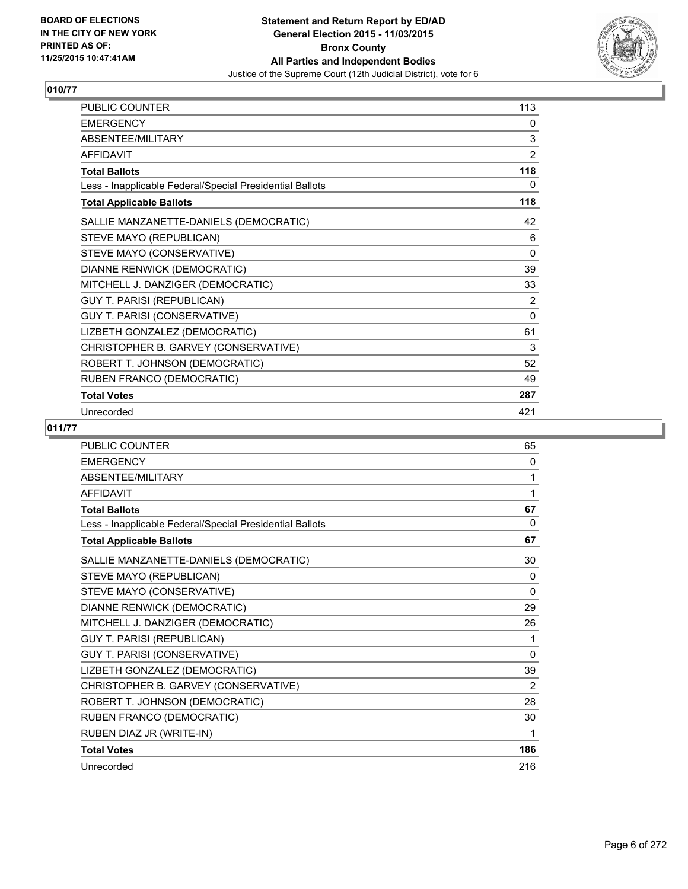BOARD OF ELECTIONS
IN THE CITY OF NEW YORK
PRINTED AS OF:
11/25/2015 10:47:41AM

**Statement and Return Report by ED/AD**
**General Election 2015 - 11/03/2015**
**Bronx County**
**All Parties and Independent Bodies**
Justice of the Supreme Court (12th Judicial District), vote for 6

## 010/77

| | |
|---|---|
| PUBLIC COUNTER | 113 |
| EMERGENCY | 0 |
| ABSENTEE/MILITARY | 3 |
| AFFIDAVIT | 2 |
| **Total Ballots** | **118** |
| Less - Inapplicable Federal/Special Presidential Ballots | 0 |
| **Total Applicable Ballots** | **118** |
| SALLIE MANZANETTE-DANIELS (DEMOCRATIC) | 42 |
| STEVE MAYO (REPUBLICAN) | 6 |
| STEVE MAYO (CONSERVATIVE) | 0 |
| DIANNE RENWICK (DEMOCRATIC) | 39 |
| MITCHELL J. DANZIGER (DEMOCRATIC) | 33 |
| GUY T. PARISI (REPUBLICAN) | 2 |
| GUY T. PARISI (CONSERVATIVE) | 0 |
| LIZBETH GONZALEZ (DEMOCRATIC) | 61 |
| CHRISTOPHER B. GARVEY (CONSERVATIVE) | 3 |
| ROBERT T. JOHNSON (DEMOCRATIC) | 52 |
| RUBEN FRANCO (DEMOCRATIC) | 49 |
| **Total Votes** | **287** |
| Unrecorded | 421 |

## 011/77

| | |
|---|---|
| PUBLIC COUNTER | 65 |
| EMERGENCY | 0 |
| ABSENTEE/MILITARY | 1 |
| AFFIDAVIT | 1 |
| **Total Ballots** | **67** |
| Less - Inapplicable Federal/Special Presidential Ballots | 0 |
| **Total Applicable Ballots** | **67** |
| SALLIE MANZANETTE-DANIELS (DEMOCRATIC) | 30 |
| STEVE MAYO (REPUBLICAN) | 0 |
| STEVE MAYO (CONSERVATIVE) | 0 |
| DIANNE RENWICK (DEMOCRATIC) | 29 |
| MITCHELL J. DANZIGER (DEMOCRATIC) | 26 |
| GUY T. PARISI (REPUBLICAN) | 1 |
| GUY T. PARISI (CONSERVATIVE) | 0 |
| LIZBETH GONZALEZ (DEMOCRATIC) | 39 |
| CHRISTOPHER B. GARVEY (CONSERVATIVE) | 2 |
| ROBERT T. JOHNSON (DEMOCRATIC) | 28 |
| RUBEN FRANCO (DEMOCRATIC) | 30 |
| RUBEN DIAZ JR (WRITE-IN) | 1 |
| **Total Votes** | **186** |
| Unrecorded | 216 |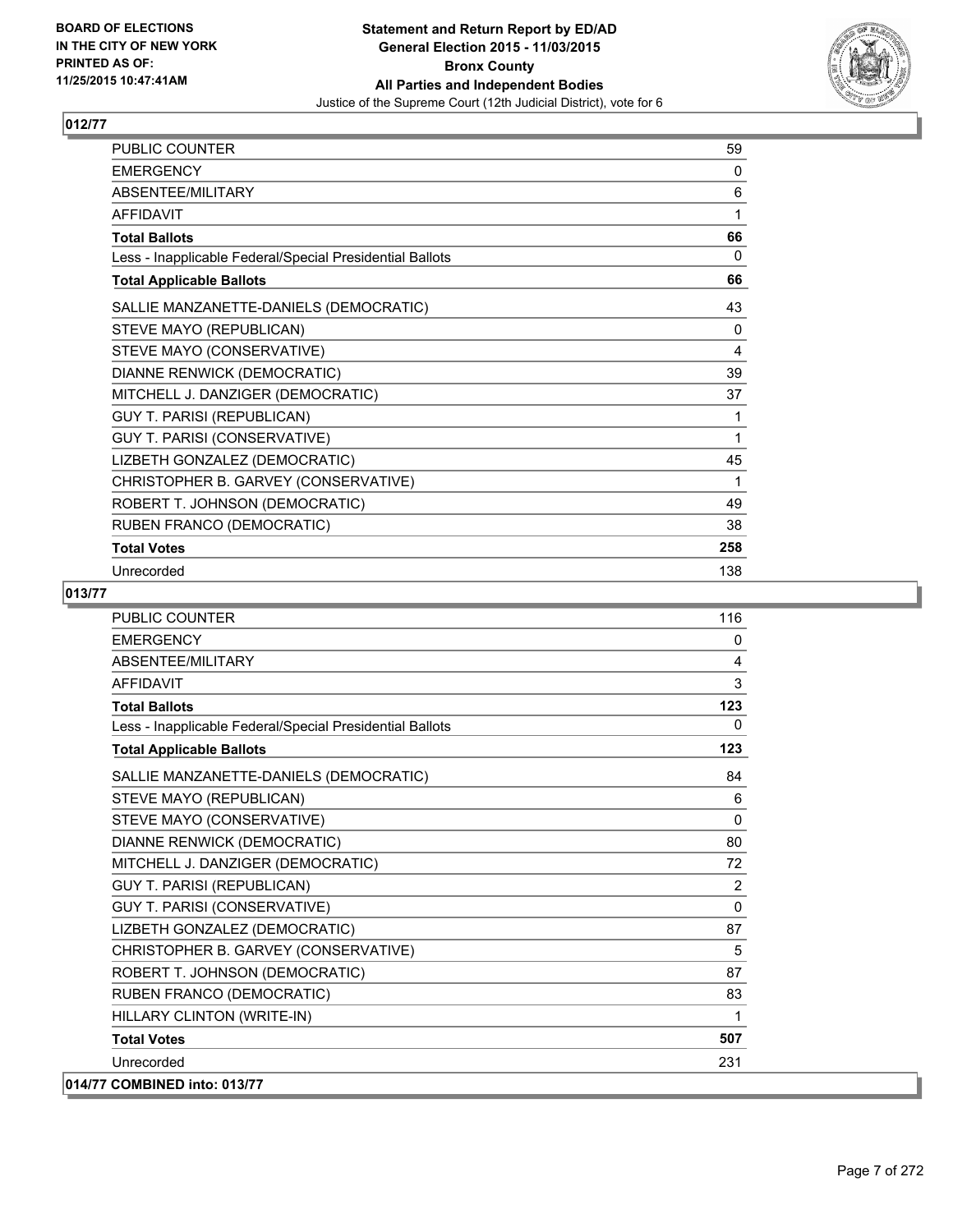**Statement and Return Report by ED/AD**
**General Election 2015 - 11/03/2015**
**Bronx County**
**All Parties and Independent Bodies**
Justice of the Supreme Court (12th Judicial District), vote for 6

BOARD OF ELECTIONS
IN THE CITY OF NEW YORK
PRINTED AS OF:
11/25/2015 10:47:41AM

## 012/77

| | |
|---|---|
| PUBLIC COUNTER | 59 |
| EMERGENCY | 0 |
| ABSENTEE/MILITARY | 6 |
| AFFIDAVIT | 1 |
| **Total Ballots** | **66** |
| Less - Inapplicable Federal/Special Presidential Ballots | 0 |
| **Total Applicable Ballots** | **66** |
| SALLIE MANZANETTE-DANIELS (DEMOCRATIC) | 43 |
| STEVE MAYO (REPUBLICAN) | 0 |
| STEVE MAYO (CONSERVATIVE) | 4 |
| DIANNE RENWICK (DEMOCRATIC) | 39 |
| MITCHELL J. DANZIGER (DEMOCRATIC) | 37 |
| GUY T. PARISI (REPUBLICAN) | 1 |
| GUY T. PARISI (CONSERVATIVE) | 1 |
| LIZBETH GONZALEZ (DEMOCRATIC) | 45 |
| CHRISTOPHER B. GARVEY (CONSERVATIVE) | 1 |
| ROBERT T. JOHNSON (DEMOCRATIC) | 49 |
| RUBEN FRANCO (DEMOCRATIC) | 38 |
| **Total Votes** | **258** |
| Unrecorded | 138 |

## 013/77

| | |
|---|---|
| PUBLIC COUNTER | 116 |
| EMERGENCY | 0 |
| ABSENTEE/MILITARY | 4 |
| AFFIDAVIT | 3 |
| **Total Ballots** | **123** |
| Less - Inapplicable Federal/Special Presidential Ballots | 0 |
| **Total Applicable Ballots** | **123** |
| SALLIE MANZANETTE-DANIELS (DEMOCRATIC) | 84 |
| STEVE MAYO (REPUBLICAN) | 6 |
| STEVE MAYO (CONSERVATIVE) | 0 |
| DIANNE RENWICK (DEMOCRATIC) | 80 |
| MITCHELL J. DANZIGER (DEMOCRATIC) | 72 |
| GUY T. PARISI (REPUBLICAN) | 2 |
| GUY T. PARISI (CONSERVATIVE) | 0 |
| LIZBETH GONZALEZ (DEMOCRATIC) | 87 |
| CHRISTOPHER B. GARVEY (CONSERVATIVE) | 5 |
| ROBERT T. JOHNSON (DEMOCRATIC) | 87 |
| RUBEN FRANCO (DEMOCRATIC) | 83 |
| HILLARY CLINTON (WRITE-IN) | 1 |
| **Total Votes** | **507** |
| Unrecorded | 231 |

## 014/77 COMBINED into: 013/77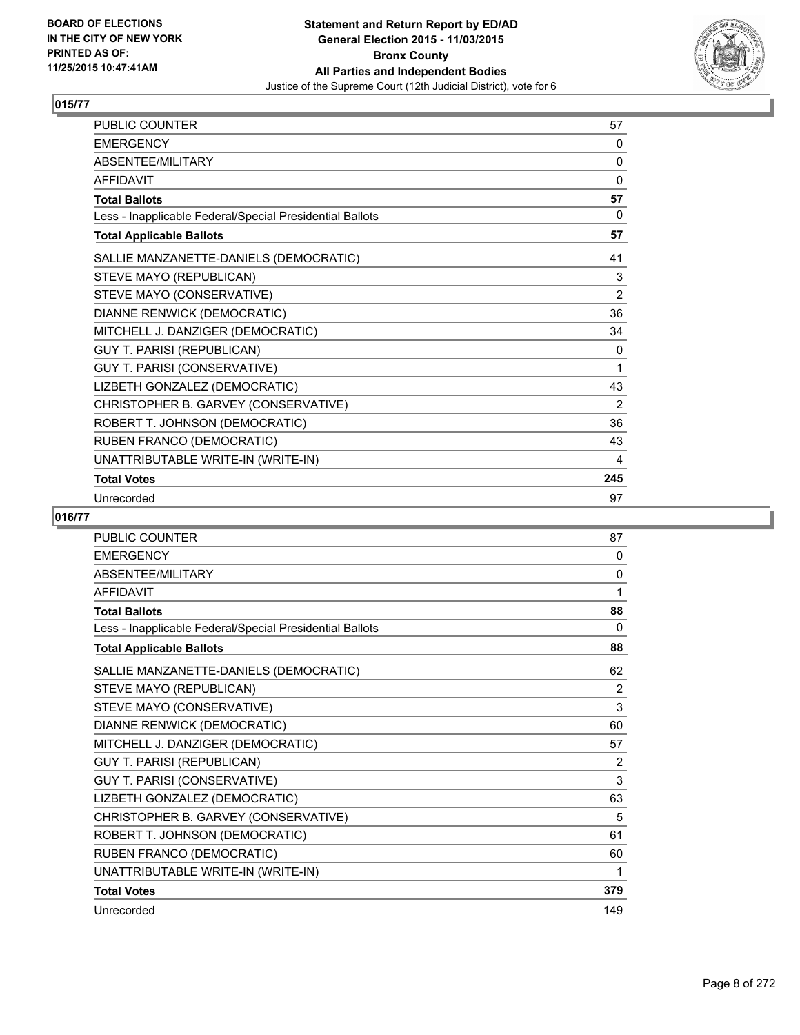**BOARD OF ELECTIONS IN THE CITY OF NEW YORK PRINTED AS OF: 11/25/2015 10:47:41AM**

**Statement and Return Report by ED/AD General Election 2015 - 11/03/2015 Bronx County All Parties and Independent Bodies**
Justice of the Supreme Court (12th Judicial District), vote for 6

## 015/77

| | |
|---|---|
| PUBLIC COUNTER | 57 |
| EMERGENCY | 0 |
| ABSENTEE/MILITARY | 0 |
| AFFIDAVIT | 0 |
| **Total Ballots** | **57** |
| Less - Inapplicable Federal/Special Presidential Ballots | 0 |
| **Total Applicable Ballots** | **57** |
| SALLIE MANZANETTE-DANIELS (DEMOCRATIC) | 41 |
| STEVE MAYO (REPUBLICAN) | 3 |
| STEVE MAYO (CONSERVATIVE) | 2 |
| DIANNE RENWICK (DEMOCRATIC) | 36 |
| MITCHELL J. DANZIGER (DEMOCRATIC) | 34 |
| GUY T. PARISI (REPUBLICAN) | 0 |
| GUY T. PARISI (CONSERVATIVE) | 1 |
| LIZBETH GONZALEZ (DEMOCRATIC) | 43 |
| CHRISTOPHER B. GARVEY (CONSERVATIVE) | 2 |
| ROBERT T. JOHNSON (DEMOCRATIC) | 36 |
| RUBEN FRANCO (DEMOCRATIC) | 43 |
| UNATTRIBUTABLE WRITE-IN (WRITE-IN) | 4 |
| **Total Votes** | **245** |
| Unrecorded | 97 |

## 016/77

| | |
|---|---|
| PUBLIC COUNTER | 87 |
| EMERGENCY | 0 |
| ABSENTEE/MILITARY | 0 |
| AFFIDAVIT | 1 |
| **Total Ballots** | **88** |
| Less - Inapplicable Federal/Special Presidential Ballots | 0 |
| **Total Applicable Ballots** | **88** |
| SALLIE MANZANETTE-DANIELS (DEMOCRATIC) | 62 |
| STEVE MAYO (REPUBLICAN) | 2 |
| STEVE MAYO (CONSERVATIVE) | 3 |
| DIANNE RENWICK (DEMOCRATIC) | 60 |
| MITCHELL J. DANZIGER (DEMOCRATIC) | 57 |
| GUY T. PARISI (REPUBLICAN) | 2 |
| GUY T. PARISI (CONSERVATIVE) | 3 |
| LIZBETH GONZALEZ (DEMOCRATIC) | 63 |
| CHRISTOPHER B. GARVEY (CONSERVATIVE) | 5 |
| ROBERT T. JOHNSON (DEMOCRATIC) | 61 |
| RUBEN FRANCO (DEMOCRATIC) | 60 |
| UNATTRIBUTABLE WRITE-IN (WRITE-IN) | 1 |
| **Total Votes** | **379** |
| Unrecorded | 149 |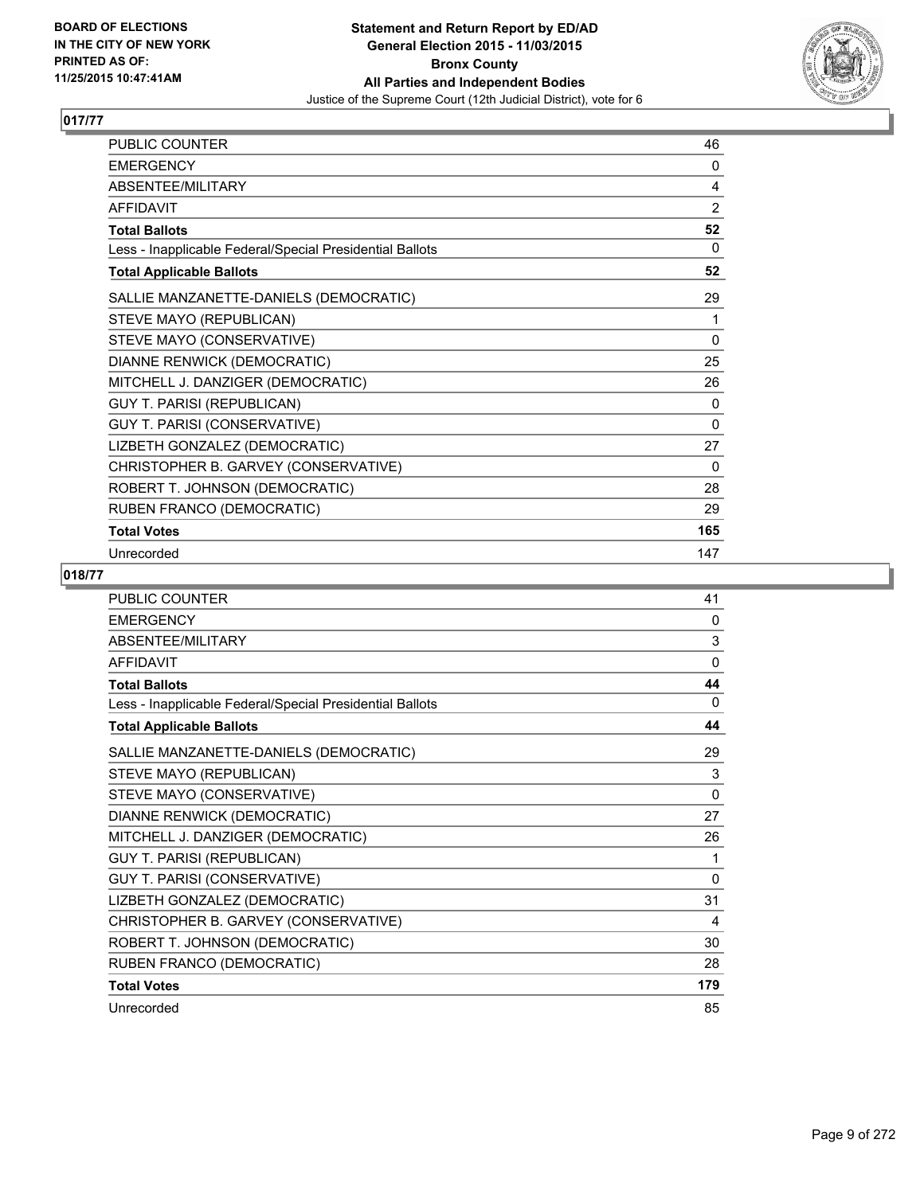**BOARD OF ELECTIONS IN THE CITY OF NEW YORK PRINTED AS OF: 11/25/2015 10:47:41AM**

**Statement and Return Report by ED/AD General Election 2015 - 11/03/2015 Bronx County All Parties and Independent Bodies**

Justice of the Supreme Court (12th Judicial District), vote for 6

## 017/77

| | |
|---|---|
| PUBLIC COUNTER | 46 |
| EMERGENCY | 0 |
| ABSENTEE/MILITARY | 4 |
| AFFIDAVIT | 2 |
| **Total Ballots** | **52** |
| Less - Inapplicable Federal/Special Presidential Ballots | 0 |
| **Total Applicable Ballots** | **52** |
| SALLIE MANZANETTE-DANIELS (DEMOCRATIC) | 29 |
| STEVE MAYO (REPUBLICAN) | 1 |
| STEVE MAYO (CONSERVATIVE) | 0 |
| DIANNE RENWICK (DEMOCRATIC) | 25 |
| MITCHELL J. DANZIGER (DEMOCRATIC) | 26 |
| GUY T. PARISI (REPUBLICAN) | 0 |
| GUY T. PARISI (CONSERVATIVE) | 0 |
| LIZBETH GONZALEZ (DEMOCRATIC) | 27 |
| CHRISTOPHER B. GARVEY (CONSERVATIVE) | 0 |
| ROBERT T. JOHNSON (DEMOCRATIC) | 28 |
| RUBEN FRANCO (DEMOCRATIC) | 29 |
| **Total Votes** | **165** |
| Unrecorded | 147 |

## 018/77

| | |
|---|---|
| PUBLIC COUNTER | 41 |
| EMERGENCY | 0 |
| ABSENTEE/MILITARY | 3 |
| AFFIDAVIT | 0 |
| **Total Ballots** | **44** |
| Less - Inapplicable Federal/Special Presidential Ballots | 0 |
| **Total Applicable Ballots** | **44** |
| SALLIE MANZANETTE-DANIELS (DEMOCRATIC) | 29 |
| STEVE MAYO (REPUBLICAN) | 3 |
| STEVE MAYO (CONSERVATIVE) | 0 |
| DIANNE RENWICK (DEMOCRATIC) | 27 |
| MITCHELL J. DANZIGER (DEMOCRATIC) | 26 |
| GUY T. PARISI (REPUBLICAN) | 1 |
| GUY T. PARISI (CONSERVATIVE) | 0 |
| LIZBETH GONZALEZ (DEMOCRATIC) | 31 |
| CHRISTOPHER B. GARVEY (CONSERVATIVE) | 4 |
| ROBERT T. JOHNSON (DEMOCRATIC) | 30 |
| RUBEN FRANCO (DEMOCRATIC) | 28 |
| **Total Votes** | **179** |
| Unrecorded | 85 |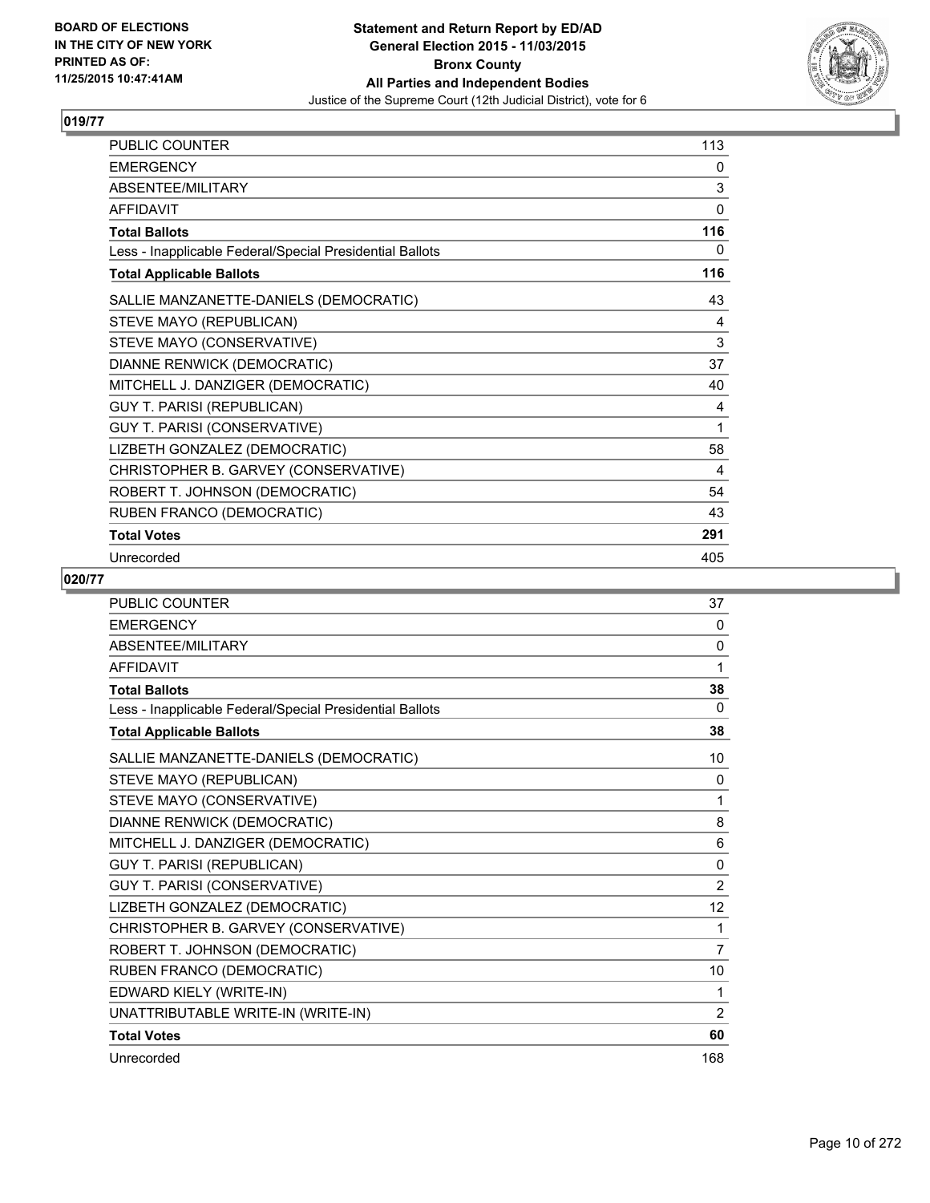**Statement and Return Report by ED/AD**
**General Election 2015 - 11/03/2015**
**Bronx County**
**All Parties and Independent Bodies**
Justice of the Supreme Court (12th Judicial District), vote for 6

BOARD OF ELECTIONS
IN THE CITY OF NEW YORK
PRINTED AS OF:
11/25/2015 10:47:41AM

## 019/77

| | |
|---|---|
| PUBLIC COUNTER | 113 |
| EMERGENCY | 0 |
| ABSENTEE/MILITARY | 3 |
| AFFIDAVIT | 0 |
| **Total Ballots** | **116** |
| Less - Inapplicable Federal/Special Presidential Ballots | 0 |
| **Total Applicable Ballots** | **116** |
| SALLIE MANZANETTE-DANIELS (DEMOCRATIC) | 43 |
| STEVE MAYO (REPUBLICAN) | 4 |
| STEVE MAYO (CONSERVATIVE) | 3 |
| DIANNE RENWICK (DEMOCRATIC) | 37 |
| MITCHELL J. DANZIGER (DEMOCRATIC) | 40 |
| GUY T. PARISI (REPUBLICAN) | 4 |
| GUY T. PARISI (CONSERVATIVE) | 1 |
| LIZBETH GONZALEZ (DEMOCRATIC) | 58 |
| CHRISTOPHER B. GARVEY (CONSERVATIVE) | 4 |
| ROBERT T. JOHNSON (DEMOCRATIC) | 54 |
| RUBEN FRANCO (DEMOCRATIC) | 43 |
| **Total Votes** | **291** |
| Unrecorded | 405 |

## 020/77

| | |
|---|---|
| PUBLIC COUNTER | 37 |
| EMERGENCY | 0 |
| ABSENTEE/MILITARY | 0 |
| AFFIDAVIT | 1 |
| **Total Ballots** | **38** |
| Less - Inapplicable Federal/Special Presidential Ballots | 0 |
| **Total Applicable Ballots** | **38** |
| SALLIE MANZANETTE-DANIELS (DEMOCRATIC) | 10 |
| STEVE MAYO (REPUBLICAN) | 0 |
| STEVE MAYO (CONSERVATIVE) | 1 |
| DIANNE RENWICK (DEMOCRATIC) | 8 |
| MITCHELL J. DANZIGER (DEMOCRATIC) | 6 |
| GUY T. PARISI (REPUBLICAN) | 0 |
| GUY T. PARISI (CONSERVATIVE) | 2 |
| LIZBETH GONZALEZ (DEMOCRATIC) | 12 |
| CHRISTOPHER B. GARVEY (CONSERVATIVE) | 1 |
| ROBERT T. JOHNSON (DEMOCRATIC) | 7 |
| RUBEN FRANCO (DEMOCRATIC) | 10 |
| EDWARD KIELY (WRITE-IN) | 1 |
| UNATTRIBUTABLE WRITE-IN (WRITE-IN) | 2 |
| **Total Votes** | **60** |
| Unrecorded | 168 |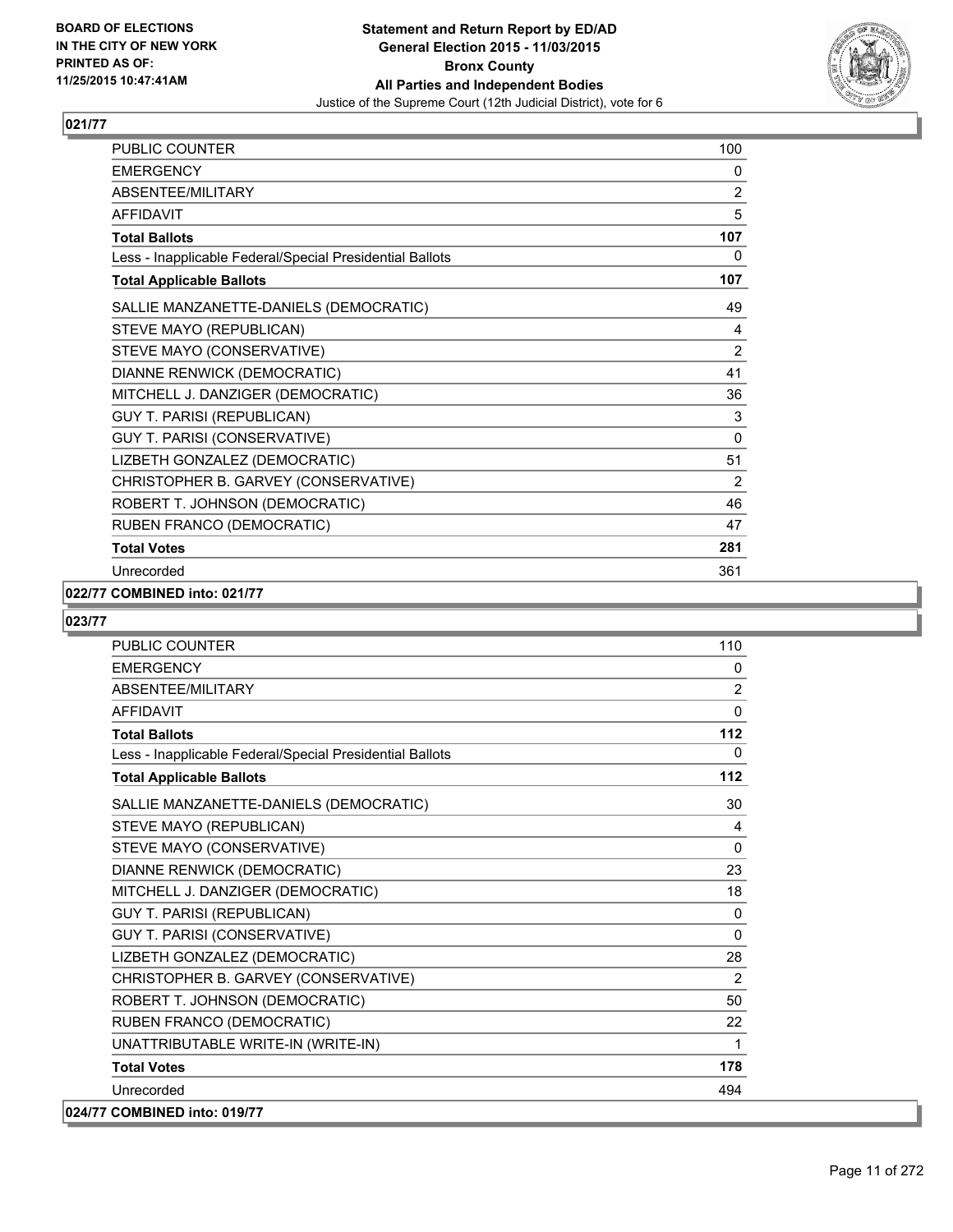**BOARD OF ELECTIONS IN THE CITY OF NEW YORK PRINTED AS OF: 11/25/2015 10:47:41AM**

**Statement and Return Report by ED/AD**
**General Election 2015 - 11/03/2015**
**Bronx County**
**All Parties and Independent Bodies**
Justice of the Supreme Court (12th Judicial District), vote for 6

## 021/77

| | |
|---|---|
| PUBLIC COUNTER | 100 |
| EMERGENCY | 0 |
| ABSENTEE/MILITARY | 2 |
| AFFIDAVIT | 5 |
| **Total Ballots** | **107** |
| Less - Inapplicable Federal/Special Presidential Ballots | 0 |
| **Total Applicable Ballots** | **107** |
| SALLIE MANZANETTE-DANIELS (DEMOCRATIC) | 49 |
| STEVE MAYO (REPUBLICAN) | 4 |
| STEVE MAYO (CONSERVATIVE) | 2 |
| DIANNE RENWICK (DEMOCRATIC) | 41 |
| MITCHELL J. DANZIGER (DEMOCRATIC) | 36 |
| GUY T. PARISI (REPUBLICAN) | 3 |
| GUY T. PARISI (CONSERVATIVE) | 0 |
| LIZBETH GONZALEZ (DEMOCRATIC) | 51 |
| CHRISTOPHER B. GARVEY (CONSERVATIVE) | 2 |
| ROBERT T. JOHNSON (DEMOCRATIC) | 46 |
| RUBEN FRANCO (DEMOCRATIC) | 47 |
| **Total Votes** | **281** |
| Unrecorded | 361 |

**022/77 COMBINED into: 021/77**

## 023/77

| | |
|---|---|
| PUBLIC COUNTER | 110 |
| EMERGENCY | 0 |
| ABSENTEE/MILITARY | 2 |
| AFFIDAVIT | 0 |
| **Total Ballots** | **112** |
| Less - Inapplicable Federal/Special Presidential Ballots | 0 |
| **Total Applicable Ballots** | **112** |
| SALLIE MANZANETTE-DANIELS (DEMOCRATIC) | 30 |
| STEVE MAYO (REPUBLICAN) | 4 |
| STEVE MAYO (CONSERVATIVE) | 0 |
| DIANNE RENWICK (DEMOCRATIC) | 23 |
| MITCHELL J. DANZIGER (DEMOCRATIC) | 18 |
| GUY T. PARISI (REPUBLICAN) | 0 |
| GUY T. PARISI (CONSERVATIVE) | 0 |
| LIZBETH GONZALEZ (DEMOCRATIC) | 28 |
| CHRISTOPHER B. GARVEY (CONSERVATIVE) | 2 |
| ROBERT T. JOHNSON (DEMOCRATIC) | 50 |
| RUBEN FRANCO (DEMOCRATIC) | 22 |
| UNATTRIBUTABLE WRITE-IN (WRITE-IN) | 1 |
| **Total Votes** | **178** |
| Unrecorded | 494 |

**024/77 COMBINED into: 019/77**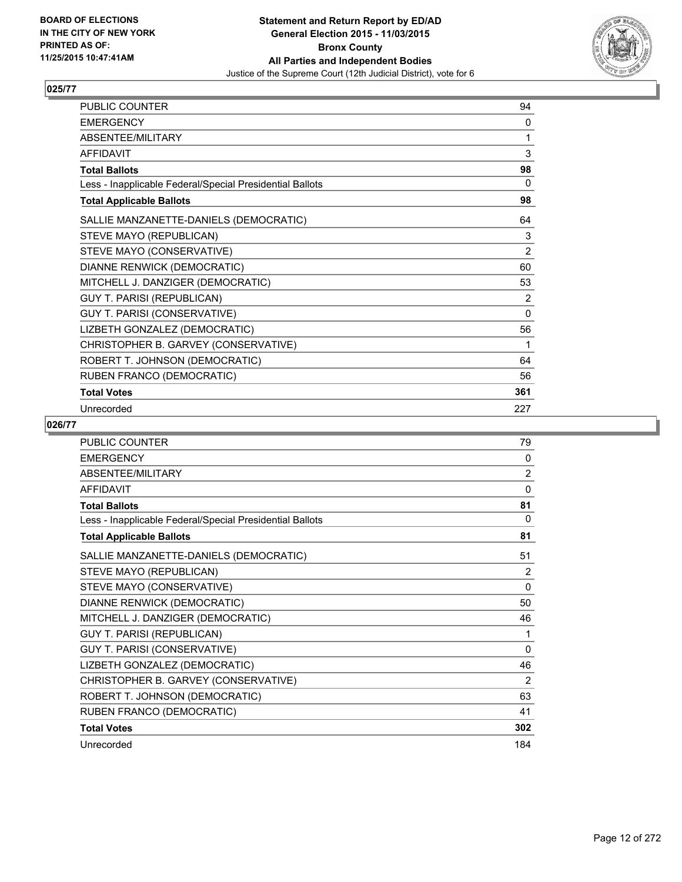**BOARD OF ELECTIONS IN THE CITY OF NEW YORK PRINTED AS OF: 11/25/2015 10:47:41AM**

**Statement and Return Report by ED/AD General Election 2015 - 11/03/2015 Bronx County All Parties and Independent Bodies**
Justice of the Supreme Court (12th Judicial District), vote for 6

## 025/77

| | |
|---|---|
| PUBLIC COUNTER | 94 |
| EMERGENCY | 0 |
| ABSENTEE/MILITARY | 1 |
| AFFIDAVIT | 3 |
| **Total Ballots** | **98** |
| Less - Inapplicable Federal/Special Presidential Ballots | 0 |
| **Total Applicable Ballots** | **98** |
| SALLIE MANZANETTE-DANIELS (DEMOCRATIC) | 64 |
| STEVE MAYO (REPUBLICAN) | 3 |
| STEVE MAYO (CONSERVATIVE) | 2 |
| DIANNE RENWICK (DEMOCRATIC) | 60 |
| MITCHELL J. DANZIGER (DEMOCRATIC) | 53 |
| GUY T. PARISI (REPUBLICAN) | 2 |
| GUY T. PARISI (CONSERVATIVE) | 0 |
| LIZBETH GONZALEZ (DEMOCRATIC) | 56 |
| CHRISTOPHER B. GARVEY (CONSERVATIVE) | 1 |
| ROBERT T. JOHNSON (DEMOCRATIC) | 64 |
| RUBEN FRANCO (DEMOCRATIC) | 56 |
| **Total Votes** | **361** |
| Unrecorded | 227 |

## 026/77

| | |
|---|---|
| PUBLIC COUNTER | 79 |
| EMERGENCY | 0 |
| ABSENTEE/MILITARY | 2 |
| AFFIDAVIT | 0 |
| **Total Ballots** | **81** |
| Less - Inapplicable Federal/Special Presidential Ballots | 0 |
| **Total Applicable Ballots** | **81** |
| SALLIE MANZANETTE-DANIELS (DEMOCRATIC) | 51 |
| STEVE MAYO (REPUBLICAN) | 2 |
| STEVE MAYO (CONSERVATIVE) | 0 |
| DIANNE RENWICK (DEMOCRATIC) | 50 |
| MITCHELL J. DANZIGER (DEMOCRATIC) | 46 |
| GUY T. PARISI (REPUBLICAN) | 1 |
| GUY T. PARISI (CONSERVATIVE) | 0 |
| LIZBETH GONZALEZ (DEMOCRATIC) | 46 |
| CHRISTOPHER B. GARVEY (CONSERVATIVE) | 2 |
| ROBERT T. JOHNSON (DEMOCRATIC) | 63 |
| RUBEN FRANCO (DEMOCRATIC) | 41 |
| **Total Votes** | **302** |
| Unrecorded | 184 |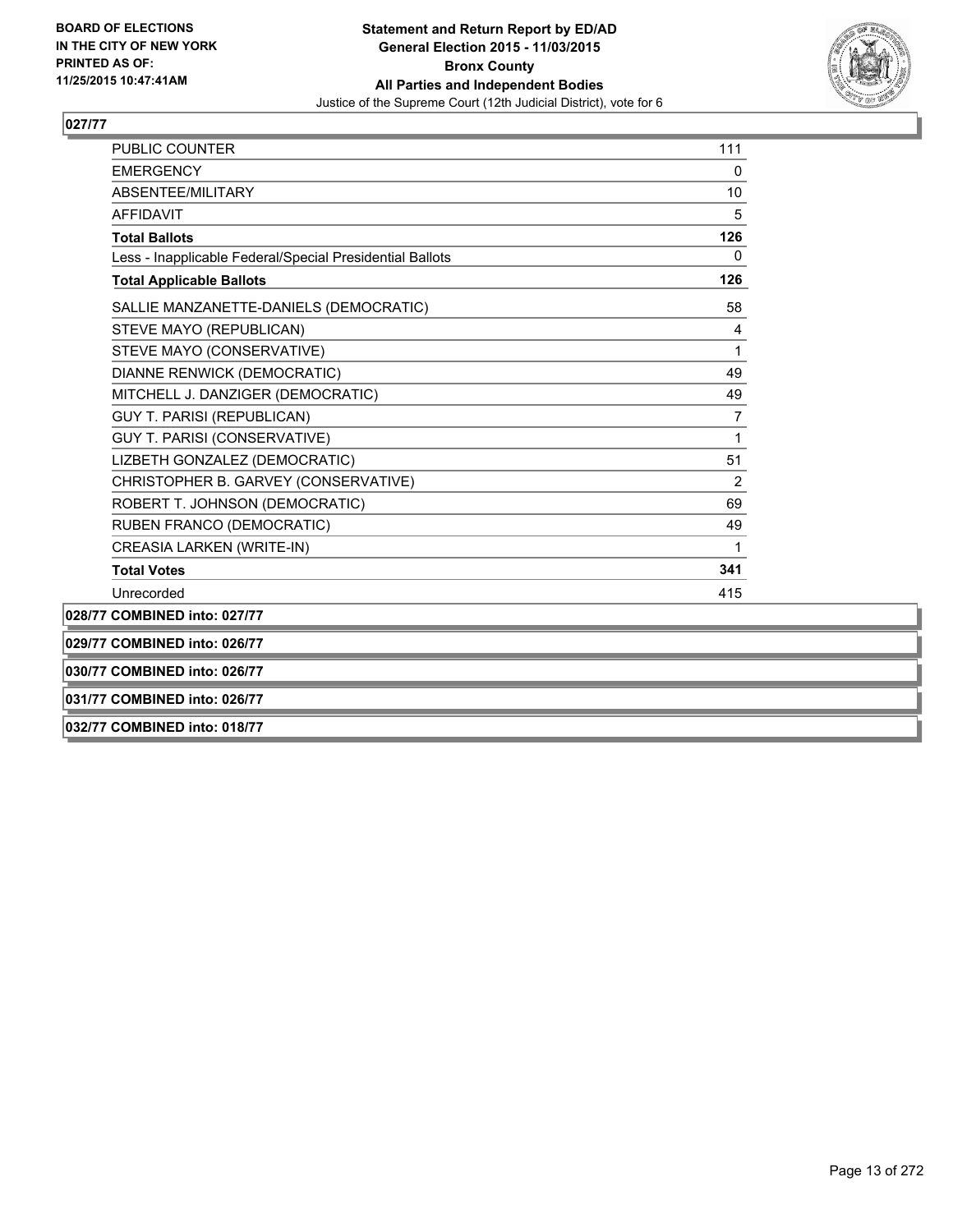**BOARD OF ELECTIONS IN THE CITY OF NEW YORK PRINTED AS OF: 11/25/2015 10:47:41AM**

**Statement and Return Report by ED/AD**
**General Election 2015 - 11/03/2015**
**Bronx County**
**All Parties and Independent Bodies**
Justice of the Supreme Court (12th Judicial District), vote for 6

## 027/77

| | |
|---|---|
| PUBLIC COUNTER | 111 |
| EMERGENCY | 0 |
| ABSENTEE/MILITARY | 10 |
| AFFIDAVIT | 5 |
| **Total Ballots** | **126** |
| Less - Inapplicable Federal/Special Presidential Ballots | 0 |
| **Total Applicable Ballots** | **126** |
| SALLIE MANZANETTE-DANIELS (DEMOCRATIC) | 58 |
| STEVE MAYO (REPUBLICAN) | 4 |
| STEVE MAYO (CONSERVATIVE) | 1 |
| DIANNE RENWICK (DEMOCRATIC) | 49 |
| MITCHELL J. DANZIGER (DEMOCRATIC) | 49 |
| GUY T. PARISI (REPUBLICAN) | 7 |
| GUY T. PARISI (CONSERVATIVE) | 1 |
| LIZBETH GONZALEZ (DEMOCRATIC) | 51 |
| CHRISTOPHER B. GARVEY (CONSERVATIVE) | 2 |
| ROBERT T. JOHNSON (DEMOCRATIC) | 69 |
| RUBEN FRANCO (DEMOCRATIC) | 49 |
| CREASIA LARKEN (WRITE-IN) | 1 |
| **Total Votes** | **341** |
| Unrecorded | 415 |

**028/77 COMBINED into: 027/77**

**029/77 COMBINED into: 026/77**

**030/77 COMBINED into: 026/77**

**031/77 COMBINED into: 026/77**

**032/77 COMBINED into: 018/77**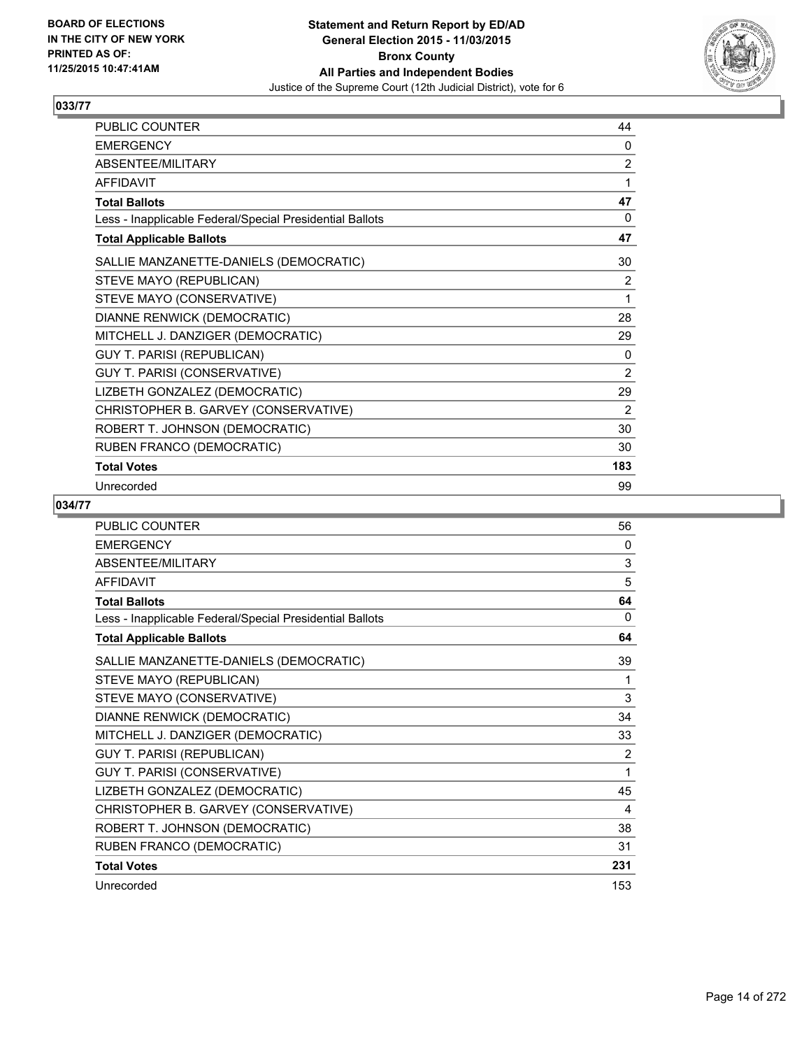BOARD OF ELECTIONS
IN THE CITY OF NEW YORK
PRINTED AS OF:
11/25/2015 10:47:41AM

**Statement and Return Report by ED/AD**
**General Election 2015 - 11/03/2015**
**Bronx County**
**All Parties and Independent Bodies**
Justice of the Supreme Court (12th Judicial District), vote for 6

## 033/77

| | |
|---|---|
| PUBLIC COUNTER | 44 |
| EMERGENCY | 0 |
| ABSENTEE/MILITARY | 2 |
| AFFIDAVIT | 1 |
| **Total Ballots** | **47** |
| Less - Inapplicable Federal/Special Presidential Ballots | 0 |
| **Total Applicable Ballots** | **47** |
| SALLIE MANZANETTE-DANIELS (DEMOCRATIC) | 30 |
| STEVE MAYO (REPUBLICAN) | 2 |
| STEVE MAYO (CONSERVATIVE) | 1 |
| DIANNE RENWICK (DEMOCRATIC) | 28 |
| MITCHELL J. DANZIGER (DEMOCRATIC) | 29 |
| GUY T. PARISI (REPUBLICAN) | 0 |
| GUY T. PARISI (CONSERVATIVE) | 2 |
| LIZBETH GONZALEZ (DEMOCRATIC) | 29 |
| CHRISTOPHER B. GARVEY (CONSERVATIVE) | 2 |
| ROBERT T. JOHNSON (DEMOCRATIC) | 30 |
| RUBEN FRANCO (DEMOCRATIC) | 30 |
| **Total Votes** | **183** |
| Unrecorded | 99 |

## 034/77

| | |
|---|---|
| PUBLIC COUNTER | 56 |
| EMERGENCY | 0 |
| ABSENTEE/MILITARY | 3 |
| AFFIDAVIT | 5 |
| **Total Ballots** | **64** |
| Less - Inapplicable Federal/Special Presidential Ballots | 0 |
| **Total Applicable Ballots** | **64** |
| SALLIE MANZANETTE-DANIELS (DEMOCRATIC) | 39 |
| STEVE MAYO (REPUBLICAN) | 1 |
| STEVE MAYO (CONSERVATIVE) | 3 |
| DIANNE RENWICK (DEMOCRATIC) | 34 |
| MITCHELL J. DANZIGER (DEMOCRATIC) | 33 |
| GUY T. PARISI (REPUBLICAN) | 2 |
| GUY T. PARISI (CONSERVATIVE) | 1 |
| LIZBETH GONZALEZ (DEMOCRATIC) | 45 |
| CHRISTOPHER B. GARVEY (CONSERVATIVE) | 4 |
| ROBERT T. JOHNSON (DEMOCRATIC) | 38 |
| RUBEN FRANCO (DEMOCRATIC) | 31 |
| **Total Votes** | **231** |
| Unrecorded | 153 |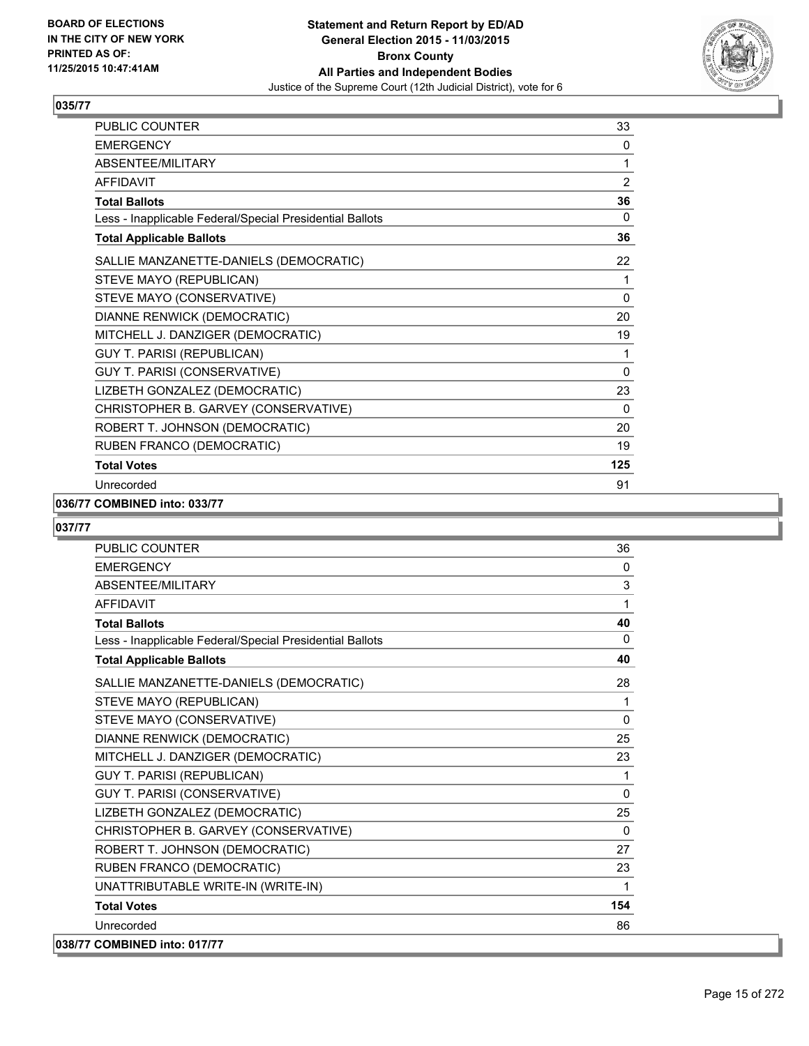## 035/77

| | |
|---|---|
| PUBLIC COUNTER | 33 |
| EMERGENCY | 0 |
| ABSENTEE/MILITARY | 1 |
| AFFIDAVIT | 2 |
| **Total Ballots** | **36** |
| Less - Inapplicable Federal/Special Presidential Ballots | 0 |
| **Total Applicable Ballots** | **36** |
| SALLIE MANZANETTE-DANIELS (DEMOCRATIC) | 22 |
| STEVE MAYO (REPUBLICAN) | 1 |
| STEVE MAYO (CONSERVATIVE) | 0 |
| DIANNE RENWICK (DEMOCRATIC) | 20 |
| MITCHELL J. DANZIGER (DEMOCRATIC) | 19 |
| GUY T. PARISI (REPUBLICAN) | 1 |
| GUY T. PARISI (CONSERVATIVE) | 0 |
| LIZBETH GONZALEZ (DEMOCRATIC) | 23 |
| CHRISTOPHER B. GARVEY (CONSERVATIVE) | 0 |
| ROBERT T. JOHNSON (DEMOCRATIC) | 20 |
| RUBEN FRANCO (DEMOCRATIC) | 19 |
| **Total Votes** | **125** |
| Unrecorded | 91 |

**036/77 COMBINED into: 033/77**

## 037/77

| | |
|---|---|
| PUBLIC COUNTER | 36 |
| EMERGENCY | 0 |
| ABSENTEE/MILITARY | 3 |
| AFFIDAVIT | 1 |
| **Total Ballots** | **40** |
| Less - Inapplicable Federal/Special Presidential Ballots | 0 |
| **Total Applicable Ballots** | **40** |
| SALLIE MANZANETTE-DANIELS (DEMOCRATIC) | 28 |
| STEVE MAYO (REPUBLICAN) | 1 |
| STEVE MAYO (CONSERVATIVE) | 0 |
| DIANNE RENWICK (DEMOCRATIC) | 25 |
| MITCHELL J. DANZIGER (DEMOCRATIC) | 23 |
| GUY T. PARISI (REPUBLICAN) | 1 |
| GUY T. PARISI (CONSERVATIVE) | 0 |
| LIZBETH GONZALEZ (DEMOCRATIC) | 25 |
| CHRISTOPHER B. GARVEY (CONSERVATIVE) | 0 |
| ROBERT T. JOHNSON (DEMOCRATIC) | 27 |
| RUBEN FRANCO (DEMOCRATIC) | 23 |
| UNATTRIBUTABLE WRITE-IN (WRITE-IN) | 1 |
| **Total Votes** | **154** |
| Unrecorded | 86 |

**038/77 COMBINED into: 017/77**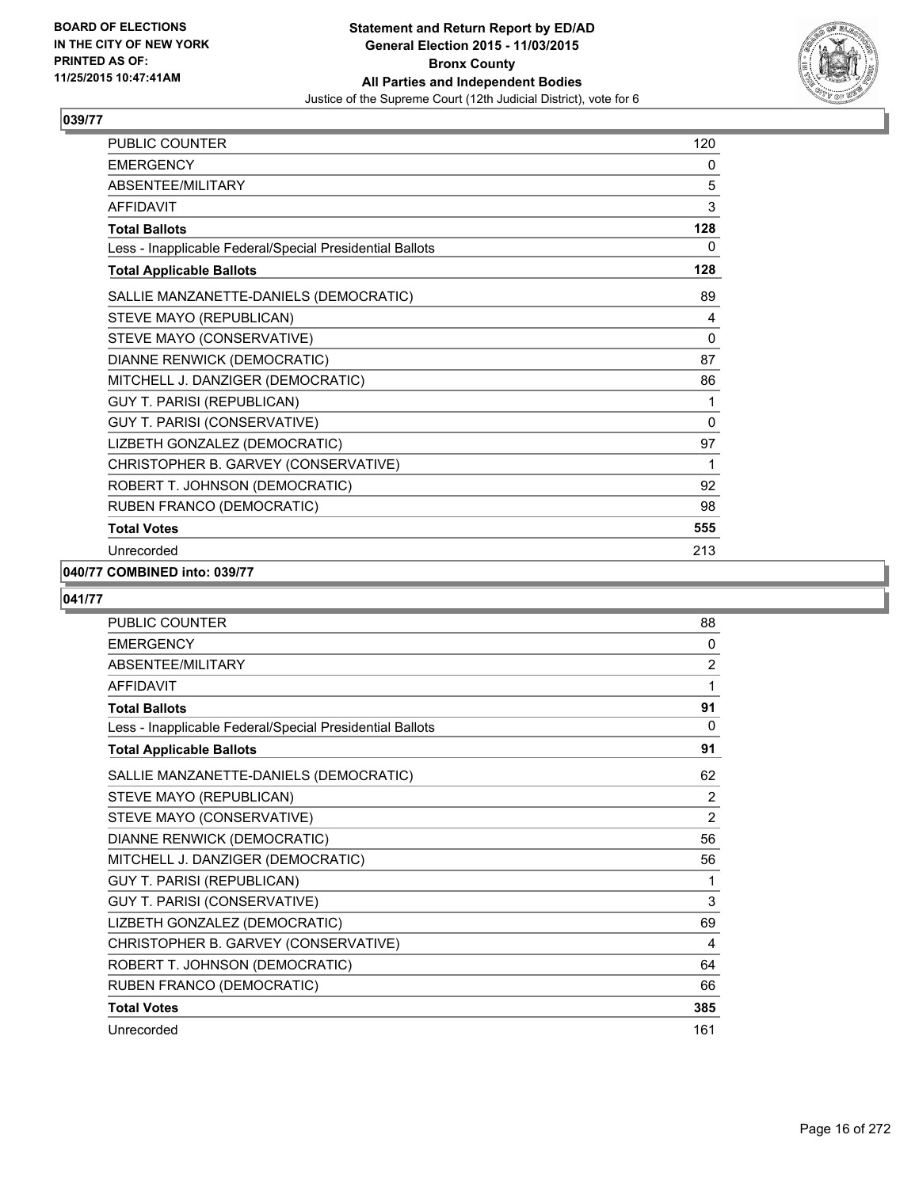**BOARD OF ELECTIONS IN THE CITY OF NEW YORK PRINTED AS OF: 11/25/2015 10:47:41AM**

**Statement and Return Report by ED/AD General Election 2015 - 11/03/2015 Bronx County All Parties and Independent Bodies**

Justice of the Supreme Court (12th Judicial District), vote for 6

### 039/77

| | |
|---|---|
| PUBLIC COUNTER | 120 |
| EMERGENCY | 0 |
| ABSENTEE/MILITARY | 5 |
| AFFIDAVIT | 3 |
| **Total Ballots** | **128** |
| Less - Inapplicable Federal/Special Presidential Ballots | 0 |
| **Total Applicable Ballots** | **128** |
| SALLIE MANZANETTE-DANIELS (DEMOCRATIC) | 89 |
| STEVE MAYO (REPUBLICAN) | 4 |
| STEVE MAYO (CONSERVATIVE) | 0 |
| DIANNE RENWICK (DEMOCRATIC) | 87 |
| MITCHELL J. DANZIGER (DEMOCRATIC) | 86 |
| GUY T. PARISI (REPUBLICAN) | 1 |
| GUY T. PARISI (CONSERVATIVE) | 0 |
| LIZBETH GONZALEZ (DEMOCRATIC) | 97 |
| CHRISTOPHER B. GARVEY (CONSERVATIVE) | 1 |
| ROBERT T. JOHNSON (DEMOCRATIC) | 92 |
| RUBEN FRANCO (DEMOCRATIC) | 98 |
| **Total Votes** | **555** |
| Unrecorded | 213 |

### 040/77 COMBINED into: 039/77

### 041/77

| | |
|---|---|
| PUBLIC COUNTER | 88 |
| EMERGENCY | 0 |
| ABSENTEE/MILITARY | 2 |
| AFFIDAVIT | 1 |
| **Total Ballots** | **91** |
| Less - Inapplicable Federal/Special Presidential Ballots | 0 |
| **Total Applicable Ballots** | **91** |
| SALLIE MANZANETTE-DANIELS (DEMOCRATIC) | 62 |
| STEVE MAYO (REPUBLICAN) | 2 |
| STEVE MAYO (CONSERVATIVE) | 2 |
| DIANNE RENWICK (DEMOCRATIC) | 56 |
| MITCHELL J. DANZIGER (DEMOCRATIC) | 56 |
| GUY T. PARISI (REPUBLICAN) | 1 |
| GUY T. PARISI (CONSERVATIVE) | 3 |
| LIZBETH GONZALEZ (DEMOCRATIC) | 69 |
| CHRISTOPHER B. GARVEY (CONSERVATIVE) | 4 |
| ROBERT T. JOHNSON (DEMOCRATIC) | 64 |
| RUBEN FRANCO (DEMOCRATIC) | 66 |
| **Total Votes** | **385** |
| Unrecorded | 161 |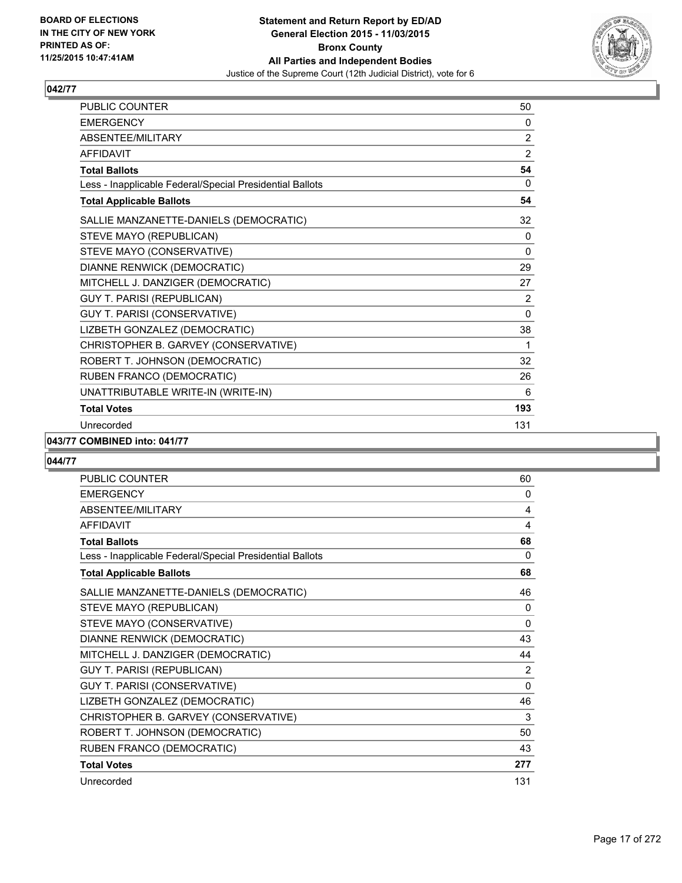**BOARD OF ELECTIONS IN THE CITY OF NEW YORK PRINTED AS OF: 11/25/2015 10:47:41AM**

**Statement and Return Report by ED/AD General Election 2015 - 11/03/2015 Bronx County All Parties and Independent Bodies**
Justice of the Supreme Court (12th Judicial District), vote for 6

## 042/77

| | |
|---|---|
| PUBLIC COUNTER | 50 |
| EMERGENCY | 0 |
| ABSENTEE/MILITARY | 2 |
| AFFIDAVIT | 2 |
| **Total Ballots** | **54** |
| Less - Inapplicable Federal/Special Presidential Ballots | 0 |
| **Total Applicable Ballots** | **54** |
| SALLIE MANZANETTE-DANIELS (DEMOCRATIC) | 32 |
| STEVE MAYO (REPUBLICAN) | 0 |
| STEVE MAYO (CONSERVATIVE) | 0 |
| DIANNE RENWICK (DEMOCRATIC) | 29 |
| MITCHELL J. DANZIGER (DEMOCRATIC) | 27 |
| GUY T. PARISI (REPUBLICAN) | 2 |
| GUY T. PARISI (CONSERVATIVE) | 0 |
| LIZBETH GONZALEZ (DEMOCRATIC) | 38 |
| CHRISTOPHER B. GARVEY (CONSERVATIVE) | 1 |
| ROBERT T. JOHNSON (DEMOCRATIC) | 32 |
| RUBEN FRANCO (DEMOCRATIC) | 26 |
| UNATTRIBUTABLE WRITE-IN (WRITE-IN) | 6 |
| **Total Votes** | **193** |
| Unrecorded | 131 |

## 043/77 COMBINED into: 041/77

## 044/77

| | |
|---|---|
| PUBLIC COUNTER | 60 |
| EMERGENCY | 0 |
| ABSENTEE/MILITARY | 4 |
| AFFIDAVIT | 4 |
| **Total Ballots** | **68** |
| Less - Inapplicable Federal/Special Presidential Ballots | 0 |
| **Total Applicable Ballots** | **68** |
| SALLIE MANZANETTE-DANIELS (DEMOCRATIC) | 46 |
| STEVE MAYO (REPUBLICAN) | 0 |
| STEVE MAYO (CONSERVATIVE) | 0 |
| DIANNE RENWICK (DEMOCRATIC) | 43 |
| MITCHELL J. DANZIGER (DEMOCRATIC) | 44 |
| GUY T. PARISI (REPUBLICAN) | 2 |
| GUY T. PARISI (CONSERVATIVE) | 0 |
| LIZBETH GONZALEZ (DEMOCRATIC) | 46 |
| CHRISTOPHER B. GARVEY (CONSERVATIVE) | 3 |
| ROBERT T. JOHNSON (DEMOCRATIC) | 50 |
| RUBEN FRANCO (DEMOCRATIC) | 43 |
| **Total Votes** | **277** |
| Unrecorded | 131 |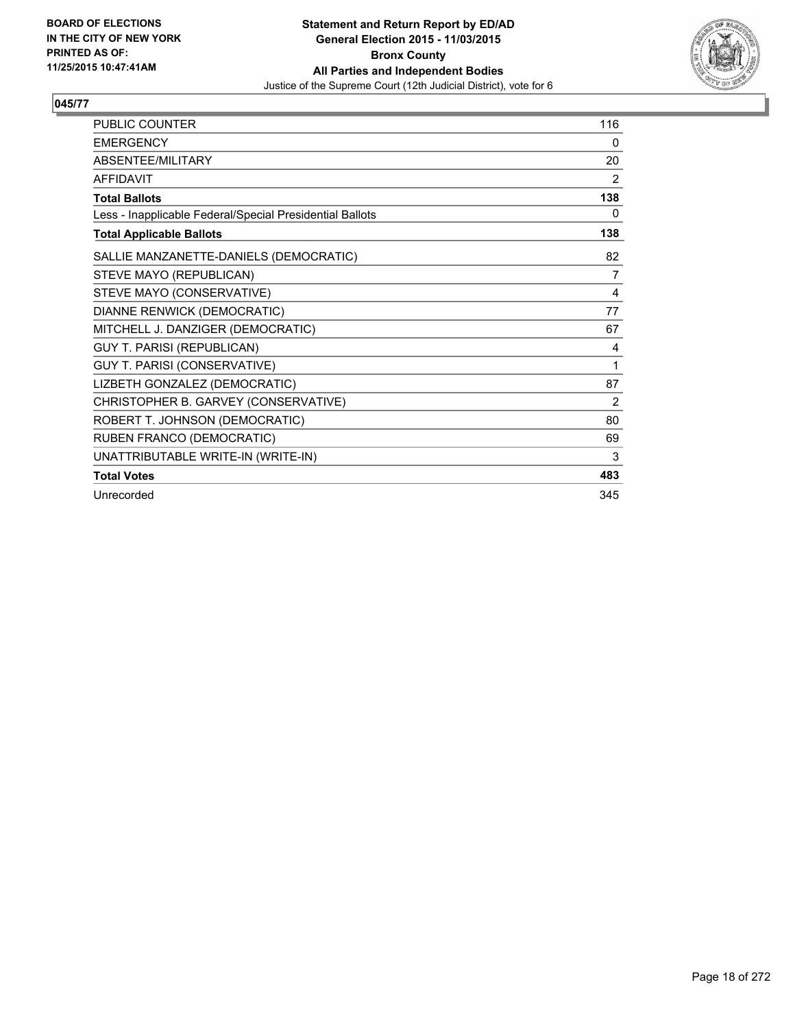BOARD OF ELECTIONS
IN THE CITY OF NEW YORK
PRINTED AS OF:
11/25/2015 10:47:41AM

**Statement and Return Report by ED/AD**
**General Election 2015 - 11/03/2015**
**Bronx County**
**All Parties and Independent Bodies**
Justice of the Supreme Court (12th Judicial District), vote for 6

**045/77**

| | |
|---|---|
| PUBLIC COUNTER | 116 |
| EMERGENCY | 0 |
| ABSENTEE/MILITARY | 20 |
| AFFIDAVIT | 2 |
| **Total Ballots** | **138** |
| Less - Inapplicable Federal/Special Presidential Ballots | 0 |
| **Total Applicable Ballots** | **138** |
| SALLIE MANZANETTE-DANIELS (DEMOCRATIC) | 82 |
| STEVE MAYO (REPUBLICAN) | 7 |
| STEVE MAYO (CONSERVATIVE) | 4 |
| DIANNE RENWICK (DEMOCRATIC) | 77 |
| MITCHELL J. DANZIGER (DEMOCRATIC) | 67 |
| GUY T. PARISI (REPUBLICAN) | 4 |
| GUY T. PARISI (CONSERVATIVE) | 1 |
| LIZBETH GONZALEZ (DEMOCRATIC) | 87 |
| CHRISTOPHER B. GARVEY (CONSERVATIVE) | 2 |
| ROBERT T. JOHNSON (DEMOCRATIC) | 80 |
| RUBEN FRANCO (DEMOCRATIC) | 69 |
| UNATTRIBUTABLE WRITE-IN (WRITE-IN) | 3 |
| **Total Votes** | **483** |
| Unrecorded | 345 |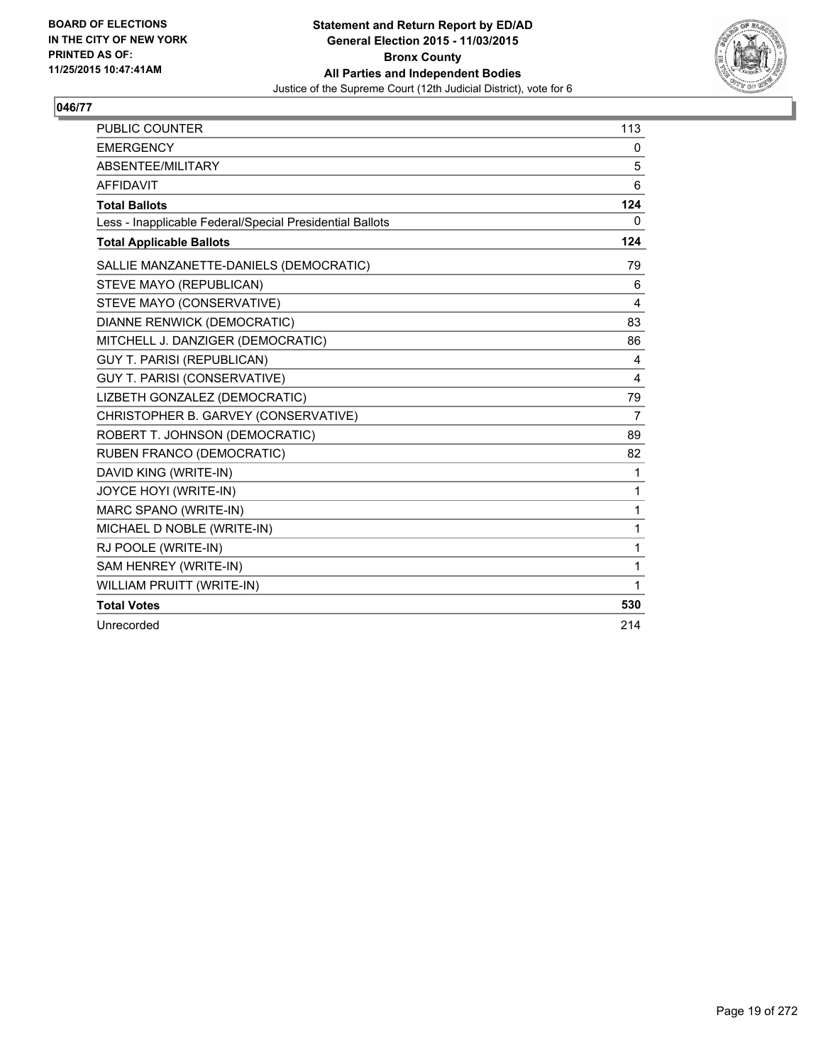**BOARD OF ELECTIONS IN THE CITY OF NEW YORK PRINTED AS OF: 11/25/2015 10:47:41AM**

**Statement and Return Report by ED/AD**
**General Election 2015 - 11/03/2015**
**Bronx County**
**All Parties and Independent Bodies**
Justice of the Supreme Court (12th Judicial District), vote for 6

## 046/77

| | |
|---|---|
| PUBLIC COUNTER | 113 |
| EMERGENCY | 0 |
| ABSENTEE/MILITARY | 5 |
| AFFIDAVIT | 6 |
| **Total Ballots** | **124** |
| Less - Inapplicable Federal/Special Presidential Ballots | 0 |
| **Total Applicable Ballots** | **124** |
| SALLIE MANZANETTE-DANIELS (DEMOCRATIC) | 79 |
| STEVE MAYO (REPUBLICAN) | 6 |
| STEVE MAYO (CONSERVATIVE) | 4 |
| DIANNE RENWICK (DEMOCRATIC) | 83 |
| MITCHELL J. DANZIGER (DEMOCRATIC) | 86 |
| GUY T. PARISI (REPUBLICAN) | 4 |
| GUY T. PARISI (CONSERVATIVE) | 4 |
| LIZBETH GONZALEZ (DEMOCRATIC) | 79 |
| CHRISTOPHER B. GARVEY (CONSERVATIVE) | 7 |
| ROBERT T. JOHNSON (DEMOCRATIC) | 89 |
| RUBEN FRANCO (DEMOCRATIC) | 82 |
| DAVID KING (WRITE-IN) | 1 |
| JOYCE HOYI (WRITE-IN) | 1 |
| MARC SPANO (WRITE-IN) | 1 |
| MICHAEL D NOBLE (WRITE-IN) | 1 |
| RJ POOLE (WRITE-IN) | 1 |
| SAM HENREY (WRITE-IN) | 1 |
| WILLIAM PRUITT (WRITE-IN) | 1 |
| **Total Votes** | **530** |
| Unrecorded | 214 |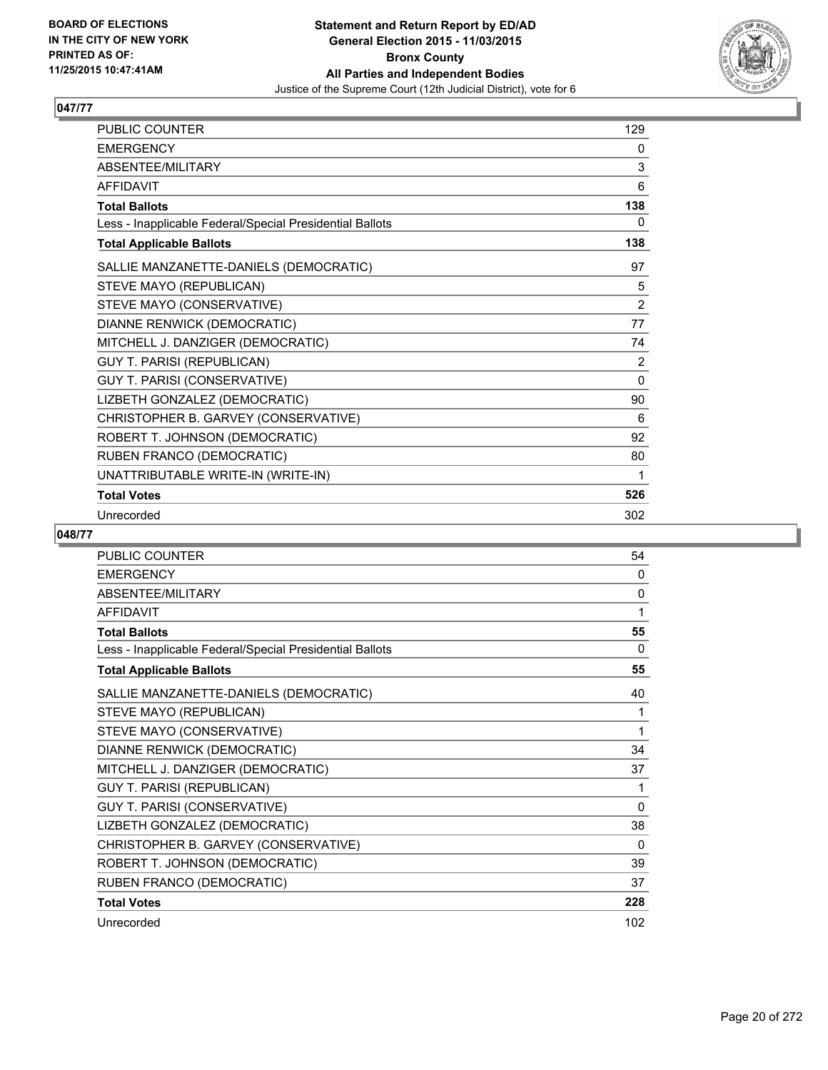**BOARD OF ELECTIONS IN THE CITY OF NEW YORK PRINTED AS OF: 11/25/2015 10:47:41AM**

**Statement and Return Report by ED/AD General Election 2015 - 11/03/2015 Bronx County All Parties and Independent Bodies**

Justice of the Supreme Court (12th Judicial District), vote for 6

## 047/77

| | |
|---|---|
| PUBLIC COUNTER | 129 |
| EMERGENCY | 0 |
| ABSENTEE/MILITARY | 3 |
| AFFIDAVIT | 6 |
| **Total Ballots** | **138** |
| Less - Inapplicable Federal/Special Presidential Ballots | 0 |
| **Total Applicable Ballots** | **138** |
| SALLIE MANZANETTE-DANIELS (DEMOCRATIC) | 97 |
| STEVE MAYO (REPUBLICAN) | 5 |
| STEVE MAYO (CONSERVATIVE) | 2 |
| DIANNE RENWICK (DEMOCRATIC) | 77 |
| MITCHELL J. DANZIGER (DEMOCRATIC) | 74 |
| GUY T. PARISI (REPUBLICAN) | 2 |
| GUY T. PARISI (CONSERVATIVE) | 0 |
| LIZBETH GONZALEZ (DEMOCRATIC) | 90 |
| CHRISTOPHER B. GARVEY (CONSERVATIVE) | 6 |
| ROBERT T. JOHNSON (DEMOCRATIC) | 92 |
| RUBEN FRANCO (DEMOCRATIC) | 80 |
| UNATTRIBUTABLE WRITE-IN (WRITE-IN) | 1 |
| **Total Votes** | **526** |
| Unrecorded | 302 |

## 048/77

| | |
|---|---|
| PUBLIC COUNTER | 54 |
| EMERGENCY | 0 |
| ABSENTEE/MILITARY | 0 |
| AFFIDAVIT | 1 |
| **Total Ballots** | **55** |
| Less - Inapplicable Federal/Special Presidential Ballots | 0 |
| **Total Applicable Ballots** | **55** |
| SALLIE MANZANETTE-DANIELS (DEMOCRATIC) | 40 |
| STEVE MAYO (REPUBLICAN) | 1 |
| STEVE MAYO (CONSERVATIVE) | 1 |
| DIANNE RENWICK (DEMOCRATIC) | 34 |
| MITCHELL J. DANZIGER (DEMOCRATIC) | 37 |
| GUY T. PARISI (REPUBLICAN) | 1 |
| GUY T. PARISI (CONSERVATIVE) | 0 |
| LIZBETH GONZALEZ (DEMOCRATIC) | 38 |
| CHRISTOPHER B. GARVEY (CONSERVATIVE) | 0 |
| ROBERT T. JOHNSON (DEMOCRATIC) | 39 |
| RUBEN FRANCO (DEMOCRATIC) | 37 |
| **Total Votes** | **228** |
| Unrecorded | 102 |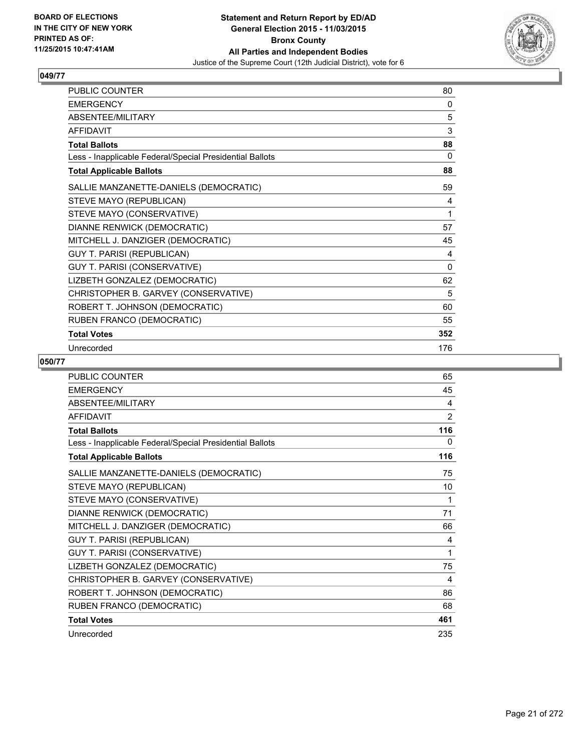BOARD OF ELECTIONS
IN THE CITY OF NEW YORK
PRINTED AS OF:
11/25/2015 10:47:41AM

**Statement and Return Report by ED/AD**
**General Election 2015 - 11/03/2015**
**Bronx County**
**All Parties and Independent Bodies**
Justice of the Supreme Court (12th Judicial District), vote for 6

### 049/77

| | |
|---|---|
| PUBLIC COUNTER | 80 |
| EMERGENCY | 0 |
| ABSENTEE/MILITARY | 5 |
| AFFIDAVIT | 3 |
| **Total Ballots** | **88** |
| Less - Inapplicable Federal/Special Presidential Ballots | 0 |
| **Total Applicable Ballots** | **88** |
| SALLIE MANZANETTE-DANIELS (DEMOCRATIC) | 59 |
| STEVE MAYO (REPUBLICAN) | 4 |
| STEVE MAYO (CONSERVATIVE) | 1 |
| DIANNE RENWICK (DEMOCRATIC) | 57 |
| MITCHELL J. DANZIGER (DEMOCRATIC) | 45 |
| GUY T. PARISI (REPUBLICAN) | 4 |
| GUY T. PARISI (CONSERVATIVE) | 0 |
| LIZBETH GONZALEZ (DEMOCRATIC) | 62 |
| CHRISTOPHER B. GARVEY (CONSERVATIVE) | 5 |
| ROBERT T. JOHNSON (DEMOCRATIC) | 60 |
| RUBEN FRANCO (DEMOCRATIC) | 55 |
| **Total Votes** | **352** |
| Unrecorded | 176 |

### 050/77

| | |
|---|---|
| PUBLIC COUNTER | 65 |
| EMERGENCY | 45 |
| ABSENTEE/MILITARY | 4 |
| AFFIDAVIT | 2 |
| **Total Ballots** | **116** |
| Less - Inapplicable Federal/Special Presidential Ballots | 0 |
| **Total Applicable Ballots** | **116** |
| SALLIE MANZANETTE-DANIELS (DEMOCRATIC) | 75 |
| STEVE MAYO (REPUBLICAN) | 10 |
| STEVE MAYO (CONSERVATIVE) | 1 |
| DIANNE RENWICK (DEMOCRATIC) | 71 |
| MITCHELL J. DANZIGER (DEMOCRATIC) | 66 |
| GUY T. PARISI (REPUBLICAN) | 4 |
| GUY T. PARISI (CONSERVATIVE) | 1 |
| LIZBETH GONZALEZ (DEMOCRATIC) | 75 |
| CHRISTOPHER B. GARVEY (CONSERVATIVE) | 4 |
| ROBERT T. JOHNSON (DEMOCRATIC) | 86 |
| RUBEN FRANCO (DEMOCRATIC) | 68 |
| **Total Votes** | **461** |
| Unrecorded | 235 |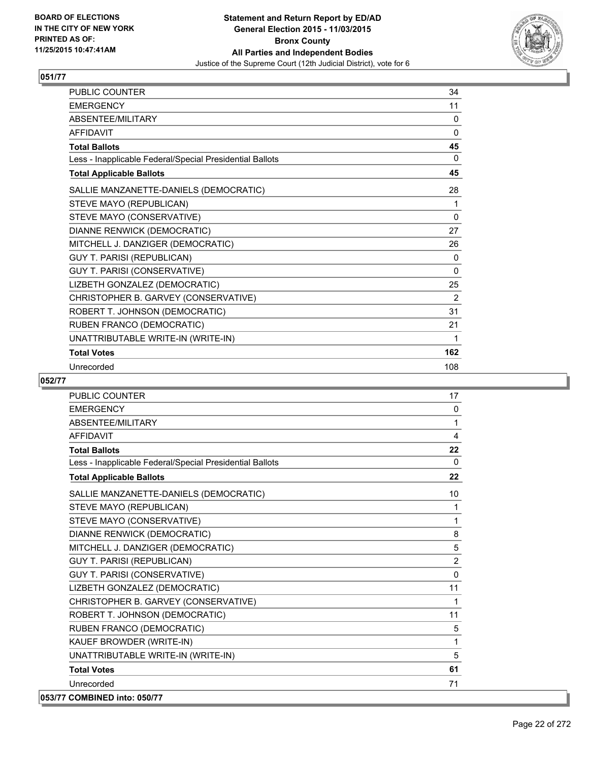## 051/77

| | |
|---|---|
| PUBLIC COUNTER | 34 |
| EMERGENCY | 11 |
| ABSENTEE/MILITARY | 0 |
| AFFIDAVIT | 0 |
| **Total Ballots** | **45** |
| Less - Inapplicable Federal/Special Presidential Ballots | 0 |
| **Total Applicable Ballots** | **45** |
| SALLIE MANZANETTE-DANIELS (DEMOCRATIC) | 28 |
| STEVE MAYO (REPUBLICAN) | 1 |
| STEVE MAYO (CONSERVATIVE) | 0 |
| DIANNE RENWICK (DEMOCRATIC) | 27 |
| MITCHELL J. DANZIGER (DEMOCRATIC) | 26 |
| GUY T. PARISI (REPUBLICAN) | 0 |
| GUY T. PARISI (CONSERVATIVE) | 0 |
| LIZBETH GONZALEZ (DEMOCRATIC) | 25 |
| CHRISTOPHER B. GARVEY (CONSERVATIVE) | 2 |
| ROBERT T. JOHNSON (DEMOCRATIC) | 31 |
| RUBEN FRANCO (DEMOCRATIC) | 21 |
| UNATTRIBUTABLE WRITE-IN (WRITE-IN) | 1 |
| **Total Votes** | **162** |
| Unrecorded | 108 |

## 052/77

| | |
|---|---|
| PUBLIC COUNTER | 17 |
| EMERGENCY | 0 |
| ABSENTEE/MILITARY | 1 |
| AFFIDAVIT | 4 |
| **Total Ballots** | **22** |
| Less - Inapplicable Federal/Special Presidential Ballots | 0 |
| **Total Applicable Ballots** | **22** |
| SALLIE MANZANETTE-DANIELS (DEMOCRATIC) | 10 |
| STEVE MAYO (REPUBLICAN) | 1 |
| STEVE MAYO (CONSERVATIVE) | 1 |
| DIANNE RENWICK (DEMOCRATIC) | 8 |
| MITCHELL J. DANZIGER (DEMOCRATIC) | 5 |
| GUY T. PARISI (REPUBLICAN) | 2 |
| GUY T. PARISI (CONSERVATIVE) | 0 |
| LIZBETH GONZALEZ (DEMOCRATIC) | 11 |
| CHRISTOPHER B. GARVEY (CONSERVATIVE) | 1 |
| ROBERT T. JOHNSON (DEMOCRATIC) | 11 |
| RUBEN FRANCO (DEMOCRATIC) | 5 |
| KAUEF BROWDER (WRITE-IN) | 1 |
| UNATTRIBUTABLE WRITE-IN (WRITE-IN) | 5 |
| **Total Votes** | **61** |
| Unrecorded | 71 |

## 053/77 COMBINED into: 050/77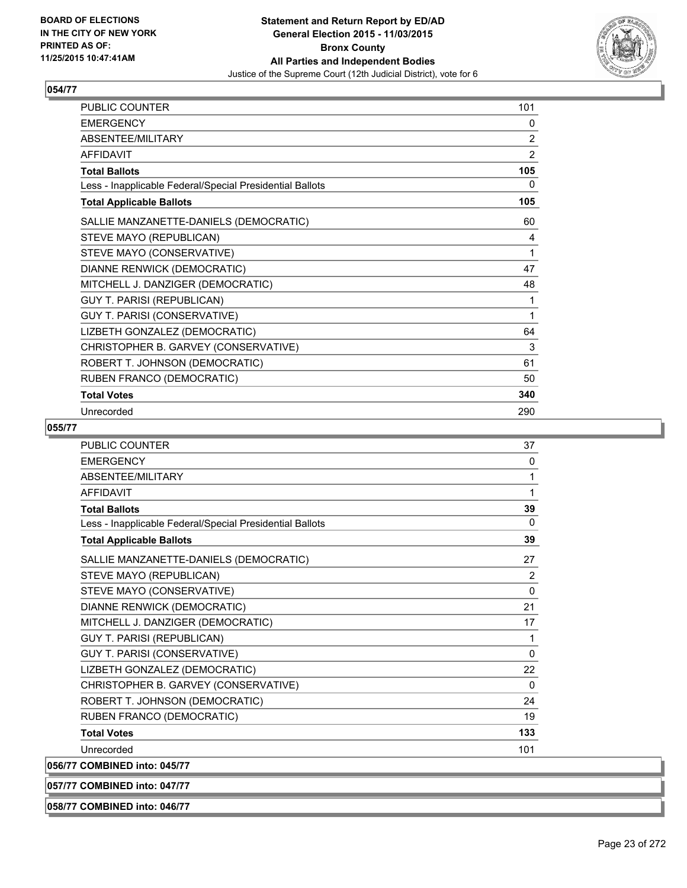**054/77**

| | |
|---|---|
| PUBLIC COUNTER | 101 |
| EMERGENCY | 0 |
| ABSENTEE/MILITARY | 2 |
| AFFIDAVIT | 2 |
| **Total Ballots** | **105** |
| Less - Inapplicable Federal/Special Presidential Ballots | 0 |
| **Total Applicable Ballots** | **105** |
| SALLIE MANZANETTE-DANIELS (DEMOCRATIC) | 60 |
| STEVE MAYO (REPUBLICAN) | 4 |
| STEVE MAYO (CONSERVATIVE) | 1 |
| DIANNE RENWICK (DEMOCRATIC) | 47 |
| MITCHELL J. DANZIGER (DEMOCRATIC) | 48 |
| GUY T. PARISI (REPUBLICAN) | 1 |
| GUY T. PARISI (CONSERVATIVE) | 1 |
| LIZBETH GONZALEZ (DEMOCRATIC) | 64 |
| CHRISTOPHER B. GARVEY (CONSERVATIVE) | 3 |
| ROBERT T. JOHNSON (DEMOCRATIC) | 61 |
| RUBEN FRANCO (DEMOCRATIC) | 50 |
| **Total Votes** | **340** |
| Unrecorded | 290 |

**055/77**

| | |
|---|---|
| PUBLIC COUNTER | 37 |
| EMERGENCY | 0 |
| ABSENTEE/MILITARY | 1 |
| AFFIDAVIT | 1 |
| **Total Ballots** | **39** |
| Less - Inapplicable Federal/Special Presidential Ballots | 0 |
| **Total Applicable Ballots** | **39** |
| SALLIE MANZANETTE-DANIELS (DEMOCRATIC) | 27 |
| STEVE MAYO (REPUBLICAN) | 2 |
| STEVE MAYO (CONSERVATIVE) | 0 |
| DIANNE RENWICK (DEMOCRATIC) | 21 |
| MITCHELL J. DANZIGER (DEMOCRATIC) | 17 |
| GUY T. PARISI (REPUBLICAN) | 1 |
| GUY T. PARISI (CONSERVATIVE) | 0 |
| LIZBETH GONZALEZ (DEMOCRATIC) | 22 |
| CHRISTOPHER B. GARVEY (CONSERVATIVE) | 0 |
| ROBERT T. JOHNSON (DEMOCRATIC) | 24 |
| RUBEN FRANCO (DEMOCRATIC) | 19 |
| **Total Votes** | **133** |
| Unrecorded | 101 |

**056/77 COMBINED into: 045/77**

**057/77 COMBINED into: 047/77**

**058/77 COMBINED into: 046/77**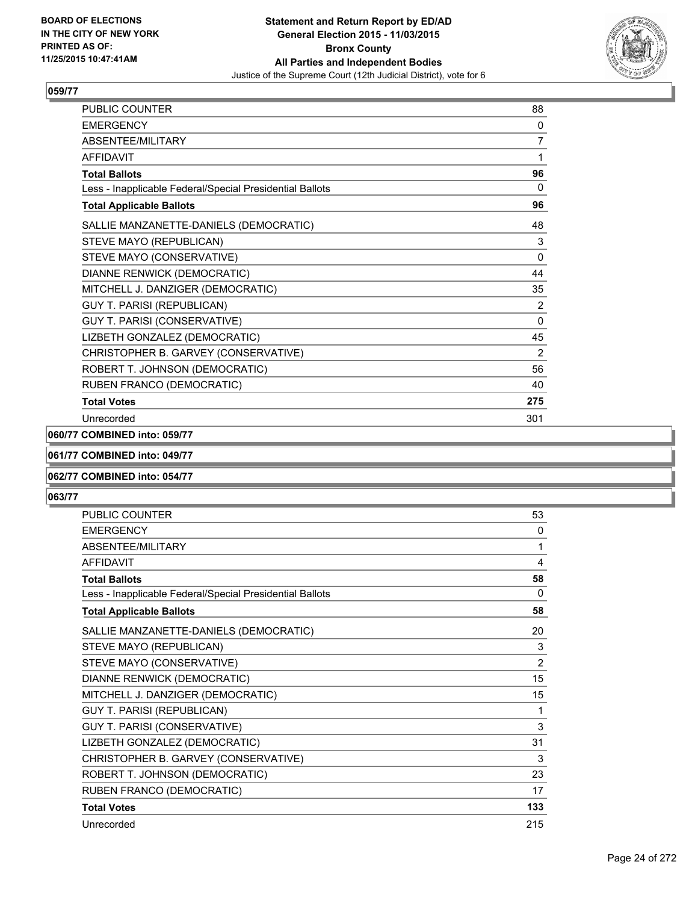**BOARD OF ELECTIONS IN THE CITY OF NEW YORK PRINTED AS OF: 11/25/2015 10:47:41AM**

**Statement and Return Report by ED/AD General Election 2015 - 11/03/2015 Bronx County All Parties and Independent Bodies**

Justice of the Supreme Court (12th Judicial District), vote for 6

## 059/77

| | |
|---|---|
| PUBLIC COUNTER | 88 |
| EMERGENCY | 0 |
| ABSENTEE/MILITARY | 7 |
| AFFIDAVIT | 1 |
| **Total Ballots** | **96** |
| Less - Inapplicable Federal/Special Presidential Ballots | 0 |
| **Total Applicable Ballots** | **96** |
| SALLIE MANZANETTE-DANIELS (DEMOCRATIC) | 48 |
| STEVE MAYO (REPUBLICAN) | 3 |
| STEVE MAYO (CONSERVATIVE) | 0 |
| DIANNE RENWICK (DEMOCRATIC) | 44 |
| MITCHELL J. DANZIGER (DEMOCRATIC) | 35 |
| GUY T. PARISI (REPUBLICAN) | 2 |
| GUY T. PARISI (CONSERVATIVE) | 0 |
| LIZBETH GONZALEZ (DEMOCRATIC) | 45 |
| CHRISTOPHER B. GARVEY (CONSERVATIVE) | 2 |
| ROBERT T. JOHNSON (DEMOCRATIC) | 56 |
| RUBEN FRANCO (DEMOCRATIC) | 40 |
| **Total Votes** | **275** |
| Unrecorded | 301 |

## 060/77 COMBINED into: 059/77

## 061/77 COMBINED into: 049/77

## 062/77 COMBINED into: 054/77

## 063/77

| | |
|---|---|
| PUBLIC COUNTER | 53 |
| EMERGENCY | 0 |
| ABSENTEE/MILITARY | 1 |
| AFFIDAVIT | 4 |
| **Total Ballots** | **58** |
| Less - Inapplicable Federal/Special Presidential Ballots | 0 |
| **Total Applicable Ballots** | **58** |
| SALLIE MANZANETTE-DANIELS (DEMOCRATIC) | 20 |
| STEVE MAYO (REPUBLICAN) | 3 |
| STEVE MAYO (CONSERVATIVE) | 2 |
| DIANNE RENWICK (DEMOCRATIC) | 15 |
| MITCHELL J. DANZIGER (DEMOCRATIC) | 15 |
| GUY T. PARISI (REPUBLICAN) | 1 |
| GUY T. PARISI (CONSERVATIVE) | 3 |
| LIZBETH GONZALEZ (DEMOCRATIC) | 31 |
| CHRISTOPHER B. GARVEY (CONSERVATIVE) | 3 |
| ROBERT T. JOHNSON (DEMOCRATIC) | 23 |
| RUBEN FRANCO (DEMOCRATIC) | 17 |
| **Total Votes** | **133** |
| Unrecorded | 215 |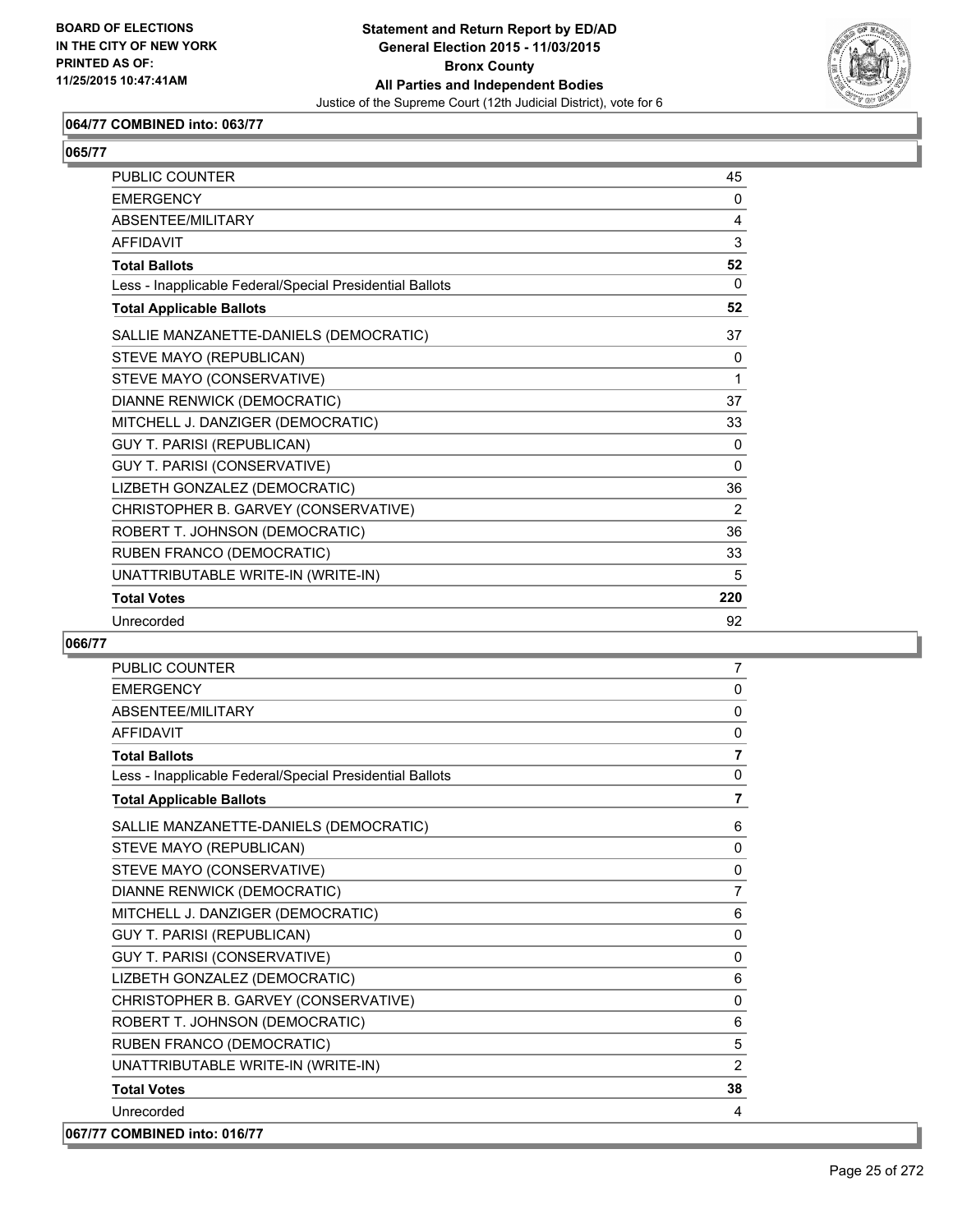### 064/77 COMBINED into: 063/77

### 065/77

| | |
|---|---|
| PUBLIC COUNTER | 45 |
| EMERGENCY | 0 |
| ABSENTEE/MILITARY | 4 |
| AFFIDAVIT | 3 |
| **Total Ballots** | **52** |
| Less - Inapplicable Federal/Special Presidential Ballots | 0 |
| **Total Applicable Ballots** | **52** |
| SALLIE MANZANETTE-DANIELS (DEMOCRATIC) | 37 |
| STEVE MAYO (REPUBLICAN) | 0 |
| STEVE MAYO (CONSERVATIVE) | 1 |
| DIANNE RENWICK (DEMOCRATIC) | 37 |
| MITCHELL J. DANZIGER (DEMOCRATIC) | 33 |
| GUY T. PARISI (REPUBLICAN) | 0 |
| GUY T. PARISI (CONSERVATIVE) | 0 |
| LIZBETH GONZALEZ (DEMOCRATIC) | 36 |
| CHRISTOPHER B. GARVEY (CONSERVATIVE) | 2 |
| ROBERT T. JOHNSON (DEMOCRATIC) | 36 |
| RUBEN FRANCO (DEMOCRATIC) | 33 |
| UNATTRIBUTABLE WRITE-IN (WRITE-IN) | 5 |
| **Total Votes** | **220** |
| Unrecorded | 92 |

### 066/77

| | |
|---|---|
| PUBLIC COUNTER | 7 |
| EMERGENCY | 0 |
| ABSENTEE/MILITARY | 0 |
| AFFIDAVIT | 0 |
| **Total Ballots** | **7** |
| Less - Inapplicable Federal/Special Presidential Ballots | 0 |
| **Total Applicable Ballots** | **7** |
| SALLIE MANZANETTE-DANIELS (DEMOCRATIC) | 6 |
| STEVE MAYO (REPUBLICAN) | 0 |
| STEVE MAYO (CONSERVATIVE) | 0 |
| DIANNE RENWICK (DEMOCRATIC) | 7 |
| MITCHELL J. DANZIGER (DEMOCRATIC) | 6 |
| GUY T. PARISI (REPUBLICAN) | 0 |
| GUY T. PARISI (CONSERVATIVE) | 0 |
| LIZBETH GONZALEZ (DEMOCRATIC) | 6 |
| CHRISTOPHER B. GARVEY (CONSERVATIVE) | 0 |
| ROBERT T. JOHNSON (DEMOCRATIC) | 6 |
| RUBEN FRANCO (DEMOCRATIC) | 5 |
| UNATTRIBUTABLE WRITE-IN (WRITE-IN) | 2 |
| **Total Votes** | **38** |
| Unrecorded | 4 |

### 067/77 COMBINED into: 016/77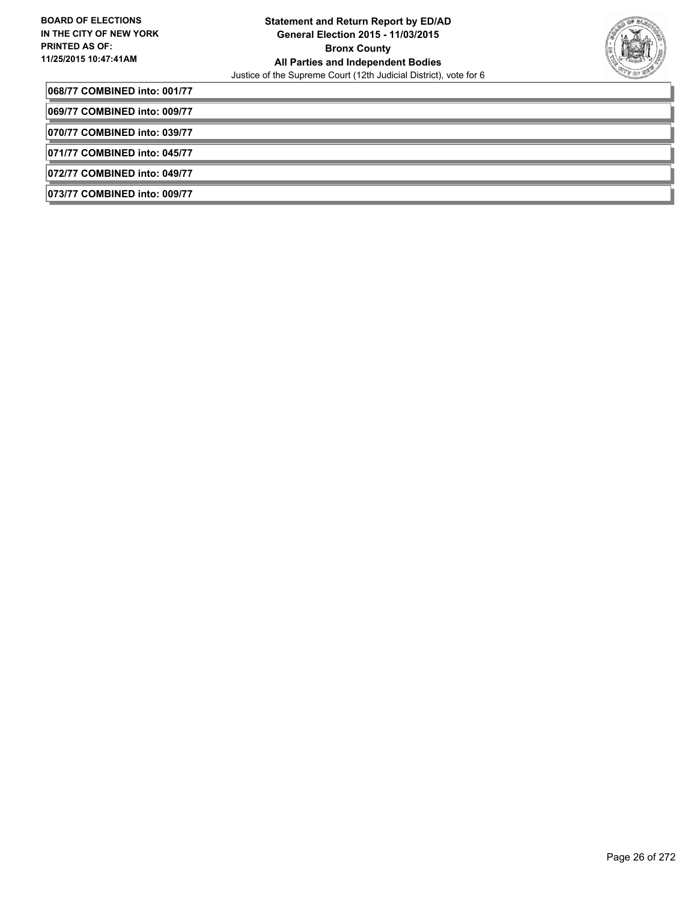**068/77 COMBINED into: 001/77**

**069/77 COMBINED into: 009/77**

**070/77 COMBINED into: 039/77**

**071/77 COMBINED into: 045/77**

**072/77 COMBINED into: 049/77**

**073/77 COMBINED into: 009/77**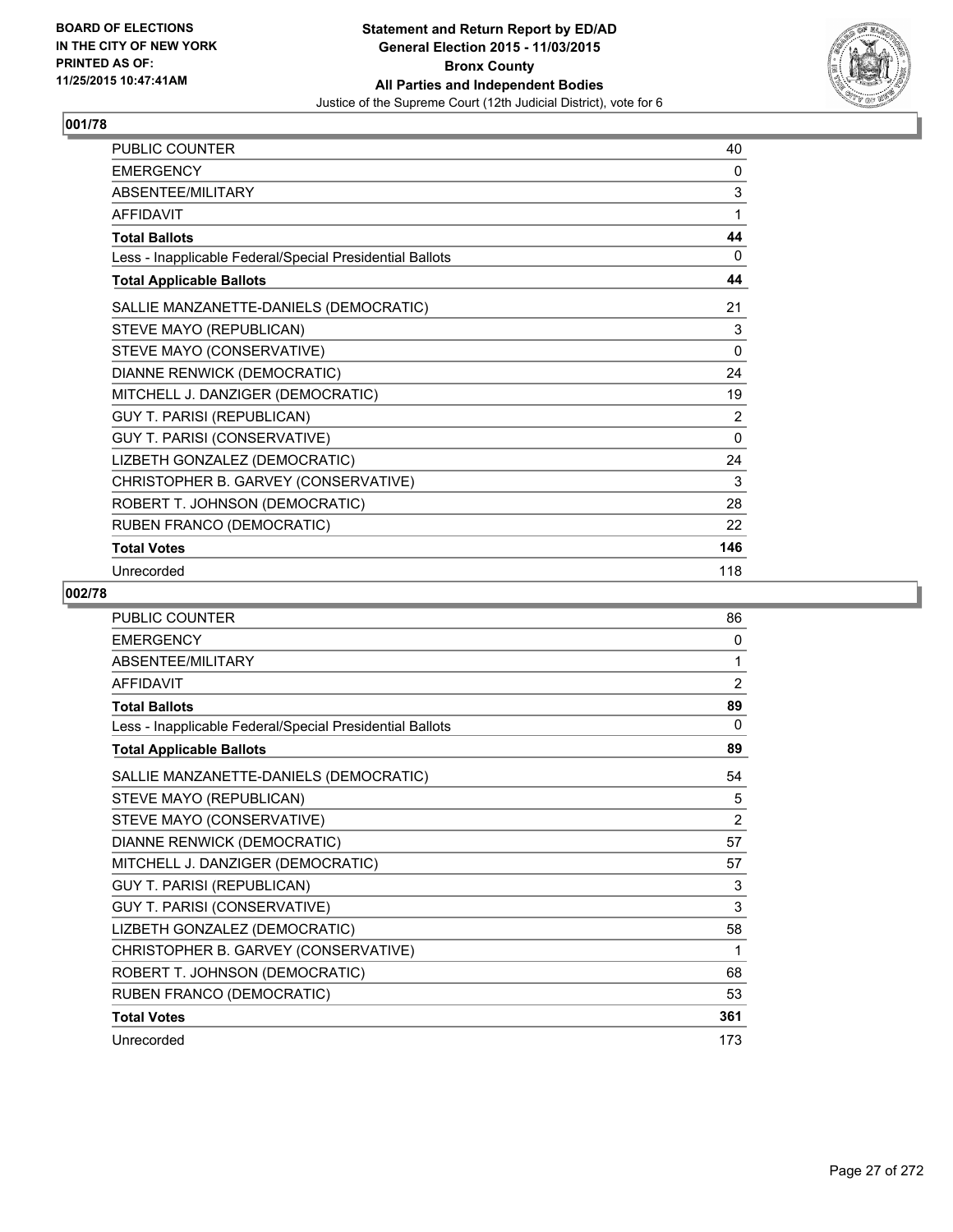BOARD OF ELECTIONS
IN THE CITY OF NEW YORK
PRINTED AS OF:
11/25/2015 10:47:41AM

**Statement and Return Report by ED/AD**
**General Election 2015 - 11/03/2015**
**Bronx County**
**All Parties and Independent Bodies**
Justice of the Supreme Court (12th Judicial District), vote for 6

## 001/78

| | |
|---|---|
| PUBLIC COUNTER | 40 |
| EMERGENCY | 0 |
| ABSENTEE/MILITARY | 3 |
| AFFIDAVIT | 1 |
| **Total Ballots** | **44** |
| Less - Inapplicable Federal/Special Presidential Ballots | 0 |
| **Total Applicable Ballots** | **44** |
| SALLIE MANZANETTE-DANIELS (DEMOCRATIC) | 21 |
| STEVE MAYO (REPUBLICAN) | 3 |
| STEVE MAYO (CONSERVATIVE) | 0 |
| DIANNE RENWICK (DEMOCRATIC) | 24 |
| MITCHELL J. DANZIGER (DEMOCRATIC) | 19 |
| GUY T. PARISI (REPUBLICAN) | 2 |
| GUY T. PARISI (CONSERVATIVE) | 0 |
| LIZBETH GONZALEZ (DEMOCRATIC) | 24 |
| CHRISTOPHER B. GARVEY (CONSERVATIVE) | 3 |
| ROBERT T. JOHNSON (DEMOCRATIC) | 28 |
| RUBEN FRANCO (DEMOCRATIC) | 22 |
| **Total Votes** | **146** |
| Unrecorded | 118 |

## 002/78

| | |
|---|---|
| PUBLIC COUNTER | 86 |
| EMERGENCY | 0 |
| ABSENTEE/MILITARY | 1 |
| AFFIDAVIT | 2 |
| **Total Ballots** | **89** |
| Less - Inapplicable Federal/Special Presidential Ballots | 0 |
| **Total Applicable Ballots** | **89** |
| SALLIE MANZANETTE-DANIELS (DEMOCRATIC) | 54 |
| STEVE MAYO (REPUBLICAN) | 5 |
| STEVE MAYO (CONSERVATIVE) | 2 |
| DIANNE RENWICK (DEMOCRATIC) | 57 |
| MITCHELL J. DANZIGER (DEMOCRATIC) | 57 |
| GUY T. PARISI (REPUBLICAN) | 3 |
| GUY T. PARISI (CONSERVATIVE) | 3 |
| LIZBETH GONZALEZ (DEMOCRATIC) | 58 |
| CHRISTOPHER B. GARVEY (CONSERVATIVE) | 1 |
| ROBERT T. JOHNSON (DEMOCRATIC) | 68 |
| RUBEN FRANCO (DEMOCRATIC) | 53 |
| **Total Votes** | **361** |
| Unrecorded | 173 |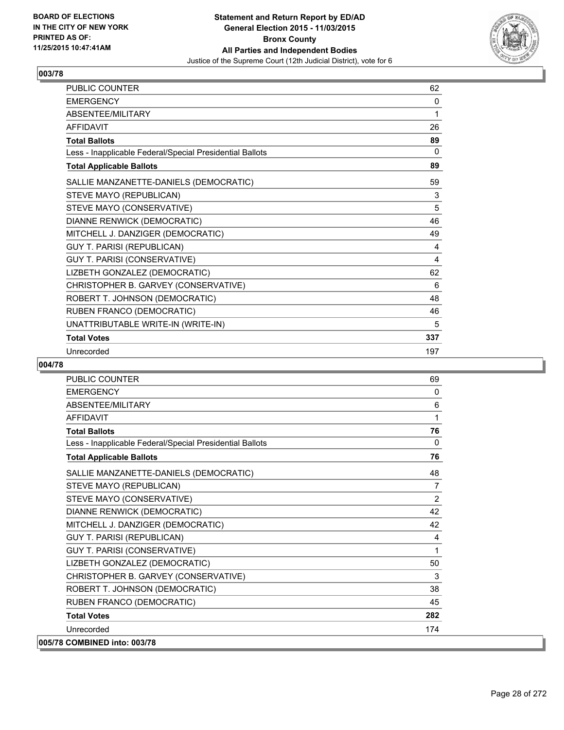## 003/78

| | |
|---|---|
| PUBLIC COUNTER | 62 |
| EMERGENCY | 0 |
| ABSENTEE/MILITARY | 1 |
| AFFIDAVIT | 26 |
| **Total Ballots** | **89** |
| Less - Inapplicable Federal/Special Presidential Ballots | 0 |
| **Total Applicable Ballots** | **89** |
| SALLIE MANZANETTE-DANIELS (DEMOCRATIC) | 59 |
| STEVE MAYO (REPUBLICAN) | 3 |
| STEVE MAYO (CONSERVATIVE) | 5 |
| DIANNE RENWICK (DEMOCRATIC) | 46 |
| MITCHELL J. DANZIGER (DEMOCRATIC) | 49 |
| GUY T. PARISI (REPUBLICAN) | 4 |
| GUY T. PARISI (CONSERVATIVE) | 4 |
| LIZBETH GONZALEZ (DEMOCRATIC) | 62 |
| CHRISTOPHER B. GARVEY (CONSERVATIVE) | 6 |
| ROBERT T. JOHNSON (DEMOCRATIC) | 48 |
| RUBEN FRANCO (DEMOCRATIC) | 46 |
| UNATTRIBUTABLE WRITE-IN (WRITE-IN) | 5 |
| **Total Votes** | **337** |
| Unrecorded | 197 |

## 004/78

| | |
|---|---|
| PUBLIC COUNTER | 69 |
| EMERGENCY | 0 |
| ABSENTEE/MILITARY | 6 |
| AFFIDAVIT | 1 |
| **Total Ballots** | **76** |
| Less - Inapplicable Federal/Special Presidential Ballots | 0 |
| **Total Applicable Ballots** | **76** |
| SALLIE MANZANETTE-DANIELS (DEMOCRATIC) | 48 |
| STEVE MAYO (REPUBLICAN) | 7 |
| STEVE MAYO (CONSERVATIVE) | 2 |
| DIANNE RENWICK (DEMOCRATIC) | 42 |
| MITCHELL J. DANZIGER (DEMOCRATIC) | 42 |
| GUY T. PARISI (REPUBLICAN) | 4 |
| GUY T. PARISI (CONSERVATIVE) | 1 |
| LIZBETH GONZALEZ (DEMOCRATIC) | 50 |
| CHRISTOPHER B. GARVEY (CONSERVATIVE) | 3 |
| ROBERT T. JOHNSON (DEMOCRATIC) | 38 |
| RUBEN FRANCO (DEMOCRATIC) | 45 |
| **Total Votes** | **282** |
| Unrecorded | 174 |

## 005/78 COMBINED into: 003/78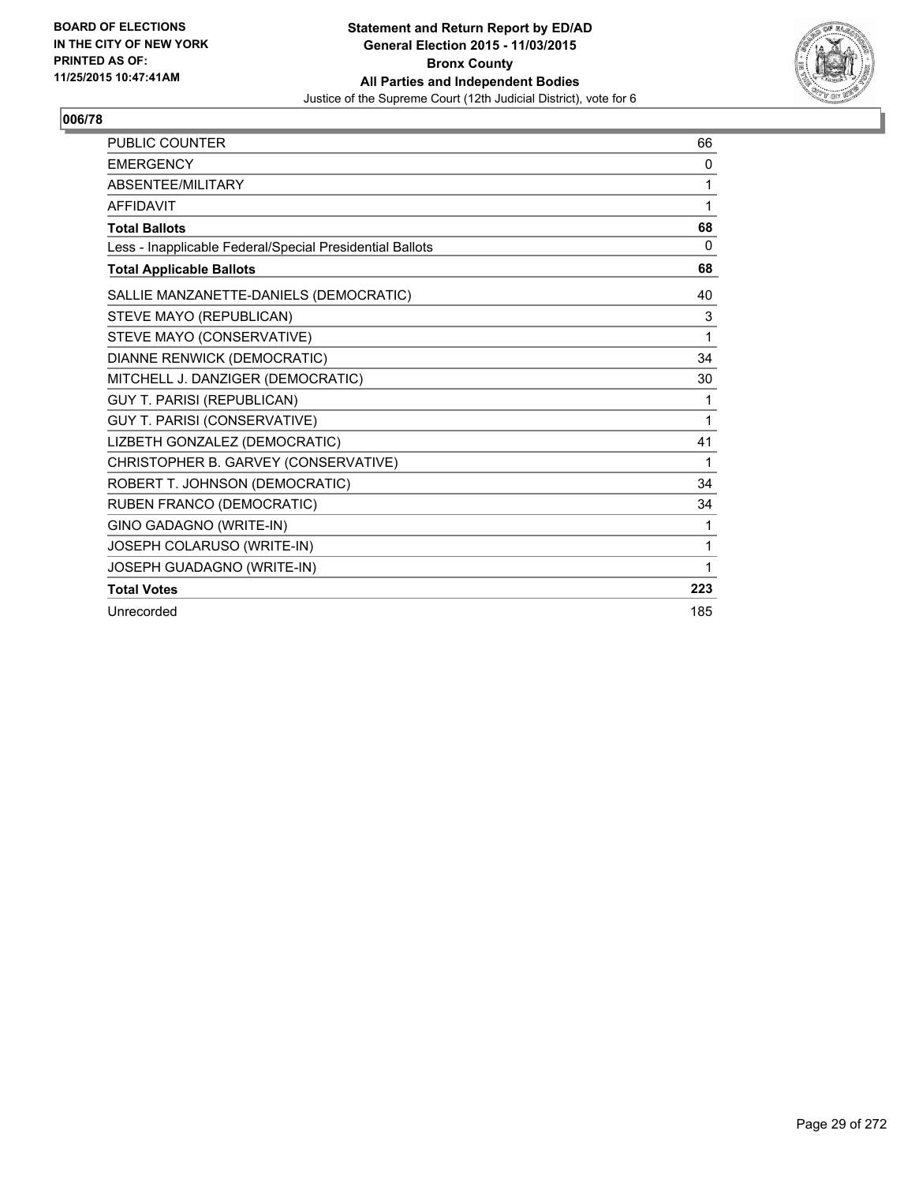**BOARD OF ELECTIONS IN THE CITY OF NEW YORK PRINTED AS OF: 11/25/2015 10:47:41AM**

**Statement and Return Report by ED/AD**
**General Election 2015 - 11/03/2015**
**Bronx County**
**All Parties and Independent Bodies**
Justice of the Supreme Court (12th Judicial District), vote for 6

## 006/78

| | |
|---|---|
| PUBLIC COUNTER | 66 |
| EMERGENCY | 0 |
| ABSENTEE/MILITARY | 1 |
| AFFIDAVIT | 1 |
| **Total Ballots** | **68** |
| Less - Inapplicable Federal/Special Presidential Ballots | 0 |
| **Total Applicable Ballots** | **68** |
| SALLIE MANZANETTE-DANIELS (DEMOCRATIC) | 40 |
| STEVE MAYO (REPUBLICAN) | 3 |
| STEVE MAYO (CONSERVATIVE) | 1 |
| DIANNE RENWICK (DEMOCRATIC) | 34 |
| MITCHELL J. DANZIGER (DEMOCRATIC) | 30 |
| GUY T. PARISI (REPUBLICAN) | 1 |
| GUY T. PARISI (CONSERVATIVE) | 1 |
| LIZBETH GONZALEZ (DEMOCRATIC) | 41 |
| CHRISTOPHER B. GARVEY (CONSERVATIVE) | 1 |
| ROBERT T. JOHNSON (DEMOCRATIC) | 34 |
| RUBEN FRANCO (DEMOCRATIC) | 34 |
| GINO GADAGNO (WRITE-IN) | 1 |
| JOSEPH COLARUSO (WRITE-IN) | 1 |
| JOSEPH GUADAGNO (WRITE-IN) | 1 |
| **Total Votes** | **223** |
| Unrecorded | 185 |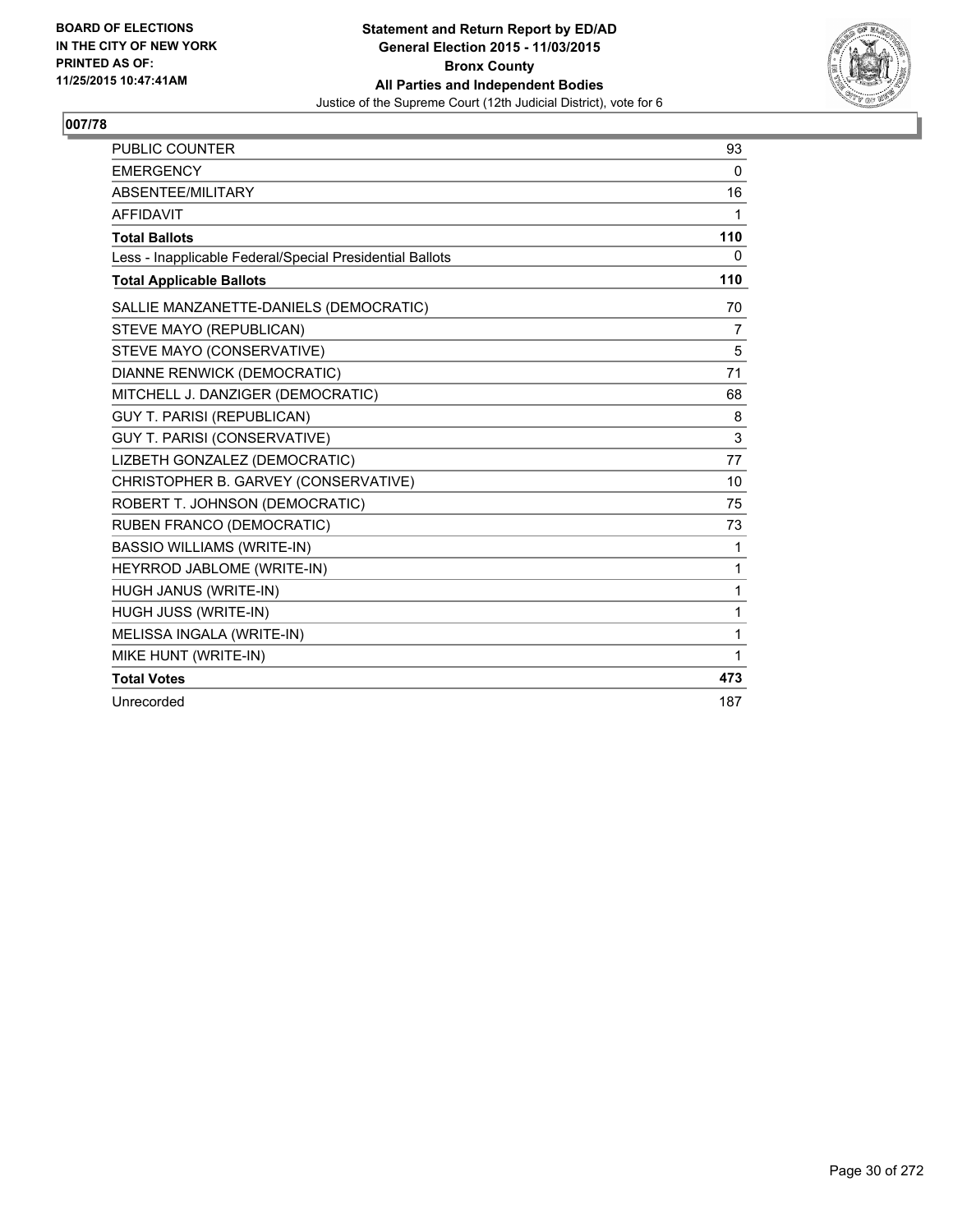**BOARD OF ELECTIONS IN THE CITY OF NEW YORK PRINTED AS OF: 11/25/2015 10:47:41AM**

**Statement and Return Report by ED/AD**
**General Election 2015 - 11/03/2015**
**Bronx County**
**All Parties and Independent Bodies**
Justice of the Supreme Court (12th Judicial District), vote for 6

## 007/78

| | |
|---|---|
| PUBLIC COUNTER | 93 |
| EMERGENCY | 0 |
| ABSENTEE/MILITARY | 16 |
| AFFIDAVIT | 1 |
| **Total Ballots** | **110** |
| Less - Inapplicable Federal/Special Presidential Ballots | 0 |
| **Total Applicable Ballots** | **110** |
| SALLIE MANZANETTE-DANIELS (DEMOCRATIC) | 70 |
| STEVE MAYO (REPUBLICAN) | 7 |
| STEVE MAYO (CONSERVATIVE) | 5 |
| DIANNE RENWICK (DEMOCRATIC) | 71 |
| MITCHELL J. DANZIGER (DEMOCRATIC) | 68 |
| GUY T. PARISI (REPUBLICAN) | 8 |
| GUY T. PARISI (CONSERVATIVE) | 3 |
| LIZBETH GONZALEZ (DEMOCRATIC) | 77 |
| CHRISTOPHER B. GARVEY (CONSERVATIVE) | 10 |
| ROBERT T. JOHNSON (DEMOCRATIC) | 75 |
| RUBEN FRANCO (DEMOCRATIC) | 73 |
| BASSIO WILLIAMS (WRITE-IN) | 1 |
| HEYRROD JABLOME (WRITE-IN) | 1 |
| HUGH JANUS (WRITE-IN) | 1 |
| HUGH JUSS (WRITE-IN) | 1 |
| MELISSA INGALA (WRITE-IN) | 1 |
| MIKE HUNT (WRITE-IN) | 1 |
| **Total Votes** | **473** |
| Unrecorded | 187 |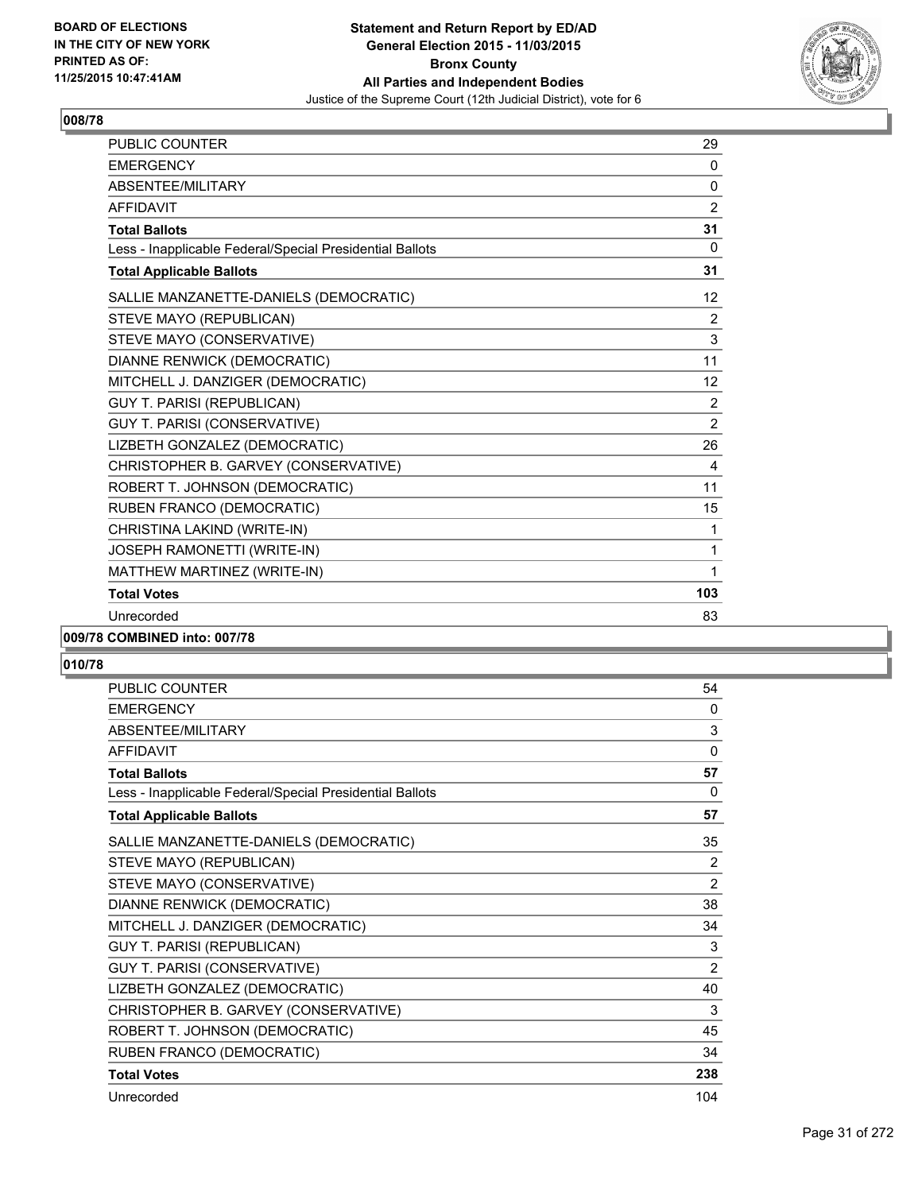**BOARD OF ELECTIONS IN THE CITY OF NEW YORK PRINTED AS OF: 11/25/2015 10:47:41AM**

# Statement and Return Report by ED/AD
## General Election 2015 - 11/03/2015
## Bronx County
## All Parties and Independent Bodies
### Justice of the Supreme Court (12th Judicial District), vote for 6

### 008/78

| | |
|---|---|
| PUBLIC COUNTER | 29 |
| EMERGENCY | 0 |
| ABSENTEE/MILITARY | 0 |
| AFFIDAVIT | 2 |
| **Total Ballots** | **31** |
| Less - Inapplicable Federal/Special Presidential Ballots | 0 |
| **Total Applicable Ballots** | **31** |
| SALLIE MANZANETTE-DANIELS (DEMOCRATIC) | 12 |
| STEVE MAYO (REPUBLICAN) | 2 |
| STEVE MAYO (CONSERVATIVE) | 3 |
| DIANNE RENWICK (DEMOCRATIC) | 11 |
| MITCHELL J. DANZIGER (DEMOCRATIC) | 12 |
| GUY T. PARISI (REPUBLICAN) | 2 |
| GUY T. PARISI (CONSERVATIVE) | 2 |
| LIZBETH GONZALEZ (DEMOCRATIC) | 26 |
| CHRISTOPHER B. GARVEY (CONSERVATIVE) | 4 |
| ROBERT T. JOHNSON (DEMOCRATIC) | 11 |
| RUBEN FRANCO (DEMOCRATIC) | 15 |
| CHRISTINA LAKIND (WRITE-IN) | 1 |
| JOSEPH RAMONETTI (WRITE-IN) | 1 |
| MATTHEW MARTINEZ (WRITE-IN) | 1 |
| **Total Votes** | **103** |
| Unrecorded | 83 |

### 009/78 COMBINED into: 007/78

### 010/78

| | |
|---|---|
| PUBLIC COUNTER | 54 |
| EMERGENCY | 0 |
| ABSENTEE/MILITARY | 3 |
| AFFIDAVIT | 0 |
| **Total Ballots** | **57** |
| Less - Inapplicable Federal/Special Presidential Ballots | 0 |
| **Total Applicable Ballots** | **57** |
| SALLIE MANZANETTE-DANIELS (DEMOCRATIC) | 35 |
| STEVE MAYO (REPUBLICAN) | 2 |
| STEVE MAYO (CONSERVATIVE) | 2 |
| DIANNE RENWICK (DEMOCRATIC) | 38 |
| MITCHELL J. DANZIGER (DEMOCRATIC) | 34 |
| GUY T. PARISI (REPUBLICAN) | 3 |
| GUY T. PARISI (CONSERVATIVE) | 2 |
| LIZBETH GONZALEZ (DEMOCRATIC) | 40 |
| CHRISTOPHER B. GARVEY (CONSERVATIVE) | 3 |
| ROBERT T. JOHNSON (DEMOCRATIC) | 45 |
| RUBEN FRANCO (DEMOCRATIC) | 34 |
| **Total Votes** | **238** |
| Unrecorded | 104 |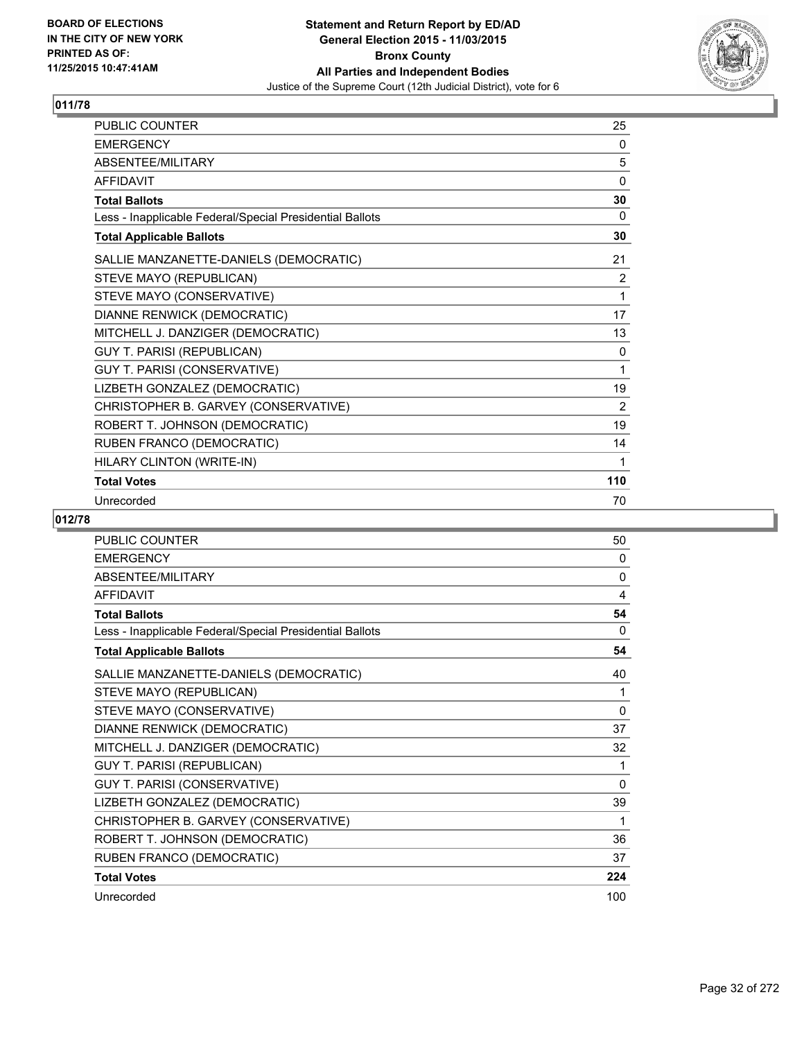**Statement and Return Report by ED/AD**
**General Election 2015 - 11/03/2015**
**Bronx County**
**All Parties and Independent Bodies**
Justice of the Supreme Court (12th Judicial District), vote for 6

BOARD OF ELECTIONS
IN THE CITY OF NEW YORK
PRINTED AS OF:
11/25/2015 10:47:41AM

## 011/78

| | |
|---|---|
| PUBLIC COUNTER | 25 |
| EMERGENCY | 0 |
| ABSENTEE/MILITARY | 5 |
| AFFIDAVIT | 0 |
| **Total Ballots** | **30** |
| Less - Inapplicable Federal/Special Presidential Ballots | 0 |
| **Total Applicable Ballots** | **30** |
| SALLIE MANZANETTE-DANIELS (DEMOCRATIC) | 21 |
| STEVE MAYO (REPUBLICAN) | 2 |
| STEVE MAYO (CONSERVATIVE) | 1 |
| DIANNE RENWICK (DEMOCRATIC) | 17 |
| MITCHELL J. DANZIGER (DEMOCRATIC) | 13 |
| GUY T. PARISI (REPUBLICAN) | 0 |
| GUY T. PARISI (CONSERVATIVE) | 1 |
| LIZBETH GONZALEZ (DEMOCRATIC) | 19 |
| CHRISTOPHER B. GARVEY (CONSERVATIVE) | 2 |
| ROBERT T. JOHNSON (DEMOCRATIC) | 19 |
| RUBEN FRANCO (DEMOCRATIC) | 14 |
| HILARY CLINTON (WRITE-IN) | 1 |
| **Total Votes** | **110** |
| Unrecorded | 70 |

## 012/78

| | |
|---|---|
| PUBLIC COUNTER | 50 |
| EMERGENCY | 0 |
| ABSENTEE/MILITARY | 0 |
| AFFIDAVIT | 4 |
| **Total Ballots** | **54** |
| Less - Inapplicable Federal/Special Presidential Ballots | 0 |
| **Total Applicable Ballots** | **54** |
| SALLIE MANZANETTE-DANIELS (DEMOCRATIC) | 40 |
| STEVE MAYO (REPUBLICAN) | 1 |
| STEVE MAYO (CONSERVATIVE) | 0 |
| DIANNE RENWICK (DEMOCRATIC) | 37 |
| MITCHELL J. DANZIGER (DEMOCRATIC) | 32 |
| GUY T. PARISI (REPUBLICAN) | 1 |
| GUY T. PARISI (CONSERVATIVE) | 0 |
| LIZBETH GONZALEZ (DEMOCRATIC) | 39 |
| CHRISTOPHER B. GARVEY (CONSERVATIVE) | 1 |
| ROBERT T. JOHNSON (DEMOCRATIC) | 36 |
| RUBEN FRANCO (DEMOCRATIC) | 37 |
| **Total Votes** | **224** |
| Unrecorded | 100 |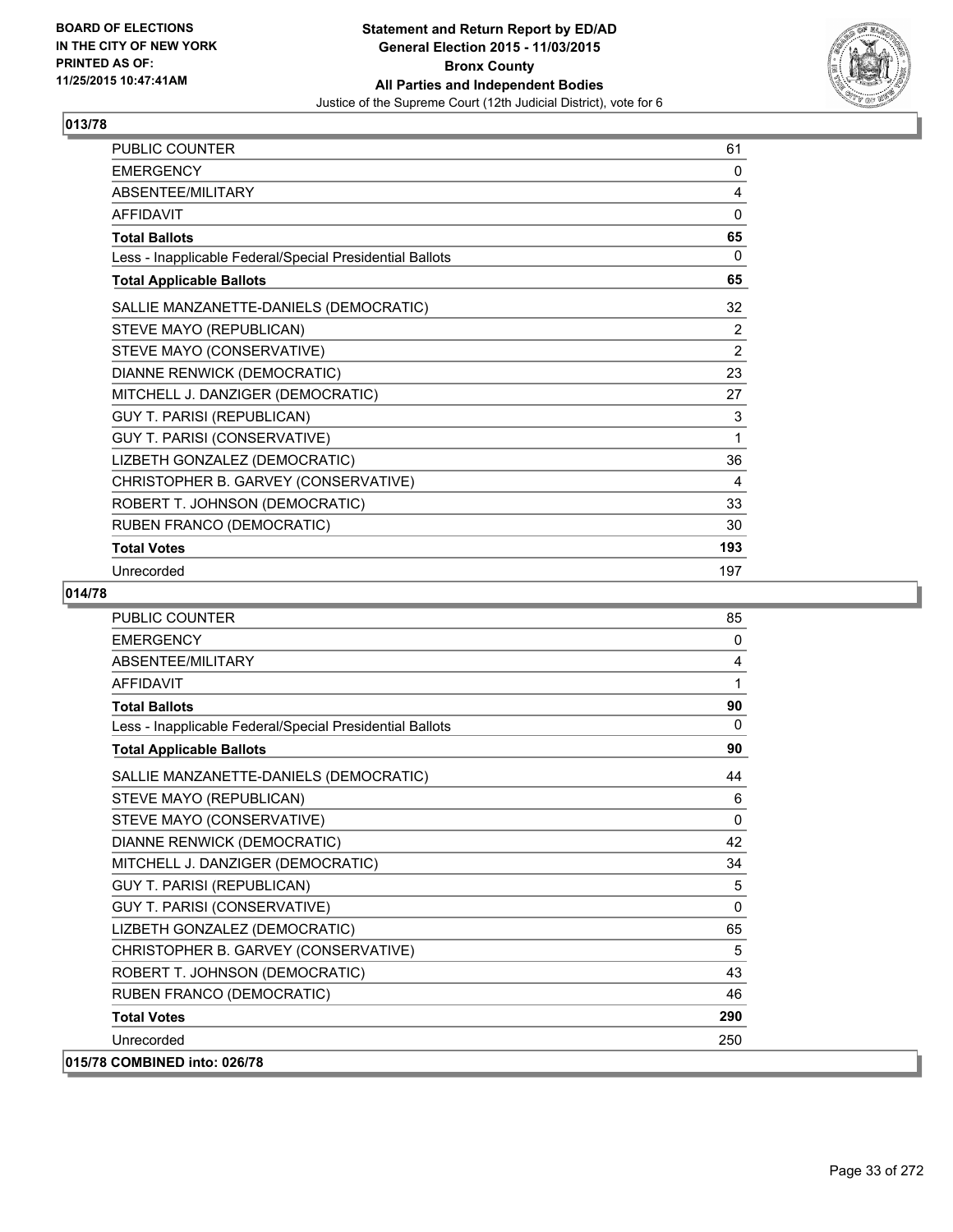**Statement and Return Report by ED/AD**
**General Election 2015 - 11/03/2015**
**Bronx County**
**All Parties and Independent Bodies**
Justice of the Supreme Court (12th Judicial District), vote for 6

BOARD OF ELECTIONS
IN THE CITY OF NEW YORK
PRINTED AS OF:
11/25/2015 10:47:41AM

## 013/78

| | |
|---|---|
| PUBLIC COUNTER | 61 |
| EMERGENCY | 0 |
| ABSENTEE/MILITARY | 4 |
| AFFIDAVIT | 0 |
| **Total Ballots** | **65** |
| Less - Inapplicable Federal/Special Presidential Ballots | 0 |
| **Total Applicable Ballots** | **65** |
| SALLIE MANZANETTE-DANIELS (DEMOCRATIC) | 32 |
| STEVE MAYO (REPUBLICAN) | 2 |
| STEVE MAYO (CONSERVATIVE) | 2 |
| DIANNE RENWICK (DEMOCRATIC) | 23 |
| MITCHELL J. DANZIGER (DEMOCRATIC) | 27 |
| GUY T. PARISI (REPUBLICAN) | 3 |
| GUY T. PARISI (CONSERVATIVE) | 1 |
| LIZBETH GONZALEZ (DEMOCRATIC) | 36 |
| CHRISTOPHER B. GARVEY (CONSERVATIVE) | 4 |
| ROBERT T. JOHNSON (DEMOCRATIC) | 33 |
| RUBEN FRANCO (DEMOCRATIC) | 30 |
| **Total Votes** | **193** |
| Unrecorded | 197 |

## 014/78

| | |
|---|---|
| PUBLIC COUNTER | 85 |
| EMERGENCY | 0 |
| ABSENTEE/MILITARY | 4 |
| AFFIDAVIT | 1 |
| **Total Ballots** | **90** |
| Less - Inapplicable Federal/Special Presidential Ballots | 0 |
| **Total Applicable Ballots** | **90** |
| SALLIE MANZANETTE-DANIELS (DEMOCRATIC) | 44 |
| STEVE MAYO (REPUBLICAN) | 6 |
| STEVE MAYO (CONSERVATIVE) | 0 |
| DIANNE RENWICK (DEMOCRATIC) | 42 |
| MITCHELL J. DANZIGER (DEMOCRATIC) | 34 |
| GUY T. PARISI (REPUBLICAN) | 5 |
| GUY T. PARISI (CONSERVATIVE) | 0 |
| LIZBETH GONZALEZ (DEMOCRATIC) | 65 |
| CHRISTOPHER B. GARVEY (CONSERVATIVE) | 5 |
| ROBERT T. JOHNSON (DEMOCRATIC) | 43 |
| RUBEN FRANCO (DEMOCRATIC) | 46 |
| **Total Votes** | **290** |
| Unrecorded | 250 |

## 015/78 COMBINED into: 026/78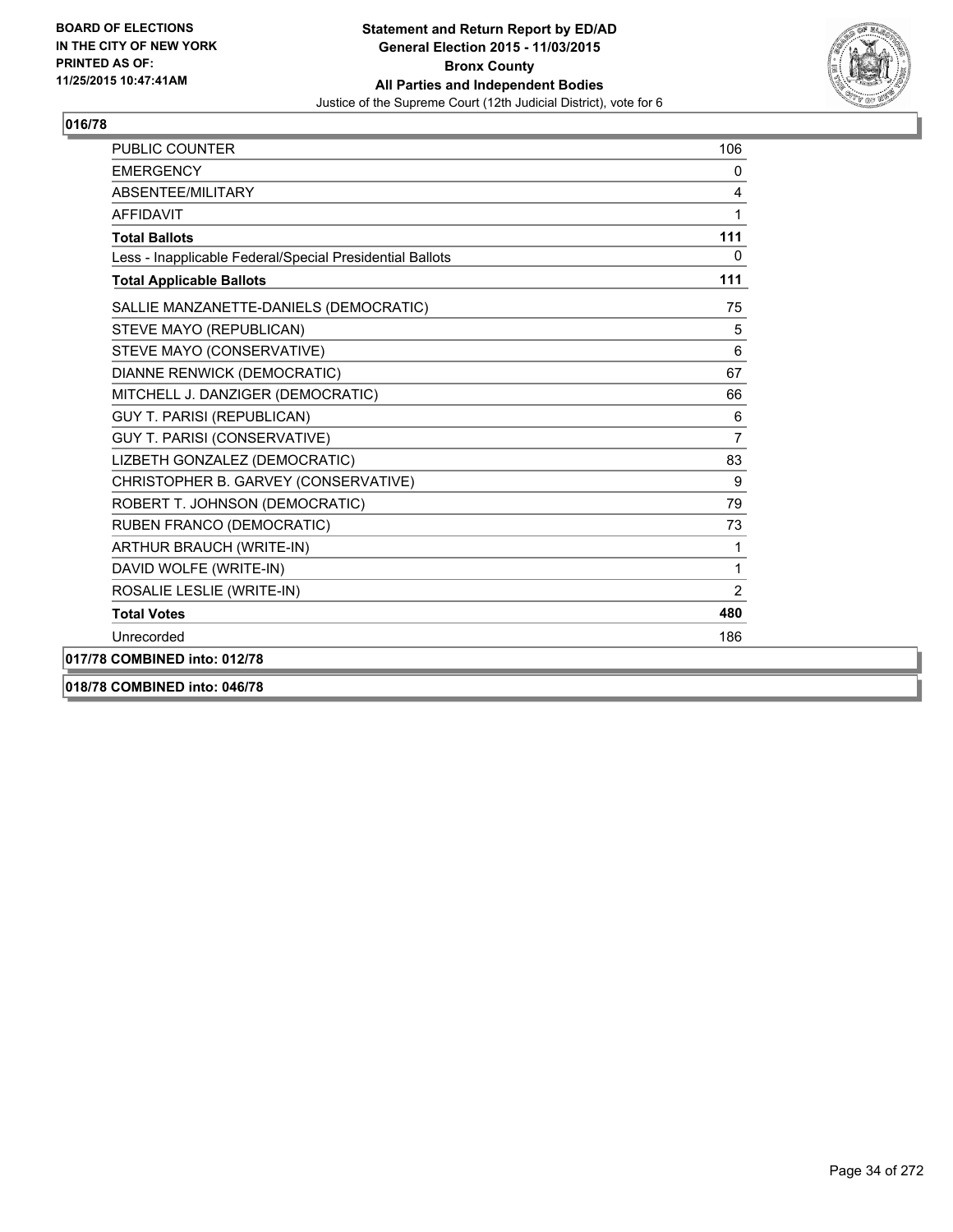**BOARD OF ELECTIONS IN THE CITY OF NEW YORK PRINTED AS OF: 11/25/2015 10:47:41AM**

**Statement and Return Report by ED/AD General Election 2015 - 11/03/2015 Bronx County All Parties and Independent Bodies**

Justice of the Supreme Court (12th Judicial District), vote for 6

### 016/78

| | |
|---|---|
| PUBLIC COUNTER | 106 |
| EMERGENCY | 0 |
| ABSENTEE/MILITARY | 4 |
| AFFIDAVIT | 1 |
| **Total Ballots** | **111** |
| Less - Inapplicable Federal/Special Presidential Ballots | 0 |
| **Total Applicable Ballots** | **111** |
| SALLIE MANZANETTE-DANIELS (DEMOCRATIC) | 75 |
| STEVE MAYO (REPUBLICAN) | 5 |
| STEVE MAYO (CONSERVATIVE) | 6 |
| DIANNE RENWICK (DEMOCRATIC) | 67 |
| MITCHELL J. DANZIGER (DEMOCRATIC) | 66 |
| GUY T. PARISI (REPUBLICAN) | 6 |
| GUY T. PARISI (CONSERVATIVE) | 7 |
| LIZBETH GONZALEZ (DEMOCRATIC) | 83 |
| CHRISTOPHER B. GARVEY (CONSERVATIVE) | 9 |
| ROBERT T. JOHNSON (DEMOCRATIC) | 79 |
| RUBEN FRANCO (DEMOCRATIC) | 73 |
| ARTHUR BRAUCH (WRITE-IN) | 1 |
| DAVID WOLFE (WRITE-IN) | 1 |
| ROSALIE LESLIE (WRITE-IN) | 2 |
| **Total Votes** | **480** |
| Unrecorded | 186 |

### 017/78 COMBINED into: 012/78

### 018/78 COMBINED into: 046/78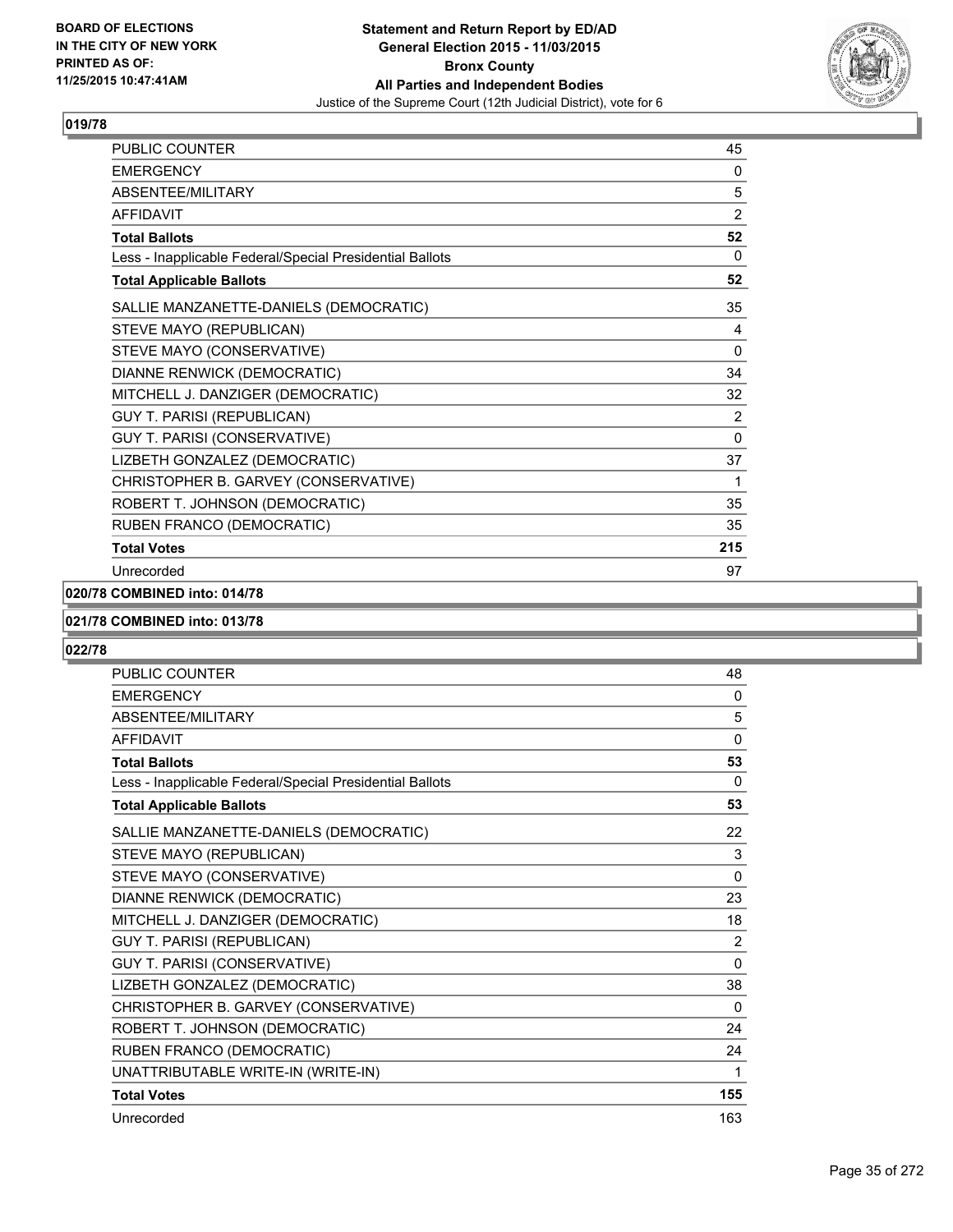## 019/78

| | |
|---|---|
| PUBLIC COUNTER | 45 |
| EMERGENCY | 0 |
| ABSENTEE/MILITARY | 5 |
| AFFIDAVIT | 2 |
| **Total Ballots** | **52** |
| Less - Inapplicable Federal/Special Presidential Ballots | 0 |
| **Total Applicable Ballots** | **52** |
| SALLIE MANZANETTE-DANIELS (DEMOCRATIC) | 35 |
| STEVE MAYO (REPUBLICAN) | 4 |
| STEVE MAYO (CONSERVATIVE) | 0 |
| DIANNE RENWICK (DEMOCRATIC) | 34 |
| MITCHELL J. DANZIGER (DEMOCRATIC) | 32 |
| GUY T. PARISI (REPUBLICAN) | 2 |
| GUY T. PARISI (CONSERVATIVE) | 0 |
| LIZBETH GONZALEZ (DEMOCRATIC) | 37 |
| CHRISTOPHER B. GARVEY (CONSERVATIVE) | 1 |
| ROBERT T. JOHNSON (DEMOCRATIC) | 35 |
| RUBEN FRANCO (DEMOCRATIC) | 35 |
| **Total Votes** | **215** |
| Unrecorded | 97 |

## 020/78 COMBINED into: 014/78

## 021/78 COMBINED into: 013/78

## 022/78

| | |
|---|---|
| PUBLIC COUNTER | 48 |
| EMERGENCY | 0 |
| ABSENTEE/MILITARY | 5 |
| AFFIDAVIT | 0 |
| **Total Ballots** | **53** |
| Less - Inapplicable Federal/Special Presidential Ballots | 0 |
| **Total Applicable Ballots** | **53** |
| SALLIE MANZANETTE-DANIELS (DEMOCRATIC) | 22 |
| STEVE MAYO (REPUBLICAN) | 3 |
| STEVE MAYO (CONSERVATIVE) | 0 |
| DIANNE RENWICK (DEMOCRATIC) | 23 |
| MITCHELL J. DANZIGER (DEMOCRATIC) | 18 |
| GUY T. PARISI (REPUBLICAN) | 2 |
| GUY T. PARISI (CONSERVATIVE) | 0 |
| LIZBETH GONZALEZ (DEMOCRATIC) | 38 |
| CHRISTOPHER B. GARVEY (CONSERVATIVE) | 0 |
| ROBERT T. JOHNSON (DEMOCRATIC) | 24 |
| RUBEN FRANCO (DEMOCRATIC) | 24 |
| UNATTRIBUTABLE WRITE-IN (WRITE-IN) | 1 |
| **Total Votes** | **155** |
| Unrecorded | 163 |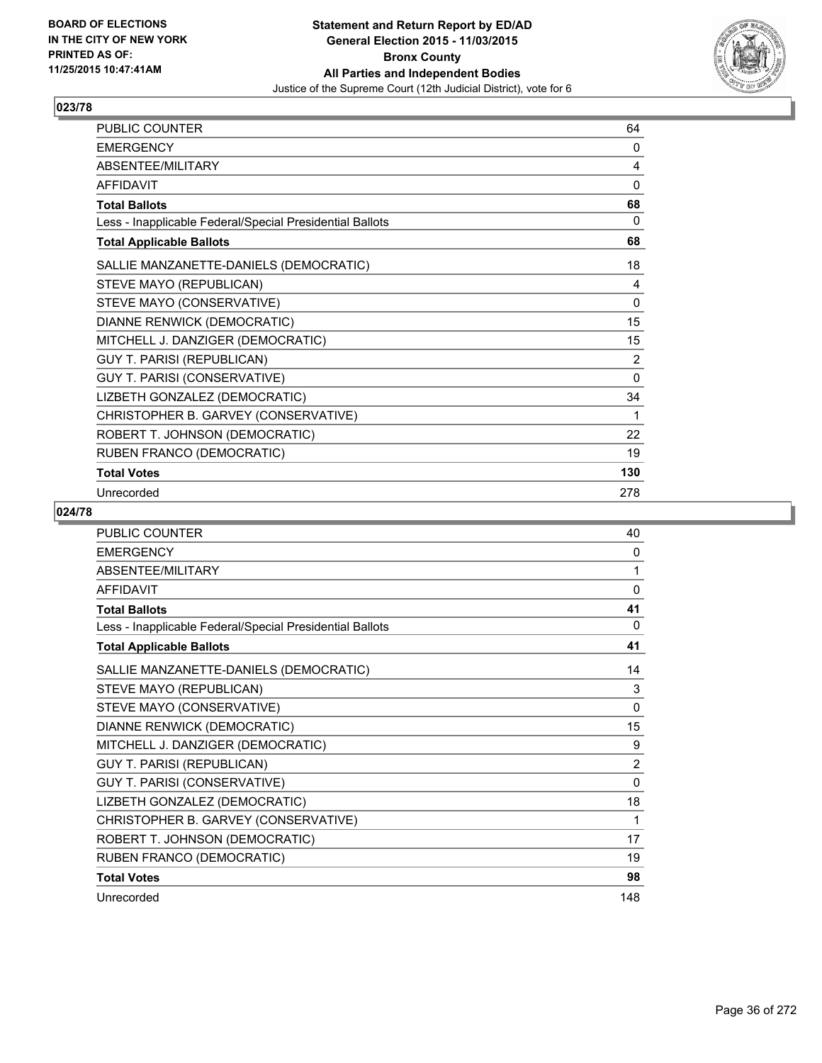BOARD OF ELECTIONS
IN THE CITY OF NEW YORK
PRINTED AS OF:
11/25/2015 10:47:41AM

**Statement and Return Report by ED/AD**
**General Election 2015 - 11/03/2015**
**Bronx County**
**All Parties and Independent Bodies**
Justice of the Supreme Court (12th Judicial District), vote for 6

## 023/78

| | |
|---|---|
| PUBLIC COUNTER | 64 |
| EMERGENCY | 0 |
| ABSENTEE/MILITARY | 4 |
| AFFIDAVIT | 0 |
| **Total Ballots** | **68** |
| Less - Inapplicable Federal/Special Presidential Ballots | 0 |
| **Total Applicable Ballots** | **68** |
| SALLIE MANZANETTE-DANIELS (DEMOCRATIC) | 18 |
| STEVE MAYO (REPUBLICAN) | 4 |
| STEVE MAYO (CONSERVATIVE) | 0 |
| DIANNE RENWICK (DEMOCRATIC) | 15 |
| MITCHELL J. DANZIGER (DEMOCRATIC) | 15 |
| GUY T. PARISI (REPUBLICAN) | 2 |
| GUY T. PARISI (CONSERVATIVE) | 0 |
| LIZBETH GONZALEZ (DEMOCRATIC) | 34 |
| CHRISTOPHER B. GARVEY (CONSERVATIVE) | 1 |
| ROBERT T. JOHNSON (DEMOCRATIC) | 22 |
| RUBEN FRANCO (DEMOCRATIC) | 19 |
| **Total Votes** | **130** |
| Unrecorded | 278 |

## 024/78

| | |
|---|---|
| PUBLIC COUNTER | 40 |
| EMERGENCY | 0 |
| ABSENTEE/MILITARY | 1 |
| AFFIDAVIT | 0 |
| **Total Ballots** | **41** |
| Less - Inapplicable Federal/Special Presidential Ballots | 0 |
| **Total Applicable Ballots** | **41** |
| SALLIE MANZANETTE-DANIELS (DEMOCRATIC) | 14 |
| STEVE MAYO (REPUBLICAN) | 3 |
| STEVE MAYO (CONSERVATIVE) | 0 |
| DIANNE RENWICK (DEMOCRATIC) | 15 |
| MITCHELL J. DANZIGER (DEMOCRATIC) | 9 |
| GUY T. PARISI (REPUBLICAN) | 2 |
| GUY T. PARISI (CONSERVATIVE) | 0 |
| LIZBETH GONZALEZ (DEMOCRATIC) | 18 |
| CHRISTOPHER B. GARVEY (CONSERVATIVE) | 1 |
| ROBERT T. JOHNSON (DEMOCRATIC) | 17 |
| RUBEN FRANCO (DEMOCRATIC) | 19 |
| **Total Votes** | **98** |
| Unrecorded | 148 |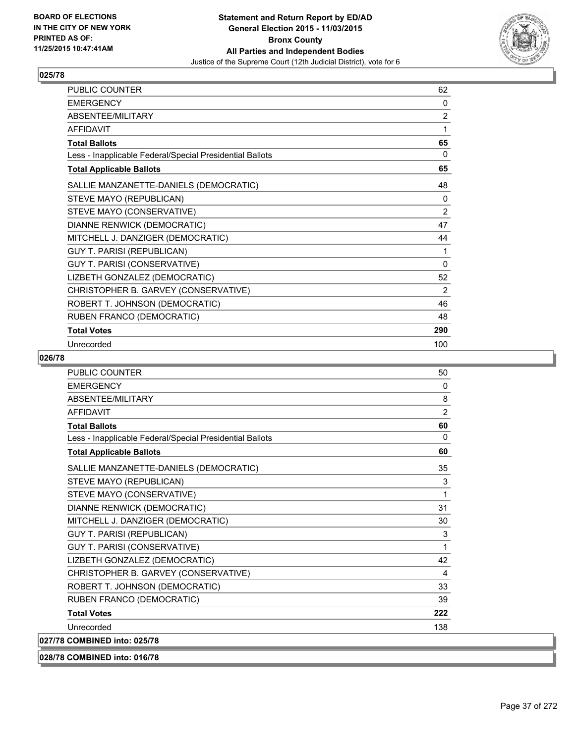BOARD OF ELECTIONS
IN THE CITY OF NEW YORK
PRINTED AS OF:
11/25/2015 10:47:41AM

**Statement and Return Report by ED/AD**
**General Election 2015 - 11/03/2015**
**Bronx County**
**All Parties and Independent Bodies**
Justice of the Supreme Court (12th Judicial District), vote for 6

## 025/78

| | |
|---|---|
| PUBLIC COUNTER | 62 |
| EMERGENCY | 0 |
| ABSENTEE/MILITARY | 2 |
| AFFIDAVIT | 1 |
| **Total Ballots** | **65** |
| Less - Inapplicable Federal/Special Presidential Ballots | 0 |
| **Total Applicable Ballots** | **65** |
| SALLIE MANZANETTE-DANIELS (DEMOCRATIC) | 48 |
| STEVE MAYO (REPUBLICAN) | 0 |
| STEVE MAYO (CONSERVATIVE) | 2 |
| DIANNE RENWICK (DEMOCRATIC) | 47 |
| MITCHELL J. DANZIGER (DEMOCRATIC) | 44 |
| GUY T. PARISI (REPUBLICAN) | 1 |
| GUY T. PARISI (CONSERVATIVE) | 0 |
| LIZBETH GONZALEZ (DEMOCRATIC) | 52 |
| CHRISTOPHER B. GARVEY (CONSERVATIVE) | 2 |
| ROBERT T. JOHNSON (DEMOCRATIC) | 46 |
| RUBEN FRANCO (DEMOCRATIC) | 48 |
| **Total Votes** | **290** |
| Unrecorded | 100 |

## 026/78

| | |
|---|---|
| PUBLIC COUNTER | 50 |
| EMERGENCY | 0 |
| ABSENTEE/MILITARY | 8 |
| AFFIDAVIT | 2 |
| **Total Ballots** | **60** |
| Less - Inapplicable Federal/Special Presidential Ballots | 0 |
| **Total Applicable Ballots** | **60** |
| SALLIE MANZANETTE-DANIELS (DEMOCRATIC) | 35 |
| STEVE MAYO (REPUBLICAN) | 3 |
| STEVE MAYO (CONSERVATIVE) | 1 |
| DIANNE RENWICK (DEMOCRATIC) | 31 |
| MITCHELL J. DANZIGER (DEMOCRATIC) | 30 |
| GUY T. PARISI (REPUBLICAN) | 3 |
| GUY T. PARISI (CONSERVATIVE) | 1 |
| LIZBETH GONZALEZ (DEMOCRATIC) | 42 |
| CHRISTOPHER B. GARVEY (CONSERVATIVE) | 4 |
| ROBERT T. JOHNSON (DEMOCRATIC) | 33 |
| RUBEN FRANCO (DEMOCRATIC) | 39 |
| **Total Votes** | **222** |
| Unrecorded | 138 |

**027/78 COMBINED into: 025/78**

**028/78 COMBINED into: 016/78**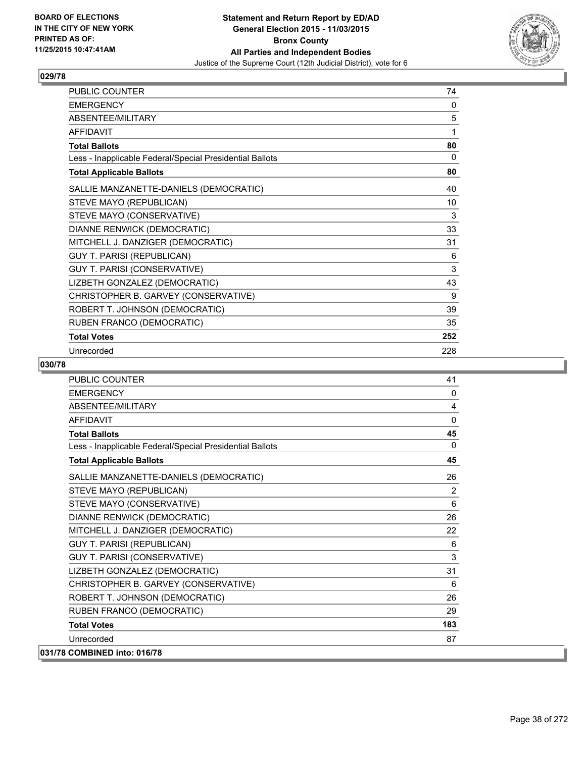**BOARD OF ELECTIONS IN THE CITY OF NEW YORK PRINTED AS OF: 11/25/2015 10:47:41AM**

**Statement and Return Report by ED/AD General Election 2015 - 11/03/2015 Bronx County All Parties and Independent Bodies**
Justice of the Supreme Court (12th Judicial District), vote for 6

## 029/78

| | |
|---|---|
| PUBLIC COUNTER | 74 |
| EMERGENCY | 0 |
| ABSENTEE/MILITARY | 5 |
| AFFIDAVIT | 1 |
| **Total Ballots** | **80** |
| Less - Inapplicable Federal/Special Presidential Ballots | 0 |
| **Total Applicable Ballots** | **80** |
| SALLIE MANZANETTE-DANIELS (DEMOCRATIC) | 40 |
| STEVE MAYO (REPUBLICAN) | 10 |
| STEVE MAYO (CONSERVATIVE) | 3 |
| DIANNE RENWICK (DEMOCRATIC) | 33 |
| MITCHELL J. DANZIGER (DEMOCRATIC) | 31 |
| GUY T. PARISI (REPUBLICAN) | 6 |
| GUY T. PARISI (CONSERVATIVE) | 3 |
| LIZBETH GONZALEZ (DEMOCRATIC) | 43 |
| CHRISTOPHER B. GARVEY (CONSERVATIVE) | 9 |
| ROBERT T. JOHNSON (DEMOCRATIC) | 39 |
| RUBEN FRANCO (DEMOCRATIC) | 35 |
| **Total Votes** | **252** |
| Unrecorded | 228 |

## 030/78

| | |
|---|---|
| PUBLIC COUNTER | 41 |
| EMERGENCY | 0 |
| ABSENTEE/MILITARY | 4 |
| AFFIDAVIT | 0 |
| **Total Ballots** | **45** |
| Less - Inapplicable Federal/Special Presidential Ballots | 0 |
| **Total Applicable Ballots** | **45** |
| SALLIE MANZANETTE-DANIELS (DEMOCRATIC) | 26 |
| STEVE MAYO (REPUBLICAN) | 2 |
| STEVE MAYO (CONSERVATIVE) | 6 |
| DIANNE RENWICK (DEMOCRATIC) | 26 |
| MITCHELL J. DANZIGER (DEMOCRATIC) | 22 |
| GUY T. PARISI (REPUBLICAN) | 6 |
| GUY T. PARISI (CONSERVATIVE) | 3 |
| LIZBETH GONZALEZ (DEMOCRATIC) | 31 |
| CHRISTOPHER B. GARVEY (CONSERVATIVE) | 6 |
| ROBERT T. JOHNSON (DEMOCRATIC) | 26 |
| RUBEN FRANCO (DEMOCRATIC) | 29 |
| **Total Votes** | **183** |
| Unrecorded | 87 |

## 031/78 COMBINED into: 016/78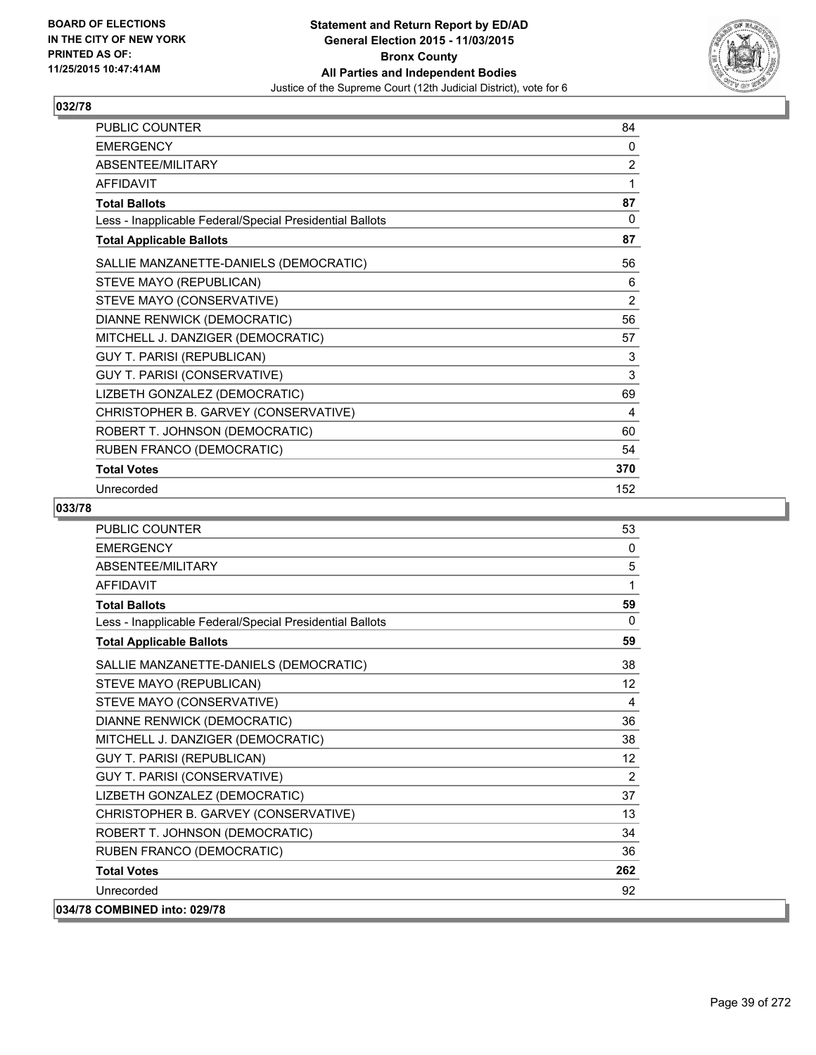**Statement and Return Report by ED/AD**
**General Election 2015 - 11/03/2015**
**Bronx County**
**All Parties and Independent Bodies**
Justice of the Supreme Court (12th Judicial District), vote for 6

BOARD OF ELECTIONS
IN THE CITY OF NEW YORK
PRINTED AS OF:
11/25/2015 10:47:41AM

### 032/78

| | |
|---|---|
| PUBLIC COUNTER | 84 |
| EMERGENCY | 0 |
| ABSENTEE/MILITARY | 2 |
| AFFIDAVIT | 1 |
| **Total Ballots** | **87** |
| Less - Inapplicable Federal/Special Presidential Ballots | 0 |
| **Total Applicable Ballots** | **87** |
| SALLIE MANZANETTE-DANIELS (DEMOCRATIC) | 56 |
| STEVE MAYO (REPUBLICAN) | 6 |
| STEVE MAYO (CONSERVATIVE) | 2 |
| DIANNE RENWICK (DEMOCRATIC) | 56 |
| MITCHELL J. DANZIGER (DEMOCRATIC) | 57 |
| GUY T. PARISI (REPUBLICAN) | 3 |
| GUY T. PARISI (CONSERVATIVE) | 3 |
| LIZBETH GONZALEZ (DEMOCRATIC) | 69 |
| CHRISTOPHER B. GARVEY (CONSERVATIVE) | 4 |
| ROBERT T. JOHNSON (DEMOCRATIC) | 60 |
| RUBEN FRANCO (DEMOCRATIC) | 54 |
| **Total Votes** | **370** |
| Unrecorded | 152 |

### 033/78

| | |
|---|---|
| PUBLIC COUNTER | 53 |
| EMERGENCY | 0 |
| ABSENTEE/MILITARY | 5 |
| AFFIDAVIT | 1 |
| **Total Ballots** | **59** |
| Less - Inapplicable Federal/Special Presidential Ballots | 0 |
| **Total Applicable Ballots** | **59** |
| SALLIE MANZANETTE-DANIELS (DEMOCRATIC) | 38 |
| STEVE MAYO (REPUBLICAN) | 12 |
| STEVE MAYO (CONSERVATIVE) | 4 |
| DIANNE RENWICK (DEMOCRATIC) | 36 |
| MITCHELL J. DANZIGER (DEMOCRATIC) | 38 |
| GUY T. PARISI (REPUBLICAN) | 12 |
| GUY T. PARISI (CONSERVATIVE) | 2 |
| LIZBETH GONZALEZ (DEMOCRATIC) | 37 |
| CHRISTOPHER B. GARVEY (CONSERVATIVE) | 13 |
| ROBERT T. JOHNSON (DEMOCRATIC) | 34 |
| RUBEN FRANCO (DEMOCRATIC) | 36 |
| **Total Votes** | **262** |
| Unrecorded | 92 |

### 034/78 COMBINED into: 029/78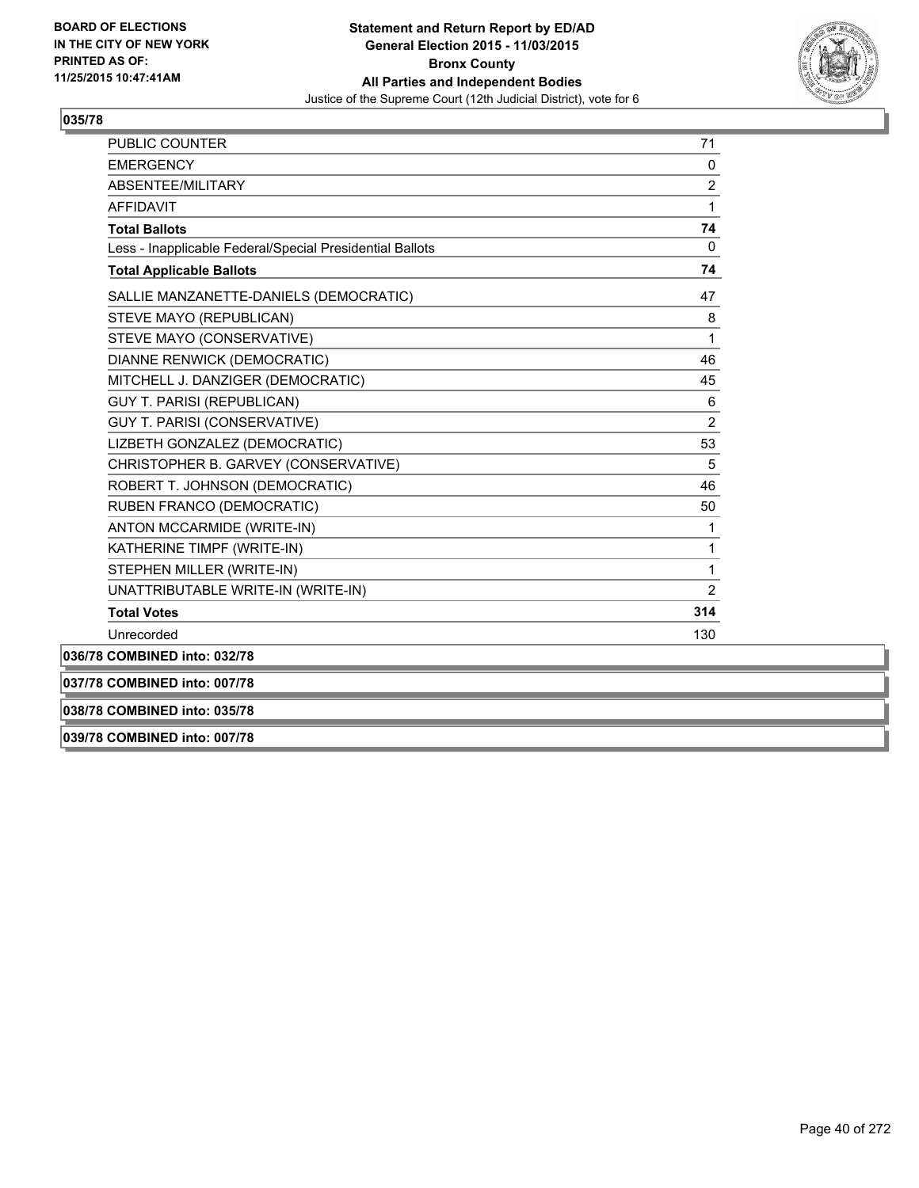**BOARD OF ELECTIONS IN THE CITY OF NEW YORK PRINTED AS OF: 11/25/2015 10:47:41AM**

**Statement and Return Report by ED/AD General Election 2015 - 11/03/2015 Bronx County All Parties and Independent Bodies**

Justice of the Supreme Court (12th Judicial District), vote for 6

## 035/78

| | |
|---|---|
| PUBLIC COUNTER | 71 |
| EMERGENCY | 0 |
| ABSENTEE/MILITARY | 2 |
| AFFIDAVIT | 1 |
| **Total Ballots** | **74** |
| Less - Inapplicable Federal/Special Presidential Ballots | 0 |
| **Total Applicable Ballots** | **74** |
| SALLIE MANZANETTE-DANIELS (DEMOCRATIC) | 47 |
| STEVE MAYO (REPUBLICAN) | 8 |
| STEVE MAYO (CONSERVATIVE) | 1 |
| DIANNE RENWICK (DEMOCRATIC) | 46 |
| MITCHELL J. DANZIGER (DEMOCRATIC) | 45 |
| GUY T. PARISI (REPUBLICAN) | 6 |
| GUY T. PARISI (CONSERVATIVE) | 2 |
| LIZBETH GONZALEZ (DEMOCRATIC) | 53 |
| CHRISTOPHER B. GARVEY (CONSERVATIVE) | 5 |
| ROBERT T. JOHNSON (DEMOCRATIC) | 46 |
| RUBEN FRANCO (DEMOCRATIC) | 50 |
| ANTON MCCARMIDE (WRITE-IN) | 1 |
| KATHERINE TIMPF (WRITE-IN) | 1 |
| STEPHEN MILLER (WRITE-IN) | 1 |
| UNATTRIBUTABLE WRITE-IN (WRITE-IN) | 2 |
| **Total Votes** | **314** |
| Unrecorded | 130 |

**036/78 COMBINED into: 032/78**

**037/78 COMBINED into: 007/78**

**038/78 COMBINED into: 035/78**

**039/78 COMBINED into: 007/78**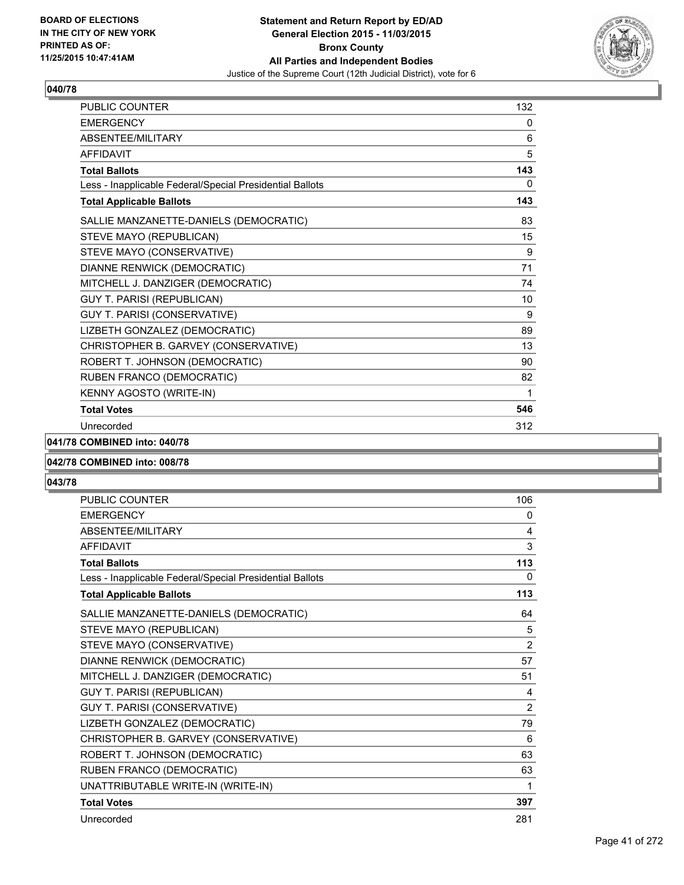**BOARD OF ELECTIONS IN THE CITY OF NEW YORK PRINTED AS OF: 11/25/2015 10:47:41AM**

**Statement and Return Report by ED/AD General Election 2015 - 11/03/2015 Bronx County All Parties and Independent Bodies**

Justice of the Supreme Court (12th Judicial District), vote for 6

### 040/78

| | |
|---|---|
| PUBLIC COUNTER | 132 |
| EMERGENCY | 0 |
| ABSENTEE/MILITARY | 6 |
| AFFIDAVIT | 5 |
| **Total Ballots** | **143** |
| Less - Inapplicable Federal/Special Presidential Ballots | 0 |
| **Total Applicable Ballots** | **143** |
| SALLIE MANZANETTE-DANIELS (DEMOCRATIC) | 83 |
| STEVE MAYO (REPUBLICAN) | 15 |
| STEVE MAYO (CONSERVATIVE) | 9 |
| DIANNE RENWICK (DEMOCRATIC) | 71 |
| MITCHELL J. DANZIGER (DEMOCRATIC) | 74 |
| GUY T. PARISI (REPUBLICAN) | 10 |
| GUY T. PARISI (CONSERVATIVE) | 9 |
| LIZBETH GONZALEZ (DEMOCRATIC) | 89 |
| CHRISTOPHER B. GARVEY (CONSERVATIVE) | 13 |
| ROBERT T. JOHNSON (DEMOCRATIC) | 90 |
| RUBEN FRANCO (DEMOCRATIC) | 82 |
| KENNY AGOSTO (WRITE-IN) | 1 |
| **Total Votes** | **546** |
| Unrecorded | 312 |

### 041/78 COMBINED into: 040/78

### 042/78 COMBINED into: 008/78

### 043/78

| | |
|---|---|
| PUBLIC COUNTER | 106 |
| EMERGENCY | 0 |
| ABSENTEE/MILITARY | 4 |
| AFFIDAVIT | 3 |
| **Total Ballots** | **113** |
| Less - Inapplicable Federal/Special Presidential Ballots | 0 |
| **Total Applicable Ballots** | **113** |
| SALLIE MANZANETTE-DANIELS (DEMOCRATIC) | 64 |
| STEVE MAYO (REPUBLICAN) | 5 |
| STEVE MAYO (CONSERVATIVE) | 2 |
| DIANNE RENWICK (DEMOCRATIC) | 57 |
| MITCHELL J. DANZIGER (DEMOCRATIC) | 51 |
| GUY T. PARISI (REPUBLICAN) | 4 |
| GUY T. PARISI (CONSERVATIVE) | 2 |
| LIZBETH GONZALEZ (DEMOCRATIC) | 79 |
| CHRISTOPHER B. GARVEY (CONSERVATIVE) | 6 |
| ROBERT T. JOHNSON (DEMOCRATIC) | 63 |
| RUBEN FRANCO (DEMOCRATIC) | 63 |
| UNATTRIBUTABLE WRITE-IN (WRITE-IN) | 1 |
| **Total Votes** | **397** |
| Unrecorded | 281 |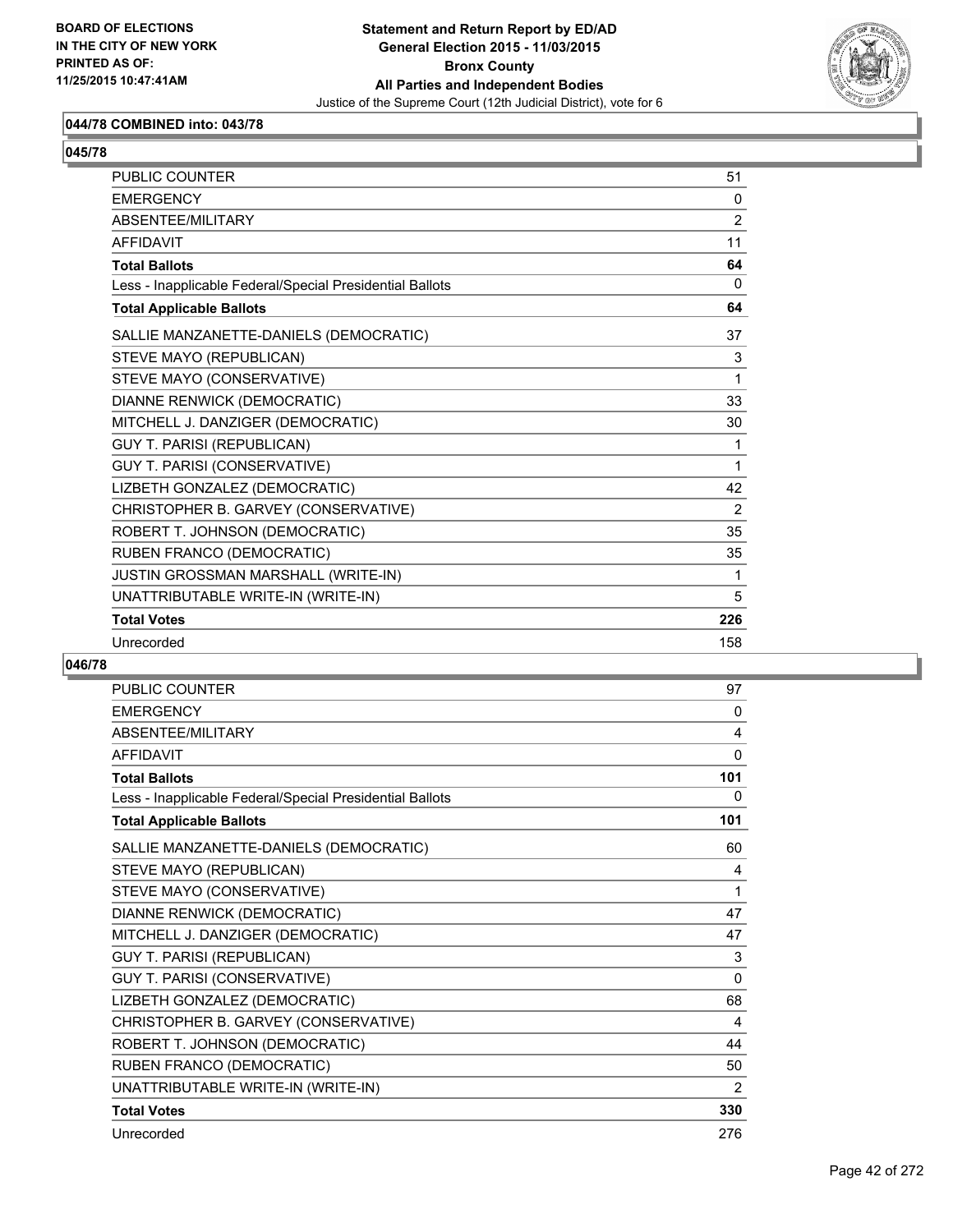**044/78 COMBINED into: 043/78**

**045/78**

| | |
|---|---|
| PUBLIC COUNTER | 51 |
| EMERGENCY | 0 |
| ABSENTEE/MILITARY | 2 |
| AFFIDAVIT | 11 |
| **Total Ballots** | **64** |
| Less - Inapplicable Federal/Special Presidential Ballots | 0 |
| **Total Applicable Ballots** | **64** |
| SALLIE MANZANETTE-DANIELS (DEMOCRATIC) | 37 |
| STEVE MAYO (REPUBLICAN) | 3 |
| STEVE MAYO (CONSERVATIVE) | 1 |
| DIANNE RENWICK (DEMOCRATIC) | 33 |
| MITCHELL J. DANZIGER (DEMOCRATIC) | 30 |
| GUY T. PARISI (REPUBLICAN) | 1 |
| GUY T. PARISI (CONSERVATIVE) | 1 |
| LIZBETH GONZALEZ (DEMOCRATIC) | 42 |
| CHRISTOPHER B. GARVEY (CONSERVATIVE) | 2 |
| ROBERT T. JOHNSON (DEMOCRATIC) | 35 |
| RUBEN FRANCO (DEMOCRATIC) | 35 |
| JUSTIN GROSSMAN MARSHALL (WRITE-IN) | 1 |
| UNATTRIBUTABLE WRITE-IN (WRITE-IN) | 5 |
| **Total Votes** | **226** |
| Unrecorded | 158 |

**046/78**

| | |
|---|---|
| PUBLIC COUNTER | 97 |
| EMERGENCY | 0 |
| ABSENTEE/MILITARY | 4 |
| AFFIDAVIT | 0 |
| **Total Ballots** | **101** |
| Less - Inapplicable Federal/Special Presidential Ballots | 0 |
| **Total Applicable Ballots** | **101** |
| SALLIE MANZANETTE-DANIELS (DEMOCRATIC) | 60 |
| STEVE MAYO (REPUBLICAN) | 4 |
| STEVE MAYO (CONSERVATIVE) | 1 |
| DIANNE RENWICK (DEMOCRATIC) | 47 |
| MITCHELL J. DANZIGER (DEMOCRATIC) | 47 |
| GUY T. PARISI (REPUBLICAN) | 3 |
| GUY T. PARISI (CONSERVATIVE) | 0 |
| LIZBETH GONZALEZ (DEMOCRATIC) | 68 |
| CHRISTOPHER B. GARVEY (CONSERVATIVE) | 4 |
| ROBERT T. JOHNSON (DEMOCRATIC) | 44 |
| RUBEN FRANCO (DEMOCRATIC) | 50 |
| UNATTRIBUTABLE WRITE-IN (WRITE-IN) | 2 |
| **Total Votes** | **330** |
| Unrecorded | 276 |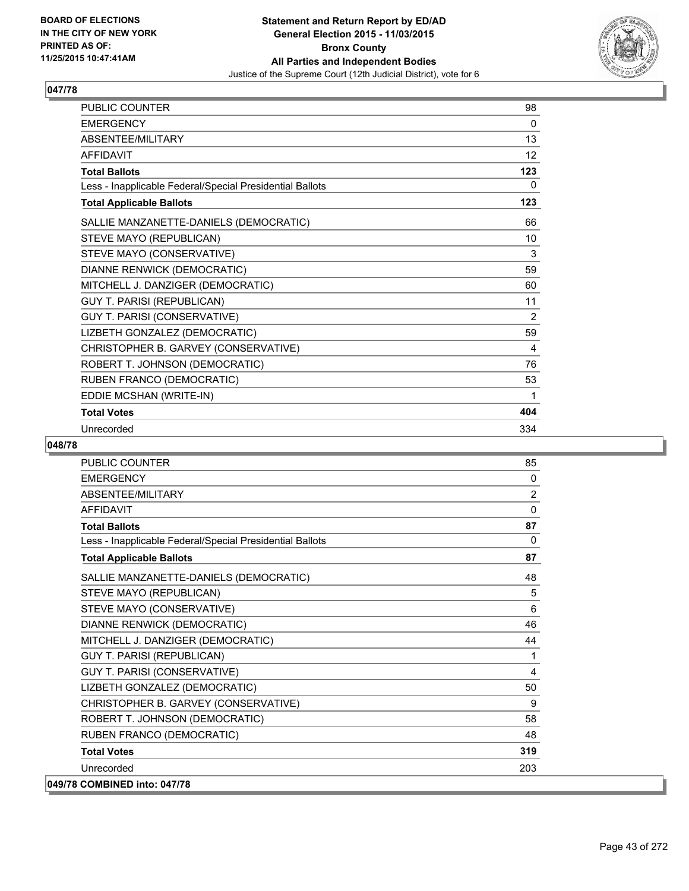**Statement and Return Report by ED/AD**
**General Election 2015 - 11/03/2015**
**Bronx County**
**All Parties and Independent Bodies**
Justice of the Supreme Court (12th Judicial District), vote for 6

BOARD OF ELECTIONS
IN THE CITY OF NEW YORK
PRINTED AS OF:
11/25/2015 10:47:41AM

## 047/78

| | |
|---|---|
| PUBLIC COUNTER | 98 |
| EMERGENCY | 0 |
| ABSENTEE/MILITARY | 13 |
| AFFIDAVIT | 12 |
| **Total Ballots** | **123** |
| Less - Inapplicable Federal/Special Presidential Ballots | 0 |
| **Total Applicable Ballots** | **123** |
| SALLIE MANZANETTE-DANIELS (DEMOCRATIC) | 66 |
| STEVE MAYO (REPUBLICAN) | 10 |
| STEVE MAYO (CONSERVATIVE) | 3 |
| DIANNE RENWICK (DEMOCRATIC) | 59 |
| MITCHELL J. DANZIGER (DEMOCRATIC) | 60 |
| GUY T. PARISI (REPUBLICAN) | 11 |
| GUY T. PARISI (CONSERVATIVE) | 2 |
| LIZBETH GONZALEZ (DEMOCRATIC) | 59 |
| CHRISTOPHER B. GARVEY (CONSERVATIVE) | 4 |
| ROBERT T. JOHNSON (DEMOCRATIC) | 76 |
| RUBEN FRANCO (DEMOCRATIC) | 53 |
| EDDIE MCSHAN (WRITE-IN) | 1 |
| **Total Votes** | **404** |
| Unrecorded | 334 |

## 048/78

| | |
|---|---|
| PUBLIC COUNTER | 85 |
| EMERGENCY | 0 |
| ABSENTEE/MILITARY | 2 |
| AFFIDAVIT | 0 |
| **Total Ballots** | **87** |
| Less - Inapplicable Federal/Special Presidential Ballots | 0 |
| **Total Applicable Ballots** | **87** |
| SALLIE MANZANETTE-DANIELS (DEMOCRATIC) | 48 |
| STEVE MAYO (REPUBLICAN) | 5 |
| STEVE MAYO (CONSERVATIVE) | 6 |
| DIANNE RENWICK (DEMOCRATIC) | 46 |
| MITCHELL J. DANZIGER (DEMOCRATIC) | 44 |
| GUY T. PARISI (REPUBLICAN) | 1 |
| GUY T. PARISI (CONSERVATIVE) | 4 |
| LIZBETH GONZALEZ (DEMOCRATIC) | 50 |
| CHRISTOPHER B. GARVEY (CONSERVATIVE) | 9 |
| ROBERT T. JOHNSON (DEMOCRATIC) | 58 |
| RUBEN FRANCO (DEMOCRATIC) | 48 |
| **Total Votes** | **319** |
| Unrecorded | 203 |

**049/78 COMBINED into: 047/78**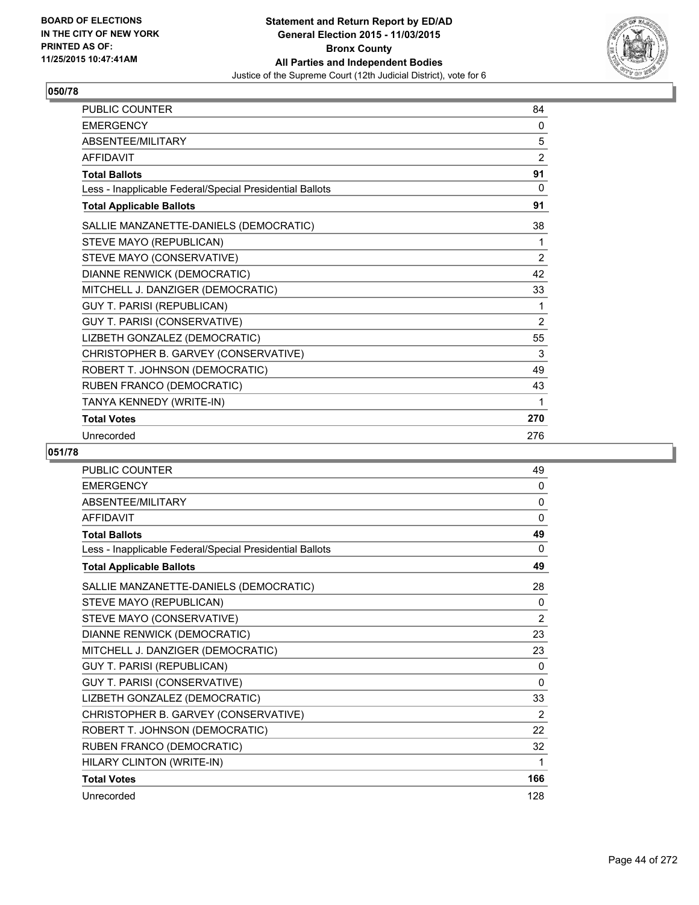BOARD OF ELECTIONS
IN THE CITY OF NEW YORK
PRINTED AS OF:
11/25/2015 10:47:41AM

**Statement and Return Report by ED/AD**
**General Election 2015 - 11/03/2015**
**Bronx County**
**All Parties and Independent Bodies**
Justice of the Supreme Court (12th Judicial District), vote for 6

## 050/78

| | |
|---|---|
| PUBLIC COUNTER | 84 |
| EMERGENCY | 0 |
| ABSENTEE/MILITARY | 5 |
| AFFIDAVIT | 2 |
| **Total Ballots** | **91** |
| Less - Inapplicable Federal/Special Presidential Ballots | 0 |
| **Total Applicable Ballots** | **91** |
| SALLIE MANZANETTE-DANIELS (DEMOCRATIC) | 38 |
| STEVE MAYO (REPUBLICAN) | 1 |
| STEVE MAYO (CONSERVATIVE) | 2 |
| DIANNE RENWICK (DEMOCRATIC) | 42 |
| MITCHELL J. DANZIGER (DEMOCRATIC) | 33 |
| GUY T. PARISI (REPUBLICAN) | 1 |
| GUY T. PARISI (CONSERVATIVE) | 2 |
| LIZBETH GONZALEZ (DEMOCRATIC) | 55 |
| CHRISTOPHER B. GARVEY (CONSERVATIVE) | 3 |
| ROBERT T. JOHNSON (DEMOCRATIC) | 49 |
| RUBEN FRANCO (DEMOCRATIC) | 43 |
| TANYA KENNEDY (WRITE-IN) | 1 |
| **Total Votes** | **270** |
| Unrecorded | 276 |

## 051/78

| | |
|---|---|
| PUBLIC COUNTER | 49 |
| EMERGENCY | 0 |
| ABSENTEE/MILITARY | 0 |
| AFFIDAVIT | 0 |
| **Total Ballots** | **49** |
| Less - Inapplicable Federal/Special Presidential Ballots | 0 |
| **Total Applicable Ballots** | **49** |
| SALLIE MANZANETTE-DANIELS (DEMOCRATIC) | 28 |
| STEVE MAYO (REPUBLICAN) | 0 |
| STEVE MAYO (CONSERVATIVE) | 2 |
| DIANNE RENWICK (DEMOCRATIC) | 23 |
| MITCHELL J. DANZIGER (DEMOCRATIC) | 23 |
| GUY T. PARISI (REPUBLICAN) | 0 |
| GUY T. PARISI (CONSERVATIVE) | 0 |
| LIZBETH GONZALEZ (DEMOCRATIC) | 33 |
| CHRISTOPHER B. GARVEY (CONSERVATIVE) | 2 |
| ROBERT T. JOHNSON (DEMOCRATIC) | 22 |
| RUBEN FRANCO (DEMOCRATIC) | 32 |
| HILARY CLINTON (WRITE-IN) | 1 |
| **Total Votes** | **166** |
| Unrecorded | 128 |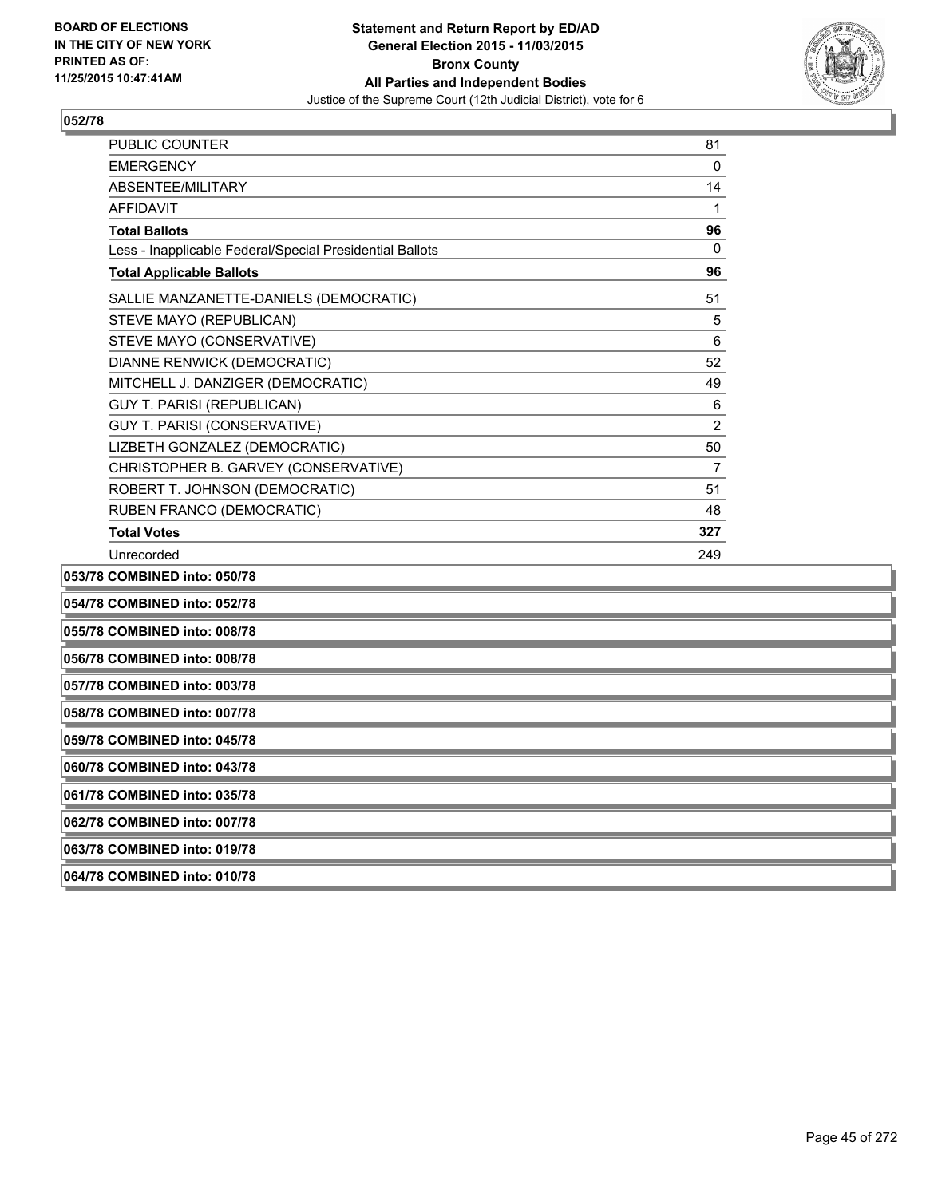**Statement and Return Report by ED/AD**
**General Election 2015 - 11/03/2015**
**Bronx County**
**All Parties and Independent Bodies**
Justice of the Supreme Court (12th Judicial District), vote for 6

BOARD OF ELECTIONS IN THE CITY OF NEW YORK PRINTED AS OF: 11/25/2015 10:47:41AM

**052/78**

| | |
|---|---|
| PUBLIC COUNTER | 81 |
| EMERGENCY | 0 |
| ABSENTEE/MILITARY | 14 |
| AFFIDAVIT | 1 |
| **Total Ballots** | **96** |
| Less - Inapplicable Federal/Special Presidential Ballots | 0 |
| **Total Applicable Ballots** | **96** |
| SALLIE MANZANETTE-DANIELS (DEMOCRATIC) | 51 |
| STEVE MAYO (REPUBLICAN) | 5 |
| STEVE MAYO (CONSERVATIVE) | 6 |
| DIANNE RENWICK (DEMOCRATIC) | 52 |
| MITCHELL J. DANZIGER (DEMOCRATIC) | 49 |
| GUY T. PARISI (REPUBLICAN) | 6 |
| GUY T. PARISI (CONSERVATIVE) | 2 |
| LIZBETH GONZALEZ (DEMOCRATIC) | 50 |
| CHRISTOPHER B. GARVEY (CONSERVATIVE) | 7 |
| ROBERT T. JOHNSON (DEMOCRATIC) | 51 |
| RUBEN FRANCO (DEMOCRATIC) | 48 |
| **Total Votes** | **327** |
| Unrecorded | 249 |

**053/78 COMBINED into: 050/78**

**054/78 COMBINED into: 052/78**

**055/78 COMBINED into: 008/78**

**056/78 COMBINED into: 008/78**

**057/78 COMBINED into: 003/78**

**058/78 COMBINED into: 007/78**

**059/78 COMBINED into: 045/78**

**060/78 COMBINED into: 043/78**

**061/78 COMBINED into: 035/78**

**062/78 COMBINED into: 007/78**

**063/78 COMBINED into: 019/78**

**064/78 COMBINED into: 010/78**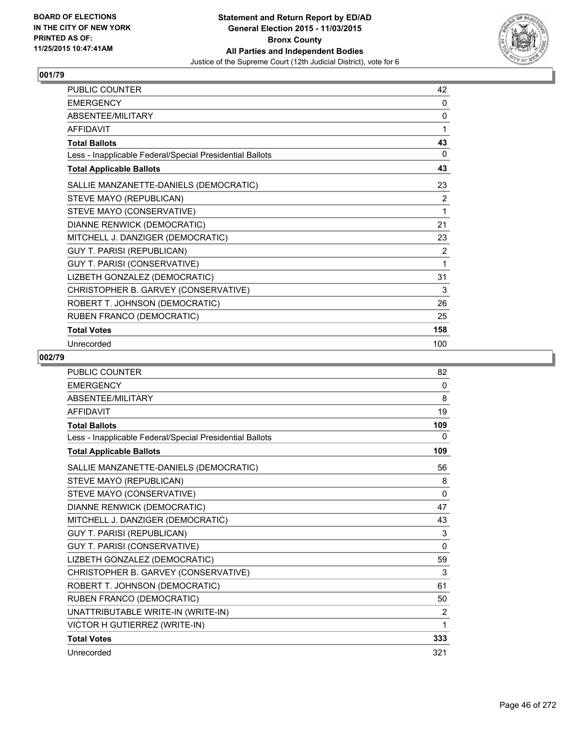**BOARD OF ELECTIONS IN THE CITY OF NEW YORK PRINTED AS OF: 11/25/2015 10:47:41AM**

**Statement and Return Report by ED/AD General Election 2015 - 11/03/2015 Bronx County All Parties and Independent Bodies**
Justice of the Supreme Court (12th Judicial District), vote for 6

## 001/79

| | |
|---|---|
| PUBLIC COUNTER | 42 |
| EMERGENCY | 0 |
| ABSENTEE/MILITARY | 0 |
| AFFIDAVIT | 1 |
| **Total Ballots** | **43** |
| Less - Inapplicable Federal/Special Presidential Ballots | 0 |
| **Total Applicable Ballots** | **43** |
| SALLIE MANZANETTE-DANIELS (DEMOCRATIC) | 23 |
| STEVE MAYO (REPUBLICAN) | 2 |
| STEVE MAYO (CONSERVATIVE) | 1 |
| DIANNE RENWICK (DEMOCRATIC) | 21 |
| MITCHELL J. DANZIGER (DEMOCRATIC) | 23 |
| GUY T. PARISI (REPUBLICAN) | 2 |
| GUY T. PARISI (CONSERVATIVE) | 1 |
| LIZBETH GONZALEZ (DEMOCRATIC) | 31 |
| CHRISTOPHER B. GARVEY (CONSERVATIVE) | 3 |
| ROBERT T. JOHNSON (DEMOCRATIC) | 26 |
| RUBEN FRANCO (DEMOCRATIC) | 25 |
| **Total Votes** | **158** |
| Unrecorded | 100 |

## 002/79

| | |
|---|---|
| PUBLIC COUNTER | 82 |
| EMERGENCY | 0 |
| ABSENTEE/MILITARY | 8 |
| AFFIDAVIT | 19 |
| **Total Ballots** | **109** |
| Less - Inapplicable Federal/Special Presidential Ballots | 0 |
| **Total Applicable Ballots** | **109** |
| SALLIE MANZANETTE-DANIELS (DEMOCRATIC) | 56 |
| STEVE MAYO (REPUBLICAN) | 8 |
| STEVE MAYO (CONSERVATIVE) | 0 |
| DIANNE RENWICK (DEMOCRATIC) | 47 |
| MITCHELL J. DANZIGER (DEMOCRATIC) | 43 |
| GUY T. PARISI (REPUBLICAN) | 3 |
| GUY T. PARISI (CONSERVATIVE) | 0 |
| LIZBETH GONZALEZ (DEMOCRATIC) | 59 |
| CHRISTOPHER B. GARVEY (CONSERVATIVE) | 3 |
| ROBERT T. JOHNSON (DEMOCRATIC) | 61 |
| RUBEN FRANCO (DEMOCRATIC) | 50 |
| UNATTRIBUTABLE WRITE-IN (WRITE-IN) | 2 |
| VICTOR H GUTIERREZ (WRITE-IN) | 1 |
| **Total Votes** | **333** |
| Unrecorded | 321 |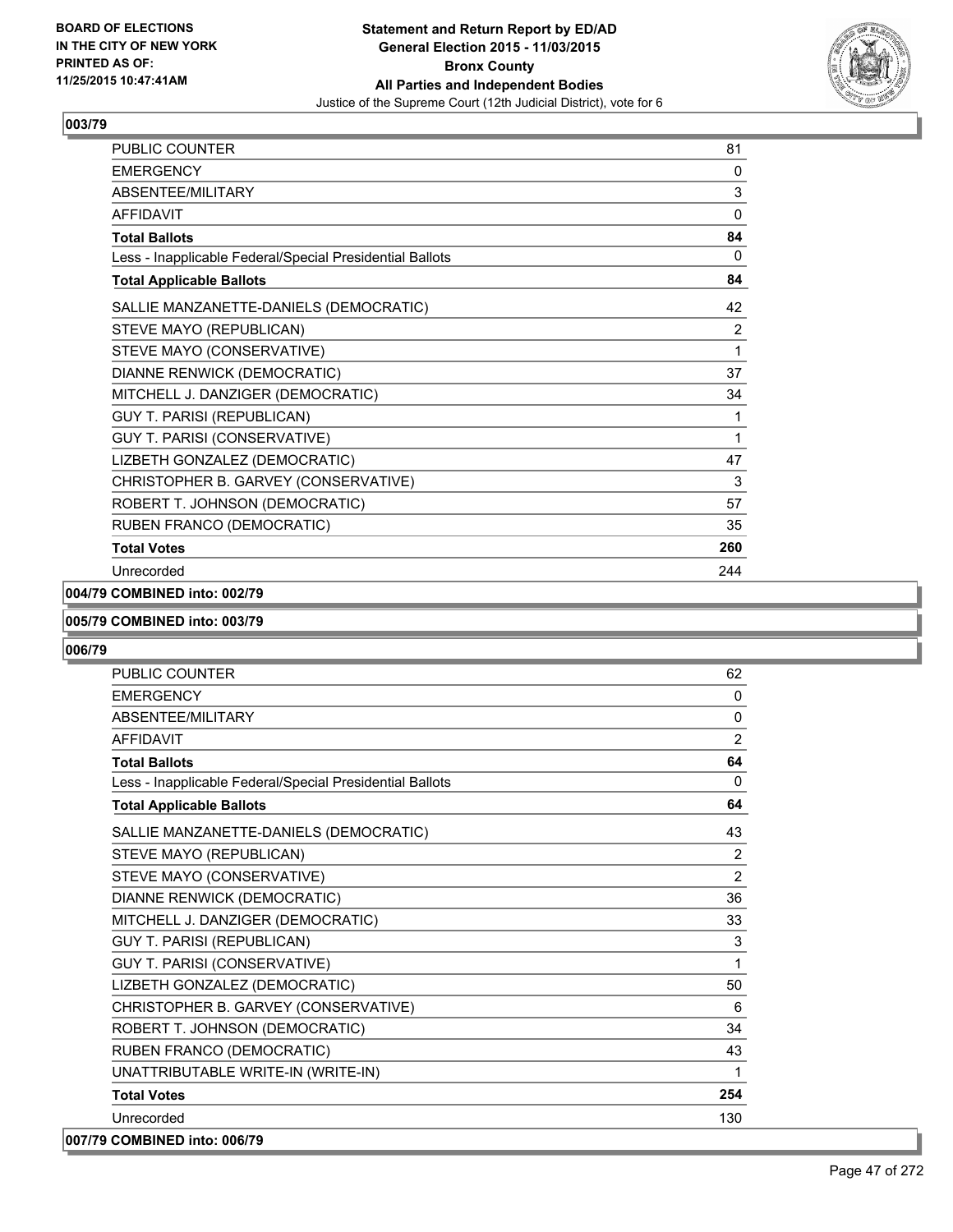**BOARD OF ELECTIONS IN THE CITY OF NEW YORK PRINTED AS OF: 11/25/2015 10:47:41AM**

**Statement and Return Report by ED/AD General Election 2015 - 11/03/2015 Bronx County All Parties and Independent Bodies**

Justice of the Supreme Court (12th Judicial District), vote for 6

## 003/79

| | |
|---|---|
| PUBLIC COUNTER | 81 |
| EMERGENCY | 0 |
| ABSENTEE/MILITARY | 3 |
| AFFIDAVIT | 0 |
| **Total Ballots** | **84** |
| Less - Inapplicable Federal/Special Presidential Ballots | 0 |
| **Total Applicable Ballots** | **84** |
| SALLIE MANZANETTE-DANIELS (DEMOCRATIC) | 42 |
| STEVE MAYO (REPUBLICAN) | 2 |
| STEVE MAYO (CONSERVATIVE) | 1 |
| DIANNE RENWICK (DEMOCRATIC) | 37 |
| MITCHELL J. DANZIGER (DEMOCRATIC) | 34 |
| GUY T. PARISI (REPUBLICAN) | 1 |
| GUY T. PARISI (CONSERVATIVE) | 1 |
| LIZBETH GONZALEZ (DEMOCRATIC) | 47 |
| CHRISTOPHER B. GARVEY (CONSERVATIVE) | 3 |
| ROBERT T. JOHNSON (DEMOCRATIC) | 57 |
| RUBEN FRANCO (DEMOCRATIC) | 35 |
| **Total Votes** | **260** |
| Unrecorded | 244 |

**004/79 COMBINED into: 002/79**

**005/79 COMBINED into: 003/79**

## 006/79

| | |
|---|---|
| PUBLIC COUNTER | 62 |
| EMERGENCY | 0 |
| ABSENTEE/MILITARY | 0 |
| AFFIDAVIT | 2 |
| **Total Ballots** | **64** |
| Less - Inapplicable Federal/Special Presidential Ballots | 0 |
| **Total Applicable Ballots** | **64** |
| SALLIE MANZANETTE-DANIELS (DEMOCRATIC) | 43 |
| STEVE MAYO (REPUBLICAN) | 2 |
| STEVE MAYO (CONSERVATIVE) | 2 |
| DIANNE RENWICK (DEMOCRATIC) | 36 |
| MITCHELL J. DANZIGER (DEMOCRATIC) | 33 |
| GUY T. PARISI (REPUBLICAN) | 3 |
| GUY T. PARISI (CONSERVATIVE) | 1 |
| LIZBETH GONZALEZ (DEMOCRATIC) | 50 |
| CHRISTOPHER B. GARVEY (CONSERVATIVE) | 6 |
| ROBERT T. JOHNSON (DEMOCRATIC) | 34 |
| RUBEN FRANCO (DEMOCRATIC) | 43 |
| UNATTRIBUTABLE WRITE-IN (WRITE-IN) | 1 |
| **Total Votes** | **254** |
| Unrecorded | 130 |

**007/79 COMBINED into: 006/79**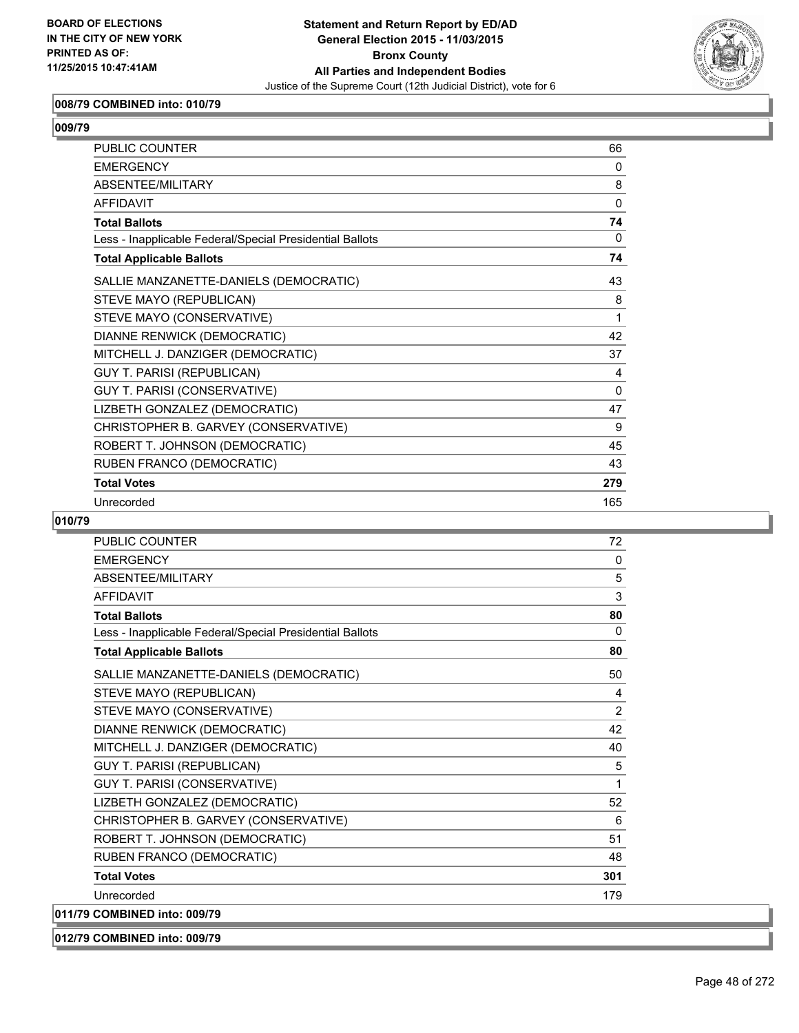**008/79 COMBINED into: 010/79**

**009/79**

| | |
|---|---|
| PUBLIC COUNTER | 66 |
| EMERGENCY | 0 |
| ABSENTEE/MILITARY | 8 |
| AFFIDAVIT | 0 |
| **Total Ballots** | **74** |
| Less - Inapplicable Federal/Special Presidential Ballots | 0 |
| **Total Applicable Ballots** | **74** |
| SALLIE MANZANETTE-DANIELS (DEMOCRATIC) | 43 |
| STEVE MAYO (REPUBLICAN) | 8 |
| STEVE MAYO (CONSERVATIVE) | 1 |
| DIANNE RENWICK (DEMOCRATIC) | 42 |
| MITCHELL J. DANZIGER (DEMOCRATIC) | 37 |
| GUY T. PARISI (REPUBLICAN) | 4 |
| GUY T. PARISI (CONSERVATIVE) | 0 |
| LIZBETH GONZALEZ (DEMOCRATIC) | 47 |
| CHRISTOPHER B. GARVEY (CONSERVATIVE) | 9 |
| ROBERT T. JOHNSON (DEMOCRATIC) | 45 |
| RUBEN FRANCO (DEMOCRATIC) | 43 |
| **Total Votes** | **279** |
| Unrecorded | 165 |

**010/79**

| | |
|---|---|
| PUBLIC COUNTER | 72 |
| EMERGENCY | 0 |
| ABSENTEE/MILITARY | 5 |
| AFFIDAVIT | 3 |
| **Total Ballots** | **80** |
| Less - Inapplicable Federal/Special Presidential Ballots | 0 |
| **Total Applicable Ballots** | **80** |
| SALLIE MANZANETTE-DANIELS (DEMOCRATIC) | 50 |
| STEVE MAYO (REPUBLICAN) | 4 |
| STEVE MAYO (CONSERVATIVE) | 2 |
| DIANNE RENWICK (DEMOCRATIC) | 42 |
| MITCHELL J. DANZIGER (DEMOCRATIC) | 40 |
| GUY T. PARISI (REPUBLICAN) | 5 |
| GUY T. PARISI (CONSERVATIVE) | 1 |
| LIZBETH GONZALEZ (DEMOCRATIC) | 52 |
| CHRISTOPHER B. GARVEY (CONSERVATIVE) | 6 |
| ROBERT T. JOHNSON (DEMOCRATIC) | 51 |
| RUBEN FRANCO (DEMOCRATIC) | 48 |
| **Total Votes** | **301** |
| Unrecorded | 179 |

**011/79 COMBINED into: 009/79**

**012/79 COMBINED into: 009/79**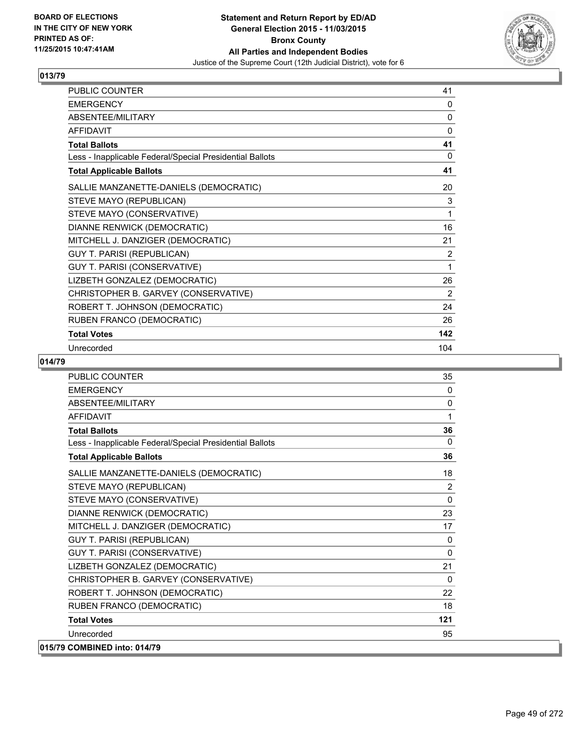**BOARD OF ELECTIONS IN THE CITY OF NEW YORK PRINTED AS OF: 11/25/2015 10:47:41AM**

**Statement and Return Report by ED/AD General Election 2015 - 11/03/2015 Bronx County All Parties and Independent Bodies**

Justice of the Supreme Court (12th Judicial District), vote for 6

## 013/79

| | |
|---|---|
| PUBLIC COUNTER | 41 |
| EMERGENCY | 0 |
| ABSENTEE/MILITARY | 0 |
| AFFIDAVIT | 0 |
| **Total Ballots** | **41** |
| Less - Inapplicable Federal/Special Presidential Ballots | 0 |
| **Total Applicable Ballots** | **41** |
| SALLIE MANZANETTE-DANIELS (DEMOCRATIC) | 20 |
| STEVE MAYO (REPUBLICAN) | 3 |
| STEVE MAYO (CONSERVATIVE) | 1 |
| DIANNE RENWICK (DEMOCRATIC) | 16 |
| MITCHELL J. DANZIGER (DEMOCRATIC) | 21 |
| GUY T. PARISI (REPUBLICAN) | 2 |
| GUY T. PARISI (CONSERVATIVE) | 1 |
| LIZBETH GONZALEZ (DEMOCRATIC) | 26 |
| CHRISTOPHER B. GARVEY (CONSERVATIVE) | 2 |
| ROBERT T. JOHNSON (DEMOCRATIC) | 24 |
| RUBEN FRANCO (DEMOCRATIC) | 26 |
| **Total Votes** | **142** |
| Unrecorded | 104 |

## 014/79

| | |
|---|---|
| PUBLIC COUNTER | 35 |
| EMERGENCY | 0 |
| ABSENTEE/MILITARY | 0 |
| AFFIDAVIT | 1 |
| **Total Ballots** | **36** |
| Less - Inapplicable Federal/Special Presidential Ballots | 0 |
| **Total Applicable Ballots** | **36** |
| SALLIE MANZANETTE-DANIELS (DEMOCRATIC) | 18 |
| STEVE MAYO (REPUBLICAN) | 2 |
| STEVE MAYO (CONSERVATIVE) | 0 |
| DIANNE RENWICK (DEMOCRATIC) | 23 |
| MITCHELL J. DANZIGER (DEMOCRATIC) | 17 |
| GUY T. PARISI (REPUBLICAN) | 0 |
| GUY T. PARISI (CONSERVATIVE) | 0 |
| LIZBETH GONZALEZ (DEMOCRATIC) | 21 |
| CHRISTOPHER B. GARVEY (CONSERVATIVE) | 0 |
| ROBERT T. JOHNSON (DEMOCRATIC) | 22 |
| RUBEN FRANCO (DEMOCRATIC) | 18 |
| **Total Votes** | **121** |
| Unrecorded | 95 |

## 015/79 COMBINED into: 014/79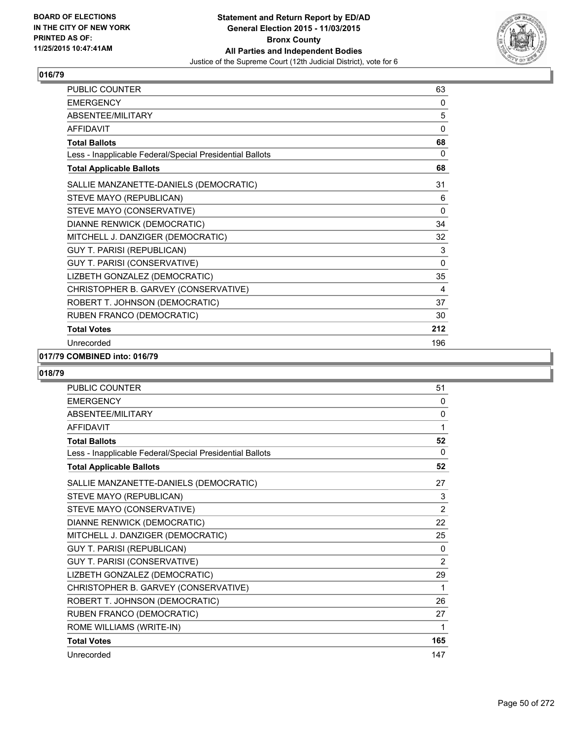**BOARD OF ELECTIONS IN THE CITY OF NEW YORK PRINTED AS OF: 11/25/2015 10:47:41AM**

**Statement and Return Report by ED/AD**
**General Election 2015 - 11/03/2015**
**Bronx County**
**All Parties and Independent Bodies**
Justice of the Supreme Court (12th Judicial District), vote for 6

## 016/79

| | |
|---|---|
| PUBLIC COUNTER | 63 |
| EMERGENCY | 0 |
| ABSENTEE/MILITARY | 5 |
| AFFIDAVIT | 0 |
| **Total Ballots** | **68** |
| Less - Inapplicable Federal/Special Presidential Ballots | 0 |
| **Total Applicable Ballots** | **68** |
| SALLIE MANZANETTE-DANIELS (DEMOCRATIC) | 31 |
| STEVE MAYO (REPUBLICAN) | 6 |
| STEVE MAYO (CONSERVATIVE) | 0 |
| DIANNE RENWICK (DEMOCRATIC) | 34 |
| MITCHELL J. DANZIGER (DEMOCRATIC) | 32 |
| GUY T. PARISI (REPUBLICAN) | 3 |
| GUY T. PARISI (CONSERVATIVE) | 0 |
| LIZBETH GONZALEZ (DEMOCRATIC) | 35 |
| CHRISTOPHER B. GARVEY (CONSERVATIVE) | 4 |
| ROBERT T. JOHNSON (DEMOCRATIC) | 37 |
| RUBEN FRANCO (DEMOCRATIC) | 30 |
| **Total Votes** | **212** |
| Unrecorded | 196 |

## 017/79 COMBINED into: 016/79

## 018/79

| | |
|---|---|
| PUBLIC COUNTER | 51 |
| EMERGENCY | 0 |
| ABSENTEE/MILITARY | 0 |
| AFFIDAVIT | 1 |
| **Total Ballots** | **52** |
| Less - Inapplicable Federal/Special Presidential Ballots | 0 |
| **Total Applicable Ballots** | **52** |
| SALLIE MANZANETTE-DANIELS (DEMOCRATIC) | 27 |
| STEVE MAYO (REPUBLICAN) | 3 |
| STEVE MAYO (CONSERVATIVE) | 2 |
| DIANNE RENWICK (DEMOCRATIC) | 22 |
| MITCHELL J. DANZIGER (DEMOCRATIC) | 25 |
| GUY T. PARISI (REPUBLICAN) | 0 |
| GUY T. PARISI (CONSERVATIVE) | 2 |
| LIZBETH GONZALEZ (DEMOCRATIC) | 29 |
| CHRISTOPHER B. GARVEY (CONSERVATIVE) | 1 |
| ROBERT T. JOHNSON (DEMOCRATIC) | 26 |
| RUBEN FRANCO (DEMOCRATIC) | 27 |
| ROME WILLIAMS (WRITE-IN) | 1 |
| **Total Votes** | **165** |
| Unrecorded | 147 |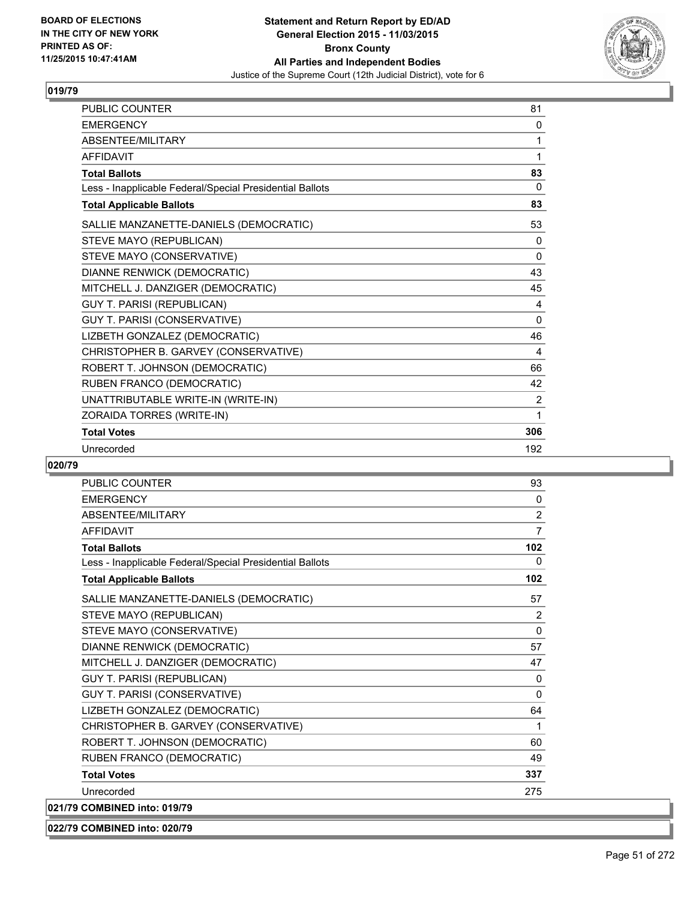**BOARD OF ELECTIONS IN THE CITY OF NEW YORK PRINTED AS OF: 11/25/2015 10:47:41AM**

**Statement and Return Report by ED/AD General Election 2015 - 11/03/2015 Bronx County All Parties and Independent Bodies**

Justice of the Supreme Court (12th Judicial District), vote for 6

## 019/79

| | |
|---|---|
| PUBLIC COUNTER | 81 |
| EMERGENCY | 0 |
| ABSENTEE/MILITARY | 1 |
| AFFIDAVIT | 1 |
| **Total Ballots** | **83** |
| Less - Inapplicable Federal/Special Presidential Ballots | 0 |
| **Total Applicable Ballots** | **83** |
| SALLIE MANZANETTE-DANIELS (DEMOCRATIC) | 53 |
| STEVE MAYO (REPUBLICAN) | 0 |
| STEVE MAYO (CONSERVATIVE) | 0 |
| DIANNE RENWICK (DEMOCRATIC) | 43 |
| MITCHELL J. DANZIGER (DEMOCRATIC) | 45 |
| GUY T. PARISI (REPUBLICAN) | 4 |
| GUY T. PARISI (CONSERVATIVE) | 0 |
| LIZBETH GONZALEZ (DEMOCRATIC) | 46 |
| CHRISTOPHER B. GARVEY (CONSERVATIVE) | 4 |
| ROBERT T. JOHNSON (DEMOCRATIC) | 66 |
| RUBEN FRANCO (DEMOCRATIC) | 42 |
| UNATTRIBUTABLE WRITE-IN (WRITE-IN) | 2 |
| ZORAIDA TORRES (WRITE-IN) | 1 |
| **Total Votes** | **306** |
| Unrecorded | 192 |

## 020/79

| | |
|---|---|
| PUBLIC COUNTER | 93 |
| EMERGENCY | 0 |
| ABSENTEE/MILITARY | 2 |
| AFFIDAVIT | 7 |
| **Total Ballots** | **102** |
| Less - Inapplicable Federal/Special Presidential Ballots | 0 |
| **Total Applicable Ballots** | **102** |
| SALLIE MANZANETTE-DANIELS (DEMOCRATIC) | 57 |
| STEVE MAYO (REPUBLICAN) | 2 |
| STEVE MAYO (CONSERVATIVE) | 0 |
| DIANNE RENWICK (DEMOCRATIC) | 57 |
| MITCHELL J. DANZIGER (DEMOCRATIC) | 47 |
| GUY T. PARISI (REPUBLICAN) | 0 |
| GUY T. PARISI (CONSERVATIVE) | 0 |
| LIZBETH GONZALEZ (DEMOCRATIC) | 64 |
| CHRISTOPHER B. GARVEY (CONSERVATIVE) | 1 |
| ROBERT T. JOHNSON (DEMOCRATIC) | 60 |
| RUBEN FRANCO (DEMOCRATIC) | 49 |
| **Total Votes** | **337** |
| Unrecorded | 275 |

## 021/79 COMBINED into: 019/79

## 022/79 COMBINED into: 020/79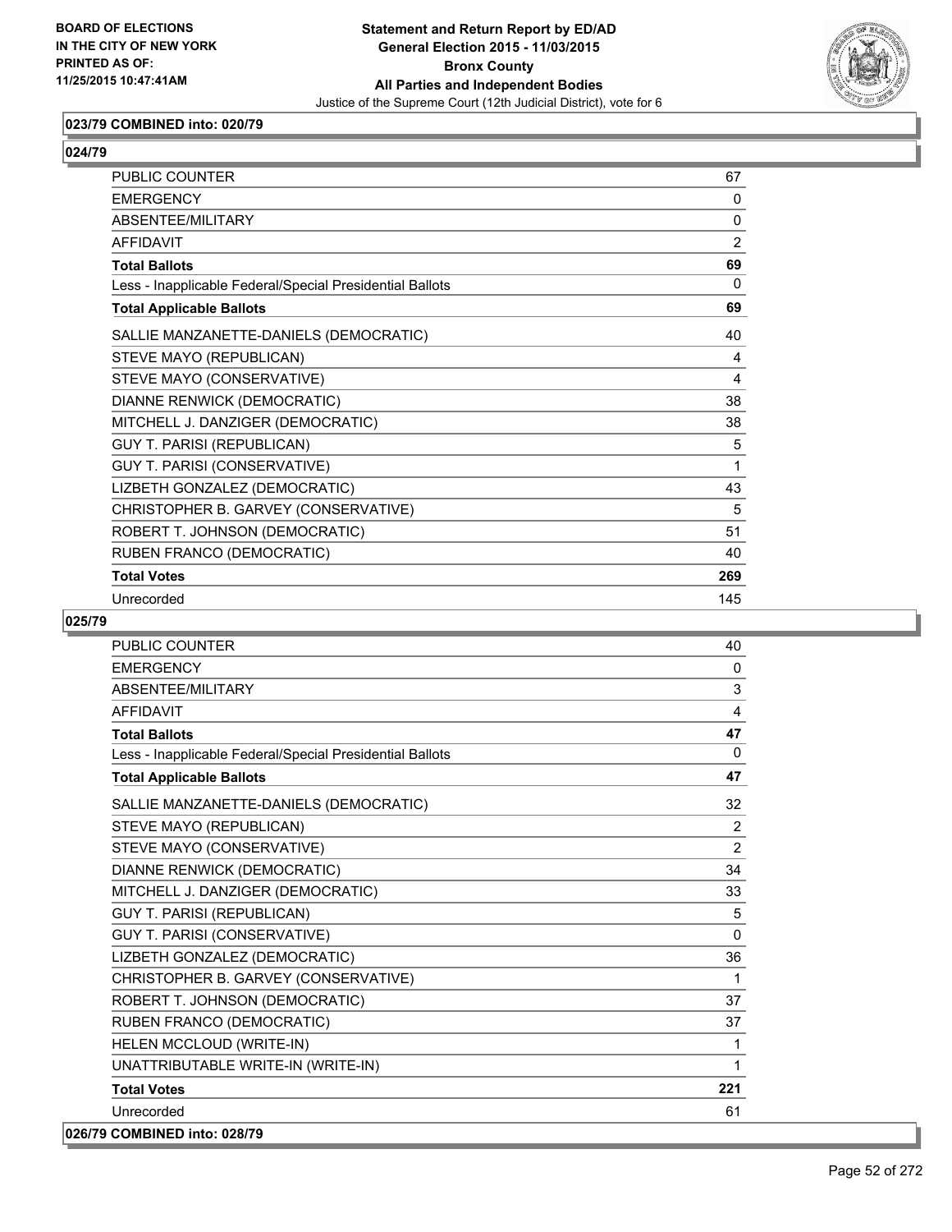### 023/79 COMBINED into: 020/79

### 024/79

| | |
|---|---|
| PUBLIC COUNTER | 67 |
| EMERGENCY | 0 |
| ABSENTEE/MILITARY | 0 |
| AFFIDAVIT | 2 |
| **Total Ballots** | **69** |
| Less - Inapplicable Federal/Special Presidential Ballots | 0 |
| **Total Applicable Ballots** | **69** |
| SALLIE MANZANETTE-DANIELS (DEMOCRATIC) | 40 |
| STEVE MAYO (REPUBLICAN) | 4 |
| STEVE MAYO (CONSERVATIVE) | 4 |
| DIANNE RENWICK (DEMOCRATIC) | 38 |
| MITCHELL J. DANZIGER (DEMOCRATIC) | 38 |
| GUY T. PARISI (REPUBLICAN) | 5 |
| GUY T. PARISI (CONSERVATIVE) | 1 |
| LIZBETH GONZALEZ (DEMOCRATIC) | 43 |
| CHRISTOPHER B. GARVEY (CONSERVATIVE) | 5 |
| ROBERT T. JOHNSON (DEMOCRATIC) | 51 |
| RUBEN FRANCO (DEMOCRATIC) | 40 |
| **Total Votes** | **269** |
| Unrecorded | 145 |

### 025/79

| | |
|---|---|
| PUBLIC COUNTER | 40 |
| EMERGENCY | 0 |
| ABSENTEE/MILITARY | 3 |
| AFFIDAVIT | 4 |
| **Total Ballots** | **47** |
| Less - Inapplicable Federal/Special Presidential Ballots | 0 |
| **Total Applicable Ballots** | **47** |
| SALLIE MANZANETTE-DANIELS (DEMOCRATIC) | 32 |
| STEVE MAYO (REPUBLICAN) | 2 |
| STEVE MAYO (CONSERVATIVE) | 2 |
| DIANNE RENWICK (DEMOCRATIC) | 34 |
| MITCHELL J. DANZIGER (DEMOCRATIC) | 33 |
| GUY T. PARISI (REPUBLICAN) | 5 |
| GUY T. PARISI (CONSERVATIVE) | 0 |
| LIZBETH GONZALEZ (DEMOCRATIC) | 36 |
| CHRISTOPHER B. GARVEY (CONSERVATIVE) | 1 |
| ROBERT T. JOHNSON (DEMOCRATIC) | 37 |
| RUBEN FRANCO (DEMOCRATIC) | 37 |
| HELEN MCCLOUD (WRITE-IN) | 1 |
| UNATTRIBUTABLE WRITE-IN (WRITE-IN) | 1 |
| **Total Votes** | **221** |
| Unrecorded | 61 |

### 026/79 COMBINED into: 028/79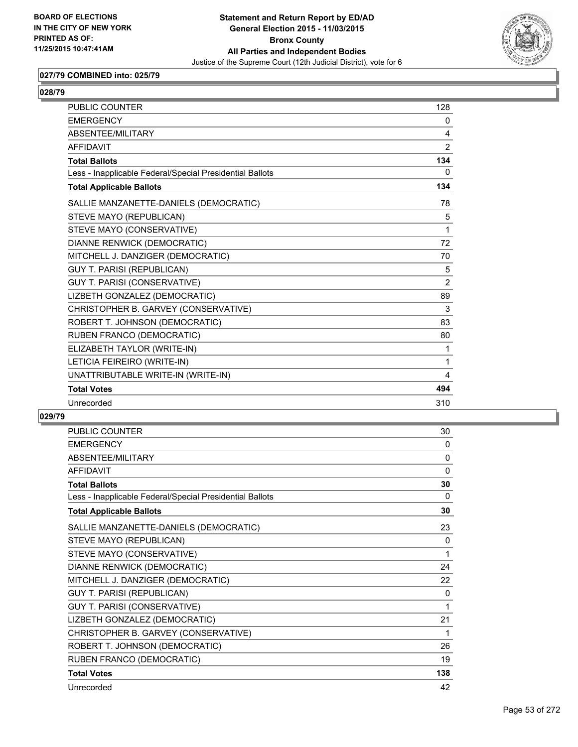### 027/79 COMBINED into: 025/79

### 028/79

| | |
|---|---|
| PUBLIC COUNTER | 128 |
| EMERGENCY | 0 |
| ABSENTEE/MILITARY | 4 |
| AFFIDAVIT | 2 |
| **Total Ballots** | **134** |
| Less - Inapplicable Federal/Special Presidential Ballots | 0 |
| **Total Applicable Ballots** | **134** |
| SALLIE MANZANETTE-DANIELS (DEMOCRATIC) | 78 |
| STEVE MAYO (REPUBLICAN) | 5 |
| STEVE MAYO (CONSERVATIVE) | 1 |
| DIANNE RENWICK (DEMOCRATIC) | 72 |
| MITCHELL J. DANZIGER (DEMOCRATIC) | 70 |
| GUY T. PARISI (REPUBLICAN) | 5 |
| GUY T. PARISI (CONSERVATIVE) | 2 |
| LIZBETH GONZALEZ (DEMOCRATIC) | 89 |
| CHRISTOPHER B. GARVEY (CONSERVATIVE) | 3 |
| ROBERT T. JOHNSON (DEMOCRATIC) | 83 |
| RUBEN FRANCO (DEMOCRATIC) | 80 |
| ELIZABETH TAYLOR (WRITE-IN) | 1 |
| LETICIA FEIREIRO (WRITE-IN) | 1 |
| UNATTRIBUTABLE WRITE-IN (WRITE-IN) | 4 |
| **Total Votes** | **494** |
| Unrecorded | 310 |

### 029/79

| | |
|---|---|
| PUBLIC COUNTER | 30 |
| EMERGENCY | 0 |
| ABSENTEE/MILITARY | 0 |
| AFFIDAVIT | 0 |
| **Total Ballots** | **30** |
| Less - Inapplicable Federal/Special Presidential Ballots | 0 |
| **Total Applicable Ballots** | **30** |
| SALLIE MANZANETTE-DANIELS (DEMOCRATIC) | 23 |
| STEVE MAYO (REPUBLICAN) | 0 |
| STEVE MAYO (CONSERVATIVE) | 1 |
| DIANNE RENWICK (DEMOCRATIC) | 24 |
| MITCHELL J. DANZIGER (DEMOCRATIC) | 22 |
| GUY T. PARISI (REPUBLICAN) | 0 |
| GUY T. PARISI (CONSERVATIVE) | 1 |
| LIZBETH GONZALEZ (DEMOCRATIC) | 21 |
| CHRISTOPHER B. GARVEY (CONSERVATIVE) | 1 |
| ROBERT T. JOHNSON (DEMOCRATIC) | 26 |
| RUBEN FRANCO (DEMOCRATIC) | 19 |
| **Total Votes** | **138** |
| Unrecorded | 42 |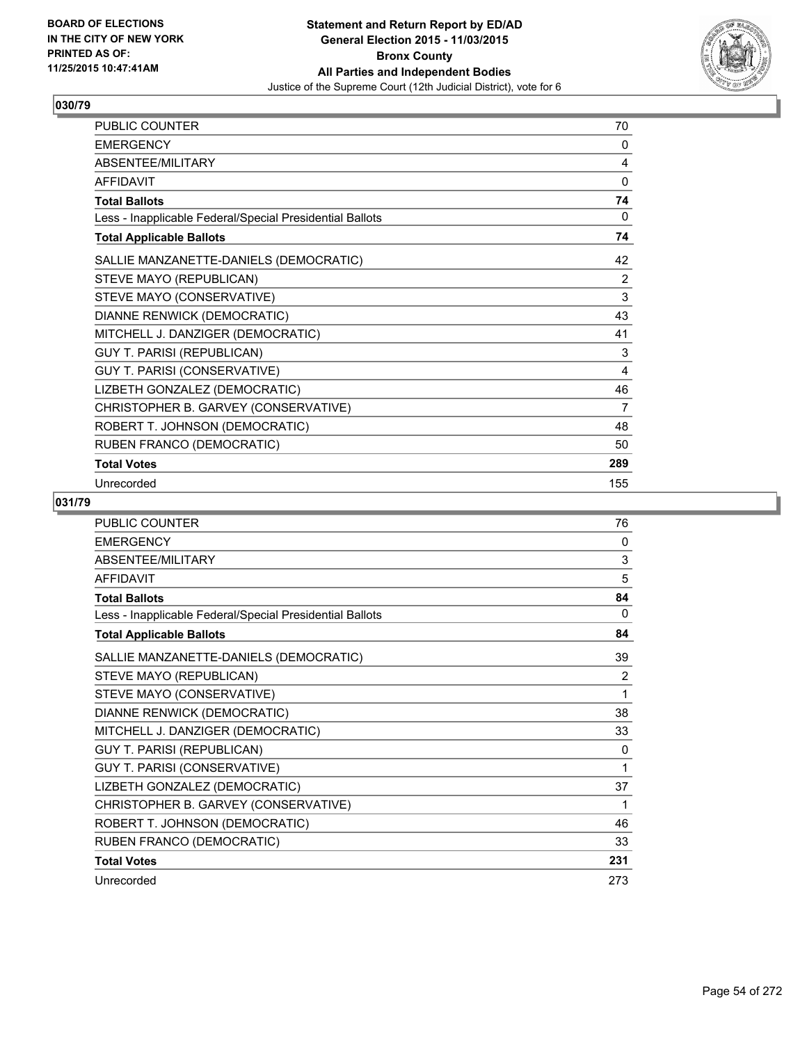**BOARD OF ELECTIONS IN THE CITY OF NEW YORK PRINTED AS OF: 11/25/2015 10:47:41AM**

**Statement and Return Report by ED/AD General Election 2015 - 11/03/2015 Bronx County All Parties and Independent Bodies**

Justice of the Supreme Court (12th Judicial District), vote for 6

## 030/79

| | |
|---|---|
| PUBLIC COUNTER | 70 |
| EMERGENCY | 0 |
| ABSENTEE/MILITARY | 4 |
| AFFIDAVIT | 0 |
| **Total Ballots** | **74** |
| Less - Inapplicable Federal/Special Presidential Ballots | 0 |
| **Total Applicable Ballots** | **74** |
| SALLIE MANZANETTE-DANIELS (DEMOCRATIC) | 42 |
| STEVE MAYO (REPUBLICAN) | 2 |
| STEVE MAYO (CONSERVATIVE) | 3 |
| DIANNE RENWICK (DEMOCRATIC) | 43 |
| MITCHELL J. DANZIGER (DEMOCRATIC) | 41 |
| GUY T. PARISI (REPUBLICAN) | 3 |
| GUY T. PARISI (CONSERVATIVE) | 4 |
| LIZBETH GONZALEZ (DEMOCRATIC) | 46 |
| CHRISTOPHER B. GARVEY (CONSERVATIVE) | 7 |
| ROBERT T. JOHNSON (DEMOCRATIC) | 48 |
| RUBEN FRANCO (DEMOCRATIC) | 50 |
| **Total Votes** | **289** |
| Unrecorded | 155 |

## 031/79

| | |
|---|---|
| PUBLIC COUNTER | 76 |
| EMERGENCY | 0 |
| ABSENTEE/MILITARY | 3 |
| AFFIDAVIT | 5 |
| **Total Ballots** | **84** |
| Less - Inapplicable Federal/Special Presidential Ballots | 0 |
| **Total Applicable Ballots** | **84** |
| SALLIE MANZANETTE-DANIELS (DEMOCRATIC) | 39 |
| STEVE MAYO (REPUBLICAN) | 2 |
| STEVE MAYO (CONSERVATIVE) | 1 |
| DIANNE RENWICK (DEMOCRATIC) | 38 |
| MITCHELL J. DANZIGER (DEMOCRATIC) | 33 |
| GUY T. PARISI (REPUBLICAN) | 0 |
| GUY T. PARISI (CONSERVATIVE) | 1 |
| LIZBETH GONZALEZ (DEMOCRATIC) | 37 |
| CHRISTOPHER B. GARVEY (CONSERVATIVE) | 1 |
| ROBERT T. JOHNSON (DEMOCRATIC) | 46 |
| RUBEN FRANCO (DEMOCRATIC) | 33 |
| **Total Votes** | **231** |
| Unrecorded | 273 |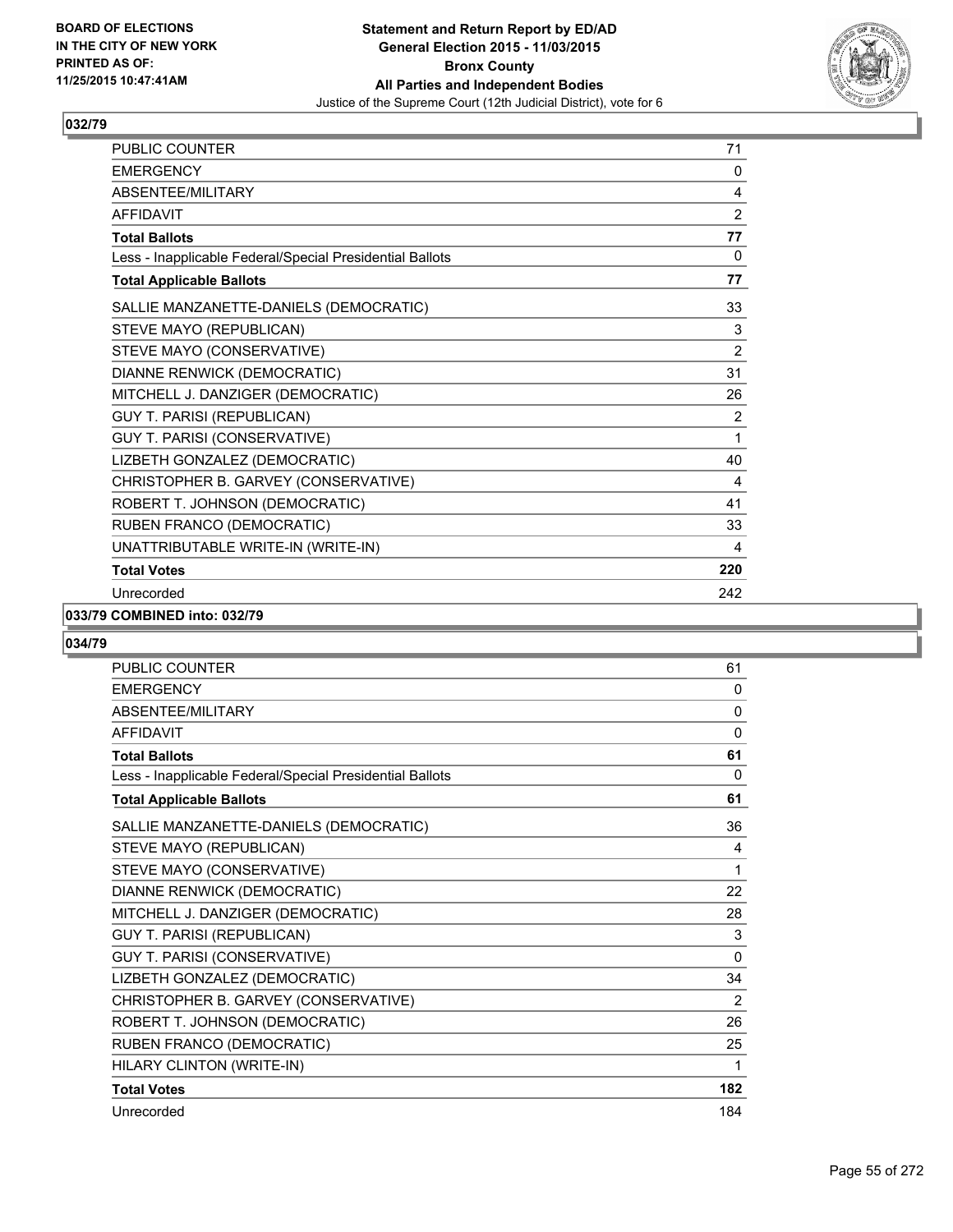### 032/79

| | |
|---|---|
| PUBLIC COUNTER | 71 |
| EMERGENCY | 0 |
| ABSENTEE/MILITARY | 4 |
| AFFIDAVIT | 2 |
| **Total Ballots** | **77** |
| Less - Inapplicable Federal/Special Presidential Ballots | 0 |
| **Total Applicable Ballots** | **77** |
| SALLIE MANZANETTE-DANIELS (DEMOCRATIC) | 33 |
| STEVE MAYO (REPUBLICAN) | 3 |
| STEVE MAYO (CONSERVATIVE) | 2 |
| DIANNE RENWICK (DEMOCRATIC) | 31 |
| MITCHELL J. DANZIGER (DEMOCRATIC) | 26 |
| GUY T. PARISI (REPUBLICAN) | 2 |
| GUY T. PARISI (CONSERVATIVE) | 1 |
| LIZBETH GONZALEZ (DEMOCRATIC) | 40 |
| CHRISTOPHER B. GARVEY (CONSERVATIVE) | 4 |
| ROBERT T. JOHNSON (DEMOCRATIC) | 41 |
| RUBEN FRANCO (DEMOCRATIC) | 33 |
| UNATTRIBUTABLE WRITE-IN (WRITE-IN) | 4 |
| **Total Votes** | **220** |
| Unrecorded | 242 |

### 033/79 COMBINED into: 032/79

### 034/79

| | |
|---|---|
| PUBLIC COUNTER | 61 |
| EMERGENCY | 0 |
| ABSENTEE/MILITARY | 0 |
| AFFIDAVIT | 0 |
| **Total Ballots** | **61** |
| Less - Inapplicable Federal/Special Presidential Ballots | 0 |
| **Total Applicable Ballots** | **61** |
| SALLIE MANZANETTE-DANIELS (DEMOCRATIC) | 36 |
| STEVE MAYO (REPUBLICAN) | 4 |
| STEVE MAYO (CONSERVATIVE) | 1 |
| DIANNE RENWICK (DEMOCRATIC) | 22 |
| MITCHELL J. DANZIGER (DEMOCRATIC) | 28 |
| GUY T. PARISI (REPUBLICAN) | 3 |
| GUY T. PARISI (CONSERVATIVE) | 0 |
| LIZBETH GONZALEZ (DEMOCRATIC) | 34 |
| CHRISTOPHER B. GARVEY (CONSERVATIVE) | 2 |
| ROBERT T. JOHNSON (DEMOCRATIC) | 26 |
| RUBEN FRANCO (DEMOCRATIC) | 25 |
| HILARY CLINTON (WRITE-IN) | 1 |
| **Total Votes** | **182** |
| Unrecorded | 184 |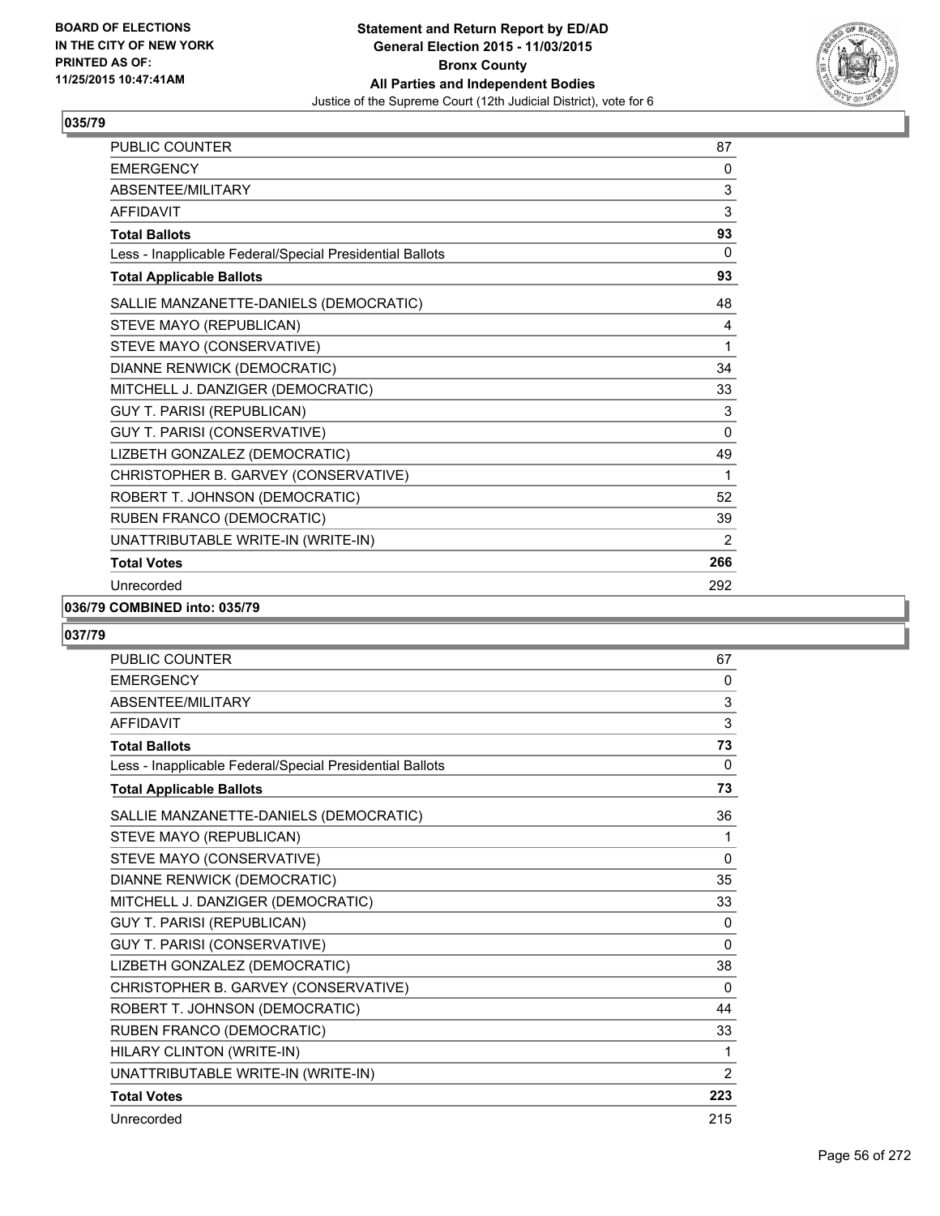**BOARD OF ELECTIONS IN THE CITY OF NEW YORK PRINTED AS OF: 11/25/2015 10:47:41AM**

**Statement and Return Report by ED/AD General Election 2015 - 11/03/2015 Bronx County All Parties and Independent Bodies**
Justice of the Supreme Court (12th Judicial District), vote for 6

## 035/79

| | |
|---|---|
| PUBLIC COUNTER | 87 |
| EMERGENCY | 0 |
| ABSENTEE/MILITARY | 3 |
| AFFIDAVIT | 3 |
| **Total Ballots** | **93** |
| Less - Inapplicable Federal/Special Presidential Ballots | 0 |
| **Total Applicable Ballots** | **93** |
| SALLIE MANZANETTE-DANIELS (DEMOCRATIC) | 48 |
| STEVE MAYO (REPUBLICAN) | 4 |
| STEVE MAYO (CONSERVATIVE) | 1 |
| DIANNE RENWICK (DEMOCRATIC) | 34 |
| MITCHELL J. DANZIGER (DEMOCRATIC) | 33 |
| GUY T. PARISI (REPUBLICAN) | 3 |
| GUY T. PARISI (CONSERVATIVE) | 0 |
| LIZBETH GONZALEZ (DEMOCRATIC) | 49 |
| CHRISTOPHER B. GARVEY (CONSERVATIVE) | 1 |
| ROBERT T. JOHNSON (DEMOCRATIC) | 52 |
| RUBEN FRANCO (DEMOCRATIC) | 39 |
| UNATTRIBUTABLE WRITE-IN (WRITE-IN) | 2 |
| **Total Votes** | **266** |
| Unrecorded | 292 |

## 036/79 COMBINED into: 035/79

## 037/79

| | |
|---|---|
| PUBLIC COUNTER | 67 |
| EMERGENCY | 0 |
| ABSENTEE/MILITARY | 3 |
| AFFIDAVIT | 3 |
| **Total Ballots** | **73** |
| Less - Inapplicable Federal/Special Presidential Ballots | 0 |
| **Total Applicable Ballots** | **73** |
| SALLIE MANZANETTE-DANIELS (DEMOCRATIC) | 36 |
| STEVE MAYO (REPUBLICAN) | 1 |
| STEVE MAYO (CONSERVATIVE) | 0 |
| DIANNE RENWICK (DEMOCRATIC) | 35 |
| MITCHELL J. DANZIGER (DEMOCRATIC) | 33 |
| GUY T. PARISI (REPUBLICAN) | 0 |
| GUY T. PARISI (CONSERVATIVE) | 0 |
| LIZBETH GONZALEZ (DEMOCRATIC) | 38 |
| CHRISTOPHER B. GARVEY (CONSERVATIVE) | 0 |
| ROBERT T. JOHNSON (DEMOCRATIC) | 44 |
| RUBEN FRANCO (DEMOCRATIC) | 33 |
| HILARY CLINTON (WRITE-IN) | 1 |
| UNATTRIBUTABLE WRITE-IN (WRITE-IN) | 2 |
| **Total Votes** | **223** |
| Unrecorded | 215 |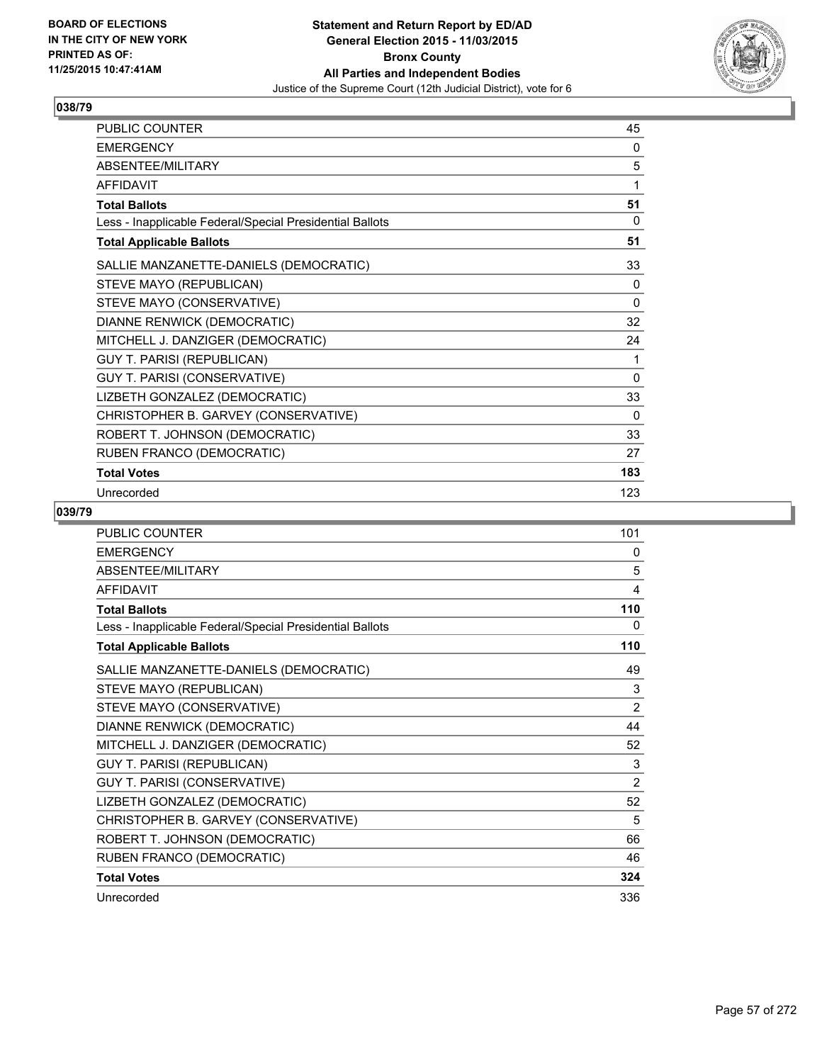BOARD OF ELECTIONS
IN THE CITY OF NEW YORK
PRINTED AS OF:
11/25/2015 10:47:41AM

**Statement and Return Report by ED/AD**
**General Election 2015 - 11/03/2015**
**Bronx County**
**All Parties and Independent Bodies**
Justice of the Supreme Court (12th Judicial District), vote for 6

## 038/79

| | |
|---|---|
| PUBLIC COUNTER | 45 |
| EMERGENCY | 0 |
| ABSENTEE/MILITARY | 5 |
| AFFIDAVIT | 1 |
| **Total Ballots** | **51** |
| Less - Inapplicable Federal/Special Presidential Ballots | 0 |
| **Total Applicable Ballots** | **51** |
| SALLIE MANZANETTE-DANIELS (DEMOCRATIC) | 33 |
| STEVE MAYO (REPUBLICAN) | 0 |
| STEVE MAYO (CONSERVATIVE) | 0 |
| DIANNE RENWICK (DEMOCRATIC) | 32 |
| MITCHELL J. DANZIGER (DEMOCRATIC) | 24 |
| GUY T. PARISI (REPUBLICAN) | 1 |
| GUY T. PARISI (CONSERVATIVE) | 0 |
| LIZBETH GONZALEZ (DEMOCRATIC) | 33 |
| CHRISTOPHER B. GARVEY (CONSERVATIVE) | 0 |
| ROBERT T. JOHNSON (DEMOCRATIC) | 33 |
| RUBEN FRANCO (DEMOCRATIC) | 27 |
| **Total Votes** | **183** |
| Unrecorded | 123 |

## 039/79

| | |
|---|---|
| PUBLIC COUNTER | 101 |
| EMERGENCY | 0 |
| ABSENTEE/MILITARY | 5 |
| AFFIDAVIT | 4 |
| **Total Ballots** | **110** |
| Less - Inapplicable Federal/Special Presidential Ballots | 0 |
| **Total Applicable Ballots** | **110** |
| SALLIE MANZANETTE-DANIELS (DEMOCRATIC) | 49 |
| STEVE MAYO (REPUBLICAN) | 3 |
| STEVE MAYO (CONSERVATIVE) | 2 |
| DIANNE RENWICK (DEMOCRATIC) | 44 |
| MITCHELL J. DANZIGER (DEMOCRATIC) | 52 |
| GUY T. PARISI (REPUBLICAN) | 3 |
| GUY T. PARISI (CONSERVATIVE) | 2 |
| LIZBETH GONZALEZ (DEMOCRATIC) | 52 |
| CHRISTOPHER B. GARVEY (CONSERVATIVE) | 5 |
| ROBERT T. JOHNSON (DEMOCRATIC) | 66 |
| RUBEN FRANCO (DEMOCRATIC) | 46 |
| **Total Votes** | **324** |
| Unrecorded | 336 |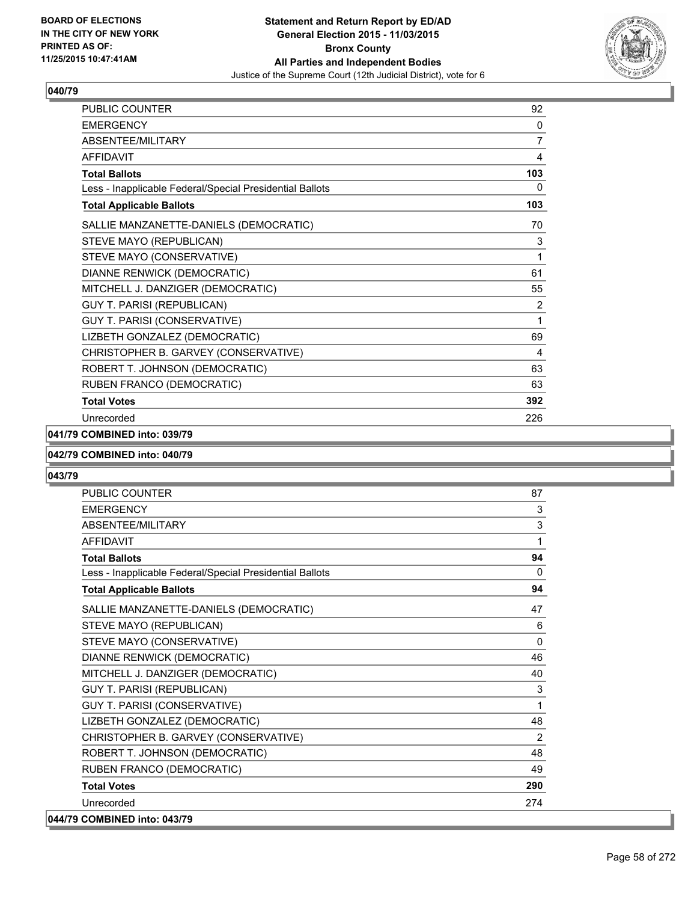**Statement and Return Report by ED/AD**
**General Election 2015 - 11/03/2015**
**Bronx County**
**All Parties and Independent Bodies**
Justice of the Supreme Court (12th Judicial District), vote for 6

BOARD OF ELECTIONS
IN THE CITY OF NEW YORK
PRINTED AS OF:
11/25/2015 10:47:41AM

### 040/79

| | |
|---|---|
| PUBLIC COUNTER | 92 |
| EMERGENCY | 0 |
| ABSENTEE/MILITARY | 7 |
| AFFIDAVIT | 4 |
| **Total Ballots** | **103** |
| Less - Inapplicable Federal/Special Presidential Ballots | 0 |
| **Total Applicable Ballots** | **103** |
| SALLIE MANZANETTE-DANIELS (DEMOCRATIC) | 70 |
| STEVE MAYO (REPUBLICAN) | 3 |
| STEVE MAYO (CONSERVATIVE) | 1 |
| DIANNE RENWICK (DEMOCRATIC) | 61 |
| MITCHELL J. DANZIGER (DEMOCRATIC) | 55 |
| GUY T. PARISI (REPUBLICAN) | 2 |
| GUY T. PARISI (CONSERVATIVE) | 1 |
| LIZBETH GONZALEZ (DEMOCRATIC) | 69 |
| CHRISTOPHER B. GARVEY (CONSERVATIVE) | 4 |
| ROBERT T. JOHNSON (DEMOCRATIC) | 63 |
| RUBEN FRANCO (DEMOCRATIC) | 63 |
| **Total Votes** | **392** |
| Unrecorded | 226 |

### 041/79 COMBINED into: 039/79

### 042/79 COMBINED into: 040/79

### 043/79

| | |
|---|---|
| PUBLIC COUNTER | 87 |
| EMERGENCY | 3 |
| ABSENTEE/MILITARY | 3 |
| AFFIDAVIT | 1 |
| **Total Ballots** | **94** |
| Less - Inapplicable Federal/Special Presidential Ballots | 0 |
| **Total Applicable Ballots** | **94** |
| SALLIE MANZANETTE-DANIELS (DEMOCRATIC) | 47 |
| STEVE MAYO (REPUBLICAN) | 6 |
| STEVE MAYO (CONSERVATIVE) | 0 |
| DIANNE RENWICK (DEMOCRATIC) | 46 |
| MITCHELL J. DANZIGER (DEMOCRATIC) | 40 |
| GUY T. PARISI (REPUBLICAN) | 3 |
| GUY T. PARISI (CONSERVATIVE) | 1 |
| LIZBETH GONZALEZ (DEMOCRATIC) | 48 |
| CHRISTOPHER B. GARVEY (CONSERVATIVE) | 2 |
| ROBERT T. JOHNSON (DEMOCRATIC) | 48 |
| RUBEN FRANCO (DEMOCRATIC) | 49 |
| **Total Votes** | **290** |
| Unrecorded | 274 |

### 044/79 COMBINED into: 043/79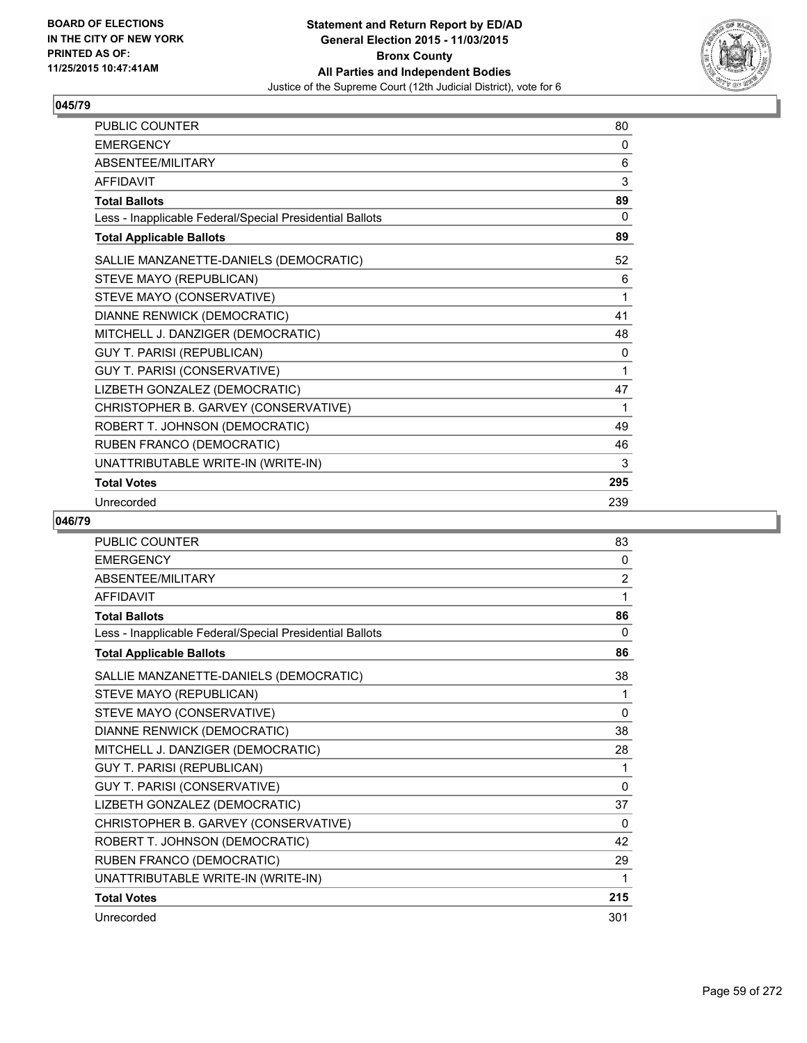# Statement and Return Report by ED/AD
## General Election 2015 - 11/03/2015
## Bronx County
## All Parties and Independent Bodies
### Justice of the Supreme Court (12th Judicial District), vote for 6

BOARD OF ELECTIONS IN THE CITY OF NEW YORK PRINTED AS OF: 11/25/2015 10:47:41AM

### 045/79

| | |
|---|---|
| PUBLIC COUNTER | 80 |
| EMERGENCY | 0 |
| ABSENTEE/MILITARY | 6 |
| AFFIDAVIT | 3 |
| **Total Ballots** | **89** |
| Less - Inapplicable Federal/Special Presidential Ballots | 0 |
| **Total Applicable Ballots** | **89** |
| SALLIE MANZANETTE-DANIELS (DEMOCRATIC) | 52 |
| STEVE MAYO (REPUBLICAN) | 6 |
| STEVE MAYO (CONSERVATIVE) | 1 |
| DIANNE RENWICK (DEMOCRATIC) | 41 |
| MITCHELL J. DANZIGER (DEMOCRATIC) | 48 |
| GUY T. PARISI (REPUBLICAN) | 0 |
| GUY T. PARISI (CONSERVATIVE) | 1 |
| LIZBETH GONZALEZ (DEMOCRATIC) | 47 |
| CHRISTOPHER B. GARVEY (CONSERVATIVE) | 1 |
| ROBERT T. JOHNSON (DEMOCRATIC) | 49 |
| RUBEN FRANCO (DEMOCRATIC) | 46 |
| UNATTRIBUTABLE WRITE-IN (WRITE-IN) | 3 |
| **Total Votes** | **295** |
| Unrecorded | 239 |

### 046/79

| | |
|---|---|
| PUBLIC COUNTER | 83 |
| EMERGENCY | 0 |
| ABSENTEE/MILITARY | 2 |
| AFFIDAVIT | 1 |
| **Total Ballots** | **86** |
| Less - Inapplicable Federal/Special Presidential Ballots | 0 |
| **Total Applicable Ballots** | **86** |
| SALLIE MANZANETTE-DANIELS (DEMOCRATIC) | 38 |
| STEVE MAYO (REPUBLICAN) | 1 |
| STEVE MAYO (CONSERVATIVE) | 0 |
| DIANNE RENWICK (DEMOCRATIC) | 38 |
| MITCHELL J. DANZIGER (DEMOCRATIC) | 28 |
| GUY T. PARISI (REPUBLICAN) | 1 |
| GUY T. PARISI (CONSERVATIVE) | 0 |
| LIZBETH GONZALEZ (DEMOCRATIC) | 37 |
| CHRISTOPHER B. GARVEY (CONSERVATIVE) | 0 |
| ROBERT T. JOHNSON (DEMOCRATIC) | 42 |
| RUBEN FRANCO (DEMOCRATIC) | 29 |
| UNATTRIBUTABLE WRITE-IN (WRITE-IN) | 1 |
| **Total Votes** | **215** |
| Unrecorded | 301 |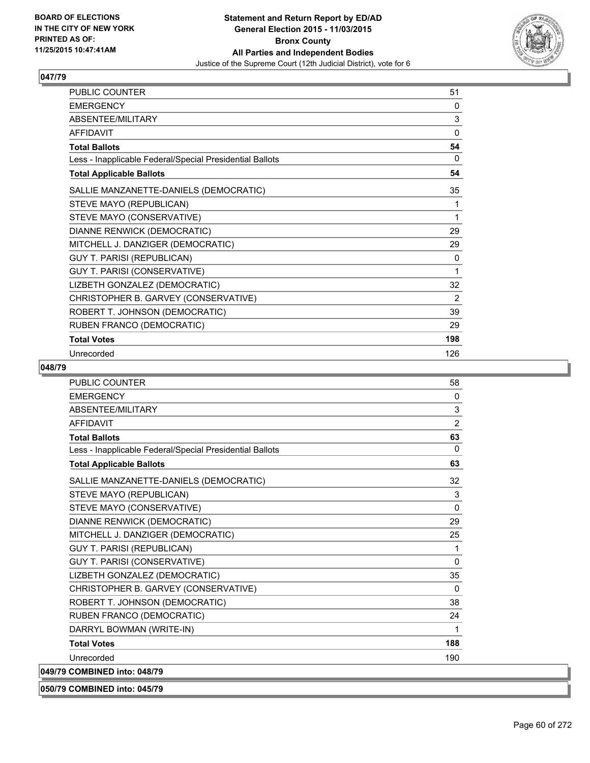**Statement and Return Report by ED/AD**
**General Election 2015 - 11/03/2015**
**Bronx County**
**All Parties and Independent Bodies**
Justice of the Supreme Court (12th Judicial District), vote for 6

BOARD OF ELECTIONS
IN THE CITY OF NEW YORK
PRINTED AS OF:
11/25/2015 10:47:41AM

### 047/79

| | |
|---|---|
| PUBLIC COUNTER | 51 |
| EMERGENCY | 0 |
| ABSENTEE/MILITARY | 3 |
| AFFIDAVIT | 0 |
| **Total Ballots** | **54** |
| Less - Inapplicable Federal/Special Presidential Ballots | 0 |
| **Total Applicable Ballots** | **54** |
| SALLIE MANZANETTE-DANIELS (DEMOCRATIC) | 35 |
| STEVE MAYO (REPUBLICAN) | 1 |
| STEVE MAYO (CONSERVATIVE) | 1 |
| DIANNE RENWICK (DEMOCRATIC) | 29 |
| MITCHELL J. DANZIGER (DEMOCRATIC) | 29 |
| GUY T. PARISI (REPUBLICAN) | 0 |
| GUY T. PARISI (CONSERVATIVE) | 1 |
| LIZBETH GONZALEZ (DEMOCRATIC) | 32 |
| CHRISTOPHER B. GARVEY (CONSERVATIVE) | 2 |
| ROBERT T. JOHNSON (DEMOCRATIC) | 39 |
| RUBEN FRANCO (DEMOCRATIC) | 29 |
| **Total Votes** | **198** |
| Unrecorded | 126 |

### 048/79

| | |
|---|---|
| PUBLIC COUNTER | 58 |
| EMERGENCY | 0 |
| ABSENTEE/MILITARY | 3 |
| AFFIDAVIT | 2 |
| **Total Ballots** | **63** |
| Less - Inapplicable Federal/Special Presidential Ballots | 0 |
| **Total Applicable Ballots** | **63** |
| SALLIE MANZANETTE-DANIELS (DEMOCRATIC) | 32 |
| STEVE MAYO (REPUBLICAN) | 3 |
| STEVE MAYO (CONSERVATIVE) | 0 |
| DIANNE RENWICK (DEMOCRATIC) | 29 |
| MITCHELL J. DANZIGER (DEMOCRATIC) | 25 |
| GUY T. PARISI (REPUBLICAN) | 1 |
| GUY T. PARISI (CONSERVATIVE) | 0 |
| LIZBETH GONZALEZ (DEMOCRATIC) | 35 |
| CHRISTOPHER B. GARVEY (CONSERVATIVE) | 0 |
| ROBERT T. JOHNSON (DEMOCRATIC) | 38 |
| RUBEN FRANCO (DEMOCRATIC) | 24 |
| DARRYL BOWMAN (WRITE-IN) | 1 |
| **Total Votes** | **188** |
| Unrecorded | 190 |

**049/79 COMBINED into: 048/79**

**050/79 COMBINED into: 045/79**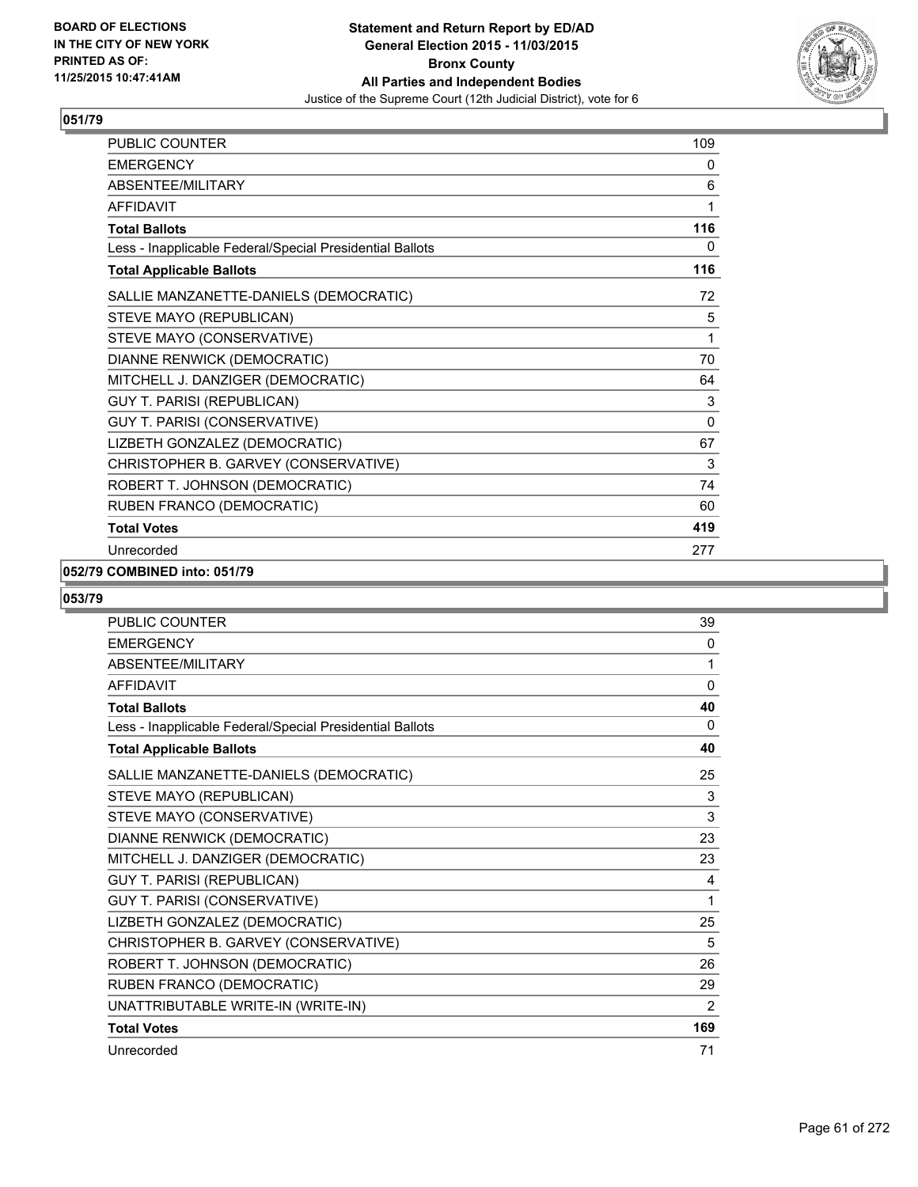**BOARD OF ELECTIONS IN THE CITY OF NEW YORK PRINTED AS OF: 11/25/2015 10:47:41AM**

**Statement and Return Report by ED/AD**
**General Election 2015 - 11/03/2015**
**Bronx County**
**All Parties and Independent Bodies**
Justice of the Supreme Court (12th Judicial District), vote for 6

### 051/79

| | |
|---|---|
| PUBLIC COUNTER | 109 |
| EMERGENCY | 0 |
| ABSENTEE/MILITARY | 6 |
| AFFIDAVIT | 1 |
| **Total Ballots** | **116** |
| Less - Inapplicable Federal/Special Presidential Ballots | 0 |
| **Total Applicable Ballots** | **116** |
| SALLIE MANZANETTE-DANIELS (DEMOCRATIC) | 72 |
| STEVE MAYO (REPUBLICAN) | 5 |
| STEVE MAYO (CONSERVATIVE) | 1 |
| DIANNE RENWICK (DEMOCRATIC) | 70 |
| MITCHELL J. DANZIGER (DEMOCRATIC) | 64 |
| GUY T. PARISI (REPUBLICAN) | 3 |
| GUY T. PARISI (CONSERVATIVE) | 0 |
| LIZBETH GONZALEZ (DEMOCRATIC) | 67 |
| CHRISTOPHER B. GARVEY (CONSERVATIVE) | 3 |
| ROBERT T. JOHNSON (DEMOCRATIC) | 74 |
| RUBEN FRANCO (DEMOCRATIC) | 60 |
| **Total Votes** | **419** |
| Unrecorded | 277 |

### 052/79 COMBINED into: 051/79

### 053/79

| | |
|---|---|
| PUBLIC COUNTER | 39 |
| EMERGENCY | 0 |
| ABSENTEE/MILITARY | 1 |
| AFFIDAVIT | 0 |
| **Total Ballots** | **40** |
| Less - Inapplicable Federal/Special Presidential Ballots | 0 |
| **Total Applicable Ballots** | **40** |
| SALLIE MANZANETTE-DANIELS (DEMOCRATIC) | 25 |
| STEVE MAYO (REPUBLICAN) | 3 |
| STEVE MAYO (CONSERVATIVE) | 3 |
| DIANNE RENWICK (DEMOCRATIC) | 23 |
| MITCHELL J. DANZIGER (DEMOCRATIC) | 23 |
| GUY T. PARISI (REPUBLICAN) | 4 |
| GUY T. PARISI (CONSERVATIVE) | 1 |
| LIZBETH GONZALEZ (DEMOCRATIC) | 25 |
| CHRISTOPHER B. GARVEY (CONSERVATIVE) | 5 |
| ROBERT T. JOHNSON (DEMOCRATIC) | 26 |
| RUBEN FRANCO (DEMOCRATIC) | 29 |
| UNATTRIBUTABLE WRITE-IN (WRITE-IN) | 2 |
| **Total Votes** | **169** |
| Unrecorded | 71 |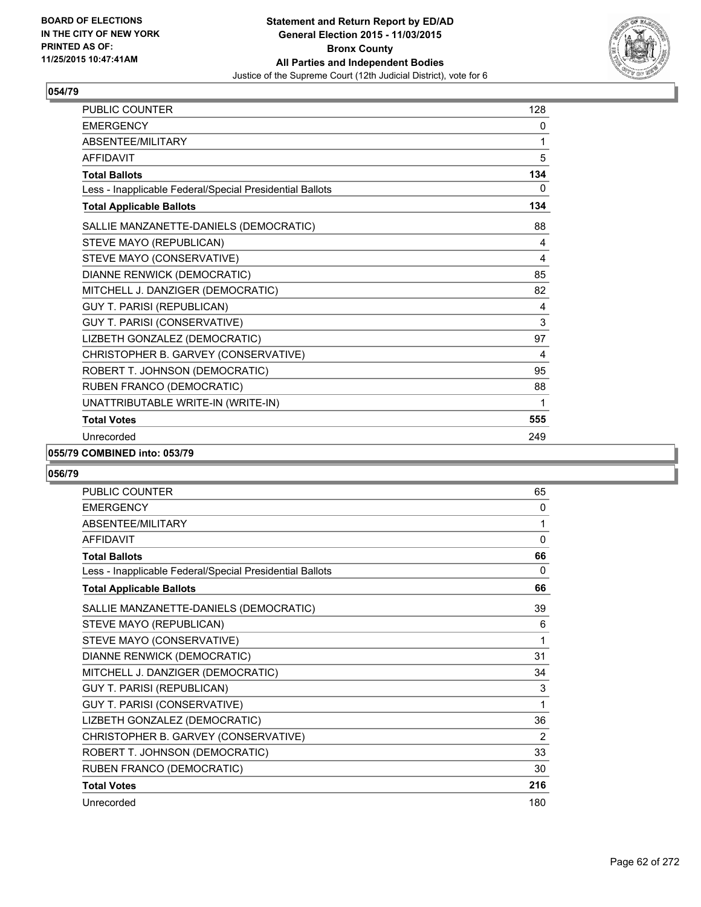**BOARD OF ELECTIONS IN THE CITY OF NEW YORK PRINTED AS OF: 11/25/2015 10:47:41AM**

**Statement and Return Report by ED/AD General Election 2015 - 11/03/2015 Bronx County All Parties and Independent Bodies**

Justice of the Supreme Court (12th Judicial District), vote for 6

## 054/79

| | |
|---|---|
| PUBLIC COUNTER | 128 |
| EMERGENCY | 0 |
| ABSENTEE/MILITARY | 1 |
| AFFIDAVIT | 5 |
| **Total Ballots** | **134** |
| Less - Inapplicable Federal/Special Presidential Ballots | 0 |
| **Total Applicable Ballots** | **134** |
| SALLIE MANZANETTE-DANIELS (DEMOCRATIC) | 88 |
| STEVE MAYO (REPUBLICAN) | 4 |
| STEVE MAYO (CONSERVATIVE) | 4 |
| DIANNE RENWICK (DEMOCRATIC) | 85 |
| MITCHELL J. DANZIGER (DEMOCRATIC) | 82 |
| GUY T. PARISI (REPUBLICAN) | 4 |
| GUY T. PARISI (CONSERVATIVE) | 3 |
| LIZBETH GONZALEZ (DEMOCRATIC) | 97 |
| CHRISTOPHER B. GARVEY (CONSERVATIVE) | 4 |
| ROBERT T. JOHNSON (DEMOCRATIC) | 95 |
| RUBEN FRANCO (DEMOCRATIC) | 88 |
| UNATTRIBUTABLE WRITE-IN (WRITE-IN) | 1 |
| **Total Votes** | **555** |
| Unrecorded | 249 |

## 055/79 COMBINED into: 053/79

## 056/79

| | |
|---|---|
| PUBLIC COUNTER | 65 |
| EMERGENCY | 0 |
| ABSENTEE/MILITARY | 1 |
| AFFIDAVIT | 0 |
| **Total Ballots** | **66** |
| Less - Inapplicable Federal/Special Presidential Ballots | 0 |
| **Total Applicable Ballots** | **66** |
| SALLIE MANZANETTE-DANIELS (DEMOCRATIC) | 39 |
| STEVE MAYO (REPUBLICAN) | 6 |
| STEVE MAYO (CONSERVATIVE) | 1 |
| DIANNE RENWICK (DEMOCRATIC) | 31 |
| MITCHELL J. DANZIGER (DEMOCRATIC) | 34 |
| GUY T. PARISI (REPUBLICAN) | 3 |
| GUY T. PARISI (CONSERVATIVE) | 1 |
| LIZBETH GONZALEZ (DEMOCRATIC) | 36 |
| CHRISTOPHER B. GARVEY (CONSERVATIVE) | 2 |
| ROBERT T. JOHNSON (DEMOCRATIC) | 33 |
| RUBEN FRANCO (DEMOCRATIC) | 30 |
| **Total Votes** | **216** |
| Unrecorded | 180 |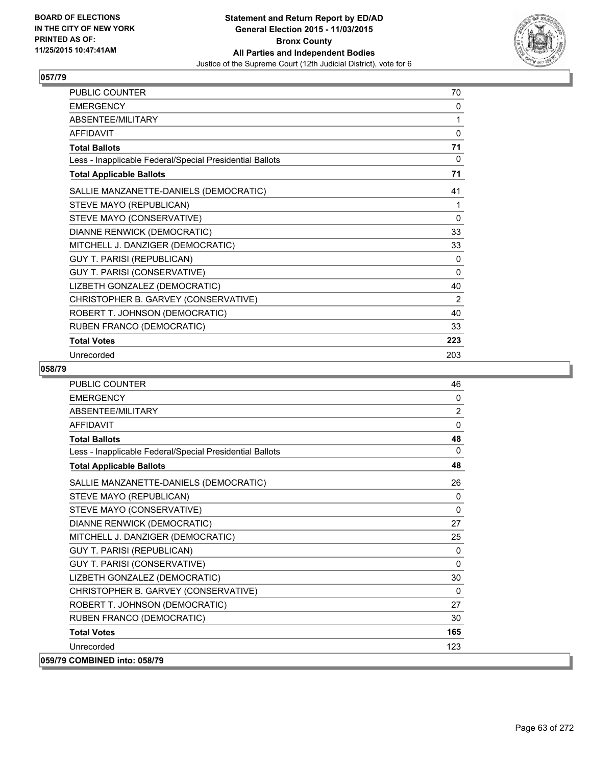**Statement and Return Report by ED/AD**
**General Election 2015 - 11/03/2015**
**Bronx County**
**All Parties and Independent Bodies**
Justice of the Supreme Court (12th Judicial District), vote for 6

BOARD OF ELECTIONS
IN THE CITY OF NEW YORK
PRINTED AS OF:
11/25/2015 10:47:41AM

## 057/79

| | |
|---|---|
| PUBLIC COUNTER | 70 |
| EMERGENCY | 0 |
| ABSENTEE/MILITARY | 1 |
| AFFIDAVIT | 0 |
| **Total Ballots** | **71** |
| Less - Inapplicable Federal/Special Presidential Ballots | 0 |
| **Total Applicable Ballots** | **71** |
| SALLIE MANZANETTE-DANIELS (DEMOCRATIC) | 41 |
| STEVE MAYO (REPUBLICAN) | 1 |
| STEVE MAYO (CONSERVATIVE) | 0 |
| DIANNE RENWICK (DEMOCRATIC) | 33 |
| MITCHELL J. DANZIGER (DEMOCRATIC) | 33 |
| GUY T. PARISI (REPUBLICAN) | 0 |
| GUY T. PARISI (CONSERVATIVE) | 0 |
| LIZBETH GONZALEZ (DEMOCRATIC) | 40 |
| CHRISTOPHER B. GARVEY (CONSERVATIVE) | 2 |
| ROBERT T. JOHNSON (DEMOCRATIC) | 40 |
| RUBEN FRANCO (DEMOCRATIC) | 33 |
| **Total Votes** | **223** |
| Unrecorded | 203 |

## 058/79

| | |
|---|---|
| PUBLIC COUNTER | 46 |
| EMERGENCY | 0 |
| ABSENTEE/MILITARY | 2 |
| AFFIDAVIT | 0 |
| **Total Ballots** | **48** |
| Less - Inapplicable Federal/Special Presidential Ballots | 0 |
| **Total Applicable Ballots** | **48** |
| SALLIE MANZANETTE-DANIELS (DEMOCRATIC) | 26 |
| STEVE MAYO (REPUBLICAN) | 0 |
| STEVE MAYO (CONSERVATIVE) | 0 |
| DIANNE RENWICK (DEMOCRATIC) | 27 |
| MITCHELL J. DANZIGER (DEMOCRATIC) | 25 |
| GUY T. PARISI (REPUBLICAN) | 0 |
| GUY T. PARISI (CONSERVATIVE) | 0 |
| LIZBETH GONZALEZ (DEMOCRATIC) | 30 |
| CHRISTOPHER B. GARVEY (CONSERVATIVE) | 0 |
| ROBERT T. JOHNSON (DEMOCRATIC) | 27 |
| RUBEN FRANCO (DEMOCRATIC) | 30 |
| **Total Votes** | **165** |
| Unrecorded | 123 |

## 059/79 COMBINED into: 058/79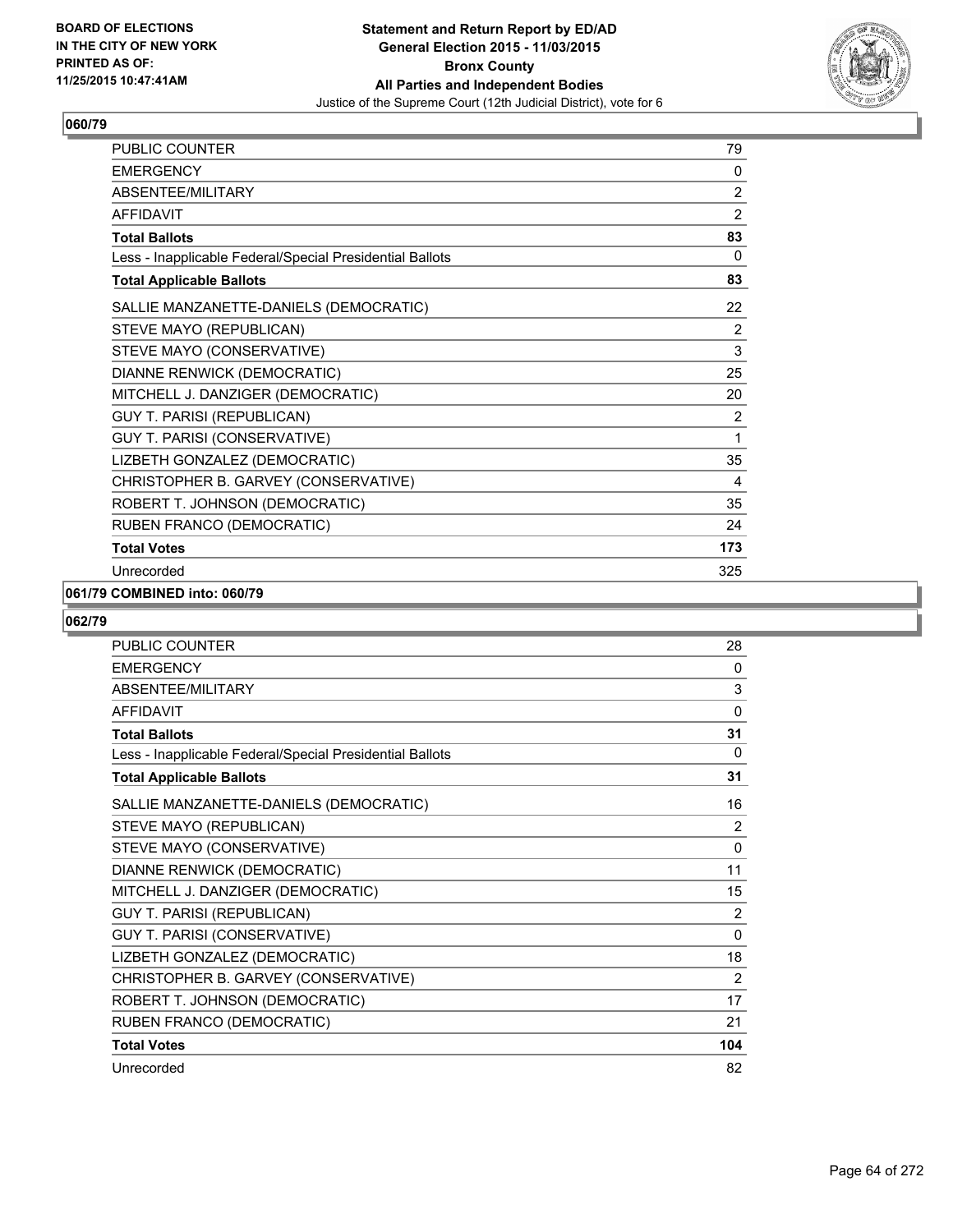**BOARD OF ELECTIONS IN THE CITY OF NEW YORK PRINTED AS OF: 11/25/2015 10:47:41AM**

**Statement and Return Report by ED/AD General Election 2015 - 11/03/2015 Bronx County All Parties and Independent Bodies**

Justice of the Supreme Court (12th Judicial District), vote for 6

## 060/79

| | |
|---|---|
| PUBLIC COUNTER | 79 |
| EMERGENCY | 0 |
| ABSENTEE/MILITARY | 2 |
| AFFIDAVIT | 2 |
| **Total Ballots** | **83** |
| Less - Inapplicable Federal/Special Presidential Ballots | 0 |
| **Total Applicable Ballots** | **83** |
| SALLIE MANZANETTE-DANIELS (DEMOCRATIC) | 22 |
| STEVE MAYO (REPUBLICAN) | 2 |
| STEVE MAYO (CONSERVATIVE) | 3 |
| DIANNE RENWICK (DEMOCRATIC) | 25 |
| MITCHELL J. DANZIGER (DEMOCRATIC) | 20 |
| GUY T. PARISI (REPUBLICAN) | 2 |
| GUY T. PARISI (CONSERVATIVE) | 1 |
| LIZBETH GONZALEZ (DEMOCRATIC) | 35 |
| CHRISTOPHER B. GARVEY (CONSERVATIVE) | 4 |
| ROBERT T. JOHNSON (DEMOCRATIC) | 35 |
| RUBEN FRANCO (DEMOCRATIC) | 24 |
| **Total Votes** | **173** |
| Unrecorded | 325 |

## 061/79 COMBINED into: 060/79

## 062/79

| | |
|---|---|
| PUBLIC COUNTER | 28 |
| EMERGENCY | 0 |
| ABSENTEE/MILITARY | 3 |
| AFFIDAVIT | 0 |
| **Total Ballots** | **31** |
| Less - Inapplicable Federal/Special Presidential Ballots | 0 |
| **Total Applicable Ballots** | **31** |
| SALLIE MANZANETTE-DANIELS (DEMOCRATIC) | 16 |
| STEVE MAYO (REPUBLICAN) | 2 |
| STEVE MAYO (CONSERVATIVE) | 0 |
| DIANNE RENWICK (DEMOCRATIC) | 11 |
| MITCHELL J. DANZIGER (DEMOCRATIC) | 15 |
| GUY T. PARISI (REPUBLICAN) | 2 |
| GUY T. PARISI (CONSERVATIVE) | 0 |
| LIZBETH GONZALEZ (DEMOCRATIC) | 18 |
| CHRISTOPHER B. GARVEY (CONSERVATIVE) | 2 |
| ROBERT T. JOHNSON (DEMOCRATIC) | 17 |
| RUBEN FRANCO (DEMOCRATIC) | 21 |
| **Total Votes** | **104** |
| Unrecorded | 82 |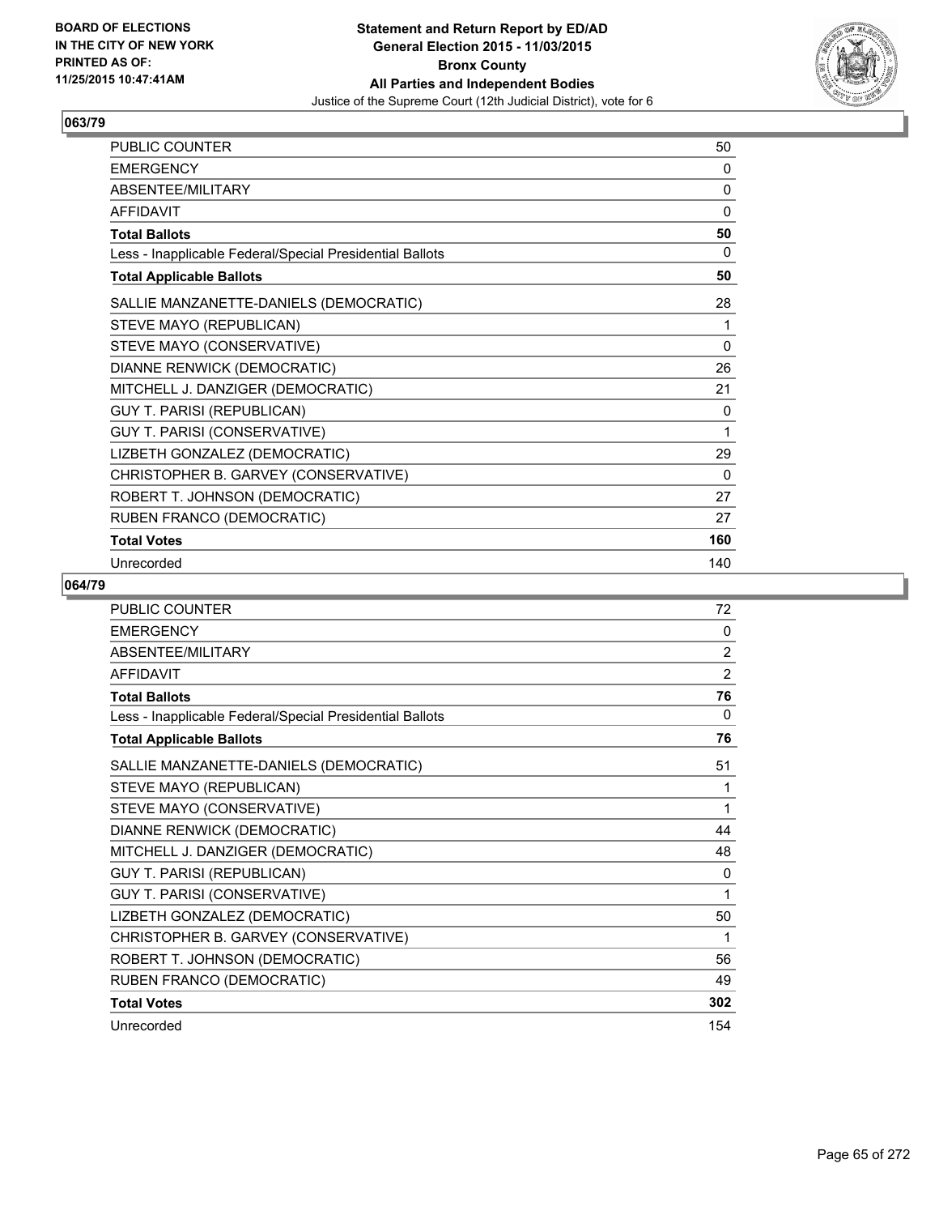**Statement and Return Report by ED/AD**
**General Election 2015 - 11/03/2015**
**Bronx County**
**All Parties and Independent Bodies**
Justice of the Supreme Court (12th Judicial District), vote for 6

BOARD OF ELECTIONS
IN THE CITY OF NEW YORK
PRINTED AS OF:
11/25/2015 10:47:41AM

### 063/79

| | |
|---|---|
| PUBLIC COUNTER | 50 |
| EMERGENCY | 0 |
| ABSENTEE/MILITARY | 0 |
| AFFIDAVIT | 0 |
| **Total Ballots** | **50** |
| Less - Inapplicable Federal/Special Presidential Ballots | 0 |
| **Total Applicable Ballots** | **50** |
| SALLIE MANZANETTE-DANIELS (DEMOCRATIC) | 28 |
| STEVE MAYO (REPUBLICAN) | 1 |
| STEVE MAYO (CONSERVATIVE) | 0 |
| DIANNE RENWICK (DEMOCRATIC) | 26 |
| MITCHELL J. DANZIGER (DEMOCRATIC) | 21 |
| GUY T. PARISI (REPUBLICAN) | 0 |
| GUY T. PARISI (CONSERVATIVE) | 1 |
| LIZBETH GONZALEZ (DEMOCRATIC) | 29 |
| CHRISTOPHER B. GARVEY (CONSERVATIVE) | 0 |
| ROBERT T. JOHNSON (DEMOCRATIC) | 27 |
| RUBEN FRANCO (DEMOCRATIC) | 27 |
| **Total Votes** | **160** |
| Unrecorded | 140 |

### 064/79

| | |
|---|---|
| PUBLIC COUNTER | 72 |
| EMERGENCY | 0 |
| ABSENTEE/MILITARY | 2 |
| AFFIDAVIT | 2 |
| **Total Ballots** | **76** |
| Less - Inapplicable Federal/Special Presidential Ballots | 0 |
| **Total Applicable Ballots** | **76** |
| SALLIE MANZANETTE-DANIELS (DEMOCRATIC) | 51 |
| STEVE MAYO (REPUBLICAN) | 1 |
| STEVE MAYO (CONSERVATIVE) | 1 |
| DIANNE RENWICK (DEMOCRATIC) | 44 |
| MITCHELL J. DANZIGER (DEMOCRATIC) | 48 |
| GUY T. PARISI (REPUBLICAN) | 0 |
| GUY T. PARISI (CONSERVATIVE) | 1 |
| LIZBETH GONZALEZ (DEMOCRATIC) | 50 |
| CHRISTOPHER B. GARVEY (CONSERVATIVE) | 1 |
| ROBERT T. JOHNSON (DEMOCRATIC) | 56 |
| RUBEN FRANCO (DEMOCRATIC) | 49 |
| **Total Votes** | **302** |
| Unrecorded | 154 |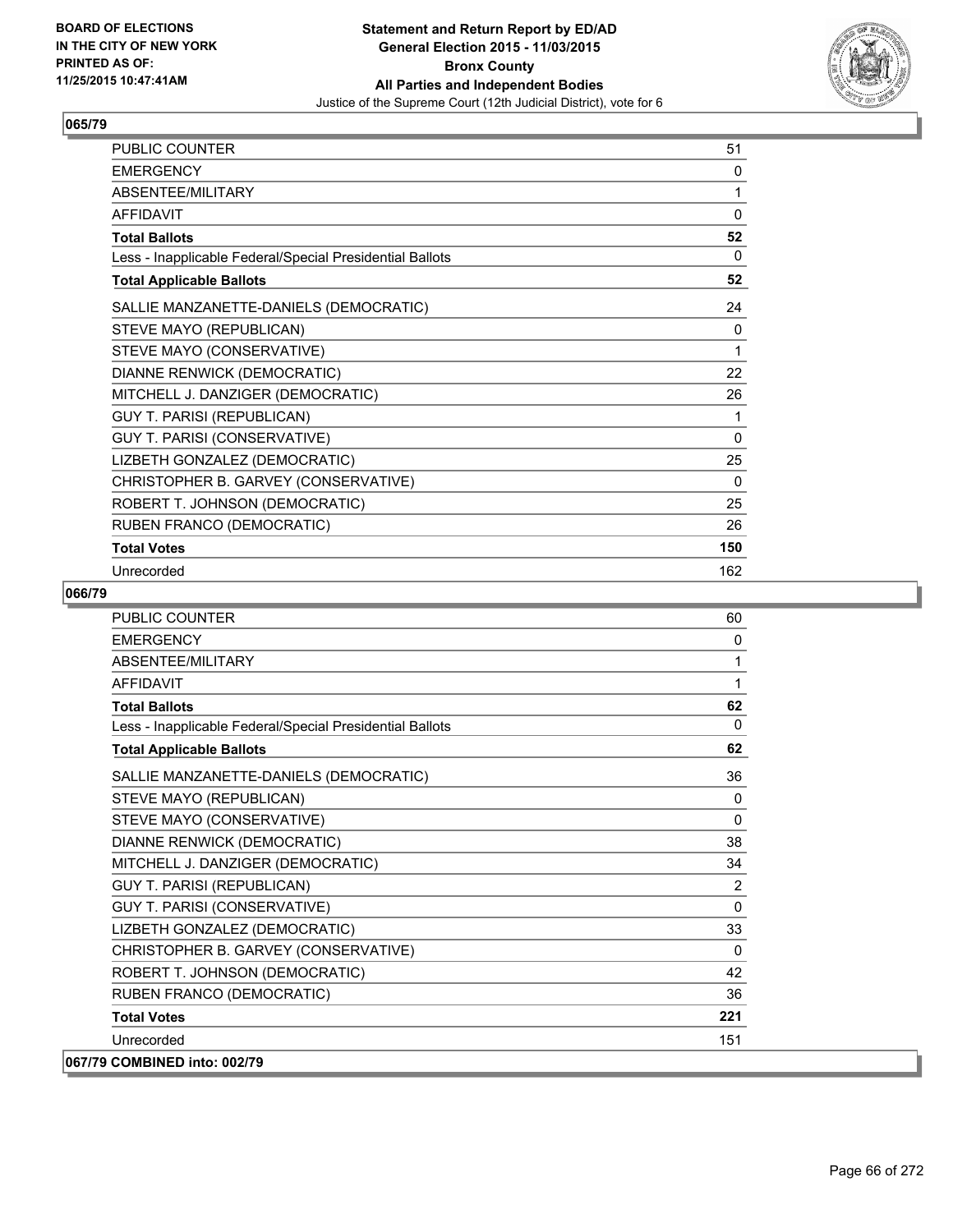**BOARD OF ELECTIONS IN THE CITY OF NEW YORK PRINTED AS OF: 11/25/2015 10:47:41AM**

# Statement and Return Report by ED/AD
## General Election 2015 - 11/03/2015
## Bronx County
## All Parties and Independent Bodies
Justice of the Supreme Court (12th Judicial District), vote for 6

### 065/79

| | |
|---|---|
| PUBLIC COUNTER | 51 |
| EMERGENCY | 0 |
| ABSENTEE/MILITARY | 1 |
| AFFIDAVIT | 0 |
| **Total Ballots** | **52** |
| Less - Inapplicable Federal/Special Presidential Ballots | 0 |
| **Total Applicable Ballots** | **52** |
| SALLIE MANZANETTE-DANIELS (DEMOCRATIC) | 24 |
| STEVE MAYO (REPUBLICAN) | 0 |
| STEVE MAYO (CONSERVATIVE) | 1 |
| DIANNE RENWICK (DEMOCRATIC) | 22 |
| MITCHELL J. DANZIGER (DEMOCRATIC) | 26 |
| GUY T. PARISI (REPUBLICAN) | 1 |
| GUY T. PARISI (CONSERVATIVE) | 0 |
| LIZBETH GONZALEZ (DEMOCRATIC) | 25 |
| CHRISTOPHER B. GARVEY (CONSERVATIVE) | 0 |
| ROBERT T. JOHNSON (DEMOCRATIC) | 25 |
| RUBEN FRANCO (DEMOCRATIC) | 26 |
| **Total Votes** | **150** |
| Unrecorded | 162 |

### 066/79

| | |
|---|---|
| PUBLIC COUNTER | 60 |
| EMERGENCY | 0 |
| ABSENTEE/MILITARY | 1 |
| AFFIDAVIT | 1 |
| **Total Ballots** | **62** |
| Less - Inapplicable Federal/Special Presidential Ballots | 0 |
| **Total Applicable Ballots** | **62** |
| SALLIE MANZANETTE-DANIELS (DEMOCRATIC) | 36 |
| STEVE MAYO (REPUBLICAN) | 0 |
| STEVE MAYO (CONSERVATIVE) | 0 |
| DIANNE RENWICK (DEMOCRATIC) | 38 |
| MITCHELL J. DANZIGER (DEMOCRATIC) | 34 |
| GUY T. PARISI (REPUBLICAN) | 2 |
| GUY T. PARISI (CONSERVATIVE) | 0 |
| LIZBETH GONZALEZ (DEMOCRATIC) | 33 |
| CHRISTOPHER B. GARVEY (CONSERVATIVE) | 0 |
| ROBERT T. JOHNSON (DEMOCRATIC) | 42 |
| RUBEN FRANCO (DEMOCRATIC) | 36 |
| **Total Votes** | **221** |
| Unrecorded | 151 |

### 067/79 COMBINED into: 002/79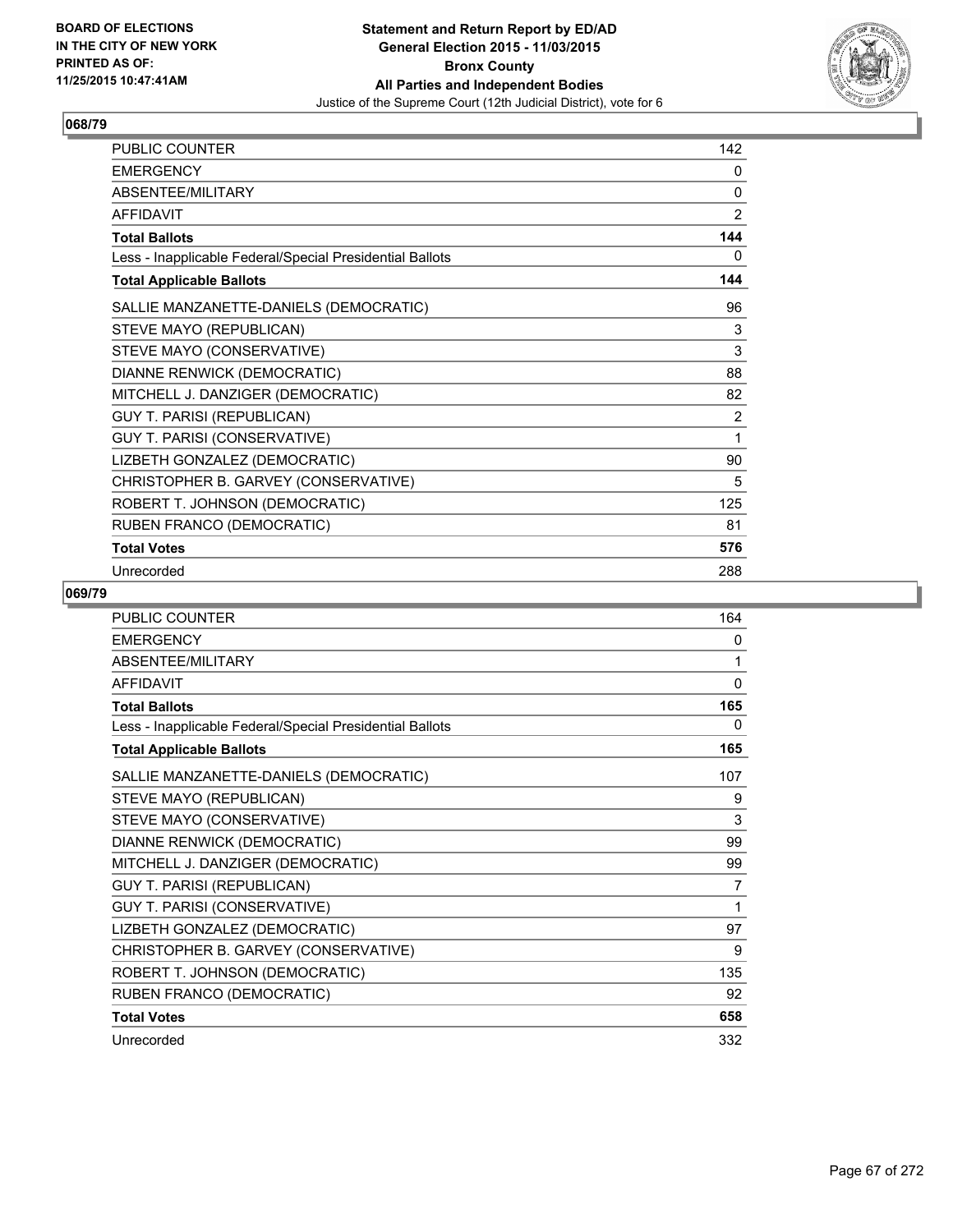**BOARD OF ELECTIONS IN THE CITY OF NEW YORK PRINTED AS OF: 11/25/2015 10:47:41AM**

**Statement and Return Report by ED/AD**
**General Election 2015 - 11/03/2015**
**Bronx County**
**All Parties and Independent Bodies**
Justice of the Supreme Court (12th Judicial District), vote for 6

## 068/79

| | |
|---|---|
| PUBLIC COUNTER | 142 |
| EMERGENCY | 0 |
| ABSENTEE/MILITARY | 0 |
| AFFIDAVIT | 2 |
| **Total Ballots** | **144** |
| Less - Inapplicable Federal/Special Presidential Ballots | 0 |
| **Total Applicable Ballots** | **144** |
| SALLIE MANZANETTE-DANIELS (DEMOCRATIC) | 96 |
| STEVE MAYO (REPUBLICAN) | 3 |
| STEVE MAYO (CONSERVATIVE) | 3 |
| DIANNE RENWICK (DEMOCRATIC) | 88 |
| MITCHELL J. DANZIGER (DEMOCRATIC) | 82 |
| GUY T. PARISI (REPUBLICAN) | 2 |
| GUY T. PARISI (CONSERVATIVE) | 1 |
| LIZBETH GONZALEZ (DEMOCRATIC) | 90 |
| CHRISTOPHER B. GARVEY (CONSERVATIVE) | 5 |
| ROBERT T. JOHNSON (DEMOCRATIC) | 125 |
| RUBEN FRANCO (DEMOCRATIC) | 81 |
| **Total Votes** | **576** |
| Unrecorded | 288 |

## 069/79

| | |
|---|---|
| PUBLIC COUNTER | 164 |
| EMERGENCY | 0 |
| ABSENTEE/MILITARY | 1 |
| AFFIDAVIT | 0 |
| **Total Ballots** | **165** |
| Less - Inapplicable Federal/Special Presidential Ballots | 0 |
| **Total Applicable Ballots** | **165** |
| SALLIE MANZANETTE-DANIELS (DEMOCRATIC) | 107 |
| STEVE MAYO (REPUBLICAN) | 9 |
| STEVE MAYO (CONSERVATIVE) | 3 |
| DIANNE RENWICK (DEMOCRATIC) | 99 |
| MITCHELL J. DANZIGER (DEMOCRATIC) | 99 |
| GUY T. PARISI (REPUBLICAN) | 7 |
| GUY T. PARISI (CONSERVATIVE) | 1 |
| LIZBETH GONZALEZ (DEMOCRATIC) | 97 |
| CHRISTOPHER B. GARVEY (CONSERVATIVE) | 9 |
| ROBERT T. JOHNSON (DEMOCRATIC) | 135 |
| RUBEN FRANCO (DEMOCRATIC) | 92 |
| **Total Votes** | **658** |
| Unrecorded | 332 |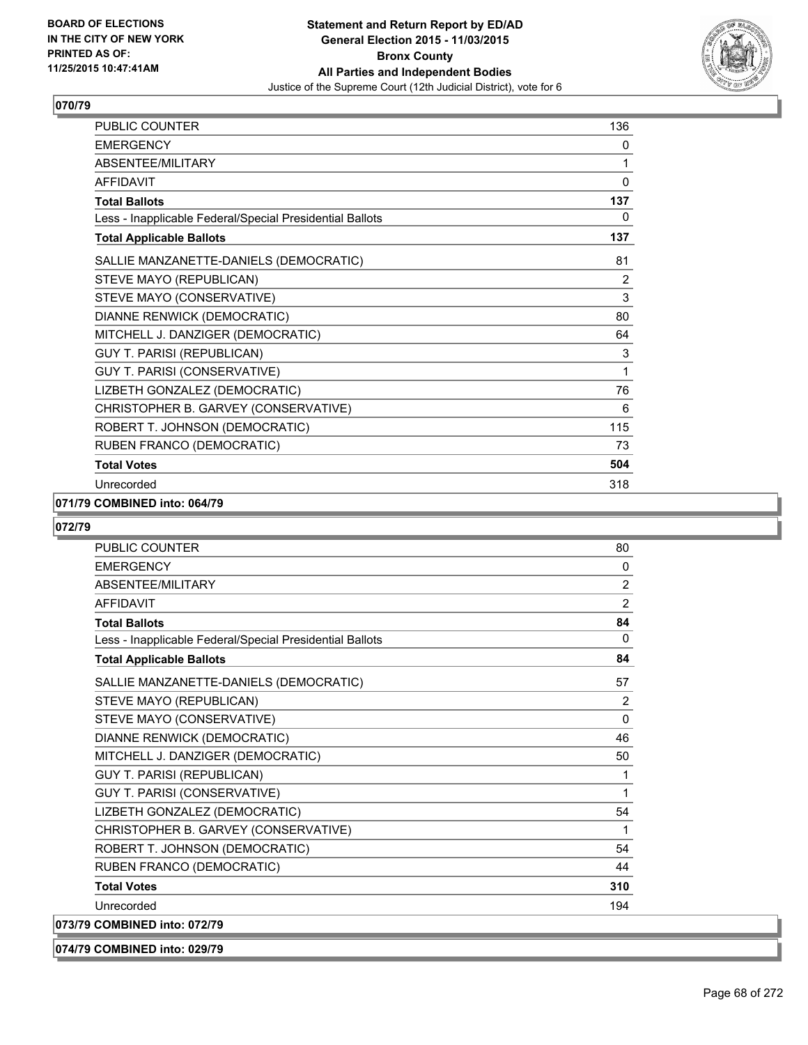**BOARD OF ELECTIONS IN THE CITY OF NEW YORK PRINTED AS OF: 11/25/2015 10:47:41AM**

**Statement and Return Report by ED/AD General Election 2015 - 11/03/2015 Bronx County All Parties and Independent Bodies**

Justice of the Supreme Court (12th Judicial District), vote for 6

**070/79**

| | |
|---|---|
| PUBLIC COUNTER | 136 |
| EMERGENCY | 0 |
| ABSENTEE/MILITARY | 1 |
| AFFIDAVIT | 0 |
| **Total Ballots** | **137** |
| Less - Inapplicable Federal/Special Presidential Ballots | 0 |
| **Total Applicable Ballots** | **137** |
| SALLIE MANZANETTE-DANIELS (DEMOCRATIC) | 81 |
| STEVE MAYO (REPUBLICAN) | 2 |
| STEVE MAYO (CONSERVATIVE) | 3 |
| DIANNE RENWICK (DEMOCRATIC) | 80 |
| MITCHELL J. DANZIGER (DEMOCRATIC) | 64 |
| GUY T. PARISI (REPUBLICAN) | 3 |
| GUY T. PARISI (CONSERVATIVE) | 1 |
| LIZBETH GONZALEZ (DEMOCRATIC) | 76 |
| CHRISTOPHER B. GARVEY (CONSERVATIVE) | 6 |
| ROBERT T. JOHNSON (DEMOCRATIC) | 115 |
| RUBEN FRANCO (DEMOCRATIC) | 73 |
| **Total Votes** | **504** |
| Unrecorded | 318 |

**071/79 COMBINED into: 064/79**

**072/79**

| | |
|---|---|
| PUBLIC COUNTER | 80 |
| EMERGENCY | 0 |
| ABSENTEE/MILITARY | 2 |
| AFFIDAVIT | 2 |
| **Total Ballots** | **84** |
| Less - Inapplicable Federal/Special Presidential Ballots | 0 |
| **Total Applicable Ballots** | **84** |
| SALLIE MANZANETTE-DANIELS (DEMOCRATIC) | 57 |
| STEVE MAYO (REPUBLICAN) | 2 |
| STEVE MAYO (CONSERVATIVE) | 0 |
| DIANNE RENWICK (DEMOCRATIC) | 46 |
| MITCHELL J. DANZIGER (DEMOCRATIC) | 50 |
| GUY T. PARISI (REPUBLICAN) | 1 |
| GUY T. PARISI (CONSERVATIVE) | 1 |
| LIZBETH GONZALEZ (DEMOCRATIC) | 54 |
| CHRISTOPHER B. GARVEY (CONSERVATIVE) | 1 |
| ROBERT T. JOHNSON (DEMOCRATIC) | 54 |
| RUBEN FRANCO (DEMOCRATIC) | 44 |
| **Total Votes** | **310** |
| Unrecorded | 194 |

**073/79 COMBINED into: 072/79**

**074/79 COMBINED into: 029/79**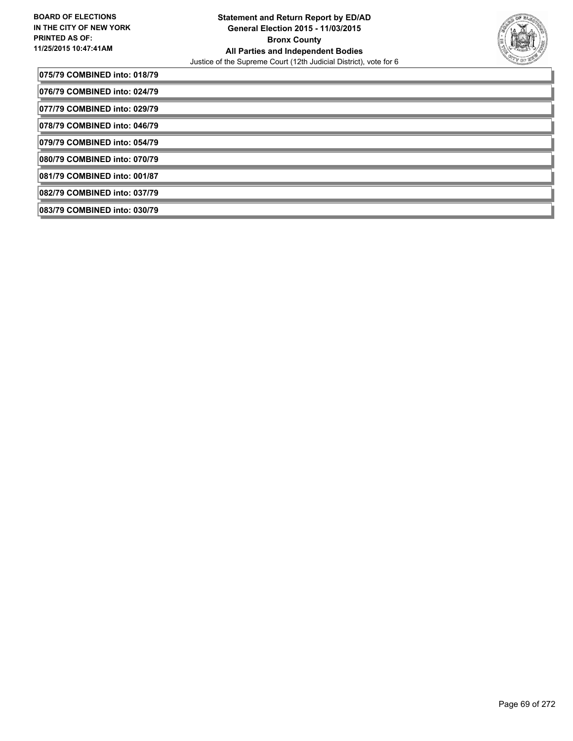**075/79 COMBINED into: 018/79**

**076/79 COMBINED into: 024/79**

**077/79 COMBINED into: 029/79**

**078/79 COMBINED into: 046/79**

**079/79 COMBINED into: 054/79**

**080/79 COMBINED into: 070/79**

**081/79 COMBINED into: 001/87**

**082/79 COMBINED into: 037/79**

**083/79 COMBINED into: 030/79**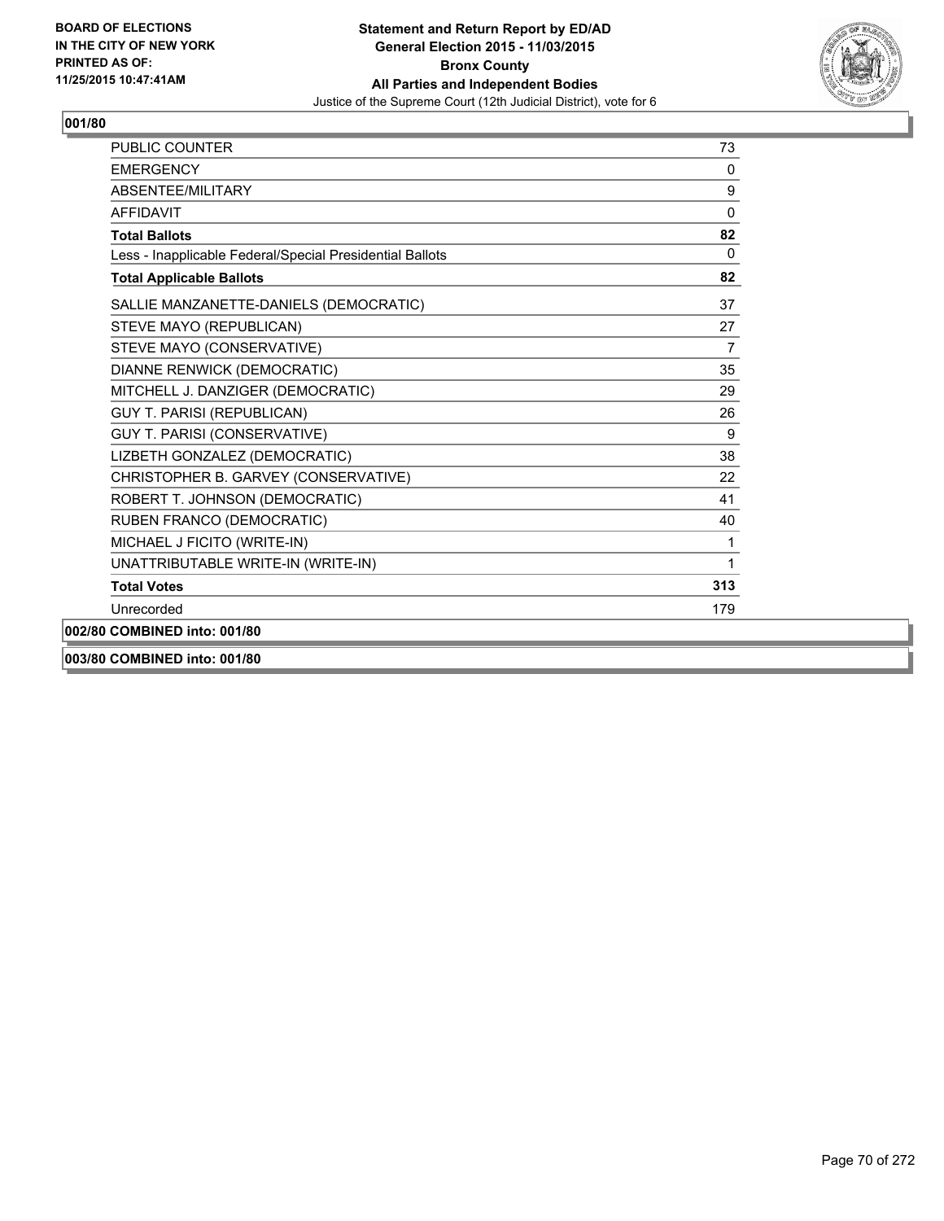**BOARD OF ELECTIONS IN THE CITY OF NEW YORK PRINTED AS OF: 11/25/2015 10:47:41AM**

**Statement and Return Report by ED/AD**
**General Election 2015 - 11/03/2015**
**Bronx County**
**All Parties and Independent Bodies**
Justice of the Supreme Court (12th Judicial District), vote for 6

## 001/80

| | |
|---|---|
| PUBLIC COUNTER | 73 |
| EMERGENCY | 0 |
| ABSENTEE/MILITARY | 9 |
| AFFIDAVIT | 0 |
| **Total Ballots** | **82** |
| Less - Inapplicable Federal/Special Presidential Ballots | 0 |
| **Total Applicable Ballots** | **82** |
| SALLIE MANZANETTE-DANIELS (DEMOCRATIC) | 37 |
| STEVE MAYO (REPUBLICAN) | 27 |
| STEVE MAYO (CONSERVATIVE) | 7 |
| DIANNE RENWICK (DEMOCRATIC) | 35 |
| MITCHELL J. DANZIGER (DEMOCRATIC) | 29 |
| GUY T. PARISI (REPUBLICAN) | 26 |
| GUY T. PARISI (CONSERVATIVE) | 9 |
| LIZBETH GONZALEZ (DEMOCRATIC) | 38 |
| CHRISTOPHER B. GARVEY (CONSERVATIVE) | 22 |
| ROBERT T. JOHNSON (DEMOCRATIC) | 41 |
| RUBEN FRANCO (DEMOCRATIC) | 40 |
| MICHAEL J FICITO (WRITE-IN) | 1 |
| UNATTRIBUTABLE WRITE-IN (WRITE-IN) | 1 |
| **Total Votes** | **313** |
| Unrecorded | 179 |

**002/80 COMBINED into: 001/80**

**003/80 COMBINED into: 001/80**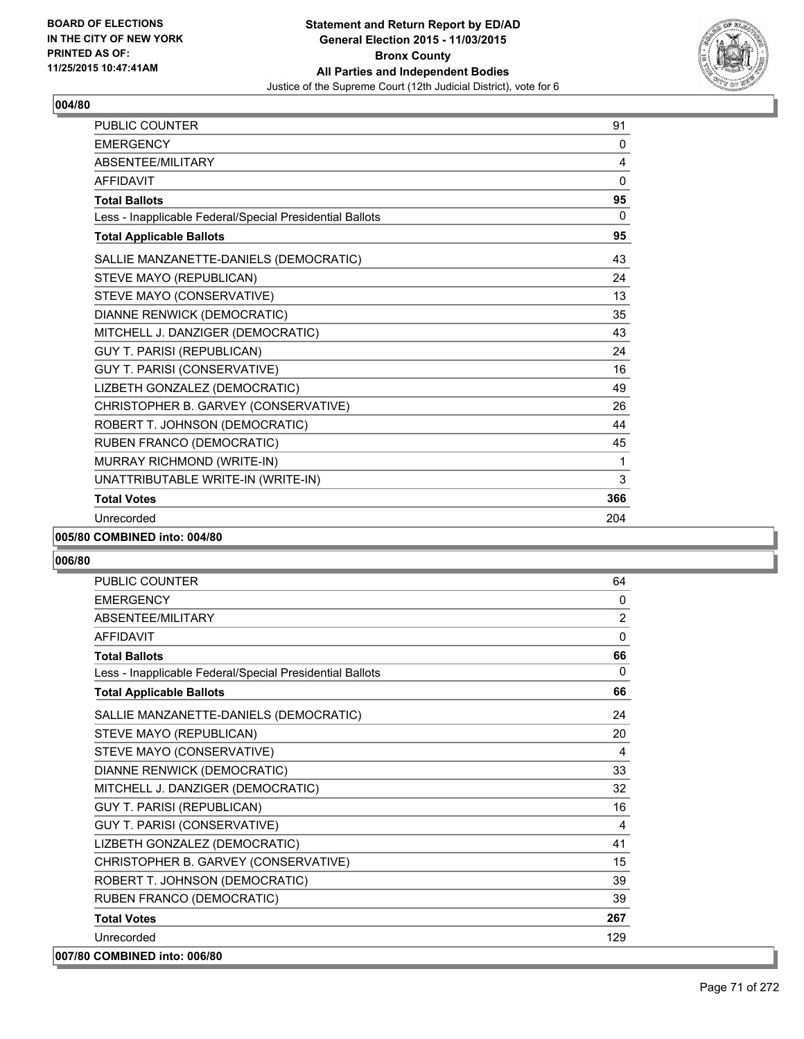**Statement and Return Report by ED/AD**
**General Election 2015 - 11/03/2015**
**Bronx County**
**All Parties and Independent Bodies**
Justice of the Supreme Court (12th Judicial District), vote for 6

BOARD OF ELECTIONS
IN THE CITY OF NEW YORK
PRINTED AS OF:
11/25/2015 10:47:41AM

**004/80**

| | |
|---|---|
| PUBLIC COUNTER | 91 |
| EMERGENCY | 0 |
| ABSENTEE/MILITARY | 4 |
| AFFIDAVIT | 0 |
| **Total Ballots** | **95** |
| Less - Inapplicable Federal/Special Presidential Ballots | 0 |
| **Total Applicable Ballots** | **95** |
| SALLIE MANZANETTE-DANIELS (DEMOCRATIC) | 43 |
| STEVE MAYO (REPUBLICAN) | 24 |
| STEVE MAYO (CONSERVATIVE) | 13 |
| DIANNE RENWICK (DEMOCRATIC) | 35 |
| MITCHELL J. DANZIGER (DEMOCRATIC) | 43 |
| GUY T. PARISI (REPUBLICAN) | 24 |
| GUY T. PARISI (CONSERVATIVE) | 16 |
| LIZBETH GONZALEZ (DEMOCRATIC) | 49 |
| CHRISTOPHER B. GARVEY (CONSERVATIVE) | 26 |
| ROBERT T. JOHNSON (DEMOCRATIC) | 44 |
| RUBEN FRANCO (DEMOCRATIC) | 45 |
| MURRAY RICHMOND (WRITE-IN) | 1 |
| UNATTRIBUTABLE WRITE-IN (WRITE-IN) | 3 |
| **Total Votes** | **366** |
| Unrecorded | 204 |

**005/80 COMBINED into: 004/80**

**006/80**

| | |
|---|---|
| PUBLIC COUNTER | 64 |
| EMERGENCY | 0 |
| ABSENTEE/MILITARY | 2 |
| AFFIDAVIT | 0 |
| **Total Ballots** | **66** |
| Less - Inapplicable Federal/Special Presidential Ballots | 0 |
| **Total Applicable Ballots** | **66** |
| SALLIE MANZANETTE-DANIELS (DEMOCRATIC) | 24 |
| STEVE MAYO (REPUBLICAN) | 20 |
| STEVE MAYO (CONSERVATIVE) | 4 |
| DIANNE RENWICK (DEMOCRATIC) | 33 |
| MITCHELL J. DANZIGER (DEMOCRATIC) | 32 |
| GUY T. PARISI (REPUBLICAN) | 16 |
| GUY T. PARISI (CONSERVATIVE) | 4 |
| LIZBETH GONZALEZ (DEMOCRATIC) | 41 |
| CHRISTOPHER B. GARVEY (CONSERVATIVE) | 15 |
| ROBERT T. JOHNSON (DEMOCRATIC) | 39 |
| RUBEN FRANCO (DEMOCRATIC) | 39 |
| **Total Votes** | **267** |
| Unrecorded | 129 |

**007/80 COMBINED into: 006/80**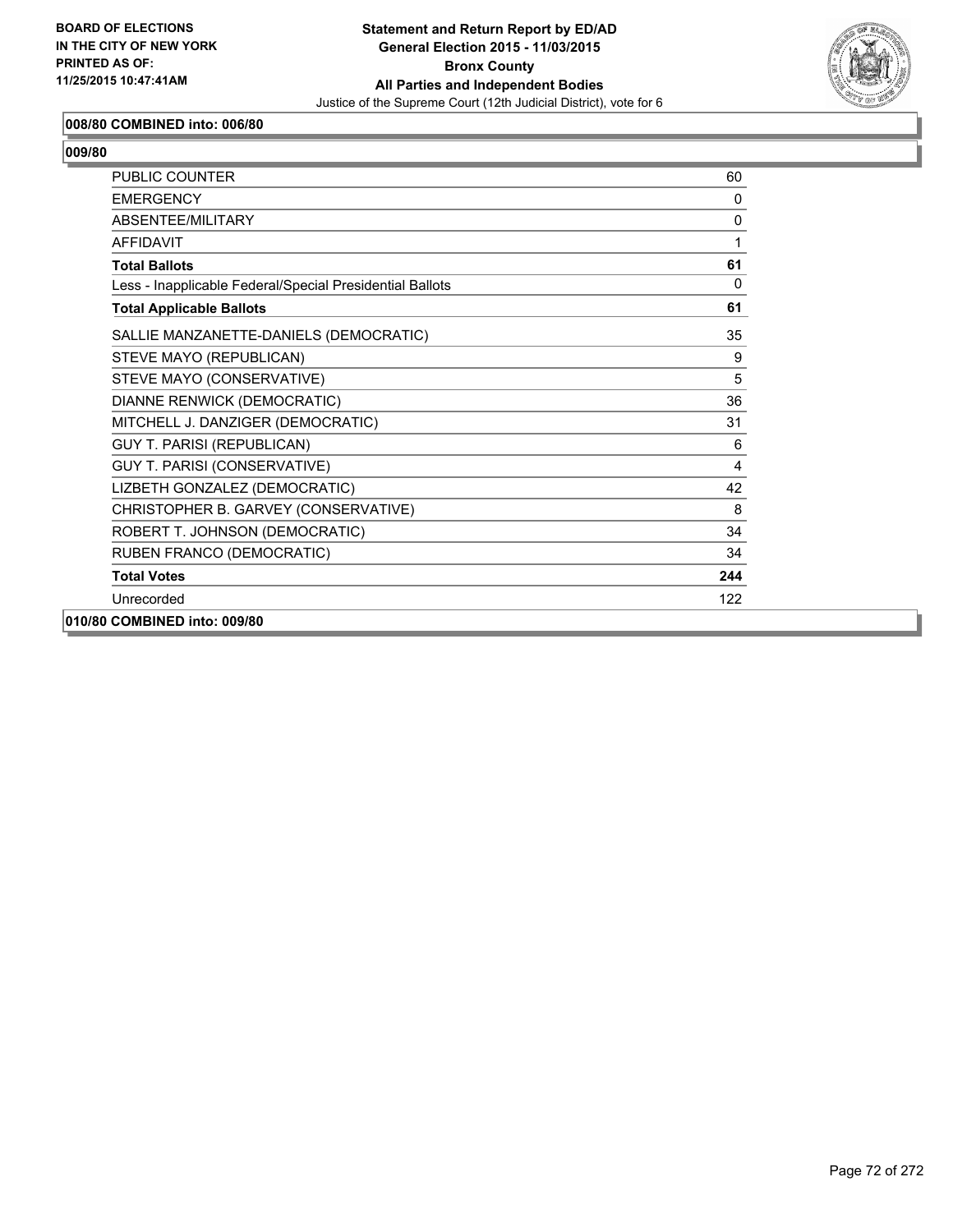**BOARD OF ELECTIONS IN THE CITY OF NEW YORK PRINTED AS OF: 11/25/2015 10:47:41AM**

**Statement and Return Report by ED/AD General Election 2015 - 11/03/2015 Bronx County All Parties and Independent Bodies**

Justice of the Supreme Court (12th Judicial District), vote for 6

### 008/80 COMBINED into: 006/80

### 009/80

| | |
|---|---|
| PUBLIC COUNTER | 60 |
| EMERGENCY | 0 |
| ABSENTEE/MILITARY | 0 |
| AFFIDAVIT | 1 |
| **Total Ballots** | **61** |
| Less - Inapplicable Federal/Special Presidential Ballots | 0 |
| **Total Applicable Ballots** | **61** |
| SALLIE MANZANETTE-DANIELS (DEMOCRATIC) | 35 |
| STEVE MAYO (REPUBLICAN) | 9 |
| STEVE MAYO (CONSERVATIVE) | 5 |
| DIANNE RENWICK (DEMOCRATIC) | 36 |
| MITCHELL J. DANZIGER (DEMOCRATIC) | 31 |
| GUY T. PARISI (REPUBLICAN) | 6 |
| GUY T. PARISI (CONSERVATIVE) | 4 |
| LIZBETH GONZALEZ (DEMOCRATIC) | 42 |
| CHRISTOPHER B. GARVEY (CONSERVATIVE) | 8 |
| ROBERT T. JOHNSON (DEMOCRATIC) | 34 |
| RUBEN FRANCO (DEMOCRATIC) | 34 |
| **Total Votes** | **244** |
| Unrecorded | 122 |

### 010/80 COMBINED into: 009/80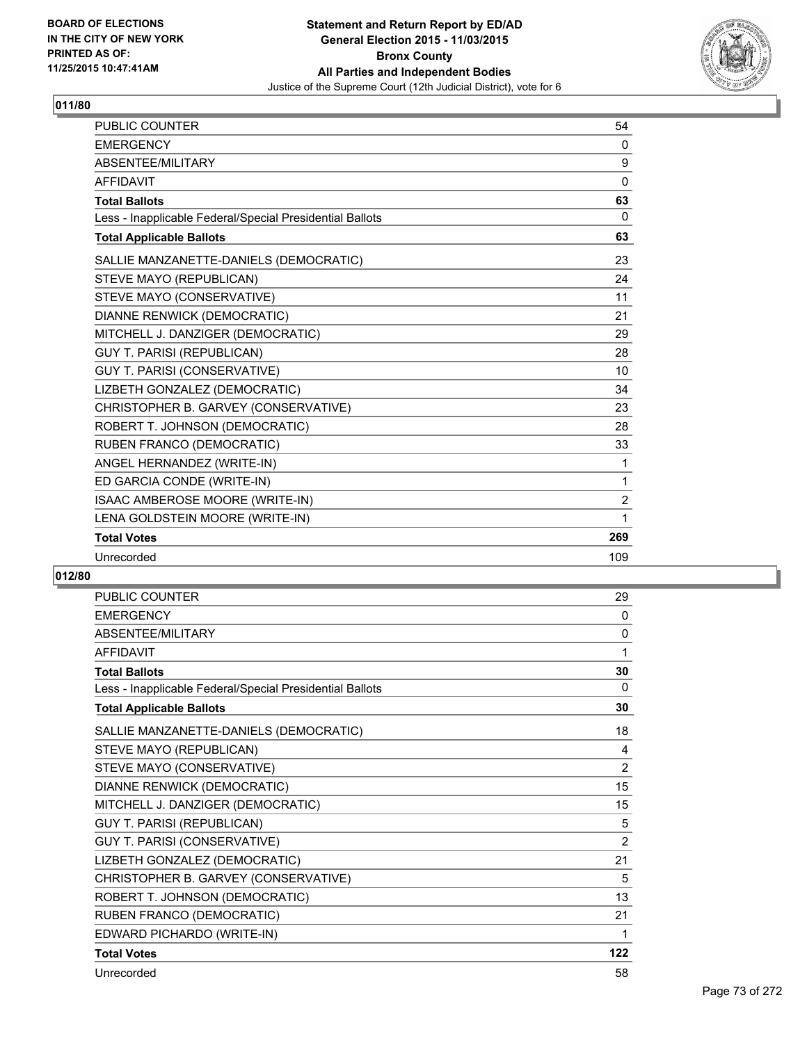**Statement and Return Report by ED/AD**
**General Election 2015 - 11/03/2015**
**Bronx County**
**All Parties and Independent Bodies**
Justice of the Supreme Court (12th Judicial District), vote for 6

BOARD OF ELECTIONS
IN THE CITY OF NEW YORK
PRINTED AS OF:
11/25/2015 10:47:41AM

## 011/80

| | |
|---|---|
| PUBLIC COUNTER | 54 |
| EMERGENCY | 0 |
| ABSENTEE/MILITARY | 9 |
| AFFIDAVIT | 0 |
| **Total Ballots** | **63** |
| Less - Inapplicable Federal/Special Presidential Ballots | 0 |
| **Total Applicable Ballots** | **63** |
| SALLIE MANZANETTE-DANIELS (DEMOCRATIC) | 23 |
| STEVE MAYO (REPUBLICAN) | 24 |
| STEVE MAYO (CONSERVATIVE) | 11 |
| DIANNE RENWICK (DEMOCRATIC) | 21 |
| MITCHELL J. DANZIGER (DEMOCRATIC) | 29 |
| GUY T. PARISI (REPUBLICAN) | 28 |
| GUY T. PARISI (CONSERVATIVE) | 10 |
| LIZBETH GONZALEZ (DEMOCRATIC) | 34 |
| CHRISTOPHER B. GARVEY (CONSERVATIVE) | 23 |
| ROBERT T. JOHNSON (DEMOCRATIC) | 28 |
| RUBEN FRANCO (DEMOCRATIC) | 33 |
| ANGEL HERNANDEZ (WRITE-IN) | 1 |
| ED GARCIA CONDE (WRITE-IN) | 1 |
| ISAAC AMBEROSE MOORE (WRITE-IN) | 2 |
| LENA GOLDSTEIN MOORE (WRITE-IN) | 1 |
| **Total Votes** | **269** |
| Unrecorded | 109 |

## 012/80

| | |
|---|---|
| PUBLIC COUNTER | 29 |
| EMERGENCY | 0 |
| ABSENTEE/MILITARY | 0 |
| AFFIDAVIT | 1 |
| **Total Ballots** | **30** |
| Less - Inapplicable Federal/Special Presidential Ballots | 0 |
| **Total Applicable Ballots** | **30** |
| SALLIE MANZANETTE-DANIELS (DEMOCRATIC) | 18 |
| STEVE MAYO (REPUBLICAN) | 4 |
| STEVE MAYO (CONSERVATIVE) | 2 |
| DIANNE RENWICK (DEMOCRATIC) | 15 |
| MITCHELL J. DANZIGER (DEMOCRATIC) | 15 |
| GUY T. PARISI (REPUBLICAN) | 5 |
| GUY T. PARISI (CONSERVATIVE) | 2 |
| LIZBETH GONZALEZ (DEMOCRATIC) | 21 |
| CHRISTOPHER B. GARVEY (CONSERVATIVE) | 5 |
| ROBERT T. JOHNSON (DEMOCRATIC) | 13 |
| RUBEN FRANCO (DEMOCRATIC) | 21 |
| EDWARD PICHARDO (WRITE-IN) | 1 |
| **Total Votes** | **122** |
| Unrecorded | 58 |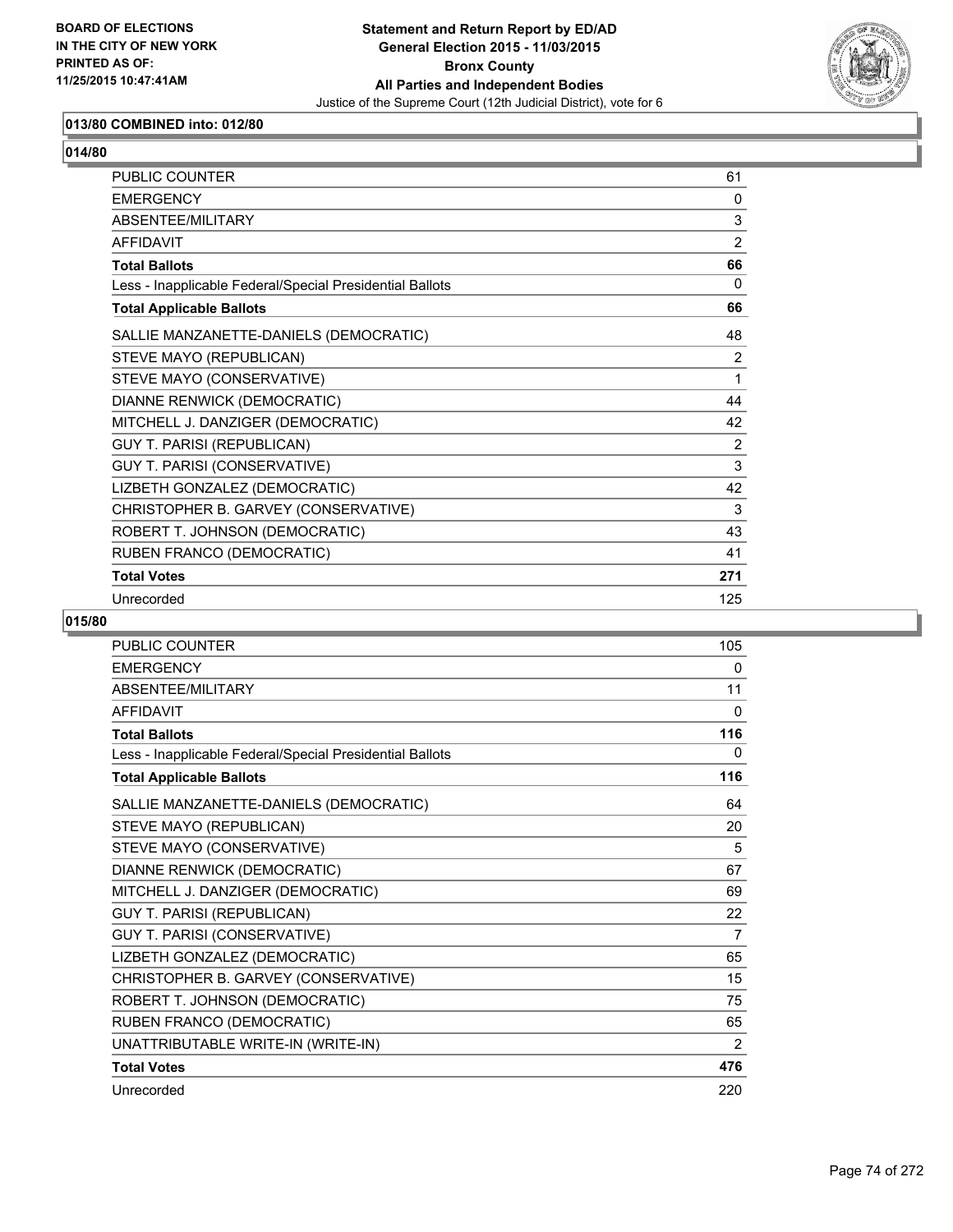### 013/80 COMBINED into: 012/80

### 014/80

| | |
|---|---|
| PUBLIC COUNTER | 61 |
| EMERGENCY | 0 |
| ABSENTEE/MILITARY | 3 |
| AFFIDAVIT | 2 |
| **Total Ballots** | **66** |
| Less - Inapplicable Federal/Special Presidential Ballots | 0 |
| **Total Applicable Ballots** | **66** |
| SALLIE MANZANETTE-DANIELS (DEMOCRATIC) | 48 |
| STEVE MAYO (REPUBLICAN) | 2 |
| STEVE MAYO (CONSERVATIVE) | 1 |
| DIANNE RENWICK (DEMOCRATIC) | 44 |
| MITCHELL J. DANZIGER (DEMOCRATIC) | 42 |
| GUY T. PARISI (REPUBLICAN) | 2 |
| GUY T. PARISI (CONSERVATIVE) | 3 |
| LIZBETH GONZALEZ (DEMOCRATIC) | 42 |
| CHRISTOPHER B. GARVEY (CONSERVATIVE) | 3 |
| ROBERT T. JOHNSON (DEMOCRATIC) | 43 |
| RUBEN FRANCO (DEMOCRATIC) | 41 |
| **Total Votes** | **271** |
| Unrecorded | 125 |

### 015/80

| | |
|---|---|
| PUBLIC COUNTER | 105 |
| EMERGENCY | 0 |
| ABSENTEE/MILITARY | 11 |
| AFFIDAVIT | 0 |
| **Total Ballots** | **116** |
| Less - Inapplicable Federal/Special Presidential Ballots | 0 |
| **Total Applicable Ballots** | **116** |
| SALLIE MANZANETTE-DANIELS (DEMOCRATIC) | 64 |
| STEVE MAYO (REPUBLICAN) | 20 |
| STEVE MAYO (CONSERVATIVE) | 5 |
| DIANNE RENWICK (DEMOCRATIC) | 67 |
| MITCHELL J. DANZIGER (DEMOCRATIC) | 69 |
| GUY T. PARISI (REPUBLICAN) | 22 |
| GUY T. PARISI (CONSERVATIVE) | 7 |
| LIZBETH GONZALEZ (DEMOCRATIC) | 65 |
| CHRISTOPHER B. GARVEY (CONSERVATIVE) | 15 |
| ROBERT T. JOHNSON (DEMOCRATIC) | 75 |
| RUBEN FRANCO (DEMOCRATIC) | 65 |
| UNATTRIBUTABLE WRITE-IN (WRITE-IN) | 2 |
| **Total Votes** | **476** |
| Unrecorded | 220 |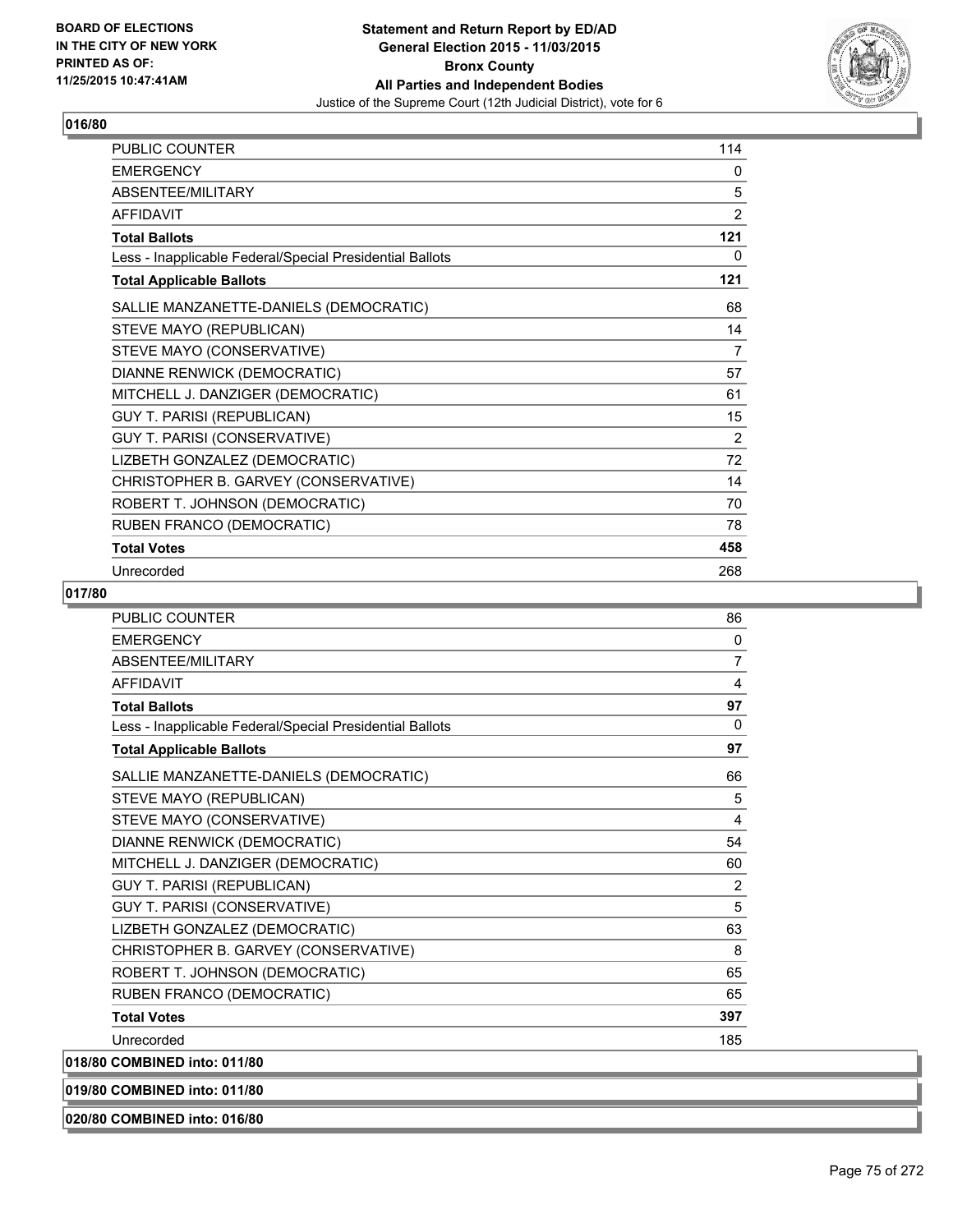## 016/80

| | |
|---|---|
| PUBLIC COUNTER | 114 |
| EMERGENCY | 0 |
| ABSENTEE/MILITARY | 5 |
| AFFIDAVIT | 2 |
| **Total Ballots** | **121** |
| Less - Inapplicable Federal/Special Presidential Ballots | 0 |
| **Total Applicable Ballots** | **121** |
| SALLIE MANZANETTE-DANIELS (DEMOCRATIC) | 68 |
| STEVE MAYO (REPUBLICAN) | 14 |
| STEVE MAYO (CONSERVATIVE) | 7 |
| DIANNE RENWICK (DEMOCRATIC) | 57 |
| MITCHELL J. DANZIGER (DEMOCRATIC) | 61 |
| GUY T. PARISI (REPUBLICAN) | 15 |
| GUY T. PARISI (CONSERVATIVE) | 2 |
| LIZBETH GONZALEZ (DEMOCRATIC) | 72 |
| CHRISTOPHER B. GARVEY (CONSERVATIVE) | 14 |
| ROBERT T. JOHNSON (DEMOCRATIC) | 70 |
| RUBEN FRANCO (DEMOCRATIC) | 78 |
| **Total Votes** | **458** |
| Unrecorded | 268 |

## 017/80

| | |
|---|---|
| PUBLIC COUNTER | 86 |
| EMERGENCY | 0 |
| ABSENTEE/MILITARY | 7 |
| AFFIDAVIT | 4 |
| **Total Ballots** | **97** |
| Less - Inapplicable Federal/Special Presidential Ballots | 0 |
| **Total Applicable Ballots** | **97** |
| SALLIE MANZANETTE-DANIELS (DEMOCRATIC) | 66 |
| STEVE MAYO (REPUBLICAN) | 5 |
| STEVE MAYO (CONSERVATIVE) | 4 |
| DIANNE RENWICK (DEMOCRATIC) | 54 |
| MITCHELL J. DANZIGER (DEMOCRATIC) | 60 |
| GUY T. PARISI (REPUBLICAN) | 2 |
| GUY T. PARISI (CONSERVATIVE) | 5 |
| LIZBETH GONZALEZ (DEMOCRATIC) | 63 |
| CHRISTOPHER B. GARVEY (CONSERVATIVE) | 8 |
| ROBERT T. JOHNSON (DEMOCRATIC) | 65 |
| RUBEN FRANCO (DEMOCRATIC) | 65 |
| **Total Votes** | **397** |
| Unrecorded | 185 |

## 018/80 COMBINED into: 011/80

## 019/80 COMBINED into: 011/80

## 020/80 COMBINED into: 016/80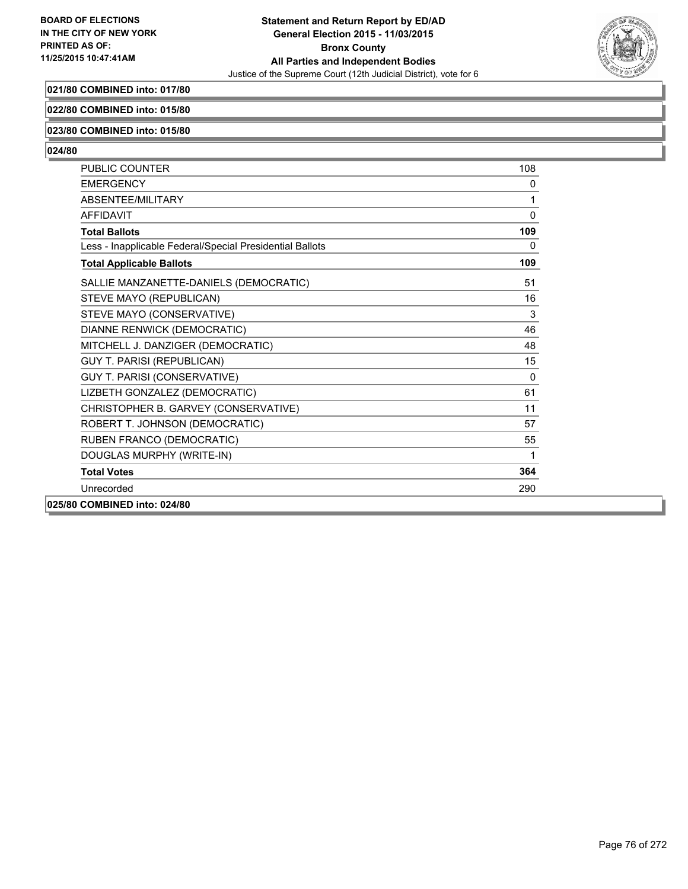**021/80 COMBINED into: 017/80**

**022/80 COMBINED into: 015/80**

**023/80 COMBINED into: 015/80**

**024/80**

| | |
|---|---|
| PUBLIC COUNTER | 108 |
| EMERGENCY | 0 |
| ABSENTEE/MILITARY | 1 |
| AFFIDAVIT | 0 |
| **Total Ballots** | **109** |
| Less - Inapplicable Federal/Special Presidential Ballots | 0 |
| **Total Applicable Ballots** | **109** |
| SALLIE MANZANETTE-DANIELS (DEMOCRATIC) | 51 |
| STEVE MAYO (REPUBLICAN) | 16 |
| STEVE MAYO (CONSERVATIVE) | 3 |
| DIANNE RENWICK (DEMOCRATIC) | 46 |
| MITCHELL J. DANZIGER (DEMOCRATIC) | 48 |
| GUY T. PARISI (REPUBLICAN) | 15 |
| GUY T. PARISI (CONSERVATIVE) | 0 |
| LIZBETH GONZALEZ (DEMOCRATIC) | 61 |
| CHRISTOPHER B. GARVEY (CONSERVATIVE) | 11 |
| ROBERT T. JOHNSON (DEMOCRATIC) | 57 |
| RUBEN FRANCO (DEMOCRATIC) | 55 |
| DOUGLAS MURPHY (WRITE-IN) | 1 |
| **Total Votes** | **364** |
| Unrecorded | 290 |

**025/80 COMBINED into: 024/80**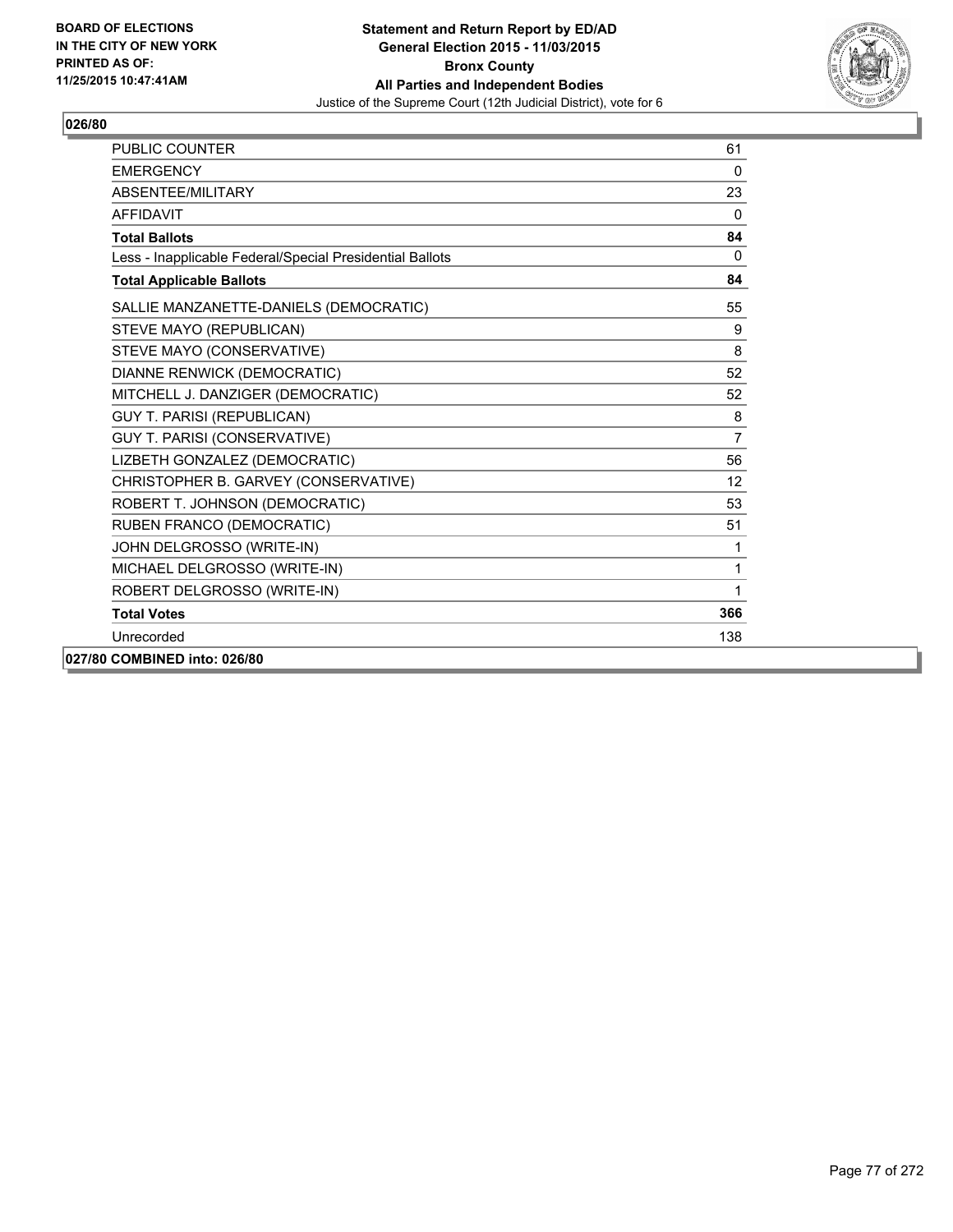**BOARD OF ELECTIONS IN THE CITY OF NEW YORK PRINTED AS OF: 11/25/2015 10:47:41AM**

**Statement and Return Report by ED/AD General Election 2015 - 11/03/2015 Bronx County All Parties and Independent Bodies**

Justice of the Supreme Court (12th Judicial District), vote for 6

**026/80**

| | |
|---|---|
| PUBLIC COUNTER | 61 |
| EMERGENCY | 0 |
| ABSENTEE/MILITARY | 23 |
| AFFIDAVIT | 0 |
| **Total Ballots** | **84** |
| Less - Inapplicable Federal/Special Presidential Ballots | 0 |
| **Total Applicable Ballots** | **84** |
| SALLIE MANZANETTE-DANIELS (DEMOCRATIC) | 55 |
| STEVE MAYO (REPUBLICAN) | 9 |
| STEVE MAYO (CONSERVATIVE) | 8 |
| DIANNE RENWICK (DEMOCRATIC) | 52 |
| MITCHELL J. DANZIGER (DEMOCRATIC) | 52 |
| GUY T. PARISI (REPUBLICAN) | 8 |
| GUY T. PARISI (CONSERVATIVE) | 7 |
| LIZBETH GONZALEZ (DEMOCRATIC) | 56 |
| CHRISTOPHER B. GARVEY (CONSERVATIVE) | 12 |
| ROBERT T. JOHNSON (DEMOCRATIC) | 53 |
| RUBEN FRANCO (DEMOCRATIC) | 51 |
| JOHN DELGROSSO (WRITE-IN) | 1 |
| MICHAEL DELGROSSO (WRITE-IN) | 1 |
| ROBERT DELGROSSO (WRITE-IN) | 1 |
| **Total Votes** | **366** |
| Unrecorded | 138 |

**027/80 COMBINED into: 026/80**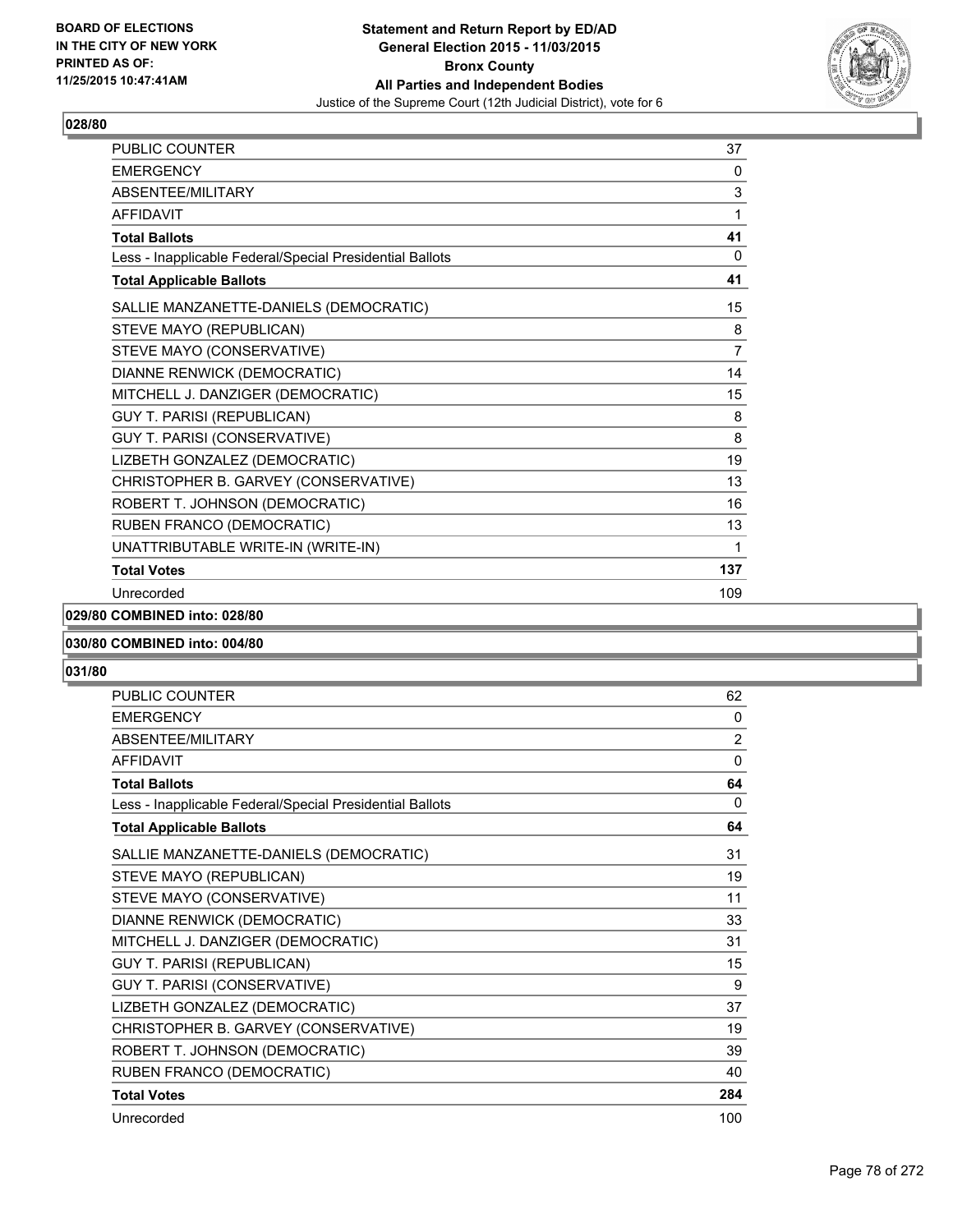**Statement and Return Report by ED/AD**
**General Election 2015 - 11/03/2015**
**Bronx County**
**All Parties and Independent Bodies**
Justice of the Supreme Court (12th Judicial District), vote for 6

BOARD OF ELECTIONS IN THE CITY OF NEW YORK PRINTED AS OF: 11/25/2015 10:47:41AM

## 028/80

| | |
|---|---|
| PUBLIC COUNTER | 37 |
| EMERGENCY | 0 |
| ABSENTEE/MILITARY | 3 |
| AFFIDAVIT | 1 |
| **Total Ballots** | **41** |
| Less - Inapplicable Federal/Special Presidential Ballots | 0 |
| **Total Applicable Ballots** | **41** |
| SALLIE MANZANETTE-DANIELS (DEMOCRATIC) | 15 |
| STEVE MAYO (REPUBLICAN) | 8 |
| STEVE MAYO (CONSERVATIVE) | 7 |
| DIANNE RENWICK (DEMOCRATIC) | 14 |
| MITCHELL J. DANZIGER (DEMOCRATIC) | 15 |
| GUY T. PARISI (REPUBLICAN) | 8 |
| GUY T. PARISI (CONSERVATIVE) | 8 |
| LIZBETH GONZALEZ (DEMOCRATIC) | 19 |
| CHRISTOPHER B. GARVEY (CONSERVATIVE) | 13 |
| ROBERT T. JOHNSON (DEMOCRATIC) | 16 |
| RUBEN FRANCO (DEMOCRATIC) | 13 |
| UNATTRIBUTABLE WRITE-IN (WRITE-IN) | 1 |
| **Total Votes** | **137** |
| Unrecorded | 109 |

## 029/80 COMBINED into: 028/80

## 030/80 COMBINED into: 004/80

## 031/80

| | |
|---|---|
| PUBLIC COUNTER | 62 |
| EMERGENCY | 0 |
| ABSENTEE/MILITARY | 2 |
| AFFIDAVIT | 0 |
| **Total Ballots** | **64** |
| Less - Inapplicable Federal/Special Presidential Ballots | 0 |
| **Total Applicable Ballots** | **64** |
| SALLIE MANZANETTE-DANIELS (DEMOCRATIC) | 31 |
| STEVE MAYO (REPUBLICAN) | 19 |
| STEVE MAYO (CONSERVATIVE) | 11 |
| DIANNE RENWICK (DEMOCRATIC) | 33 |
| MITCHELL J. DANZIGER (DEMOCRATIC) | 31 |
| GUY T. PARISI (REPUBLICAN) | 15 |
| GUY T. PARISI (CONSERVATIVE) | 9 |
| LIZBETH GONZALEZ (DEMOCRATIC) | 37 |
| CHRISTOPHER B. GARVEY (CONSERVATIVE) | 19 |
| ROBERT T. JOHNSON (DEMOCRATIC) | 39 |
| RUBEN FRANCO (DEMOCRATIC) | 40 |
| **Total Votes** | **284** |
| Unrecorded | 100 |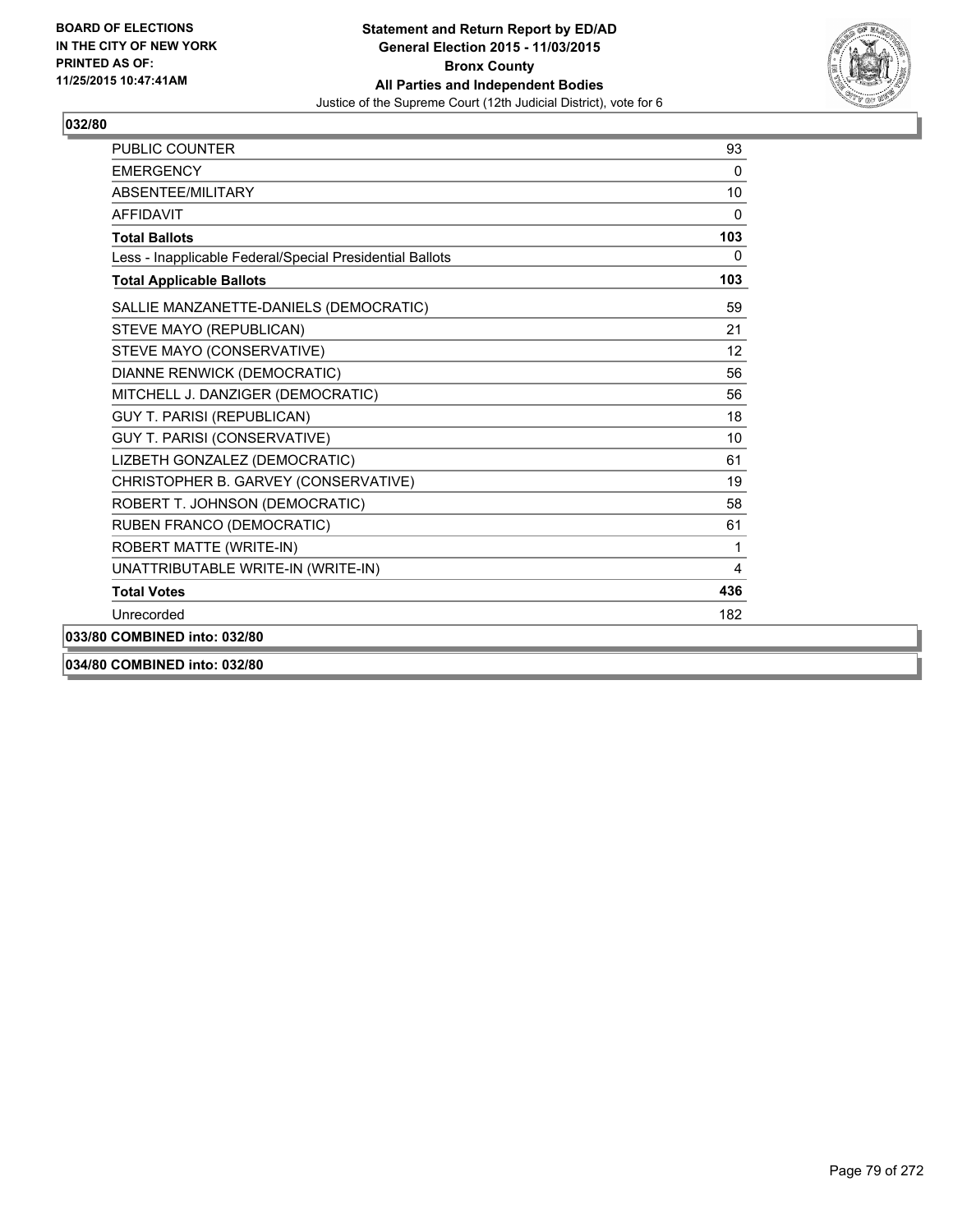**BOARD OF ELECTIONS IN THE CITY OF NEW YORK PRINTED AS OF: 11/25/2015 10:47:41AM**

**Statement and Return Report by ED/AD**
**General Election 2015 - 11/03/2015**
**Bronx County**
**All Parties and Independent Bodies**
Justice of the Supreme Court (12th Judicial District), vote for 6

## 032/80

| | |
|---|---|
| PUBLIC COUNTER | 93 |
| EMERGENCY | 0 |
| ABSENTEE/MILITARY | 10 |
| AFFIDAVIT | 0 |
| **Total Ballots** | **103** |
| Less - Inapplicable Federal/Special Presidential Ballots | 0 |
| **Total Applicable Ballots** | **103** |
| SALLIE MANZANETTE-DANIELS (DEMOCRATIC) | 59 |
| STEVE MAYO (REPUBLICAN) | 21 |
| STEVE MAYO (CONSERVATIVE) | 12 |
| DIANNE RENWICK (DEMOCRATIC) | 56 |
| MITCHELL J. DANZIGER (DEMOCRATIC) | 56 |
| GUY T. PARISI (REPUBLICAN) | 18 |
| GUY T. PARISI (CONSERVATIVE) | 10 |
| LIZBETH GONZALEZ (DEMOCRATIC) | 61 |
| CHRISTOPHER B. GARVEY (CONSERVATIVE) | 19 |
| ROBERT T. JOHNSON (DEMOCRATIC) | 58 |
| RUBEN FRANCO (DEMOCRATIC) | 61 |
| ROBERT MATTE (WRITE-IN) | 1 |
| UNATTRIBUTABLE WRITE-IN (WRITE-IN) | 4 |
| **Total Votes** | **436** |
| Unrecorded | 182 |

**033/80 COMBINED into: 032/80**

**034/80 COMBINED into: 032/80**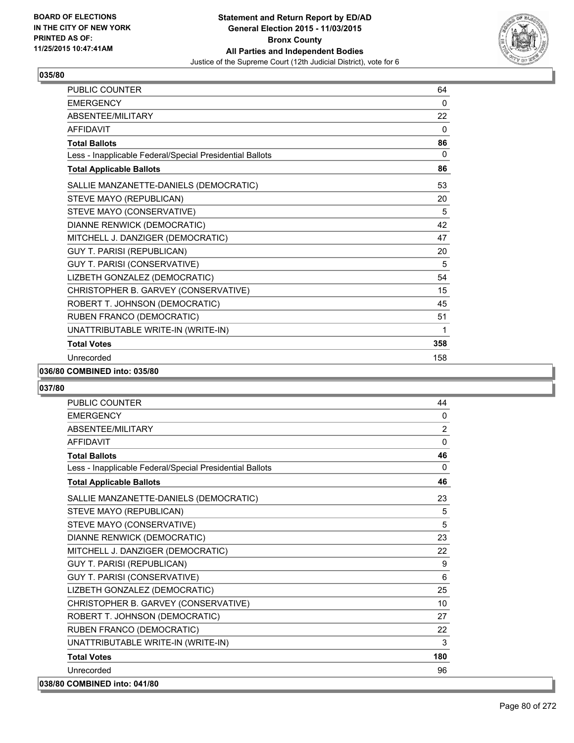**Statement and Return Report by ED/AD**
**General Election 2015 - 11/03/2015**
**Bronx County**
**All Parties and Independent Bodies**
Justice of the Supreme Court (12th Judicial District), vote for 6

BOARD OF ELECTIONS
IN THE CITY OF NEW YORK
PRINTED AS OF:
11/25/2015 10:47:41AM

## 035/80

| | |
|---|---|
| PUBLIC COUNTER | 64 |
| EMERGENCY | 0 |
| ABSENTEE/MILITARY | 22 |
| AFFIDAVIT | 0 |
| **Total Ballots** | **86** |
| Less - Inapplicable Federal/Special Presidential Ballots | 0 |
| **Total Applicable Ballots** | **86** |
| SALLIE MANZANETTE-DANIELS (DEMOCRATIC) | 53 |
| STEVE MAYO (REPUBLICAN) | 20 |
| STEVE MAYO (CONSERVATIVE) | 5 |
| DIANNE RENWICK (DEMOCRATIC) | 42 |
| MITCHELL J. DANZIGER (DEMOCRATIC) | 47 |
| GUY T. PARISI (REPUBLICAN) | 20 |
| GUY T. PARISI (CONSERVATIVE) | 5 |
| LIZBETH GONZALEZ (DEMOCRATIC) | 54 |
| CHRISTOPHER B. GARVEY (CONSERVATIVE) | 15 |
| ROBERT T. JOHNSON (DEMOCRATIC) | 45 |
| RUBEN FRANCO (DEMOCRATIC) | 51 |
| UNATTRIBUTABLE WRITE-IN (WRITE-IN) | 1 |
| **Total Votes** | **358** |
| Unrecorded | 158 |

**036/80 COMBINED into: 035/80**

## 037/80

| | |
|---|---|
| PUBLIC COUNTER | 44 |
| EMERGENCY | 0 |
| ABSENTEE/MILITARY | 2 |
| AFFIDAVIT | 0 |
| **Total Ballots** | **46** |
| Less - Inapplicable Federal/Special Presidential Ballots | 0 |
| **Total Applicable Ballots** | **46** |
| SALLIE MANZANETTE-DANIELS (DEMOCRATIC) | 23 |
| STEVE MAYO (REPUBLICAN) | 5 |
| STEVE MAYO (CONSERVATIVE) | 5 |
| DIANNE RENWICK (DEMOCRATIC) | 23 |
| MITCHELL J. DANZIGER (DEMOCRATIC) | 22 |
| GUY T. PARISI (REPUBLICAN) | 9 |
| GUY T. PARISI (CONSERVATIVE) | 6 |
| LIZBETH GONZALEZ (DEMOCRATIC) | 25 |
| CHRISTOPHER B. GARVEY (CONSERVATIVE) | 10 |
| ROBERT T. JOHNSON (DEMOCRATIC) | 27 |
| RUBEN FRANCO (DEMOCRATIC) | 22 |
| UNATTRIBUTABLE WRITE-IN (WRITE-IN) | 3 |
| **Total Votes** | **180** |
| Unrecorded | 96 |

**038/80 COMBINED into: 041/80**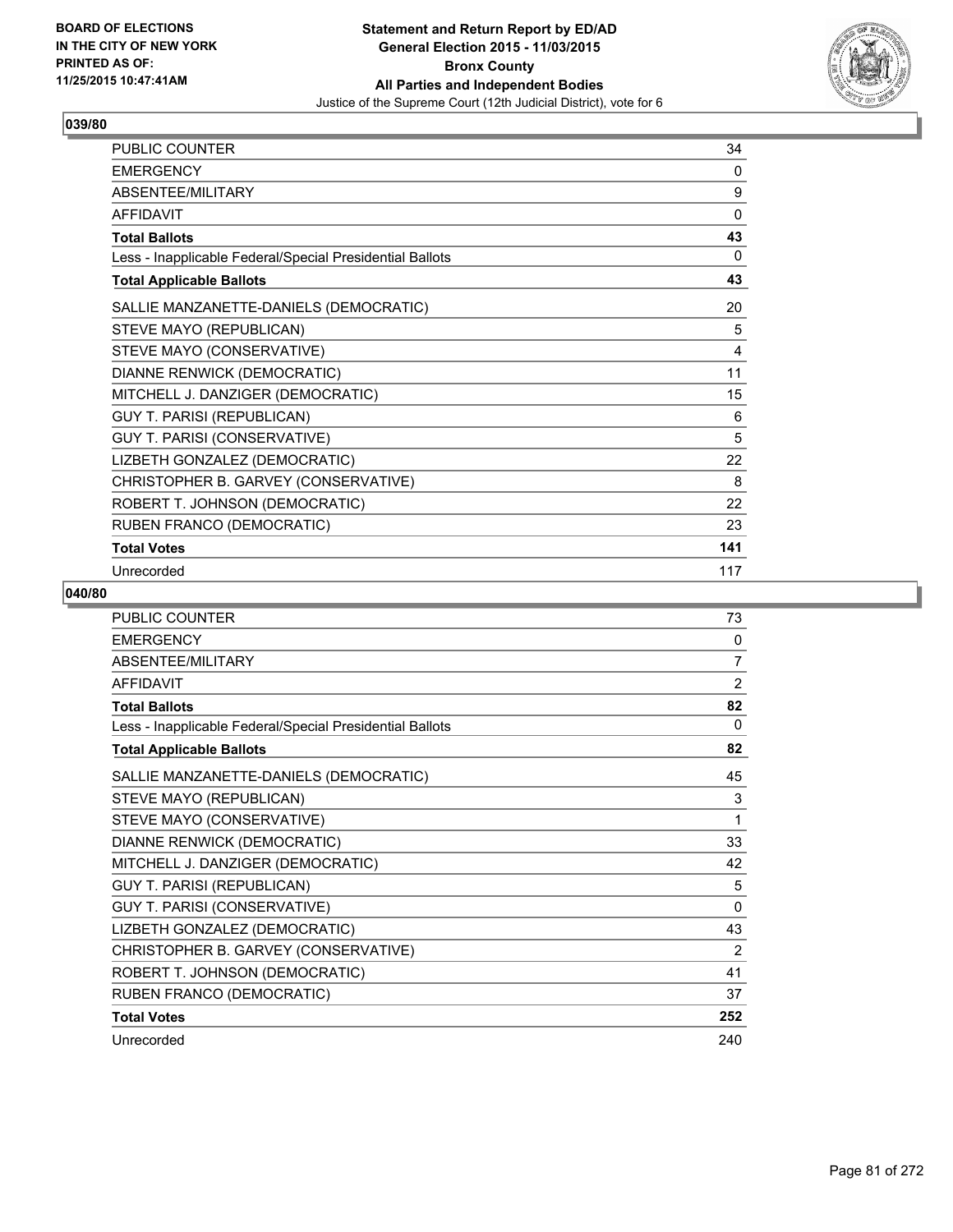**Statement and Return Report by ED/AD**
**General Election 2015 - 11/03/2015**
**Bronx County**
**All Parties and Independent Bodies**
Justice of the Supreme Court (12th Judicial District), vote for 6

BOARD OF ELECTIONS IN THE CITY OF NEW YORK
PRINTED AS OF: 11/25/2015 10:47:41AM

## 039/80

| | |
|---|---|
| PUBLIC COUNTER | 34 |
| EMERGENCY | 0 |
| ABSENTEE/MILITARY | 9 |
| AFFIDAVIT | 0 |
| **Total Ballots** | **43** |
| Less - Inapplicable Federal/Special Presidential Ballots | 0 |
| **Total Applicable Ballots** | **43** |
| SALLIE MANZANETTE-DANIELS (DEMOCRATIC) | 20 |
| STEVE MAYO (REPUBLICAN) | 5 |
| STEVE MAYO (CONSERVATIVE) | 4 |
| DIANNE RENWICK (DEMOCRATIC) | 11 |
| MITCHELL J. DANZIGER (DEMOCRATIC) | 15 |
| GUY T. PARISI (REPUBLICAN) | 6 |
| GUY T. PARISI (CONSERVATIVE) | 5 |
| LIZBETH GONZALEZ (DEMOCRATIC) | 22 |
| CHRISTOPHER B. GARVEY (CONSERVATIVE) | 8 |
| ROBERT T. JOHNSON (DEMOCRATIC) | 22 |
| RUBEN FRANCO (DEMOCRATIC) | 23 |
| **Total Votes** | **141** |
| Unrecorded | 117 |

## 040/80

| | |
|---|---|
| PUBLIC COUNTER | 73 |
| EMERGENCY | 0 |
| ABSENTEE/MILITARY | 7 |
| AFFIDAVIT | 2 |
| **Total Ballots** | **82** |
| Less - Inapplicable Federal/Special Presidential Ballots | 0 |
| **Total Applicable Ballots** | **82** |
| SALLIE MANZANETTE-DANIELS (DEMOCRATIC) | 45 |
| STEVE MAYO (REPUBLICAN) | 3 |
| STEVE MAYO (CONSERVATIVE) | 1 |
| DIANNE RENWICK (DEMOCRATIC) | 33 |
| MITCHELL J. DANZIGER (DEMOCRATIC) | 42 |
| GUY T. PARISI (REPUBLICAN) | 5 |
| GUY T. PARISI (CONSERVATIVE) | 0 |
| LIZBETH GONZALEZ (DEMOCRATIC) | 43 |
| CHRISTOPHER B. GARVEY (CONSERVATIVE) | 2 |
| ROBERT T. JOHNSON (DEMOCRATIC) | 41 |
| RUBEN FRANCO (DEMOCRATIC) | 37 |
| **Total Votes** | **252** |
| Unrecorded | 240 |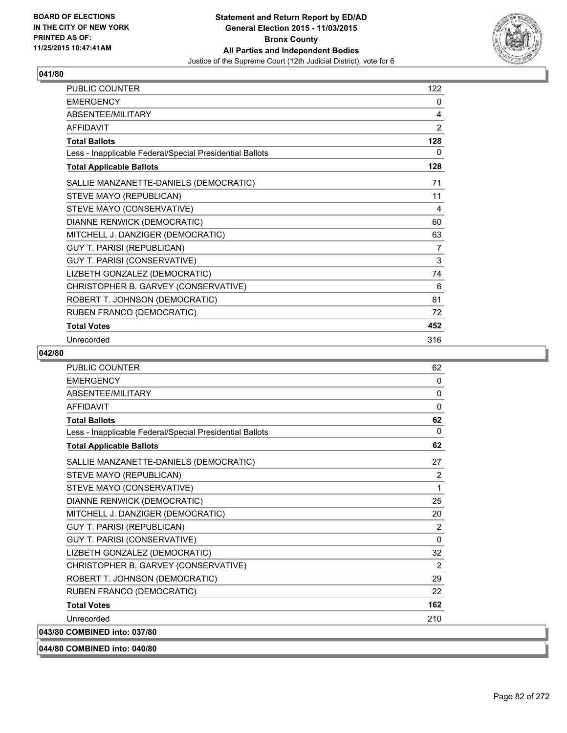**BOARD OF ELECTIONS IN THE CITY OF NEW YORK PRINTED AS OF: 11/25/2015 10:47:41AM**

**Statement and Return Report by ED/AD General Election 2015 - 11/03/2015 Bronx County All Parties and Independent Bodies**

Justice of the Supreme Court (12th Judicial District), vote for 6

## 041/80

| | |
|---|---|
| PUBLIC COUNTER | 122 |
| EMERGENCY | 0 |
| ABSENTEE/MILITARY | 4 |
| AFFIDAVIT | 2 |
| **Total Ballots** | **128** |
| Less - Inapplicable Federal/Special Presidential Ballots | 0 |
| **Total Applicable Ballots** | **128** |
| SALLIE MANZANETTE-DANIELS (DEMOCRATIC) | 71 |
| STEVE MAYO (REPUBLICAN) | 11 |
| STEVE MAYO (CONSERVATIVE) | 4 |
| DIANNE RENWICK (DEMOCRATIC) | 60 |
| MITCHELL J. DANZIGER (DEMOCRATIC) | 63 |
| GUY T. PARISI (REPUBLICAN) | 7 |
| GUY T. PARISI (CONSERVATIVE) | 3 |
| LIZBETH GONZALEZ (DEMOCRATIC) | 74 |
| CHRISTOPHER B. GARVEY (CONSERVATIVE) | 6 |
| ROBERT T. JOHNSON (DEMOCRATIC) | 81 |
| RUBEN FRANCO (DEMOCRATIC) | 72 |
| **Total Votes** | **452** |
| Unrecorded | 316 |

## 042/80

| | |
|---|---|
| PUBLIC COUNTER | 62 |
| EMERGENCY | 0 |
| ABSENTEE/MILITARY | 0 |
| AFFIDAVIT | 0 |
| **Total Ballots** | **62** |
| Less - Inapplicable Federal/Special Presidential Ballots | 0 |
| **Total Applicable Ballots** | **62** |
| SALLIE MANZANETTE-DANIELS (DEMOCRATIC) | 27 |
| STEVE MAYO (REPUBLICAN) | 2 |
| STEVE MAYO (CONSERVATIVE) | 1 |
| DIANNE RENWICK (DEMOCRATIC) | 25 |
| MITCHELL J. DANZIGER (DEMOCRATIC) | 20 |
| GUY T. PARISI (REPUBLICAN) | 2 |
| GUY T. PARISI (CONSERVATIVE) | 0 |
| LIZBETH GONZALEZ (DEMOCRATIC) | 32 |
| CHRISTOPHER B. GARVEY (CONSERVATIVE) | 2 |
| ROBERT T. JOHNSON (DEMOCRATIC) | 29 |
| RUBEN FRANCO (DEMOCRATIC) | 22 |
| **Total Votes** | **162** |
| Unrecorded | 210 |

## 043/80 COMBINED into: 037/80

## 044/80 COMBINED into: 040/80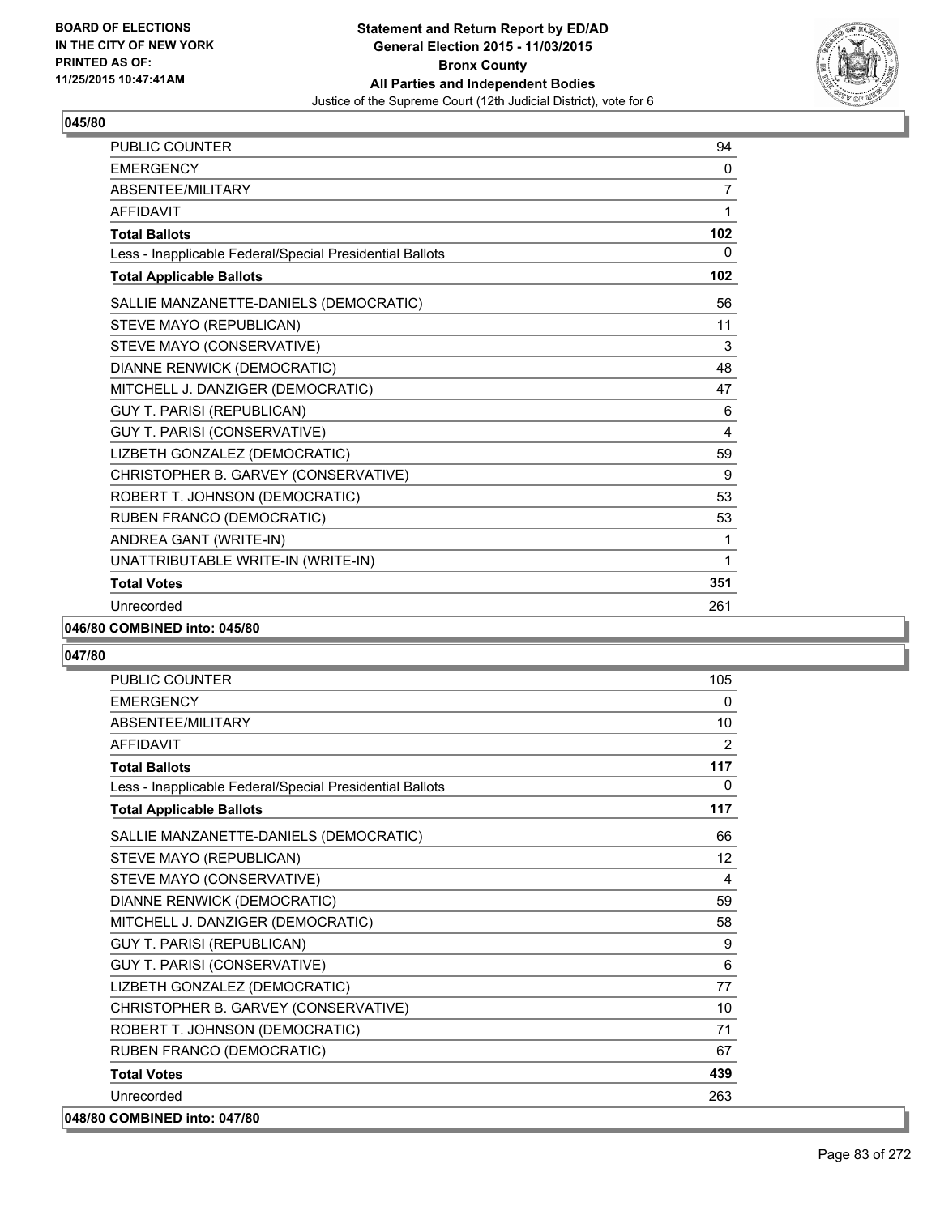**Statement and Return Report by ED/AD**
**General Election 2015 - 11/03/2015**
**Bronx County**
**All Parties and Independent Bodies**
Justice of the Supreme Court (12th Judicial District), vote for 6

BOARD OF ELECTIONS IN THE CITY OF NEW YORK
PRINTED AS OF: 11/25/2015 10:47:41AM

## 045/80

| | |
|---|---|
| PUBLIC COUNTER | 94 |
| EMERGENCY | 0 |
| ABSENTEE/MILITARY | 7 |
| AFFIDAVIT | 1 |
| **Total Ballots** | **102** |
| Less - Inapplicable Federal/Special Presidential Ballots | 0 |
| **Total Applicable Ballots** | **102** |
| SALLIE MANZANETTE-DANIELS (DEMOCRATIC) | 56 |
| STEVE MAYO (REPUBLICAN) | 11 |
| STEVE MAYO (CONSERVATIVE) | 3 |
| DIANNE RENWICK (DEMOCRATIC) | 48 |
| MITCHELL J. DANZIGER (DEMOCRATIC) | 47 |
| GUY T. PARISI (REPUBLICAN) | 6 |
| GUY T. PARISI (CONSERVATIVE) | 4 |
| LIZBETH GONZALEZ (DEMOCRATIC) | 59 |
| CHRISTOPHER B. GARVEY (CONSERVATIVE) | 9 |
| ROBERT T. JOHNSON (DEMOCRATIC) | 53 |
| RUBEN FRANCO (DEMOCRATIC) | 53 |
| ANDREA GANT (WRITE-IN) | 1 |
| UNATTRIBUTABLE WRITE-IN (WRITE-IN) | 1 |
| **Total Votes** | **351** |
| Unrecorded | 261 |

**046/80 COMBINED into: 045/80**

## 047/80

| | |
|---|---|
| PUBLIC COUNTER | 105 |
| EMERGENCY | 0 |
| ABSENTEE/MILITARY | 10 |
| AFFIDAVIT | 2 |
| **Total Ballots** | **117** |
| Less - Inapplicable Federal/Special Presidential Ballots | 0 |
| **Total Applicable Ballots** | **117** |
| SALLIE MANZANETTE-DANIELS (DEMOCRATIC) | 66 |
| STEVE MAYO (REPUBLICAN) | 12 |
| STEVE MAYO (CONSERVATIVE) | 4 |
| DIANNE RENWICK (DEMOCRATIC) | 59 |
| MITCHELL J. DANZIGER (DEMOCRATIC) | 58 |
| GUY T. PARISI (REPUBLICAN) | 9 |
| GUY T. PARISI (CONSERVATIVE) | 6 |
| LIZBETH GONZALEZ (DEMOCRATIC) | 77 |
| CHRISTOPHER B. GARVEY (CONSERVATIVE) | 10 |
| ROBERT T. JOHNSON (DEMOCRATIC) | 71 |
| RUBEN FRANCO (DEMOCRATIC) | 67 |
| **Total Votes** | **439** |
| Unrecorded | 263 |

**048/80 COMBINED into: 047/80**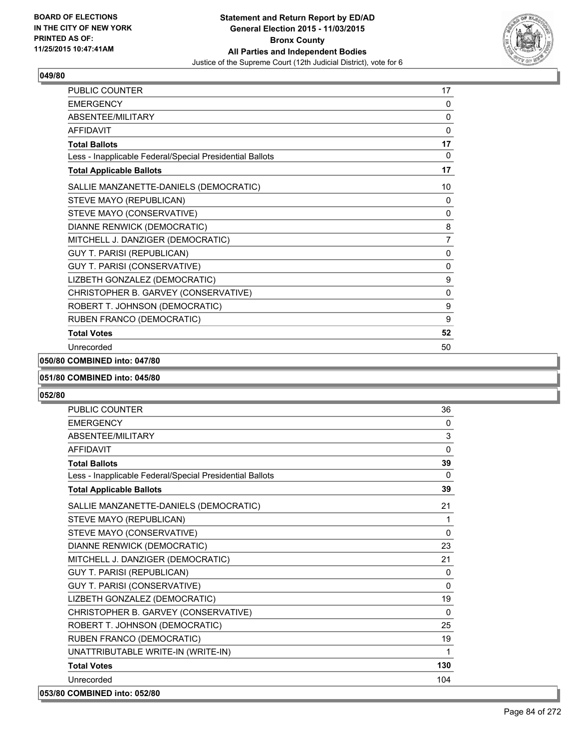**049/80**

| | |
|---|---|
| PUBLIC COUNTER | 17 |
| EMERGENCY | 0 |
| ABSENTEE/MILITARY | 0 |
| AFFIDAVIT | 0 |
| **Total Ballots** | **17** |
| Less - Inapplicable Federal/Special Presidential Ballots | 0 |
| **Total Applicable Ballots** | **17** |
| SALLIE MANZANETTE-DANIELS (DEMOCRATIC) | 10 |
| STEVE MAYO (REPUBLICAN) | 0 |
| STEVE MAYO (CONSERVATIVE) | 0 |
| DIANNE RENWICK (DEMOCRATIC) | 8 |
| MITCHELL J. DANZIGER (DEMOCRATIC) | 7 |
| GUY T. PARISI (REPUBLICAN) | 0 |
| GUY T. PARISI (CONSERVATIVE) | 0 |
| LIZBETH GONZALEZ (DEMOCRATIC) | 9 |
| CHRISTOPHER B. GARVEY (CONSERVATIVE) | 0 |
| ROBERT T. JOHNSON (DEMOCRATIC) | 9 |
| RUBEN FRANCO (DEMOCRATIC) | 9 |
| **Total Votes** | **52** |
| Unrecorded | 50 |

**050/80 COMBINED into: 047/80**

**051/80 COMBINED into: 045/80**

**052/80**

| | |
|---|---|
| PUBLIC COUNTER | 36 |
| EMERGENCY | 0 |
| ABSENTEE/MILITARY | 3 |
| AFFIDAVIT | 0 |
| **Total Ballots** | **39** |
| Less - Inapplicable Federal/Special Presidential Ballots | 0 |
| **Total Applicable Ballots** | **39** |
| SALLIE MANZANETTE-DANIELS (DEMOCRATIC) | 21 |
| STEVE MAYO (REPUBLICAN) | 1 |
| STEVE MAYO (CONSERVATIVE) | 0 |
| DIANNE RENWICK (DEMOCRATIC) | 23 |
| MITCHELL J. DANZIGER (DEMOCRATIC) | 21 |
| GUY T. PARISI (REPUBLICAN) | 0 |
| GUY T. PARISI (CONSERVATIVE) | 0 |
| LIZBETH GONZALEZ (DEMOCRATIC) | 19 |
| CHRISTOPHER B. GARVEY (CONSERVATIVE) | 0 |
| ROBERT T. JOHNSON (DEMOCRATIC) | 25 |
| RUBEN FRANCO (DEMOCRATIC) | 19 |
| UNATTRIBUTABLE WRITE-IN (WRITE-IN) | 1 |
| **Total Votes** | **130** |
| Unrecorded | 104 |

**053/80 COMBINED into: 052/80**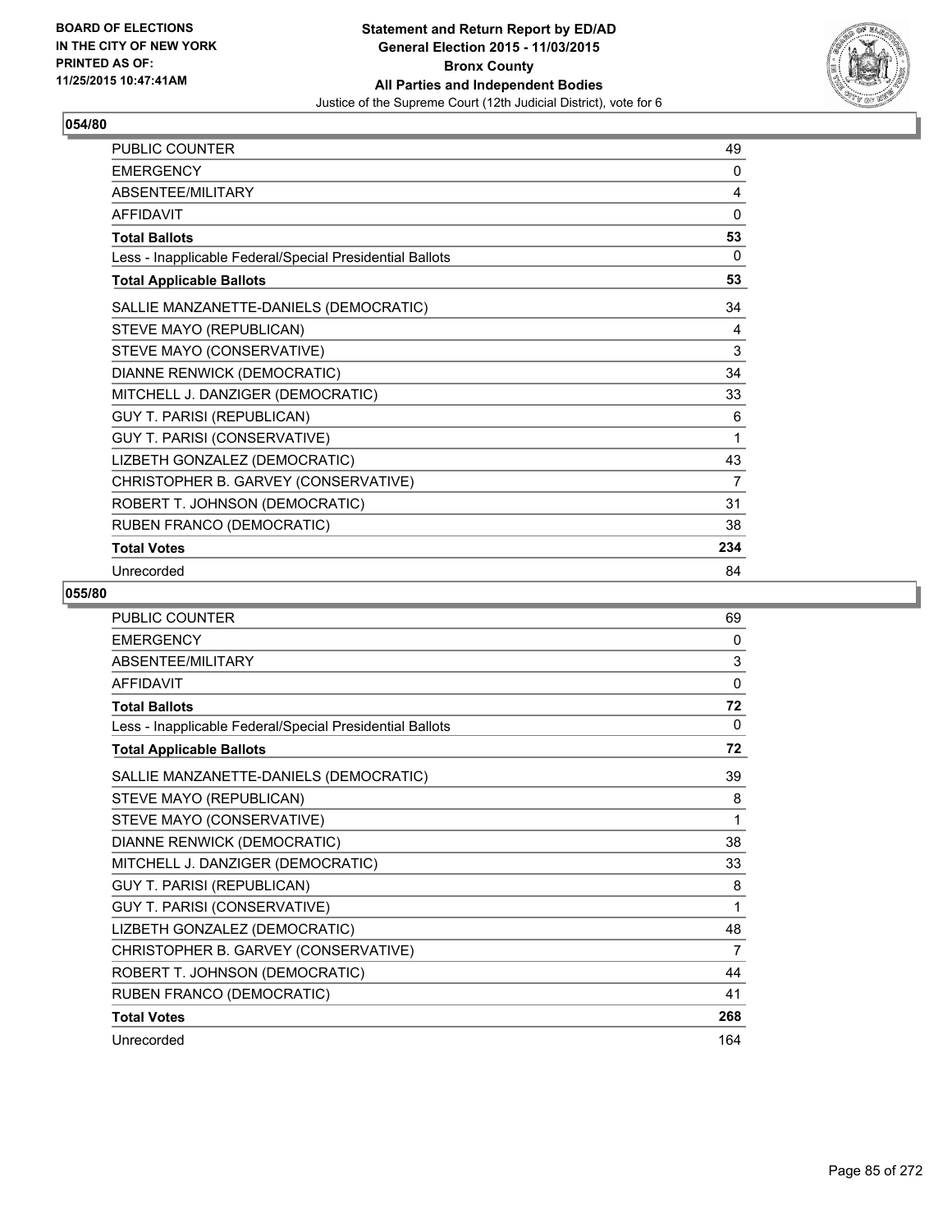BOARD OF ELECTIONS
IN THE CITY OF NEW YORK
PRINTED AS OF:
11/25/2015 10:47:41AM

**Statement and Return Report by ED/AD**
**General Election 2015 - 11/03/2015**
**Bronx County**
**All Parties and Independent Bodies**
Justice of the Supreme Court (12th Judicial District), vote for 6

## 054/80

| | |
|---|---|
| PUBLIC COUNTER | 49 |
| EMERGENCY | 0 |
| ABSENTEE/MILITARY | 4 |
| AFFIDAVIT | 0 |
| **Total Ballots** | **53** |
| Less - Inapplicable Federal/Special Presidential Ballots | 0 |
| **Total Applicable Ballots** | **53** |
| SALLIE MANZANETTE-DANIELS (DEMOCRATIC) | 34 |
| STEVE MAYO (REPUBLICAN) | 4 |
| STEVE MAYO (CONSERVATIVE) | 3 |
| DIANNE RENWICK (DEMOCRATIC) | 34 |
| MITCHELL J. DANZIGER (DEMOCRATIC) | 33 |
| GUY T. PARISI (REPUBLICAN) | 6 |
| GUY T. PARISI (CONSERVATIVE) | 1 |
| LIZBETH GONZALEZ (DEMOCRATIC) | 43 |
| CHRISTOPHER B. GARVEY (CONSERVATIVE) | 7 |
| ROBERT T. JOHNSON (DEMOCRATIC) | 31 |
| RUBEN FRANCO (DEMOCRATIC) | 38 |
| **Total Votes** | **234** |
| Unrecorded | 84 |

## 055/80

| | |
|---|---|
| PUBLIC COUNTER | 69 |
| EMERGENCY | 0 |
| ABSENTEE/MILITARY | 3 |
| AFFIDAVIT | 0 |
| **Total Ballots** | **72** |
| Less - Inapplicable Federal/Special Presidential Ballots | 0 |
| **Total Applicable Ballots** | **72** |
| SALLIE MANZANETTE-DANIELS (DEMOCRATIC) | 39 |
| STEVE MAYO (REPUBLICAN) | 8 |
| STEVE MAYO (CONSERVATIVE) | 1 |
| DIANNE RENWICK (DEMOCRATIC) | 38 |
| MITCHELL J. DANZIGER (DEMOCRATIC) | 33 |
| GUY T. PARISI (REPUBLICAN) | 8 |
| GUY T. PARISI (CONSERVATIVE) | 1 |
| LIZBETH GONZALEZ (DEMOCRATIC) | 48 |
| CHRISTOPHER B. GARVEY (CONSERVATIVE) | 7 |
| ROBERT T. JOHNSON (DEMOCRATIC) | 44 |
| RUBEN FRANCO (DEMOCRATIC) | 41 |
| **Total Votes** | **268** |
| Unrecorded | 164 |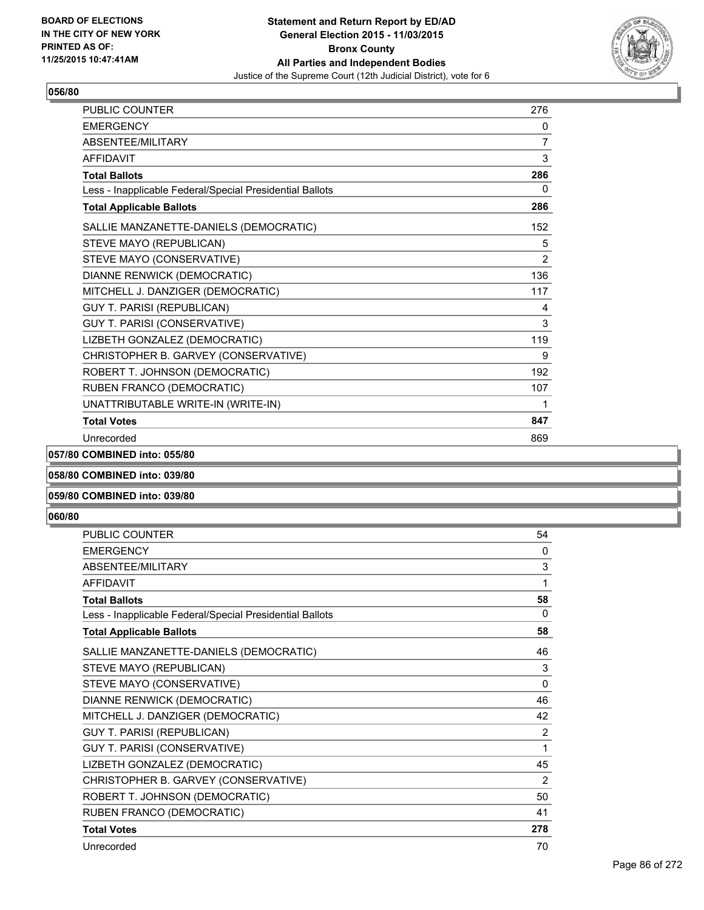**Statement and Return Report by ED/AD**
**General Election 2015 - 11/03/2015**
**Bronx County**
**All Parties and Independent Bodies**
Justice of the Supreme Court (12th Judicial District), vote for 6

BOARD OF ELECTIONS
IN THE CITY OF NEW YORK
PRINTED AS OF:
11/25/2015 10:47:41AM

**056/80**

| | |
|---|---|
| PUBLIC COUNTER | 276 |
| EMERGENCY | 0 |
| ABSENTEE/MILITARY | 7 |
| AFFIDAVIT | 3 |
| **Total Ballots** | **286** |
| Less - Inapplicable Federal/Special Presidential Ballots | 0 |
| **Total Applicable Ballots** | **286** |
| SALLIE MANZANETTE-DANIELS (DEMOCRATIC) | 152 |
| STEVE MAYO (REPUBLICAN) | 5 |
| STEVE MAYO (CONSERVATIVE) | 2 |
| DIANNE RENWICK (DEMOCRATIC) | 136 |
| MITCHELL J. DANZIGER (DEMOCRATIC) | 117 |
| GUY T. PARISI (REPUBLICAN) | 4 |
| GUY T. PARISI (CONSERVATIVE) | 3 |
| LIZBETH GONZALEZ (DEMOCRATIC) | 119 |
| CHRISTOPHER B. GARVEY (CONSERVATIVE) | 9 |
| ROBERT T. JOHNSON (DEMOCRATIC) | 192 |
| RUBEN FRANCO (DEMOCRATIC) | 107 |
| UNATTRIBUTABLE WRITE-IN (WRITE-IN) | 1 |
| **Total Votes** | **847** |
| Unrecorded | 869 |

**057/80 COMBINED into: 055/80**

**058/80 COMBINED into: 039/80**

**059/80 COMBINED into: 039/80**

**060/80**

| | |
|---|---|
| PUBLIC COUNTER | 54 |
| EMERGENCY | 0 |
| ABSENTEE/MILITARY | 3 |
| AFFIDAVIT | 1 |
| **Total Ballots** | **58** |
| Less - Inapplicable Federal/Special Presidential Ballots | 0 |
| **Total Applicable Ballots** | **58** |
| SALLIE MANZANETTE-DANIELS (DEMOCRATIC) | 46 |
| STEVE MAYO (REPUBLICAN) | 3 |
| STEVE MAYO (CONSERVATIVE) | 0 |
| DIANNE RENWICK (DEMOCRATIC) | 46 |
| MITCHELL J. DANZIGER (DEMOCRATIC) | 42 |
| GUY T. PARISI (REPUBLICAN) | 2 |
| GUY T. PARISI (CONSERVATIVE) | 1 |
| LIZBETH GONZALEZ (DEMOCRATIC) | 45 |
| CHRISTOPHER B. GARVEY (CONSERVATIVE) | 2 |
| ROBERT T. JOHNSON (DEMOCRATIC) | 50 |
| RUBEN FRANCO (DEMOCRATIC) | 41 |
| **Total Votes** | **278** |
| Unrecorded | 70 |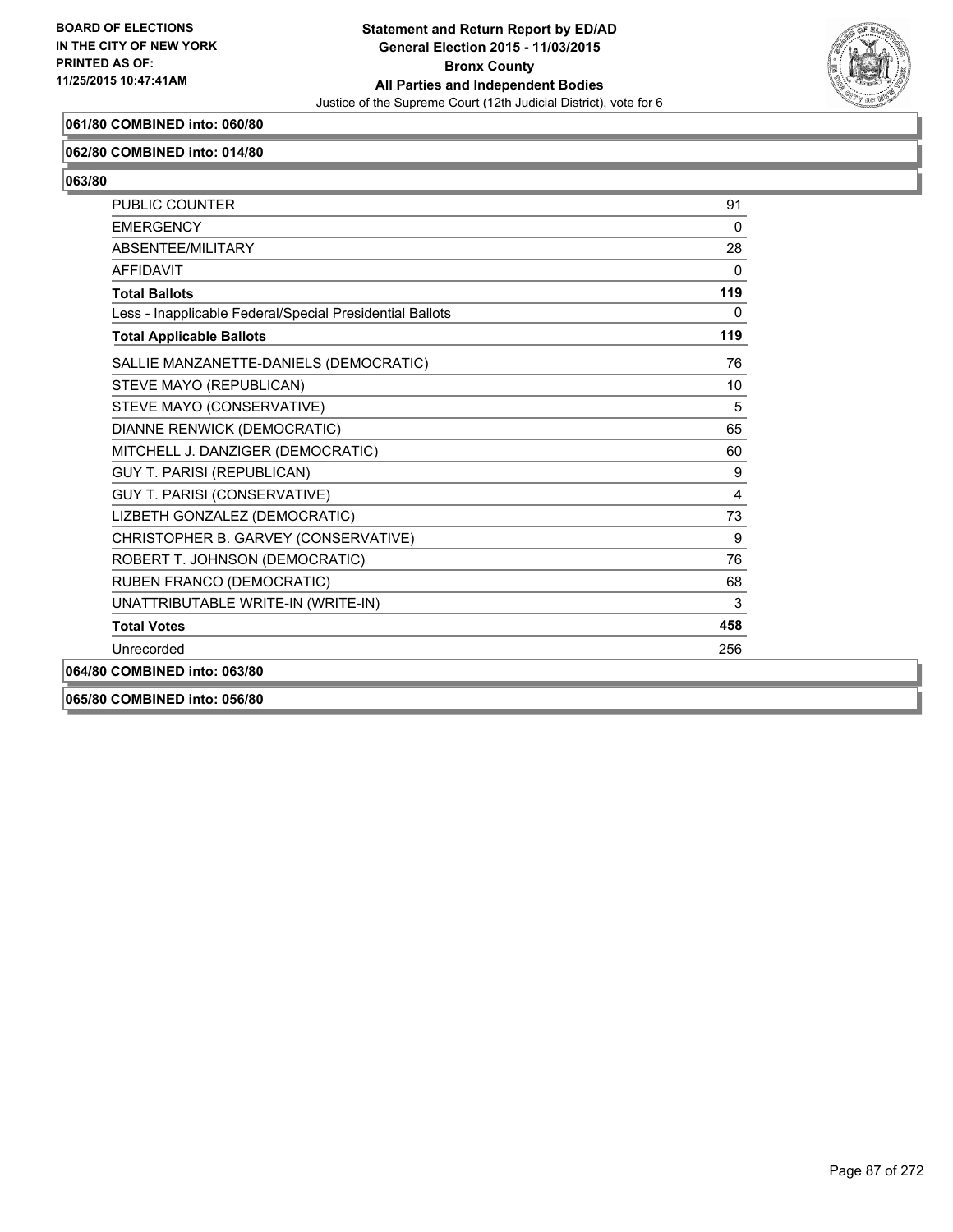**061/80 COMBINED into: 060/80**

**062/80 COMBINED into: 014/80**

**063/80**

| | |
|---|---|
| PUBLIC COUNTER | 91 |
| EMERGENCY | 0 |
| ABSENTEE/MILITARY | 28 |
| AFFIDAVIT | 0 |
| **Total Ballots** | **119** |
| Less - Inapplicable Federal/Special Presidential Ballots | 0 |
| **Total Applicable Ballots** | **119** |
| SALLIE MANZANETTE-DANIELS (DEMOCRATIC) | 76 |
| STEVE MAYO (REPUBLICAN) | 10 |
| STEVE MAYO (CONSERVATIVE) | 5 |
| DIANNE RENWICK (DEMOCRATIC) | 65 |
| MITCHELL J. DANZIGER (DEMOCRATIC) | 60 |
| GUY T. PARISI (REPUBLICAN) | 9 |
| GUY T. PARISI (CONSERVATIVE) | 4 |
| LIZBETH GONZALEZ (DEMOCRATIC) | 73 |
| CHRISTOPHER B. GARVEY (CONSERVATIVE) | 9 |
| ROBERT T. JOHNSON (DEMOCRATIC) | 76 |
| RUBEN FRANCO (DEMOCRATIC) | 68 |
| UNATTRIBUTABLE WRITE-IN (WRITE-IN) | 3 |
| **Total Votes** | **458** |
| Unrecorded | 256 |

**064/80 COMBINED into: 063/80**

**065/80 COMBINED into: 056/80**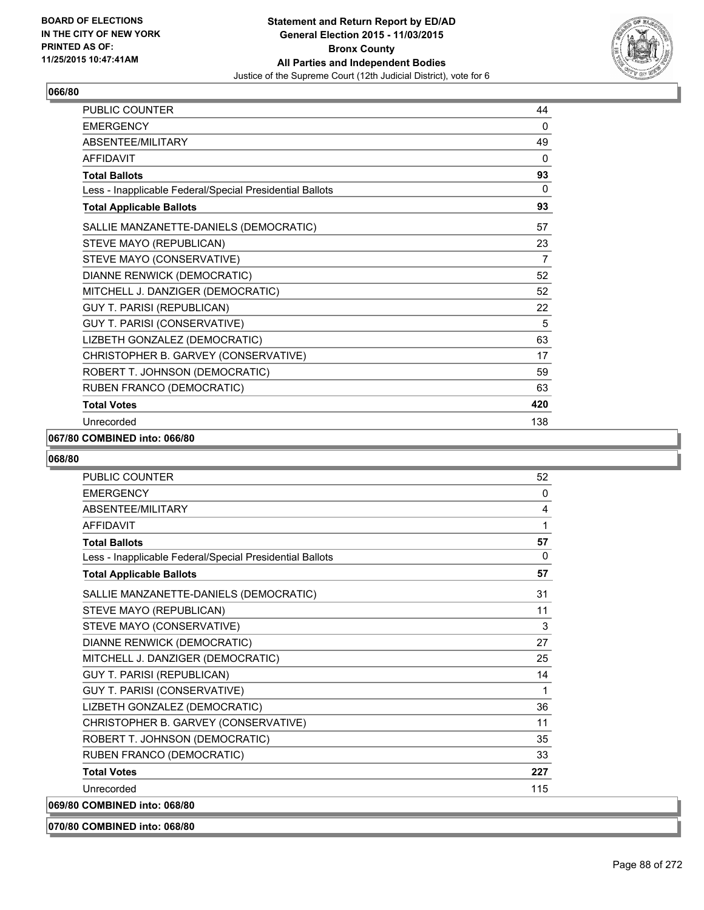**BOARD OF ELECTIONS IN THE CITY OF NEW YORK PRINTED AS OF: 11/25/2015 10:47:41AM**

**Statement and Return Report by ED/AD General Election 2015 - 11/03/2015 Bronx County All Parties and Independent Bodies**
Justice of the Supreme Court (12th Judicial District), vote for 6

## 066/80

| | |
|---|---|
| PUBLIC COUNTER | 44 |
| EMERGENCY | 0 |
| ABSENTEE/MILITARY | 49 |
| AFFIDAVIT | 0 |
| **Total Ballots** | **93** |
| Less - Inapplicable Federal/Special Presidential Ballots | 0 |
| **Total Applicable Ballots** | **93** |
| SALLIE MANZANETTE-DANIELS (DEMOCRATIC) | 57 |
| STEVE MAYO (REPUBLICAN) | 23 |
| STEVE MAYO (CONSERVATIVE) | 7 |
| DIANNE RENWICK (DEMOCRATIC) | 52 |
| MITCHELL J. DANZIGER (DEMOCRATIC) | 52 |
| GUY T. PARISI (REPUBLICAN) | 22 |
| GUY T. PARISI (CONSERVATIVE) | 5 |
| LIZBETH GONZALEZ (DEMOCRATIC) | 63 |
| CHRISTOPHER B. GARVEY (CONSERVATIVE) | 17 |
| ROBERT T. JOHNSON (DEMOCRATIC) | 59 |
| RUBEN FRANCO (DEMOCRATIC) | 63 |
| **Total Votes** | **420** |
| Unrecorded | 138 |

**067/80 COMBINED into: 066/80**

## 068/80

| | |
|---|---|
| PUBLIC COUNTER | 52 |
| EMERGENCY | 0 |
| ABSENTEE/MILITARY | 4 |
| AFFIDAVIT | 1 |
| **Total Ballots** | **57** |
| Less - Inapplicable Federal/Special Presidential Ballots | 0 |
| **Total Applicable Ballots** | **57** |
| SALLIE MANZANETTE-DANIELS (DEMOCRATIC) | 31 |
| STEVE MAYO (REPUBLICAN) | 11 |
| STEVE MAYO (CONSERVATIVE) | 3 |
| DIANNE RENWICK (DEMOCRATIC) | 27 |
| MITCHELL J. DANZIGER (DEMOCRATIC) | 25 |
| GUY T. PARISI (REPUBLICAN) | 14 |
| GUY T. PARISI (CONSERVATIVE) | 1 |
| LIZBETH GONZALEZ (DEMOCRATIC) | 36 |
| CHRISTOPHER B. GARVEY (CONSERVATIVE) | 11 |
| ROBERT T. JOHNSON (DEMOCRATIC) | 35 |
| RUBEN FRANCO (DEMOCRATIC) | 33 |
| **Total Votes** | **227** |
| Unrecorded | 115 |

**069/80 COMBINED into: 068/80**

**070/80 COMBINED into: 068/80**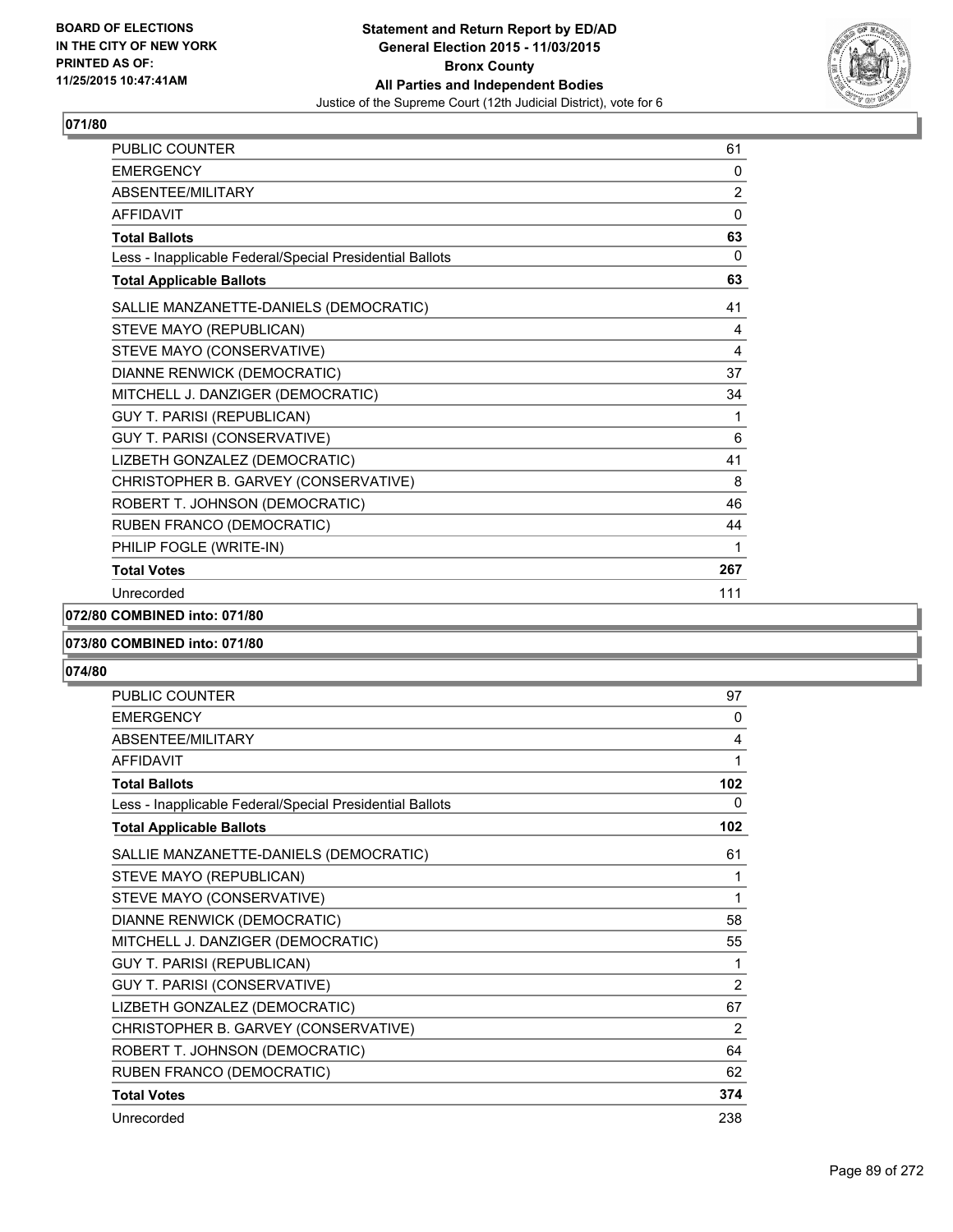**071/80**

| | |
|---|---|
| PUBLIC COUNTER | 61 |
| EMERGENCY | 0 |
| ABSENTEE/MILITARY | 2 |
| AFFIDAVIT | 0 |
| **Total Ballots** | **63** |
| Less - Inapplicable Federal/Special Presidential Ballots | 0 |
| **Total Applicable Ballots** | **63** |
| SALLIE MANZANETTE-DANIELS (DEMOCRATIC) | 41 |
| STEVE MAYO (REPUBLICAN) | 4 |
| STEVE MAYO (CONSERVATIVE) | 4 |
| DIANNE RENWICK (DEMOCRATIC) | 37 |
| MITCHELL J. DANZIGER (DEMOCRATIC) | 34 |
| GUY T. PARISI (REPUBLICAN) | 1 |
| GUY T. PARISI (CONSERVATIVE) | 6 |
| LIZBETH GONZALEZ (DEMOCRATIC) | 41 |
| CHRISTOPHER B. GARVEY (CONSERVATIVE) | 8 |
| ROBERT T. JOHNSON (DEMOCRATIC) | 46 |
| RUBEN FRANCO (DEMOCRATIC) | 44 |
| PHILIP FOGLE (WRITE-IN) | 1 |
| **Total Votes** | **267** |
| Unrecorded | 111 |

**072/80 COMBINED into: 071/80**

**073/80 COMBINED into: 071/80**

**074/80**

| | |
|---|---|
| PUBLIC COUNTER | 97 |
| EMERGENCY | 0 |
| ABSENTEE/MILITARY | 4 |
| AFFIDAVIT | 1 |
| **Total Ballots** | **102** |
| Less - Inapplicable Federal/Special Presidential Ballots | 0 |
| **Total Applicable Ballots** | **102** |
| SALLIE MANZANETTE-DANIELS (DEMOCRATIC) | 61 |
| STEVE MAYO (REPUBLICAN) | 1 |
| STEVE MAYO (CONSERVATIVE) | 1 |
| DIANNE RENWICK (DEMOCRATIC) | 58 |
| MITCHELL J. DANZIGER (DEMOCRATIC) | 55 |
| GUY T. PARISI (REPUBLICAN) | 1 |
| GUY T. PARISI (CONSERVATIVE) | 2 |
| LIZBETH GONZALEZ (DEMOCRATIC) | 67 |
| CHRISTOPHER B. GARVEY (CONSERVATIVE) | 2 |
| ROBERT T. JOHNSON (DEMOCRATIC) | 64 |
| RUBEN FRANCO (DEMOCRATIC) | 62 |
| **Total Votes** | **374** |
| Unrecorded | 238 |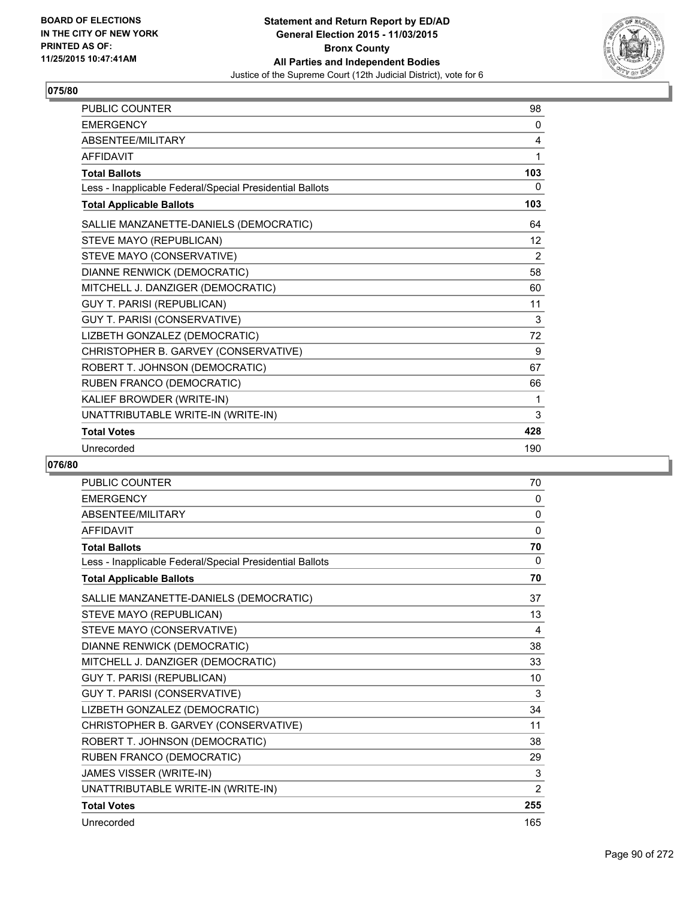## 075/80

| | |
|---|---|
| PUBLIC COUNTER | 98 |
| EMERGENCY | 0 |
| ABSENTEE/MILITARY | 4 |
| AFFIDAVIT | 1 |
| **Total Ballots** | **103** |
| Less - Inapplicable Federal/Special Presidential Ballots | 0 |
| **Total Applicable Ballots** | **103** |
| SALLIE MANZANETTE-DANIELS (DEMOCRATIC) | 64 |
| STEVE MAYO (REPUBLICAN) | 12 |
| STEVE MAYO (CONSERVATIVE) | 2 |
| DIANNE RENWICK (DEMOCRATIC) | 58 |
| MITCHELL J. DANZIGER (DEMOCRATIC) | 60 |
| GUY T. PARISI (REPUBLICAN) | 11 |
| GUY T. PARISI (CONSERVATIVE) | 3 |
| LIZBETH GONZALEZ (DEMOCRATIC) | 72 |
| CHRISTOPHER B. GARVEY (CONSERVATIVE) | 9 |
| ROBERT T. JOHNSON (DEMOCRATIC) | 67 |
| RUBEN FRANCO (DEMOCRATIC) | 66 |
| KALIEF BROWDER (WRITE-IN) | 1 |
| UNATTRIBUTABLE WRITE-IN (WRITE-IN) | 3 |
| **Total Votes** | **428** |
| Unrecorded | 190 |

## 076/80

| | |
|---|---|
| PUBLIC COUNTER | 70 |
| EMERGENCY | 0 |
| ABSENTEE/MILITARY | 0 |
| AFFIDAVIT | 0 |
| **Total Ballots** | **70** |
| Less - Inapplicable Federal/Special Presidential Ballots | 0 |
| **Total Applicable Ballots** | **70** |
| SALLIE MANZANETTE-DANIELS (DEMOCRATIC) | 37 |
| STEVE MAYO (REPUBLICAN) | 13 |
| STEVE MAYO (CONSERVATIVE) | 4 |
| DIANNE RENWICK (DEMOCRATIC) | 38 |
| MITCHELL J. DANZIGER (DEMOCRATIC) | 33 |
| GUY T. PARISI (REPUBLICAN) | 10 |
| GUY T. PARISI (CONSERVATIVE) | 3 |
| LIZBETH GONZALEZ (DEMOCRATIC) | 34 |
| CHRISTOPHER B. GARVEY (CONSERVATIVE) | 11 |
| ROBERT T. JOHNSON (DEMOCRATIC) | 38 |
| RUBEN FRANCO (DEMOCRATIC) | 29 |
| JAMES VISSER (WRITE-IN) | 3 |
| UNATTRIBUTABLE WRITE-IN (WRITE-IN) | 2 |
| **Total Votes** | **255** |
| Unrecorded | 165 |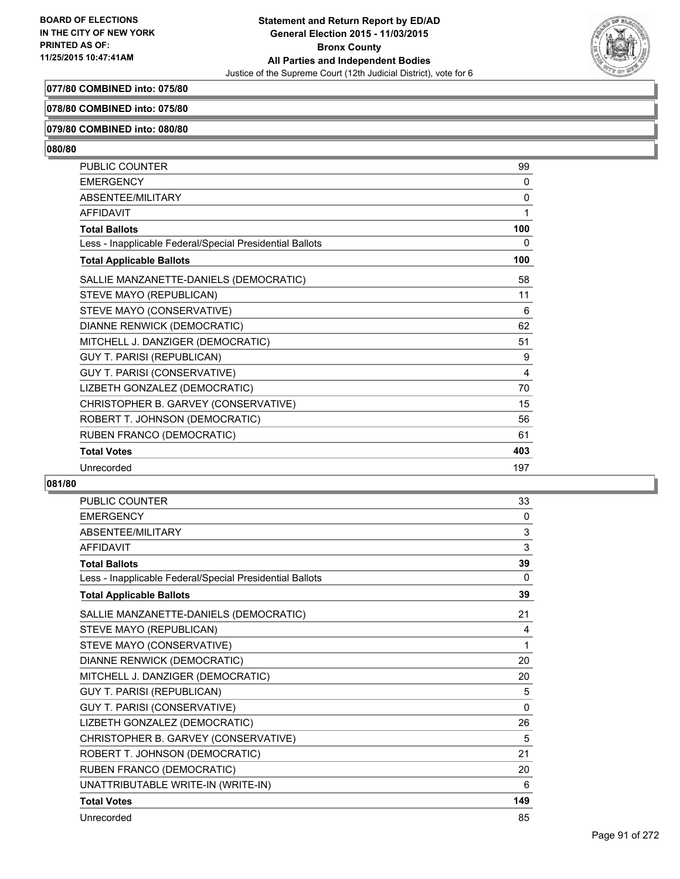**077/80 COMBINED into: 075/80**

**078/80 COMBINED into: 075/80**

**079/80 COMBINED into: 080/80**

**080/80**

| | |
|---|---|
| PUBLIC COUNTER | 99 |
| EMERGENCY | 0 |
| ABSENTEE/MILITARY | 0 |
| AFFIDAVIT | 1 |
| **Total Ballots** | **100** |
| Less - Inapplicable Federal/Special Presidential Ballots | 0 |
| **Total Applicable Ballots** | **100** |
| SALLIE MANZANETTE-DANIELS (DEMOCRATIC) | 58 |
| STEVE MAYO (REPUBLICAN) | 11 |
| STEVE MAYO (CONSERVATIVE) | 6 |
| DIANNE RENWICK (DEMOCRATIC) | 62 |
| MITCHELL J. DANZIGER (DEMOCRATIC) | 51 |
| GUY T. PARISI (REPUBLICAN) | 9 |
| GUY T. PARISI (CONSERVATIVE) | 4 |
| LIZBETH GONZALEZ (DEMOCRATIC) | 70 |
| CHRISTOPHER B. GARVEY (CONSERVATIVE) | 15 |
| ROBERT T. JOHNSON (DEMOCRATIC) | 56 |
| RUBEN FRANCO (DEMOCRATIC) | 61 |
| **Total Votes** | **403** |
| Unrecorded | 197 |

**081/80**

| | |
|---|---|
| PUBLIC COUNTER | 33 |
| EMERGENCY | 0 |
| ABSENTEE/MILITARY | 3 |
| AFFIDAVIT | 3 |
| **Total Ballots** | **39** |
| Less - Inapplicable Federal/Special Presidential Ballots | 0 |
| **Total Applicable Ballots** | **39** |
| SALLIE MANZANETTE-DANIELS (DEMOCRATIC) | 21 |
| STEVE MAYO (REPUBLICAN) | 4 |
| STEVE MAYO (CONSERVATIVE) | 1 |
| DIANNE RENWICK (DEMOCRATIC) | 20 |
| MITCHELL J. DANZIGER (DEMOCRATIC) | 20 |
| GUY T. PARISI (REPUBLICAN) | 5 |
| GUY T. PARISI (CONSERVATIVE) | 0 |
| LIZBETH GONZALEZ (DEMOCRATIC) | 26 |
| CHRISTOPHER B. GARVEY (CONSERVATIVE) | 5 |
| ROBERT T. JOHNSON (DEMOCRATIC) | 21 |
| RUBEN FRANCO (DEMOCRATIC) | 20 |
| UNATTRIBUTABLE WRITE-IN (WRITE-IN) | 6 |
| **Total Votes** | **149** |
| Unrecorded | 85 |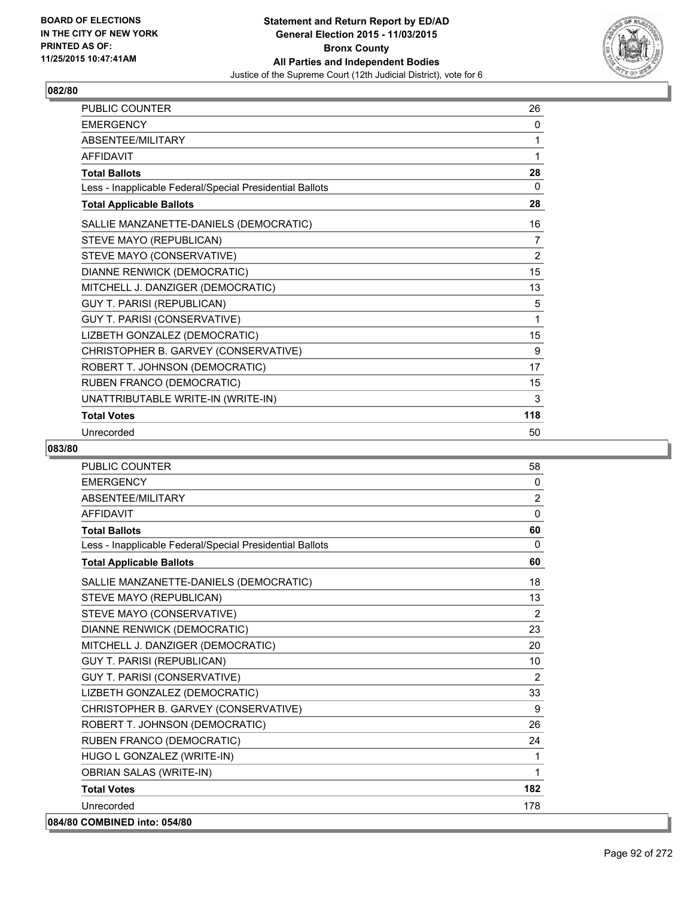BOARD OF ELECTIONS
IN THE CITY OF NEW YORK
PRINTED AS OF:
11/25/2015 10:47:41AM

**Statement and Return Report by ED/AD**
**General Election 2015 - 11/03/2015**
**Bronx County**
**All Parties and Independent Bodies**
Justice of the Supreme Court (12th Judicial District), vote for 6

**082/80**

| | |
|---|---|
| PUBLIC COUNTER | 26 |
| EMERGENCY | 0 |
| ABSENTEE/MILITARY | 1 |
| AFFIDAVIT | 1 |
| **Total Ballots** | **28** |
| Less - Inapplicable Federal/Special Presidential Ballots | 0 |
| **Total Applicable Ballots** | **28** |
| SALLIE MANZANETTE-DANIELS (DEMOCRATIC) | 16 |
| STEVE MAYO (REPUBLICAN) | 7 |
| STEVE MAYO (CONSERVATIVE) | 2 |
| DIANNE RENWICK (DEMOCRATIC) | 15 |
| MITCHELL J. DANZIGER (DEMOCRATIC) | 13 |
| GUY T. PARISI (REPUBLICAN) | 5 |
| GUY T. PARISI (CONSERVATIVE) | 1 |
| LIZBETH GONZALEZ (DEMOCRATIC) | 15 |
| CHRISTOPHER B. GARVEY (CONSERVATIVE) | 9 |
| ROBERT T. JOHNSON (DEMOCRATIC) | 17 |
| RUBEN FRANCO (DEMOCRATIC) | 15 |
| UNATTRIBUTABLE WRITE-IN (WRITE-IN) | 3 |
| **Total Votes** | **118** |
| Unrecorded | 50 |

**083/80**

| | |
|---|---|
| PUBLIC COUNTER | 58 |
| EMERGENCY | 0 |
| ABSENTEE/MILITARY | 2 |
| AFFIDAVIT | 0 |
| **Total Ballots** | **60** |
| Less - Inapplicable Federal/Special Presidential Ballots | 0 |
| **Total Applicable Ballots** | **60** |
| SALLIE MANZANETTE-DANIELS (DEMOCRATIC) | 18 |
| STEVE MAYO (REPUBLICAN) | 13 |
| STEVE MAYO (CONSERVATIVE) | 2 |
| DIANNE RENWICK (DEMOCRATIC) | 23 |
| MITCHELL J. DANZIGER (DEMOCRATIC) | 20 |
| GUY T. PARISI (REPUBLICAN) | 10 |
| GUY T. PARISI (CONSERVATIVE) | 2 |
| LIZBETH GONZALEZ (DEMOCRATIC) | 33 |
| CHRISTOPHER B. GARVEY (CONSERVATIVE) | 9 |
| ROBERT T. JOHNSON (DEMOCRATIC) | 26 |
| RUBEN FRANCO (DEMOCRATIC) | 24 |
| HUGO L GONZALEZ (WRITE-IN) | 1 |
| OBRIAN SALAS (WRITE-IN) | 1 |
| **Total Votes** | **182** |
| Unrecorded | 178 |

**084/80 COMBINED into: 054/80**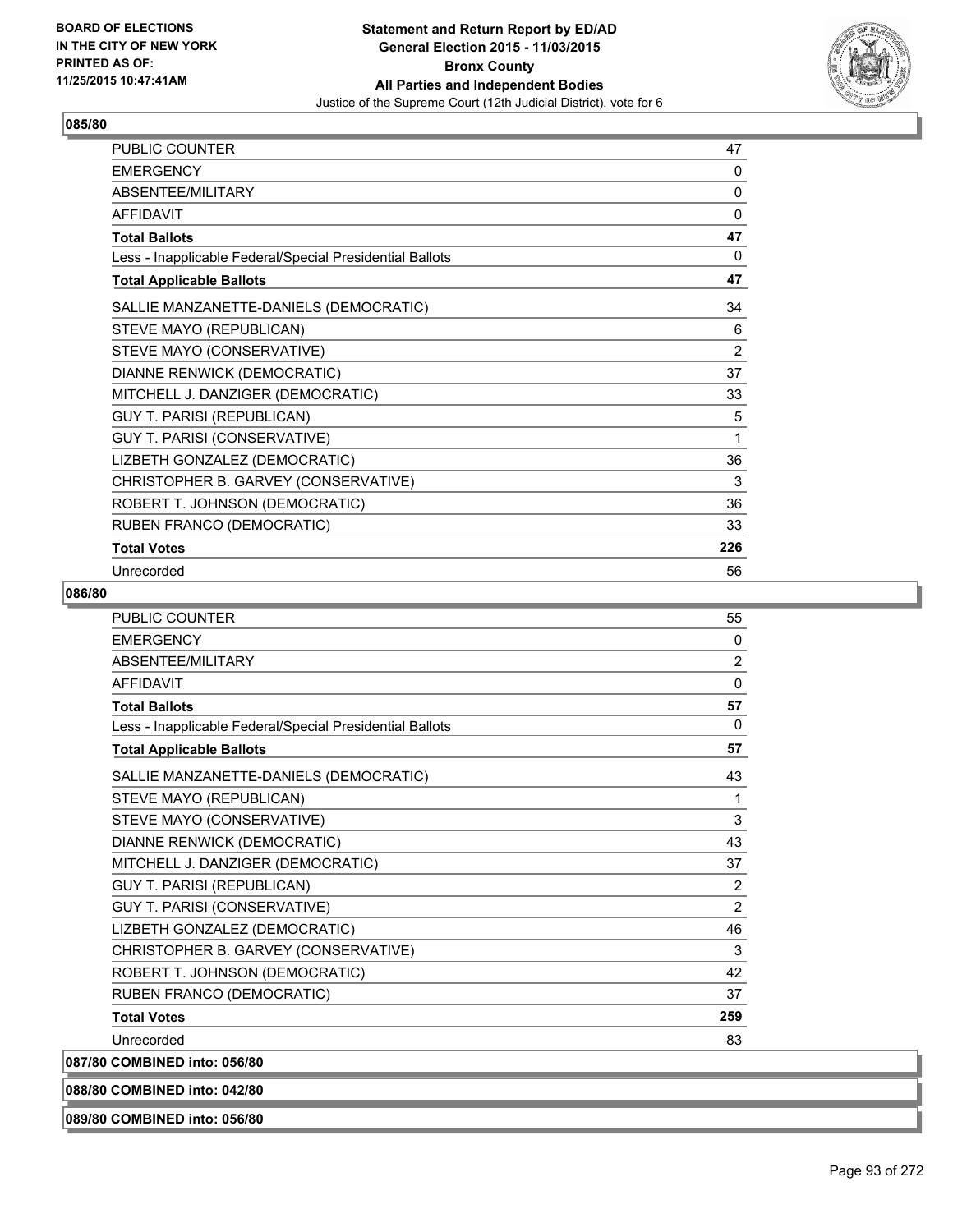**Statement and Return Report by ED/AD**
**General Election 2015 - 11/03/2015**
**Bronx County**
**All Parties and Independent Bodies**
Justice of the Supreme Court (12th Judicial District), vote for 6

BOARD OF ELECTIONS IN THE CITY OF NEW YORK PRINTED AS OF: 11/25/2015 10:47:41AM

### 085/80

| | |
|---|---|
| PUBLIC COUNTER | 47 |
| EMERGENCY | 0 |
| ABSENTEE/MILITARY | 0 |
| AFFIDAVIT | 0 |
| **Total Ballots** | **47** |
| Less - Inapplicable Federal/Special Presidential Ballots | 0 |
| **Total Applicable Ballots** | **47** |
| SALLIE MANZANETTE-DANIELS (DEMOCRATIC) | 34 |
| STEVE MAYO (REPUBLICAN) | 6 |
| STEVE MAYO (CONSERVATIVE) | 2 |
| DIANNE RENWICK (DEMOCRATIC) | 37 |
| MITCHELL J. DANZIGER (DEMOCRATIC) | 33 |
| GUY T. PARISI (REPUBLICAN) | 5 |
| GUY T. PARISI (CONSERVATIVE) | 1 |
| LIZBETH GONZALEZ (DEMOCRATIC) | 36 |
| CHRISTOPHER B. GARVEY (CONSERVATIVE) | 3 |
| ROBERT T. JOHNSON (DEMOCRATIC) | 36 |
| RUBEN FRANCO (DEMOCRATIC) | 33 |
| **Total Votes** | **226** |
| Unrecorded | 56 |

### 086/80

| | |
|---|---|
| PUBLIC COUNTER | 55 |
| EMERGENCY | 0 |
| ABSENTEE/MILITARY | 2 |
| AFFIDAVIT | 0 |
| **Total Ballots** | **57** |
| Less - Inapplicable Federal/Special Presidential Ballots | 0 |
| **Total Applicable Ballots** | **57** |
| SALLIE MANZANETTE-DANIELS (DEMOCRATIC) | 43 |
| STEVE MAYO (REPUBLICAN) | 1 |
| STEVE MAYO (CONSERVATIVE) | 3 |
| DIANNE RENWICK (DEMOCRATIC) | 43 |
| MITCHELL J. DANZIGER (DEMOCRATIC) | 37 |
| GUY T. PARISI (REPUBLICAN) | 2 |
| GUY T. PARISI (CONSERVATIVE) | 2 |
| LIZBETH GONZALEZ (DEMOCRATIC) | 46 |
| CHRISTOPHER B. GARVEY (CONSERVATIVE) | 3 |
| ROBERT T. JOHNSON (DEMOCRATIC) | 42 |
| RUBEN FRANCO (DEMOCRATIC) | 37 |
| **Total Votes** | **259** |
| Unrecorded | 83 |

**087/80 COMBINED into: 056/80**

**088/80 COMBINED into: 042/80**

**089/80 COMBINED into: 056/80**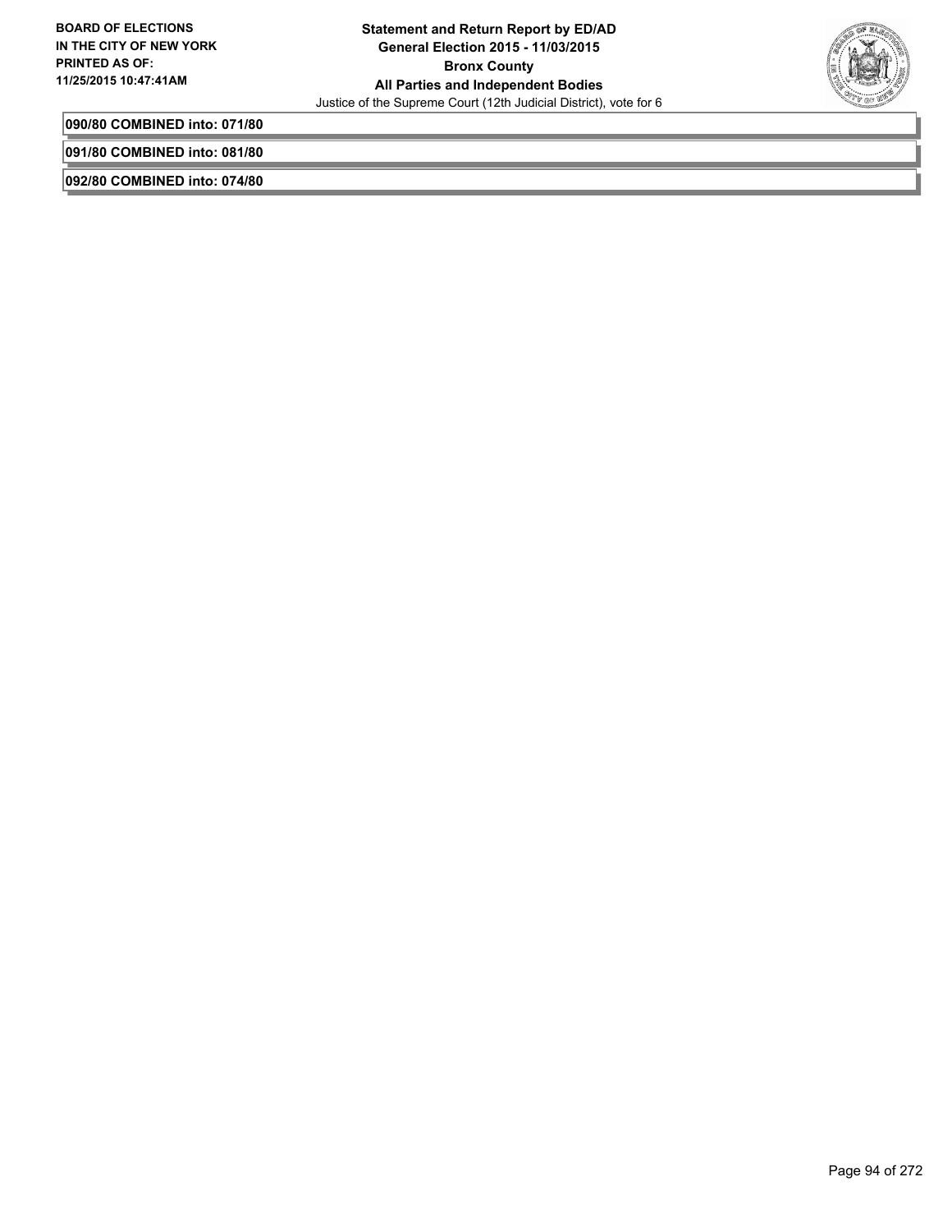**090/80 COMBINED into: 071/80**

**091/80 COMBINED into: 081/80**

**092/80 COMBINED into: 074/80**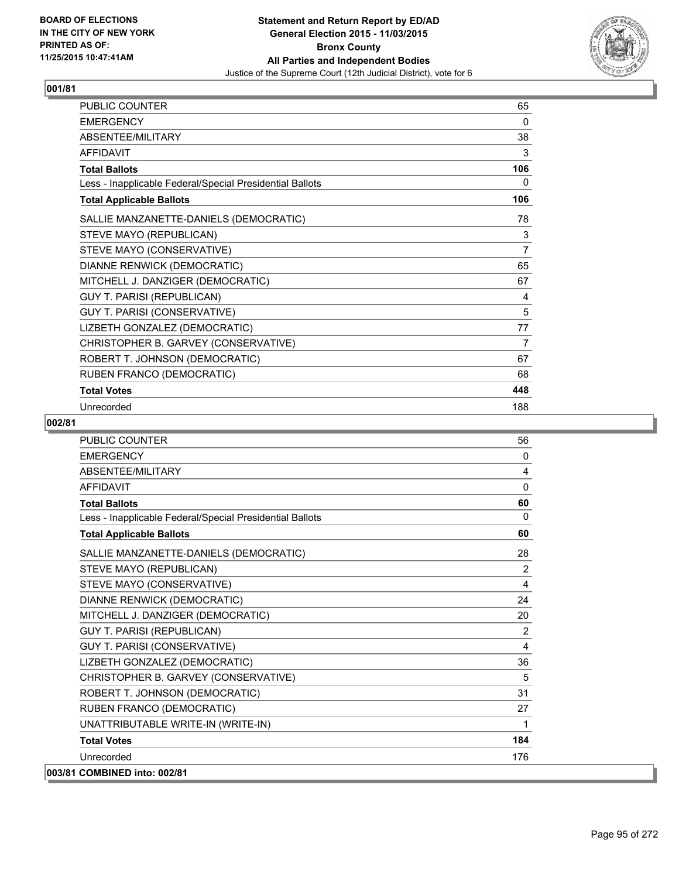**BOARD OF ELECTIONS IN THE CITY OF NEW YORK PRINTED AS OF: 11/25/2015 10:47:41AM**

**Statement and Return Report by ED/AD General Election 2015 - 11/03/2015 Bronx County All Parties and Independent Bodies**

Justice of the Supreme Court (12th Judicial District), vote for 6

## 001/81

| | |
|---|---|
| PUBLIC COUNTER | 65 |
| EMERGENCY | 0 |
| ABSENTEE/MILITARY | 38 |
| AFFIDAVIT | 3 |
| **Total Ballots** | **106** |
| Less - Inapplicable Federal/Special Presidential Ballots | 0 |
| **Total Applicable Ballots** | **106** |
| SALLIE MANZANETTE-DANIELS (DEMOCRATIC) | 78 |
| STEVE MAYO (REPUBLICAN) | 3 |
| STEVE MAYO (CONSERVATIVE) | 7 |
| DIANNE RENWICK (DEMOCRATIC) | 65 |
| MITCHELL J. DANZIGER (DEMOCRATIC) | 67 |
| GUY T. PARISI (REPUBLICAN) | 4 |
| GUY T. PARISI (CONSERVATIVE) | 5 |
| LIZBETH GONZALEZ (DEMOCRATIC) | 77 |
| CHRISTOPHER B. GARVEY (CONSERVATIVE) | 7 |
| ROBERT T. JOHNSON (DEMOCRATIC) | 67 |
| RUBEN FRANCO (DEMOCRATIC) | 68 |
| **Total Votes** | **448** |
| Unrecorded | 188 |

## 002/81

| | |
|---|---|
| PUBLIC COUNTER | 56 |
| EMERGENCY | 0 |
| ABSENTEE/MILITARY | 4 |
| AFFIDAVIT | 0 |
| **Total Ballots** | **60** |
| Less - Inapplicable Federal/Special Presidential Ballots | 0 |
| **Total Applicable Ballots** | **60** |
| SALLIE MANZANETTE-DANIELS (DEMOCRATIC) | 28 |
| STEVE MAYO (REPUBLICAN) | 2 |
| STEVE MAYO (CONSERVATIVE) | 4 |
| DIANNE RENWICK (DEMOCRATIC) | 24 |
| MITCHELL J. DANZIGER (DEMOCRATIC) | 20 |
| GUY T. PARISI (REPUBLICAN) | 2 |
| GUY T. PARISI (CONSERVATIVE) | 4 |
| LIZBETH GONZALEZ (DEMOCRATIC) | 36 |
| CHRISTOPHER B. GARVEY (CONSERVATIVE) | 5 |
| ROBERT T. JOHNSON (DEMOCRATIC) | 31 |
| RUBEN FRANCO (DEMOCRATIC) | 27 |
| UNATTRIBUTABLE WRITE-IN (WRITE-IN) | 1 |
| **Total Votes** | **184** |
| Unrecorded | 176 |

**003/81 COMBINED into: 002/81**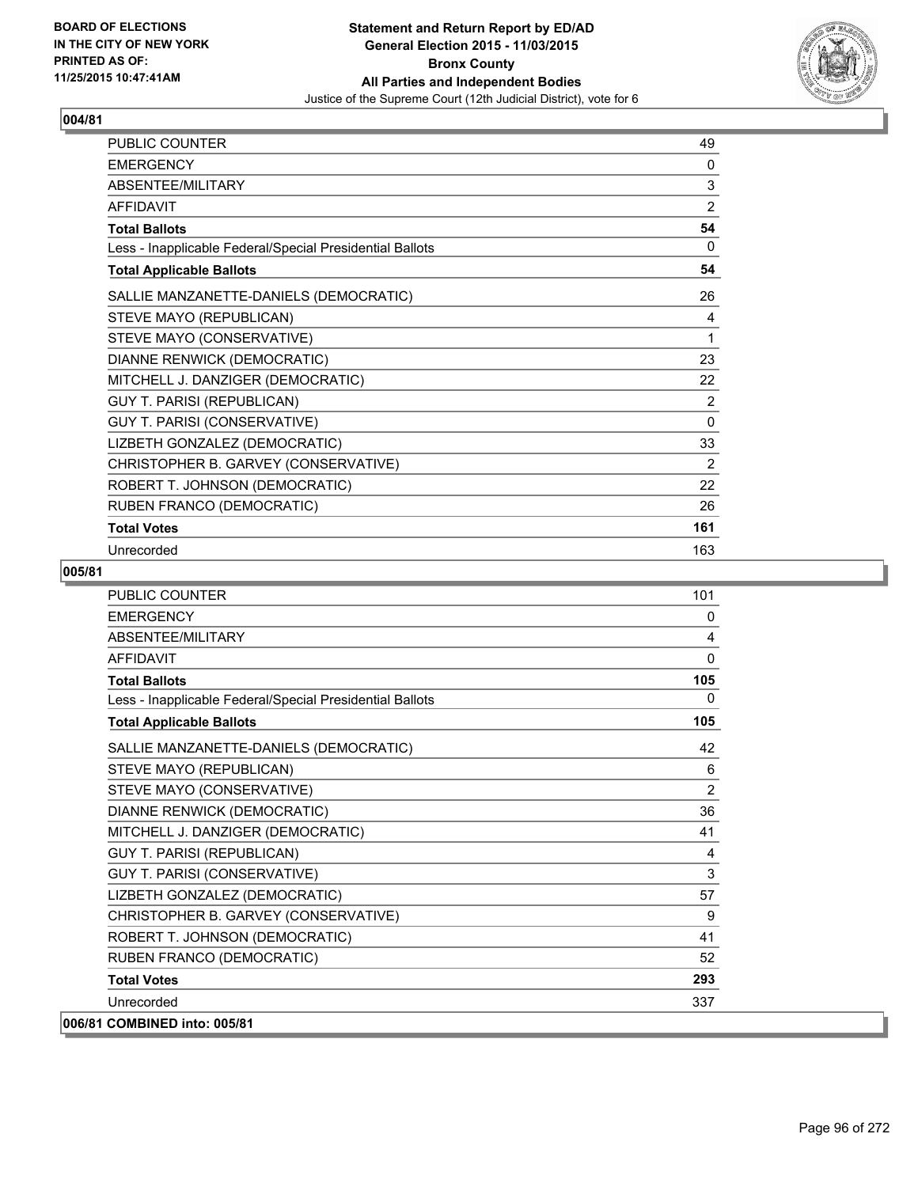BOARD OF ELECTIONS
IN THE CITY OF NEW YORK
PRINTED AS OF:
11/25/2015 10:47:41AM

**Statement and Return Report by ED/AD**
**General Election 2015 - 11/03/2015**
**Bronx County**
**All Parties and Independent Bodies**
Justice of the Supreme Court (12th Judicial District), vote for 6

## 004/81

| | |
|---|---|
| PUBLIC COUNTER | 49 |
| EMERGENCY | 0 |
| ABSENTEE/MILITARY | 3 |
| AFFIDAVIT | 2 |
| **Total Ballots** | **54** |
| Less - Inapplicable Federal/Special Presidential Ballots | 0 |
| **Total Applicable Ballots** | **54** |
| SALLIE MANZANETTE-DANIELS (DEMOCRATIC) | 26 |
| STEVE MAYO (REPUBLICAN) | 4 |
| STEVE MAYO (CONSERVATIVE) | 1 |
| DIANNE RENWICK (DEMOCRATIC) | 23 |
| MITCHELL J. DANZIGER (DEMOCRATIC) | 22 |
| GUY T. PARISI (REPUBLICAN) | 2 |
| GUY T. PARISI (CONSERVATIVE) | 0 |
| LIZBETH GONZALEZ (DEMOCRATIC) | 33 |
| CHRISTOPHER B. GARVEY (CONSERVATIVE) | 2 |
| ROBERT T. JOHNSON (DEMOCRATIC) | 22 |
| RUBEN FRANCO (DEMOCRATIC) | 26 |
| **Total Votes** | **161** |
| Unrecorded | 163 |

## 005/81

| | |
|---|---|
| PUBLIC COUNTER | 101 |
| EMERGENCY | 0 |
| ABSENTEE/MILITARY | 4 |
| AFFIDAVIT | 0 |
| **Total Ballots** | **105** |
| Less - Inapplicable Federal/Special Presidential Ballots | 0 |
| **Total Applicable Ballots** | **105** |
| SALLIE MANZANETTE-DANIELS (DEMOCRATIC) | 42 |
| STEVE MAYO (REPUBLICAN) | 6 |
| STEVE MAYO (CONSERVATIVE) | 2 |
| DIANNE RENWICK (DEMOCRATIC) | 36 |
| MITCHELL J. DANZIGER (DEMOCRATIC) | 41 |
| GUY T. PARISI (REPUBLICAN) | 4 |
| GUY T. PARISI (CONSERVATIVE) | 3 |
| LIZBETH GONZALEZ (DEMOCRATIC) | 57 |
| CHRISTOPHER B. GARVEY (CONSERVATIVE) | 9 |
| ROBERT T. JOHNSON (DEMOCRATIC) | 41 |
| RUBEN FRANCO (DEMOCRATIC) | 52 |
| **Total Votes** | **293** |
| Unrecorded | 337 |

## 006/81 COMBINED into: 005/81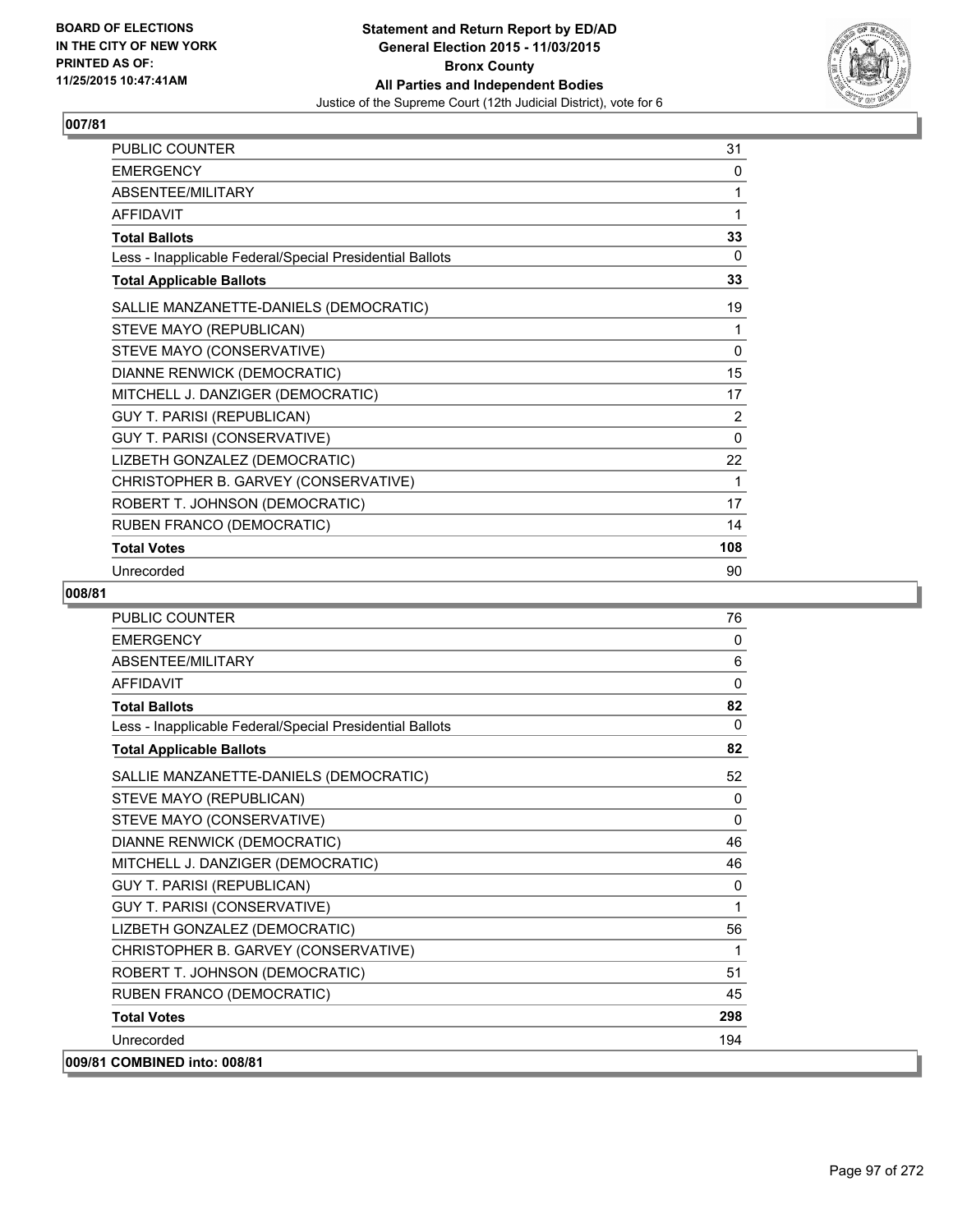**BOARD OF ELECTIONS IN THE CITY OF NEW YORK PRINTED AS OF: 11/25/2015 10:47:41AM**

**Statement and Return Report by ED/AD General Election 2015 - 11/03/2015 Bronx County All Parties and Independent Bodies**

Justice of the Supreme Court (12th Judicial District), vote for 6

## 007/81

| | |
|---|---|
| PUBLIC COUNTER | 31 |
| EMERGENCY | 0 |
| ABSENTEE/MILITARY | 1 |
| AFFIDAVIT | 1 |
| **Total Ballots** | **33** |
| Less - Inapplicable Federal/Special Presidential Ballots | 0 |
| **Total Applicable Ballots** | **33** |
| SALLIE MANZANETTE-DANIELS (DEMOCRATIC) | 19 |
| STEVE MAYO (REPUBLICAN) | 1 |
| STEVE MAYO (CONSERVATIVE) | 0 |
| DIANNE RENWICK (DEMOCRATIC) | 15 |
| MITCHELL J. DANZIGER (DEMOCRATIC) | 17 |
| GUY T. PARISI (REPUBLICAN) | 2 |
| GUY T. PARISI (CONSERVATIVE) | 0 |
| LIZBETH GONZALEZ (DEMOCRATIC) | 22 |
| CHRISTOPHER B. GARVEY (CONSERVATIVE) | 1 |
| ROBERT T. JOHNSON (DEMOCRATIC) | 17 |
| RUBEN FRANCO (DEMOCRATIC) | 14 |
| **Total Votes** | **108** |
| Unrecorded | 90 |

## 008/81

| | |
|---|---|
| PUBLIC COUNTER | 76 |
| EMERGENCY | 0 |
| ABSENTEE/MILITARY | 6 |
| AFFIDAVIT | 0 |
| **Total Ballots** | **82** |
| Less - Inapplicable Federal/Special Presidential Ballots | 0 |
| **Total Applicable Ballots** | **82** |
| SALLIE MANZANETTE-DANIELS (DEMOCRATIC) | 52 |
| STEVE MAYO (REPUBLICAN) | 0 |
| STEVE MAYO (CONSERVATIVE) | 0 |
| DIANNE RENWICK (DEMOCRATIC) | 46 |
| MITCHELL J. DANZIGER (DEMOCRATIC) | 46 |
| GUY T. PARISI (REPUBLICAN) | 0 |
| GUY T. PARISI (CONSERVATIVE) | 1 |
| LIZBETH GONZALEZ (DEMOCRATIC) | 56 |
| CHRISTOPHER B. GARVEY (CONSERVATIVE) | 1 |
| ROBERT T. JOHNSON (DEMOCRATIC) | 51 |
| RUBEN FRANCO (DEMOCRATIC) | 45 |
| **Total Votes** | **298** |
| Unrecorded | 194 |

**009/81 COMBINED into: 008/81**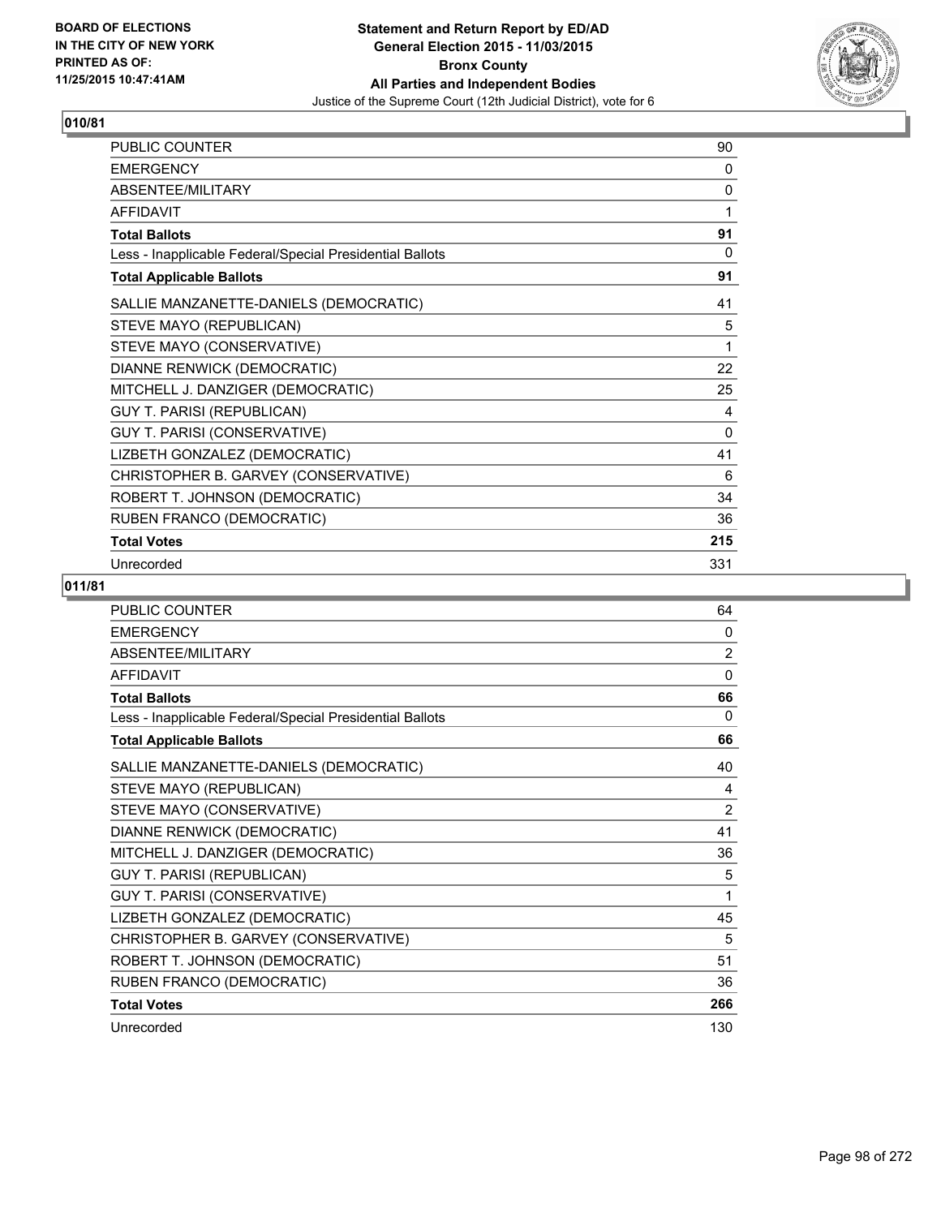**Statement and Return Report by ED/AD**
**General Election 2015 - 11/03/2015**
**Bronx County**
**All Parties and Independent Bodies**
Justice of the Supreme Court (12th Judicial District), vote for 6

BOARD OF ELECTIONS
IN THE CITY OF NEW YORK
PRINTED AS OF:
11/25/2015 10:47:41AM

## 010/81

| | |
|---|---|
| PUBLIC COUNTER | 90 |
| EMERGENCY | 0 |
| ABSENTEE/MILITARY | 0 |
| AFFIDAVIT | 1 |
| **Total Ballots** | **91** |
| Less - Inapplicable Federal/Special Presidential Ballots | 0 |
| **Total Applicable Ballots** | **91** |
| SALLIE MANZANETTE-DANIELS (DEMOCRATIC) | 41 |
| STEVE MAYO (REPUBLICAN) | 5 |
| STEVE MAYO (CONSERVATIVE) | 1 |
| DIANNE RENWICK (DEMOCRATIC) | 22 |
| MITCHELL J. DANZIGER (DEMOCRATIC) | 25 |
| GUY T. PARISI (REPUBLICAN) | 4 |
| GUY T. PARISI (CONSERVATIVE) | 0 |
| LIZBETH GONZALEZ (DEMOCRATIC) | 41 |
| CHRISTOPHER B. GARVEY (CONSERVATIVE) | 6 |
| ROBERT T. JOHNSON (DEMOCRATIC) | 34 |
| RUBEN FRANCO (DEMOCRATIC) | 36 |
| **Total Votes** | **215** |
| Unrecorded | 331 |

## 011/81

| | |
|---|---|
| PUBLIC COUNTER | 64 |
| EMERGENCY | 0 |
| ABSENTEE/MILITARY | 2 |
| AFFIDAVIT | 0 |
| **Total Ballots** | **66** |
| Less - Inapplicable Federal/Special Presidential Ballots | 0 |
| **Total Applicable Ballots** | **66** |
| SALLIE MANZANETTE-DANIELS (DEMOCRATIC) | 40 |
| STEVE MAYO (REPUBLICAN) | 4 |
| STEVE MAYO (CONSERVATIVE) | 2 |
| DIANNE RENWICK (DEMOCRATIC) | 41 |
| MITCHELL J. DANZIGER (DEMOCRATIC) | 36 |
| GUY T. PARISI (REPUBLICAN) | 5 |
| GUY T. PARISI (CONSERVATIVE) | 1 |
| LIZBETH GONZALEZ (DEMOCRATIC) | 45 |
| CHRISTOPHER B. GARVEY (CONSERVATIVE) | 5 |
| ROBERT T. JOHNSON (DEMOCRATIC) | 51 |
| RUBEN FRANCO (DEMOCRATIC) | 36 |
| **Total Votes** | **266** |
| Unrecorded | 130 |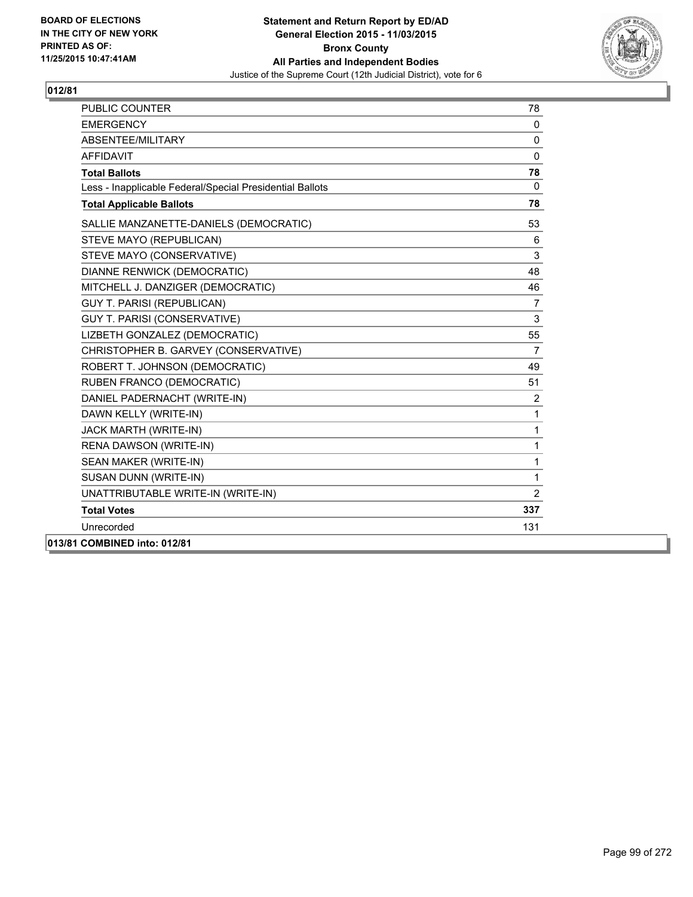**BOARD OF ELECTIONS IN THE CITY OF NEW YORK PRINTED AS OF: 11/25/2015 10:47:41AM**

# Statement and Return Report by ED/AD
## General Election 2015 - 11/03/2015
## Bronx County
## All Parties and Independent Bodies
### Justice of the Supreme Court (12th Judicial District), vote for 6

**012/81**

| | |
|---|---|
| PUBLIC COUNTER | 78 |
| EMERGENCY | 0 |
| ABSENTEE/MILITARY | 0 |
| AFFIDAVIT | 0 |
| **Total Ballots** | **78** |
| Less - Inapplicable Federal/Special Presidential Ballots | 0 |
| **Total Applicable Ballots** | **78** |
| SALLIE MANZANETTE-DANIELS (DEMOCRATIC) | 53 |
| STEVE MAYO (REPUBLICAN) | 6 |
| STEVE MAYO (CONSERVATIVE) | 3 |
| DIANNE RENWICK (DEMOCRATIC) | 48 |
| MITCHELL J. DANZIGER (DEMOCRATIC) | 46 |
| GUY T. PARISI (REPUBLICAN) | 7 |
| GUY T. PARISI (CONSERVATIVE) | 3 |
| LIZBETH GONZALEZ (DEMOCRATIC) | 55 |
| CHRISTOPHER B. GARVEY (CONSERVATIVE) | 7 |
| ROBERT T. JOHNSON (DEMOCRATIC) | 49 |
| RUBEN FRANCO (DEMOCRATIC) | 51 |
| DANIEL PADERNACHT (WRITE-IN) | 2 |
| DAWN KELLY (WRITE-IN) | 1 |
| JACK MARTH (WRITE-IN) | 1 |
| RENA DAWSON (WRITE-IN) | 1 |
| SEAN MAKER (WRITE-IN) | 1 |
| SUSAN DUNN (WRITE-IN) | 1 |
| UNATTRIBUTABLE WRITE-IN (WRITE-IN) | 2 |
| **Total Votes** | **337** |
| Unrecorded | 131 |

**013/81 COMBINED into: 012/81**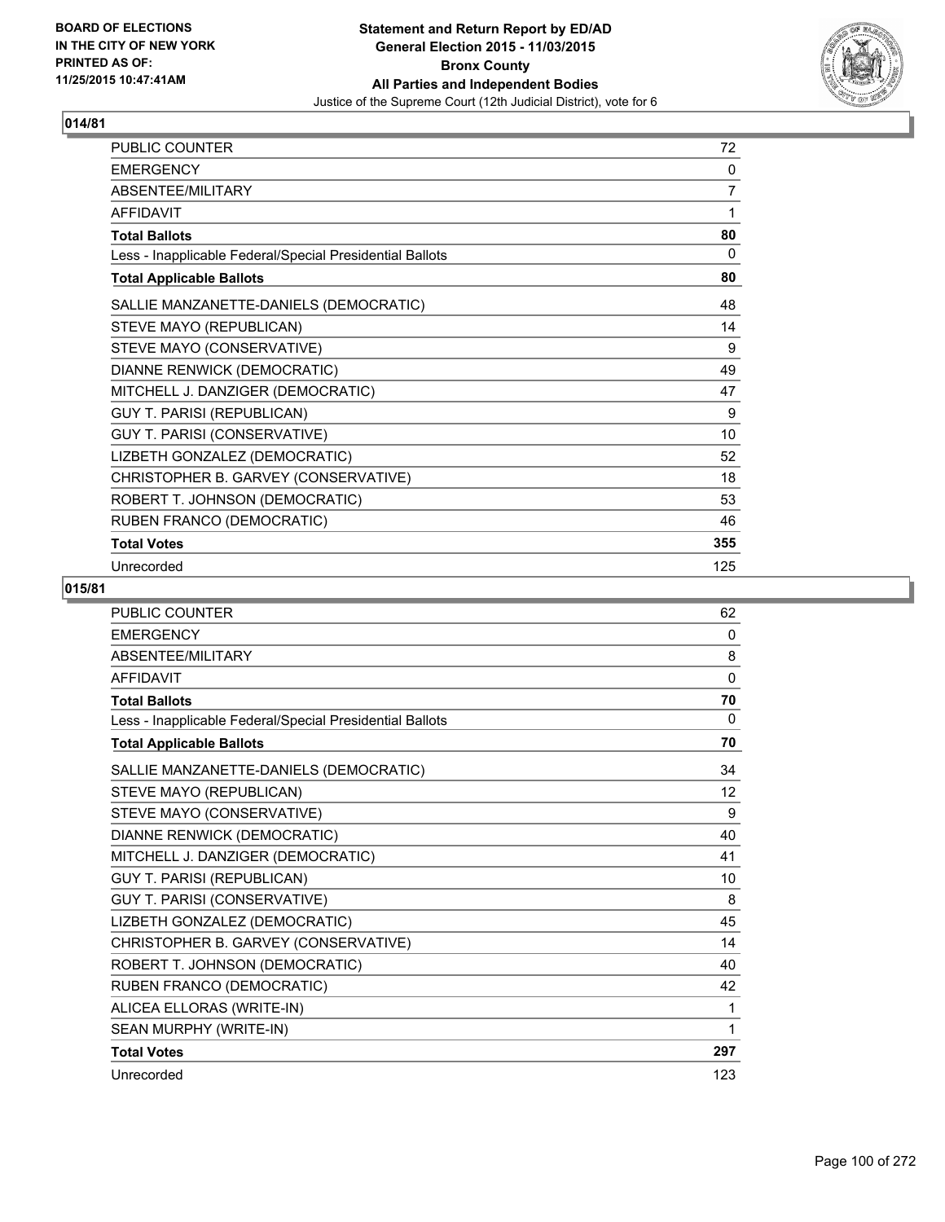**Statement and Return Report by ED/AD**
**General Election 2015 - 11/03/2015**
**Bronx County**
**All Parties and Independent Bodies**
Justice of the Supreme Court (12th Judicial District), vote for 6

BOARD OF ELECTIONS IN THE CITY OF NEW YORK PRINTED AS OF: 11/25/2015 10:47:41AM

## 014/81

| | |
|---|---|
| PUBLIC COUNTER | 72 |
| EMERGENCY | 0 |
| ABSENTEE/MILITARY | 7 |
| AFFIDAVIT | 1 |
| **Total Ballots** | **80** |
| Less - Inapplicable Federal/Special Presidential Ballots | 0 |
| **Total Applicable Ballots** | **80** |
| SALLIE MANZANETTE-DANIELS (DEMOCRATIC) | 48 |
| STEVE MAYO (REPUBLICAN) | 14 |
| STEVE MAYO (CONSERVATIVE) | 9 |
| DIANNE RENWICK (DEMOCRATIC) | 49 |
| MITCHELL J. DANZIGER (DEMOCRATIC) | 47 |
| GUY T. PARISI (REPUBLICAN) | 9 |
| GUY T. PARISI (CONSERVATIVE) | 10 |
| LIZBETH GONZALEZ (DEMOCRATIC) | 52 |
| CHRISTOPHER B. GARVEY (CONSERVATIVE) | 18 |
| ROBERT T. JOHNSON (DEMOCRATIC) | 53 |
| RUBEN FRANCO (DEMOCRATIC) | 46 |
| **Total Votes** | **355** |
| Unrecorded | 125 |

## 015/81

| | |
|---|---|
| PUBLIC COUNTER | 62 |
| EMERGENCY | 0 |
| ABSENTEE/MILITARY | 8 |
| AFFIDAVIT | 0 |
| **Total Ballots** | **70** |
| Less - Inapplicable Federal/Special Presidential Ballots | 0 |
| **Total Applicable Ballots** | **70** |
| SALLIE MANZANETTE-DANIELS (DEMOCRATIC) | 34 |
| STEVE MAYO (REPUBLICAN) | 12 |
| STEVE MAYO (CONSERVATIVE) | 9 |
| DIANNE RENWICK (DEMOCRATIC) | 40 |
| MITCHELL J. DANZIGER (DEMOCRATIC) | 41 |
| GUY T. PARISI (REPUBLICAN) | 10 |
| GUY T. PARISI (CONSERVATIVE) | 8 |
| LIZBETH GONZALEZ (DEMOCRATIC) | 45 |
| CHRISTOPHER B. GARVEY (CONSERVATIVE) | 14 |
| ROBERT T. JOHNSON (DEMOCRATIC) | 40 |
| RUBEN FRANCO (DEMOCRATIC) | 42 |
| ALICEA ELLORAS (WRITE-IN) | 1 |
| SEAN MURPHY (WRITE-IN) | 1 |
| **Total Votes** | **297** |
| Unrecorded | 123 |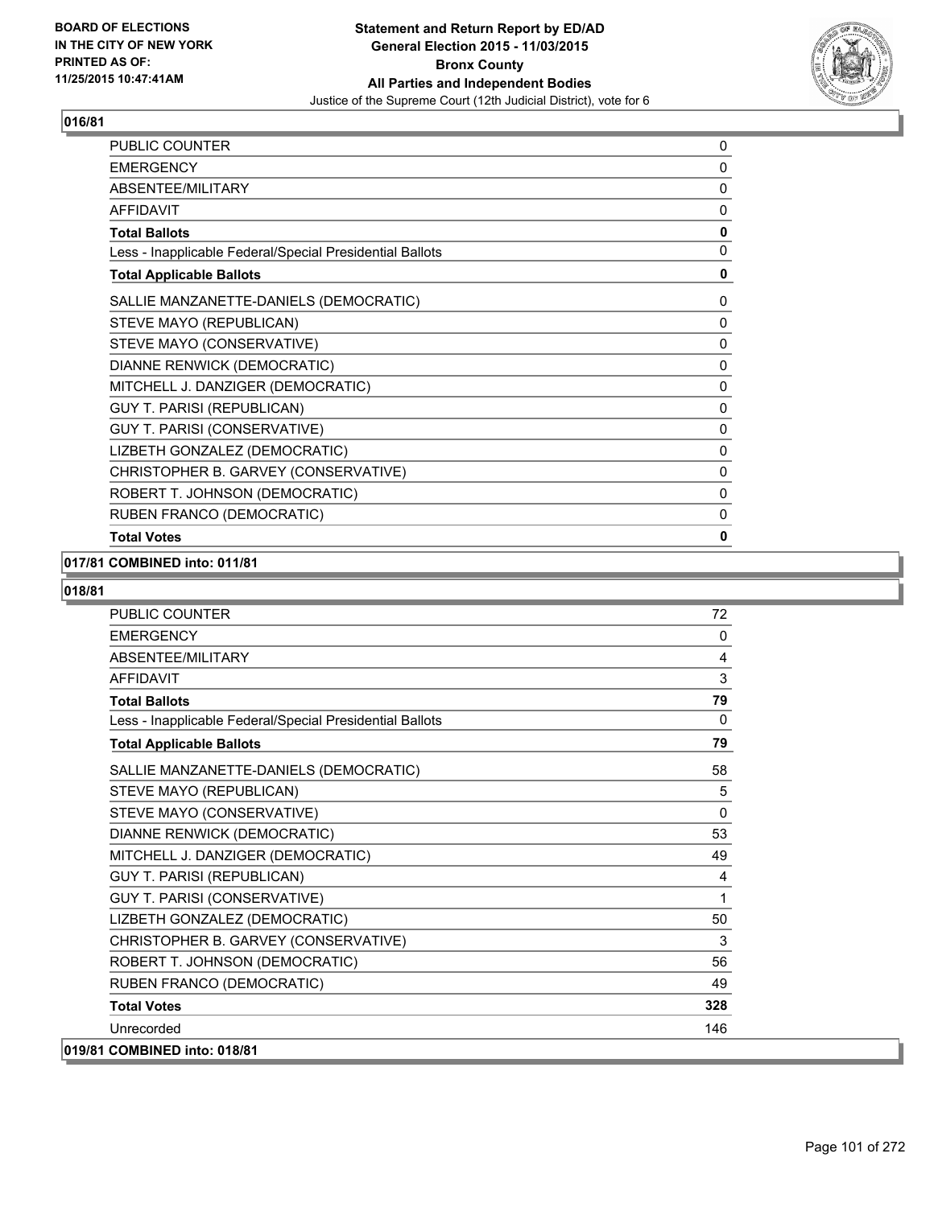**Statement and Return Report by ED/AD**
**General Election 2015 - 11/03/2015**
**Bronx County**
**All Parties and Independent Bodies**
Justice of the Supreme Court (12th Judicial District), vote for 6

BOARD OF ELECTIONS
IN THE CITY OF NEW YORK
PRINTED AS OF:
11/25/2015 10:47:41AM

### 016/81

| | |
|---|---|
| PUBLIC COUNTER | 0 |
| EMERGENCY | 0 |
| ABSENTEE/MILITARY | 0 |
| AFFIDAVIT | 0 |
| **Total Ballots** | **0** |
| Less - Inapplicable Federal/Special Presidential Ballots | 0 |
| **Total Applicable Ballots** | **0** |
| SALLIE MANZANETTE-DANIELS (DEMOCRATIC) | 0 |
| STEVE MAYO (REPUBLICAN) | 0 |
| STEVE MAYO (CONSERVATIVE) | 0 |
| DIANNE RENWICK (DEMOCRATIC) | 0 |
| MITCHELL J. DANZIGER (DEMOCRATIC) | 0 |
| GUY T. PARISI (REPUBLICAN) | 0 |
| GUY T. PARISI (CONSERVATIVE) | 0 |
| LIZBETH GONZALEZ (DEMOCRATIC) | 0 |
| CHRISTOPHER B. GARVEY (CONSERVATIVE) | 0 |
| ROBERT T. JOHNSON (DEMOCRATIC) | 0 |
| RUBEN FRANCO (DEMOCRATIC) | 0 |
| **Total Votes** | **0** |

### 017/81 COMBINED into: 011/81

### 018/81

| | |
|---|---|
| PUBLIC COUNTER | 72 |
| EMERGENCY | 0 |
| ABSENTEE/MILITARY | 4 |
| AFFIDAVIT | 3 |
| **Total Ballots** | **79** |
| Less - Inapplicable Federal/Special Presidential Ballots | 0 |
| **Total Applicable Ballots** | **79** |
| SALLIE MANZANETTE-DANIELS (DEMOCRATIC) | 58 |
| STEVE MAYO (REPUBLICAN) | 5 |
| STEVE MAYO (CONSERVATIVE) | 0 |
| DIANNE RENWICK (DEMOCRATIC) | 53 |
| MITCHELL J. DANZIGER (DEMOCRATIC) | 49 |
| GUY T. PARISI (REPUBLICAN) | 4 |
| GUY T. PARISI (CONSERVATIVE) | 1 |
| LIZBETH GONZALEZ (DEMOCRATIC) | 50 |
| CHRISTOPHER B. GARVEY (CONSERVATIVE) | 3 |
| ROBERT T. JOHNSON (DEMOCRATIC) | 56 |
| RUBEN FRANCO (DEMOCRATIC) | 49 |
| **Total Votes** | **328** |
| Unrecorded | 146 |

### 019/81 COMBINED into: 018/81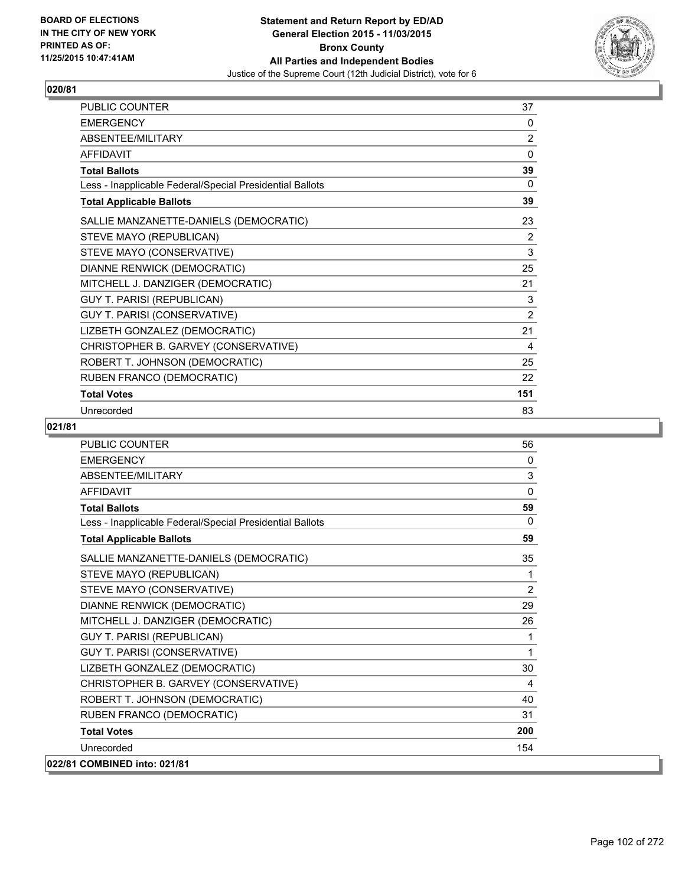# Statement and Return Report by ED/AD
## General Election 2015 - 11/03/2015
## Bronx County
## All Parties and Independent Bodies
### Justice of the Supreme Court (12th Judicial District), vote for 6

BOARD OF ELECTIONS IN THE CITY OF NEW YORK PRINTED AS OF: 11/25/2015 10:47:41AM

### 020/81

| | |
|---|---|
| PUBLIC COUNTER | 37 |
| EMERGENCY | 0 |
| ABSENTEE/MILITARY | 2 |
| AFFIDAVIT | 0 |
| **Total Ballots** | **39** |
| Less - Inapplicable Federal/Special Presidential Ballots | 0 |
| **Total Applicable Ballots** | **39** |
| SALLIE MANZANETTE-DANIELS (DEMOCRATIC) | 23 |
| STEVE MAYO (REPUBLICAN) | 2 |
| STEVE MAYO (CONSERVATIVE) | 3 |
| DIANNE RENWICK (DEMOCRATIC) | 25 |
| MITCHELL J. DANZIGER (DEMOCRATIC) | 21 |
| GUY T. PARISI (REPUBLICAN) | 3 |
| GUY T. PARISI (CONSERVATIVE) | 2 |
| LIZBETH GONZALEZ (DEMOCRATIC) | 21 |
| CHRISTOPHER B. GARVEY (CONSERVATIVE) | 4 |
| ROBERT T. JOHNSON (DEMOCRATIC) | 25 |
| RUBEN FRANCO (DEMOCRATIC) | 22 |
| **Total Votes** | **151** |
| Unrecorded | 83 |

### 021/81

| | |
|---|---|
| PUBLIC COUNTER | 56 |
| EMERGENCY | 0 |
| ABSENTEE/MILITARY | 3 |
| AFFIDAVIT | 0 |
| **Total Ballots** | **59** |
| Less - Inapplicable Federal/Special Presidential Ballots | 0 |
| **Total Applicable Ballots** | **59** |
| SALLIE MANZANETTE-DANIELS (DEMOCRATIC) | 35 |
| STEVE MAYO (REPUBLICAN) | 1 |
| STEVE MAYO (CONSERVATIVE) | 2 |
| DIANNE RENWICK (DEMOCRATIC) | 29 |
| MITCHELL J. DANZIGER (DEMOCRATIC) | 26 |
| GUY T. PARISI (REPUBLICAN) | 1 |
| GUY T. PARISI (CONSERVATIVE) | 1 |
| LIZBETH GONZALEZ (DEMOCRATIC) | 30 |
| CHRISTOPHER B. GARVEY (CONSERVATIVE) | 4 |
| ROBERT T. JOHNSON (DEMOCRATIC) | 40 |
| RUBEN FRANCO (DEMOCRATIC) | 31 |
| **Total Votes** | **200** |
| Unrecorded | 154 |

### 022/81 COMBINED into: 021/81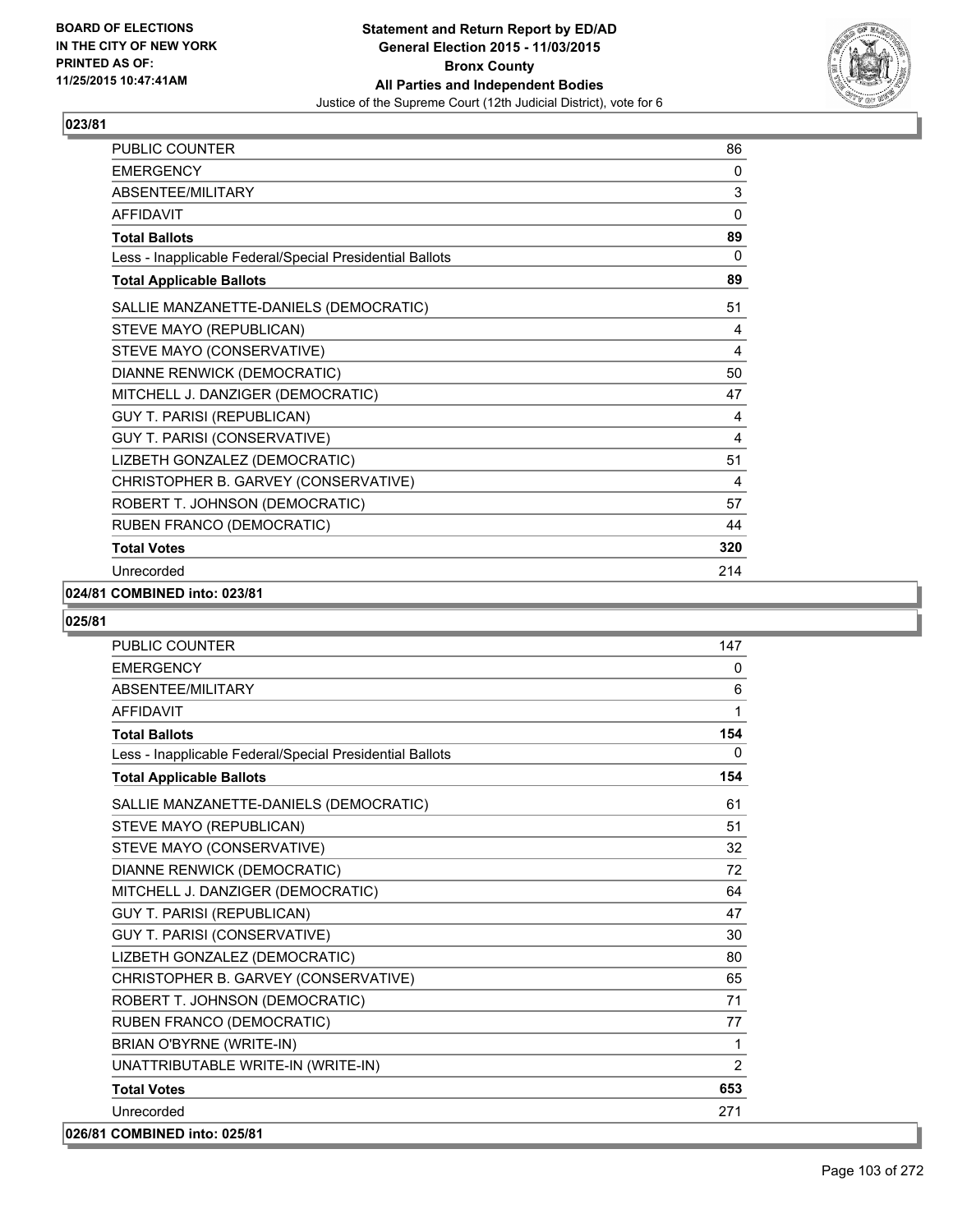## 023/81

| | |
|---|---|
| PUBLIC COUNTER | 86 |
| EMERGENCY | 0 |
| ABSENTEE/MILITARY | 3 |
| AFFIDAVIT | 0 |
| **Total Ballots** | **89** |
| Less - Inapplicable Federal/Special Presidential Ballots | 0 |
| **Total Applicable Ballots** | **89** |
| SALLIE MANZANETTE-DANIELS (DEMOCRATIC) | 51 |
| STEVE MAYO (REPUBLICAN) | 4 |
| STEVE MAYO (CONSERVATIVE) | 4 |
| DIANNE RENWICK (DEMOCRATIC) | 50 |
| MITCHELL J. DANZIGER (DEMOCRATIC) | 47 |
| GUY T. PARISI (REPUBLICAN) | 4 |
| GUY T. PARISI (CONSERVATIVE) | 4 |
| LIZBETH GONZALEZ (DEMOCRATIC) | 51 |
| CHRISTOPHER B. GARVEY (CONSERVATIVE) | 4 |
| ROBERT T. JOHNSON (DEMOCRATIC) | 57 |
| RUBEN FRANCO (DEMOCRATIC) | 44 |
| **Total Votes** | **320** |
| Unrecorded | 214 |

**024/81 COMBINED into: 023/81**

## 025/81

| | |
|---|---|
| PUBLIC COUNTER | 147 |
| EMERGENCY | 0 |
| ABSENTEE/MILITARY | 6 |
| AFFIDAVIT | 1 |
| **Total Ballots** | **154** |
| Less - Inapplicable Federal/Special Presidential Ballots | 0 |
| **Total Applicable Ballots** | **154** |
| SALLIE MANZANETTE-DANIELS (DEMOCRATIC) | 61 |
| STEVE MAYO (REPUBLICAN) | 51 |
| STEVE MAYO (CONSERVATIVE) | 32 |
| DIANNE RENWICK (DEMOCRATIC) | 72 |
| MITCHELL J. DANZIGER (DEMOCRATIC) | 64 |
| GUY T. PARISI (REPUBLICAN) | 47 |
| GUY T. PARISI (CONSERVATIVE) | 30 |
| LIZBETH GONZALEZ (DEMOCRATIC) | 80 |
| CHRISTOPHER B. GARVEY (CONSERVATIVE) | 65 |
| ROBERT T. JOHNSON (DEMOCRATIC) | 71 |
| RUBEN FRANCO (DEMOCRATIC) | 77 |
| BRIAN O'BYRNE (WRITE-IN) | 1 |
| UNATTRIBUTABLE WRITE-IN (WRITE-IN) | 2 |
| **Total Votes** | **653** |
| Unrecorded | 271 |

**026/81 COMBINED into: 025/81**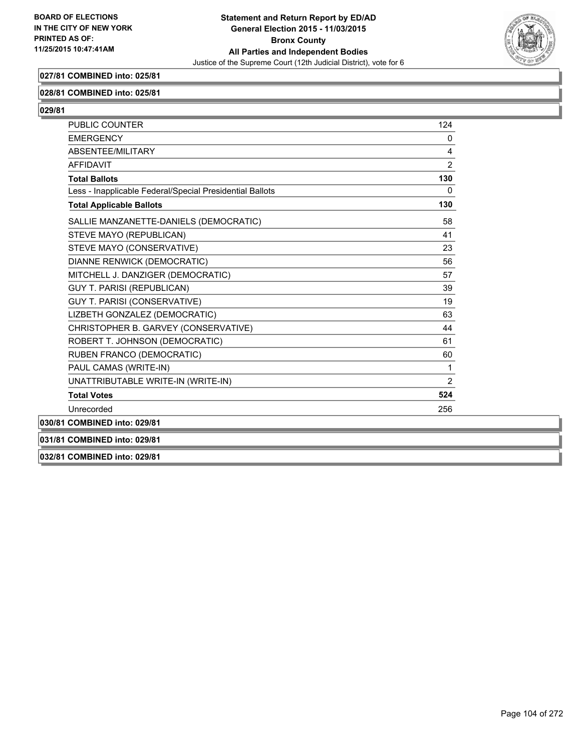**027/81 COMBINED into: 025/81**

**028/81 COMBINED into: 025/81**

**029/81**

| | |
|---|---|
| PUBLIC COUNTER | 124 |
| EMERGENCY | 0 |
| ABSENTEE/MILITARY | 4 |
| AFFIDAVIT | 2 |
| **Total Ballots** | **130** |
| Less - Inapplicable Federal/Special Presidential Ballots | 0 |
| **Total Applicable Ballots** | **130** |
| SALLIE MANZANETTE-DANIELS (DEMOCRATIC) | 58 |
| STEVE MAYO (REPUBLICAN) | 41 |
| STEVE MAYO (CONSERVATIVE) | 23 |
| DIANNE RENWICK (DEMOCRATIC) | 56 |
| MITCHELL J. DANZIGER (DEMOCRATIC) | 57 |
| GUY T. PARISI (REPUBLICAN) | 39 |
| GUY T. PARISI (CONSERVATIVE) | 19 |
| LIZBETH GONZALEZ (DEMOCRATIC) | 63 |
| CHRISTOPHER B. GARVEY (CONSERVATIVE) | 44 |
| ROBERT T. JOHNSON (DEMOCRATIC) | 61 |
| RUBEN FRANCO (DEMOCRATIC) | 60 |
| PAUL CAMAS (WRITE-IN) | 1 |
| UNATTRIBUTABLE WRITE-IN (WRITE-IN) | 2 |
| **Total Votes** | **524** |
| Unrecorded | 256 |

**030/81 COMBINED into: 029/81**

**031/81 COMBINED into: 029/81**

**032/81 COMBINED into: 029/81**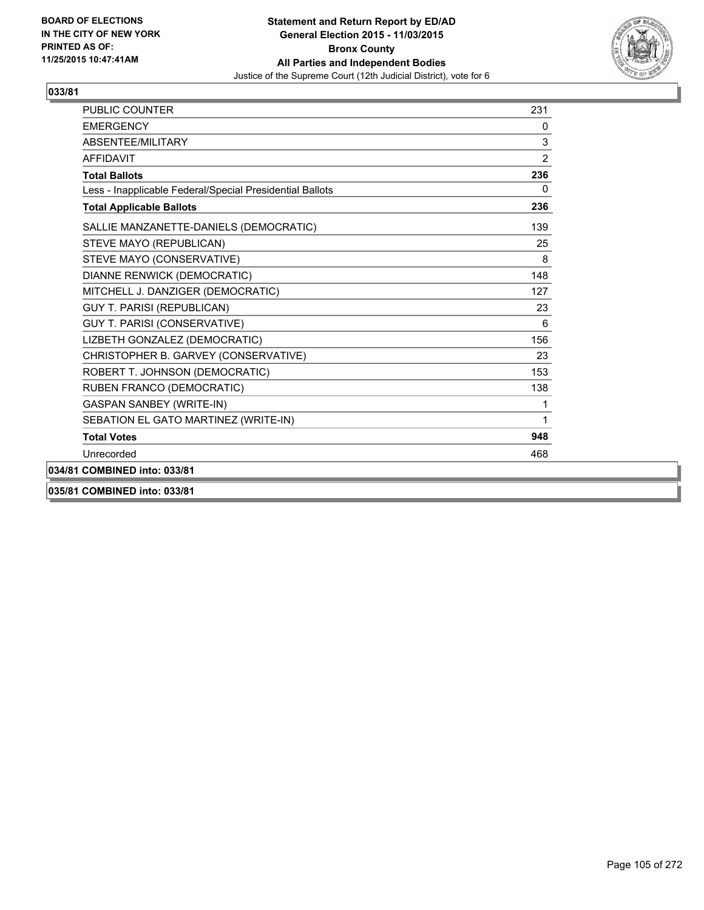**BOARD OF ELECTIONS IN THE CITY OF NEW YORK PRINTED AS OF: 11/25/2015 10:47:41AM**

**Statement and Return Report by ED/AD General Election 2015 - 11/03/2015 Bronx County All Parties and Independent Bodies**
Justice of the Supreme Court (12th Judicial District), vote for 6

**033/81**

| | |
|---|---|
| PUBLIC COUNTER | 231 |
| EMERGENCY | 0 |
| ABSENTEE/MILITARY | 3 |
| AFFIDAVIT | 2 |
| **Total Ballots** | **236** |
| Less - Inapplicable Federal/Special Presidential Ballots | 0 |
| **Total Applicable Ballots** | **236** |
| SALLIE MANZANETTE-DANIELS (DEMOCRATIC) | 139 |
| STEVE MAYO (REPUBLICAN) | 25 |
| STEVE MAYO (CONSERVATIVE) | 8 |
| DIANNE RENWICK (DEMOCRATIC) | 148 |
| MITCHELL J. DANZIGER (DEMOCRATIC) | 127 |
| GUY T. PARISI (REPUBLICAN) | 23 |
| GUY T. PARISI (CONSERVATIVE) | 6 |
| LIZBETH GONZALEZ (DEMOCRATIC) | 156 |
| CHRISTOPHER B. GARVEY (CONSERVATIVE) | 23 |
| ROBERT T. JOHNSON (DEMOCRATIC) | 153 |
| RUBEN FRANCO (DEMOCRATIC) | 138 |
| GASPAN SANBEY (WRITE-IN) | 1 |
| SEBATION EL GATO MARTINEZ (WRITE-IN) | 1 |
| **Total Votes** | **948** |
| Unrecorded | 468 |

**034/81 COMBINED into: 033/81**

**035/81 COMBINED into: 033/81**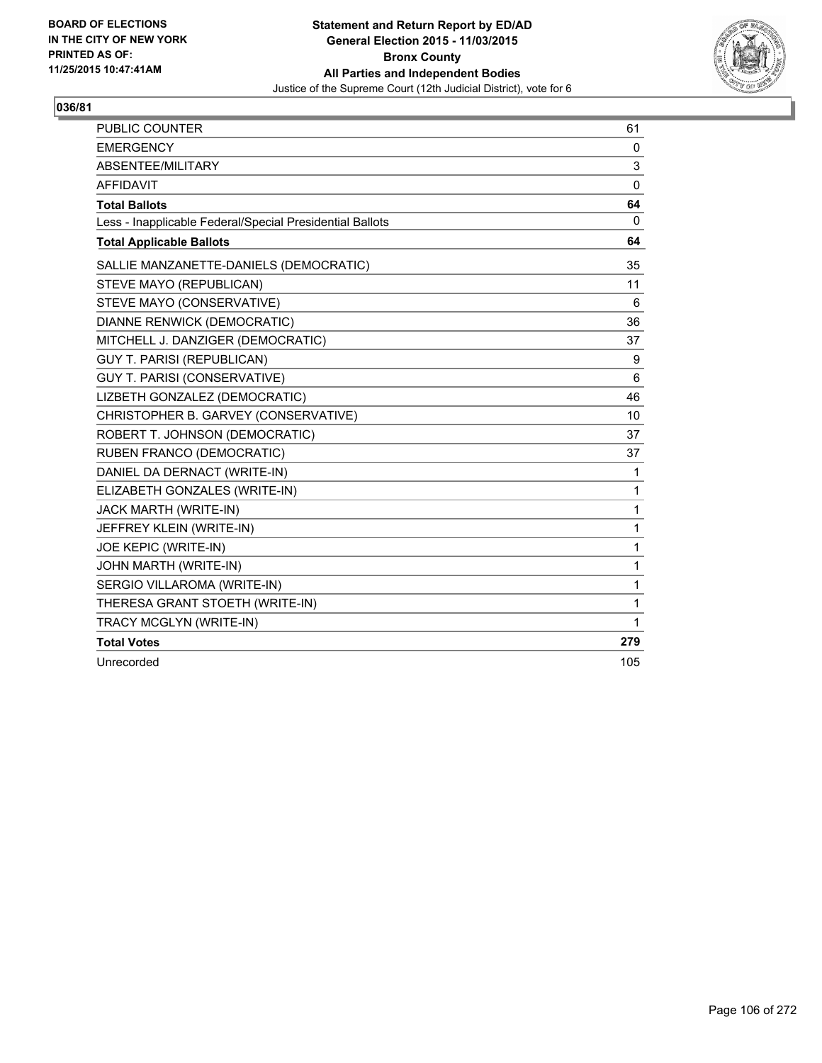BOARD OF ELECTIONS
IN THE CITY OF NEW YORK
PRINTED AS OF:
11/25/2015 10:47:41AM

**Statement and Return Report by ED/AD**
**General Election 2015 - 11/03/2015**
**Bronx County**
**All Parties and Independent Bodies**
Justice of the Supreme Court (12th Judicial District), vote for 6

## 036/81

| | |
|---|---|
| PUBLIC COUNTER | 61 |
| EMERGENCY | 0 |
| ABSENTEE/MILITARY | 3 |
| AFFIDAVIT | 0 |
| **Total Ballots** | **64** |
| Less - Inapplicable Federal/Special Presidential Ballots | 0 |
| **Total Applicable Ballots** | **64** |
| SALLIE MANZANETTE-DANIELS (DEMOCRATIC) | 35 |
| STEVE MAYO (REPUBLICAN) | 11 |
| STEVE MAYO (CONSERVATIVE) | 6 |
| DIANNE RENWICK (DEMOCRATIC) | 36 |
| MITCHELL J. DANZIGER (DEMOCRATIC) | 37 |
| GUY T. PARISI (REPUBLICAN) | 9 |
| GUY T. PARISI (CONSERVATIVE) | 6 |
| LIZBETH GONZALEZ (DEMOCRATIC) | 46 |
| CHRISTOPHER B. GARVEY (CONSERVATIVE) | 10 |
| ROBERT T. JOHNSON (DEMOCRATIC) | 37 |
| RUBEN FRANCO (DEMOCRATIC) | 37 |
| DANIEL DA DERNACT (WRITE-IN) | 1 |
| ELIZABETH GONZALES (WRITE-IN) | 1 |
| JACK MARTH (WRITE-IN) | 1 |
| JEFFREY KLEIN (WRITE-IN) | 1 |
| JOE KEPIC (WRITE-IN) | 1 |
| JOHN MARTH (WRITE-IN) | 1 |
| SERGIO VILLAROMA (WRITE-IN) | 1 |
| THERESA GRANT STOETH (WRITE-IN) | 1 |
| TRACY MCGLYN (WRITE-IN) | 1 |
| **Total Votes** | **279** |
| Unrecorded | 105 |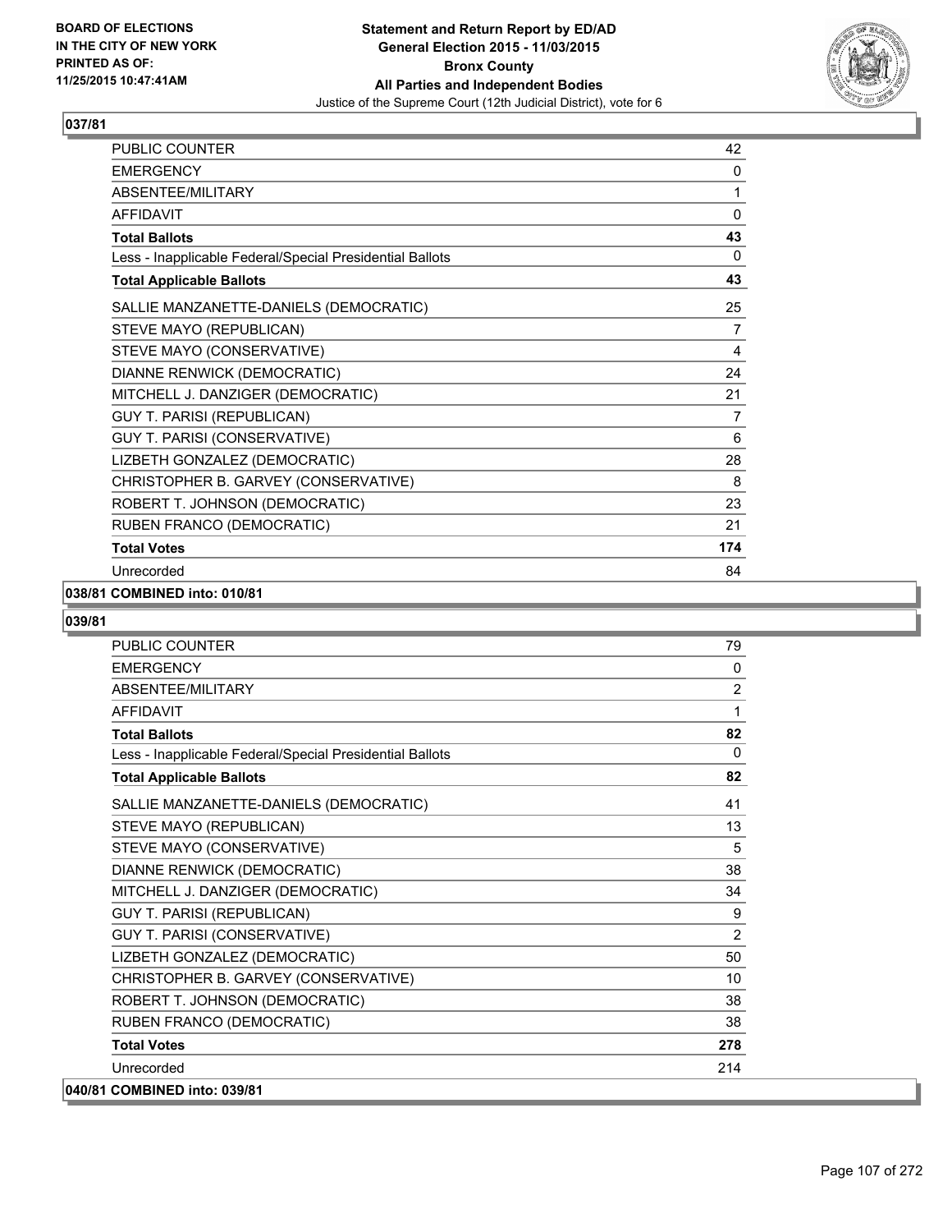## 037/81

| | |
|---|---|
| PUBLIC COUNTER | 42 |
| EMERGENCY | 0 |
| ABSENTEE/MILITARY | 1 |
| AFFIDAVIT | 0 |
| **Total Ballots** | **43** |
| Less - Inapplicable Federal/Special Presidential Ballots | 0 |
| **Total Applicable Ballots** | **43** |
| SALLIE MANZANETTE-DANIELS (DEMOCRATIC) | 25 |
| STEVE MAYO (REPUBLICAN) | 7 |
| STEVE MAYO (CONSERVATIVE) | 4 |
| DIANNE RENWICK (DEMOCRATIC) | 24 |
| MITCHELL J. DANZIGER (DEMOCRATIC) | 21 |
| GUY T. PARISI (REPUBLICAN) | 7 |
| GUY T. PARISI (CONSERVATIVE) | 6 |
| LIZBETH GONZALEZ (DEMOCRATIC) | 28 |
| CHRISTOPHER B. GARVEY (CONSERVATIVE) | 8 |
| ROBERT T. JOHNSON (DEMOCRATIC) | 23 |
| RUBEN FRANCO (DEMOCRATIC) | 21 |
| **Total Votes** | **174** |
| Unrecorded | 84 |

**038/81 COMBINED into: 010/81**

## 039/81

| | |
|---|---|
| PUBLIC COUNTER | 79 |
| EMERGENCY | 0 |
| ABSENTEE/MILITARY | 2 |
| AFFIDAVIT | 1 |
| **Total Ballots** | **82** |
| Less - Inapplicable Federal/Special Presidential Ballots | 0 |
| **Total Applicable Ballots** | **82** |
| SALLIE MANZANETTE-DANIELS (DEMOCRATIC) | 41 |
| STEVE MAYO (REPUBLICAN) | 13 |
| STEVE MAYO (CONSERVATIVE) | 5 |
| DIANNE RENWICK (DEMOCRATIC) | 38 |
| MITCHELL J. DANZIGER (DEMOCRATIC) | 34 |
| GUY T. PARISI (REPUBLICAN) | 9 |
| GUY T. PARISI (CONSERVATIVE) | 2 |
| LIZBETH GONZALEZ (DEMOCRATIC) | 50 |
| CHRISTOPHER B. GARVEY (CONSERVATIVE) | 10 |
| ROBERT T. JOHNSON (DEMOCRATIC) | 38 |
| RUBEN FRANCO (DEMOCRATIC) | 38 |
| **Total Votes** | **278** |
| Unrecorded | 214 |

**040/81 COMBINED into: 039/81**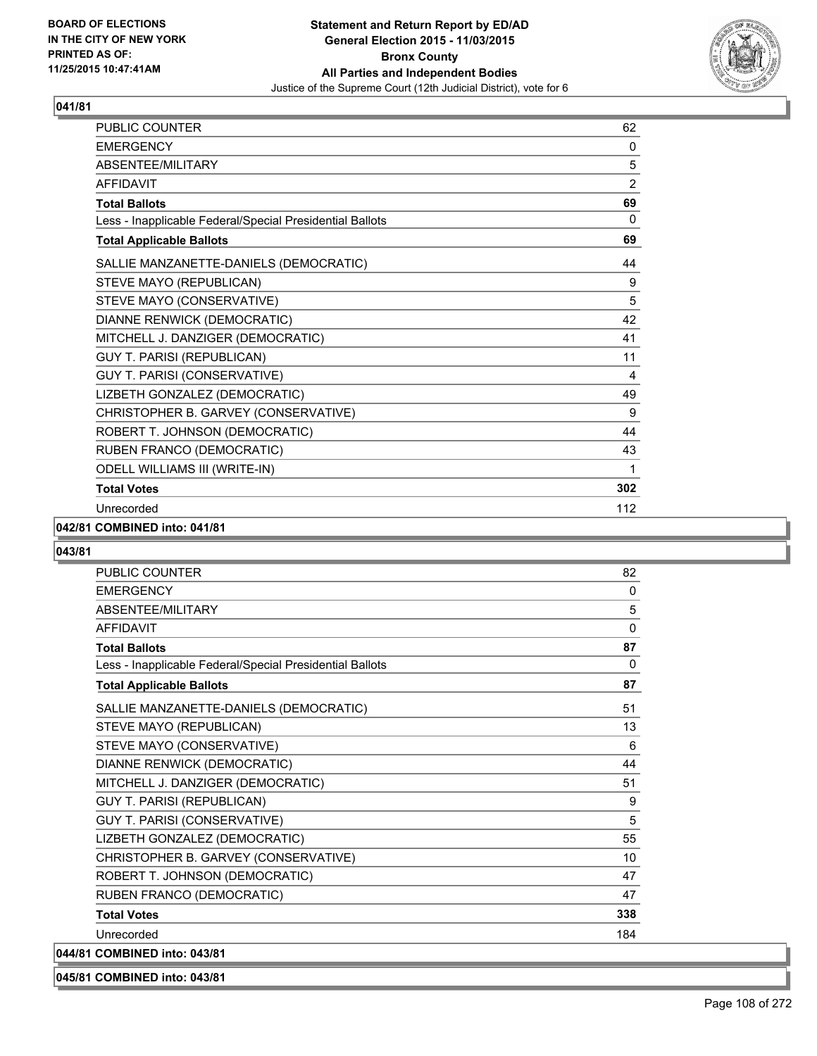## 041/81

| | |
|---|---|
| PUBLIC COUNTER | 62 |
| EMERGENCY | 0 |
| ABSENTEE/MILITARY | 5 |
| AFFIDAVIT | 2 |
| **Total Ballots** | **69** |
| Less - Inapplicable Federal/Special Presidential Ballots | 0 |
| **Total Applicable Ballots** | **69** |
| SALLIE MANZANETTE-DANIELS (DEMOCRATIC) | 44 |
| STEVE MAYO (REPUBLICAN) | 9 |
| STEVE MAYO (CONSERVATIVE) | 5 |
| DIANNE RENWICK (DEMOCRATIC) | 42 |
| MITCHELL J. DANZIGER (DEMOCRATIC) | 41 |
| GUY T. PARISI (REPUBLICAN) | 11 |
| GUY T. PARISI (CONSERVATIVE) | 4 |
| LIZBETH GONZALEZ (DEMOCRATIC) | 49 |
| CHRISTOPHER B. GARVEY (CONSERVATIVE) | 9 |
| ROBERT T. JOHNSON (DEMOCRATIC) | 44 |
| RUBEN FRANCO (DEMOCRATIC) | 43 |
| ODELL WILLIAMS III (WRITE-IN) | 1 |
| **Total Votes** | **302** |
| Unrecorded | 112 |

**042/81 COMBINED into: 041/81**

## 043/81

| | |
|---|---|
| PUBLIC COUNTER | 82 |
| EMERGENCY | 0 |
| ABSENTEE/MILITARY | 5 |
| AFFIDAVIT | 0 |
| **Total Ballots** | **87** |
| Less - Inapplicable Federal/Special Presidential Ballots | 0 |
| **Total Applicable Ballots** | **87** |
| SALLIE MANZANETTE-DANIELS (DEMOCRATIC) | 51 |
| STEVE MAYO (REPUBLICAN) | 13 |
| STEVE MAYO (CONSERVATIVE) | 6 |
| DIANNE RENWICK (DEMOCRATIC) | 44 |
| MITCHELL J. DANZIGER (DEMOCRATIC) | 51 |
| GUY T. PARISI (REPUBLICAN) | 9 |
| GUY T. PARISI (CONSERVATIVE) | 5 |
| LIZBETH GONZALEZ (DEMOCRATIC) | 55 |
| CHRISTOPHER B. GARVEY (CONSERVATIVE) | 10 |
| ROBERT T. JOHNSON (DEMOCRATIC) | 47 |
| RUBEN FRANCO (DEMOCRATIC) | 47 |
| **Total Votes** | **338** |
| Unrecorded | 184 |

**044/81 COMBINED into: 043/81**

**045/81 COMBINED into: 043/81**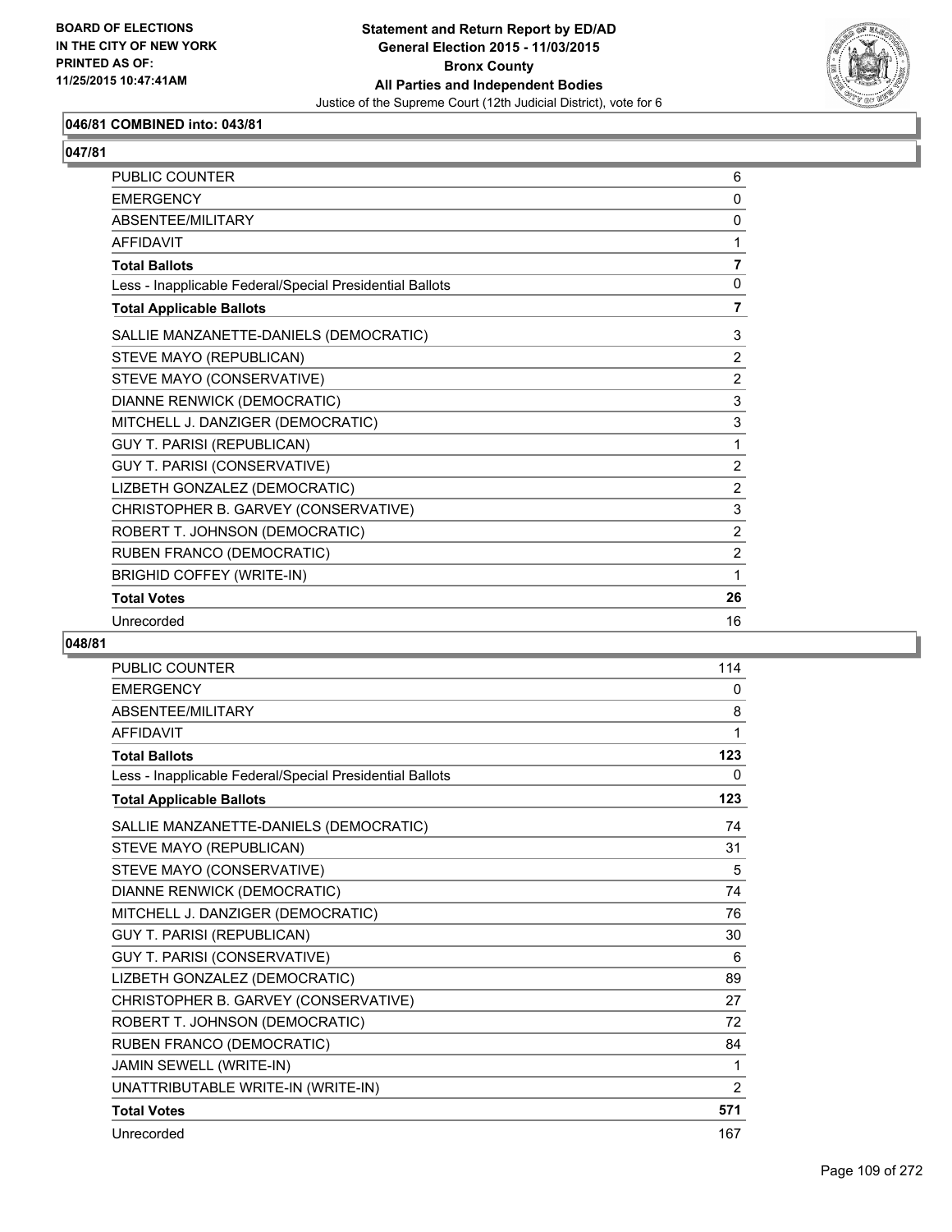**Statement and Return Report by ED/AD**
**General Election 2015 - 11/03/2015**
**Bronx County**
**All Parties and Independent Bodies**
Justice of the Supreme Court (12th Judicial District), vote for 6

BOARD OF ELECTIONS
IN THE CITY OF NEW YORK
PRINTED AS OF:
11/25/2015 10:47:41AM

### 046/81 COMBINED into: 043/81

### 047/81

| | |
|---|---|
| PUBLIC COUNTER | 6 |
| EMERGENCY | 0 |
| ABSENTEE/MILITARY | 0 |
| AFFIDAVIT | 1 |
| **Total Ballots** | **7** |
| Less - Inapplicable Federal/Special Presidential Ballots | 0 |
| **Total Applicable Ballots** | **7** |
| SALLIE MANZANETTE-DANIELS (DEMOCRATIC) | 3 |
| STEVE MAYO (REPUBLICAN) | 2 |
| STEVE MAYO (CONSERVATIVE) | 2 |
| DIANNE RENWICK (DEMOCRATIC) | 3 |
| MITCHELL J. DANZIGER (DEMOCRATIC) | 3 |
| GUY T. PARISI (REPUBLICAN) | 1 |
| GUY T. PARISI (CONSERVATIVE) | 2 |
| LIZBETH GONZALEZ (DEMOCRATIC) | 2 |
| CHRISTOPHER B. GARVEY (CONSERVATIVE) | 3 |
| ROBERT T. JOHNSON (DEMOCRATIC) | 2 |
| RUBEN FRANCO (DEMOCRATIC) | 2 |
| BRIGHID COFFEY (WRITE-IN) | 1 |
| **Total Votes** | **26** |
| Unrecorded | 16 |

### 048/81

| | |
|---|---|
| PUBLIC COUNTER | 114 |
| EMERGENCY | 0 |
| ABSENTEE/MILITARY | 8 |
| AFFIDAVIT | 1 |
| **Total Ballots** | **123** |
| Less - Inapplicable Federal/Special Presidential Ballots | 0 |
| **Total Applicable Ballots** | **123** |
| SALLIE MANZANETTE-DANIELS (DEMOCRATIC) | 74 |
| STEVE MAYO (REPUBLICAN) | 31 |
| STEVE MAYO (CONSERVATIVE) | 5 |
| DIANNE RENWICK (DEMOCRATIC) | 74 |
| MITCHELL J. DANZIGER (DEMOCRATIC) | 76 |
| GUY T. PARISI (REPUBLICAN) | 30 |
| GUY T. PARISI (CONSERVATIVE) | 6 |
| LIZBETH GONZALEZ (DEMOCRATIC) | 89 |
| CHRISTOPHER B. GARVEY (CONSERVATIVE) | 27 |
| ROBERT T. JOHNSON (DEMOCRATIC) | 72 |
| RUBEN FRANCO (DEMOCRATIC) | 84 |
| JAMIN SEWELL (WRITE-IN) | 1 |
| UNATTRIBUTABLE WRITE-IN (WRITE-IN) | 2 |
| **Total Votes** | **571** |
| Unrecorded | 167 |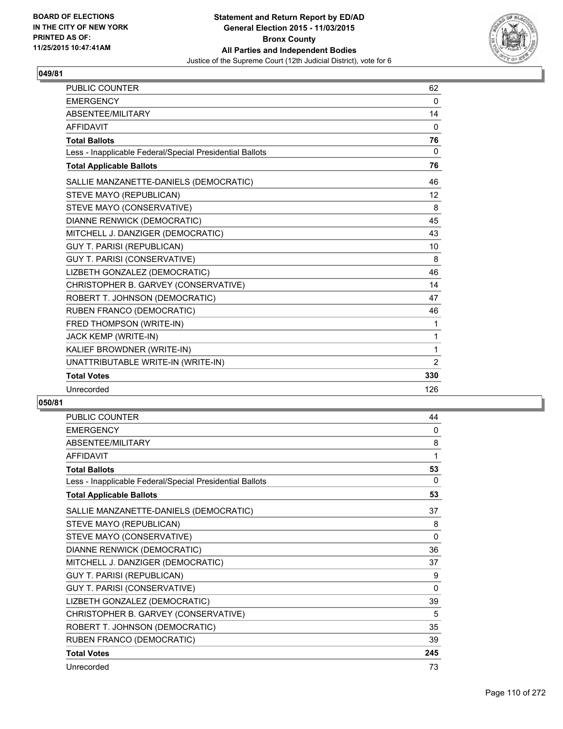BOARD OF ELECTIONS
IN THE CITY OF NEW YORK
PRINTED AS OF:
11/25/2015 10:47:41AM

**Statement and Return Report by ED/AD**
**General Election 2015 - 11/03/2015**
**Bronx County**
**All Parties and Independent Bodies**
Justice of the Supreme Court (12th Judicial District), vote for 6

### 049/81

| | |
|---|---|
| PUBLIC COUNTER | 62 |
| EMERGENCY | 0 |
| ABSENTEE/MILITARY | 14 |
| AFFIDAVIT | 0 |
| **Total Ballots** | **76** |
| Less - Inapplicable Federal/Special Presidential Ballots | 0 |
| **Total Applicable Ballots** | **76** |
| SALLIE MANZANETTE-DANIELS (DEMOCRATIC) | 46 |
| STEVE MAYO (REPUBLICAN) | 12 |
| STEVE MAYO (CONSERVATIVE) | 8 |
| DIANNE RENWICK (DEMOCRATIC) | 45 |
| MITCHELL J. DANZIGER (DEMOCRATIC) | 43 |
| GUY T. PARISI (REPUBLICAN) | 10 |
| GUY T. PARISI (CONSERVATIVE) | 8 |
| LIZBETH GONZALEZ (DEMOCRATIC) | 46 |
| CHRISTOPHER B. GARVEY (CONSERVATIVE) | 14 |
| ROBERT T. JOHNSON (DEMOCRATIC) | 47 |
| RUBEN FRANCO (DEMOCRATIC) | 46 |
| FRED THOMPSON (WRITE-IN) | 1 |
| JACK KEMP (WRITE-IN) | 1 |
| KALIEF BROWDNER (WRITE-IN) | 1 |
| UNATTRIBUTABLE WRITE-IN (WRITE-IN) | 2 |
| **Total Votes** | **330** |
| Unrecorded | 126 |

### 050/81

| | |
|---|---|
| PUBLIC COUNTER | 44 |
| EMERGENCY | 0 |
| ABSENTEE/MILITARY | 8 |
| AFFIDAVIT | 1 |
| **Total Ballots** | **53** |
| Less - Inapplicable Federal/Special Presidential Ballots | 0 |
| **Total Applicable Ballots** | **53** |
| SALLIE MANZANETTE-DANIELS (DEMOCRATIC) | 37 |
| STEVE MAYO (REPUBLICAN) | 8 |
| STEVE MAYO (CONSERVATIVE) | 0 |
| DIANNE RENWICK (DEMOCRATIC) | 36 |
| MITCHELL J. DANZIGER (DEMOCRATIC) | 37 |
| GUY T. PARISI (REPUBLICAN) | 9 |
| GUY T. PARISI (CONSERVATIVE) | 0 |
| LIZBETH GONZALEZ (DEMOCRATIC) | 39 |
| CHRISTOPHER B. GARVEY (CONSERVATIVE) | 5 |
| ROBERT T. JOHNSON (DEMOCRATIC) | 35 |
| RUBEN FRANCO (DEMOCRATIC) | 39 |
| **Total Votes** | **245** |
| Unrecorded | 73 |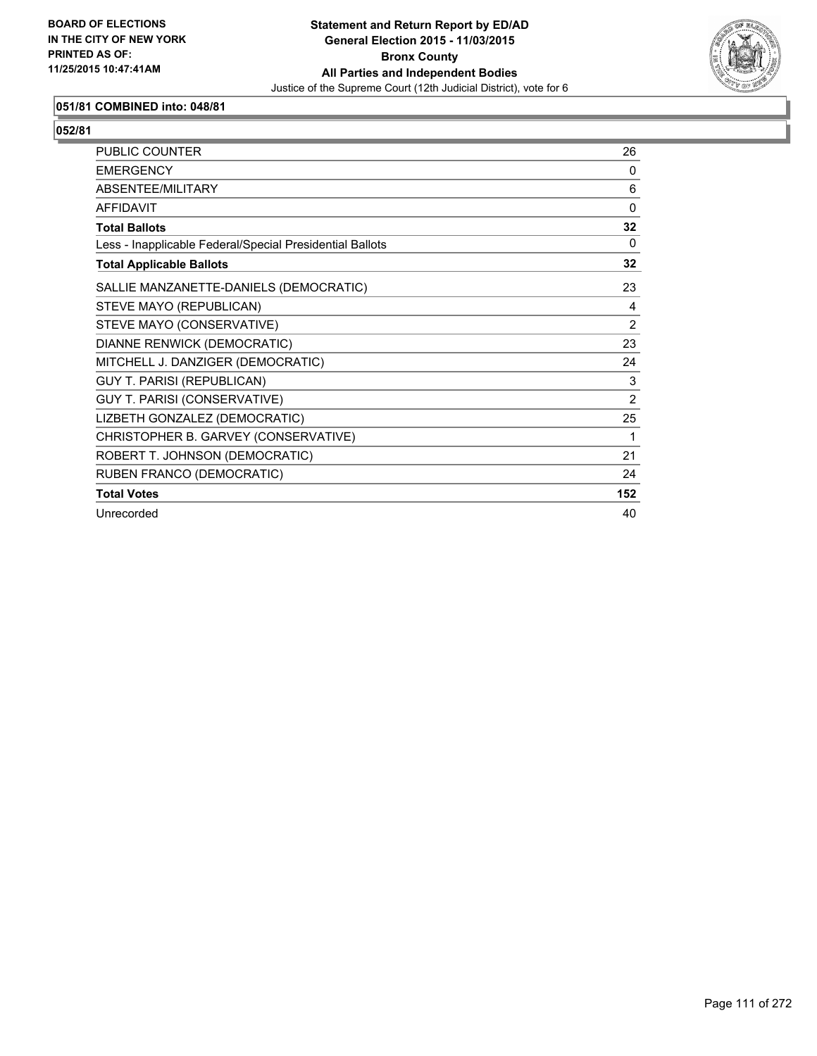**BOARD OF ELECTIONS IN THE CITY OF NEW YORK PRINTED AS OF: 11/25/2015 10:47:41AM**

**Statement and Return Report by ED/AD**
**General Election 2015 - 11/03/2015**
**Bronx County**
**All Parties and Independent Bodies**
Justice of the Supreme Court (12th Judicial District), vote for 6

### 051/81 COMBINED into: 048/81

### 052/81

| | |
|---|---|
| PUBLIC COUNTER | 26 |
| EMERGENCY | 0 |
| ABSENTEE/MILITARY | 6 |
| AFFIDAVIT | 0 |
| **Total Ballots** | **32** |
| Less - Inapplicable Federal/Special Presidential Ballots | 0 |
| **Total Applicable Ballots** | **32** |
| SALLIE MANZANETTE-DANIELS (DEMOCRATIC) | 23 |
| STEVE MAYO (REPUBLICAN) | 4 |
| STEVE MAYO (CONSERVATIVE) | 2 |
| DIANNE RENWICK (DEMOCRATIC) | 23 |
| MITCHELL J. DANZIGER (DEMOCRATIC) | 24 |
| GUY T. PARISI (REPUBLICAN) | 3 |
| GUY T. PARISI (CONSERVATIVE) | 2 |
| LIZBETH GONZALEZ (DEMOCRATIC) | 25 |
| CHRISTOPHER B. GARVEY (CONSERVATIVE) | 1 |
| ROBERT T. JOHNSON (DEMOCRATIC) | 21 |
| RUBEN FRANCO (DEMOCRATIC) | 24 |
| **Total Votes** | **152** |
| Unrecorded | 40 |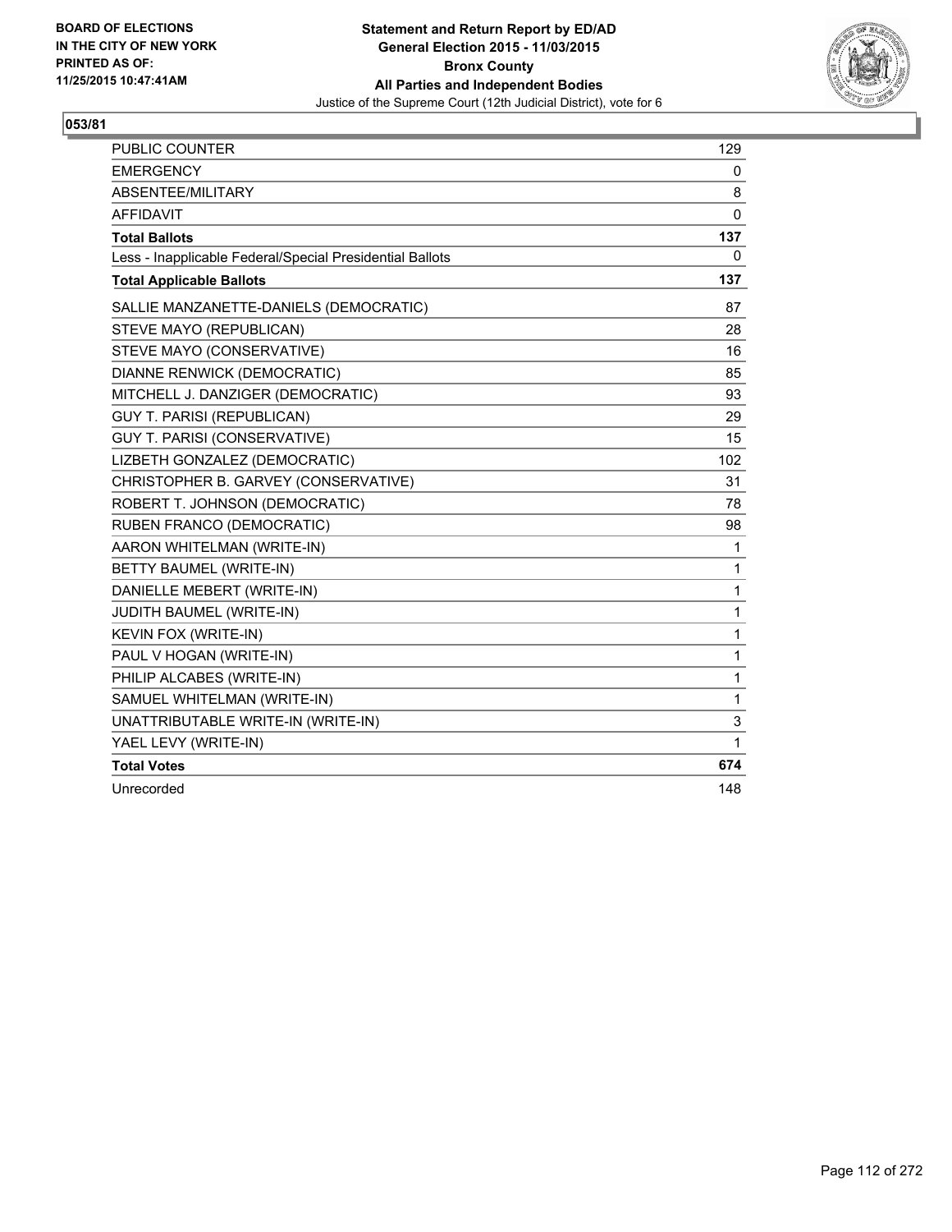BOARD OF ELECTIONS
IN THE CITY OF NEW YORK
PRINTED AS OF:
11/25/2015 10:47:41AM

**Statement and Return Report by ED/AD**
**General Election 2015 - 11/03/2015**
**Bronx County**
**All Parties and Independent Bodies**
Justice of the Supreme Court (12th Judicial District), vote for 6

## 053/81

| | |
|---|---|
| PUBLIC COUNTER | 129 |
| EMERGENCY | 0 |
| ABSENTEE/MILITARY | 8 |
| AFFIDAVIT | 0 |
| **Total Ballots** | **137** |
| Less - Inapplicable Federal/Special Presidential Ballots | 0 |
| **Total Applicable Ballots** | **137** |
| SALLIE MANZANETTE-DANIELS (DEMOCRATIC) | 87 |
| STEVE MAYO (REPUBLICAN) | 28 |
| STEVE MAYO (CONSERVATIVE) | 16 |
| DIANNE RENWICK (DEMOCRATIC) | 85 |
| MITCHELL J. DANZIGER (DEMOCRATIC) | 93 |
| GUY T. PARISI (REPUBLICAN) | 29 |
| GUY T. PARISI (CONSERVATIVE) | 15 |
| LIZBETH GONZALEZ (DEMOCRATIC) | 102 |
| CHRISTOPHER B. GARVEY (CONSERVATIVE) | 31 |
| ROBERT T. JOHNSON (DEMOCRATIC) | 78 |
| RUBEN FRANCO (DEMOCRATIC) | 98 |
| AARON WHITELMAN (WRITE-IN) | 1 |
| BETTY BAUMEL (WRITE-IN) | 1 |
| DANIELLE MEBERT (WRITE-IN) | 1 |
| JUDITH BAUMEL (WRITE-IN) | 1 |
| KEVIN FOX (WRITE-IN) | 1 |
| PAUL V HOGAN (WRITE-IN) | 1 |
| PHILIP ALCABES (WRITE-IN) | 1 |
| SAMUEL WHITELMAN (WRITE-IN) | 1 |
| UNATTRIBUTABLE WRITE-IN (WRITE-IN) | 3 |
| YAEL LEVY (WRITE-IN) | 1 |
| **Total Votes** | **674** |
| Unrecorded | 148 |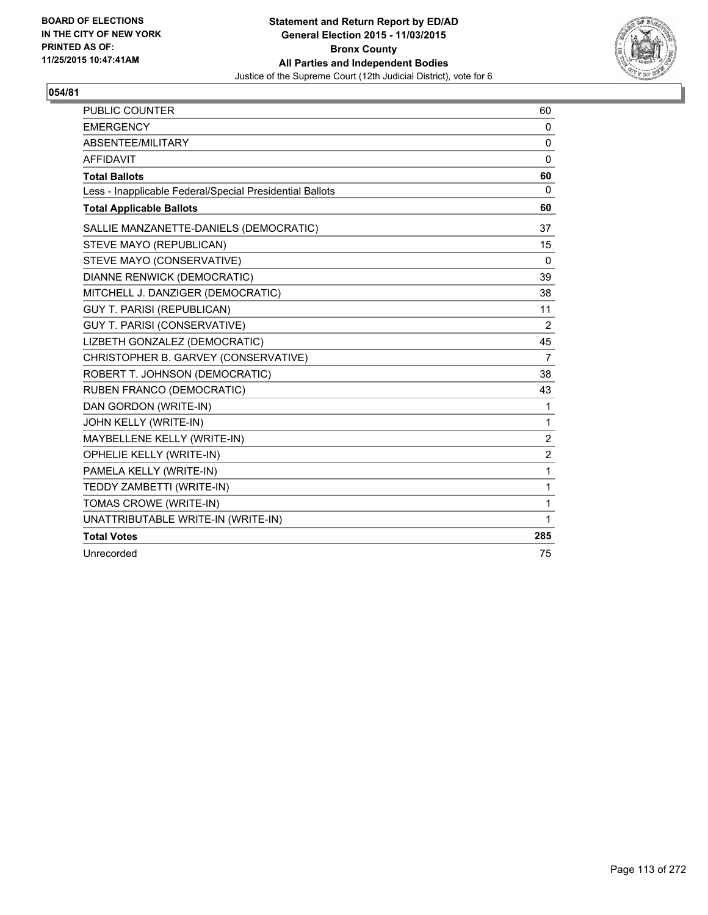BOARD OF ELECTIONS
IN THE CITY OF NEW YORK
PRINTED AS OF:
11/25/2015 10:47:41AM

**Statement and Return Report by ED/AD**
**General Election 2015 - 11/03/2015**
**Bronx County**
**All Parties and Independent Bodies**
Justice of the Supreme Court (12th Judicial District), vote for 6

**054/81**

| | |
|---|---|
| PUBLIC COUNTER | 60 |
| EMERGENCY | 0 |
| ABSENTEE/MILITARY | 0 |
| AFFIDAVIT | 0 |
| **Total Ballots** | **60** |
| Less - Inapplicable Federal/Special Presidential Ballots | 0 |
| **Total Applicable Ballots** | **60** |
| SALLIE MANZANETTE-DANIELS (DEMOCRATIC) | 37 |
| STEVE MAYO (REPUBLICAN) | 15 |
| STEVE MAYO (CONSERVATIVE) | 0 |
| DIANNE RENWICK (DEMOCRATIC) | 39 |
| MITCHELL J. DANZIGER (DEMOCRATIC) | 38 |
| GUY T. PARISI (REPUBLICAN) | 11 |
| GUY T. PARISI (CONSERVATIVE) | 2 |
| LIZBETH GONZALEZ (DEMOCRATIC) | 45 |
| CHRISTOPHER B. GARVEY (CONSERVATIVE) | 7 |
| ROBERT T. JOHNSON (DEMOCRATIC) | 38 |
| RUBEN FRANCO (DEMOCRATIC) | 43 |
| DAN GORDON (WRITE-IN) | 1 |
| JOHN KELLY (WRITE-IN) | 1 |
| MAYBELLENE KELLY (WRITE-IN) | 2 |
| OPHELIE KELLY (WRITE-IN) | 2 |
| PAMELA KELLY (WRITE-IN) | 1 |
| TEDDY ZAMBETTI (WRITE-IN) | 1 |
| TOMAS CROWE (WRITE-IN) | 1 |
| UNATTRIBUTABLE WRITE-IN (WRITE-IN) | 1 |
| **Total Votes** | **285** |
| Unrecorded | 75 |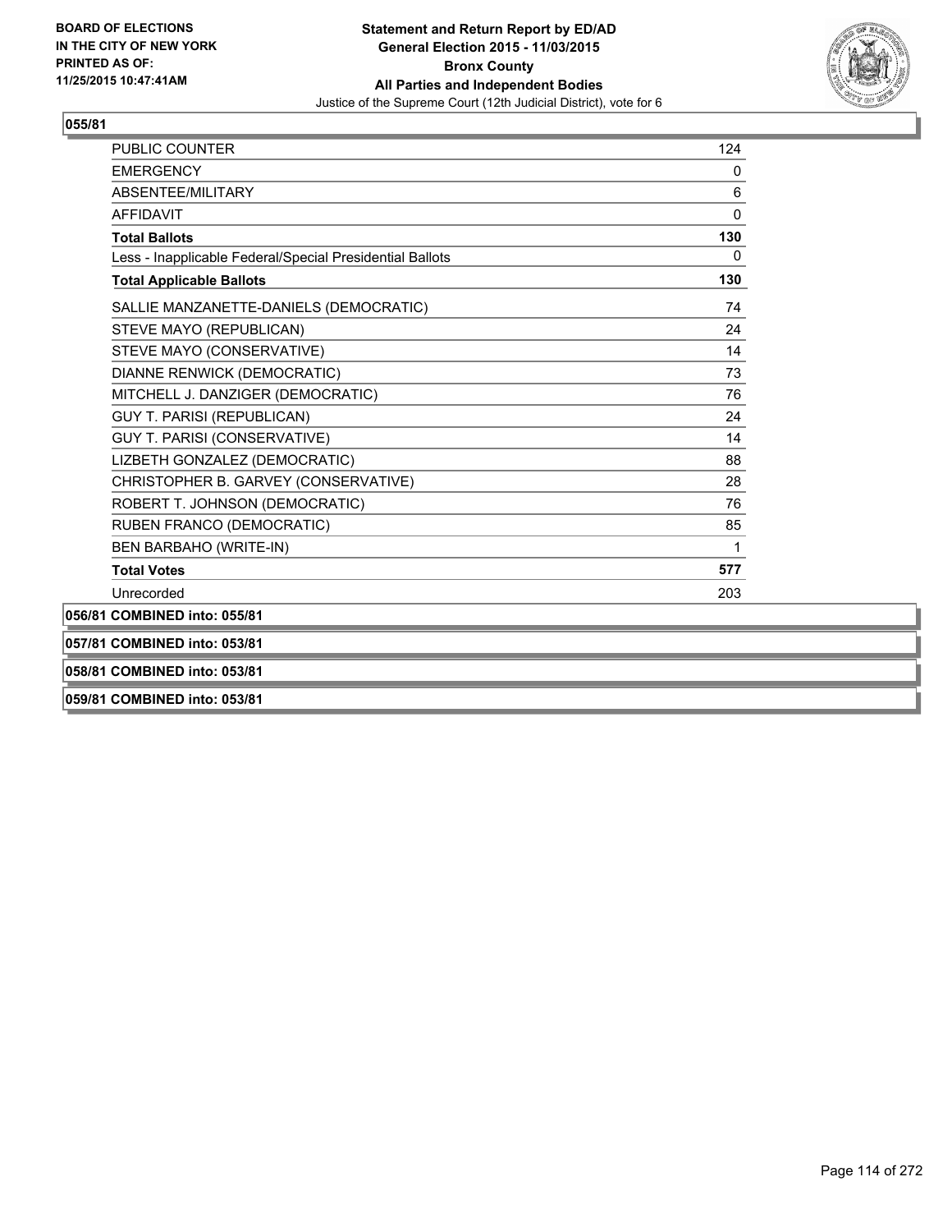**BOARD OF ELECTIONS IN THE CITY OF NEW YORK PRINTED AS OF: 11/25/2015 10:47:41AM**

**Statement and Return Report by ED/AD General Election 2015 - 11/03/2015 Bronx County All Parties and Independent Bodies**
Justice of the Supreme Court (12th Judicial District), vote for 6

**055/81**

| | |
|---|---|
| PUBLIC COUNTER | 124 |
| EMERGENCY | 0 |
| ABSENTEE/MILITARY | 6 |
| AFFIDAVIT | 0 |
| **Total Ballots** | **130** |
| Less - Inapplicable Federal/Special Presidential Ballots | 0 |
| **Total Applicable Ballots** | **130** |
| SALLIE MANZANETTE-DANIELS (DEMOCRATIC) | 74 |
| STEVE MAYO (REPUBLICAN) | 24 |
| STEVE MAYO (CONSERVATIVE) | 14 |
| DIANNE RENWICK (DEMOCRATIC) | 73 |
| MITCHELL J. DANZIGER (DEMOCRATIC) | 76 |
| GUY T. PARISI (REPUBLICAN) | 24 |
| GUY T. PARISI (CONSERVATIVE) | 14 |
| LIZBETH GONZALEZ (DEMOCRATIC) | 88 |
| CHRISTOPHER B. GARVEY (CONSERVATIVE) | 28 |
| ROBERT T. JOHNSON (DEMOCRATIC) | 76 |
| RUBEN FRANCO (DEMOCRATIC) | 85 |
| BEN BARBAHO (WRITE-IN) | 1 |
| **Total Votes** | **577** |
| Unrecorded | 203 |

**056/81 COMBINED into: 055/81**

**057/81 COMBINED into: 053/81**

**058/81 COMBINED into: 053/81**

**059/81 COMBINED into: 053/81**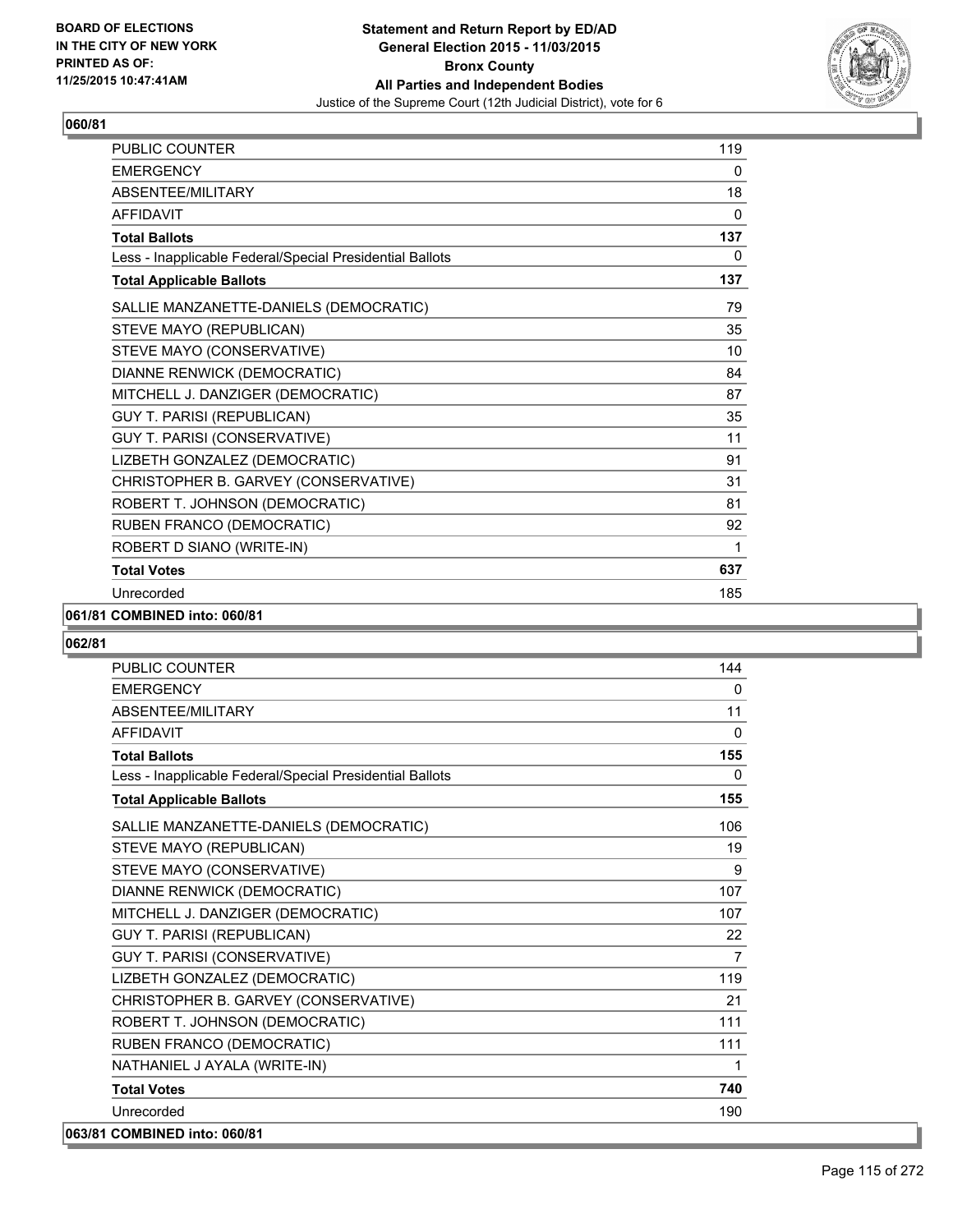**BOARD OF ELECTIONS IN THE CITY OF NEW YORK PRINTED AS OF: 11/25/2015 10:47:41AM**

**Statement and Return Report by ED/AD**
**General Election 2015 - 11/03/2015**
**Bronx County**
**All Parties and Independent Bodies**
Justice of the Supreme Court (12th Judicial District), vote for 6

### 060/81

| | |
|---|---|
| PUBLIC COUNTER | 119 |
| EMERGENCY | 0 |
| ABSENTEE/MILITARY | 18 |
| AFFIDAVIT | 0 |
| **Total Ballots** | **137** |
| Less - Inapplicable Federal/Special Presidential Ballots | 0 |
| **Total Applicable Ballots** | **137** |
| SALLIE MANZANETTE-DANIELS (DEMOCRATIC) | 79 |
| STEVE MAYO (REPUBLICAN) | 35 |
| STEVE MAYO (CONSERVATIVE) | 10 |
| DIANNE RENWICK (DEMOCRATIC) | 84 |
| MITCHELL J. DANZIGER (DEMOCRATIC) | 87 |
| GUY T. PARISI (REPUBLICAN) | 35 |
| GUY T. PARISI (CONSERVATIVE) | 11 |
| LIZBETH GONZALEZ (DEMOCRATIC) | 91 |
| CHRISTOPHER B. GARVEY (CONSERVATIVE) | 31 |
| ROBERT T. JOHNSON (DEMOCRATIC) | 81 |
| RUBEN FRANCO (DEMOCRATIC) | 92 |
| ROBERT D SIANO (WRITE-IN) | 1 |
| **Total Votes** | **637** |
| Unrecorded | 185 |

**061/81 COMBINED into: 060/81**

### 062/81

| | |
|---|---|
| PUBLIC COUNTER | 144 |
| EMERGENCY | 0 |
| ABSENTEE/MILITARY | 11 |
| AFFIDAVIT | 0 |
| **Total Ballots** | **155** |
| Less - Inapplicable Federal/Special Presidential Ballots | 0 |
| **Total Applicable Ballots** | **155** |
| SALLIE MANZANETTE-DANIELS (DEMOCRATIC) | 106 |
| STEVE MAYO (REPUBLICAN) | 19 |
| STEVE MAYO (CONSERVATIVE) | 9 |
| DIANNE RENWICK (DEMOCRATIC) | 107 |
| MITCHELL J. DANZIGER (DEMOCRATIC) | 107 |
| GUY T. PARISI (REPUBLICAN) | 22 |
| GUY T. PARISI (CONSERVATIVE) | 7 |
| LIZBETH GONZALEZ (DEMOCRATIC) | 119 |
| CHRISTOPHER B. GARVEY (CONSERVATIVE) | 21 |
| ROBERT T. JOHNSON (DEMOCRATIC) | 111 |
| RUBEN FRANCO (DEMOCRATIC) | 111 |
| NATHANIEL J AYALA (WRITE-IN) | 1 |
| **Total Votes** | **740** |
| Unrecorded | 190 |

**063/81 COMBINED into: 060/81**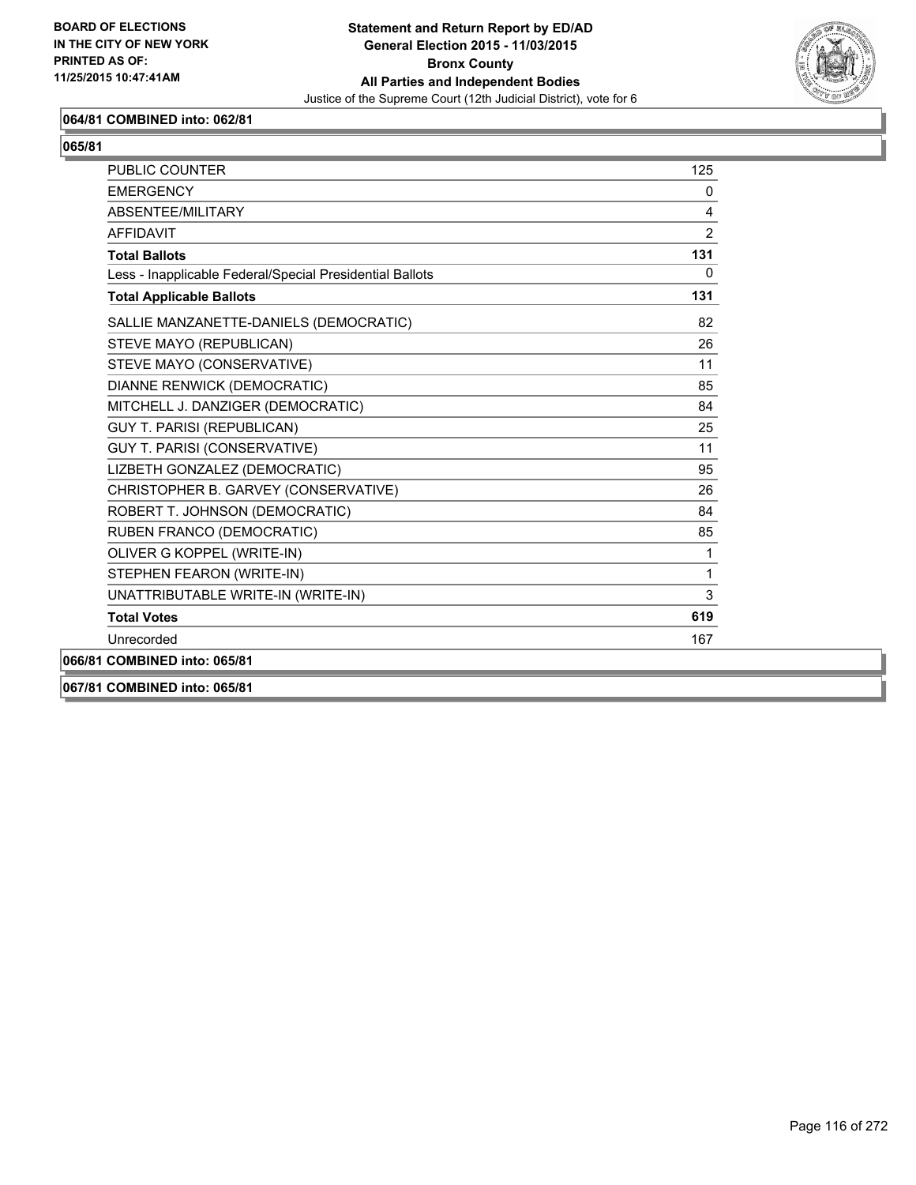**BOARD OF ELECTIONS IN THE CITY OF NEW YORK PRINTED AS OF: 11/25/2015 10:47:41AM**

**Statement and Return Report by ED/AD**
**General Election 2015 - 11/03/2015**
**Bronx County**
**All Parties and Independent Bodies**
Justice of the Supreme Court (12th Judicial District), vote for 6

**064/81 COMBINED into: 062/81**

**065/81**

| | |
|---|---|
| PUBLIC COUNTER | 125 |
| EMERGENCY | 0 |
| ABSENTEE/MILITARY | 4 |
| AFFIDAVIT | 2 |
| **Total Ballots** | **131** |
| Less - Inapplicable Federal/Special Presidential Ballots | 0 |
| **Total Applicable Ballots** | **131** |
| SALLIE MANZANETTE-DANIELS (DEMOCRATIC) | 82 |
| STEVE MAYO (REPUBLICAN) | 26 |
| STEVE MAYO (CONSERVATIVE) | 11 |
| DIANNE RENWICK (DEMOCRATIC) | 85 |
| MITCHELL J. DANZIGER (DEMOCRATIC) | 84 |
| GUY T. PARISI (REPUBLICAN) | 25 |
| GUY T. PARISI (CONSERVATIVE) | 11 |
| LIZBETH GONZALEZ (DEMOCRATIC) | 95 |
| CHRISTOPHER B. GARVEY (CONSERVATIVE) | 26 |
| ROBERT T. JOHNSON (DEMOCRATIC) | 84 |
| RUBEN FRANCO (DEMOCRATIC) | 85 |
| OLIVER G KOPPEL (WRITE-IN) | 1 |
| STEPHEN FEARON (WRITE-IN) | 1 |
| UNATTRIBUTABLE WRITE-IN (WRITE-IN) | 3 |
| **Total Votes** | **619** |
| Unrecorded | 167 |

**066/81 COMBINED into: 065/81**

**067/81 COMBINED into: 065/81**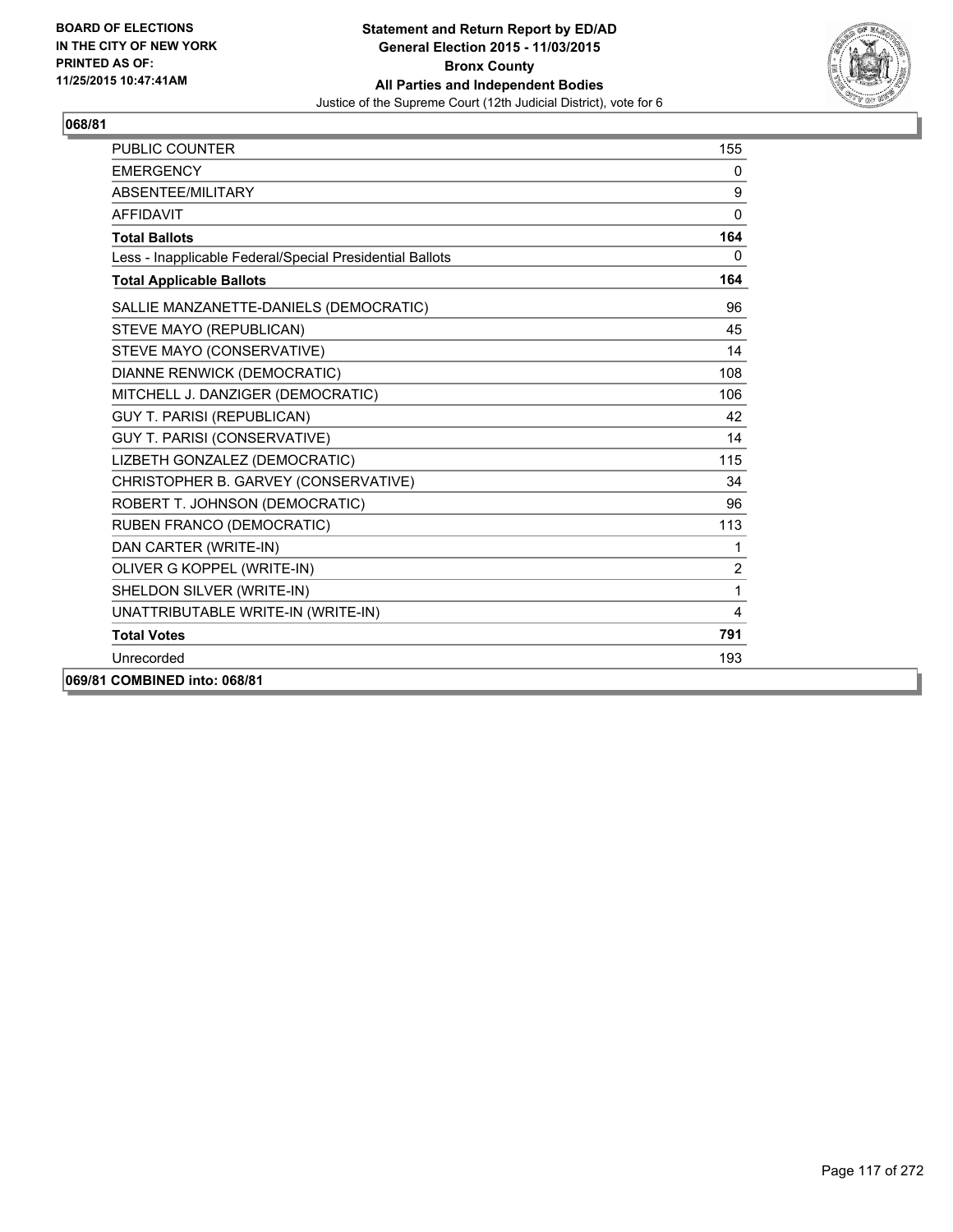BOARD OF ELECTIONS
IN THE CITY OF NEW YORK
PRINTED AS OF:
11/25/2015 10:47:41AM

**Statement and Return Report by ED/AD**
**General Election 2015 - 11/03/2015**
**Bronx County**
**All Parties and Independent Bodies**
Justice of the Supreme Court (12th Judicial District), vote for 6

**068/81**

| | |
|---|---|
| PUBLIC COUNTER | 155 |
| EMERGENCY | 0 |
| ABSENTEE/MILITARY | 9 |
| AFFIDAVIT | 0 |
| **Total Ballots** | **164** |
| Less - Inapplicable Federal/Special Presidential Ballots | 0 |
| **Total Applicable Ballots** | **164** |
| SALLIE MANZANETTE-DANIELS (DEMOCRATIC) | 96 |
| STEVE MAYO (REPUBLICAN) | 45 |
| STEVE MAYO (CONSERVATIVE) | 14 |
| DIANNE RENWICK (DEMOCRATIC) | 108 |
| MITCHELL J. DANZIGER (DEMOCRATIC) | 106 |
| GUY T. PARISI (REPUBLICAN) | 42 |
| GUY T. PARISI (CONSERVATIVE) | 14 |
| LIZBETH GONZALEZ (DEMOCRATIC) | 115 |
| CHRISTOPHER B. GARVEY (CONSERVATIVE) | 34 |
| ROBERT T. JOHNSON (DEMOCRATIC) | 96 |
| RUBEN FRANCO (DEMOCRATIC) | 113 |
| DAN CARTER (WRITE-IN) | 1 |
| OLIVER G KOPPEL (WRITE-IN) | 2 |
| SHELDON SILVER (WRITE-IN) | 1 |
| UNATTRIBUTABLE WRITE-IN (WRITE-IN) | 4 |
| **Total Votes** | **791** |
| Unrecorded | 193 |

**069/81 COMBINED into: 068/81**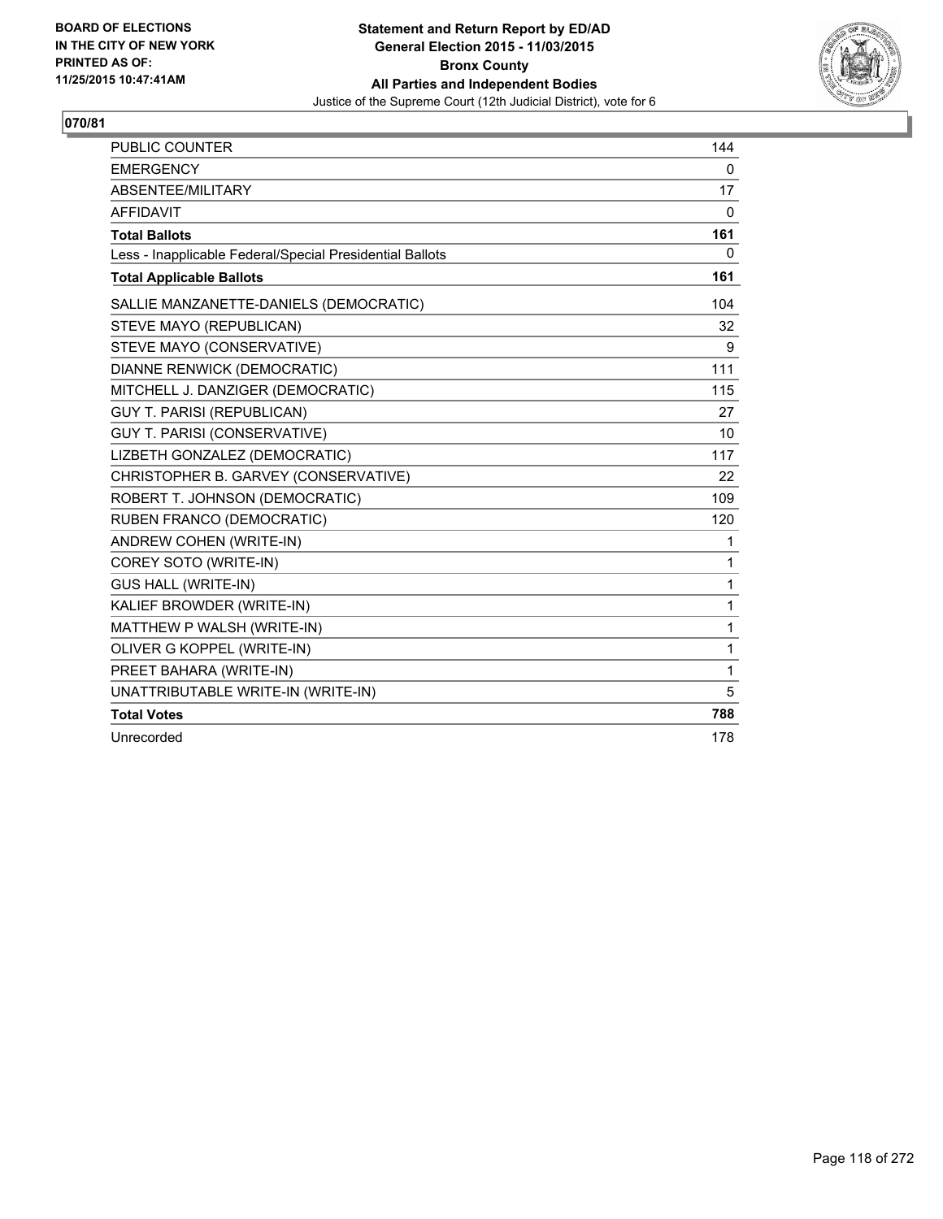BOARD OF ELECTIONS
IN THE CITY OF NEW YORK
PRINTED AS OF:
11/25/2015 10:47:41AM

**Statement and Return Report by ED/AD**
**General Election 2015 - 11/03/2015**
**Bronx County**
**All Parties and Independent Bodies**
Justice of the Supreme Court (12th Judicial District), vote for 6

**070/81**

| | |
|---|---|
| PUBLIC COUNTER | 144 |
| EMERGENCY | 0 |
| ABSENTEE/MILITARY | 17 |
| AFFIDAVIT | 0 |
| **Total Ballots** | **161** |
| Less - Inapplicable Federal/Special Presidential Ballots | 0 |
| **Total Applicable Ballots** | **161** |
| SALLIE MANZANETTE-DANIELS (DEMOCRATIC) | 104 |
| STEVE MAYO (REPUBLICAN) | 32 |
| STEVE MAYO (CONSERVATIVE) | 9 |
| DIANNE RENWICK (DEMOCRATIC) | 111 |
| MITCHELL J. DANZIGER (DEMOCRATIC) | 115 |
| GUY T. PARISI (REPUBLICAN) | 27 |
| GUY T. PARISI (CONSERVATIVE) | 10 |
| LIZBETH GONZALEZ (DEMOCRATIC) | 117 |
| CHRISTOPHER B. GARVEY (CONSERVATIVE) | 22 |
| ROBERT T. JOHNSON (DEMOCRATIC) | 109 |
| RUBEN FRANCO (DEMOCRATIC) | 120 |
| ANDREW COHEN (WRITE-IN) | 1 |
| COREY SOTO (WRITE-IN) | 1 |
| GUS HALL (WRITE-IN) | 1 |
| KALIEF BROWDER (WRITE-IN) | 1 |
| MATTHEW P WALSH (WRITE-IN) | 1 |
| OLIVER G KOPPEL (WRITE-IN) | 1 |
| PREET BAHARA (WRITE-IN) | 1 |
| UNATTRIBUTABLE WRITE-IN (WRITE-IN) | 5 |
| **Total Votes** | **788** |
| Unrecorded | 178 |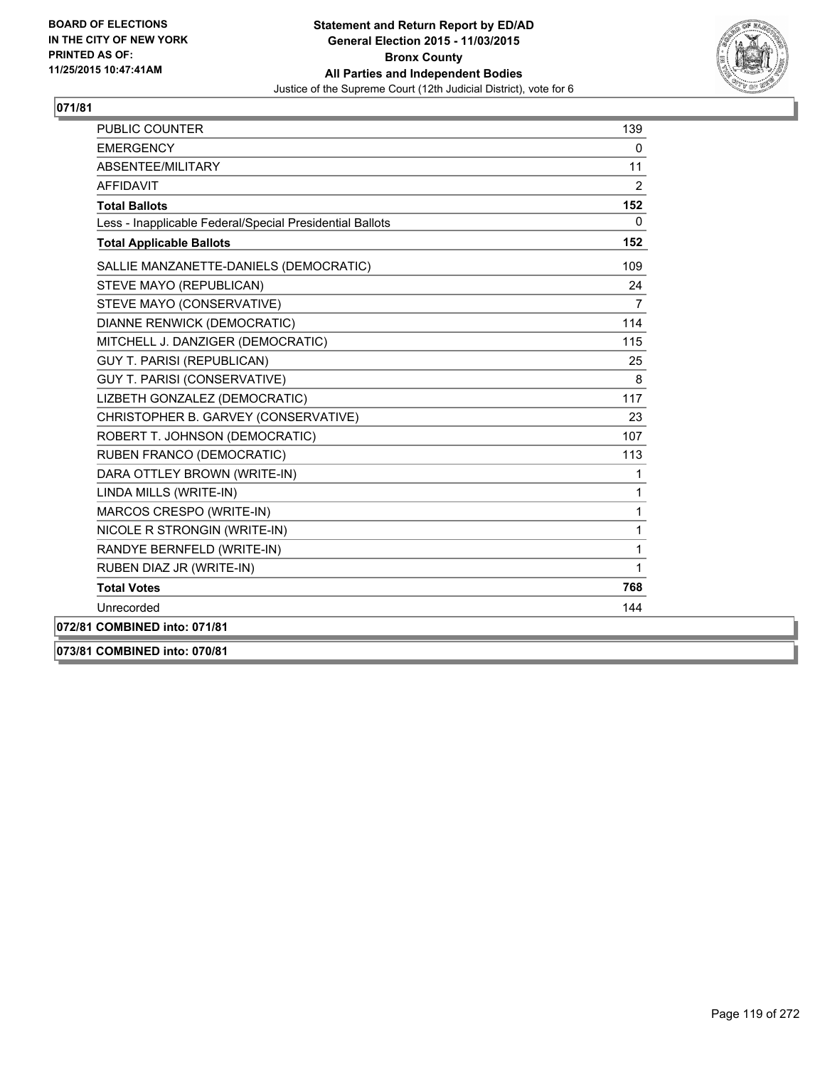**BOARD OF ELECTIONS IN THE CITY OF NEW YORK PRINTED AS OF: 11/25/2015 10:47:41AM**

**Statement and Return Report by ED/AD**
**General Election 2015 - 11/03/2015**
**Bronx County**
**All Parties and Independent Bodies**
Justice of the Supreme Court (12th Judicial District), vote for 6

**071/81**

| | |
|---|---|
| PUBLIC COUNTER | 139 |
| EMERGENCY | 0 |
| ABSENTEE/MILITARY | 11 |
| AFFIDAVIT | 2 |
| **Total Ballots** | **152** |
| Less - Inapplicable Federal/Special Presidential Ballots | 0 |
| **Total Applicable Ballots** | **152** |
| SALLIE MANZANETTE-DANIELS (DEMOCRATIC) | 109 |
| STEVE MAYO (REPUBLICAN) | 24 |
| STEVE MAYO (CONSERVATIVE) | 7 |
| DIANNE RENWICK (DEMOCRATIC) | 114 |
| MITCHELL J. DANZIGER (DEMOCRATIC) | 115 |
| GUY T. PARISI (REPUBLICAN) | 25 |
| GUY T. PARISI (CONSERVATIVE) | 8 |
| LIZBETH GONZALEZ (DEMOCRATIC) | 117 |
| CHRISTOPHER B. GARVEY (CONSERVATIVE) | 23 |
| ROBERT T. JOHNSON (DEMOCRATIC) | 107 |
| RUBEN FRANCO (DEMOCRATIC) | 113 |
| DARA OTTLEY BROWN (WRITE-IN) | 1 |
| LINDA MILLS (WRITE-IN) | 1 |
| MARCOS CRESPO (WRITE-IN) | 1 |
| NICOLE R STRONGIN (WRITE-IN) | 1 |
| RANDYE BERNFELD (WRITE-IN) | 1 |
| RUBEN DIAZ JR (WRITE-IN) | 1 |
| **Total Votes** | **768** |
| Unrecorded | 144 |

**072/81 COMBINED into: 071/81**

**073/81 COMBINED into: 070/81**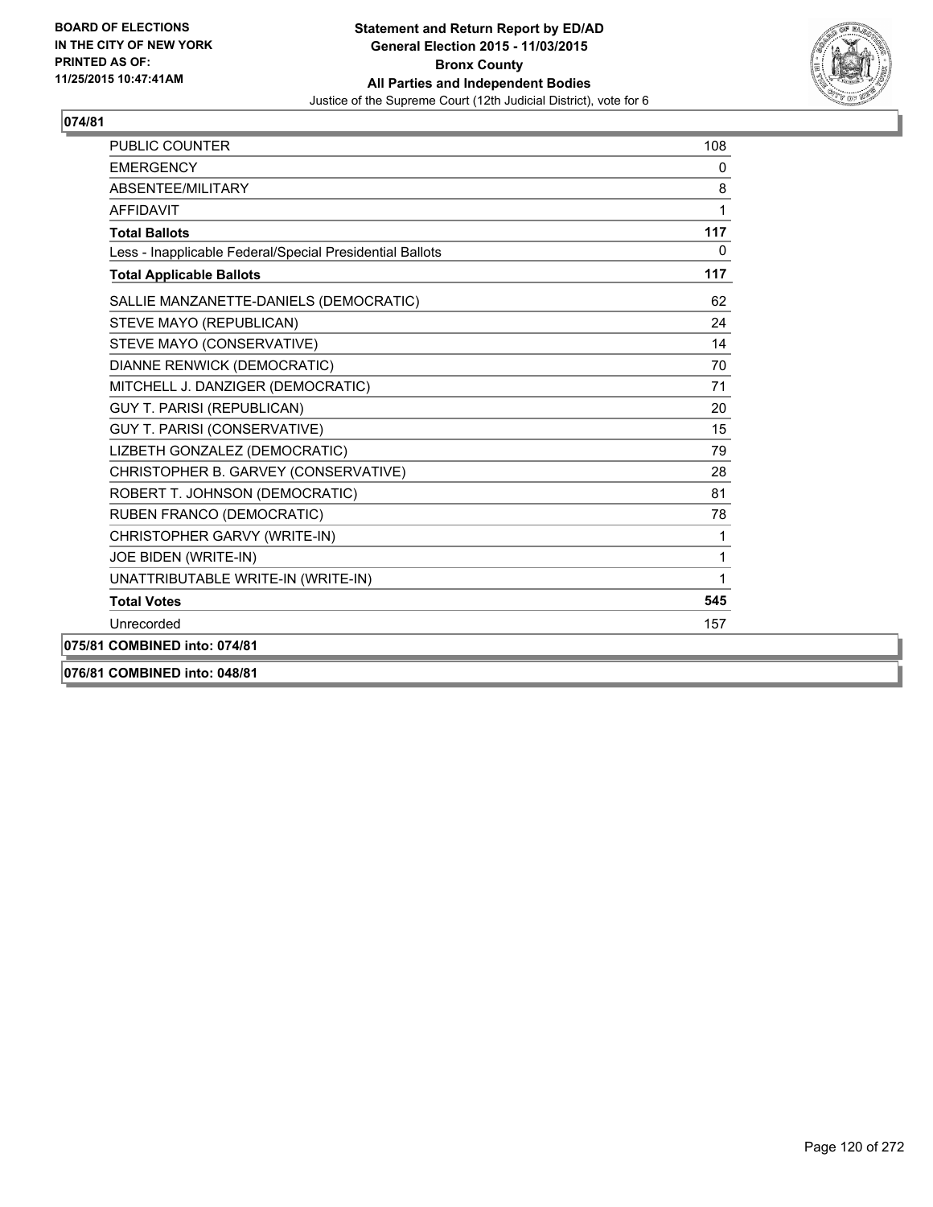**Statement and Return Report by ED/AD**
**General Election 2015 - 11/03/2015**
**Bronx County**
**All Parties and Independent Bodies**
Justice of the Supreme Court (12th Judicial District), vote for 6

BOARD OF ELECTIONS
IN THE CITY OF NEW YORK
PRINTED AS OF:
11/25/2015 10:47:41AM

**074/81**

| | |
|---|---|
| PUBLIC COUNTER | 108 |
| EMERGENCY | 0 |
| ABSENTEE/MILITARY | 8 |
| AFFIDAVIT | 1 |
| **Total Ballots** | **117** |
| Less - Inapplicable Federal/Special Presidential Ballots | 0 |
| **Total Applicable Ballots** | **117** |
| SALLIE MANZANETTE-DANIELS (DEMOCRATIC) | 62 |
| STEVE MAYO (REPUBLICAN) | 24 |
| STEVE MAYO (CONSERVATIVE) | 14 |
| DIANNE RENWICK (DEMOCRATIC) | 70 |
| MITCHELL J. DANZIGER (DEMOCRATIC) | 71 |
| GUY T. PARISI (REPUBLICAN) | 20 |
| GUY T. PARISI (CONSERVATIVE) | 15 |
| LIZBETH GONZALEZ (DEMOCRATIC) | 79 |
| CHRISTOPHER B. GARVEY (CONSERVATIVE) | 28 |
| ROBERT T. JOHNSON (DEMOCRATIC) | 81 |
| RUBEN FRANCO (DEMOCRATIC) | 78 |
| CHRISTOPHER GARVY (WRITE-IN) | 1 |
| JOE BIDEN (WRITE-IN) | 1 |
| UNATTRIBUTABLE WRITE-IN (WRITE-IN) | 1 |
| **Total Votes** | **545** |
| Unrecorded | 157 |

**075/81 COMBINED into: 074/81**

**076/81 COMBINED into: 048/81**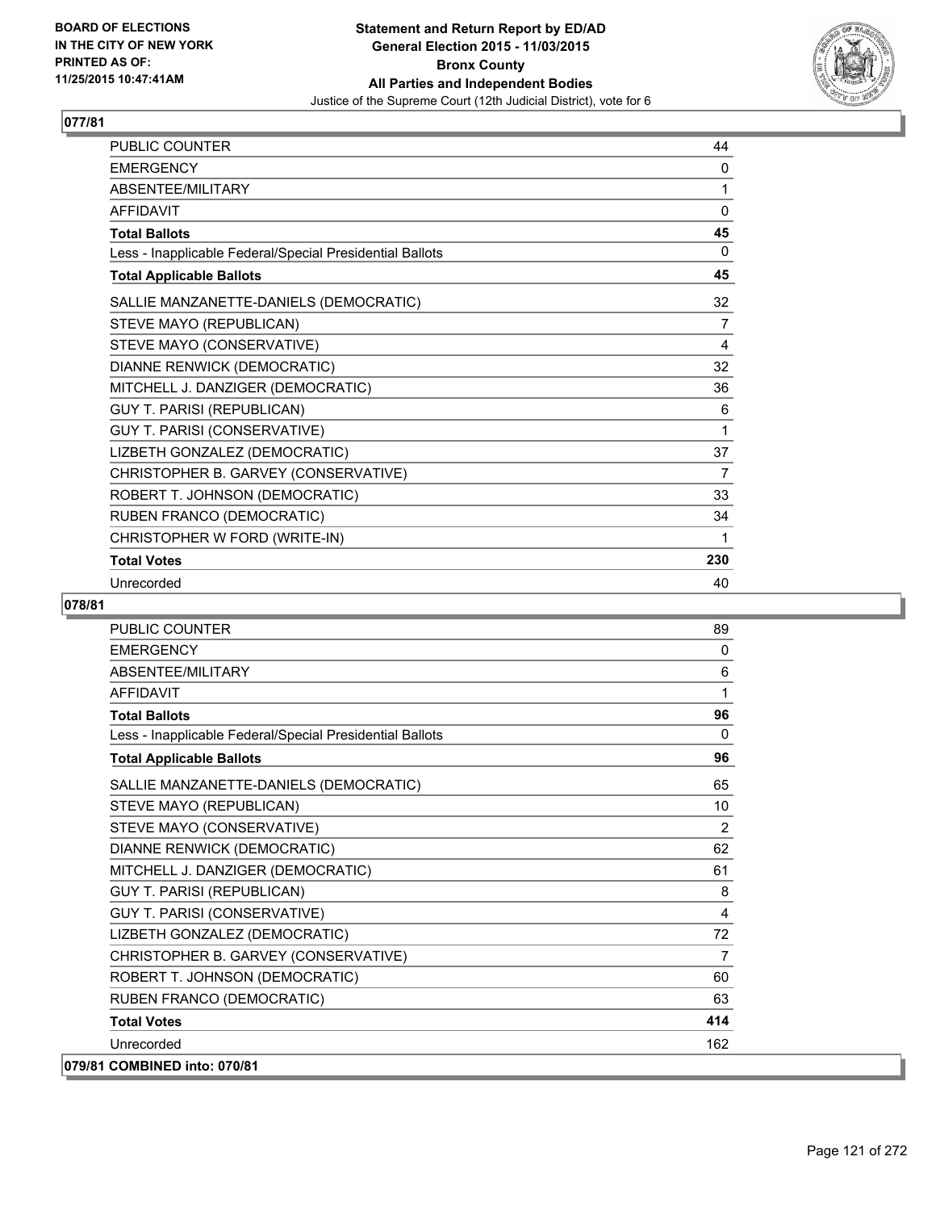**Statement and Return Report by ED/AD**
**General Election 2015 - 11/03/2015**
**Bronx County**
**All Parties and Independent Bodies**
Justice of the Supreme Court (12th Judicial District), vote for 6

BOARD OF ELECTIONS
IN THE CITY OF NEW YORK
PRINTED AS OF:
11/25/2015 10:47:41AM

## 077/81

| | |
|---|---|
| PUBLIC COUNTER | 44 |
| EMERGENCY | 0 |
| ABSENTEE/MILITARY | 1 |
| AFFIDAVIT | 0 |
| **Total Ballots** | **45** |
| Less - Inapplicable Federal/Special Presidential Ballots | 0 |
| **Total Applicable Ballots** | **45** |
| SALLIE MANZANETTE-DANIELS (DEMOCRATIC) | 32 |
| STEVE MAYO (REPUBLICAN) | 7 |
| STEVE MAYO (CONSERVATIVE) | 4 |
| DIANNE RENWICK (DEMOCRATIC) | 32 |
| MITCHELL J. DANZIGER (DEMOCRATIC) | 36 |
| GUY T. PARISI (REPUBLICAN) | 6 |
| GUY T. PARISI (CONSERVATIVE) | 1 |
| LIZBETH GONZALEZ (DEMOCRATIC) | 37 |
| CHRISTOPHER B. GARVEY (CONSERVATIVE) | 7 |
| ROBERT T. JOHNSON (DEMOCRATIC) | 33 |
| RUBEN FRANCO (DEMOCRATIC) | 34 |
| CHRISTOPHER W FORD (WRITE-IN) | 1 |
| **Total Votes** | **230** |
| Unrecorded | 40 |

## 078/81

| | |
|---|---|
| PUBLIC COUNTER | 89 |
| EMERGENCY | 0 |
| ABSENTEE/MILITARY | 6 |
| AFFIDAVIT | 1 |
| **Total Ballots** | **96** |
| Less - Inapplicable Federal/Special Presidential Ballots | 0 |
| **Total Applicable Ballots** | **96** |
| SALLIE MANZANETTE-DANIELS (DEMOCRATIC) | 65 |
| STEVE MAYO (REPUBLICAN) | 10 |
| STEVE MAYO (CONSERVATIVE) | 2 |
| DIANNE RENWICK (DEMOCRATIC) | 62 |
| MITCHELL J. DANZIGER (DEMOCRATIC) | 61 |
| GUY T. PARISI (REPUBLICAN) | 8 |
| GUY T. PARISI (CONSERVATIVE) | 4 |
| LIZBETH GONZALEZ (DEMOCRATIC) | 72 |
| CHRISTOPHER B. GARVEY (CONSERVATIVE) | 7 |
| ROBERT T. JOHNSON (DEMOCRATIC) | 60 |
| RUBEN FRANCO (DEMOCRATIC) | 63 |
| **Total Votes** | **414** |
| Unrecorded | 162 |

## 079/81 COMBINED into: 070/81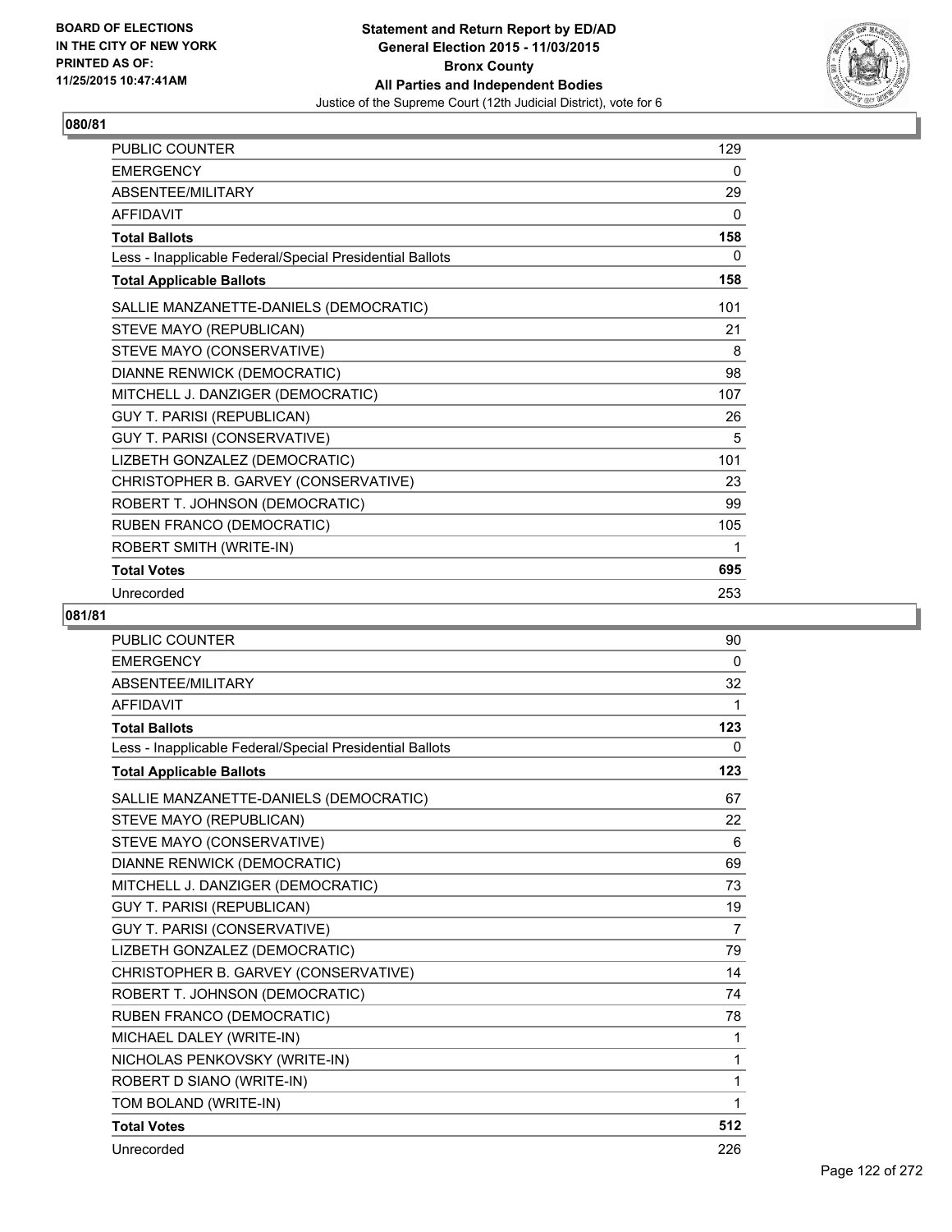**BOARD OF ELECTIONS IN THE CITY OF NEW YORK PRINTED AS OF: 11/25/2015 10:47:41AM**

# Statement and Return Report by ED/AD
## General Election 2015 - 11/03/2015
## Bronx County
## All Parties and Independent Bodies
### Justice of the Supreme Court (12th Judicial District), vote for 6

**080/81**

| | |
|---|---|
| PUBLIC COUNTER | 129 |
| EMERGENCY | 0 |
| ABSENTEE/MILITARY | 29 |
| AFFIDAVIT | 0 |
| **Total Ballots** | **158** |
| Less - Inapplicable Federal/Special Presidential Ballots | 0 |
| **Total Applicable Ballots** | **158** |
| SALLIE MANZANETTE-DANIELS (DEMOCRATIC) | 101 |
| STEVE MAYO (REPUBLICAN) | 21 |
| STEVE MAYO (CONSERVATIVE) | 8 |
| DIANNE RENWICK (DEMOCRATIC) | 98 |
| MITCHELL J. DANZIGER (DEMOCRATIC) | 107 |
| GUY T. PARISI (REPUBLICAN) | 26 |
| GUY T. PARISI (CONSERVATIVE) | 5 |
| LIZBETH GONZALEZ (DEMOCRATIC) | 101 |
| CHRISTOPHER B. GARVEY (CONSERVATIVE) | 23 |
| ROBERT T. JOHNSON (DEMOCRATIC) | 99 |
| RUBEN FRANCO (DEMOCRATIC) | 105 |
| ROBERT SMITH (WRITE-IN) | 1 |
| **Total Votes** | **695** |
| Unrecorded | 253 |

**081/81**

| | |
|---|---|
| PUBLIC COUNTER | 90 |
| EMERGENCY | 0 |
| ABSENTEE/MILITARY | 32 |
| AFFIDAVIT | 1 |
| **Total Ballots** | **123** |
| Less - Inapplicable Federal/Special Presidential Ballots | 0 |
| **Total Applicable Ballots** | **123** |
| SALLIE MANZANETTE-DANIELS (DEMOCRATIC) | 67 |
| STEVE MAYO (REPUBLICAN) | 22 |
| STEVE MAYO (CONSERVATIVE) | 6 |
| DIANNE RENWICK (DEMOCRATIC) | 69 |
| MITCHELL J. DANZIGER (DEMOCRATIC) | 73 |
| GUY T. PARISI (REPUBLICAN) | 19 |
| GUY T. PARISI (CONSERVATIVE) | 7 |
| LIZBETH GONZALEZ (DEMOCRATIC) | 79 |
| CHRISTOPHER B. GARVEY (CONSERVATIVE) | 14 |
| ROBERT T. JOHNSON (DEMOCRATIC) | 74 |
| RUBEN FRANCO (DEMOCRATIC) | 78 |
| MICHAEL DALEY (WRITE-IN) | 1 |
| NICHOLAS PENKOVSKY (WRITE-IN) | 1 |
| ROBERT D SIANO (WRITE-IN) | 1 |
| TOM BOLAND (WRITE-IN) | 1 |
| **Total Votes** | **512** |
| Unrecorded | 226 |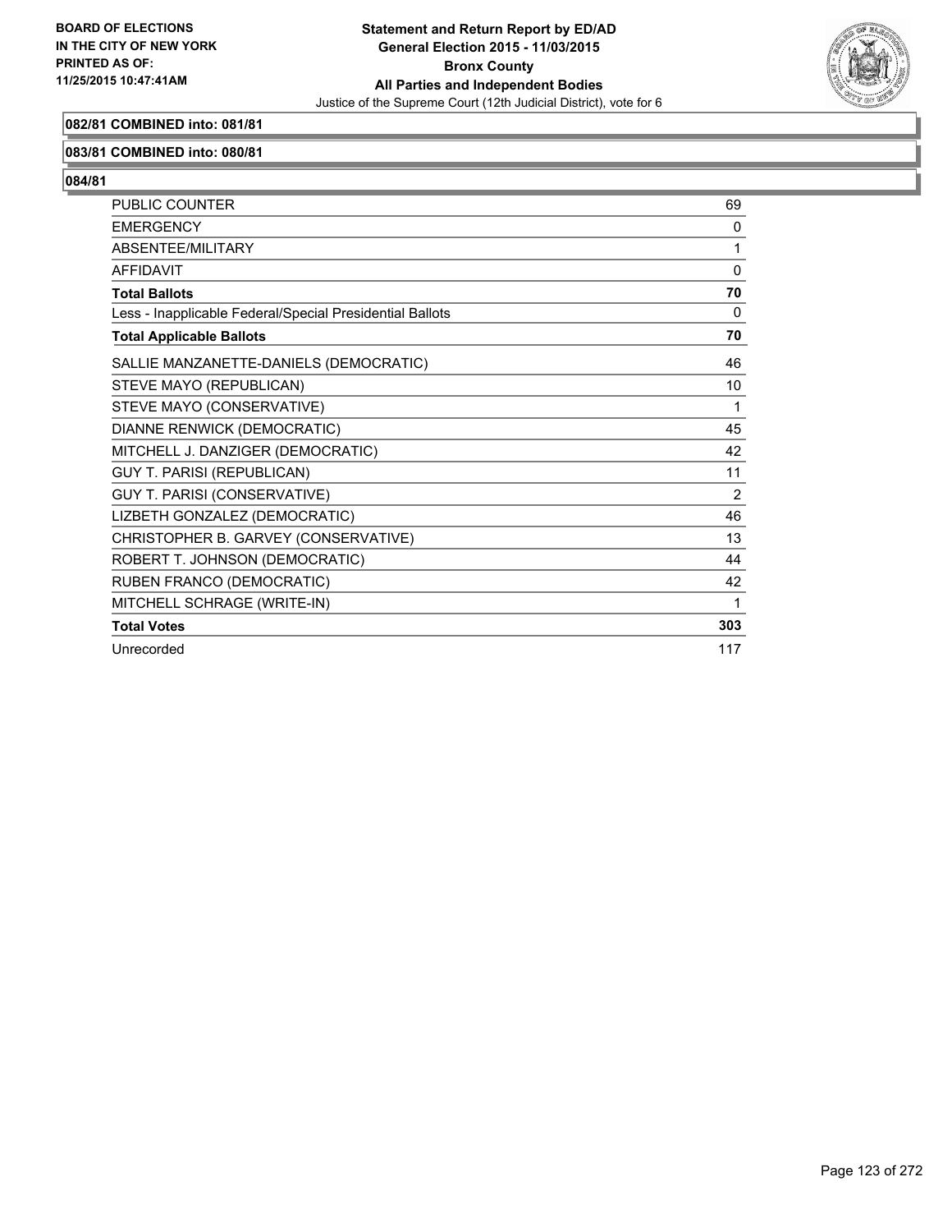**BOARD OF ELECTIONS IN THE CITY OF NEW YORK PRINTED AS OF: 11/25/2015 10:47:41AM**

**Statement and Return Report by ED/AD General Election 2015 - 11/03/2015 Bronx County All Parties and Independent Bodies**

Justice of the Supreme Court (12th Judicial District), vote for 6

### 082/81 COMBINED into: 081/81

### 083/81 COMBINED into: 080/81

### 084/81

| | |
|---|---|
| PUBLIC COUNTER | 69 |
| EMERGENCY | 0 |
| ABSENTEE/MILITARY | 1 |
| AFFIDAVIT | 0 |
| **Total Ballots** | **70** |
| Less - Inapplicable Federal/Special Presidential Ballots | 0 |
| **Total Applicable Ballots** | **70** |
| SALLIE MANZANETTE-DANIELS (DEMOCRATIC) | 46 |
| STEVE MAYO (REPUBLICAN) | 10 |
| STEVE MAYO (CONSERVATIVE) | 1 |
| DIANNE RENWICK (DEMOCRATIC) | 45 |
| MITCHELL J. DANZIGER (DEMOCRATIC) | 42 |
| GUY T. PARISI (REPUBLICAN) | 11 |
| GUY T. PARISI (CONSERVATIVE) | 2 |
| LIZBETH GONZALEZ (DEMOCRATIC) | 46 |
| CHRISTOPHER B. GARVEY (CONSERVATIVE) | 13 |
| ROBERT T. JOHNSON (DEMOCRATIC) | 44 |
| RUBEN FRANCO (DEMOCRATIC) | 42 |
| MITCHELL SCHRAGE (WRITE-IN) | 1 |
| **Total Votes** | **303** |
| Unrecorded | 117 |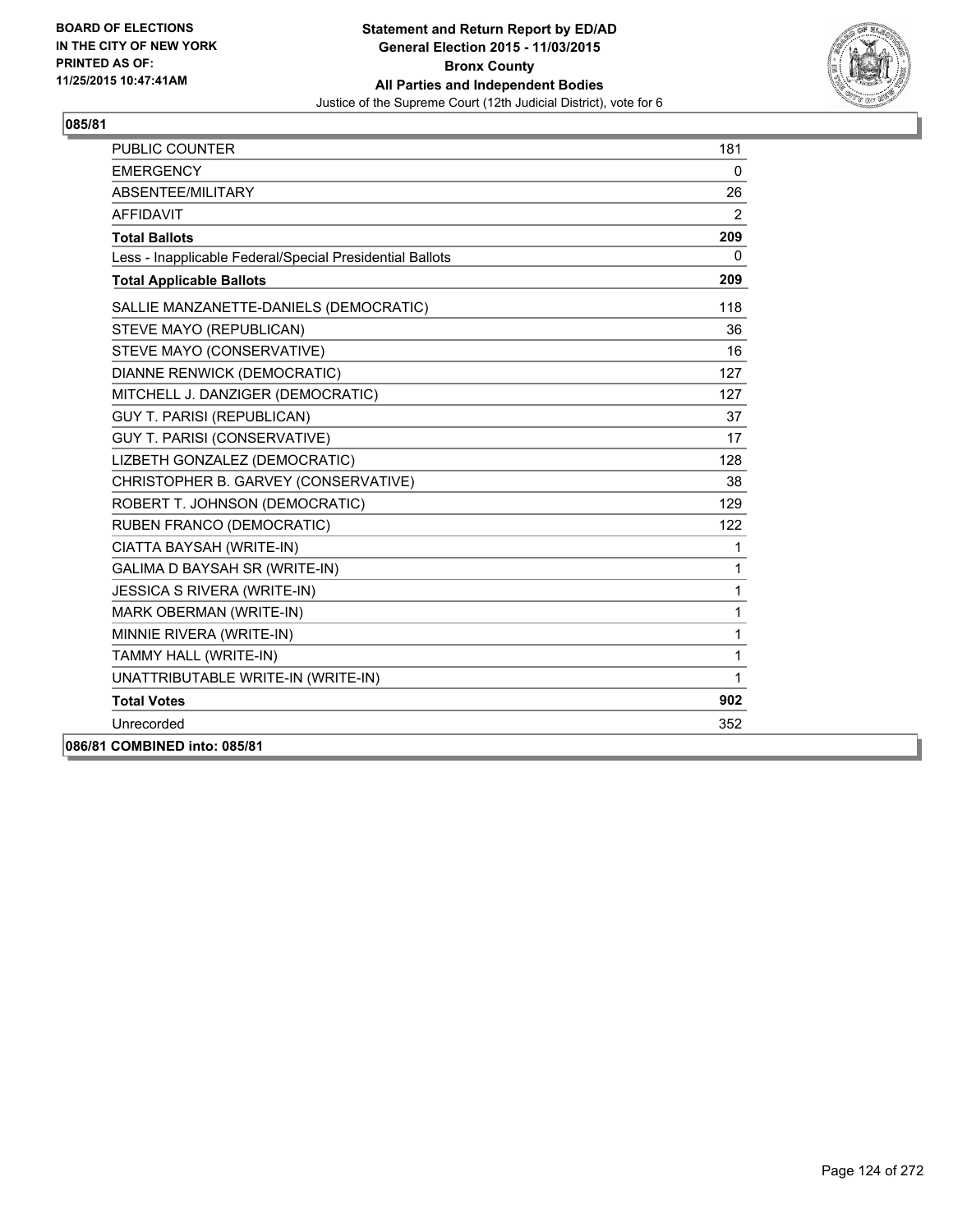**BOARD OF ELECTIONS IN THE CITY OF NEW YORK PRINTED AS OF: 11/25/2015 10:47:41AM**

**Statement and Return Report by ED/AD General Election 2015 - 11/03/2015 Bronx County All Parties and Independent Bodies**

Justice of the Supreme Court (12th Judicial District), vote for 6

**085/81**

| | |
|---|---|
| PUBLIC COUNTER | 181 |
| EMERGENCY | 0 |
| ABSENTEE/MILITARY | 26 |
| AFFIDAVIT | 2 |
| **Total Ballots** | **209** |
| Less - Inapplicable Federal/Special Presidential Ballots | 0 |
| **Total Applicable Ballots** | **209** |
| SALLIE MANZANETTE-DANIELS (DEMOCRATIC) | 118 |
| STEVE MAYO (REPUBLICAN) | 36 |
| STEVE MAYO (CONSERVATIVE) | 16 |
| DIANNE RENWICK (DEMOCRATIC) | 127 |
| MITCHELL J. DANZIGER (DEMOCRATIC) | 127 |
| GUY T. PARISI (REPUBLICAN) | 37 |
| GUY T. PARISI (CONSERVATIVE) | 17 |
| LIZBETH GONZALEZ (DEMOCRATIC) | 128 |
| CHRISTOPHER B. GARVEY (CONSERVATIVE) | 38 |
| ROBERT T. JOHNSON (DEMOCRATIC) | 129 |
| RUBEN FRANCO (DEMOCRATIC) | 122 |
| CIATTA BAYSAH (WRITE-IN) | 1 |
| GALIMA D BAYSAH SR (WRITE-IN) | 1 |
| JESSICA S RIVERA (WRITE-IN) | 1 |
| MARK OBERMAN (WRITE-IN) | 1 |
| MINNIE RIVERA (WRITE-IN) | 1 |
| TAMMY HALL (WRITE-IN) | 1 |
| UNATTRIBUTABLE WRITE-IN (WRITE-IN) | 1 |
| **Total Votes** | **902** |
| Unrecorded | 352 |

**086/81 COMBINED into: 085/81**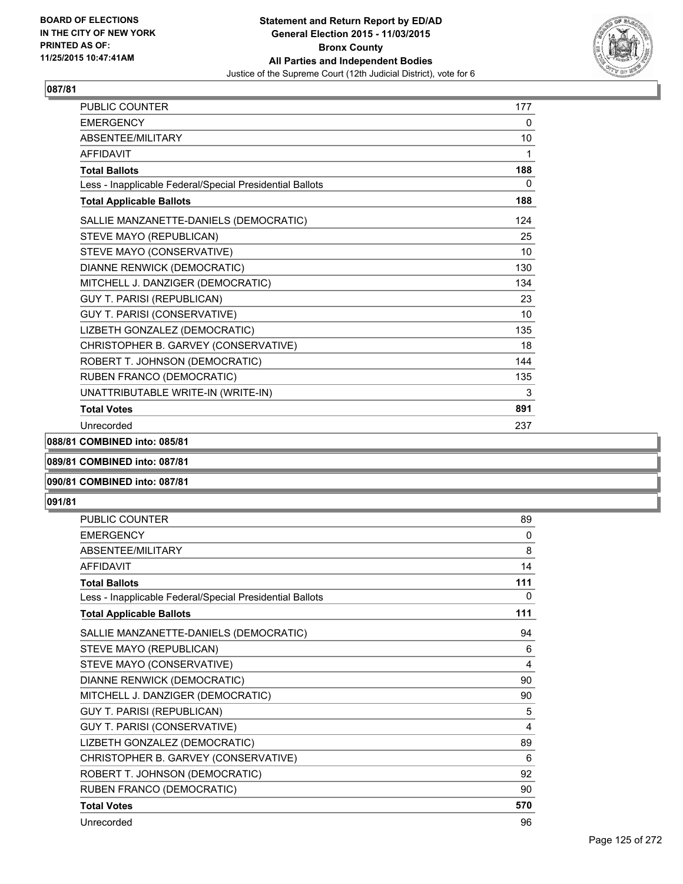**Statement and Return Report by ED/AD**
**General Election 2015 - 11/03/2015**
**Bronx County**
**All Parties and Independent Bodies**
Justice of the Supreme Court (12th Judicial District), vote for 6

BOARD OF ELECTIONS
IN THE CITY OF NEW YORK
PRINTED AS OF:
11/25/2015 10:47:41AM

### 087/81

| | |
|---|---|
| PUBLIC COUNTER | 177 |
| EMERGENCY | 0 |
| ABSENTEE/MILITARY | 10 |
| AFFIDAVIT | 1 |
| **Total Ballots** | **188** |
| Less - Inapplicable Federal/Special Presidential Ballots | 0 |
| **Total Applicable Ballots** | **188** |
| SALLIE MANZANETTE-DANIELS (DEMOCRATIC) | 124 |
| STEVE MAYO (REPUBLICAN) | 25 |
| STEVE MAYO (CONSERVATIVE) | 10 |
| DIANNE RENWICK (DEMOCRATIC) | 130 |
| MITCHELL J. DANZIGER (DEMOCRATIC) | 134 |
| GUY T. PARISI (REPUBLICAN) | 23 |
| GUY T. PARISI (CONSERVATIVE) | 10 |
| LIZBETH GONZALEZ (DEMOCRATIC) | 135 |
| CHRISTOPHER B. GARVEY (CONSERVATIVE) | 18 |
| ROBERT T. JOHNSON (DEMOCRATIC) | 144 |
| RUBEN FRANCO (DEMOCRATIC) | 135 |
| UNATTRIBUTABLE WRITE-IN (WRITE-IN) | 3 |
| **Total Votes** | **891** |
| Unrecorded | 237 |

### 088/81 COMBINED into: 085/81

### 089/81 COMBINED into: 087/81

### 090/81 COMBINED into: 087/81

### 091/81

| | |
|---|---|
| PUBLIC COUNTER | 89 |
| EMERGENCY | 0 |
| ABSENTEE/MILITARY | 8 |
| AFFIDAVIT | 14 |
| **Total Ballots** | **111** |
| Less - Inapplicable Federal/Special Presidential Ballots | 0 |
| **Total Applicable Ballots** | **111** |
| SALLIE MANZANETTE-DANIELS (DEMOCRATIC) | 94 |
| STEVE MAYO (REPUBLICAN) | 6 |
| STEVE MAYO (CONSERVATIVE) | 4 |
| DIANNE RENWICK (DEMOCRATIC) | 90 |
| MITCHELL J. DANZIGER (DEMOCRATIC) | 90 |
| GUY T. PARISI (REPUBLICAN) | 5 |
| GUY T. PARISI (CONSERVATIVE) | 4 |
| LIZBETH GONZALEZ (DEMOCRATIC) | 89 |
| CHRISTOPHER B. GARVEY (CONSERVATIVE) | 6 |
| ROBERT T. JOHNSON (DEMOCRATIC) | 92 |
| RUBEN FRANCO (DEMOCRATIC) | 90 |
| **Total Votes** | **570** |
| Unrecorded | 96 |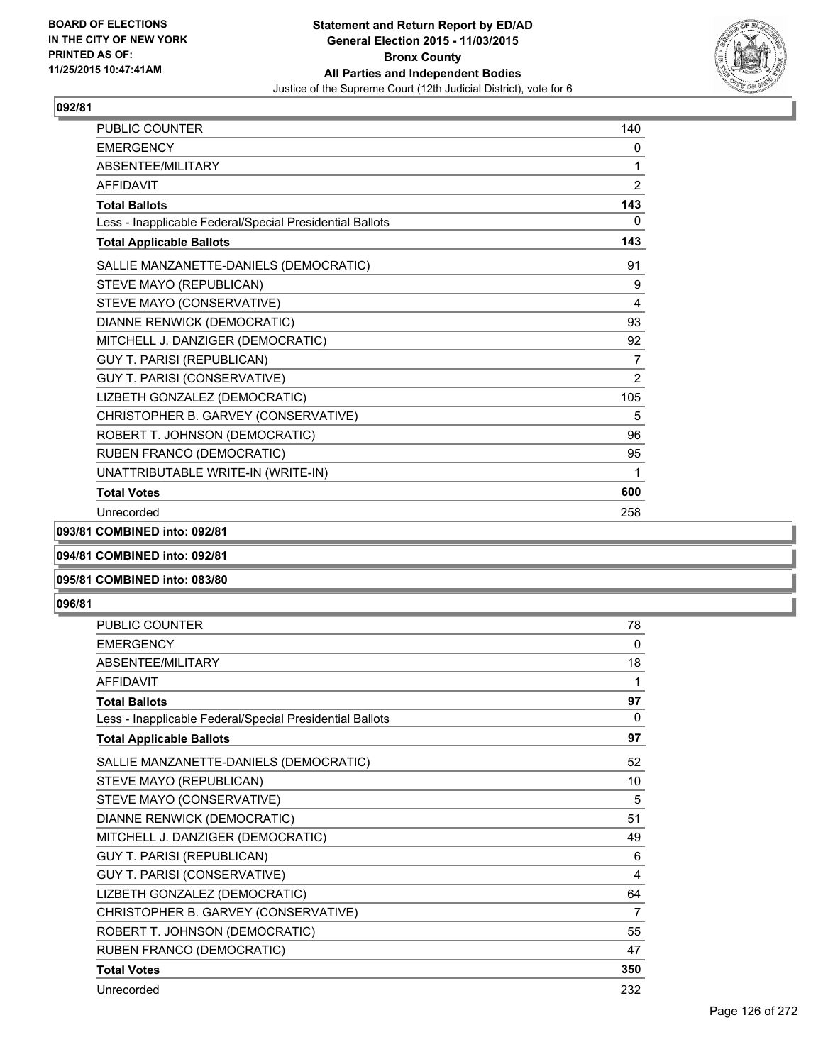**BOARD OF ELECTIONS IN THE CITY OF NEW YORK PRINTED AS OF: 11/25/2015 10:47:41AM**

**Statement and Return Report by ED/AD General Election 2015 - 11/03/2015 Bronx County All Parties and Independent Bodies**
Justice of the Supreme Court (12th Judicial District), vote for 6

### 092/81

| | |
|---|---|
| PUBLIC COUNTER | 140 |
| EMERGENCY | 0 |
| ABSENTEE/MILITARY | 1 |
| AFFIDAVIT | 2 |
| **Total Ballots** | **143** |
| Less - Inapplicable Federal/Special Presidential Ballots | 0 |
| **Total Applicable Ballots** | **143** |
| SALLIE MANZANETTE-DANIELS (DEMOCRATIC) | 91 |
| STEVE MAYO (REPUBLICAN) | 9 |
| STEVE MAYO (CONSERVATIVE) | 4 |
| DIANNE RENWICK (DEMOCRATIC) | 93 |
| MITCHELL J. DANZIGER (DEMOCRATIC) | 92 |
| GUY T. PARISI (REPUBLICAN) | 7 |
| GUY T. PARISI (CONSERVATIVE) | 2 |
| LIZBETH GONZALEZ (DEMOCRATIC) | 105 |
| CHRISTOPHER B. GARVEY (CONSERVATIVE) | 5 |
| ROBERT T. JOHNSON (DEMOCRATIC) | 96 |
| RUBEN FRANCO (DEMOCRATIC) | 95 |
| UNATTRIBUTABLE WRITE-IN (WRITE-IN) | 1 |
| **Total Votes** | **600** |
| Unrecorded | 258 |

**093/81 COMBINED into: 092/81**

**094/81 COMBINED into: 092/81**

**095/81 COMBINED into: 083/80**

### 096/81

| | |
|---|---|
| PUBLIC COUNTER | 78 |
| EMERGENCY | 0 |
| ABSENTEE/MILITARY | 18 |
| AFFIDAVIT | 1 |
| **Total Ballots** | **97** |
| Less - Inapplicable Federal/Special Presidential Ballots | 0 |
| **Total Applicable Ballots** | **97** |
| SALLIE MANZANETTE-DANIELS (DEMOCRATIC) | 52 |
| STEVE MAYO (REPUBLICAN) | 10 |
| STEVE MAYO (CONSERVATIVE) | 5 |
| DIANNE RENWICK (DEMOCRATIC) | 51 |
| MITCHELL J. DANZIGER (DEMOCRATIC) | 49 |
| GUY T. PARISI (REPUBLICAN) | 6 |
| GUY T. PARISI (CONSERVATIVE) | 4 |
| LIZBETH GONZALEZ (DEMOCRATIC) | 64 |
| CHRISTOPHER B. GARVEY (CONSERVATIVE) | 7 |
| ROBERT T. JOHNSON (DEMOCRATIC) | 55 |
| RUBEN FRANCO (DEMOCRATIC) | 47 |
| **Total Votes** | **350** |
| Unrecorded | 232 |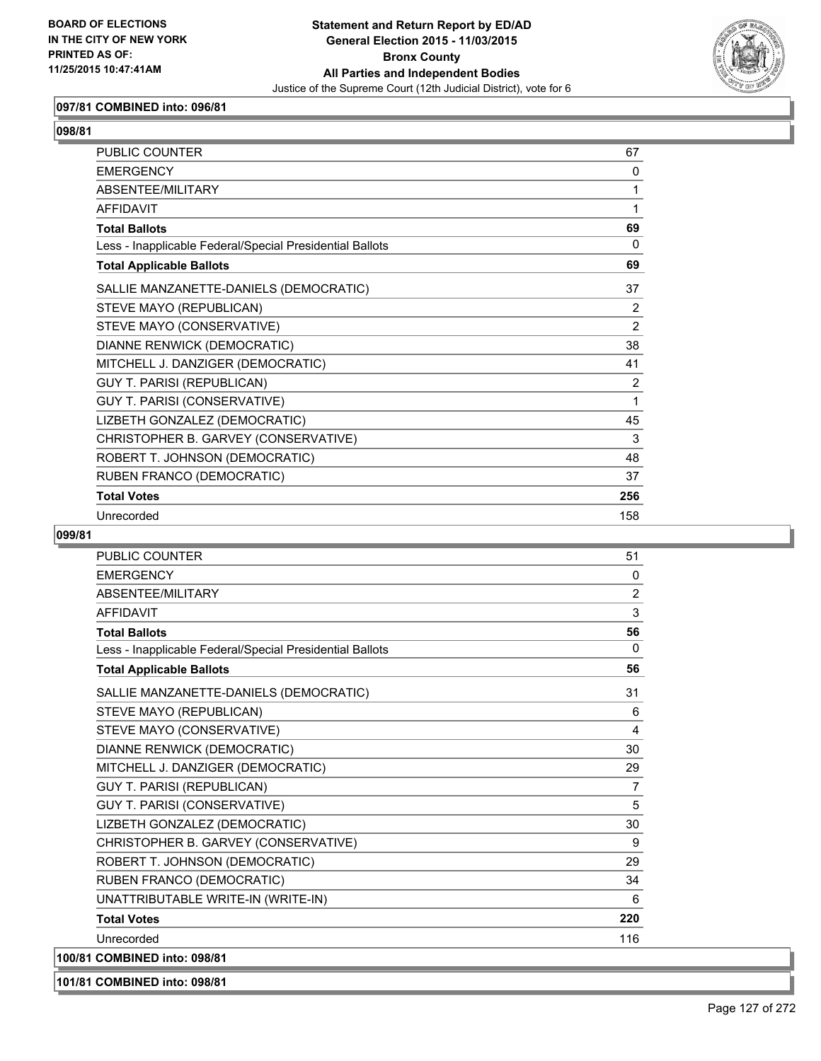**Statement and Return Report by ED/AD**
**General Election 2015 - 11/03/2015**
**Bronx County**
**All Parties and Independent Bodies**
Justice of the Supreme Court (12th Judicial District), vote for 6

BOARD OF ELECTIONS
IN THE CITY OF NEW YORK
PRINTED AS OF:
11/25/2015 10:47:41AM

### 097/81 COMBINED into: 096/81

### 098/81

| | |
|---|---|
| PUBLIC COUNTER | 67 |
| EMERGENCY | 0 |
| ABSENTEE/MILITARY | 1 |
| AFFIDAVIT | 1 |
| **Total Ballots** | **69** |
| Less - Inapplicable Federal/Special Presidential Ballots | 0 |
| **Total Applicable Ballots** | **69** |
| SALLIE MANZANETTE-DANIELS (DEMOCRATIC) | 37 |
| STEVE MAYO (REPUBLICAN) | 2 |
| STEVE MAYO (CONSERVATIVE) | 2 |
| DIANNE RENWICK (DEMOCRATIC) | 38 |
| MITCHELL J. DANZIGER (DEMOCRATIC) | 41 |
| GUY T. PARISI (REPUBLICAN) | 2 |
| GUY T. PARISI (CONSERVATIVE) | 1 |
| LIZBETH GONZALEZ (DEMOCRATIC) | 45 |
| CHRISTOPHER B. GARVEY (CONSERVATIVE) | 3 |
| ROBERT T. JOHNSON (DEMOCRATIC) | 48 |
| RUBEN FRANCO (DEMOCRATIC) | 37 |
| **Total Votes** | **256** |
| Unrecorded | 158 |

### 099/81

| | |
|---|---|
| PUBLIC COUNTER | 51 |
| EMERGENCY | 0 |
| ABSENTEE/MILITARY | 2 |
| AFFIDAVIT | 3 |
| **Total Ballots** | **56** |
| Less - Inapplicable Federal/Special Presidential Ballots | 0 |
| **Total Applicable Ballots** | **56** |
| SALLIE MANZANETTE-DANIELS (DEMOCRATIC) | 31 |
| STEVE MAYO (REPUBLICAN) | 6 |
| STEVE MAYO (CONSERVATIVE) | 4 |
| DIANNE RENWICK (DEMOCRATIC) | 30 |
| MITCHELL J. DANZIGER (DEMOCRATIC) | 29 |
| GUY T. PARISI (REPUBLICAN) | 7 |
| GUY T. PARISI (CONSERVATIVE) | 5 |
| LIZBETH GONZALEZ (DEMOCRATIC) | 30 |
| CHRISTOPHER B. GARVEY (CONSERVATIVE) | 9 |
| ROBERT T. JOHNSON (DEMOCRATIC) | 29 |
| RUBEN FRANCO (DEMOCRATIC) | 34 |
| UNATTRIBUTABLE WRITE-IN (WRITE-IN) | 6 |
| **Total Votes** | **220** |
| Unrecorded | 116 |

### 100/81 COMBINED into: 098/81

### 101/81 COMBINED into: 098/81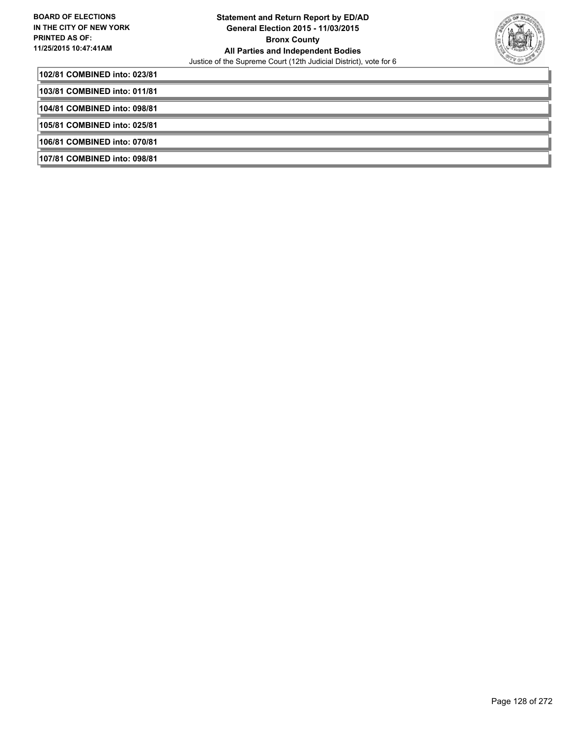**102/81 COMBINED into: 023/81**

**103/81 COMBINED into: 011/81**

**104/81 COMBINED into: 098/81**

**105/81 COMBINED into: 025/81**

**106/81 COMBINED into: 070/81**

**107/81 COMBINED into: 098/81**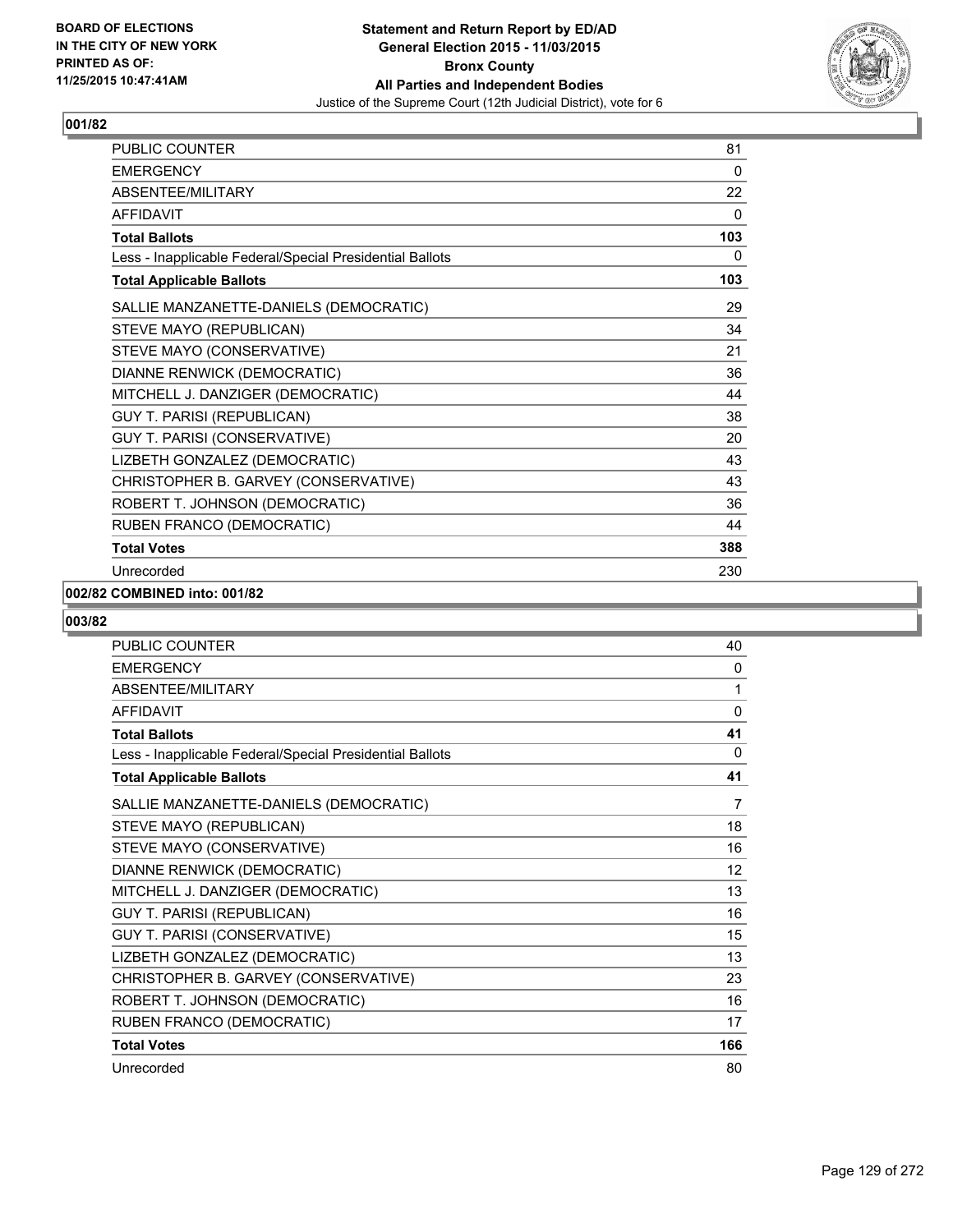**BOARD OF ELECTIONS IN THE CITY OF NEW YORK PRINTED AS OF: 11/25/2015 10:47:41AM**

**Statement and Return Report by ED/AD**
**General Election 2015 - 11/03/2015**
**Bronx County**
**All Parties and Independent Bodies**
Justice of the Supreme Court (12th Judicial District), vote for 6

## 001/82

| | |
|---|---|
| PUBLIC COUNTER | 81 |
| EMERGENCY | 0 |
| ABSENTEE/MILITARY | 22 |
| AFFIDAVIT | 0 |
| **Total Ballots** | **103** |
| Less - Inapplicable Federal/Special Presidential Ballots | 0 |
| **Total Applicable Ballots** | **103** |
| SALLIE MANZANETTE-DANIELS (DEMOCRATIC) | 29 |
| STEVE MAYO (REPUBLICAN) | 34 |
| STEVE MAYO (CONSERVATIVE) | 21 |
| DIANNE RENWICK (DEMOCRATIC) | 36 |
| MITCHELL J. DANZIGER (DEMOCRATIC) | 44 |
| GUY T. PARISI (REPUBLICAN) | 38 |
| GUY T. PARISI (CONSERVATIVE) | 20 |
| LIZBETH GONZALEZ (DEMOCRATIC) | 43 |
| CHRISTOPHER B. GARVEY (CONSERVATIVE) | 43 |
| ROBERT T. JOHNSON (DEMOCRATIC) | 36 |
| RUBEN FRANCO (DEMOCRATIC) | 44 |
| **Total Votes** | **388** |
| Unrecorded | 230 |

## 002/82 COMBINED into: 001/82

## 003/82

| | |
|---|---|
| PUBLIC COUNTER | 40 |
| EMERGENCY | 0 |
| ABSENTEE/MILITARY | 1 |
| AFFIDAVIT | 0 |
| **Total Ballots** | **41** |
| Less - Inapplicable Federal/Special Presidential Ballots | 0 |
| **Total Applicable Ballots** | **41** |
| SALLIE MANZANETTE-DANIELS (DEMOCRATIC) | 7 |
| STEVE MAYO (REPUBLICAN) | 18 |
| STEVE MAYO (CONSERVATIVE) | 16 |
| DIANNE RENWICK (DEMOCRATIC) | 12 |
| MITCHELL J. DANZIGER (DEMOCRATIC) | 13 |
| GUY T. PARISI (REPUBLICAN) | 16 |
| GUY T. PARISI (CONSERVATIVE) | 15 |
| LIZBETH GONZALEZ (DEMOCRATIC) | 13 |
| CHRISTOPHER B. GARVEY (CONSERVATIVE) | 23 |
| ROBERT T. JOHNSON (DEMOCRATIC) | 16 |
| RUBEN FRANCO (DEMOCRATIC) | 17 |
| **Total Votes** | **166** |
| Unrecorded | 80 |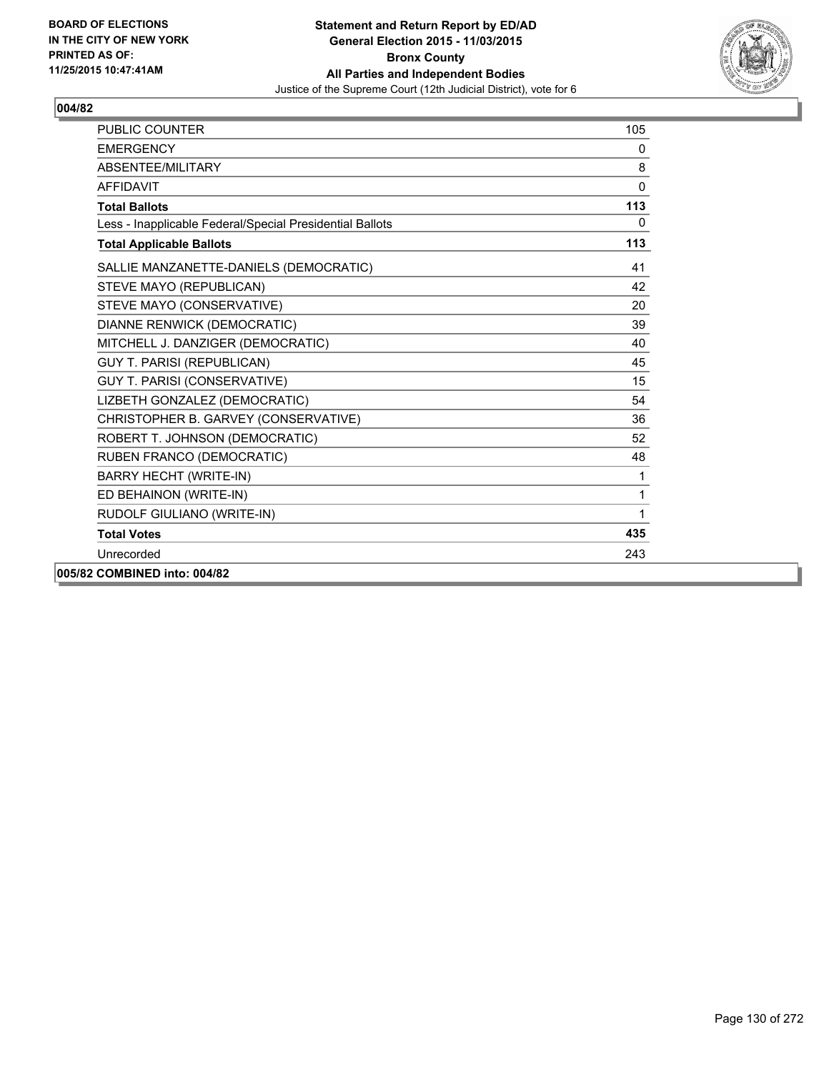**BOARD OF ELECTIONS IN THE CITY OF NEW YORK PRINTED AS OF: 11/25/2015 10:47:41AM**

**Statement and Return Report by ED/AD General Election 2015 - 11/03/2015 Bronx County All Parties and Independent Bodies**

Justice of the Supreme Court (12th Judicial District), vote for 6

## 004/82

| | |
|---|---|
| PUBLIC COUNTER | 105 |
| EMERGENCY | 0 |
| ABSENTEE/MILITARY | 8 |
| AFFIDAVIT | 0 |
| **Total Ballots** | **113** |
| Less - Inapplicable Federal/Special Presidential Ballots | 0 |
| **Total Applicable Ballots** | **113** |
| SALLIE MANZANETTE-DANIELS (DEMOCRATIC) | 41 |
| STEVE MAYO (REPUBLICAN) | 42 |
| STEVE MAYO (CONSERVATIVE) | 20 |
| DIANNE RENWICK (DEMOCRATIC) | 39 |
| MITCHELL J. DANZIGER (DEMOCRATIC) | 40 |
| GUY T. PARISI (REPUBLICAN) | 45 |
| GUY T. PARISI (CONSERVATIVE) | 15 |
| LIZBETH GONZALEZ (DEMOCRATIC) | 54 |
| CHRISTOPHER B. GARVEY (CONSERVATIVE) | 36 |
| ROBERT T. JOHNSON (DEMOCRATIC) | 52 |
| RUBEN FRANCO (DEMOCRATIC) | 48 |
| BARRY HECHT (WRITE-IN) | 1 |
| ED BEHAINON (WRITE-IN) | 1 |
| RUDOLF GIULIANO (WRITE-IN) | 1 |
| **Total Votes** | **435** |
| Unrecorded | 243 |

**005/82 COMBINED into: 004/82**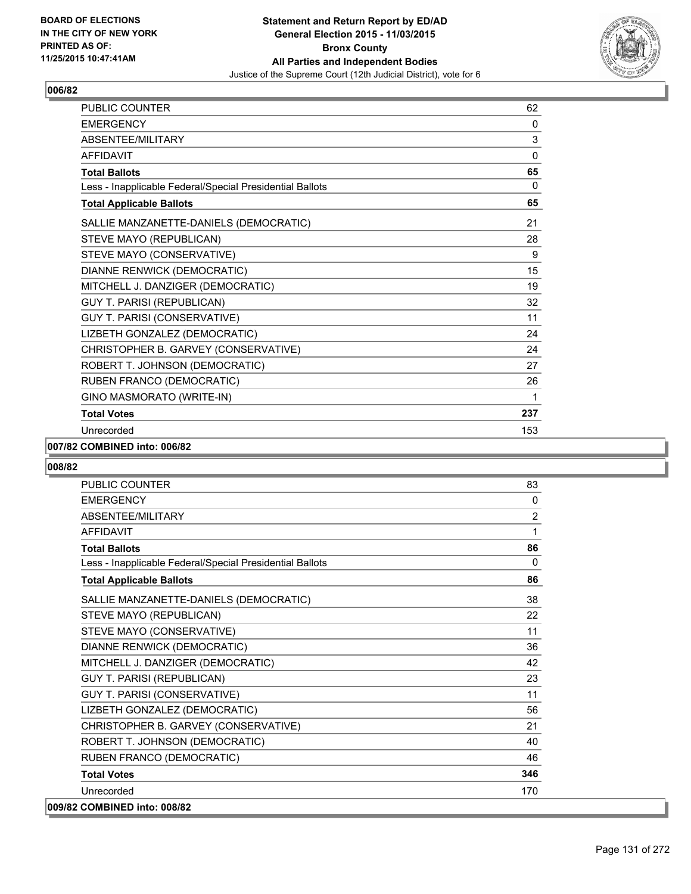**Statement and Return Report by ED/AD**
**General Election 2015 - 11/03/2015**
**Bronx County**
**All Parties and Independent Bodies**
Justice of the Supreme Court (12th Judicial District), vote for 6

BOARD OF ELECTIONS IN THE CITY OF NEW YORK PRINTED AS OF: 11/25/2015 10:47:41AM

### 006/82

| | |
|---|---|
| PUBLIC COUNTER | 62 |
| EMERGENCY | 0 |
| ABSENTEE/MILITARY | 3 |
| AFFIDAVIT | 0 |
| **Total Ballots** | **65** |
| Less - Inapplicable Federal/Special Presidential Ballots | 0 |
| **Total Applicable Ballots** | **65** |
| SALLIE MANZANETTE-DANIELS (DEMOCRATIC) | 21 |
| STEVE MAYO (REPUBLICAN) | 28 |
| STEVE MAYO (CONSERVATIVE) | 9 |
| DIANNE RENWICK (DEMOCRATIC) | 15 |
| MITCHELL J. DANZIGER (DEMOCRATIC) | 19 |
| GUY T. PARISI (REPUBLICAN) | 32 |
| GUY T. PARISI (CONSERVATIVE) | 11 |
| LIZBETH GONZALEZ (DEMOCRATIC) | 24 |
| CHRISTOPHER B. GARVEY (CONSERVATIVE) | 24 |
| ROBERT T. JOHNSON (DEMOCRATIC) | 27 |
| RUBEN FRANCO (DEMOCRATIC) | 26 |
| GINO MASMORATO (WRITE-IN) | 1 |
| **Total Votes** | **237** |
| Unrecorded | 153 |

**007/82 COMBINED into: 006/82**

### 008/82

| | |
|---|---|
| PUBLIC COUNTER | 83 |
| EMERGENCY | 0 |
| ABSENTEE/MILITARY | 2 |
| AFFIDAVIT | 1 |
| **Total Ballots** | **86** |
| Less - Inapplicable Federal/Special Presidential Ballots | 0 |
| **Total Applicable Ballots** | **86** |
| SALLIE MANZANETTE-DANIELS (DEMOCRATIC) | 38 |
| STEVE MAYO (REPUBLICAN) | 22 |
| STEVE MAYO (CONSERVATIVE) | 11 |
| DIANNE RENWICK (DEMOCRATIC) | 36 |
| MITCHELL J. DANZIGER (DEMOCRATIC) | 42 |
| GUY T. PARISI (REPUBLICAN) | 23 |
| GUY T. PARISI (CONSERVATIVE) | 11 |
| LIZBETH GONZALEZ (DEMOCRATIC) | 56 |
| CHRISTOPHER B. GARVEY (CONSERVATIVE) | 21 |
| ROBERT T. JOHNSON (DEMOCRATIC) | 40 |
| RUBEN FRANCO (DEMOCRATIC) | 46 |
| **Total Votes** | **346** |
| Unrecorded | 170 |

**009/82 COMBINED into: 008/82**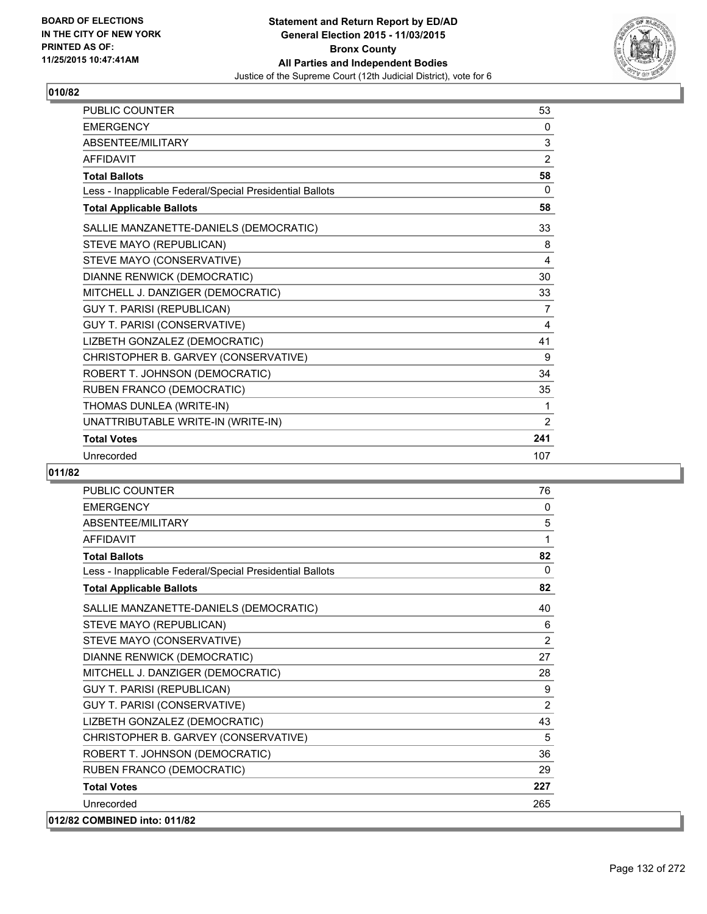**Statement and Return Report by ED/AD**
**General Election 2015 - 11/03/2015**
**Bronx County**
**All Parties and Independent Bodies**
Justice of the Supreme Court (12th Judicial District), vote for 6

BOARD OF ELECTIONS IN THE CITY OF NEW YORK PRINTED AS OF: 11/25/2015 10:47:41AM

## 010/82

| | |
|---|---|
| PUBLIC COUNTER | 53 |
| EMERGENCY | 0 |
| ABSENTEE/MILITARY | 3 |
| AFFIDAVIT | 2 |
| **Total Ballots** | **58** |
| Less - Inapplicable Federal/Special Presidential Ballots | 0 |
| **Total Applicable Ballots** | **58** |
| SALLIE MANZANETTE-DANIELS (DEMOCRATIC) | 33 |
| STEVE MAYO (REPUBLICAN) | 8 |
| STEVE MAYO (CONSERVATIVE) | 4 |
| DIANNE RENWICK (DEMOCRATIC) | 30 |
| MITCHELL J. DANZIGER (DEMOCRATIC) | 33 |
| GUY T. PARISI (REPUBLICAN) | 7 |
| GUY T. PARISI (CONSERVATIVE) | 4 |
| LIZBETH GONZALEZ (DEMOCRATIC) | 41 |
| CHRISTOPHER B. GARVEY (CONSERVATIVE) | 9 |
| ROBERT T. JOHNSON (DEMOCRATIC) | 34 |
| RUBEN FRANCO (DEMOCRATIC) | 35 |
| THOMAS DUNLEA (WRITE-IN) | 1 |
| UNATTRIBUTABLE WRITE-IN (WRITE-IN) | 2 |
| **Total Votes** | **241** |
| Unrecorded | 107 |

## 011/82

| | |
|---|---|
| PUBLIC COUNTER | 76 |
| EMERGENCY | 0 |
| ABSENTEE/MILITARY | 5 |
| AFFIDAVIT | 1 |
| **Total Ballots** | **82** |
| Less - Inapplicable Federal/Special Presidential Ballots | 0 |
| **Total Applicable Ballots** | **82** |
| SALLIE MANZANETTE-DANIELS (DEMOCRATIC) | 40 |
| STEVE MAYO (REPUBLICAN) | 6 |
| STEVE MAYO (CONSERVATIVE) | 2 |
| DIANNE RENWICK (DEMOCRATIC) | 27 |
| MITCHELL J. DANZIGER (DEMOCRATIC) | 28 |
| GUY T. PARISI (REPUBLICAN) | 9 |
| GUY T. PARISI (CONSERVATIVE) | 2 |
| LIZBETH GONZALEZ (DEMOCRATIC) | 43 |
| CHRISTOPHER B. GARVEY (CONSERVATIVE) | 5 |
| ROBERT T. JOHNSON (DEMOCRATIC) | 36 |
| RUBEN FRANCO (DEMOCRATIC) | 29 |
| **Total Votes** | **227** |
| Unrecorded | 265 |

## 012/82 COMBINED into: 011/82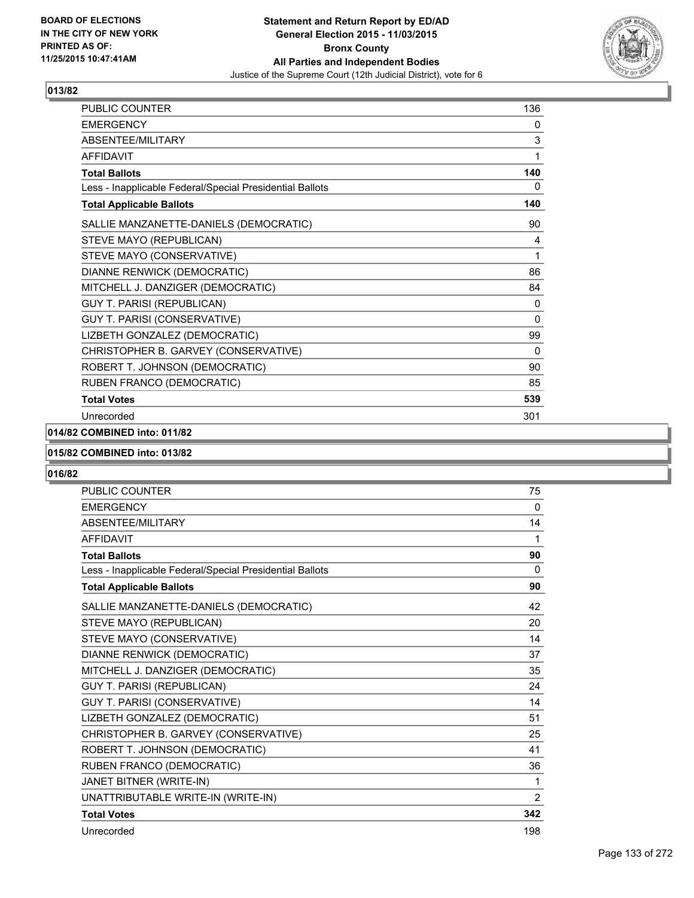**Statement and Return Report by ED/AD**
**General Election 2015 - 11/03/2015**
**Bronx County**
**All Parties and Independent Bodies**
Justice of the Supreme Court (12th Judicial District), vote for 6

BOARD OF ELECTIONS
IN THE CITY OF NEW YORK
PRINTED AS OF:
11/25/2015 10:47:41AM

## 013/82

| | |
|---|---|
| PUBLIC COUNTER | 136 |
| EMERGENCY | 0 |
| ABSENTEE/MILITARY | 3 |
| AFFIDAVIT | 1 |
| **Total Ballots** | **140** |
| Less - Inapplicable Federal/Special Presidential Ballots | 0 |
| **Total Applicable Ballots** | **140** |
| SALLIE MANZANETTE-DANIELS (DEMOCRATIC) | 90 |
| STEVE MAYO (REPUBLICAN) | 4 |
| STEVE MAYO (CONSERVATIVE) | 1 |
| DIANNE RENWICK (DEMOCRATIC) | 86 |
| MITCHELL J. DANZIGER (DEMOCRATIC) | 84 |
| GUY T. PARISI (REPUBLICAN) | 0 |
| GUY T. PARISI (CONSERVATIVE) | 0 |
| LIZBETH GONZALEZ (DEMOCRATIC) | 99 |
| CHRISTOPHER B. GARVEY (CONSERVATIVE) | 0 |
| ROBERT T. JOHNSON (DEMOCRATIC) | 90 |
| RUBEN FRANCO (DEMOCRATIC) | 85 |
| **Total Votes** | **539** |
| Unrecorded | 301 |

## 014/82 COMBINED into: 011/82

## 015/82 COMBINED into: 013/82

## 016/82

| | |
|---|---|
| PUBLIC COUNTER | 75 |
| EMERGENCY | 0 |
| ABSENTEE/MILITARY | 14 |
| AFFIDAVIT | 1 |
| **Total Ballots** | **90** |
| Less - Inapplicable Federal/Special Presidential Ballots | 0 |
| **Total Applicable Ballots** | **90** |
| SALLIE MANZANETTE-DANIELS (DEMOCRATIC) | 42 |
| STEVE MAYO (REPUBLICAN) | 20 |
| STEVE MAYO (CONSERVATIVE) | 14 |
| DIANNE RENWICK (DEMOCRATIC) | 37 |
| MITCHELL J. DANZIGER (DEMOCRATIC) | 35 |
| GUY T. PARISI (REPUBLICAN) | 24 |
| GUY T. PARISI (CONSERVATIVE) | 14 |
| LIZBETH GONZALEZ (DEMOCRATIC) | 51 |
| CHRISTOPHER B. GARVEY (CONSERVATIVE) | 25 |
| ROBERT T. JOHNSON (DEMOCRATIC) | 41 |
| RUBEN FRANCO (DEMOCRATIC) | 36 |
| JANET BITNER (WRITE-IN) | 1 |
| UNATTRIBUTABLE WRITE-IN (WRITE-IN) | 2 |
| **Total Votes** | **342** |
| Unrecorded | 198 |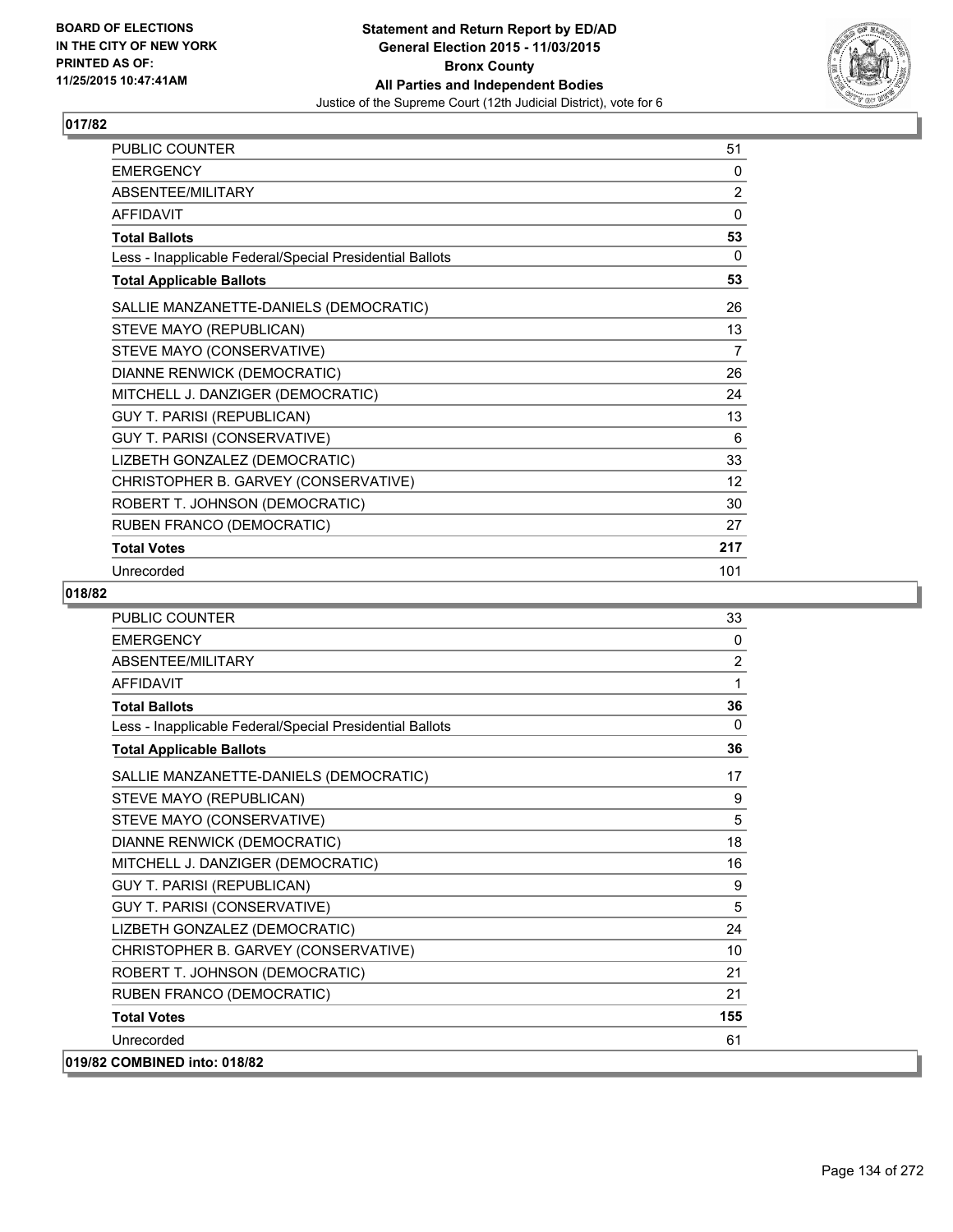## 017/82

| | |
|---|---|
| PUBLIC COUNTER | 51 |
| EMERGENCY | 0 |
| ABSENTEE/MILITARY | 2 |
| AFFIDAVIT | 0 |
| **Total Ballots** | **53** |
| Less - Inapplicable Federal/Special Presidential Ballots | 0 |
| **Total Applicable Ballots** | **53** |
| SALLIE MANZANETTE-DANIELS (DEMOCRATIC) | 26 |
| STEVE MAYO (REPUBLICAN) | 13 |
| STEVE MAYO (CONSERVATIVE) | 7 |
| DIANNE RENWICK (DEMOCRATIC) | 26 |
| MITCHELL J. DANZIGER (DEMOCRATIC) | 24 |
| GUY T. PARISI (REPUBLICAN) | 13 |
| GUY T. PARISI (CONSERVATIVE) | 6 |
| LIZBETH GONZALEZ (DEMOCRATIC) | 33 |
| CHRISTOPHER B. GARVEY (CONSERVATIVE) | 12 |
| ROBERT T. JOHNSON (DEMOCRATIC) | 30 |
| RUBEN FRANCO (DEMOCRATIC) | 27 |
| **Total Votes** | **217** |
| Unrecorded | 101 |

## 018/82

| | |
|---|---|
| PUBLIC COUNTER | 33 |
| EMERGENCY | 0 |
| ABSENTEE/MILITARY | 2 |
| AFFIDAVIT | 1 |
| **Total Ballots** | **36** |
| Less - Inapplicable Federal/Special Presidential Ballots | 0 |
| **Total Applicable Ballots** | **36** |
| SALLIE MANZANETTE-DANIELS (DEMOCRATIC) | 17 |
| STEVE MAYO (REPUBLICAN) | 9 |
| STEVE MAYO (CONSERVATIVE) | 5 |
| DIANNE RENWICK (DEMOCRATIC) | 18 |
| MITCHELL J. DANZIGER (DEMOCRATIC) | 16 |
| GUY T. PARISI (REPUBLICAN) | 9 |
| GUY T. PARISI (CONSERVATIVE) | 5 |
| LIZBETH GONZALEZ (DEMOCRATIC) | 24 |
| CHRISTOPHER B. GARVEY (CONSERVATIVE) | 10 |
| ROBERT T. JOHNSON (DEMOCRATIC) | 21 |
| RUBEN FRANCO (DEMOCRATIC) | 21 |
| **Total Votes** | **155** |
| Unrecorded | 61 |

## 019/82 COMBINED into: 018/82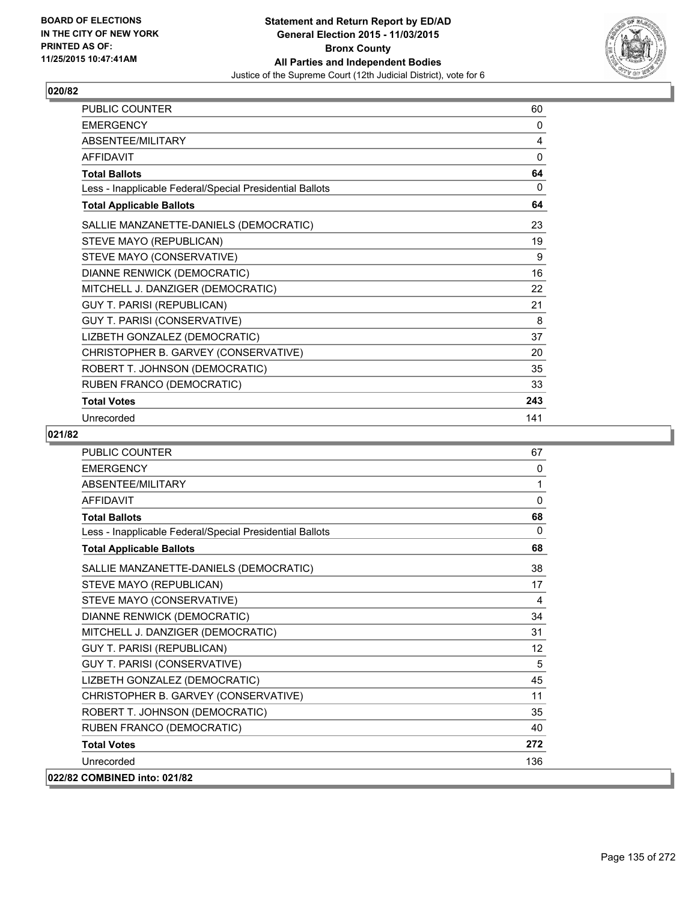**Statement and Return Report by ED/AD**
**General Election 2015 - 11/03/2015**
**Bronx County**
**All Parties and Independent Bodies**
Justice of the Supreme Court (12th Judicial District), vote for 6

BOARD OF ELECTIONS IN THE CITY OF NEW YORK PRINTED AS OF: 11/25/2015 10:47:41AM

## 020/82

| | |
|---|---|
| PUBLIC COUNTER | 60 |
| EMERGENCY | 0 |
| ABSENTEE/MILITARY | 4 |
| AFFIDAVIT | 0 |
| **Total Ballots** | **64** |
| Less - Inapplicable Federal/Special Presidential Ballots | 0 |
| **Total Applicable Ballots** | **64** |
| SALLIE MANZANETTE-DANIELS (DEMOCRATIC) | 23 |
| STEVE MAYO (REPUBLICAN) | 19 |
| STEVE MAYO (CONSERVATIVE) | 9 |
| DIANNE RENWICK (DEMOCRATIC) | 16 |
| MITCHELL J. DANZIGER (DEMOCRATIC) | 22 |
| GUY T. PARISI (REPUBLICAN) | 21 |
| GUY T. PARISI (CONSERVATIVE) | 8 |
| LIZBETH GONZALEZ (DEMOCRATIC) | 37 |
| CHRISTOPHER B. GARVEY (CONSERVATIVE) | 20 |
| ROBERT T. JOHNSON (DEMOCRATIC) | 35 |
| RUBEN FRANCO (DEMOCRATIC) | 33 |
| **Total Votes** | **243** |
| Unrecorded | 141 |

## 021/82

| | |
|---|---|
| PUBLIC COUNTER | 67 |
| EMERGENCY | 0 |
| ABSENTEE/MILITARY | 1 |
| AFFIDAVIT | 0 |
| **Total Ballots** | **68** |
| Less - Inapplicable Federal/Special Presidential Ballots | 0 |
| **Total Applicable Ballots** | **68** |
| SALLIE MANZANETTE-DANIELS (DEMOCRATIC) | 38 |
| STEVE MAYO (REPUBLICAN) | 17 |
| STEVE MAYO (CONSERVATIVE) | 4 |
| DIANNE RENWICK (DEMOCRATIC) | 34 |
| MITCHELL J. DANZIGER (DEMOCRATIC) | 31 |
| GUY T. PARISI (REPUBLICAN) | 12 |
| GUY T. PARISI (CONSERVATIVE) | 5 |
| LIZBETH GONZALEZ (DEMOCRATIC) | 45 |
| CHRISTOPHER B. GARVEY (CONSERVATIVE) | 11 |
| ROBERT T. JOHNSON (DEMOCRATIC) | 35 |
| RUBEN FRANCO (DEMOCRATIC) | 40 |
| **Total Votes** | **272** |
| Unrecorded | 136 |

## 022/82 COMBINED into: 021/82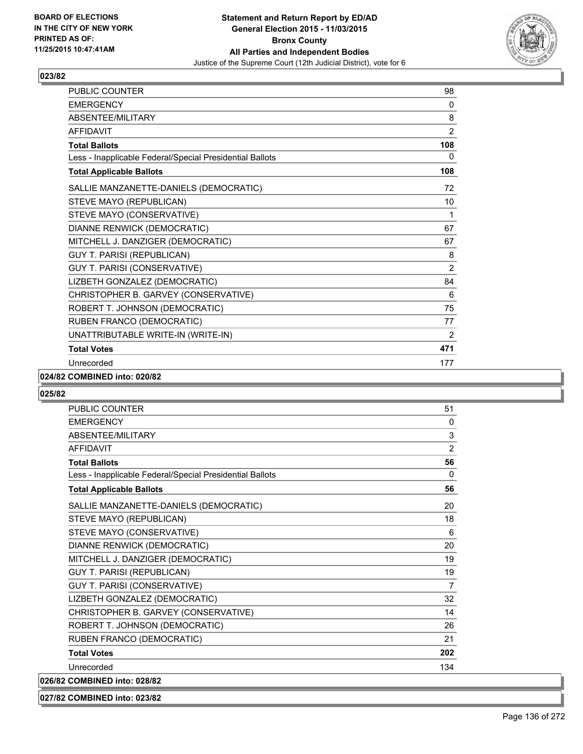## 023/82

| | |
|---|---|
| PUBLIC COUNTER | 98 |
| EMERGENCY | 0 |
| ABSENTEE/MILITARY | 8 |
| AFFIDAVIT | 2 |
| **Total Ballots** | **108** |
| Less - Inapplicable Federal/Special Presidential Ballots | 0 |
| **Total Applicable Ballots** | **108** |
| SALLIE MANZANETTE-DANIELS (DEMOCRATIC) | 72 |
| STEVE MAYO (REPUBLICAN) | 10 |
| STEVE MAYO (CONSERVATIVE) | 1 |
| DIANNE RENWICK (DEMOCRATIC) | 67 |
| MITCHELL J. DANZIGER (DEMOCRATIC) | 67 |
| GUY T. PARISI (REPUBLICAN) | 8 |
| GUY T. PARISI (CONSERVATIVE) | 2 |
| LIZBETH GONZALEZ (DEMOCRATIC) | 84 |
| CHRISTOPHER B. GARVEY (CONSERVATIVE) | 6 |
| ROBERT T. JOHNSON (DEMOCRATIC) | 75 |
| RUBEN FRANCO (DEMOCRATIC) | 77 |
| UNATTRIBUTABLE WRITE-IN (WRITE-IN) | 2 |
| **Total Votes** | **471** |
| Unrecorded | 177 |

## 024/82 COMBINED into: 020/82

## 025/82

| | |
|---|---|
| PUBLIC COUNTER | 51 |
| EMERGENCY | 0 |
| ABSENTEE/MILITARY | 3 |
| AFFIDAVIT | 2 |
| **Total Ballots** | **56** |
| Less - Inapplicable Federal/Special Presidential Ballots | 0 |
| **Total Applicable Ballots** | **56** |
| SALLIE MANZANETTE-DANIELS (DEMOCRATIC) | 20 |
| STEVE MAYO (REPUBLICAN) | 18 |
| STEVE MAYO (CONSERVATIVE) | 6 |
| DIANNE RENWICK (DEMOCRATIC) | 20 |
| MITCHELL J. DANZIGER (DEMOCRATIC) | 19 |
| GUY T. PARISI (REPUBLICAN) | 19 |
| GUY T. PARISI (CONSERVATIVE) | 7 |
| LIZBETH GONZALEZ (DEMOCRATIC) | 32 |
| CHRISTOPHER B. GARVEY (CONSERVATIVE) | 14 |
| ROBERT T. JOHNSON (DEMOCRATIC) | 26 |
| RUBEN FRANCO (DEMOCRATIC) | 21 |
| **Total Votes** | **202** |
| Unrecorded | 134 |

## 026/82 COMBINED into: 028/82

## 027/82 COMBINED into: 023/82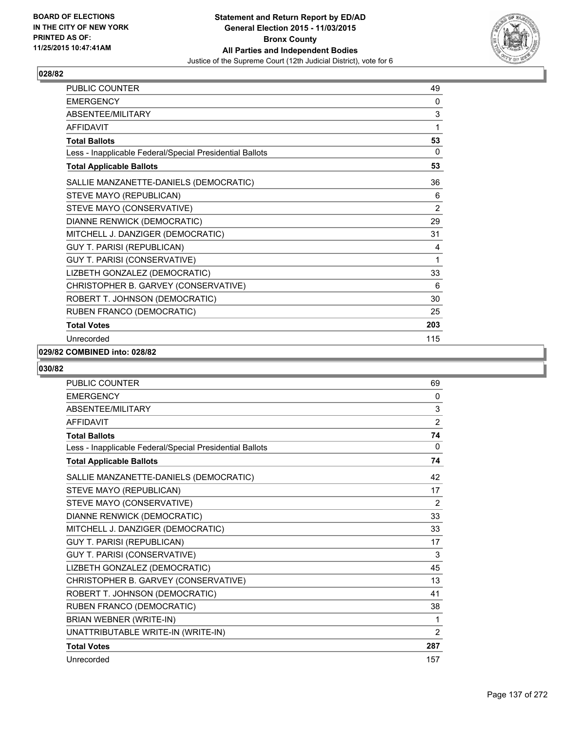**BOARD OF ELECTIONS IN THE CITY OF NEW YORK PRINTED AS OF: 11/25/2015 10:47:41AM**

**Statement and Return Report by ED/AD General Election 2015 - 11/03/2015 Bronx County All Parties and Independent Bodies**

Justice of the Supreme Court (12th Judicial District), vote for 6

## 028/82

| | |
|---|---|
| PUBLIC COUNTER | 49 |
| EMERGENCY | 0 |
| ABSENTEE/MILITARY | 3 |
| AFFIDAVIT | 1 |
| **Total Ballots** | **53** |
| Less - Inapplicable Federal/Special Presidential Ballots | 0 |
| **Total Applicable Ballots** | **53** |
| SALLIE MANZANETTE-DANIELS (DEMOCRATIC) | 36 |
| STEVE MAYO (REPUBLICAN) | 6 |
| STEVE MAYO (CONSERVATIVE) | 2 |
| DIANNE RENWICK (DEMOCRATIC) | 29 |
| MITCHELL J. DANZIGER (DEMOCRATIC) | 31 |
| GUY T. PARISI (REPUBLICAN) | 4 |
| GUY T. PARISI (CONSERVATIVE) | 1 |
| LIZBETH GONZALEZ (DEMOCRATIC) | 33 |
| CHRISTOPHER B. GARVEY (CONSERVATIVE) | 6 |
| ROBERT T. JOHNSON (DEMOCRATIC) | 30 |
| RUBEN FRANCO (DEMOCRATIC) | 25 |
| **Total Votes** | **203** |
| Unrecorded | 115 |

## 029/82 COMBINED into: 028/82

## 030/82

| | |
|---|---|
| PUBLIC COUNTER | 69 |
| EMERGENCY | 0 |
| ABSENTEE/MILITARY | 3 |
| AFFIDAVIT | 2 |
| **Total Ballots** | **74** |
| Less - Inapplicable Federal/Special Presidential Ballots | 0 |
| **Total Applicable Ballots** | **74** |
| SALLIE MANZANETTE-DANIELS (DEMOCRATIC) | 42 |
| STEVE MAYO (REPUBLICAN) | 17 |
| STEVE MAYO (CONSERVATIVE) | 2 |
| DIANNE RENWICK (DEMOCRATIC) | 33 |
| MITCHELL J. DANZIGER (DEMOCRATIC) | 33 |
| GUY T. PARISI (REPUBLICAN) | 17 |
| GUY T. PARISI (CONSERVATIVE) | 3 |
| LIZBETH GONZALEZ (DEMOCRATIC) | 45 |
| CHRISTOPHER B. GARVEY (CONSERVATIVE) | 13 |
| ROBERT T. JOHNSON (DEMOCRATIC) | 41 |
| RUBEN FRANCO (DEMOCRATIC) | 38 |
| BRIAN WEBNER (WRITE-IN) | 1 |
| UNATTRIBUTABLE WRITE-IN (WRITE-IN) | 2 |
| **Total Votes** | **287** |
| Unrecorded | 157 |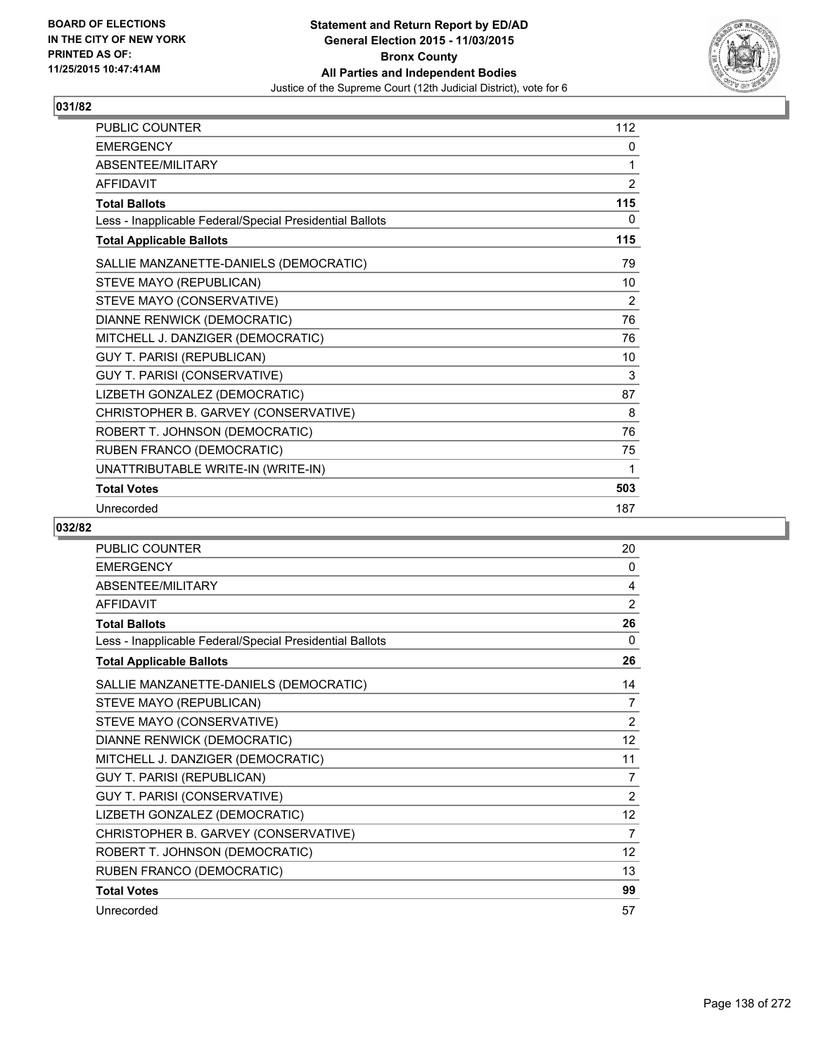**BOARD OF ELECTIONS IN THE CITY OF NEW YORK PRINTED AS OF: 11/25/2015 10:47:41AM**

**Statement and Return Report by ED/AD General Election 2015 - 11/03/2015 Bronx County All Parties and Independent Bodies**
Justice of the Supreme Court (12th Judicial District), vote for 6

## 031/82

| | |
|---|---|
| PUBLIC COUNTER | 112 |
| EMERGENCY | 0 |
| ABSENTEE/MILITARY | 1 |
| AFFIDAVIT | 2 |
| **Total Ballots** | **115** |
| Less - Inapplicable Federal/Special Presidential Ballots | 0 |
| **Total Applicable Ballots** | **115** |
| SALLIE MANZANETTE-DANIELS (DEMOCRATIC) | 79 |
| STEVE MAYO (REPUBLICAN) | 10 |
| STEVE MAYO (CONSERVATIVE) | 2 |
| DIANNE RENWICK (DEMOCRATIC) | 76 |
| MITCHELL J. DANZIGER (DEMOCRATIC) | 76 |
| GUY T. PARISI (REPUBLICAN) | 10 |
| GUY T. PARISI (CONSERVATIVE) | 3 |
| LIZBETH GONZALEZ (DEMOCRATIC) | 87 |
| CHRISTOPHER B. GARVEY (CONSERVATIVE) | 8 |
| ROBERT T. JOHNSON (DEMOCRATIC) | 76 |
| RUBEN FRANCO (DEMOCRATIC) | 75 |
| UNATTRIBUTABLE WRITE-IN (WRITE-IN) | 1 |
| **Total Votes** | **503** |
| Unrecorded | 187 |

## 032/82

| | |
|---|---|
| PUBLIC COUNTER | 20 |
| EMERGENCY | 0 |
| ABSENTEE/MILITARY | 4 |
| AFFIDAVIT | 2 |
| **Total Ballots** | **26** |
| Less - Inapplicable Federal/Special Presidential Ballots | 0 |
| **Total Applicable Ballots** | **26** |
| SALLIE MANZANETTE-DANIELS (DEMOCRATIC) | 14 |
| STEVE MAYO (REPUBLICAN) | 7 |
| STEVE MAYO (CONSERVATIVE) | 2 |
| DIANNE RENWICK (DEMOCRATIC) | 12 |
| MITCHELL J. DANZIGER (DEMOCRATIC) | 11 |
| GUY T. PARISI (REPUBLICAN) | 7 |
| GUY T. PARISI (CONSERVATIVE) | 2 |
| LIZBETH GONZALEZ (DEMOCRATIC) | 12 |
| CHRISTOPHER B. GARVEY (CONSERVATIVE) | 7 |
| ROBERT T. JOHNSON (DEMOCRATIC) | 12 |
| RUBEN FRANCO (DEMOCRATIC) | 13 |
| **Total Votes** | **99** |
| Unrecorded | 57 |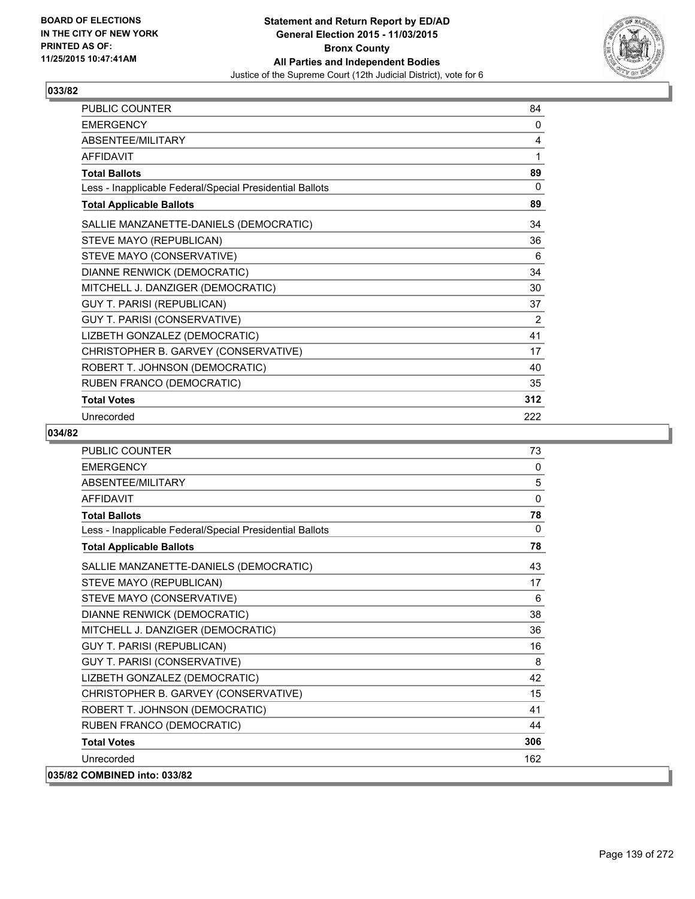# Statement and Return Report by ED/AD
## General Election 2015 - 11/03/2015
## Bronx County
## All Parties and Independent Bodies
Justice of the Supreme Court (12th Judicial District), vote for 6

BOARD OF ELECTIONS IN THE CITY OF NEW YORK PRINTED AS OF: 11/25/2015 10:47:41AM

### 033/82

| | |
|---|---|
| PUBLIC COUNTER | 84 |
| EMERGENCY | 0 |
| ABSENTEE/MILITARY | 4 |
| AFFIDAVIT | 1 |
| **Total Ballots** | **89** |
| Less - Inapplicable Federal/Special Presidential Ballots | 0 |
| **Total Applicable Ballots** | **89** |
| SALLIE MANZANETTE-DANIELS (DEMOCRATIC) | 34 |
| STEVE MAYO (REPUBLICAN) | 36 |
| STEVE MAYO (CONSERVATIVE) | 6 |
| DIANNE RENWICK (DEMOCRATIC) | 34 |
| MITCHELL J. DANZIGER (DEMOCRATIC) | 30 |
| GUY T. PARISI (REPUBLICAN) | 37 |
| GUY T. PARISI (CONSERVATIVE) | 2 |
| LIZBETH GONZALEZ (DEMOCRATIC) | 41 |
| CHRISTOPHER B. GARVEY (CONSERVATIVE) | 17 |
| ROBERT T. JOHNSON (DEMOCRATIC) | 40 |
| RUBEN FRANCO (DEMOCRATIC) | 35 |
| **Total Votes** | **312** |
| Unrecorded | 222 |

### 034/82

| | |
|---|---|
| PUBLIC COUNTER | 73 |
| EMERGENCY | 0 |
| ABSENTEE/MILITARY | 5 |
| AFFIDAVIT | 0 |
| **Total Ballots** | **78** |
| Less - Inapplicable Federal/Special Presidential Ballots | 0 |
| **Total Applicable Ballots** | **78** |
| SALLIE MANZANETTE-DANIELS (DEMOCRATIC) | 43 |
| STEVE MAYO (REPUBLICAN) | 17 |
| STEVE MAYO (CONSERVATIVE) | 6 |
| DIANNE RENWICK (DEMOCRATIC) | 38 |
| MITCHELL J. DANZIGER (DEMOCRATIC) | 36 |
| GUY T. PARISI (REPUBLICAN) | 16 |
| GUY T. PARISI (CONSERVATIVE) | 8 |
| LIZBETH GONZALEZ (DEMOCRATIC) | 42 |
| CHRISTOPHER B. GARVEY (CONSERVATIVE) | 15 |
| ROBERT T. JOHNSON (DEMOCRATIC) | 41 |
| RUBEN FRANCO (DEMOCRATIC) | 44 |
| **Total Votes** | **306** |
| Unrecorded | 162 |

### 035/82 COMBINED into: 033/82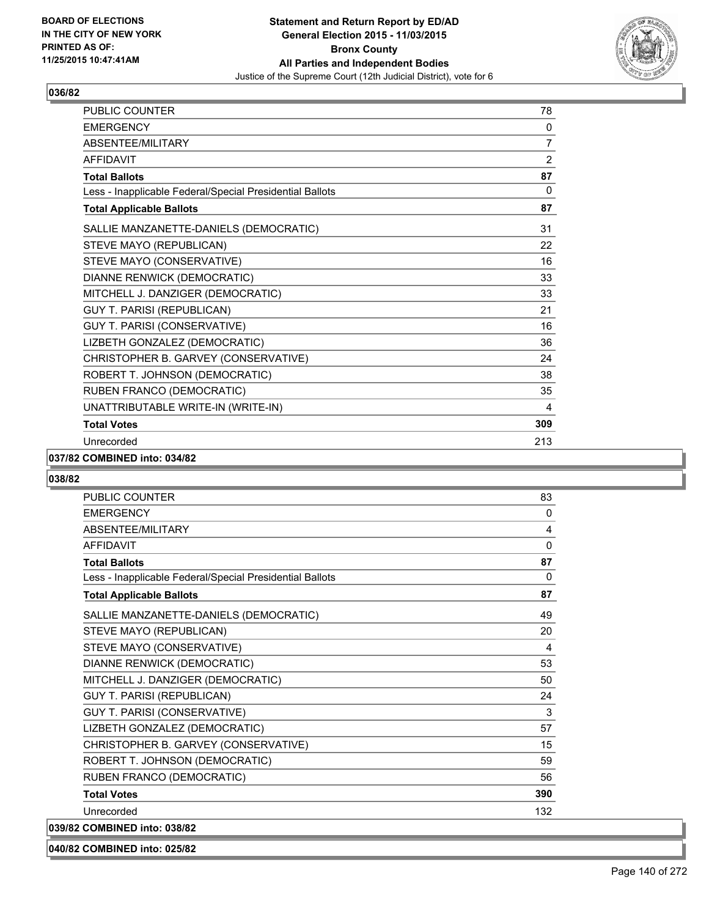**Statement and Return Report by ED/AD**
**General Election 2015 - 11/03/2015**
**Bronx County**
**All Parties and Independent Bodies**
Justice of the Supreme Court (12th Judicial District), vote for 6

BOARD OF ELECTIONS
IN THE CITY OF NEW YORK
PRINTED AS OF:
11/25/2015 10:47:41AM

### 036/82

| | |
|---|---|
| PUBLIC COUNTER | 78 |
| EMERGENCY | 0 |
| ABSENTEE/MILITARY | 7 |
| AFFIDAVIT | 2 |
| **Total Ballots** | **87** |
| Less - Inapplicable Federal/Special Presidential Ballots | 0 |
| **Total Applicable Ballots** | **87** |
| SALLIE MANZANETTE-DANIELS (DEMOCRATIC) | 31 |
| STEVE MAYO (REPUBLICAN) | 22 |
| STEVE MAYO (CONSERVATIVE) | 16 |
| DIANNE RENWICK (DEMOCRATIC) | 33 |
| MITCHELL J. DANZIGER (DEMOCRATIC) | 33 |
| GUY T. PARISI (REPUBLICAN) | 21 |
| GUY T. PARISI (CONSERVATIVE) | 16 |
| LIZBETH GONZALEZ (DEMOCRATIC) | 36 |
| CHRISTOPHER B. GARVEY (CONSERVATIVE) | 24 |
| ROBERT T. JOHNSON (DEMOCRATIC) | 38 |
| RUBEN FRANCO (DEMOCRATIC) | 35 |
| UNATTRIBUTABLE WRITE-IN (WRITE-IN) | 4 |
| **Total Votes** | **309** |
| Unrecorded | 213 |

### 037/82 COMBINED into: 034/82

### 038/82

| | |
|---|---|
| PUBLIC COUNTER | 83 |
| EMERGENCY | 0 |
| ABSENTEE/MILITARY | 4 |
| AFFIDAVIT | 0 |
| **Total Ballots** | **87** |
| Less - Inapplicable Federal/Special Presidential Ballots | 0 |
| **Total Applicable Ballots** | **87** |
| SALLIE MANZANETTE-DANIELS (DEMOCRATIC) | 49 |
| STEVE MAYO (REPUBLICAN) | 20 |
| STEVE MAYO (CONSERVATIVE) | 4 |
| DIANNE RENWICK (DEMOCRATIC) | 53 |
| MITCHELL J. DANZIGER (DEMOCRATIC) | 50 |
| GUY T. PARISI (REPUBLICAN) | 24 |
| GUY T. PARISI (CONSERVATIVE) | 3 |
| LIZBETH GONZALEZ (DEMOCRATIC) | 57 |
| CHRISTOPHER B. GARVEY (CONSERVATIVE) | 15 |
| ROBERT T. JOHNSON (DEMOCRATIC) | 59 |
| RUBEN FRANCO (DEMOCRATIC) | 56 |
| **Total Votes** | **390** |
| Unrecorded | 132 |

### 039/82 COMBINED into: 038/82

### 040/82 COMBINED into: 025/82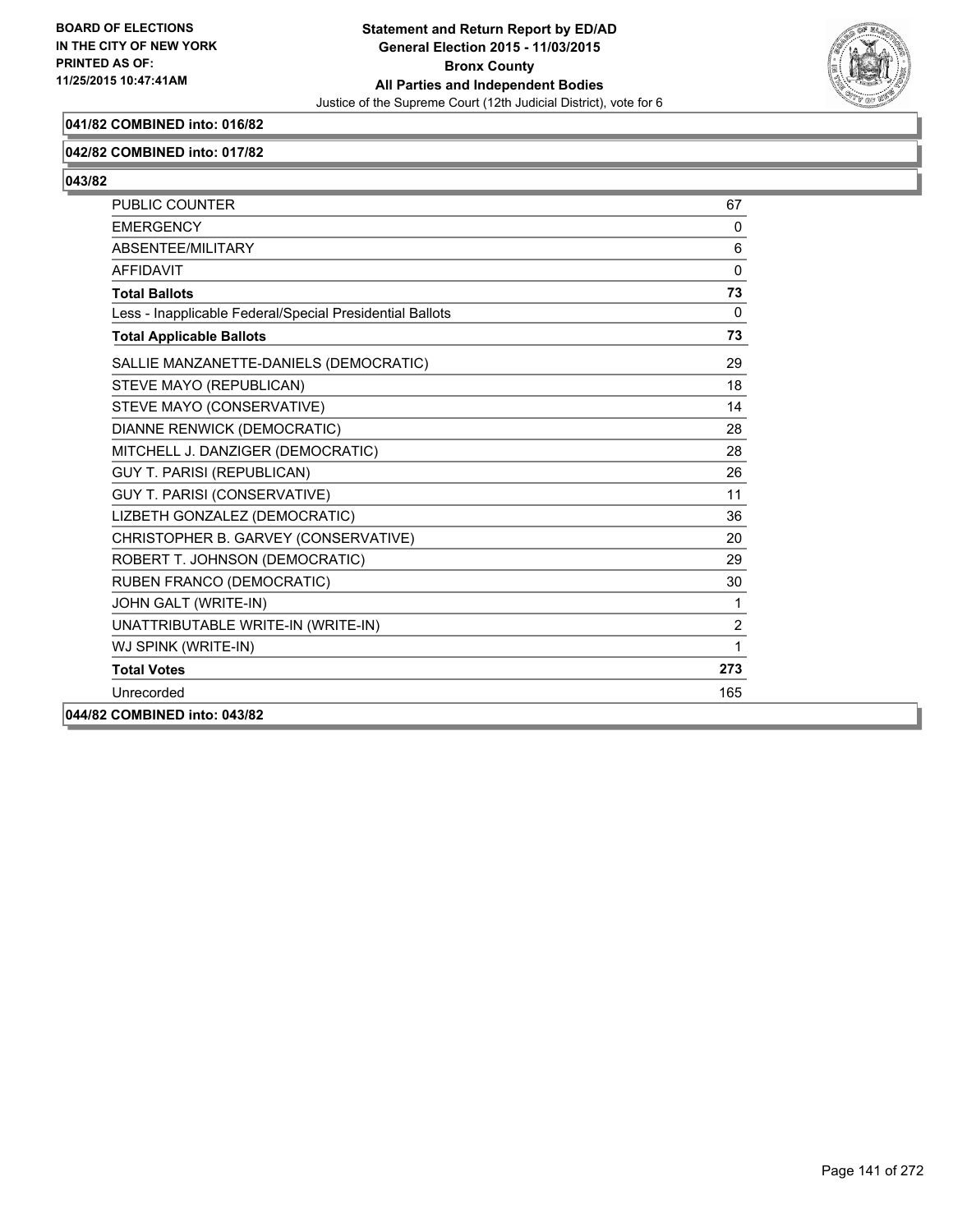**041/82 COMBINED into: 016/82**

**042/82 COMBINED into: 017/82**

**043/82**

| | |
|---|---|
| PUBLIC COUNTER | 67 |
| EMERGENCY | 0 |
| ABSENTEE/MILITARY | 6 |
| AFFIDAVIT | 0 |
| **Total Ballots** | **73** |
| Less - Inapplicable Federal/Special Presidential Ballots | 0 |
| **Total Applicable Ballots** | **73** |
| SALLIE MANZANETTE-DANIELS (DEMOCRATIC) | 29 |
| STEVE MAYO (REPUBLICAN) | 18 |
| STEVE MAYO (CONSERVATIVE) | 14 |
| DIANNE RENWICK (DEMOCRATIC) | 28 |
| MITCHELL J. DANZIGER (DEMOCRATIC) | 28 |
| GUY T. PARISI (REPUBLICAN) | 26 |
| GUY T. PARISI (CONSERVATIVE) | 11 |
| LIZBETH GONZALEZ (DEMOCRATIC) | 36 |
| CHRISTOPHER B. GARVEY (CONSERVATIVE) | 20 |
| ROBERT T. JOHNSON (DEMOCRATIC) | 29 |
| RUBEN FRANCO (DEMOCRATIC) | 30 |
| JOHN GALT (WRITE-IN) | 1 |
| UNATTRIBUTABLE WRITE-IN (WRITE-IN) | 2 |
| WJ SPINK (WRITE-IN) | 1 |
| **Total Votes** | **273** |
| Unrecorded | 165 |

**044/82 COMBINED into: 043/82**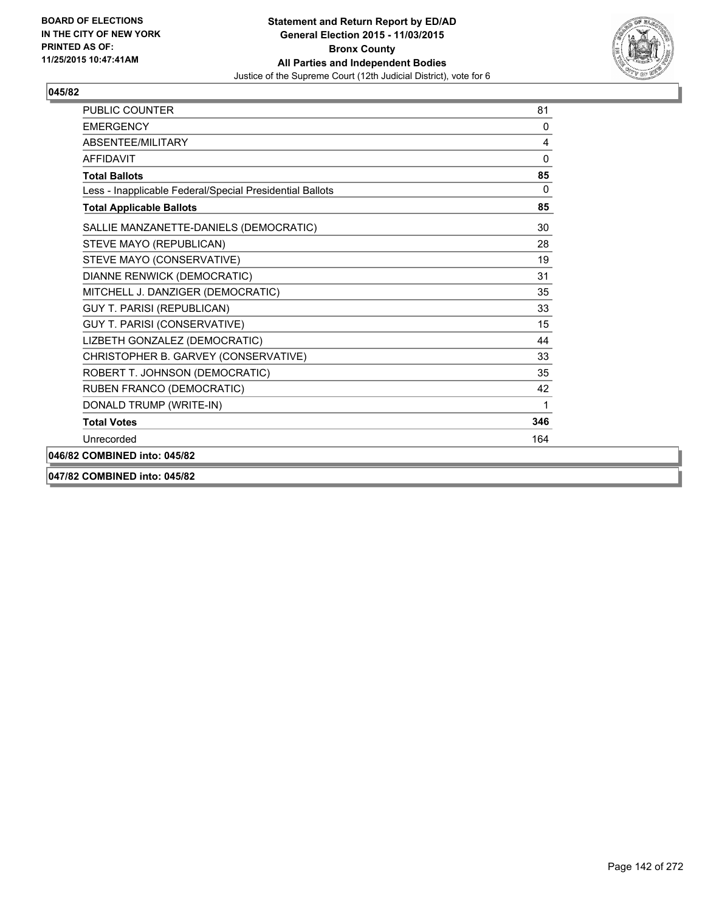**BOARD OF ELECTIONS IN THE CITY OF NEW YORK PRINTED AS OF: 11/25/2015 10:47:41AM**

# Statement and Return Report by ED/AD
## General Election 2015 - 11/03/2015
## Bronx County
## All Parties and Independent Bodies

Justice of the Supreme Court (12th Judicial District), vote for 6

### 045/82

| | |
|---|---|
| PUBLIC COUNTER | 81 |
| EMERGENCY | 0 |
| ABSENTEE/MILITARY | 4 |
| AFFIDAVIT | 0 |
| **Total Ballots** | **85** |
| Less - Inapplicable Federal/Special Presidential Ballots | 0 |
| **Total Applicable Ballots** | **85** |
| SALLIE MANZANETTE-DANIELS (DEMOCRATIC) | 30 |
| STEVE MAYO (REPUBLICAN) | 28 |
| STEVE MAYO (CONSERVATIVE) | 19 |
| DIANNE RENWICK (DEMOCRATIC) | 31 |
| MITCHELL J. DANZIGER (DEMOCRATIC) | 35 |
| GUY T. PARISI (REPUBLICAN) | 33 |
| GUY T. PARISI (CONSERVATIVE) | 15 |
| LIZBETH GONZALEZ (DEMOCRATIC) | 44 |
| CHRISTOPHER B. GARVEY (CONSERVATIVE) | 33 |
| ROBERT T. JOHNSON (DEMOCRATIC) | 35 |
| RUBEN FRANCO (DEMOCRATIC) | 42 |
| DONALD TRUMP (WRITE-IN) | 1 |
| **Total Votes** | **346** |
| Unrecorded | 164 |

**046/82 COMBINED into: 045/82**

**047/82 COMBINED into: 045/82**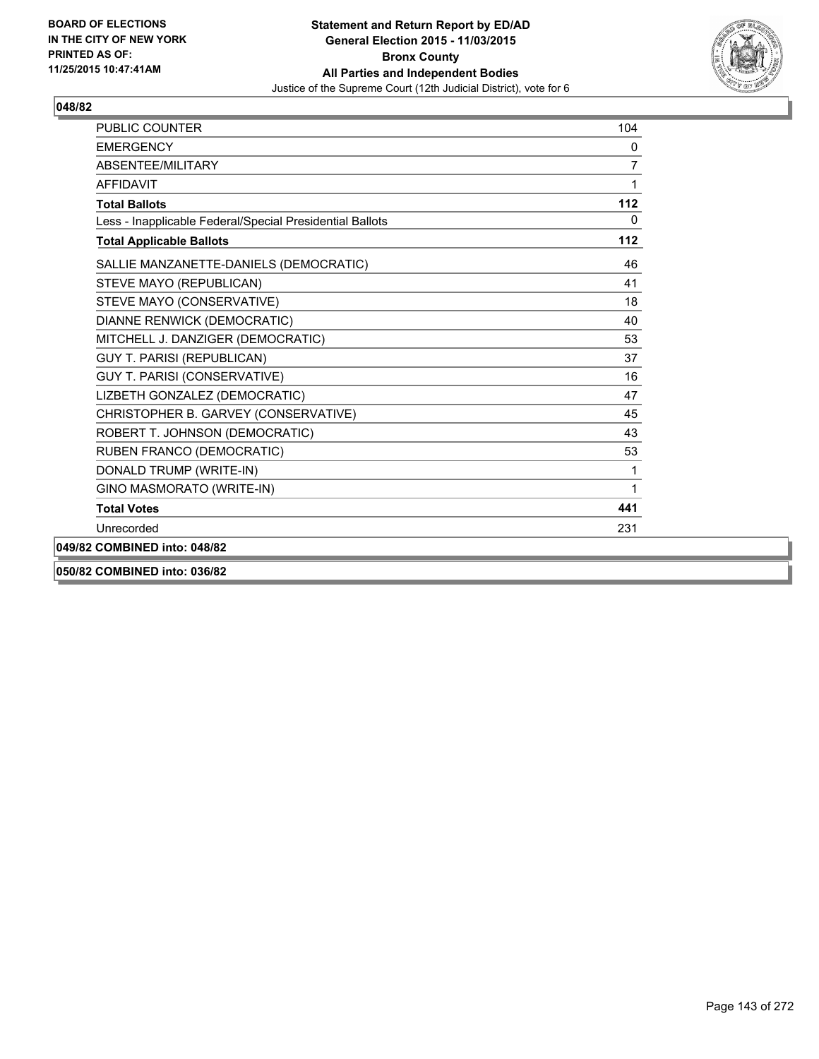**BOARD OF ELECTIONS IN THE CITY OF NEW YORK PRINTED AS OF: 11/25/2015 10:47:41AM**

# Statement and Return Report by ED/AD
## General Election 2015 - 11/03/2015
## Bronx County
## All Parties and Independent Bodies
Justice of the Supreme Court (12th Judicial District), vote for 6

### 048/82

| | |
|---|---|
| PUBLIC COUNTER | 104 |
| EMERGENCY | 0 |
| ABSENTEE/MILITARY | 7 |
| AFFIDAVIT | 1 |
| **Total Ballots** | **112** |
| Less - Inapplicable Federal/Special Presidential Ballots | 0 |
| **Total Applicable Ballots** | **112** |
| SALLIE MANZANETTE-DANIELS (DEMOCRATIC) | 46 |
| STEVE MAYO (REPUBLICAN) | 41 |
| STEVE MAYO (CONSERVATIVE) | 18 |
| DIANNE RENWICK (DEMOCRATIC) | 40 |
| MITCHELL J. DANZIGER (DEMOCRATIC) | 53 |
| GUY T. PARISI (REPUBLICAN) | 37 |
| GUY T. PARISI (CONSERVATIVE) | 16 |
| LIZBETH GONZALEZ (DEMOCRATIC) | 47 |
| CHRISTOPHER B. GARVEY (CONSERVATIVE) | 45 |
| ROBERT T. JOHNSON (DEMOCRATIC) | 43 |
| RUBEN FRANCO (DEMOCRATIC) | 53 |
| DONALD TRUMP (WRITE-IN) | 1 |
| GINO MASMORATO (WRITE-IN) | 1 |
| **Total Votes** | **441** |
| Unrecorded | 231 |

### 049/82 COMBINED into: 048/82

### 050/82 COMBINED into: 036/82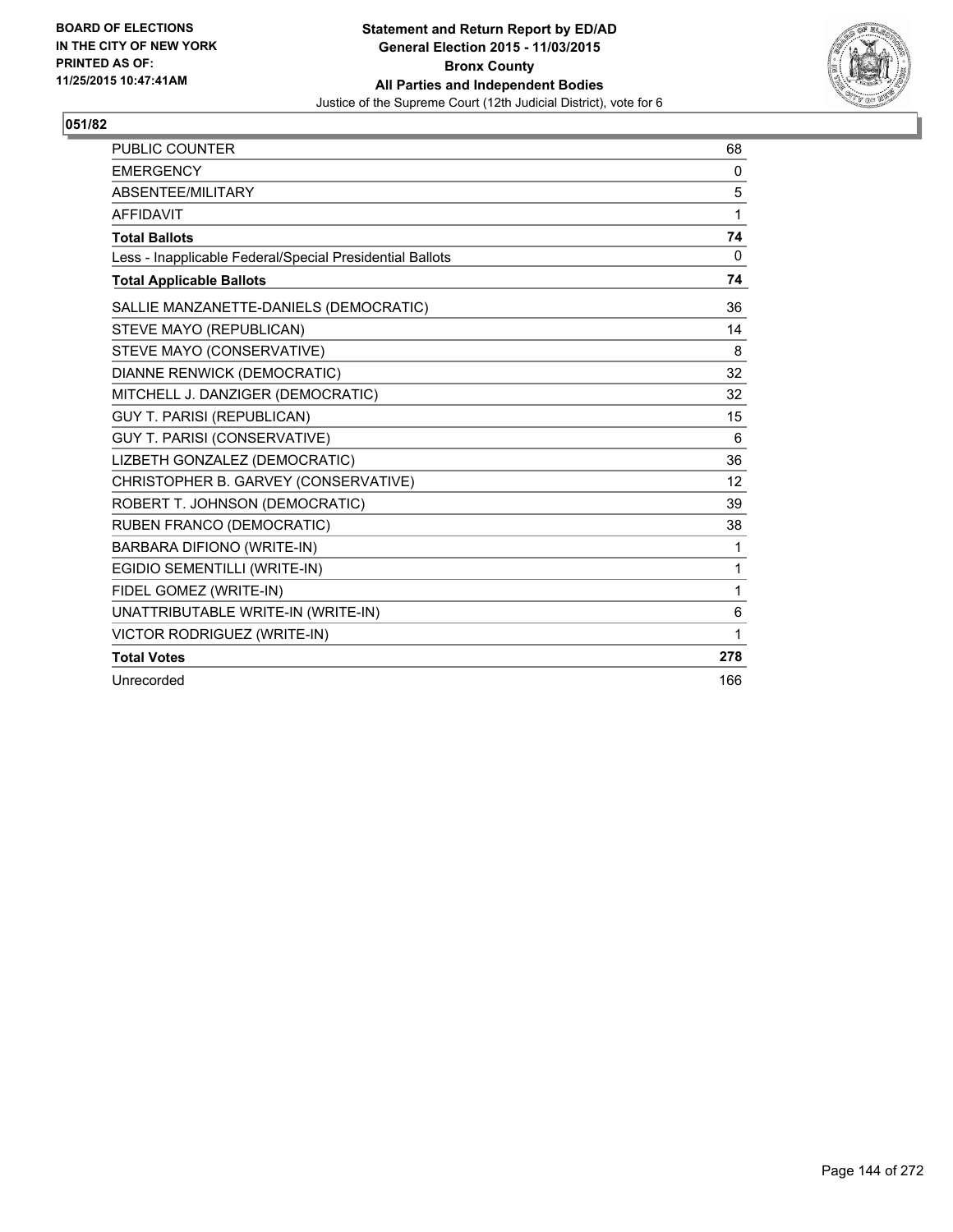BOARD OF ELECTIONS
IN THE CITY OF NEW YORK
PRINTED AS OF:
11/25/2015 10:47:41AM

**Statement and Return Report by ED/AD**
**General Election 2015 - 11/03/2015**
**Bronx County**
**All Parties and Independent Bodies**
Justice of the Supreme Court (12th Judicial District), vote for 6

## 051/82

| | |
|---|---|
| PUBLIC COUNTER | 68 |
| EMERGENCY | 0 |
| ABSENTEE/MILITARY | 5 |
| AFFIDAVIT | 1 |
| **Total Ballots** | **74** |
| Less - Inapplicable Federal/Special Presidential Ballots | 0 |
| **Total Applicable Ballots** | **74** |
| SALLIE MANZANETTE-DANIELS (DEMOCRATIC) | 36 |
| STEVE MAYO (REPUBLICAN) | 14 |
| STEVE MAYO (CONSERVATIVE) | 8 |
| DIANNE RENWICK (DEMOCRATIC) | 32 |
| MITCHELL J. DANZIGER (DEMOCRATIC) | 32 |
| GUY T. PARISI (REPUBLICAN) | 15 |
| GUY T. PARISI (CONSERVATIVE) | 6 |
| LIZBETH GONZALEZ (DEMOCRATIC) | 36 |
| CHRISTOPHER B. GARVEY (CONSERVATIVE) | 12 |
| ROBERT T. JOHNSON (DEMOCRATIC) | 39 |
| RUBEN FRANCO (DEMOCRATIC) | 38 |
| BARBARA DIFIONO (WRITE-IN) | 1 |
| EGIDIO SEMENTILLI (WRITE-IN) | 1 |
| FIDEL GOMEZ (WRITE-IN) | 1 |
| UNATTRIBUTABLE WRITE-IN (WRITE-IN) | 6 |
| VICTOR RODRIGUEZ (WRITE-IN) | 1 |
| **Total Votes** | **278** |
| Unrecorded | 166 |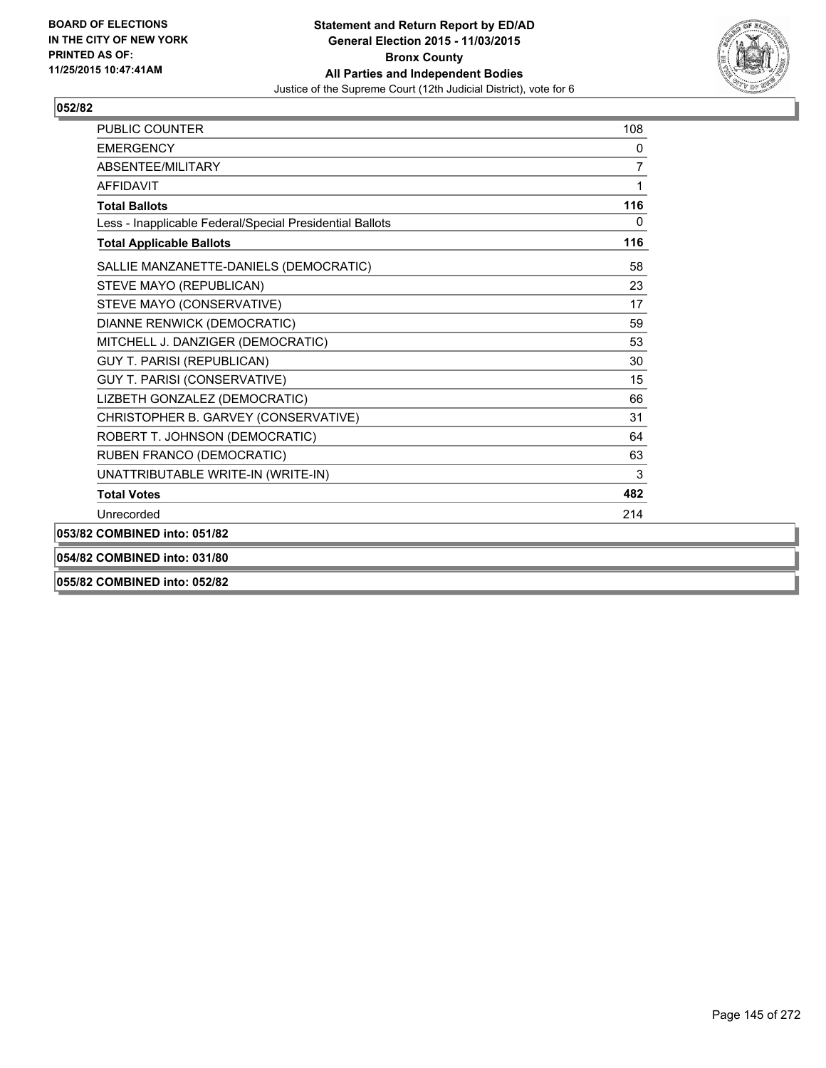**BOARD OF ELECTIONS IN THE CITY OF NEW YORK PRINTED AS OF: 11/25/2015 10:47:41AM**

**Statement and Return Report by ED/AD General Election 2015 - 11/03/2015 Bronx County All Parties and Independent Bodies**

Justice of the Supreme Court (12th Judicial District), vote for 6

**052/82**

| | |
|---|---|
| PUBLIC COUNTER | 108 |
| EMERGENCY | 0 |
| ABSENTEE/MILITARY | 7 |
| AFFIDAVIT | 1 |
| **Total Ballots** | **116** |
| Less - Inapplicable Federal/Special Presidential Ballots | 0 |
| **Total Applicable Ballots** | **116** |
| SALLIE MANZANETTE-DANIELS (DEMOCRATIC) | 58 |
| STEVE MAYO (REPUBLICAN) | 23 |
| STEVE MAYO (CONSERVATIVE) | 17 |
| DIANNE RENWICK (DEMOCRATIC) | 59 |
| MITCHELL J. DANZIGER (DEMOCRATIC) | 53 |
| GUY T. PARISI (REPUBLICAN) | 30 |
| GUY T. PARISI (CONSERVATIVE) | 15 |
| LIZBETH GONZALEZ (DEMOCRATIC) | 66 |
| CHRISTOPHER B. GARVEY (CONSERVATIVE) | 31 |
| ROBERT T. JOHNSON (DEMOCRATIC) | 64 |
| RUBEN FRANCO (DEMOCRATIC) | 63 |
| UNATTRIBUTABLE WRITE-IN (WRITE-IN) | 3 |
| **Total Votes** | **482** |
| Unrecorded | 214 |

**053/82 COMBINED into: 051/82**

**054/82 COMBINED into: 031/80**

**055/82 COMBINED into: 052/82**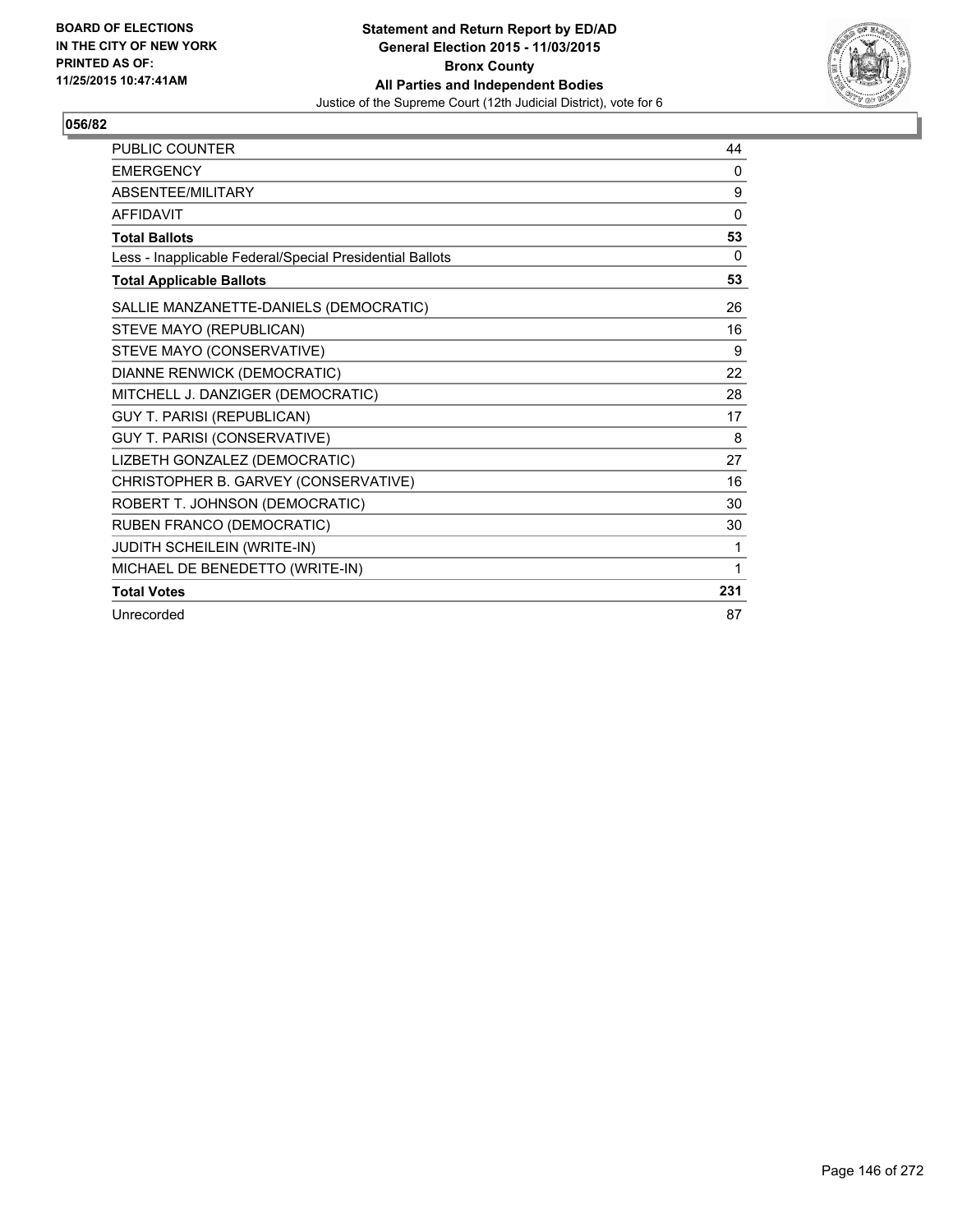**BOARD OF ELECTIONS IN THE CITY OF NEW YORK PRINTED AS OF: 11/25/2015 10:47:41AM**

**Statement and Return Report by ED/AD General Election 2015 - 11/03/2015 Bronx County All Parties and Independent Bodies**

Justice of the Supreme Court (12th Judicial District), vote for 6

## 056/82

| | |
|---|---|
| PUBLIC COUNTER | 44 |
| EMERGENCY | 0 |
| ABSENTEE/MILITARY | 9 |
| AFFIDAVIT | 0 |
| **Total Ballots** | **53** |
| Less - Inapplicable Federal/Special Presidential Ballots | 0 |
| **Total Applicable Ballots** | **53** |
| SALLIE MANZANETTE-DANIELS (DEMOCRATIC) | 26 |
| STEVE MAYO (REPUBLICAN) | 16 |
| STEVE MAYO (CONSERVATIVE) | 9 |
| DIANNE RENWICK (DEMOCRATIC) | 22 |
| MITCHELL J. DANZIGER (DEMOCRATIC) | 28 |
| GUY T. PARISI (REPUBLICAN) | 17 |
| GUY T. PARISI (CONSERVATIVE) | 8 |
| LIZBETH GONZALEZ (DEMOCRATIC) | 27 |
| CHRISTOPHER B. GARVEY (CONSERVATIVE) | 16 |
| ROBERT T. JOHNSON (DEMOCRATIC) | 30 |
| RUBEN FRANCO (DEMOCRATIC) | 30 |
| JUDITH SCHEILEIN (WRITE-IN) | 1 |
| MICHAEL DE BENEDETTO (WRITE-IN) | 1 |
| **Total Votes** | **231** |
| Unrecorded | 87 |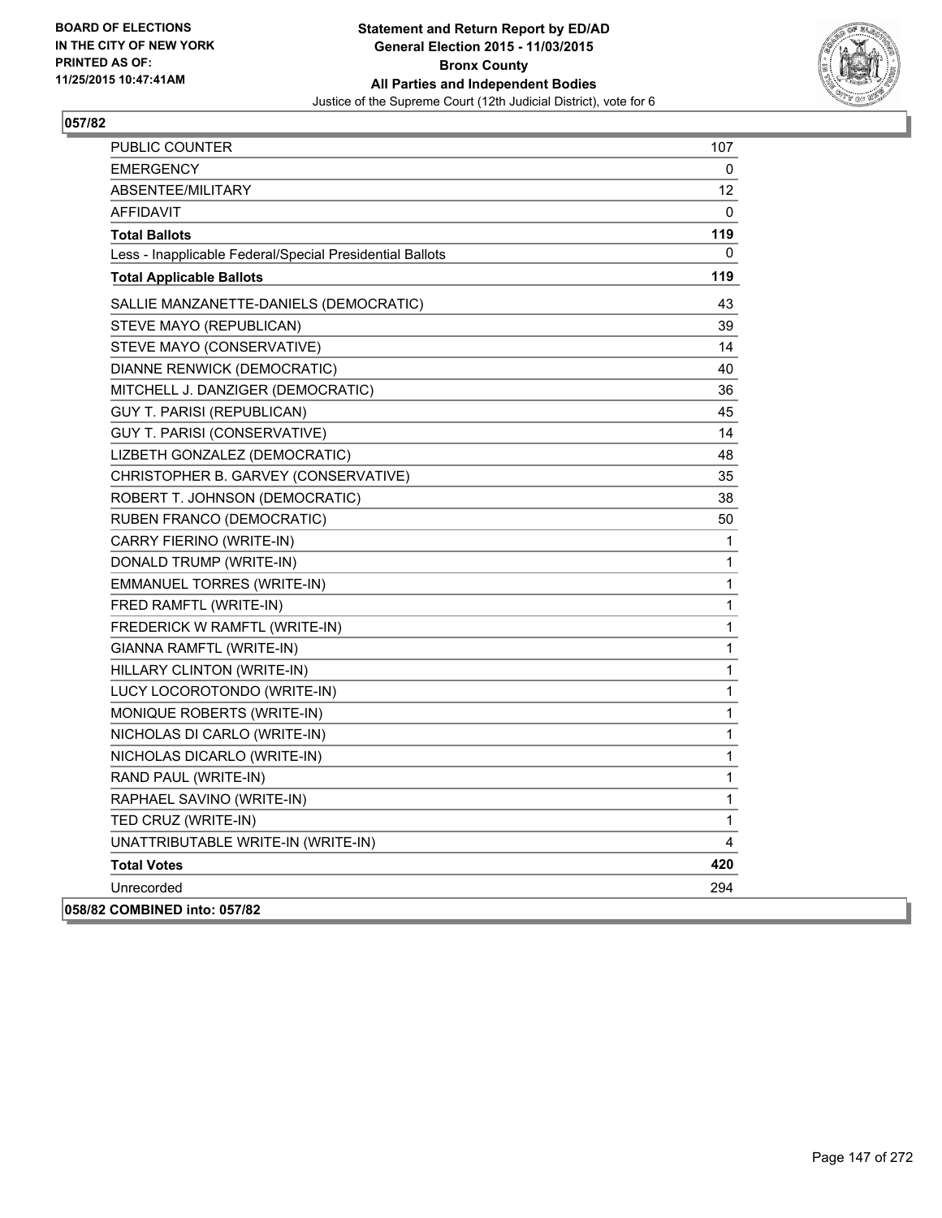**BOARD OF ELECTIONS IN THE CITY OF NEW YORK PRINTED AS OF: 11/25/2015 10:47:41AM**

**Statement and Return Report by ED/AD General Election 2015 - 11/03/2015 Bronx County All Parties and Independent Bodies**

Justice of the Supreme Court (12th Judicial District), vote for 6

## 057/82

| | |
|---|---|
| PUBLIC COUNTER | 107 |
| EMERGENCY | 0 |
| ABSENTEE/MILITARY | 12 |
| AFFIDAVIT | 0 |
| **Total Ballots** | **119** |
| Less - Inapplicable Federal/Special Presidential Ballots | 0 |
| **Total Applicable Ballots** | **119** |
| SALLIE MANZANETTE-DANIELS (DEMOCRATIC) | 43 |
| STEVE MAYO (REPUBLICAN) | 39 |
| STEVE MAYO (CONSERVATIVE) | 14 |
| DIANNE RENWICK (DEMOCRATIC) | 40 |
| MITCHELL J. DANZIGER (DEMOCRATIC) | 36 |
| GUY T. PARISI (REPUBLICAN) | 45 |
| GUY T. PARISI (CONSERVATIVE) | 14 |
| LIZBETH GONZALEZ (DEMOCRATIC) | 48 |
| CHRISTOPHER B. GARVEY (CONSERVATIVE) | 35 |
| ROBERT T. JOHNSON (DEMOCRATIC) | 38 |
| RUBEN FRANCO (DEMOCRATIC) | 50 |
| CARRY FIERINO (WRITE-IN) | 1 |
| DONALD TRUMP (WRITE-IN) | 1 |
| EMMANUEL TORRES (WRITE-IN) | 1 |
| FRED RAMFTL (WRITE-IN) | 1 |
| FREDERICK W RAMFTL (WRITE-IN) | 1 |
| GIANNA RAMFTL (WRITE-IN) | 1 |
| HILLARY CLINTON (WRITE-IN) | 1 |
| LUCY LOCOROTONDO (WRITE-IN) | 1 |
| MONIQUE ROBERTS (WRITE-IN) | 1 |
| NICHOLAS DI CARLO (WRITE-IN) | 1 |
| NICHOLAS DICARLO (WRITE-IN) | 1 |
| RAND PAUL (WRITE-IN) | 1 |
| RAPHAEL SAVINO (WRITE-IN) | 1 |
| TED CRUZ (WRITE-IN) | 1 |
| UNATTRIBUTABLE WRITE-IN (WRITE-IN) | 4 |
| **Total Votes** | **420** |
| Unrecorded | 294 |

**058/82 COMBINED into: 057/82**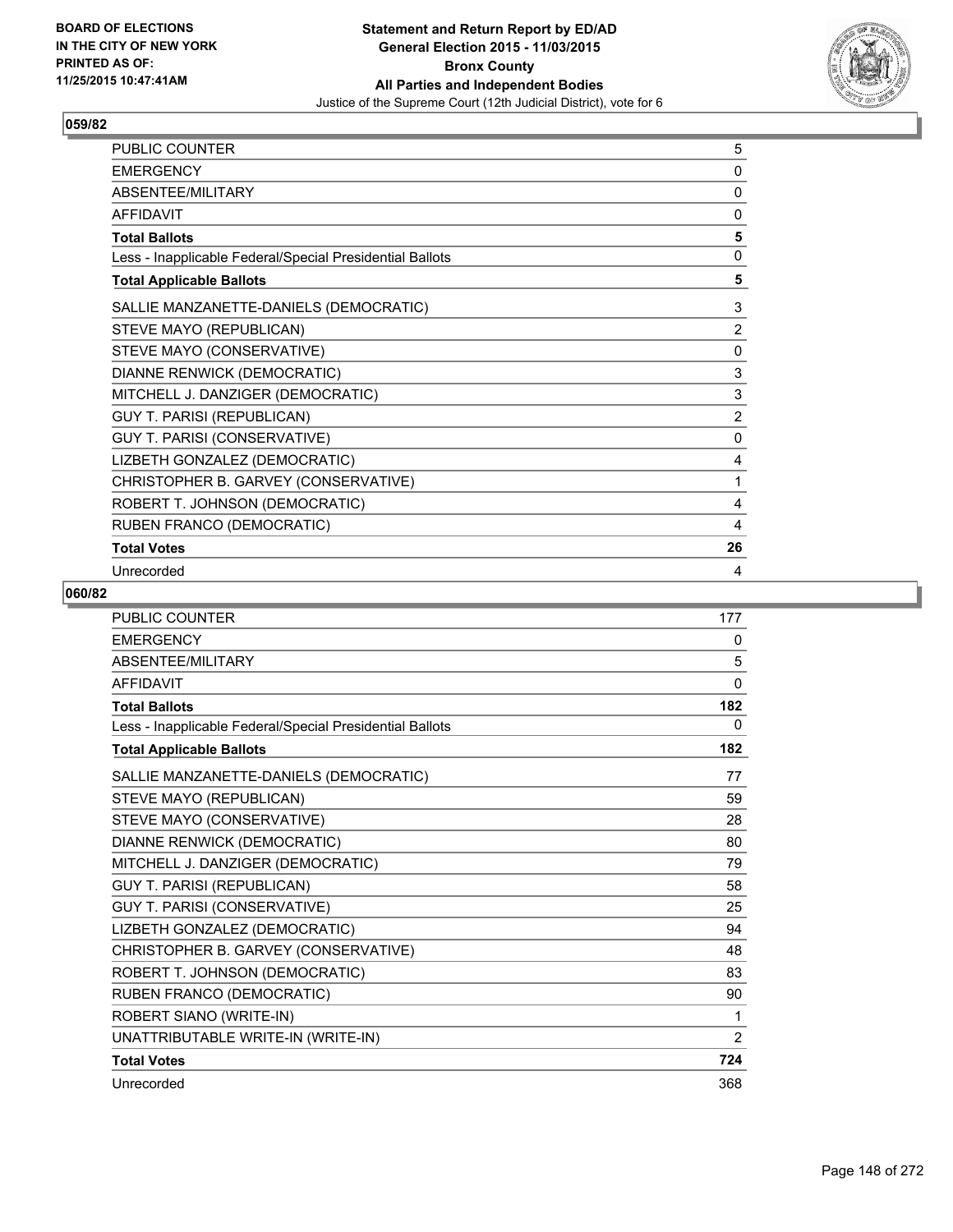**BOARD OF ELECTIONS IN THE CITY OF NEW YORK PRINTED AS OF: 11/25/2015 10:47:41AM**

**Statement and Return Report by ED/AD General Election 2015 - 11/03/2015 Bronx County All Parties and Independent Bodies**

Justice of the Supreme Court (12th Judicial District), vote for 6

## 059/82

| | |
|---|---|
| PUBLIC COUNTER | 5 |
| EMERGENCY | 0 |
| ABSENTEE/MILITARY | 0 |
| AFFIDAVIT | 0 |
| **Total Ballots** | **5** |
| Less - Inapplicable Federal/Special Presidential Ballots | 0 |
| **Total Applicable Ballots** | **5** |
| SALLIE MANZANETTE-DANIELS (DEMOCRATIC) | 3 |
| STEVE MAYO (REPUBLICAN) | 2 |
| STEVE MAYO (CONSERVATIVE) | 0 |
| DIANNE RENWICK (DEMOCRATIC) | 3 |
| MITCHELL J. DANZIGER (DEMOCRATIC) | 3 |
| GUY T. PARISI (REPUBLICAN) | 2 |
| GUY T. PARISI (CONSERVATIVE) | 0 |
| LIZBETH GONZALEZ (DEMOCRATIC) | 4 |
| CHRISTOPHER B. GARVEY (CONSERVATIVE) | 1 |
| ROBERT T. JOHNSON (DEMOCRATIC) | 4 |
| RUBEN FRANCO (DEMOCRATIC) | 4 |
| **Total Votes** | **26** |
| Unrecorded | 4 |

## 060/82

| | |
|---|---|
| PUBLIC COUNTER | 177 |
| EMERGENCY | 0 |
| ABSENTEE/MILITARY | 5 |
| AFFIDAVIT | 0 |
| **Total Ballots** | **182** |
| Less - Inapplicable Federal/Special Presidential Ballots | 0 |
| **Total Applicable Ballots** | **182** |
| SALLIE MANZANETTE-DANIELS (DEMOCRATIC) | 77 |
| STEVE MAYO (REPUBLICAN) | 59 |
| STEVE MAYO (CONSERVATIVE) | 28 |
| DIANNE RENWICK (DEMOCRATIC) | 80 |
| MITCHELL J. DANZIGER (DEMOCRATIC) | 79 |
| GUY T. PARISI (REPUBLICAN) | 58 |
| GUY T. PARISI (CONSERVATIVE) | 25 |
| LIZBETH GONZALEZ (DEMOCRATIC) | 94 |
| CHRISTOPHER B. GARVEY (CONSERVATIVE) | 48 |
| ROBERT T. JOHNSON (DEMOCRATIC) | 83 |
| RUBEN FRANCO (DEMOCRATIC) | 90 |
| ROBERT SIANO (WRITE-IN) | 1 |
| UNATTRIBUTABLE WRITE-IN (WRITE-IN) | 2 |
| **Total Votes** | **724** |
| Unrecorded | 368 |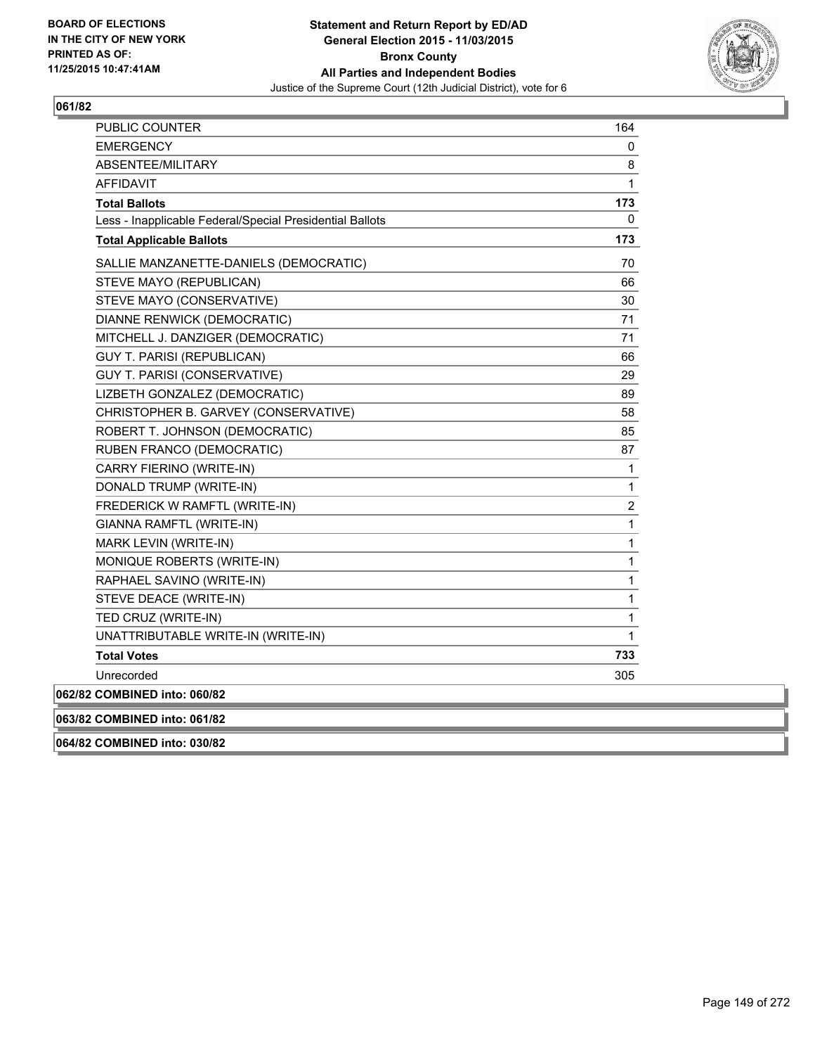**BOARD OF ELECTIONS IN THE CITY OF NEW YORK PRINTED AS OF: 11/25/2015 10:47:41AM**

**Statement and Return Report by ED/AD General Election 2015 - 11/03/2015 Bronx County All Parties and Independent Bodies**

Justice of the Supreme Court (12th Judicial District), vote for 6

## 061/82

| | |
|---|---|
| PUBLIC COUNTER | 164 |
| EMERGENCY | 0 |
| ABSENTEE/MILITARY | 8 |
| AFFIDAVIT | 1 |
| **Total Ballots** | **173** |
| Less - Inapplicable Federal/Special Presidential Ballots | 0 |
| **Total Applicable Ballots** | **173** |
| SALLIE MANZANETTE-DANIELS (DEMOCRATIC) | 70 |
| STEVE MAYO (REPUBLICAN) | 66 |
| STEVE MAYO (CONSERVATIVE) | 30 |
| DIANNE RENWICK (DEMOCRATIC) | 71 |
| MITCHELL J. DANZIGER (DEMOCRATIC) | 71 |
| GUY T. PARISI (REPUBLICAN) | 66 |
| GUY T. PARISI (CONSERVATIVE) | 29 |
| LIZBETH GONZALEZ (DEMOCRATIC) | 89 |
| CHRISTOPHER B. GARVEY (CONSERVATIVE) | 58 |
| ROBERT T. JOHNSON (DEMOCRATIC) | 85 |
| RUBEN FRANCO (DEMOCRATIC) | 87 |
| CARRY FIERINO (WRITE-IN) | 1 |
| DONALD TRUMP (WRITE-IN) | 1 |
| FREDERICK W RAMFTL (WRITE-IN) | 2 |
| GIANNA RAMFTL (WRITE-IN) | 1 |
| MARK LEVIN (WRITE-IN) | 1 |
| MONIQUE ROBERTS (WRITE-IN) | 1 |
| RAPHAEL SAVINO (WRITE-IN) | 1 |
| STEVE DEACE (WRITE-IN) | 1 |
| TED CRUZ (WRITE-IN) | 1 |
| UNATTRIBUTABLE WRITE-IN (WRITE-IN) | 1 |
| **Total Votes** | **733** |
| Unrecorded | 305 |

**062/82 COMBINED into: 060/82**

**063/82 COMBINED into: 061/82**

**064/82 COMBINED into: 030/82**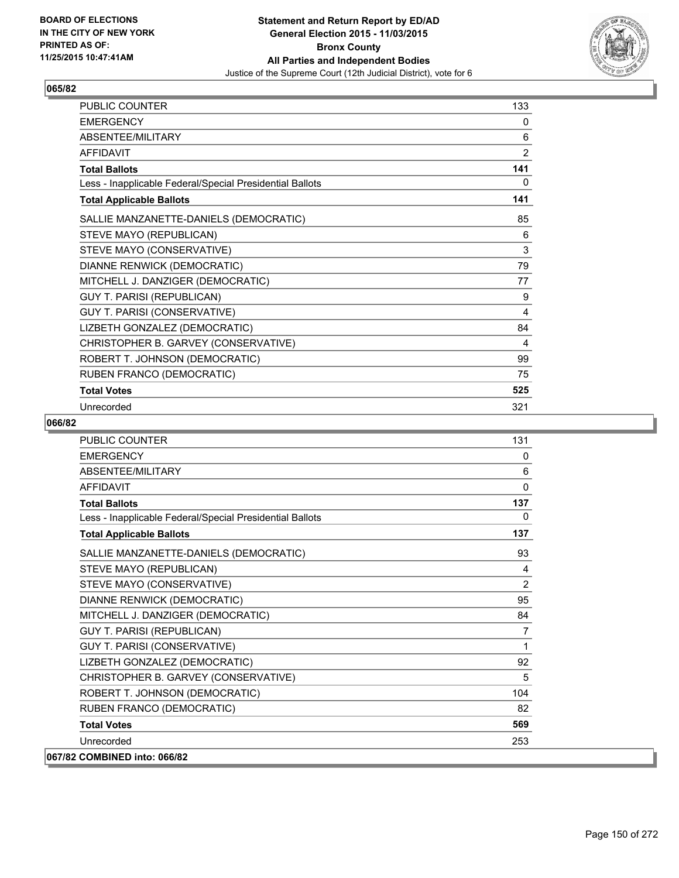**BOARD OF ELECTIONS IN THE CITY OF NEW YORK PRINTED AS OF: 11/25/2015 10:47:41AM**

**Statement and Return Report by ED/AD General Election 2015 - 11/03/2015 Bronx County All Parties and Independent Bodies**

Justice of the Supreme Court (12th Judicial District), vote for 6

## 065/82

| | |
|---|---|
| PUBLIC COUNTER | 133 |
| EMERGENCY | 0 |
| ABSENTEE/MILITARY | 6 |
| AFFIDAVIT | 2 |
| **Total Ballots** | **141** |
| Less - Inapplicable Federal/Special Presidential Ballots | 0 |
| **Total Applicable Ballots** | **141** |
| SALLIE MANZANETTE-DANIELS (DEMOCRATIC) | 85 |
| STEVE MAYO (REPUBLICAN) | 6 |
| STEVE MAYO (CONSERVATIVE) | 3 |
| DIANNE RENWICK (DEMOCRATIC) | 79 |
| MITCHELL J. DANZIGER (DEMOCRATIC) | 77 |
| GUY T. PARISI (REPUBLICAN) | 9 |
| GUY T. PARISI (CONSERVATIVE) | 4 |
| LIZBETH GONZALEZ (DEMOCRATIC) | 84 |
| CHRISTOPHER B. GARVEY (CONSERVATIVE) | 4 |
| ROBERT T. JOHNSON (DEMOCRATIC) | 99 |
| RUBEN FRANCO (DEMOCRATIC) | 75 |
| **Total Votes** | **525** |
| Unrecorded | 321 |

## 066/82

| | |
|---|---|
| PUBLIC COUNTER | 131 |
| EMERGENCY | 0 |
| ABSENTEE/MILITARY | 6 |
| AFFIDAVIT | 0 |
| **Total Ballots** | **137** |
| Less - Inapplicable Federal/Special Presidential Ballots | 0 |
| **Total Applicable Ballots** | **137** |
| SALLIE MANZANETTE-DANIELS (DEMOCRATIC) | 93 |
| STEVE MAYO (REPUBLICAN) | 4 |
| STEVE MAYO (CONSERVATIVE) | 2 |
| DIANNE RENWICK (DEMOCRATIC) | 95 |
| MITCHELL J. DANZIGER (DEMOCRATIC) | 84 |
| GUY T. PARISI (REPUBLICAN) | 7 |
| GUY T. PARISI (CONSERVATIVE) | 1 |
| LIZBETH GONZALEZ (DEMOCRATIC) | 92 |
| CHRISTOPHER B. GARVEY (CONSERVATIVE) | 5 |
| ROBERT T. JOHNSON (DEMOCRATIC) | 104 |
| RUBEN FRANCO (DEMOCRATIC) | 82 |
| **Total Votes** | **569** |
| Unrecorded | 253 |

## 067/82 COMBINED into: 066/82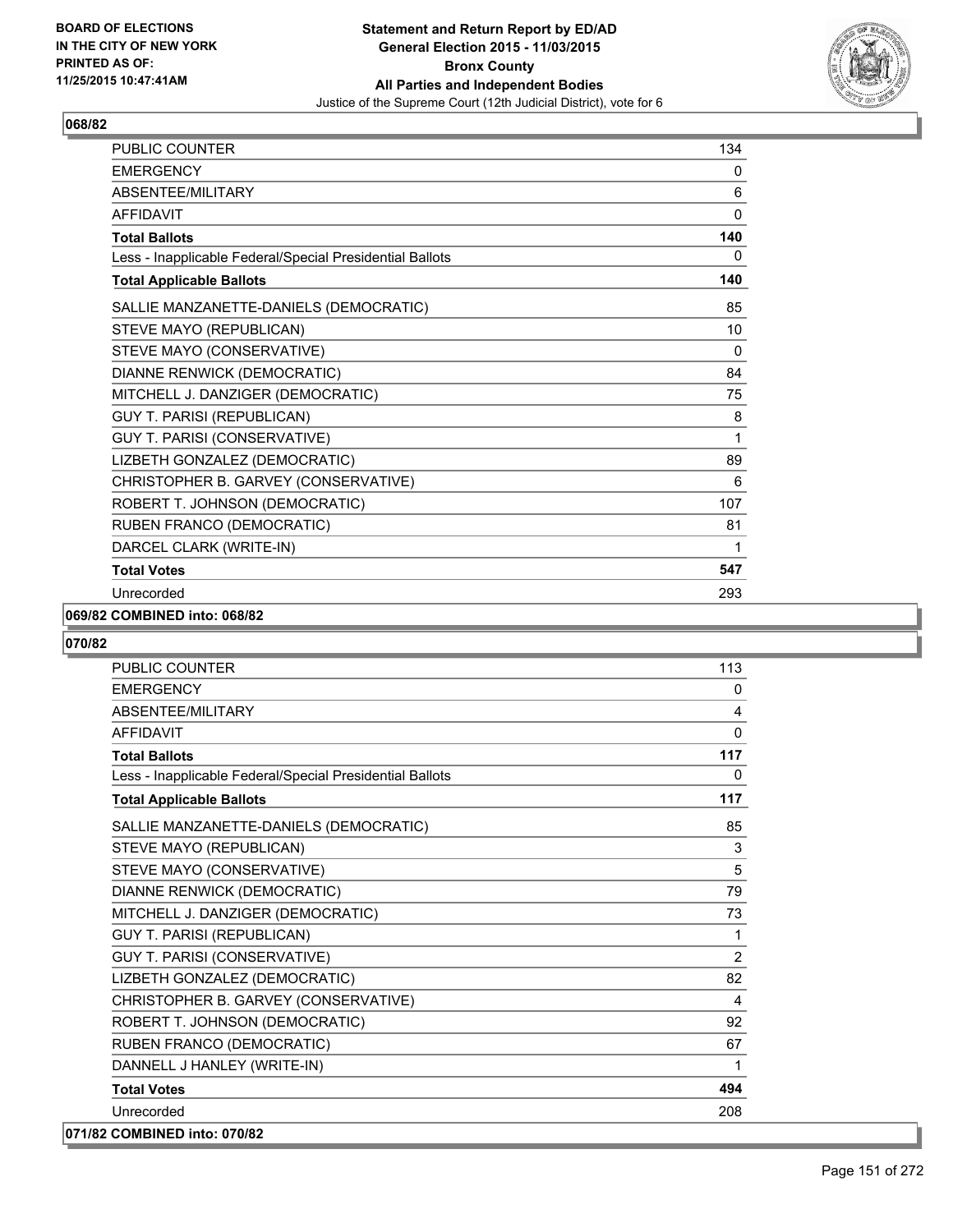**Statement and Return Report by ED/AD**
**General Election 2015 - 11/03/2015**
**Bronx County**
**All Parties and Independent Bodies**
Justice of the Supreme Court (12th Judicial District), vote for 6

BOARD OF ELECTIONS
IN THE CITY OF NEW YORK
PRINTED AS OF:
11/25/2015 10:47:41AM

## 068/82

| | |
|---|---|
| PUBLIC COUNTER | 134 |
| EMERGENCY | 0 |
| ABSENTEE/MILITARY | 6 |
| AFFIDAVIT | 0 |
| **Total Ballots** | **140** |
| Less - Inapplicable Federal/Special Presidential Ballots | 0 |
| **Total Applicable Ballots** | **140** |
| SALLIE MANZANETTE-DANIELS (DEMOCRATIC) | 85 |
| STEVE MAYO (REPUBLICAN) | 10 |
| STEVE MAYO (CONSERVATIVE) | 0 |
| DIANNE RENWICK (DEMOCRATIC) | 84 |
| MITCHELL J. DANZIGER (DEMOCRATIC) | 75 |
| GUY T. PARISI (REPUBLICAN) | 8 |
| GUY T. PARISI (CONSERVATIVE) | 1 |
| LIZBETH GONZALEZ (DEMOCRATIC) | 89 |
| CHRISTOPHER B. GARVEY (CONSERVATIVE) | 6 |
| ROBERT T. JOHNSON (DEMOCRATIC) | 107 |
| RUBEN FRANCO (DEMOCRATIC) | 81 |
| DARCEL CLARK (WRITE-IN) | 1 |
| **Total Votes** | **547** |
| Unrecorded | 293 |

**069/82 COMBINED into: 068/82**

## 070/82

| | |
|---|---|
| PUBLIC COUNTER | 113 |
| EMERGENCY | 0 |
| ABSENTEE/MILITARY | 4 |
| AFFIDAVIT | 0 |
| **Total Ballots** | **117** |
| Less - Inapplicable Federal/Special Presidential Ballots | 0 |
| **Total Applicable Ballots** | **117** |
| SALLIE MANZANETTE-DANIELS (DEMOCRATIC) | 85 |
| STEVE MAYO (REPUBLICAN) | 3 |
| STEVE MAYO (CONSERVATIVE) | 5 |
| DIANNE RENWICK (DEMOCRATIC) | 79 |
| MITCHELL J. DANZIGER (DEMOCRATIC) | 73 |
| GUY T. PARISI (REPUBLICAN) | 1 |
| GUY T. PARISI (CONSERVATIVE) | 2 |
| LIZBETH GONZALEZ (DEMOCRATIC) | 82 |
| CHRISTOPHER B. GARVEY (CONSERVATIVE) | 4 |
| ROBERT T. JOHNSON (DEMOCRATIC) | 92 |
| RUBEN FRANCO (DEMOCRATIC) | 67 |
| DANNELL J HANLEY (WRITE-IN) | 1 |
| **Total Votes** | **494** |
| Unrecorded | 208 |

**071/82 COMBINED into: 070/82**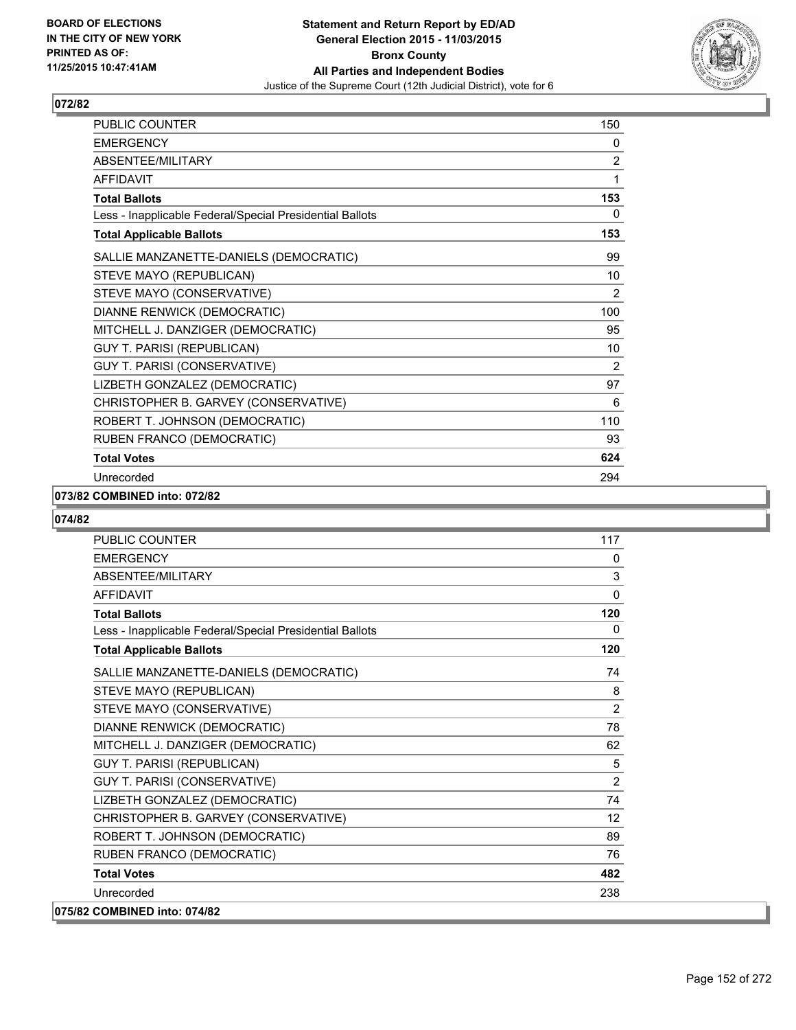**072/82**

| | |
|---|---|
| PUBLIC COUNTER | 150 |
| EMERGENCY | 0 |
| ABSENTEE/MILITARY | 2 |
| AFFIDAVIT | 1 |
| **Total Ballots** | **153** |
| Less - Inapplicable Federal/Special Presidential Ballots | 0 |
| **Total Applicable Ballots** | **153** |
| SALLIE MANZANETTE-DANIELS (DEMOCRATIC) | 99 |
| STEVE MAYO (REPUBLICAN) | 10 |
| STEVE MAYO (CONSERVATIVE) | 2 |
| DIANNE RENWICK (DEMOCRATIC) | 100 |
| MITCHELL J. DANZIGER (DEMOCRATIC) | 95 |
| GUY T. PARISI (REPUBLICAN) | 10 |
| GUY T. PARISI (CONSERVATIVE) | 2 |
| LIZBETH GONZALEZ (DEMOCRATIC) | 97 |
| CHRISTOPHER B. GARVEY (CONSERVATIVE) | 6 |
| ROBERT T. JOHNSON (DEMOCRATIC) | 110 |
| RUBEN FRANCO (DEMOCRATIC) | 93 |
| **Total Votes** | **624** |
| Unrecorded | 294 |

**073/82 COMBINED into: 072/82**

**074/82**

| | |
|---|---|
| PUBLIC COUNTER | 117 |
| EMERGENCY | 0 |
| ABSENTEE/MILITARY | 3 |
| AFFIDAVIT | 0 |
| **Total Ballots** | **120** |
| Less - Inapplicable Federal/Special Presidential Ballots | 0 |
| **Total Applicable Ballots** | **120** |
| SALLIE MANZANETTE-DANIELS (DEMOCRATIC) | 74 |
| STEVE MAYO (REPUBLICAN) | 8 |
| STEVE MAYO (CONSERVATIVE) | 2 |
| DIANNE RENWICK (DEMOCRATIC) | 78 |
| MITCHELL J. DANZIGER (DEMOCRATIC) | 62 |
| GUY T. PARISI (REPUBLICAN) | 5 |
| GUY T. PARISI (CONSERVATIVE) | 2 |
| LIZBETH GONZALEZ (DEMOCRATIC) | 74 |
| CHRISTOPHER B. GARVEY (CONSERVATIVE) | 12 |
| ROBERT T. JOHNSON (DEMOCRATIC) | 89 |
| RUBEN FRANCO (DEMOCRATIC) | 76 |
| **Total Votes** | **482** |
| Unrecorded | 238 |

**075/82 COMBINED into: 074/82**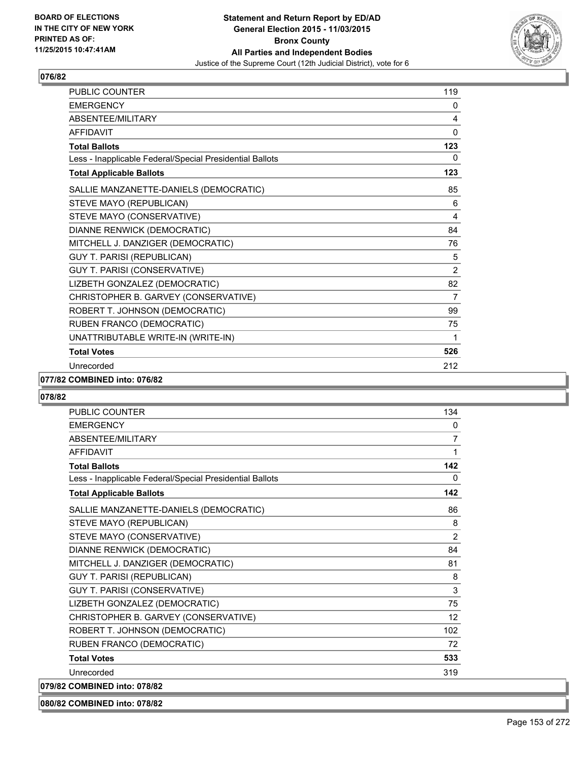## 076/82

| | |
|---|---|
| PUBLIC COUNTER | 119 |
| EMERGENCY | 0 |
| ABSENTEE/MILITARY | 4 |
| AFFIDAVIT | 0 |
| **Total Ballots** | **123** |
| Less - Inapplicable Federal/Special Presidential Ballots | 0 |
| **Total Applicable Ballots** | **123** |
| SALLIE MANZANETTE-DANIELS (DEMOCRATIC) | 85 |
| STEVE MAYO (REPUBLICAN) | 6 |
| STEVE MAYO (CONSERVATIVE) | 4 |
| DIANNE RENWICK (DEMOCRATIC) | 84 |
| MITCHELL J. DANZIGER (DEMOCRATIC) | 76 |
| GUY T. PARISI (REPUBLICAN) | 5 |
| GUY T. PARISI (CONSERVATIVE) | 2 |
| LIZBETH GONZALEZ (DEMOCRATIC) | 82 |
| CHRISTOPHER B. GARVEY (CONSERVATIVE) | 7 |
| ROBERT T. JOHNSON (DEMOCRATIC) | 99 |
| RUBEN FRANCO (DEMOCRATIC) | 75 |
| UNATTRIBUTABLE WRITE-IN (WRITE-IN) | 1 |
| **Total Votes** | **526** |
| Unrecorded | 212 |

**077/82 COMBINED into: 076/82**

## 078/82

| | |
|---|---|
| PUBLIC COUNTER | 134 |
| EMERGENCY | 0 |
| ABSENTEE/MILITARY | 7 |
| AFFIDAVIT | 1 |
| **Total Ballots** | **142** |
| Less - Inapplicable Federal/Special Presidential Ballots | 0 |
| **Total Applicable Ballots** | **142** |
| SALLIE MANZANETTE-DANIELS (DEMOCRATIC) | 86 |
| STEVE MAYO (REPUBLICAN) | 8 |
| STEVE MAYO (CONSERVATIVE) | 2 |
| DIANNE RENWICK (DEMOCRATIC) | 84 |
| MITCHELL J. DANZIGER (DEMOCRATIC) | 81 |
| GUY T. PARISI (REPUBLICAN) | 8 |
| GUY T. PARISI (CONSERVATIVE) | 3 |
| LIZBETH GONZALEZ (DEMOCRATIC) | 75 |
| CHRISTOPHER B. GARVEY (CONSERVATIVE) | 12 |
| ROBERT T. JOHNSON (DEMOCRATIC) | 102 |
| RUBEN FRANCO (DEMOCRATIC) | 72 |
| **Total Votes** | **533** |
| Unrecorded | 319 |

**079/82 COMBINED into: 078/82**

**080/82 COMBINED into: 078/82**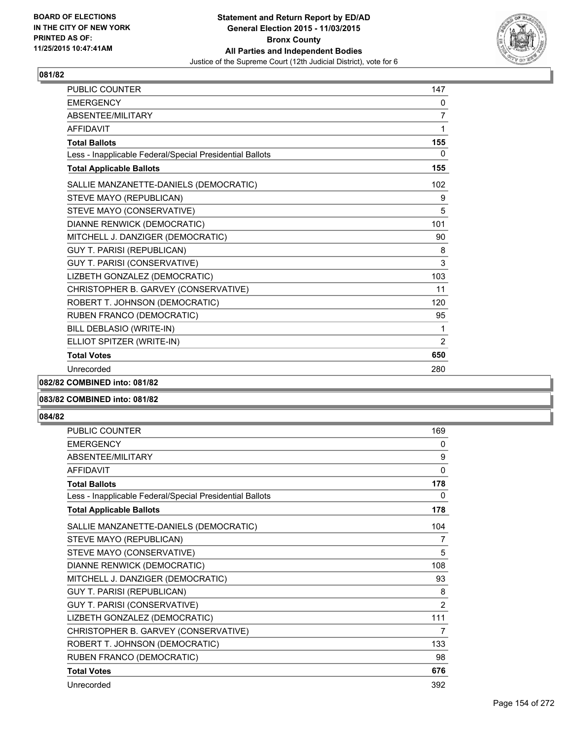**BOARD OF ELECTIONS IN THE CITY OF NEW YORK PRINTED AS OF: 11/25/2015 10:47:41AM**

**Statement and Return Report by ED/AD General Election 2015 - 11/03/2015 Bronx County All Parties and Independent Bodies**

Justice of the Supreme Court (12th Judicial District), vote for 6

### 081/82

| | |
|---|---|
| PUBLIC COUNTER | 147 |
| EMERGENCY | 0 |
| ABSENTEE/MILITARY | 7 |
| AFFIDAVIT | 1 |
| **Total Ballots** | **155** |
| Less - Inapplicable Federal/Special Presidential Ballots | 0 |
| **Total Applicable Ballots** | **155** |
| SALLIE MANZANETTE-DANIELS (DEMOCRATIC) | 102 |
| STEVE MAYO (REPUBLICAN) | 9 |
| STEVE MAYO (CONSERVATIVE) | 5 |
| DIANNE RENWICK (DEMOCRATIC) | 101 |
| MITCHELL J. DANZIGER (DEMOCRATIC) | 90 |
| GUY T. PARISI (REPUBLICAN) | 8 |
| GUY T. PARISI (CONSERVATIVE) | 3 |
| LIZBETH GONZALEZ (DEMOCRATIC) | 103 |
| CHRISTOPHER B. GARVEY (CONSERVATIVE) | 11 |
| ROBERT T. JOHNSON (DEMOCRATIC) | 120 |
| RUBEN FRANCO (DEMOCRATIC) | 95 |
| BILL DEBLASIO (WRITE-IN) | 1 |
| ELLIOT SPITZER (WRITE-IN) | 2 |
| **Total Votes** | **650** |
| Unrecorded | 280 |

### 082/82 COMBINED into: 081/82

### 083/82 COMBINED into: 081/82

### 084/82

| | |
|---|---|
| PUBLIC COUNTER | 169 |
| EMERGENCY | 0 |
| ABSENTEE/MILITARY | 9 |
| AFFIDAVIT | 0 |
| **Total Ballots** | **178** |
| Less - Inapplicable Federal/Special Presidential Ballots | 0 |
| **Total Applicable Ballots** | **178** |
| SALLIE MANZANETTE-DANIELS (DEMOCRATIC) | 104 |
| STEVE MAYO (REPUBLICAN) | 7 |
| STEVE MAYO (CONSERVATIVE) | 5 |
| DIANNE RENWICK (DEMOCRATIC) | 108 |
| MITCHELL J. DANZIGER (DEMOCRATIC) | 93 |
| GUY T. PARISI (REPUBLICAN) | 8 |
| GUY T. PARISI (CONSERVATIVE) | 2 |
| LIZBETH GONZALEZ (DEMOCRATIC) | 111 |
| CHRISTOPHER B. GARVEY (CONSERVATIVE) | 7 |
| ROBERT T. JOHNSON (DEMOCRATIC) | 133 |
| RUBEN FRANCO (DEMOCRATIC) | 98 |
| **Total Votes** | **676** |
| Unrecorded | 392 |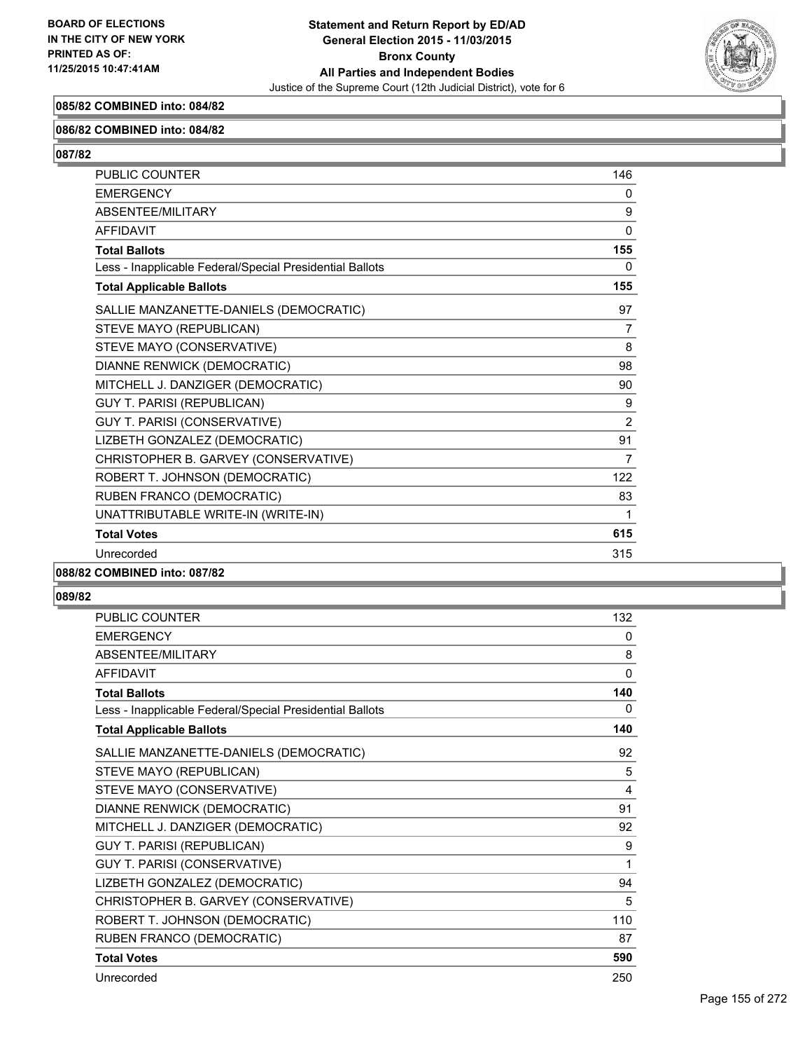**085/82 COMBINED into: 084/82**

**086/82 COMBINED into: 084/82**

**087/82**

| | |
|---|---|
| PUBLIC COUNTER | 146 |
| EMERGENCY | 0 |
| ABSENTEE/MILITARY | 9 |
| AFFIDAVIT | 0 |
| **Total Ballots** | **155** |
| Less - Inapplicable Federal/Special Presidential Ballots | 0 |
| **Total Applicable Ballots** | **155** |
| SALLIE MANZANETTE-DANIELS (DEMOCRATIC) | 97 |
| STEVE MAYO (REPUBLICAN) | 7 |
| STEVE MAYO (CONSERVATIVE) | 8 |
| DIANNE RENWICK (DEMOCRATIC) | 98 |
| MITCHELL J. DANZIGER (DEMOCRATIC) | 90 |
| GUY T. PARISI (REPUBLICAN) | 9 |
| GUY T. PARISI (CONSERVATIVE) | 2 |
| LIZBETH GONZALEZ (DEMOCRATIC) | 91 |
| CHRISTOPHER B. GARVEY (CONSERVATIVE) | 7 |
| ROBERT T. JOHNSON (DEMOCRATIC) | 122 |
| RUBEN FRANCO (DEMOCRATIC) | 83 |
| UNATTRIBUTABLE WRITE-IN (WRITE-IN) | 1 |
| **Total Votes** | **615** |
| Unrecorded | 315 |

**088/82 COMBINED into: 087/82**

**089/82**

| | |
|---|---|
| PUBLIC COUNTER | 132 |
| EMERGENCY | 0 |
| ABSENTEE/MILITARY | 8 |
| AFFIDAVIT | 0 |
| **Total Ballots** | **140** |
| Less - Inapplicable Federal/Special Presidential Ballots | 0 |
| **Total Applicable Ballots** | **140** |
| SALLIE MANZANETTE-DANIELS (DEMOCRATIC) | 92 |
| STEVE MAYO (REPUBLICAN) | 5 |
| STEVE MAYO (CONSERVATIVE) | 4 |
| DIANNE RENWICK (DEMOCRATIC) | 91 |
| MITCHELL J. DANZIGER (DEMOCRATIC) | 92 |
| GUY T. PARISI (REPUBLICAN) | 9 |
| GUY T. PARISI (CONSERVATIVE) | 1 |
| LIZBETH GONZALEZ (DEMOCRATIC) | 94 |
| CHRISTOPHER B. GARVEY (CONSERVATIVE) | 5 |
| ROBERT T. JOHNSON (DEMOCRATIC) | 110 |
| RUBEN FRANCO (DEMOCRATIC) | 87 |
| **Total Votes** | **590** |
| Unrecorded | 250 |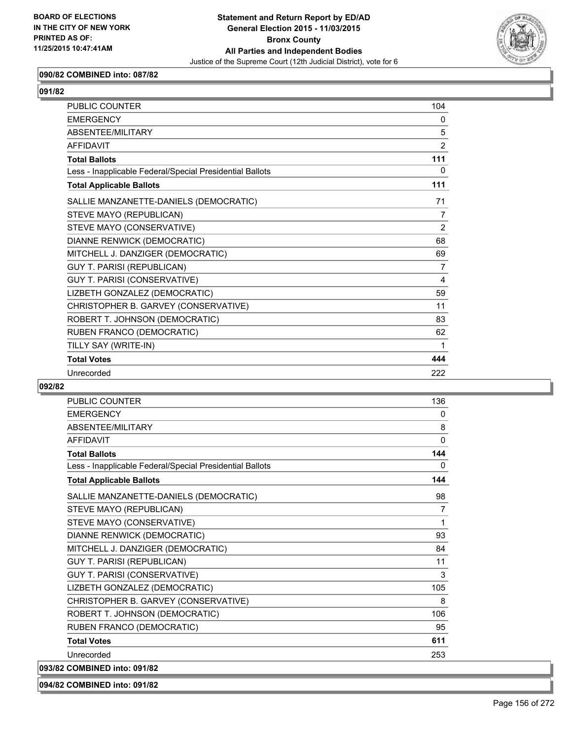**090/82 COMBINED into: 087/82**

**091/82**

| | |
|---|---|
| PUBLIC COUNTER | 104 |
| EMERGENCY | 0 |
| ABSENTEE/MILITARY | 5 |
| AFFIDAVIT | 2 |
| **Total Ballots** | **111** |
| Less - Inapplicable Federal/Special Presidential Ballots | 0 |
| **Total Applicable Ballots** | **111** |
| SALLIE MANZANETTE-DANIELS (DEMOCRATIC) | 71 |
| STEVE MAYO (REPUBLICAN) | 7 |
| STEVE MAYO (CONSERVATIVE) | 2 |
| DIANNE RENWICK (DEMOCRATIC) | 68 |
| MITCHELL J. DANZIGER (DEMOCRATIC) | 69 |
| GUY T. PARISI (REPUBLICAN) | 7 |
| GUY T. PARISI (CONSERVATIVE) | 4 |
| LIZBETH GONZALEZ (DEMOCRATIC) | 59 |
| CHRISTOPHER B. GARVEY (CONSERVATIVE) | 11 |
| ROBERT T. JOHNSON (DEMOCRATIC) | 83 |
| RUBEN FRANCO (DEMOCRATIC) | 62 |
| TILLY SAY (WRITE-IN) | 1 |
| **Total Votes** | **444** |
| Unrecorded | 222 |

**092/82**

| | |
|---|---|
| PUBLIC COUNTER | 136 |
| EMERGENCY | 0 |
| ABSENTEE/MILITARY | 8 |
| AFFIDAVIT | 0 |
| **Total Ballots** | **144** |
| Less - Inapplicable Federal/Special Presidential Ballots | 0 |
| **Total Applicable Ballots** | **144** |
| SALLIE MANZANETTE-DANIELS (DEMOCRATIC) | 98 |
| STEVE MAYO (REPUBLICAN) | 7 |
| STEVE MAYO (CONSERVATIVE) | 1 |
| DIANNE RENWICK (DEMOCRATIC) | 93 |
| MITCHELL J. DANZIGER (DEMOCRATIC) | 84 |
| GUY T. PARISI (REPUBLICAN) | 11 |
| GUY T. PARISI (CONSERVATIVE) | 3 |
| LIZBETH GONZALEZ (DEMOCRATIC) | 105 |
| CHRISTOPHER B. GARVEY (CONSERVATIVE) | 8 |
| ROBERT T. JOHNSON (DEMOCRATIC) | 106 |
| RUBEN FRANCO (DEMOCRATIC) | 95 |
| **Total Votes** | **611** |
| Unrecorded | 253 |

**093/82 COMBINED into: 091/82**

**094/82 COMBINED into: 091/82**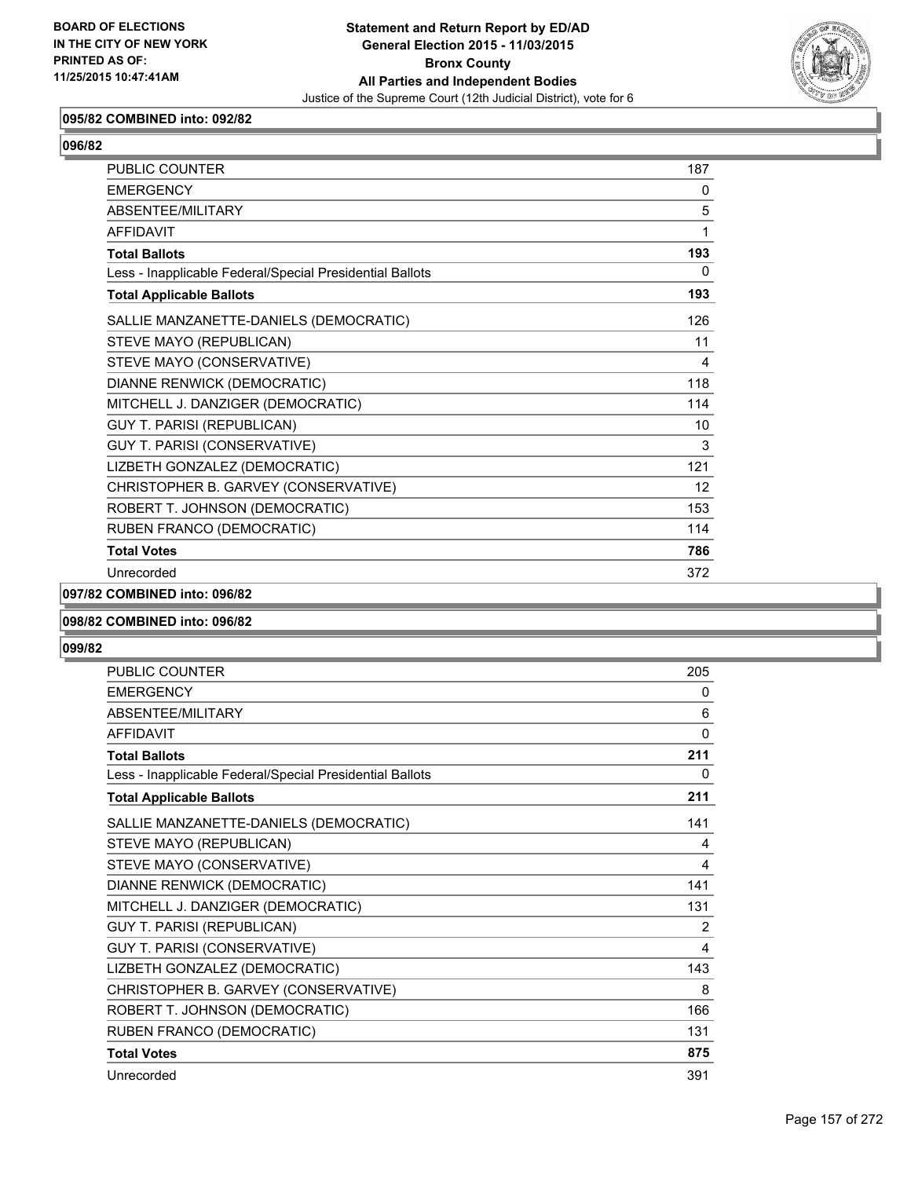**BOARD OF ELECTIONS IN THE CITY OF NEW YORK PRINTED AS OF: 11/25/2015 10:47:41AM**

# Statement and Return Report by ED/AD
## General Election 2015 - 11/03/2015
## Bronx County
## All Parties and Independent Bodies
### Justice of the Supreme Court (12th Judicial District), vote for 6

**095/82 COMBINED into: 092/82**

**096/82**

| | |
|---|---|
| PUBLIC COUNTER | 187 |
| EMERGENCY | 0 |
| ABSENTEE/MILITARY | 5 |
| AFFIDAVIT | 1 |
| **Total Ballots** | **193** |
| Less - Inapplicable Federal/Special Presidential Ballots | 0 |
| **Total Applicable Ballots** | **193** |
| SALLIE MANZANETTE-DANIELS (DEMOCRATIC) | 126 |
| STEVE MAYO (REPUBLICAN) | 11 |
| STEVE MAYO (CONSERVATIVE) | 4 |
| DIANNE RENWICK (DEMOCRATIC) | 118 |
| MITCHELL J. DANZIGER (DEMOCRATIC) | 114 |
| GUY T. PARISI (REPUBLICAN) | 10 |
| GUY T. PARISI (CONSERVATIVE) | 3 |
| LIZBETH GONZALEZ (DEMOCRATIC) | 121 |
| CHRISTOPHER B. GARVEY (CONSERVATIVE) | 12 |
| ROBERT T. JOHNSON (DEMOCRATIC) | 153 |
| RUBEN FRANCO (DEMOCRATIC) | 114 |
| **Total Votes** | **786** |
| Unrecorded | 372 |

**097/82 COMBINED into: 096/82**

**098/82 COMBINED into: 096/82**

**099/82**

| | |
|---|---|
| PUBLIC COUNTER | 205 |
| EMERGENCY | 0 |
| ABSENTEE/MILITARY | 6 |
| AFFIDAVIT | 0 |
| **Total Ballots** | **211** |
| Less - Inapplicable Federal/Special Presidential Ballots | 0 |
| **Total Applicable Ballots** | **211** |
| SALLIE MANZANETTE-DANIELS (DEMOCRATIC) | 141 |
| STEVE MAYO (REPUBLICAN) | 4 |
| STEVE MAYO (CONSERVATIVE) | 4 |
| DIANNE RENWICK (DEMOCRATIC) | 141 |
| MITCHELL J. DANZIGER (DEMOCRATIC) | 131 |
| GUY T. PARISI (REPUBLICAN) | 2 |
| GUY T. PARISI (CONSERVATIVE) | 4 |
| LIZBETH GONZALEZ (DEMOCRATIC) | 143 |
| CHRISTOPHER B. GARVEY (CONSERVATIVE) | 8 |
| ROBERT T. JOHNSON (DEMOCRATIC) | 166 |
| RUBEN FRANCO (DEMOCRATIC) | 131 |
| **Total Votes** | **875** |
| Unrecorded | 391 |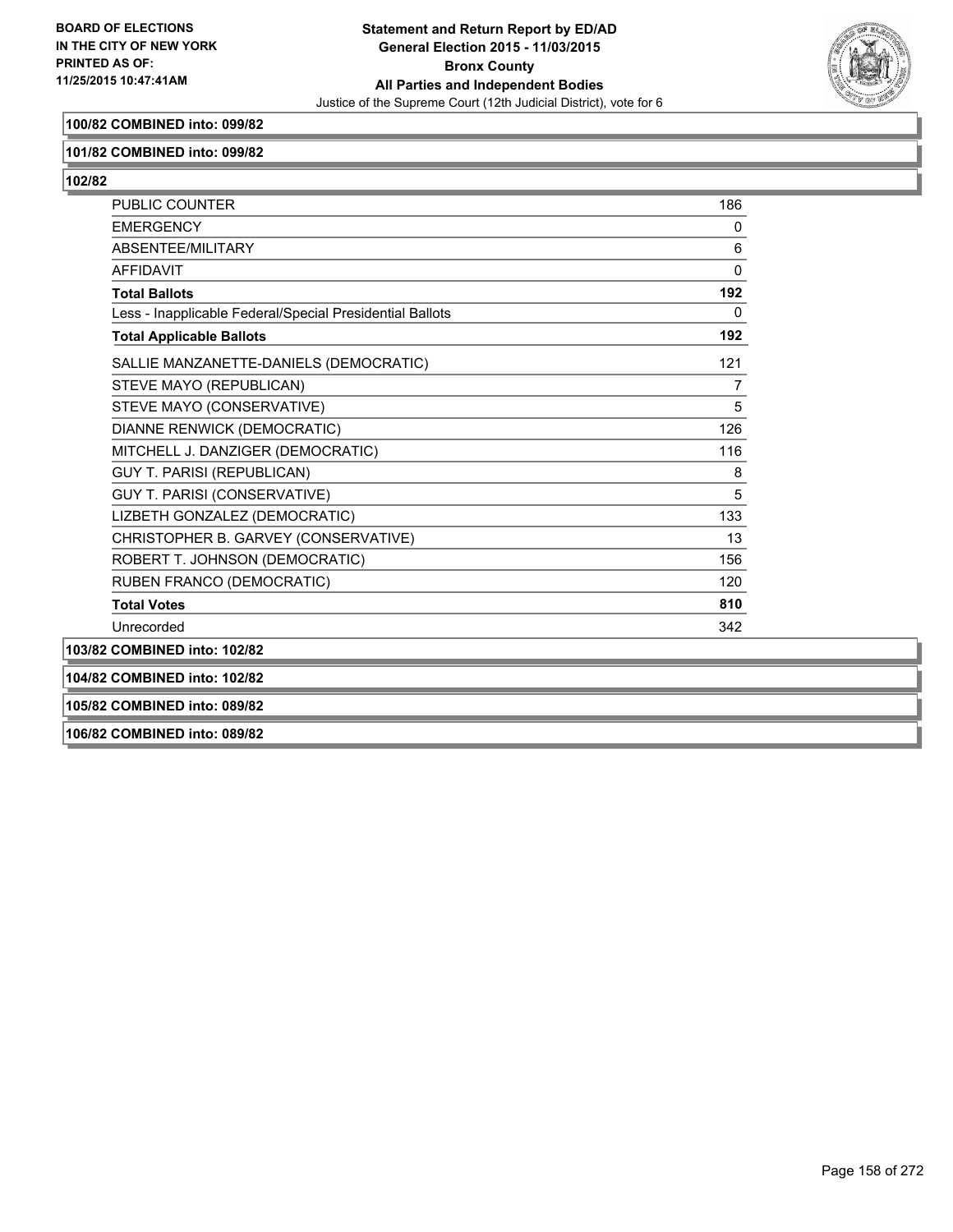**100/82 COMBINED into: 099/82**

**101/82 COMBINED into: 099/82**

**102/82**

| | |
|---|---|
| PUBLIC COUNTER | 186 |
| EMERGENCY | 0 |
| ABSENTEE/MILITARY | 6 |
| AFFIDAVIT | 0 |
| **Total Ballots** | **192** |
| Less - Inapplicable Federal/Special Presidential Ballots | 0 |
| **Total Applicable Ballots** | **192** |
| SALLIE MANZANETTE-DANIELS (DEMOCRATIC) | 121 |
| STEVE MAYO (REPUBLICAN) | 7 |
| STEVE MAYO (CONSERVATIVE) | 5 |
| DIANNE RENWICK (DEMOCRATIC) | 126 |
| MITCHELL J. DANZIGER (DEMOCRATIC) | 116 |
| GUY T. PARISI (REPUBLICAN) | 8 |
| GUY T. PARISI (CONSERVATIVE) | 5 |
| LIZBETH GONZALEZ (DEMOCRATIC) | 133 |
| CHRISTOPHER B. GARVEY (CONSERVATIVE) | 13 |
| ROBERT T. JOHNSON (DEMOCRATIC) | 156 |
| RUBEN FRANCO (DEMOCRATIC) | 120 |
| **Total Votes** | **810** |
| Unrecorded | 342 |

**103/82 COMBINED into: 102/82**

**104/82 COMBINED into: 102/82**

**105/82 COMBINED into: 089/82**

**106/82 COMBINED into: 089/82**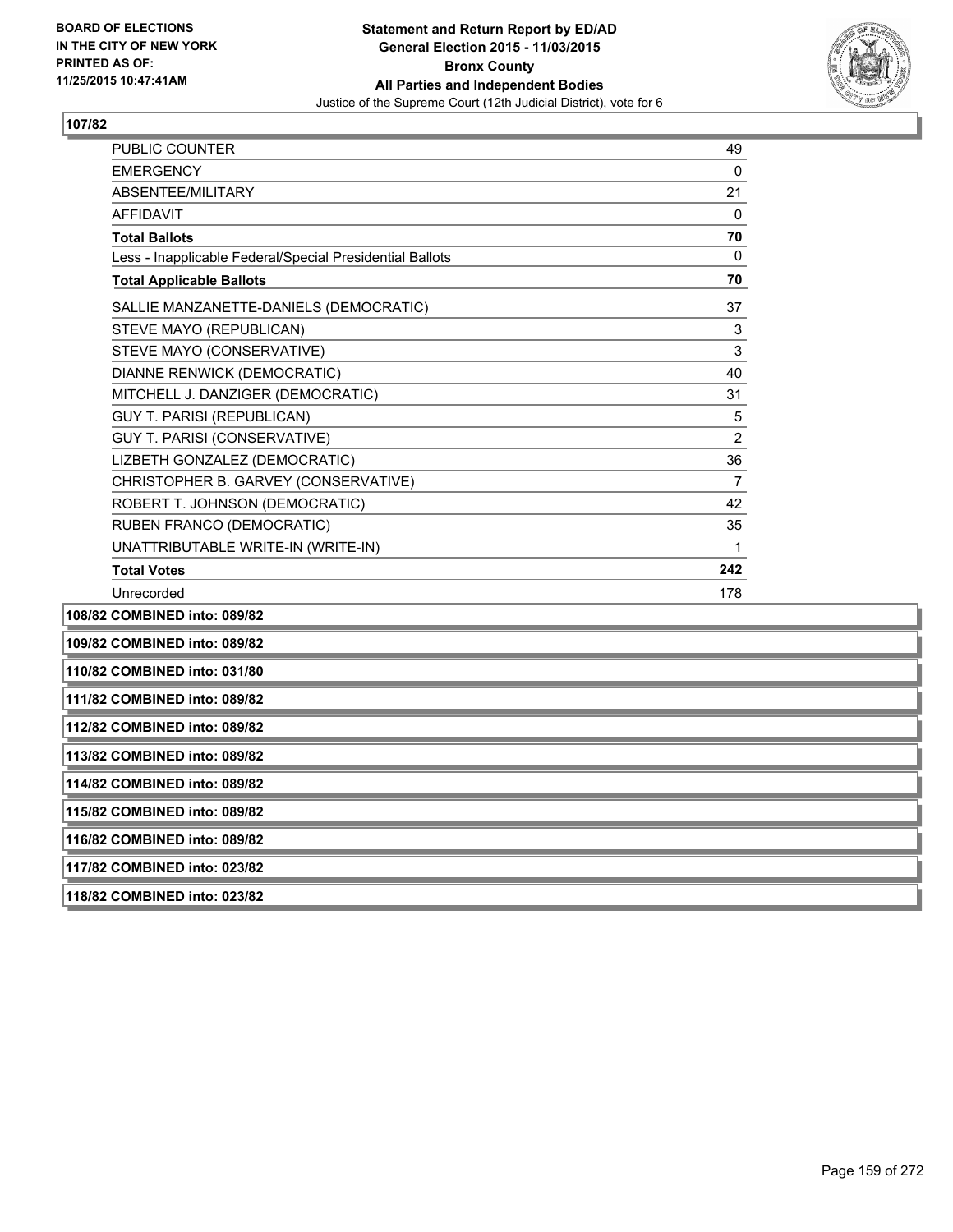**107/82**

| | |
|---|---|
| PUBLIC COUNTER | 49 |
| EMERGENCY | 0 |
| ABSENTEE/MILITARY | 21 |
| AFFIDAVIT | 0 |
| **Total Ballots** | **70** |
| Less - Inapplicable Federal/Special Presidential Ballots | 0 |
| **Total Applicable Ballots** | **70** |
| SALLIE MANZANETTE-DANIELS (DEMOCRATIC) | 37 |
| STEVE MAYO (REPUBLICAN) | 3 |
| STEVE MAYO (CONSERVATIVE) | 3 |
| DIANNE RENWICK (DEMOCRATIC) | 40 |
| MITCHELL J. DANZIGER (DEMOCRATIC) | 31 |
| GUY T. PARISI (REPUBLICAN) | 5 |
| GUY T. PARISI (CONSERVATIVE) | 2 |
| LIZBETH GONZALEZ (DEMOCRATIC) | 36 |
| CHRISTOPHER B. GARVEY (CONSERVATIVE) | 7 |
| ROBERT T. JOHNSON (DEMOCRATIC) | 42 |
| RUBEN FRANCO (DEMOCRATIC) | 35 |
| UNATTRIBUTABLE WRITE-IN (WRITE-IN) | 1 |
| **Total Votes** | **242** |
| Unrecorded | 178 |

**108/82 COMBINED into: 089/82**

**109/82 COMBINED into: 089/82**

**110/82 COMBINED into: 031/80**

**111/82 COMBINED into: 089/82**

**112/82 COMBINED into: 089/82**

**113/82 COMBINED into: 089/82**

**114/82 COMBINED into: 089/82**

**115/82 COMBINED into: 089/82**

**116/82 COMBINED into: 089/82**

**117/82 COMBINED into: 023/82**

**118/82 COMBINED into: 023/82**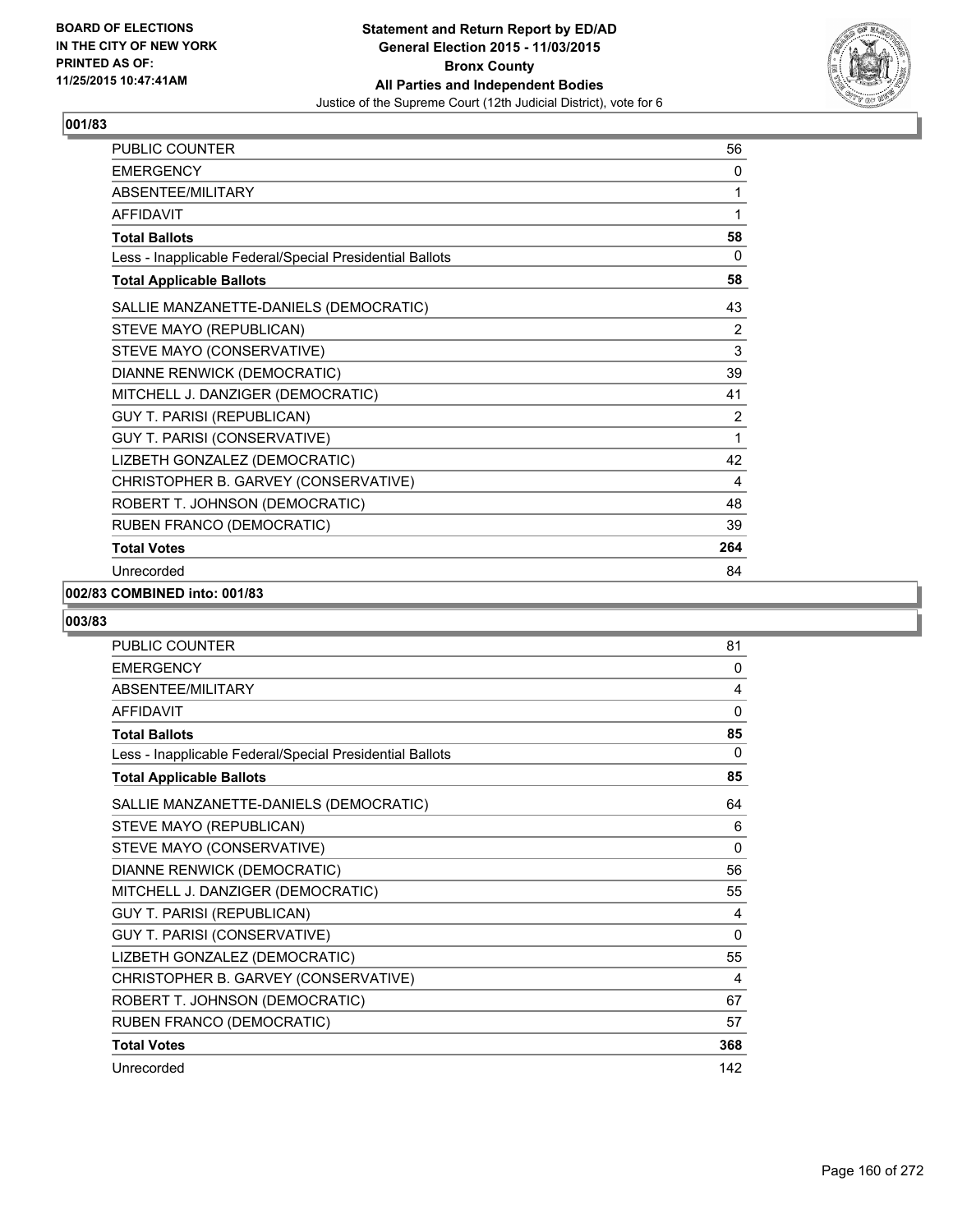**Statement and Return Report by ED/AD**
**General Election 2015 - 11/03/2015**
**Bronx County**
**All Parties and Independent Bodies**
Justice of the Supreme Court (12th Judicial District), vote for 6

BOARD OF ELECTIONS
IN THE CITY OF NEW YORK
PRINTED AS OF:
11/25/2015 10:47:41AM

## 001/83

| | |
|---|---|
| PUBLIC COUNTER | 56 |
| EMERGENCY | 0 |
| ABSENTEE/MILITARY | 1 |
| AFFIDAVIT | 1 |
| **Total Ballots** | **58** |
| Less - Inapplicable Federal/Special Presidential Ballots | 0 |
| **Total Applicable Ballots** | **58** |
| SALLIE MANZANETTE-DANIELS (DEMOCRATIC) | 43 |
| STEVE MAYO (REPUBLICAN) | 2 |
| STEVE MAYO (CONSERVATIVE) | 3 |
| DIANNE RENWICK (DEMOCRATIC) | 39 |
| MITCHELL J. DANZIGER (DEMOCRATIC) | 41 |
| GUY T. PARISI (REPUBLICAN) | 2 |
| GUY T. PARISI (CONSERVATIVE) | 1 |
| LIZBETH GONZALEZ (DEMOCRATIC) | 42 |
| CHRISTOPHER B. GARVEY (CONSERVATIVE) | 4 |
| ROBERT T. JOHNSON (DEMOCRATIC) | 48 |
| RUBEN FRANCO (DEMOCRATIC) | 39 |
| **Total Votes** | **264** |
| Unrecorded | 84 |

## 002/83 COMBINED into: 001/83

## 003/83

| | |
|---|---|
| PUBLIC COUNTER | 81 |
| EMERGENCY | 0 |
| ABSENTEE/MILITARY | 4 |
| AFFIDAVIT | 0 |
| **Total Ballots** | **85** |
| Less - Inapplicable Federal/Special Presidential Ballots | 0 |
| **Total Applicable Ballots** | **85** |
| SALLIE MANZANETTE-DANIELS (DEMOCRATIC) | 64 |
| STEVE MAYO (REPUBLICAN) | 6 |
| STEVE MAYO (CONSERVATIVE) | 0 |
| DIANNE RENWICK (DEMOCRATIC) | 56 |
| MITCHELL J. DANZIGER (DEMOCRATIC) | 55 |
| GUY T. PARISI (REPUBLICAN) | 4 |
| GUY T. PARISI (CONSERVATIVE) | 0 |
| LIZBETH GONZALEZ (DEMOCRATIC) | 55 |
| CHRISTOPHER B. GARVEY (CONSERVATIVE) | 4 |
| ROBERT T. JOHNSON (DEMOCRATIC) | 67 |
| RUBEN FRANCO (DEMOCRATIC) | 57 |
| **Total Votes** | **368** |
| Unrecorded | 142 |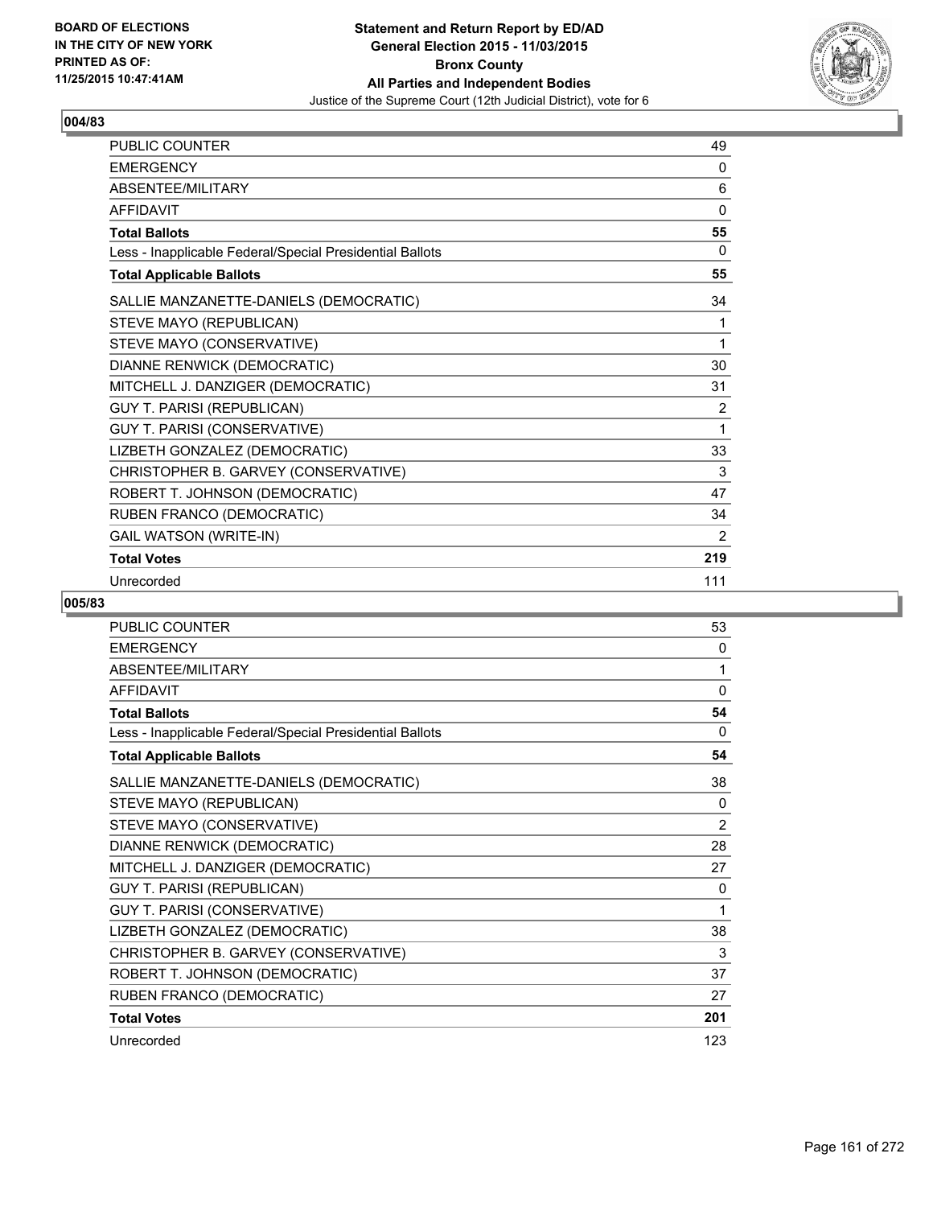BOARD OF ELECTIONS
IN THE CITY OF NEW YORK
PRINTED AS OF:
11/25/2015 10:47:41AM

**Statement and Return Report by ED/AD**
**General Election 2015 - 11/03/2015**
**Bronx County**
**All Parties and Independent Bodies**
Justice of the Supreme Court (12th Judicial District), vote for 6

## 004/83

| | |
|---|---|
| PUBLIC COUNTER | 49 |
| EMERGENCY | 0 |
| ABSENTEE/MILITARY | 6 |
| AFFIDAVIT | 0 |
| **Total Ballots** | **55** |
| Less - Inapplicable Federal/Special Presidential Ballots | 0 |
| **Total Applicable Ballots** | **55** |
| SALLIE MANZANETTE-DANIELS (DEMOCRATIC) | 34 |
| STEVE MAYO (REPUBLICAN) | 1 |
| STEVE MAYO (CONSERVATIVE) | 1 |
| DIANNE RENWICK (DEMOCRATIC) | 30 |
| MITCHELL J. DANZIGER (DEMOCRATIC) | 31 |
| GUY T. PARISI (REPUBLICAN) | 2 |
| GUY T. PARISI (CONSERVATIVE) | 1 |
| LIZBETH GONZALEZ (DEMOCRATIC) | 33 |
| CHRISTOPHER B. GARVEY (CONSERVATIVE) | 3 |
| ROBERT T. JOHNSON (DEMOCRATIC) | 47 |
| RUBEN FRANCO (DEMOCRATIC) | 34 |
| GAIL WATSON (WRITE-IN) | 2 |
| **Total Votes** | **219** |
| Unrecorded | 111 |

## 005/83

| | |
|---|---|
| PUBLIC COUNTER | 53 |
| EMERGENCY | 0 |
| ABSENTEE/MILITARY | 1 |
| AFFIDAVIT | 0 |
| **Total Ballots** | **54** |
| Less - Inapplicable Federal/Special Presidential Ballots | 0 |
| **Total Applicable Ballots** | **54** |
| SALLIE MANZANETTE-DANIELS (DEMOCRATIC) | 38 |
| STEVE MAYO (REPUBLICAN) | 0 |
| STEVE MAYO (CONSERVATIVE) | 2 |
| DIANNE RENWICK (DEMOCRATIC) | 28 |
| MITCHELL J. DANZIGER (DEMOCRATIC) | 27 |
| GUY T. PARISI (REPUBLICAN) | 0 |
| GUY T. PARISI (CONSERVATIVE) | 1 |
| LIZBETH GONZALEZ (DEMOCRATIC) | 38 |
| CHRISTOPHER B. GARVEY (CONSERVATIVE) | 3 |
| ROBERT T. JOHNSON (DEMOCRATIC) | 37 |
| RUBEN FRANCO (DEMOCRATIC) | 27 |
| **Total Votes** | **201** |
| Unrecorded | 123 |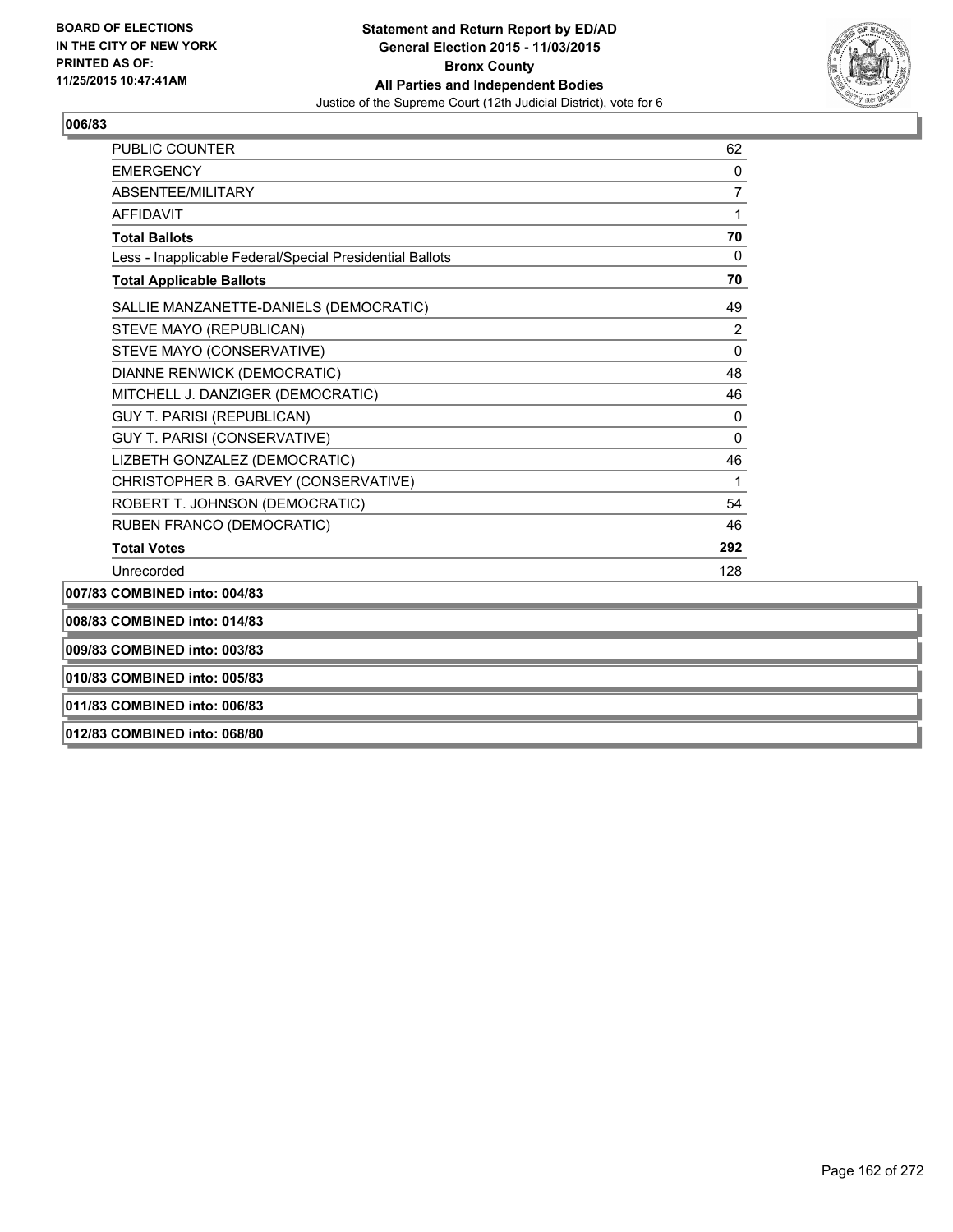## 006/83

| | |
|---|---|
| PUBLIC COUNTER | 62 |
| EMERGENCY | 0 |
| ABSENTEE/MILITARY | 7 |
| AFFIDAVIT | 1 |
| **Total Ballots** | **70** |
| Less - Inapplicable Federal/Special Presidential Ballots | 0 |
| **Total Applicable Ballots** | **70** |
| SALLIE MANZANETTE-DANIELS (DEMOCRATIC) | 49 |
| STEVE MAYO (REPUBLICAN) | 2 |
| STEVE MAYO (CONSERVATIVE) | 0 |
| DIANNE RENWICK (DEMOCRATIC) | 48 |
| MITCHELL J. DANZIGER (DEMOCRATIC) | 46 |
| GUY T. PARISI (REPUBLICAN) | 0 |
| GUY T. PARISI (CONSERVATIVE) | 0 |
| LIZBETH GONZALEZ (DEMOCRATIC) | 46 |
| CHRISTOPHER B. GARVEY (CONSERVATIVE) | 1 |
| ROBERT T. JOHNSON (DEMOCRATIC) | 54 |
| RUBEN FRANCO (DEMOCRATIC) | 46 |
| **Total Votes** | **292** |
| Unrecorded | 128 |

**007/83 COMBINED into: 004/83**

**008/83 COMBINED into: 014/83**

**009/83 COMBINED into: 003/83**

**010/83 COMBINED into: 005/83**

**011/83 COMBINED into: 006/83**

**012/83 COMBINED into: 068/80**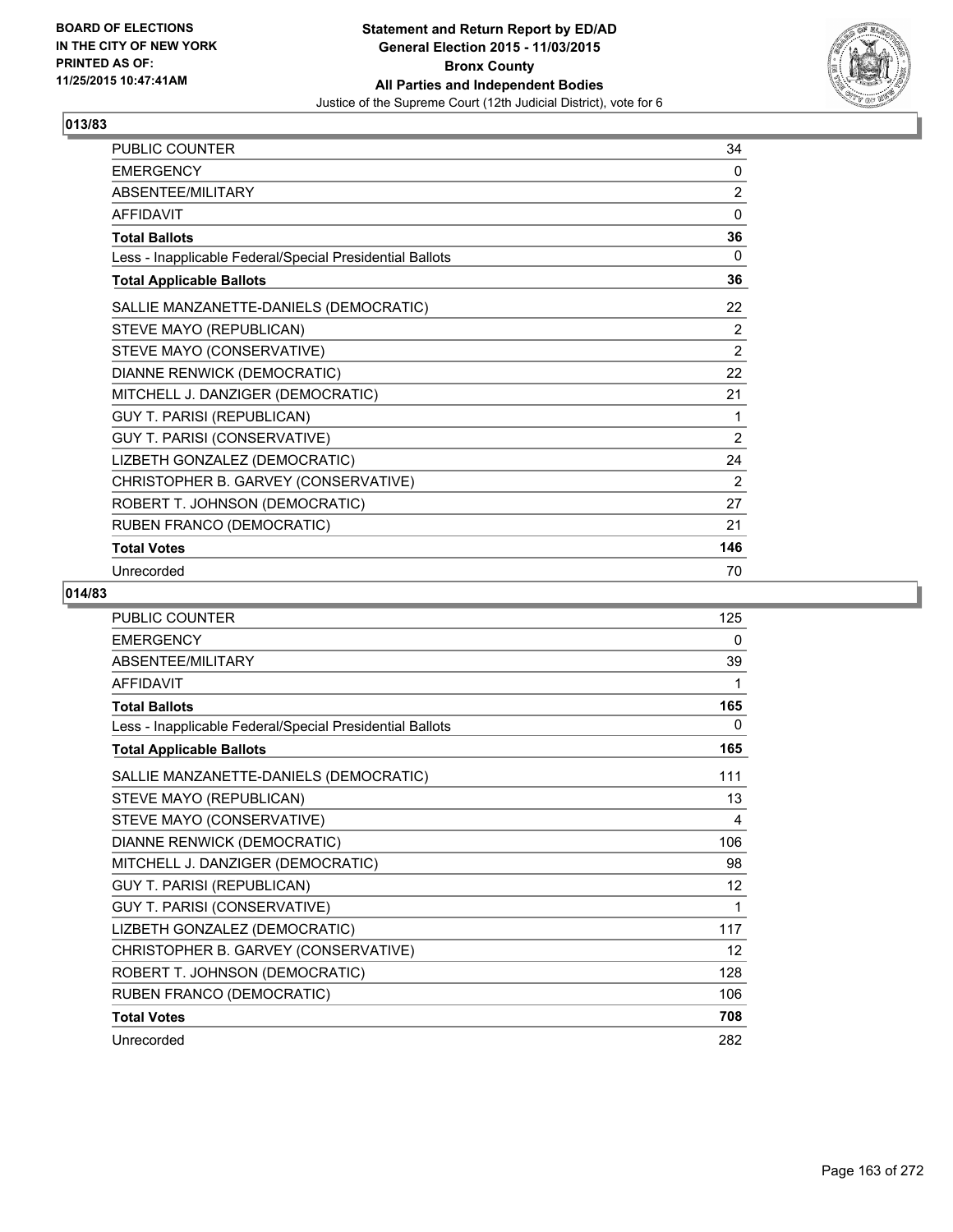BOARD OF ELECTIONS
IN THE CITY OF NEW YORK
PRINTED AS OF:
11/25/2015 10:47:41AM

**Statement and Return Report by ED/AD**
**General Election 2015 - 11/03/2015**
**Bronx County**
**All Parties and Independent Bodies**
Justice of the Supreme Court (12th Judicial District), vote for 6

## 013/83

| | |
|---|---|
| PUBLIC COUNTER | 34 |
| EMERGENCY | 0 |
| ABSENTEE/MILITARY | 2 |
| AFFIDAVIT | 0 |
| **Total Ballots** | **36** |
| Less - Inapplicable Federal/Special Presidential Ballots | 0 |
| **Total Applicable Ballots** | **36** |
| SALLIE MANZANETTE-DANIELS (DEMOCRATIC) | 22 |
| STEVE MAYO (REPUBLICAN) | 2 |
| STEVE MAYO (CONSERVATIVE) | 2 |
| DIANNE RENWICK (DEMOCRATIC) | 22 |
| MITCHELL J. DANZIGER (DEMOCRATIC) | 21 |
| GUY T. PARISI (REPUBLICAN) | 1 |
| GUY T. PARISI (CONSERVATIVE) | 2 |
| LIZBETH GONZALEZ (DEMOCRATIC) | 24 |
| CHRISTOPHER B. GARVEY (CONSERVATIVE) | 2 |
| ROBERT T. JOHNSON (DEMOCRATIC) | 27 |
| RUBEN FRANCO (DEMOCRATIC) | 21 |
| **Total Votes** | **146** |
| Unrecorded | 70 |

## 014/83

| | |
|---|---|
| PUBLIC COUNTER | 125 |
| EMERGENCY | 0 |
| ABSENTEE/MILITARY | 39 |
| AFFIDAVIT | 1 |
| **Total Ballots** | **165** |
| Less - Inapplicable Federal/Special Presidential Ballots | 0 |
| **Total Applicable Ballots** | **165** |
| SALLIE MANZANETTE-DANIELS (DEMOCRATIC) | 111 |
| STEVE MAYO (REPUBLICAN) | 13 |
| STEVE MAYO (CONSERVATIVE) | 4 |
| DIANNE RENWICK (DEMOCRATIC) | 106 |
| MITCHELL J. DANZIGER (DEMOCRATIC) | 98 |
| GUY T. PARISI (REPUBLICAN) | 12 |
| GUY T. PARISI (CONSERVATIVE) | 1 |
| LIZBETH GONZALEZ (DEMOCRATIC) | 117 |
| CHRISTOPHER B. GARVEY (CONSERVATIVE) | 12 |
| ROBERT T. JOHNSON (DEMOCRATIC) | 128 |
| RUBEN FRANCO (DEMOCRATIC) | 106 |
| **Total Votes** | **708** |
| Unrecorded | 282 |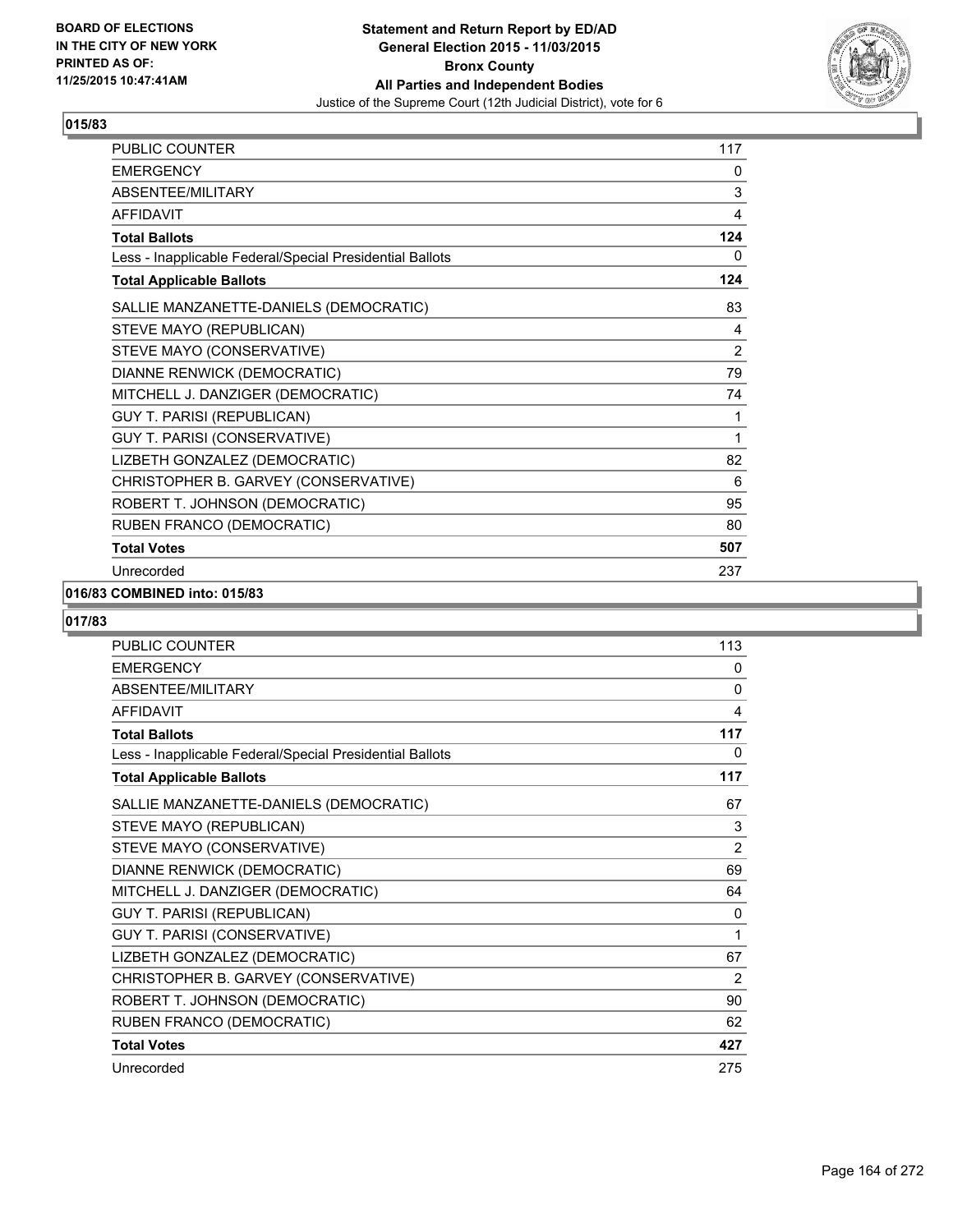**BOARD OF ELECTIONS IN THE CITY OF NEW YORK PRINTED AS OF: 11/25/2015 10:47:41AM**

**Statement and Return Report by ED/AD**
**General Election 2015 - 11/03/2015**
**Bronx County**
**All Parties and Independent Bodies**
Justice of the Supreme Court (12th Judicial District), vote for 6

## 015/83

| | |
|---|---|
| PUBLIC COUNTER | 117 |
| EMERGENCY | 0 |
| ABSENTEE/MILITARY | 3 |
| AFFIDAVIT | 4 |
| **Total Ballots** | **124** |
| Less - Inapplicable Federal/Special Presidential Ballots | 0 |
| **Total Applicable Ballots** | **124** |
| SALLIE MANZANETTE-DANIELS (DEMOCRATIC) | 83 |
| STEVE MAYO (REPUBLICAN) | 4 |
| STEVE MAYO (CONSERVATIVE) | 2 |
| DIANNE RENWICK (DEMOCRATIC) | 79 |
| MITCHELL J. DANZIGER (DEMOCRATIC) | 74 |
| GUY T. PARISI (REPUBLICAN) | 1 |
| GUY T. PARISI (CONSERVATIVE) | 1 |
| LIZBETH GONZALEZ (DEMOCRATIC) | 82 |
| CHRISTOPHER B. GARVEY (CONSERVATIVE) | 6 |
| ROBERT T. JOHNSON (DEMOCRATIC) | 95 |
| RUBEN FRANCO (DEMOCRATIC) | 80 |
| **Total Votes** | **507** |
| Unrecorded | 237 |

## 016/83 COMBINED into: 015/83

## 017/83

| | |
|---|---|
| PUBLIC COUNTER | 113 |
| EMERGENCY | 0 |
| ABSENTEE/MILITARY | 0 |
| AFFIDAVIT | 4 |
| **Total Ballots** | **117** |
| Less - Inapplicable Federal/Special Presidential Ballots | 0 |
| **Total Applicable Ballots** | **117** |
| SALLIE MANZANETTE-DANIELS (DEMOCRATIC) | 67 |
| STEVE MAYO (REPUBLICAN) | 3 |
| STEVE MAYO (CONSERVATIVE) | 2 |
| DIANNE RENWICK (DEMOCRATIC) | 69 |
| MITCHELL J. DANZIGER (DEMOCRATIC) | 64 |
| GUY T. PARISI (REPUBLICAN) | 0 |
| GUY T. PARISI (CONSERVATIVE) | 1 |
| LIZBETH GONZALEZ (DEMOCRATIC) | 67 |
| CHRISTOPHER B. GARVEY (CONSERVATIVE) | 2 |
| ROBERT T. JOHNSON (DEMOCRATIC) | 90 |
| RUBEN FRANCO (DEMOCRATIC) | 62 |
| **Total Votes** | **427** |
| Unrecorded | 275 |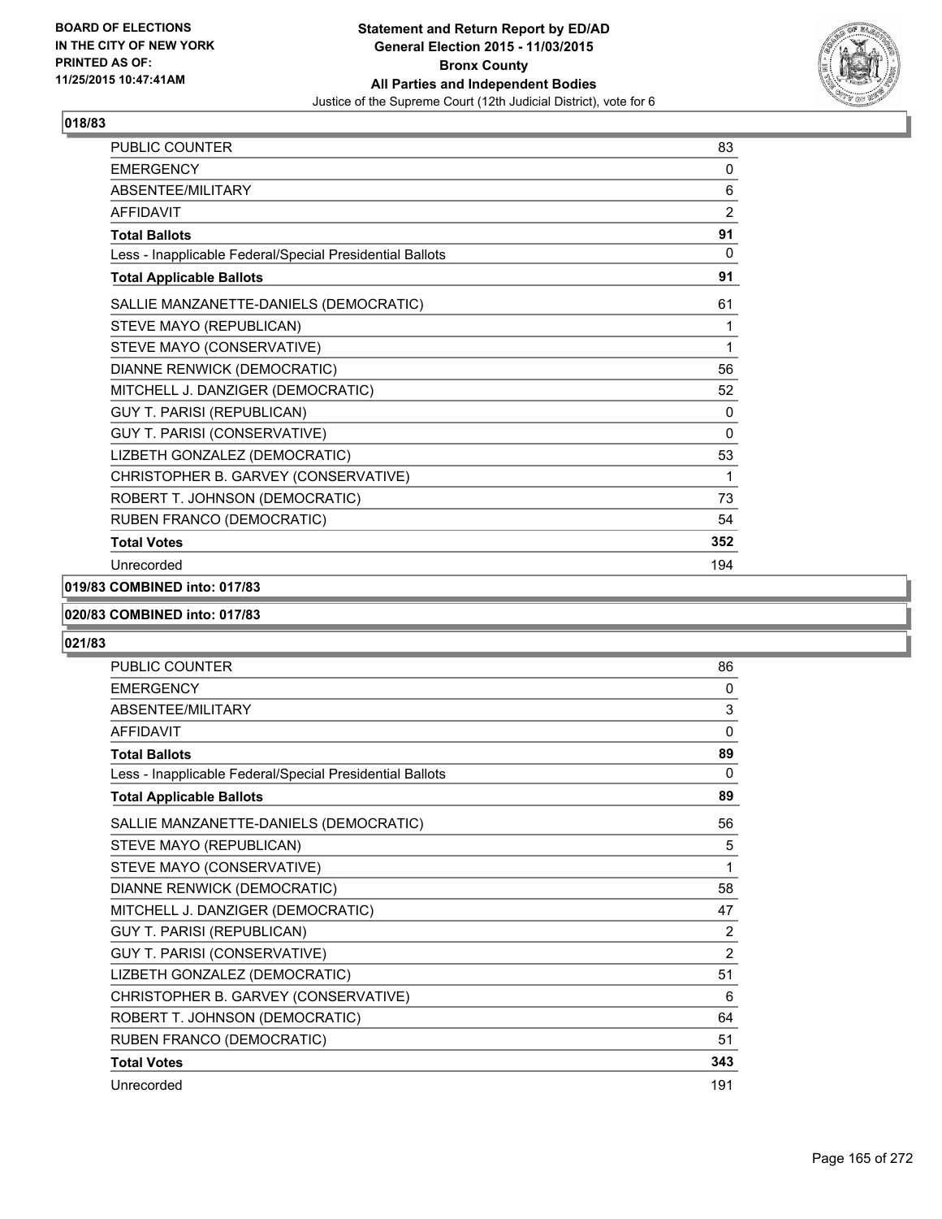## 018/83

| | |
|---|---|
| PUBLIC COUNTER | 83 |
| EMERGENCY | 0 |
| ABSENTEE/MILITARY | 6 |
| AFFIDAVIT | 2 |
| **Total Ballots** | **91** |
| Less - Inapplicable Federal/Special Presidential Ballots | 0 |
| **Total Applicable Ballots** | **91** |
| SALLIE MANZANETTE-DANIELS (DEMOCRATIC) | 61 |
| STEVE MAYO (REPUBLICAN) | 1 |
| STEVE MAYO (CONSERVATIVE) | 1 |
| DIANNE RENWICK (DEMOCRATIC) | 56 |
| MITCHELL J. DANZIGER (DEMOCRATIC) | 52 |
| GUY T. PARISI (REPUBLICAN) | 0 |
| GUY T. PARISI (CONSERVATIVE) | 0 |
| LIZBETH GONZALEZ (DEMOCRATIC) | 53 |
| CHRISTOPHER B. GARVEY (CONSERVATIVE) | 1 |
| ROBERT T. JOHNSON (DEMOCRATIC) | 73 |
| RUBEN FRANCO (DEMOCRATIC) | 54 |
| **Total Votes** | **352** |
| Unrecorded | 194 |

## 019/83 COMBINED into: 017/83

## 020/83 COMBINED into: 017/83

## 021/83

| | |
|---|---|
| PUBLIC COUNTER | 86 |
| EMERGENCY | 0 |
| ABSENTEE/MILITARY | 3 |
| AFFIDAVIT | 0 |
| **Total Ballots** | **89** |
| Less - Inapplicable Federal/Special Presidential Ballots | 0 |
| **Total Applicable Ballots** | **89** |
| SALLIE MANZANETTE-DANIELS (DEMOCRATIC) | 56 |
| STEVE MAYO (REPUBLICAN) | 5 |
| STEVE MAYO (CONSERVATIVE) | 1 |
| DIANNE RENWICK (DEMOCRATIC) | 58 |
| MITCHELL J. DANZIGER (DEMOCRATIC) | 47 |
| GUY T. PARISI (REPUBLICAN) | 2 |
| GUY T. PARISI (CONSERVATIVE) | 2 |
| LIZBETH GONZALEZ (DEMOCRATIC) | 51 |
| CHRISTOPHER B. GARVEY (CONSERVATIVE) | 6 |
| ROBERT T. JOHNSON (DEMOCRATIC) | 64 |
| RUBEN FRANCO (DEMOCRATIC) | 51 |
| **Total Votes** | **343** |
| Unrecorded | 191 |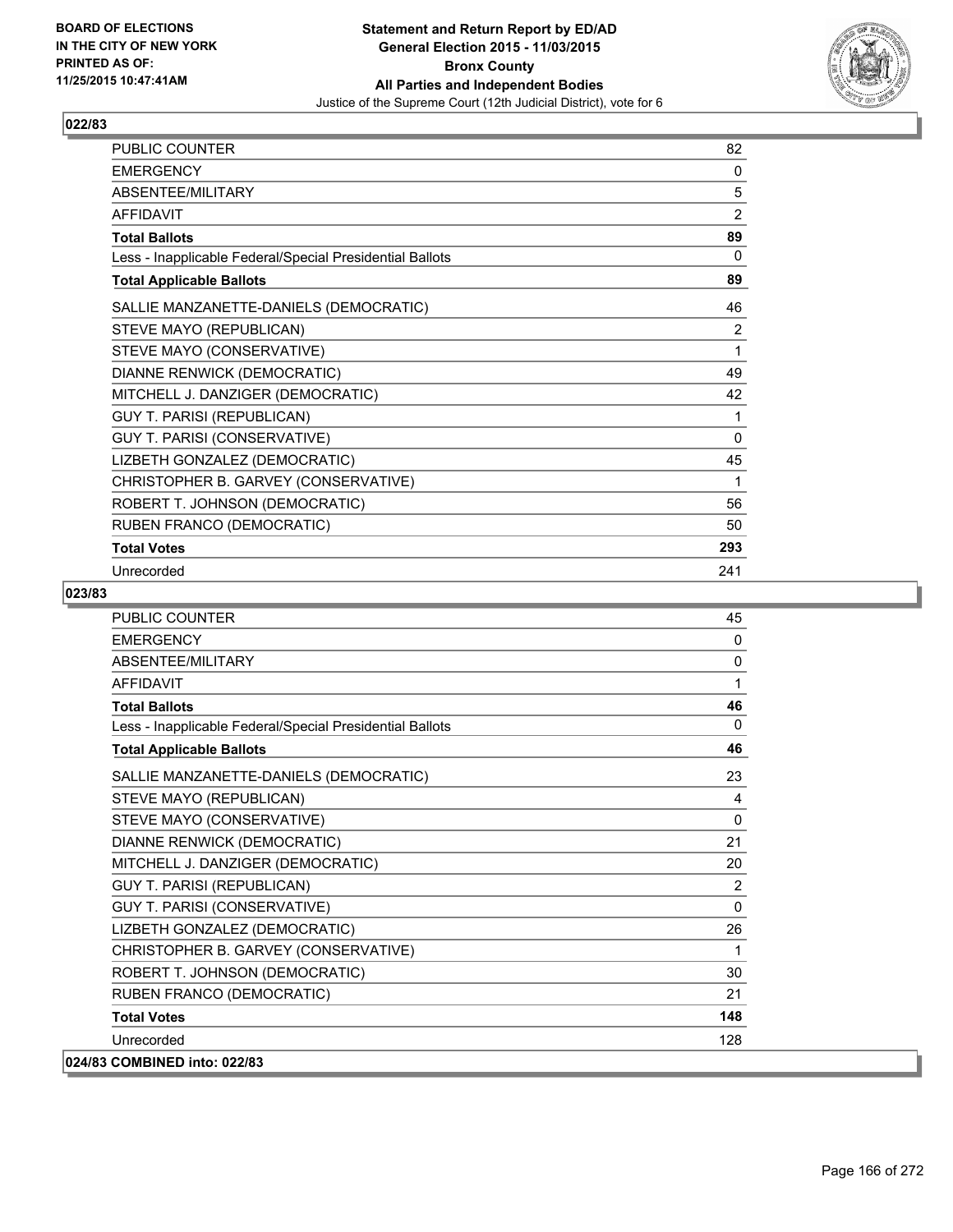BOARD OF ELECTIONS
IN THE CITY OF NEW YORK
PRINTED AS OF:
11/25/2015 10:47:41AM

**Statement and Return Report by ED/AD**
**General Election 2015 - 11/03/2015**
**Bronx County**
**All Parties and Independent Bodies**
Justice of the Supreme Court (12th Judicial District), vote for 6

## 022/83

| | |
|---|---|
| PUBLIC COUNTER | 82 |
| EMERGENCY | 0 |
| ABSENTEE/MILITARY | 5 |
| AFFIDAVIT | 2 |
| **Total Ballots** | **89** |
| Less - Inapplicable Federal/Special Presidential Ballots | 0 |
| **Total Applicable Ballots** | **89** |
| SALLIE MANZANETTE-DANIELS (DEMOCRATIC) | 46 |
| STEVE MAYO (REPUBLICAN) | 2 |
| STEVE MAYO (CONSERVATIVE) | 1 |
| DIANNE RENWICK (DEMOCRATIC) | 49 |
| MITCHELL J. DANZIGER (DEMOCRATIC) | 42 |
| GUY T. PARISI (REPUBLICAN) | 1 |
| GUY T. PARISI (CONSERVATIVE) | 0 |
| LIZBETH GONZALEZ (DEMOCRATIC) | 45 |
| CHRISTOPHER B. GARVEY (CONSERVATIVE) | 1 |
| ROBERT T. JOHNSON (DEMOCRATIC) | 56 |
| RUBEN FRANCO (DEMOCRATIC) | 50 |
| **Total Votes** | **293** |
| Unrecorded | 241 |

## 023/83

| | |
|---|---|
| PUBLIC COUNTER | 45 |
| EMERGENCY | 0 |
| ABSENTEE/MILITARY | 0 |
| AFFIDAVIT | 1 |
| **Total Ballots** | **46** |
| Less - Inapplicable Federal/Special Presidential Ballots | 0 |
| **Total Applicable Ballots** | **46** |
| SALLIE MANZANETTE-DANIELS (DEMOCRATIC) | 23 |
| STEVE MAYO (REPUBLICAN) | 4 |
| STEVE MAYO (CONSERVATIVE) | 0 |
| DIANNE RENWICK (DEMOCRATIC) | 21 |
| MITCHELL J. DANZIGER (DEMOCRATIC) | 20 |
| GUY T. PARISI (REPUBLICAN) | 2 |
| GUY T. PARISI (CONSERVATIVE) | 0 |
| LIZBETH GONZALEZ (DEMOCRATIC) | 26 |
| CHRISTOPHER B. GARVEY (CONSERVATIVE) | 1 |
| ROBERT T. JOHNSON (DEMOCRATIC) | 30 |
| RUBEN FRANCO (DEMOCRATIC) | 21 |
| **Total Votes** | **148** |
| Unrecorded | 128 |

## 024/83 COMBINED into: 022/83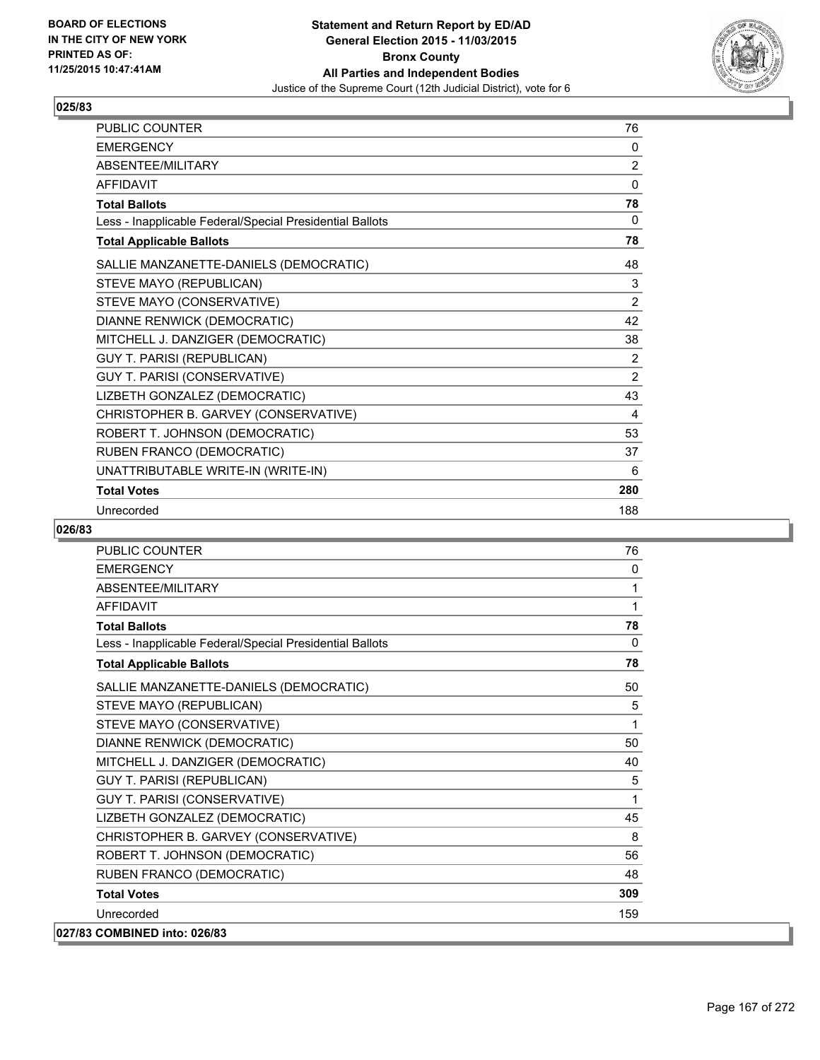BOARD OF ELECTIONS
IN THE CITY OF NEW YORK
PRINTED AS OF:
11/25/2015 10:47:41AM

**Statement and Return Report by ED/AD**
**General Election 2015 - 11/03/2015**
**Bronx County**
**All Parties and Independent Bodies**
Justice of the Supreme Court (12th Judicial District), vote for 6

## 025/83

| | |
|---|---|
| PUBLIC COUNTER | 76 |
| EMERGENCY | 0 |
| ABSENTEE/MILITARY | 2 |
| AFFIDAVIT | 0 |
| **Total Ballots** | **78** |
| Less - Inapplicable Federal/Special Presidential Ballots | 0 |
| **Total Applicable Ballots** | **78** |
| SALLIE MANZANETTE-DANIELS (DEMOCRATIC) | 48 |
| STEVE MAYO (REPUBLICAN) | 3 |
| STEVE MAYO (CONSERVATIVE) | 2 |
| DIANNE RENWICK (DEMOCRATIC) | 42 |
| MITCHELL J. DANZIGER (DEMOCRATIC) | 38 |
| GUY T. PARISI (REPUBLICAN) | 2 |
| GUY T. PARISI (CONSERVATIVE) | 2 |
| LIZBETH GONZALEZ (DEMOCRATIC) | 43 |
| CHRISTOPHER B. GARVEY (CONSERVATIVE) | 4 |
| ROBERT T. JOHNSON (DEMOCRATIC) | 53 |
| RUBEN FRANCO (DEMOCRATIC) | 37 |
| UNATTRIBUTABLE WRITE-IN (WRITE-IN) | 6 |
| **Total Votes** | **280** |
| Unrecorded | 188 |

## 026/83

| | |
|---|---|
| PUBLIC COUNTER | 76 |
| EMERGENCY | 0 |
| ABSENTEE/MILITARY | 1 |
| AFFIDAVIT | 1 |
| **Total Ballots** | **78** |
| Less - Inapplicable Federal/Special Presidential Ballots | 0 |
| **Total Applicable Ballots** | **78** |
| SALLIE MANZANETTE-DANIELS (DEMOCRATIC) | 50 |
| STEVE MAYO (REPUBLICAN) | 5 |
| STEVE MAYO (CONSERVATIVE) | 1 |
| DIANNE RENWICK (DEMOCRATIC) | 50 |
| MITCHELL J. DANZIGER (DEMOCRATIC) | 40 |
| GUY T. PARISI (REPUBLICAN) | 5 |
| GUY T. PARISI (CONSERVATIVE) | 1 |
| LIZBETH GONZALEZ (DEMOCRATIC) | 45 |
| CHRISTOPHER B. GARVEY (CONSERVATIVE) | 8 |
| ROBERT T. JOHNSON (DEMOCRATIC) | 56 |
| RUBEN FRANCO (DEMOCRATIC) | 48 |
| **Total Votes** | **309** |
| Unrecorded | 159 |

## 027/83 COMBINED into: 026/83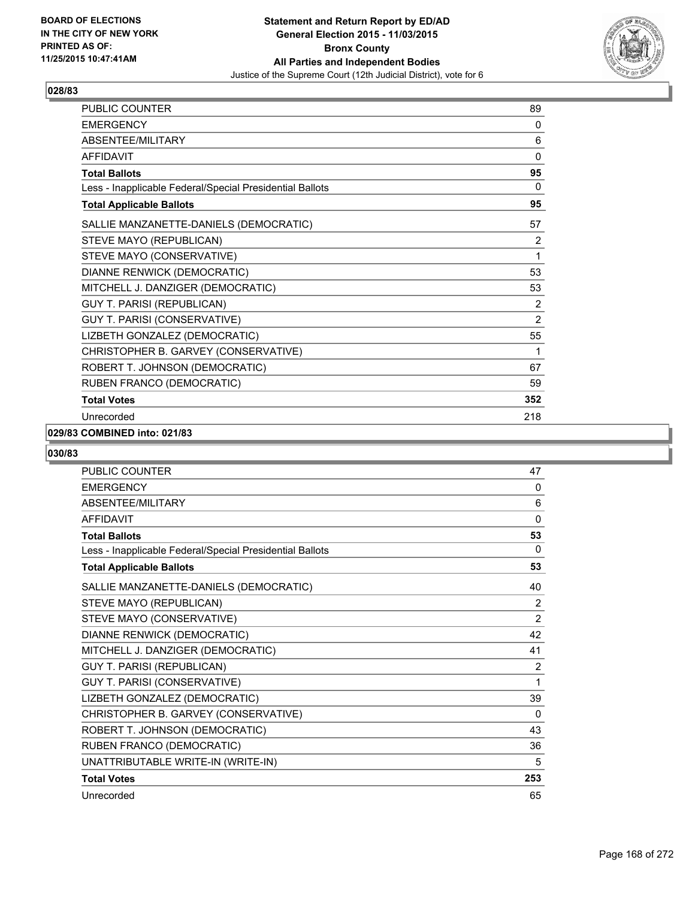**BOARD OF ELECTIONS IN THE CITY OF NEW YORK PRINTED AS OF: 11/25/2015 10:47:41AM**

**Statement and Return Report by ED/AD General Election 2015 - 11/03/2015 Bronx County All Parties and Independent Bodies**

Justice of the Supreme Court (12th Judicial District), vote for 6

## 028/83

| | |
|---|---|
| PUBLIC COUNTER | 89 |
| EMERGENCY | 0 |
| ABSENTEE/MILITARY | 6 |
| AFFIDAVIT | 0 |
| **Total Ballots** | **95** |
| Less - Inapplicable Federal/Special Presidential Ballots | 0 |
| **Total Applicable Ballots** | **95** |
| SALLIE MANZANETTE-DANIELS (DEMOCRATIC) | 57 |
| STEVE MAYO (REPUBLICAN) | 2 |
| STEVE MAYO (CONSERVATIVE) | 1 |
| DIANNE RENWICK (DEMOCRATIC) | 53 |
| MITCHELL J. DANZIGER (DEMOCRATIC) | 53 |
| GUY T. PARISI (REPUBLICAN) | 2 |
| GUY T. PARISI (CONSERVATIVE) | 2 |
| LIZBETH GONZALEZ (DEMOCRATIC) | 55 |
| CHRISTOPHER B. GARVEY (CONSERVATIVE) | 1 |
| ROBERT T. JOHNSON (DEMOCRATIC) | 67 |
| RUBEN FRANCO (DEMOCRATIC) | 59 |
| **Total Votes** | **352** |
| Unrecorded | 218 |

## 029/83 COMBINED into: 021/83

## 030/83

| | |
|---|---|
| PUBLIC COUNTER | 47 |
| EMERGENCY | 0 |
| ABSENTEE/MILITARY | 6 |
| AFFIDAVIT | 0 |
| **Total Ballots** | **53** |
| Less - Inapplicable Federal/Special Presidential Ballots | 0 |
| **Total Applicable Ballots** | **53** |
| SALLIE MANZANETTE-DANIELS (DEMOCRATIC) | 40 |
| STEVE MAYO (REPUBLICAN) | 2 |
| STEVE MAYO (CONSERVATIVE) | 2 |
| DIANNE RENWICK (DEMOCRATIC) | 42 |
| MITCHELL J. DANZIGER (DEMOCRATIC) | 41 |
| GUY T. PARISI (REPUBLICAN) | 2 |
| GUY T. PARISI (CONSERVATIVE) | 1 |
| LIZBETH GONZALEZ (DEMOCRATIC) | 39 |
| CHRISTOPHER B. GARVEY (CONSERVATIVE) | 0 |
| ROBERT T. JOHNSON (DEMOCRATIC) | 43 |
| RUBEN FRANCO (DEMOCRATIC) | 36 |
| UNATTRIBUTABLE WRITE-IN (WRITE-IN) | 5 |
| **Total Votes** | **253** |
| Unrecorded | 65 |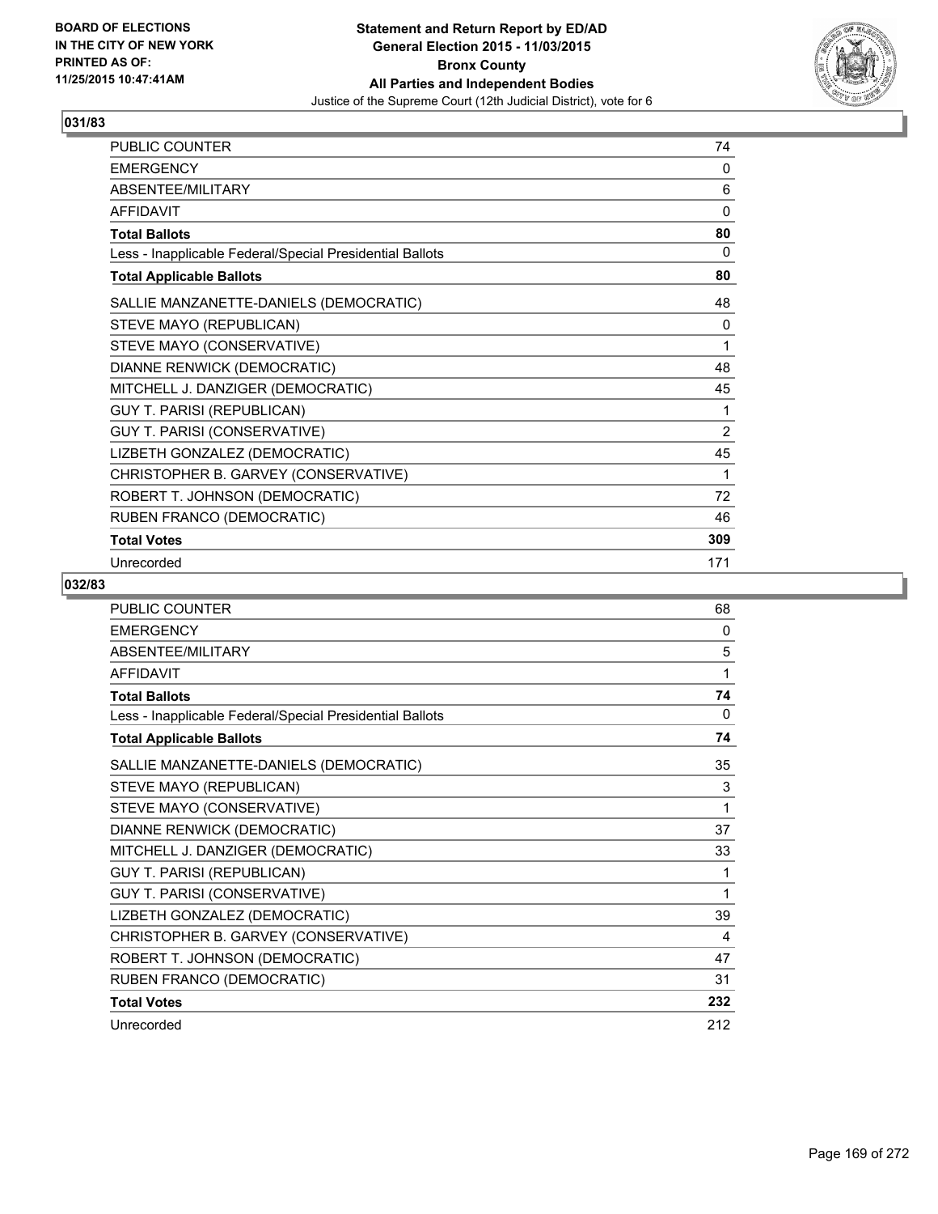**Statement and Return Report by ED/AD**
**General Election 2015 - 11/03/2015**
**Bronx County**
**All Parties and Independent Bodies**
Justice of the Supreme Court (12th Judicial District), vote for 6

BOARD OF ELECTIONS IN THE CITY OF NEW YORK PRINTED AS OF: 11/25/2015 10:47:41AM

## 031/83

| | |
|---|---|
| PUBLIC COUNTER | 74 |
| EMERGENCY | 0 |
| ABSENTEE/MILITARY | 6 |
| AFFIDAVIT | 0 |
| **Total Ballots** | **80** |
| Less - Inapplicable Federal/Special Presidential Ballots | 0 |
| **Total Applicable Ballots** | **80** |
| SALLIE MANZANETTE-DANIELS (DEMOCRATIC) | 48 |
| STEVE MAYO (REPUBLICAN) | 0 |
| STEVE MAYO (CONSERVATIVE) | 1 |
| DIANNE RENWICK (DEMOCRATIC) | 48 |
| MITCHELL J. DANZIGER (DEMOCRATIC) | 45 |
| GUY T. PARISI (REPUBLICAN) | 1 |
| GUY T. PARISI (CONSERVATIVE) | 2 |
| LIZBETH GONZALEZ (DEMOCRATIC) | 45 |
| CHRISTOPHER B. GARVEY (CONSERVATIVE) | 1 |
| ROBERT T. JOHNSON (DEMOCRATIC) | 72 |
| RUBEN FRANCO (DEMOCRATIC) | 46 |
| **Total Votes** | **309** |
| Unrecorded | 171 |

## 032/83

| | |
|---|---|
| PUBLIC COUNTER | 68 |
| EMERGENCY | 0 |
| ABSENTEE/MILITARY | 5 |
| AFFIDAVIT | 1 |
| **Total Ballots** | **74** |
| Less - Inapplicable Federal/Special Presidential Ballots | 0 |
| **Total Applicable Ballots** | **74** |
| SALLIE MANZANETTE-DANIELS (DEMOCRATIC) | 35 |
| STEVE MAYO (REPUBLICAN) | 3 |
| STEVE MAYO (CONSERVATIVE) | 1 |
| DIANNE RENWICK (DEMOCRATIC) | 37 |
| MITCHELL J. DANZIGER (DEMOCRATIC) | 33 |
| GUY T. PARISI (REPUBLICAN) | 1 |
| GUY T. PARISI (CONSERVATIVE) | 1 |
| LIZBETH GONZALEZ (DEMOCRATIC) | 39 |
| CHRISTOPHER B. GARVEY (CONSERVATIVE) | 4 |
| ROBERT T. JOHNSON (DEMOCRATIC) | 47 |
| RUBEN FRANCO (DEMOCRATIC) | 31 |
| **Total Votes** | **232** |
| Unrecorded | 212 |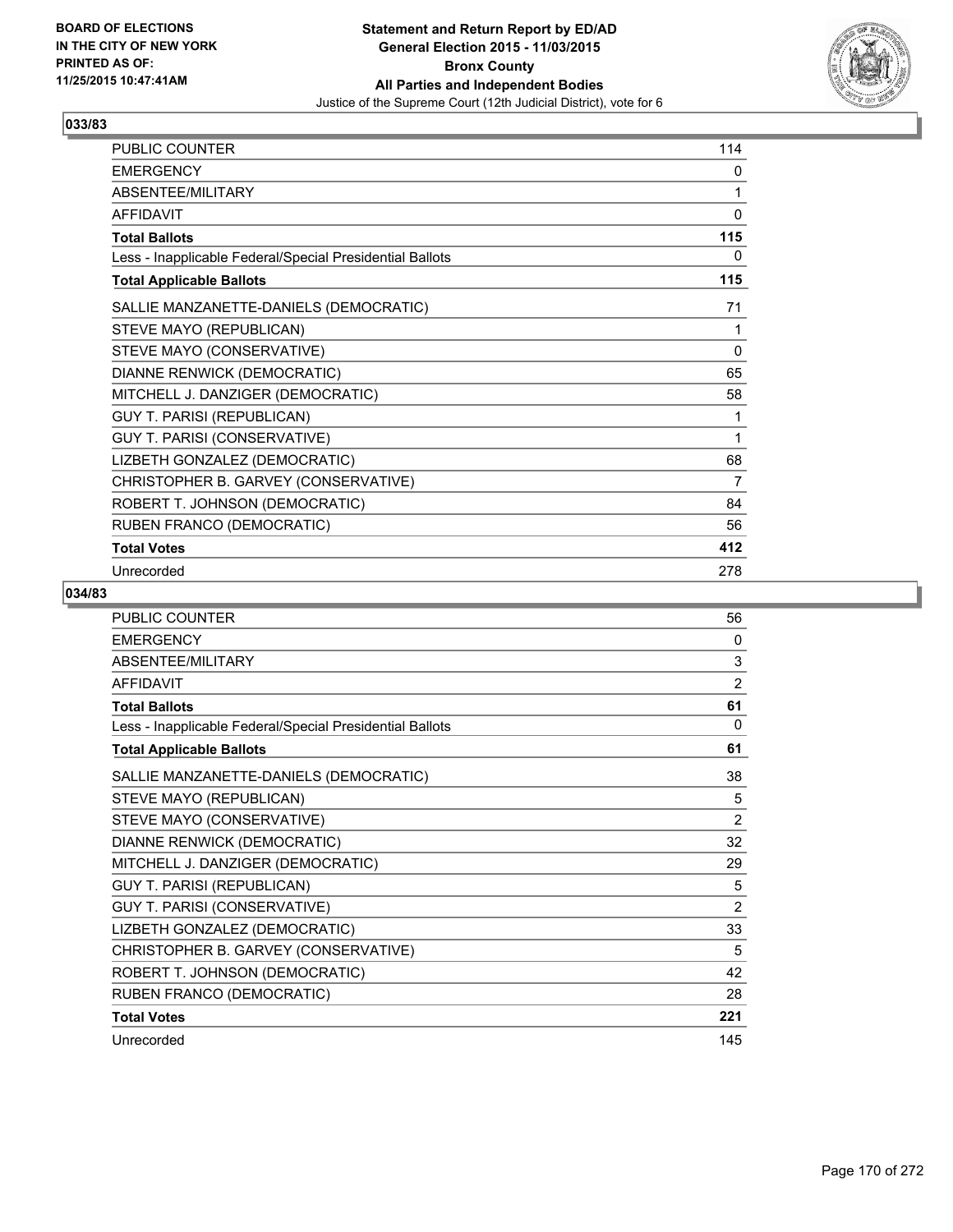**BOARD OF ELECTIONS IN THE CITY OF NEW YORK PRINTED AS OF: 11/25/2015 10:47:41AM**

# Statement and Return Report by ED/AD General Election 2015 - 11/03/2015 Bronx County All Parties and Independent Bodies

Justice of the Supreme Court (12th Judicial District), vote for 6

## 033/83

| | |
|---|---|
| PUBLIC COUNTER | 114 |
| EMERGENCY | 0 |
| ABSENTEE/MILITARY | 1 |
| AFFIDAVIT | 0 |
| **Total Ballots** | **115** |
| Less - Inapplicable Federal/Special Presidential Ballots | 0 |
| **Total Applicable Ballots** | **115** |
| SALLIE MANZANETTE-DANIELS (DEMOCRATIC) | 71 |
| STEVE MAYO (REPUBLICAN) | 1 |
| STEVE MAYO (CONSERVATIVE) | 0 |
| DIANNE RENWICK (DEMOCRATIC) | 65 |
| MITCHELL J. DANZIGER (DEMOCRATIC) | 58 |
| GUY T. PARISI (REPUBLICAN) | 1 |
| GUY T. PARISI (CONSERVATIVE) | 1 |
| LIZBETH GONZALEZ (DEMOCRATIC) | 68 |
| CHRISTOPHER B. GARVEY (CONSERVATIVE) | 7 |
| ROBERT T. JOHNSON (DEMOCRATIC) | 84 |
| RUBEN FRANCO (DEMOCRATIC) | 56 |
| **Total Votes** | **412** |
| Unrecorded | 278 |

## 034/83

| | |
|---|---|
| PUBLIC COUNTER | 56 |
| EMERGENCY | 0 |
| ABSENTEE/MILITARY | 3 |
| AFFIDAVIT | 2 |
| **Total Ballots** | **61** |
| Less - Inapplicable Federal/Special Presidential Ballots | 0 |
| **Total Applicable Ballots** | **61** |
| SALLIE MANZANETTE-DANIELS (DEMOCRATIC) | 38 |
| STEVE MAYO (REPUBLICAN) | 5 |
| STEVE MAYO (CONSERVATIVE) | 2 |
| DIANNE RENWICK (DEMOCRATIC) | 32 |
| MITCHELL J. DANZIGER (DEMOCRATIC) | 29 |
| GUY T. PARISI (REPUBLICAN) | 5 |
| GUY T. PARISI (CONSERVATIVE) | 2 |
| LIZBETH GONZALEZ (DEMOCRATIC) | 33 |
| CHRISTOPHER B. GARVEY (CONSERVATIVE) | 5 |
| ROBERT T. JOHNSON (DEMOCRATIC) | 42 |
| RUBEN FRANCO (DEMOCRATIC) | 28 |
| **Total Votes** | **221** |
| Unrecorded | 145 |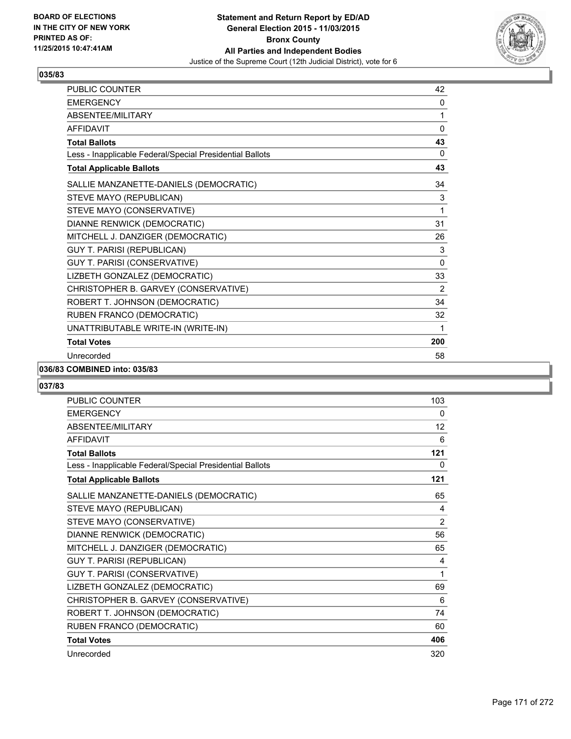**BOARD OF ELECTIONS IN THE CITY OF NEW YORK PRINTED AS OF: 11/25/2015 10:47:41AM**

**Statement and Return Report by ED/AD General Election 2015 - 11/03/2015 Bronx County All Parties and Independent Bodies**

Justice of the Supreme Court (12th Judicial District), vote for 6

### 035/83

| | |
|---|---|
| PUBLIC COUNTER | 42 |
| EMERGENCY | 0 |
| ABSENTEE/MILITARY | 1 |
| AFFIDAVIT | 0 |
| **Total Ballots** | **43** |
| Less - Inapplicable Federal/Special Presidential Ballots | 0 |
| **Total Applicable Ballots** | **43** |
| SALLIE MANZANETTE-DANIELS (DEMOCRATIC) | 34 |
| STEVE MAYO (REPUBLICAN) | 3 |
| STEVE MAYO (CONSERVATIVE) | 1 |
| DIANNE RENWICK (DEMOCRATIC) | 31 |
| MITCHELL J. DANZIGER (DEMOCRATIC) | 26 |
| GUY T. PARISI (REPUBLICAN) | 3 |
| GUY T. PARISI (CONSERVATIVE) | 0 |
| LIZBETH GONZALEZ (DEMOCRATIC) | 33 |
| CHRISTOPHER B. GARVEY (CONSERVATIVE) | 2 |
| ROBERT T. JOHNSON (DEMOCRATIC) | 34 |
| RUBEN FRANCO (DEMOCRATIC) | 32 |
| UNATTRIBUTABLE WRITE-IN (WRITE-IN) | 1 |
| **Total Votes** | **200** |
| Unrecorded | 58 |

### 036/83 COMBINED into: 035/83

### 037/83

| | |
|---|---|
| PUBLIC COUNTER | 103 |
| EMERGENCY | 0 |
| ABSENTEE/MILITARY | 12 |
| AFFIDAVIT | 6 |
| **Total Ballots** | **121** |
| Less - Inapplicable Federal/Special Presidential Ballots | 0 |
| **Total Applicable Ballots** | **121** |
| SALLIE MANZANETTE-DANIELS (DEMOCRATIC) | 65 |
| STEVE MAYO (REPUBLICAN) | 4 |
| STEVE MAYO (CONSERVATIVE) | 2 |
| DIANNE RENWICK (DEMOCRATIC) | 56 |
| MITCHELL J. DANZIGER (DEMOCRATIC) | 65 |
| GUY T. PARISI (REPUBLICAN) | 4 |
| GUY T. PARISI (CONSERVATIVE) | 1 |
| LIZBETH GONZALEZ (DEMOCRATIC) | 69 |
| CHRISTOPHER B. GARVEY (CONSERVATIVE) | 6 |
| ROBERT T. JOHNSON (DEMOCRATIC) | 74 |
| RUBEN FRANCO (DEMOCRATIC) | 60 |
| **Total Votes** | **406** |
| Unrecorded | 320 |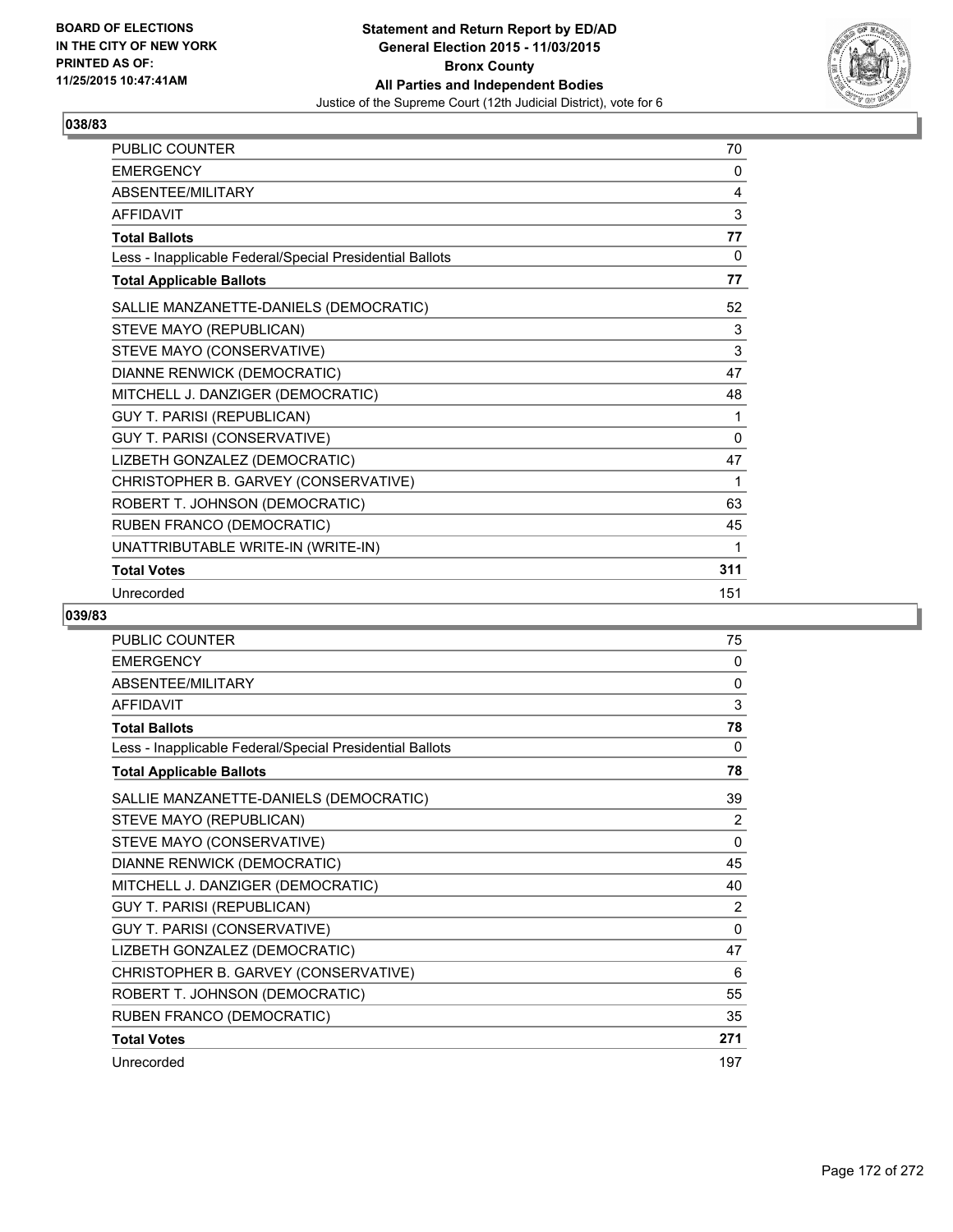BOARD OF ELECTIONS
IN THE CITY OF NEW YORK
PRINTED AS OF:
11/25/2015 10:47:41AM

**Statement and Return Report by ED/AD**
**General Election 2015 - 11/03/2015**
**Bronx County**
**All Parties and Independent Bodies**
Justice of the Supreme Court (12th Judicial District), vote for 6

## 038/83

| | |
|---|---|
| PUBLIC COUNTER | 70 |
| EMERGENCY | 0 |
| ABSENTEE/MILITARY | 4 |
| AFFIDAVIT | 3 |
| **Total Ballots** | **77** |
| Less - Inapplicable Federal/Special Presidential Ballots | 0 |
| **Total Applicable Ballots** | **77** |
| SALLIE MANZANETTE-DANIELS (DEMOCRATIC) | 52 |
| STEVE MAYO (REPUBLICAN) | 3 |
| STEVE MAYO (CONSERVATIVE) | 3 |
| DIANNE RENWICK (DEMOCRATIC) | 47 |
| MITCHELL J. DANZIGER (DEMOCRATIC) | 48 |
| GUY T. PARISI (REPUBLICAN) | 1 |
| GUY T. PARISI (CONSERVATIVE) | 0 |
| LIZBETH GONZALEZ (DEMOCRATIC) | 47 |
| CHRISTOPHER B. GARVEY (CONSERVATIVE) | 1 |
| ROBERT T. JOHNSON (DEMOCRATIC) | 63 |
| RUBEN FRANCO (DEMOCRATIC) | 45 |
| UNATTRIBUTABLE WRITE-IN (WRITE-IN) | 1 |
| **Total Votes** | **311** |
| Unrecorded | 151 |

## 039/83

| | |
|---|---|
| PUBLIC COUNTER | 75 |
| EMERGENCY | 0 |
| ABSENTEE/MILITARY | 0 |
| AFFIDAVIT | 3 |
| **Total Ballots** | **78** |
| Less - Inapplicable Federal/Special Presidential Ballots | 0 |
| **Total Applicable Ballots** | **78** |
| SALLIE MANZANETTE-DANIELS (DEMOCRATIC) | 39 |
| STEVE MAYO (REPUBLICAN) | 2 |
| STEVE MAYO (CONSERVATIVE) | 0 |
| DIANNE RENWICK (DEMOCRATIC) | 45 |
| MITCHELL J. DANZIGER (DEMOCRATIC) | 40 |
| GUY T. PARISI (REPUBLICAN) | 2 |
| GUY T. PARISI (CONSERVATIVE) | 0 |
| LIZBETH GONZALEZ (DEMOCRATIC) | 47 |
| CHRISTOPHER B. GARVEY (CONSERVATIVE) | 6 |
| ROBERT T. JOHNSON (DEMOCRATIC) | 55 |
| RUBEN FRANCO (DEMOCRATIC) | 35 |
| **Total Votes** | **271** |
| Unrecorded | 197 |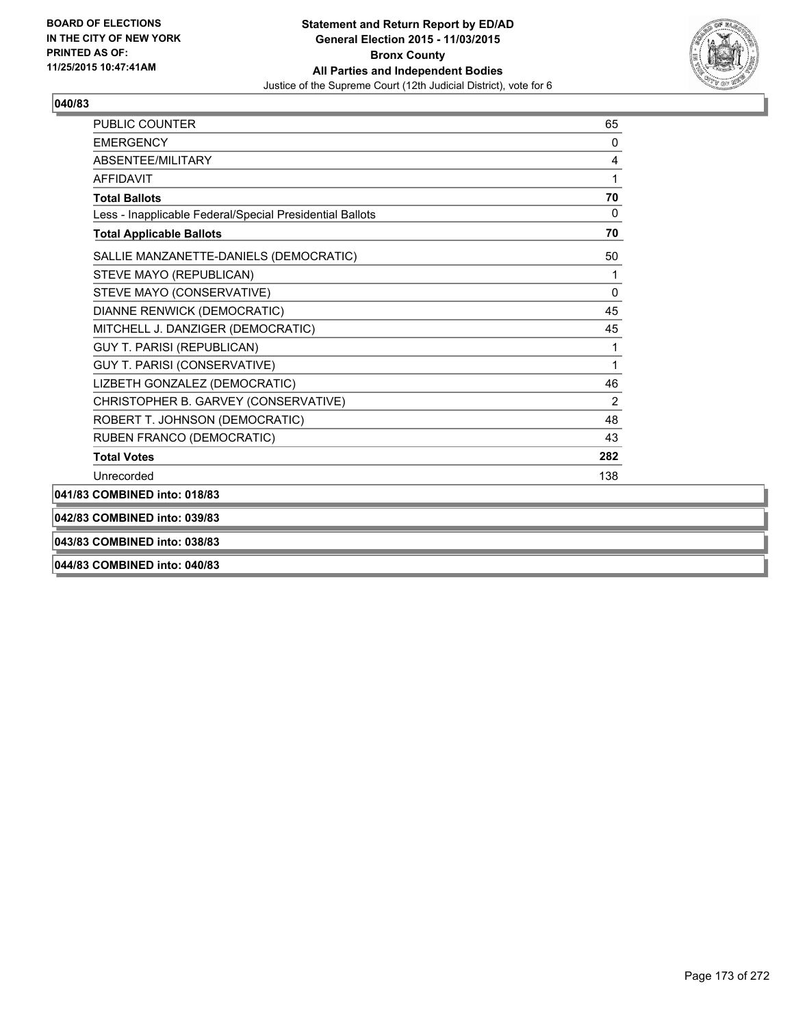**Statement and Return Report by ED/AD**
**General Election 2015 - 11/03/2015**
**Bronx County**
**All Parties and Independent Bodies**
Justice of the Supreme Court (12th Judicial District), vote for 6

BOARD OF ELECTIONS IN THE CITY OF NEW YORK PRINTED AS OF: 11/25/2015 10:47:41AM

## 040/83

| | |
|---|---|
| PUBLIC COUNTER | 65 |
| EMERGENCY | 0 |
| ABSENTEE/MILITARY | 4 |
| AFFIDAVIT | 1 |
| **Total Ballots** | **70** |
| Less - Inapplicable Federal/Special Presidential Ballots | 0 |
| **Total Applicable Ballots** | **70** |
| SALLIE MANZANETTE-DANIELS (DEMOCRATIC) | 50 |
| STEVE MAYO (REPUBLICAN) | 1 |
| STEVE MAYO (CONSERVATIVE) | 0 |
| DIANNE RENWICK (DEMOCRATIC) | 45 |
| MITCHELL J. DANZIGER (DEMOCRATIC) | 45 |
| GUY T. PARISI (REPUBLICAN) | 1 |
| GUY T. PARISI (CONSERVATIVE) | 1 |
| LIZBETH GONZALEZ (DEMOCRATIC) | 46 |
| CHRISTOPHER B. GARVEY (CONSERVATIVE) | 2 |
| ROBERT T. JOHNSON (DEMOCRATIC) | 48 |
| RUBEN FRANCO (DEMOCRATIC) | 43 |
| **Total Votes** | **282** |
| Unrecorded | 138 |

**041/83 COMBINED into: 018/83**

**042/83 COMBINED into: 039/83**

**043/83 COMBINED into: 038/83**

**044/83 COMBINED into: 040/83**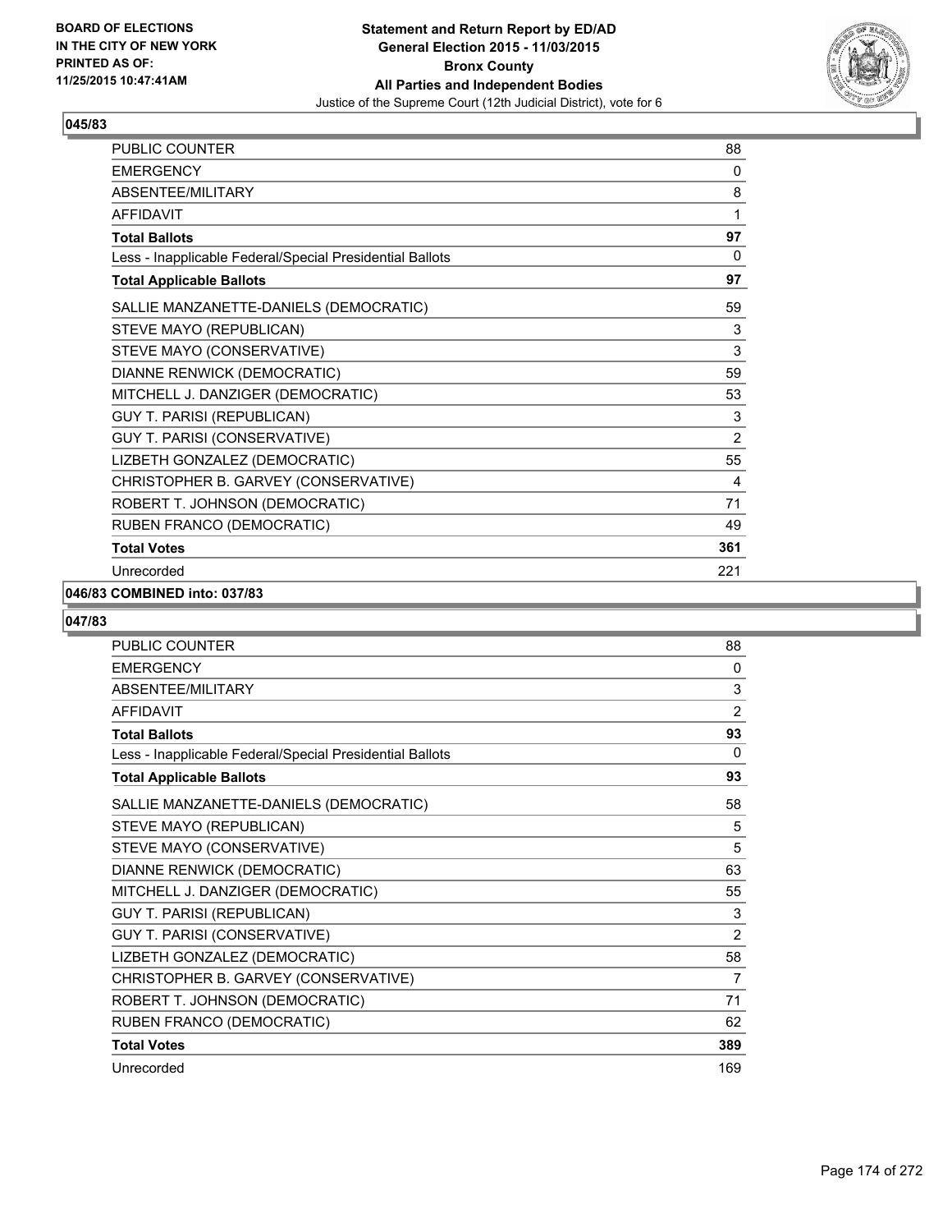BOARD OF ELECTIONS
IN THE CITY OF NEW YORK
PRINTED AS OF:
11/25/2015 10:47:41AM

**Statement and Return Report by ED/AD**
**General Election 2015 - 11/03/2015**
**Bronx County**
**All Parties and Independent Bodies**
Justice of the Supreme Court (12th Judicial District), vote for 6

### 045/83

| | |
|---|---|
| PUBLIC COUNTER | 88 |
| EMERGENCY | 0 |
| ABSENTEE/MILITARY | 8 |
| AFFIDAVIT | 1 |
| **Total Ballots** | **97** |
| Less - Inapplicable Federal/Special Presidential Ballots | 0 |
| **Total Applicable Ballots** | **97** |
| SALLIE MANZANETTE-DANIELS (DEMOCRATIC) | 59 |
| STEVE MAYO (REPUBLICAN) | 3 |
| STEVE MAYO (CONSERVATIVE) | 3 |
| DIANNE RENWICK (DEMOCRATIC) | 59 |
| MITCHELL J. DANZIGER (DEMOCRATIC) | 53 |
| GUY T. PARISI (REPUBLICAN) | 3 |
| GUY T. PARISI (CONSERVATIVE) | 2 |
| LIZBETH GONZALEZ (DEMOCRATIC) | 55 |
| CHRISTOPHER B. GARVEY (CONSERVATIVE) | 4 |
| ROBERT T. JOHNSON (DEMOCRATIC) | 71 |
| RUBEN FRANCO (DEMOCRATIC) | 49 |
| **Total Votes** | **361** |
| Unrecorded | 221 |

### 046/83 COMBINED into: 037/83

### 047/83

| | |
|---|---|
| PUBLIC COUNTER | 88 |
| EMERGENCY | 0 |
| ABSENTEE/MILITARY | 3 |
| AFFIDAVIT | 2 |
| **Total Ballots** | **93** |
| Less - Inapplicable Federal/Special Presidential Ballots | 0 |
| **Total Applicable Ballots** | **93** |
| SALLIE MANZANETTE-DANIELS (DEMOCRATIC) | 58 |
| STEVE MAYO (REPUBLICAN) | 5 |
| STEVE MAYO (CONSERVATIVE) | 5 |
| DIANNE RENWICK (DEMOCRATIC) | 63 |
| MITCHELL J. DANZIGER (DEMOCRATIC) | 55 |
| GUY T. PARISI (REPUBLICAN) | 3 |
| GUY T. PARISI (CONSERVATIVE) | 2 |
| LIZBETH GONZALEZ (DEMOCRATIC) | 58 |
| CHRISTOPHER B. GARVEY (CONSERVATIVE) | 7 |
| ROBERT T. JOHNSON (DEMOCRATIC) | 71 |
| RUBEN FRANCO (DEMOCRATIC) | 62 |
| **Total Votes** | **389** |
| Unrecorded | 169 |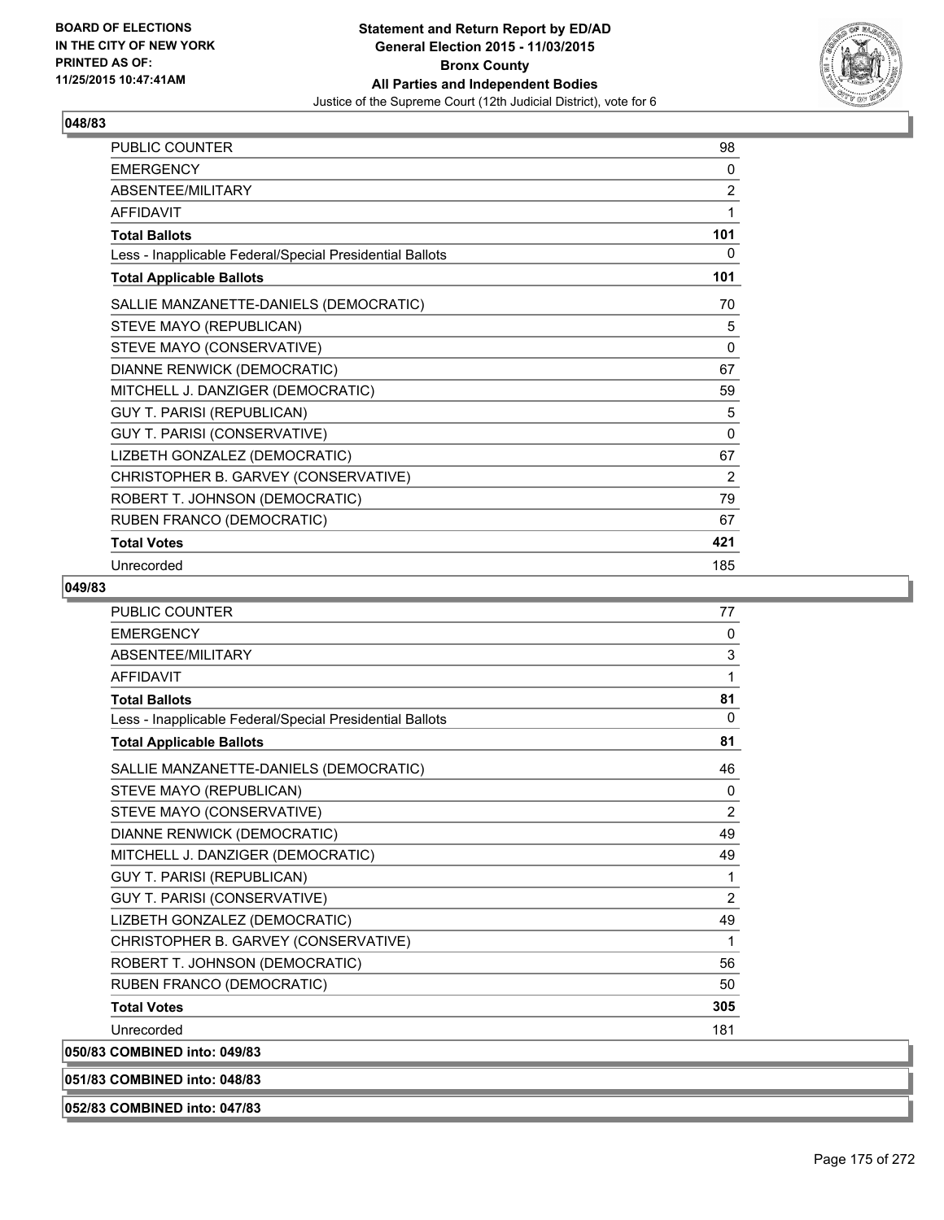## 048/83

| | |
|---|---|
| PUBLIC COUNTER | 98 |
| EMERGENCY | 0 |
| ABSENTEE/MILITARY | 2 |
| AFFIDAVIT | 1 |
| **Total Ballots** | **101** |
| Less - Inapplicable Federal/Special Presidential Ballots | 0 |
| **Total Applicable Ballots** | **101** |
| SALLIE MANZANETTE-DANIELS (DEMOCRATIC) | 70 |
| STEVE MAYO (REPUBLICAN) | 5 |
| STEVE MAYO (CONSERVATIVE) | 0 |
| DIANNE RENWICK (DEMOCRATIC) | 67 |
| MITCHELL J. DANZIGER (DEMOCRATIC) | 59 |
| GUY T. PARISI (REPUBLICAN) | 5 |
| GUY T. PARISI (CONSERVATIVE) | 0 |
| LIZBETH GONZALEZ (DEMOCRATIC) | 67 |
| CHRISTOPHER B. GARVEY (CONSERVATIVE) | 2 |
| ROBERT T. JOHNSON (DEMOCRATIC) | 79 |
| RUBEN FRANCO (DEMOCRATIC) | 67 |
| **Total Votes** | **421** |
| Unrecorded | 185 |

## 049/83

| | |
|---|---|
| PUBLIC COUNTER | 77 |
| EMERGENCY | 0 |
| ABSENTEE/MILITARY | 3 |
| AFFIDAVIT | 1 |
| **Total Ballots** | **81** |
| Less - Inapplicable Federal/Special Presidential Ballots | 0 |
| **Total Applicable Ballots** | **81** |
| SALLIE MANZANETTE-DANIELS (DEMOCRATIC) | 46 |
| STEVE MAYO (REPUBLICAN) | 0 |
| STEVE MAYO (CONSERVATIVE) | 2 |
| DIANNE RENWICK (DEMOCRATIC) | 49 |
| MITCHELL J. DANZIGER (DEMOCRATIC) | 49 |
| GUY T. PARISI (REPUBLICAN) | 1 |
| GUY T. PARISI (CONSERVATIVE) | 2 |
| LIZBETH GONZALEZ (DEMOCRATIC) | 49 |
| CHRISTOPHER B. GARVEY (CONSERVATIVE) | 1 |
| ROBERT T. JOHNSON (DEMOCRATIC) | 56 |
| RUBEN FRANCO (DEMOCRATIC) | 50 |
| **Total Votes** | **305** |
| Unrecorded | 181 |

## 050/83 COMBINED into: 049/83

## 051/83 COMBINED into: 048/83

## 052/83 COMBINED into: 047/83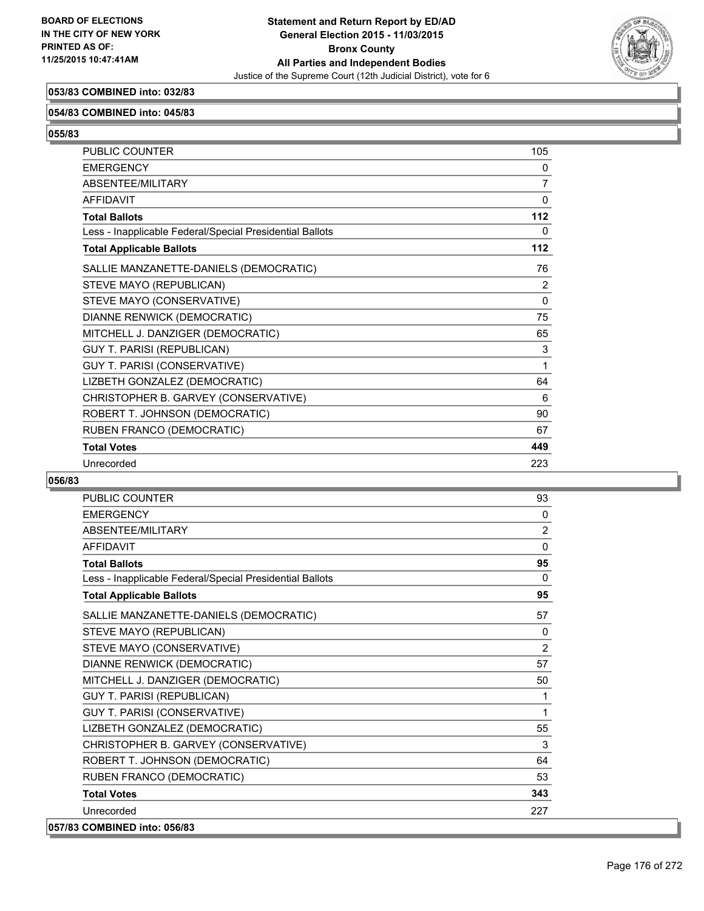**053/83 COMBINED into: 032/83**

**054/83 COMBINED into: 045/83**

**055/83**

| | |
|---|---|
| PUBLIC COUNTER | 105 |
| EMERGENCY | 0 |
| ABSENTEE/MILITARY | 7 |
| AFFIDAVIT | 0 |
| **Total Ballots** | **112** |
| Less - Inapplicable Federal/Special Presidential Ballots | 0 |
| **Total Applicable Ballots** | **112** |
| SALLIE MANZANETTE-DANIELS (DEMOCRATIC) | 76 |
| STEVE MAYO (REPUBLICAN) | 2 |
| STEVE MAYO (CONSERVATIVE) | 0 |
| DIANNE RENWICK (DEMOCRATIC) | 75 |
| MITCHELL J. DANZIGER (DEMOCRATIC) | 65 |
| GUY T. PARISI (REPUBLICAN) | 3 |
| GUY T. PARISI (CONSERVATIVE) | 1 |
| LIZBETH GONZALEZ (DEMOCRATIC) | 64 |
| CHRISTOPHER B. GARVEY (CONSERVATIVE) | 6 |
| ROBERT T. JOHNSON (DEMOCRATIC) | 90 |
| RUBEN FRANCO (DEMOCRATIC) | 67 |
| **Total Votes** | **449** |
| Unrecorded | 223 |

**056/83**

| | |
|---|---|
| PUBLIC COUNTER | 93 |
| EMERGENCY | 0 |
| ABSENTEE/MILITARY | 2 |
| AFFIDAVIT | 0 |
| **Total Ballots** | **95** |
| Less - Inapplicable Federal/Special Presidential Ballots | 0 |
| **Total Applicable Ballots** | **95** |
| SALLIE MANZANETTE-DANIELS (DEMOCRATIC) | 57 |
| STEVE MAYO (REPUBLICAN) | 0 |
| STEVE MAYO (CONSERVATIVE) | 2 |
| DIANNE RENWICK (DEMOCRATIC) | 57 |
| MITCHELL J. DANZIGER (DEMOCRATIC) | 50 |
| GUY T. PARISI (REPUBLICAN) | 1 |
| GUY T. PARISI (CONSERVATIVE) | 1 |
| LIZBETH GONZALEZ (DEMOCRATIC) | 55 |
| CHRISTOPHER B. GARVEY (CONSERVATIVE) | 3 |
| ROBERT T. JOHNSON (DEMOCRATIC) | 64 |
| RUBEN FRANCO (DEMOCRATIC) | 53 |
| **Total Votes** | **343** |
| Unrecorded | 227 |

**057/83 COMBINED into: 056/83**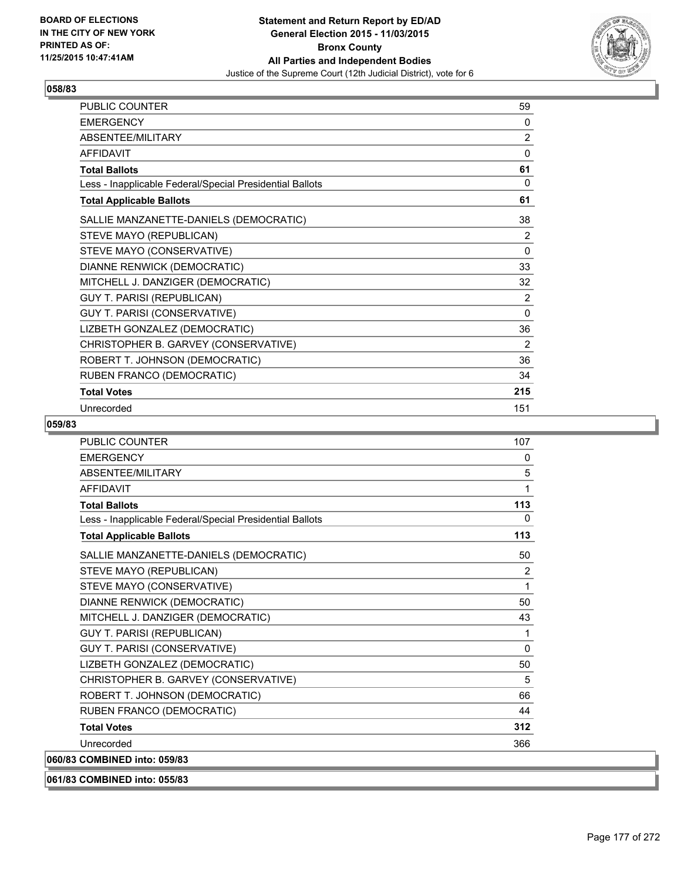**Statement and Return Report by ED/AD**
**General Election 2015 - 11/03/2015**
**Bronx County**
**All Parties and Independent Bodies**
Justice of the Supreme Court (12th Judicial District), vote for 6

BOARD OF ELECTIONS
IN THE CITY OF NEW YORK
PRINTED AS OF:
11/25/2015 10:47:41AM

### 058/83

| | |
|---|---|
| PUBLIC COUNTER | 59 |
| EMERGENCY | 0 |
| ABSENTEE/MILITARY | 2 |
| AFFIDAVIT | 0 |
| **Total Ballots** | **61** |
| Less - Inapplicable Federal/Special Presidential Ballots | 0 |
| **Total Applicable Ballots** | **61** |
| SALLIE MANZANETTE-DANIELS (DEMOCRATIC) | 38 |
| STEVE MAYO (REPUBLICAN) | 2 |
| STEVE MAYO (CONSERVATIVE) | 0 |
| DIANNE RENWICK (DEMOCRATIC) | 33 |
| MITCHELL J. DANZIGER (DEMOCRATIC) | 32 |
| GUY T. PARISI (REPUBLICAN) | 2 |
| GUY T. PARISI (CONSERVATIVE) | 0 |
| LIZBETH GONZALEZ (DEMOCRATIC) | 36 |
| CHRISTOPHER B. GARVEY (CONSERVATIVE) | 2 |
| ROBERT T. JOHNSON (DEMOCRATIC) | 36 |
| RUBEN FRANCO (DEMOCRATIC) | 34 |
| **Total Votes** | **215** |
| Unrecorded | 151 |

### 059/83

| | |
|---|---|
| PUBLIC COUNTER | 107 |
| EMERGENCY | 0 |
| ABSENTEE/MILITARY | 5 |
| AFFIDAVIT | 1 |
| **Total Ballots** | **113** |
| Less - Inapplicable Federal/Special Presidential Ballots | 0 |
| **Total Applicable Ballots** | **113** |
| SALLIE MANZANETTE-DANIELS (DEMOCRATIC) | 50 |
| STEVE MAYO (REPUBLICAN) | 2 |
| STEVE MAYO (CONSERVATIVE) | 1 |
| DIANNE RENWICK (DEMOCRATIC) | 50 |
| MITCHELL J. DANZIGER (DEMOCRATIC) | 43 |
| GUY T. PARISI (REPUBLICAN) | 1 |
| GUY T. PARISI (CONSERVATIVE) | 0 |
| LIZBETH GONZALEZ (DEMOCRATIC) | 50 |
| CHRISTOPHER B. GARVEY (CONSERVATIVE) | 5 |
| ROBERT T. JOHNSON (DEMOCRATIC) | 66 |
| RUBEN FRANCO (DEMOCRATIC) | 44 |
| **Total Votes** | **312** |
| Unrecorded | 366 |

**060/83 COMBINED into: 059/83**

**061/83 COMBINED into: 055/83**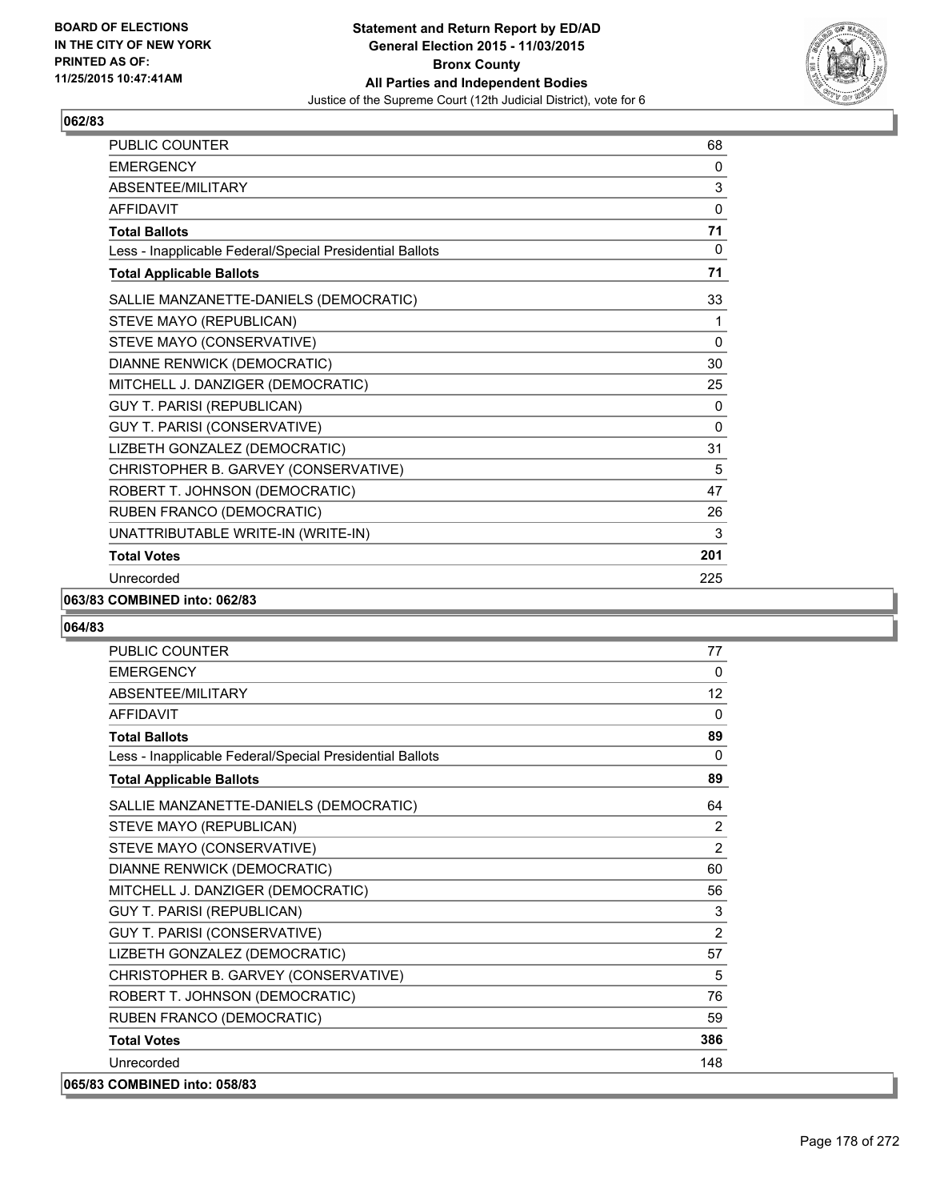**Statement and Return Report by ED/AD**
**General Election 2015 - 11/03/2015**
**Bronx County**
**All Parties and Independent Bodies**
Justice of the Supreme Court (12th Judicial District), vote for 6

BOARD OF ELECTIONS
IN THE CITY OF NEW YORK
PRINTED AS OF:
11/25/2015 10:47:41AM

### 062/83

| | |
|---|---|
| PUBLIC COUNTER | 68 |
| EMERGENCY | 0 |
| ABSENTEE/MILITARY | 3 |
| AFFIDAVIT | 0 |
| **Total Ballots** | **71** |
| Less - Inapplicable Federal/Special Presidential Ballots | 0 |
| **Total Applicable Ballots** | **71** |
| SALLIE MANZANETTE-DANIELS (DEMOCRATIC) | 33 |
| STEVE MAYO (REPUBLICAN) | 1 |
| STEVE MAYO (CONSERVATIVE) | 0 |
| DIANNE RENWICK (DEMOCRATIC) | 30 |
| MITCHELL J. DANZIGER (DEMOCRATIC) | 25 |
| GUY T. PARISI (REPUBLICAN) | 0 |
| GUY T. PARISI (CONSERVATIVE) | 0 |
| LIZBETH GONZALEZ (DEMOCRATIC) | 31 |
| CHRISTOPHER B. GARVEY (CONSERVATIVE) | 5 |
| ROBERT T. JOHNSON (DEMOCRATIC) | 47 |
| RUBEN FRANCO (DEMOCRATIC) | 26 |
| UNATTRIBUTABLE WRITE-IN (WRITE-IN) | 3 |
| **Total Votes** | **201** |
| Unrecorded | 225 |

**063/83 COMBINED into: 062/83**

### 064/83

| | |
|---|---|
| PUBLIC COUNTER | 77 |
| EMERGENCY | 0 |
| ABSENTEE/MILITARY | 12 |
| AFFIDAVIT | 0 |
| **Total Ballots** | **89** |
| Less - Inapplicable Federal/Special Presidential Ballots | 0 |
| **Total Applicable Ballots** | **89** |
| SALLIE MANZANETTE-DANIELS (DEMOCRATIC) | 64 |
| STEVE MAYO (REPUBLICAN) | 2 |
| STEVE MAYO (CONSERVATIVE) | 2 |
| DIANNE RENWICK (DEMOCRATIC) | 60 |
| MITCHELL J. DANZIGER (DEMOCRATIC) | 56 |
| GUY T. PARISI (REPUBLICAN) | 3 |
| GUY T. PARISI (CONSERVATIVE) | 2 |
| LIZBETH GONZALEZ (DEMOCRATIC) | 57 |
| CHRISTOPHER B. GARVEY (CONSERVATIVE) | 5 |
| ROBERT T. JOHNSON (DEMOCRATIC) | 76 |
| RUBEN FRANCO (DEMOCRATIC) | 59 |
| **Total Votes** | **386** |
| Unrecorded | 148 |

**065/83 COMBINED into: 058/83**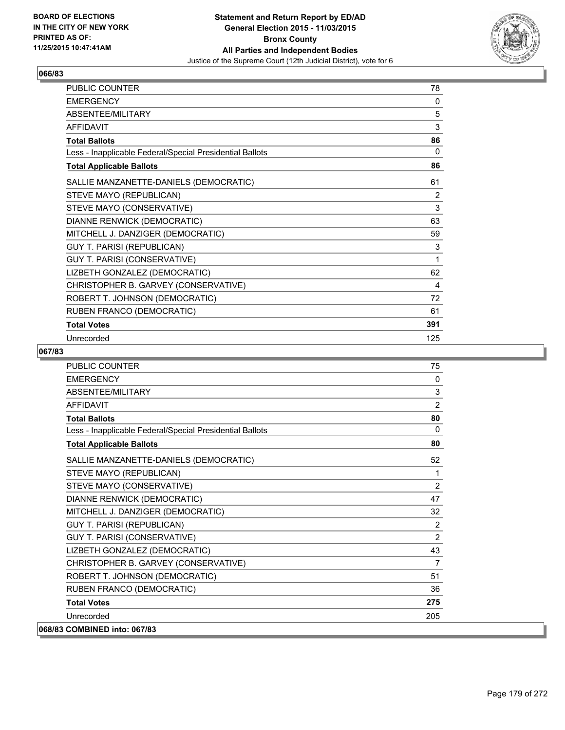BOARD OF ELECTIONS
IN THE CITY OF NEW YORK
PRINTED AS OF:
11/25/2015 10:47:41AM

**Statement and Return Report by ED/AD**
**General Election 2015 - 11/03/2015**
**Bronx County**
**All Parties and Independent Bodies**
Justice of the Supreme Court (12th Judicial District), vote for 6

## 066/83

| | |
|---|---|
| PUBLIC COUNTER | 78 |
| EMERGENCY | 0 |
| ABSENTEE/MILITARY | 5 |
| AFFIDAVIT | 3 |
| **Total Ballots** | **86** |
| Less - Inapplicable Federal/Special Presidential Ballots | 0 |
| **Total Applicable Ballots** | **86** |
| SALLIE MANZANETTE-DANIELS (DEMOCRATIC) | 61 |
| STEVE MAYO (REPUBLICAN) | 2 |
| STEVE MAYO (CONSERVATIVE) | 3 |
| DIANNE RENWICK (DEMOCRATIC) | 63 |
| MITCHELL J. DANZIGER (DEMOCRATIC) | 59 |
| GUY T. PARISI (REPUBLICAN) | 3 |
| GUY T. PARISI (CONSERVATIVE) | 1 |
| LIZBETH GONZALEZ (DEMOCRATIC) | 62 |
| CHRISTOPHER B. GARVEY (CONSERVATIVE) | 4 |
| ROBERT T. JOHNSON (DEMOCRATIC) | 72 |
| RUBEN FRANCO (DEMOCRATIC) | 61 |
| **Total Votes** | **391** |
| Unrecorded | 125 |

## 067/83

| | |
|---|---|
| PUBLIC COUNTER | 75 |
| EMERGENCY | 0 |
| ABSENTEE/MILITARY | 3 |
| AFFIDAVIT | 2 |
| **Total Ballots** | **80** |
| Less - Inapplicable Federal/Special Presidential Ballots | 0 |
| **Total Applicable Ballots** | **80** |
| SALLIE MANZANETTE-DANIELS (DEMOCRATIC) | 52 |
| STEVE MAYO (REPUBLICAN) | 1 |
| STEVE MAYO (CONSERVATIVE) | 2 |
| DIANNE RENWICK (DEMOCRATIC) | 47 |
| MITCHELL J. DANZIGER (DEMOCRATIC) | 32 |
| GUY T. PARISI (REPUBLICAN) | 2 |
| GUY T. PARISI (CONSERVATIVE) | 2 |
| LIZBETH GONZALEZ (DEMOCRATIC) | 43 |
| CHRISTOPHER B. GARVEY (CONSERVATIVE) | 7 |
| ROBERT T. JOHNSON (DEMOCRATIC) | 51 |
| RUBEN FRANCO (DEMOCRATIC) | 36 |
| **Total Votes** | **275** |
| Unrecorded | 205 |

## 068/83 COMBINED into: 067/83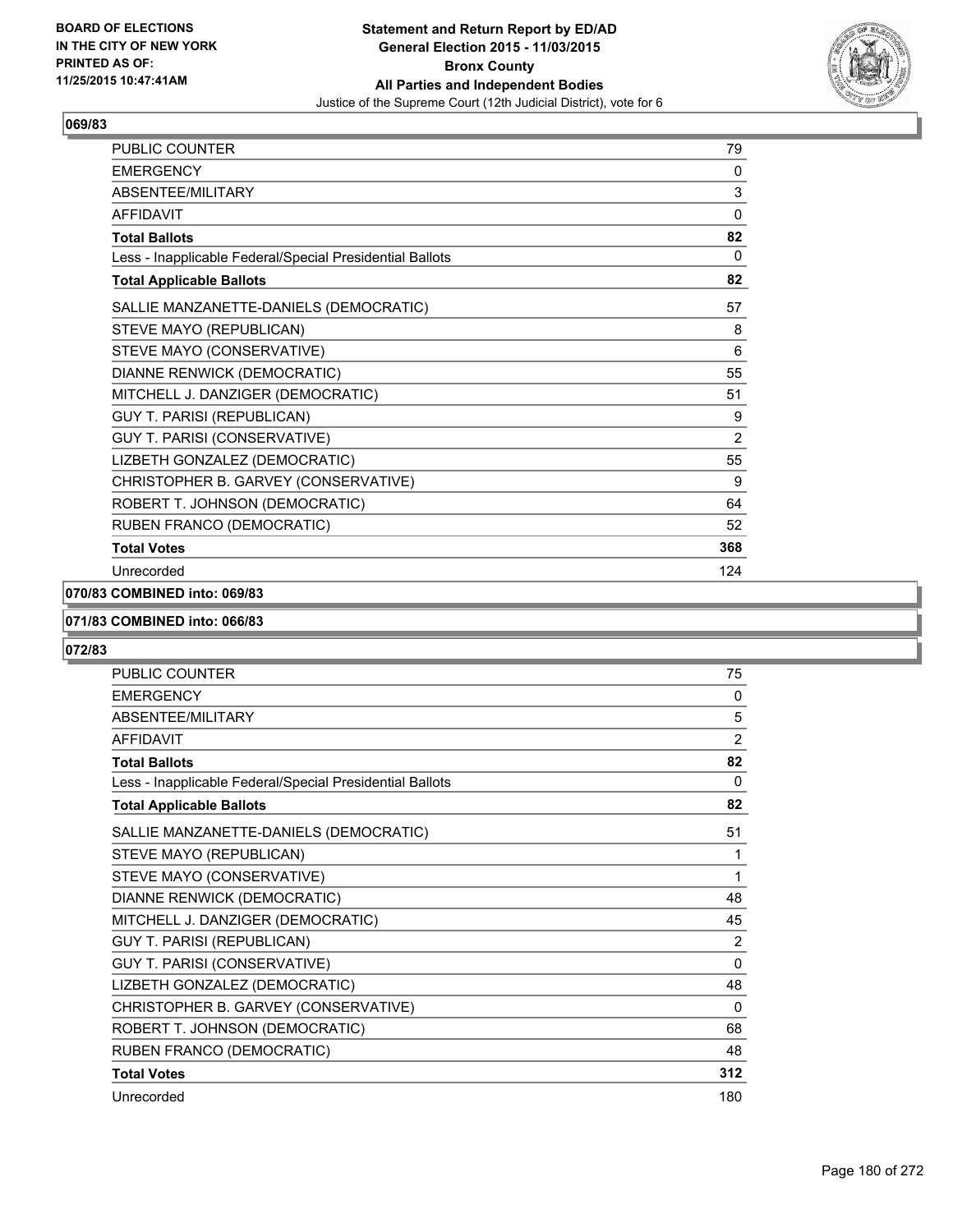BOARD OF ELECTIONS
IN THE CITY OF NEW YORK
PRINTED AS OF:
11/25/2015 10:47:41AM

**Statement and Return Report by ED/AD**
**General Election 2015 - 11/03/2015**
**Bronx County**
**All Parties and Independent Bodies**
Justice of the Supreme Court (12th Judicial District), vote for 6

## 069/83

| | |
|---|---|
| PUBLIC COUNTER | 79 |
| EMERGENCY | 0 |
| ABSENTEE/MILITARY | 3 |
| AFFIDAVIT | 0 |
| **Total Ballots** | **82** |
| Less - Inapplicable Federal/Special Presidential Ballots | 0 |
| **Total Applicable Ballots** | **82** |
| SALLIE MANZANETTE-DANIELS (DEMOCRATIC) | 57 |
| STEVE MAYO (REPUBLICAN) | 8 |
| STEVE MAYO (CONSERVATIVE) | 6 |
| DIANNE RENWICK (DEMOCRATIC) | 55 |
| MITCHELL J. DANZIGER (DEMOCRATIC) | 51 |
| GUY T. PARISI (REPUBLICAN) | 9 |
| GUY T. PARISI (CONSERVATIVE) | 2 |
| LIZBETH GONZALEZ (DEMOCRATIC) | 55 |
| CHRISTOPHER B. GARVEY (CONSERVATIVE) | 9 |
| ROBERT T. JOHNSON (DEMOCRATIC) | 64 |
| RUBEN FRANCO (DEMOCRATIC) | 52 |
| **Total Votes** | **368** |
| Unrecorded | 124 |

## 070/83 COMBINED into: 069/83

## 071/83 COMBINED into: 066/83

## 072/83

| | |
|---|---|
| PUBLIC COUNTER | 75 |
| EMERGENCY | 0 |
| ABSENTEE/MILITARY | 5 |
| AFFIDAVIT | 2 |
| **Total Ballots** | **82** |
| Less - Inapplicable Federal/Special Presidential Ballots | 0 |
| **Total Applicable Ballots** | **82** |
| SALLIE MANZANETTE-DANIELS (DEMOCRATIC) | 51 |
| STEVE MAYO (REPUBLICAN) | 1 |
| STEVE MAYO (CONSERVATIVE) | 1 |
| DIANNE RENWICK (DEMOCRATIC) | 48 |
| MITCHELL J. DANZIGER (DEMOCRATIC) | 45 |
| GUY T. PARISI (REPUBLICAN) | 2 |
| GUY T. PARISI (CONSERVATIVE) | 0 |
| LIZBETH GONZALEZ (DEMOCRATIC) | 48 |
| CHRISTOPHER B. GARVEY (CONSERVATIVE) | 0 |
| ROBERT T. JOHNSON (DEMOCRATIC) | 68 |
| RUBEN FRANCO (DEMOCRATIC) | 48 |
| **Total Votes** | **312** |
| Unrecorded | 180 |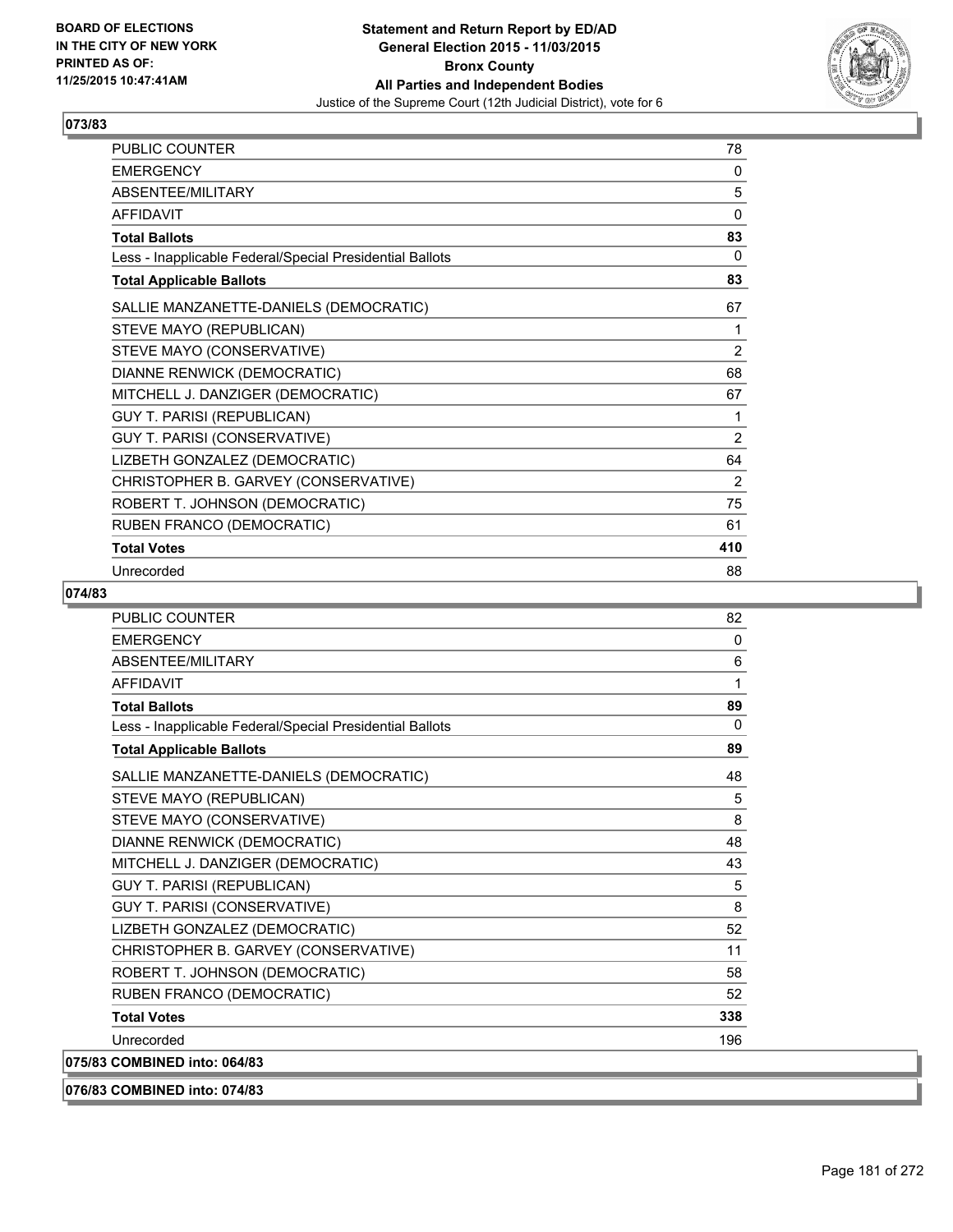**BOARD OF ELECTIONS IN THE CITY OF NEW YORK PRINTED AS OF: 11/25/2015 10:47:41AM**

**Statement and Return Report by ED/AD General Election 2015 - 11/03/2015 Bronx County All Parties and Independent Bodies**
Justice of the Supreme Court (12th Judicial District), vote for 6

## 073/83

| | |
|---|---|
| PUBLIC COUNTER | 78 |
| EMERGENCY | 0 |
| ABSENTEE/MILITARY | 5 |
| AFFIDAVIT | 0 |
| **Total Ballots** | **83** |
| Less - Inapplicable Federal/Special Presidential Ballots | 0 |
| **Total Applicable Ballots** | **83** |
| SALLIE MANZANETTE-DANIELS (DEMOCRATIC) | 67 |
| STEVE MAYO (REPUBLICAN) | 1 |
| STEVE MAYO (CONSERVATIVE) | 2 |
| DIANNE RENWICK (DEMOCRATIC) | 68 |
| MITCHELL J. DANZIGER (DEMOCRATIC) | 67 |
| GUY T. PARISI (REPUBLICAN) | 1 |
| GUY T. PARISI (CONSERVATIVE) | 2 |
| LIZBETH GONZALEZ (DEMOCRATIC) | 64 |
| CHRISTOPHER B. GARVEY (CONSERVATIVE) | 2 |
| ROBERT T. JOHNSON (DEMOCRATIC) | 75 |
| RUBEN FRANCO (DEMOCRATIC) | 61 |
| **Total Votes** | **410** |
| Unrecorded | 88 |

## 074/83

| | |
|---|---|
| PUBLIC COUNTER | 82 |
| EMERGENCY | 0 |
| ABSENTEE/MILITARY | 6 |
| AFFIDAVIT | 1 |
| **Total Ballots** | **89** |
| Less - Inapplicable Federal/Special Presidential Ballots | 0 |
| **Total Applicable Ballots** | **89** |
| SALLIE MANZANETTE-DANIELS (DEMOCRATIC) | 48 |
| STEVE MAYO (REPUBLICAN) | 5 |
| STEVE MAYO (CONSERVATIVE) | 8 |
| DIANNE RENWICK (DEMOCRATIC) | 48 |
| MITCHELL J. DANZIGER (DEMOCRATIC) | 43 |
| GUY T. PARISI (REPUBLICAN) | 5 |
| GUY T. PARISI (CONSERVATIVE) | 8 |
| LIZBETH GONZALEZ (DEMOCRATIC) | 52 |
| CHRISTOPHER B. GARVEY (CONSERVATIVE) | 11 |
| ROBERT T. JOHNSON (DEMOCRATIC) | 58 |
| RUBEN FRANCO (DEMOCRATIC) | 52 |
| **Total Votes** | **338** |
| Unrecorded | 196 |

**075/83 COMBINED into: 064/83**

**076/83 COMBINED into: 074/83**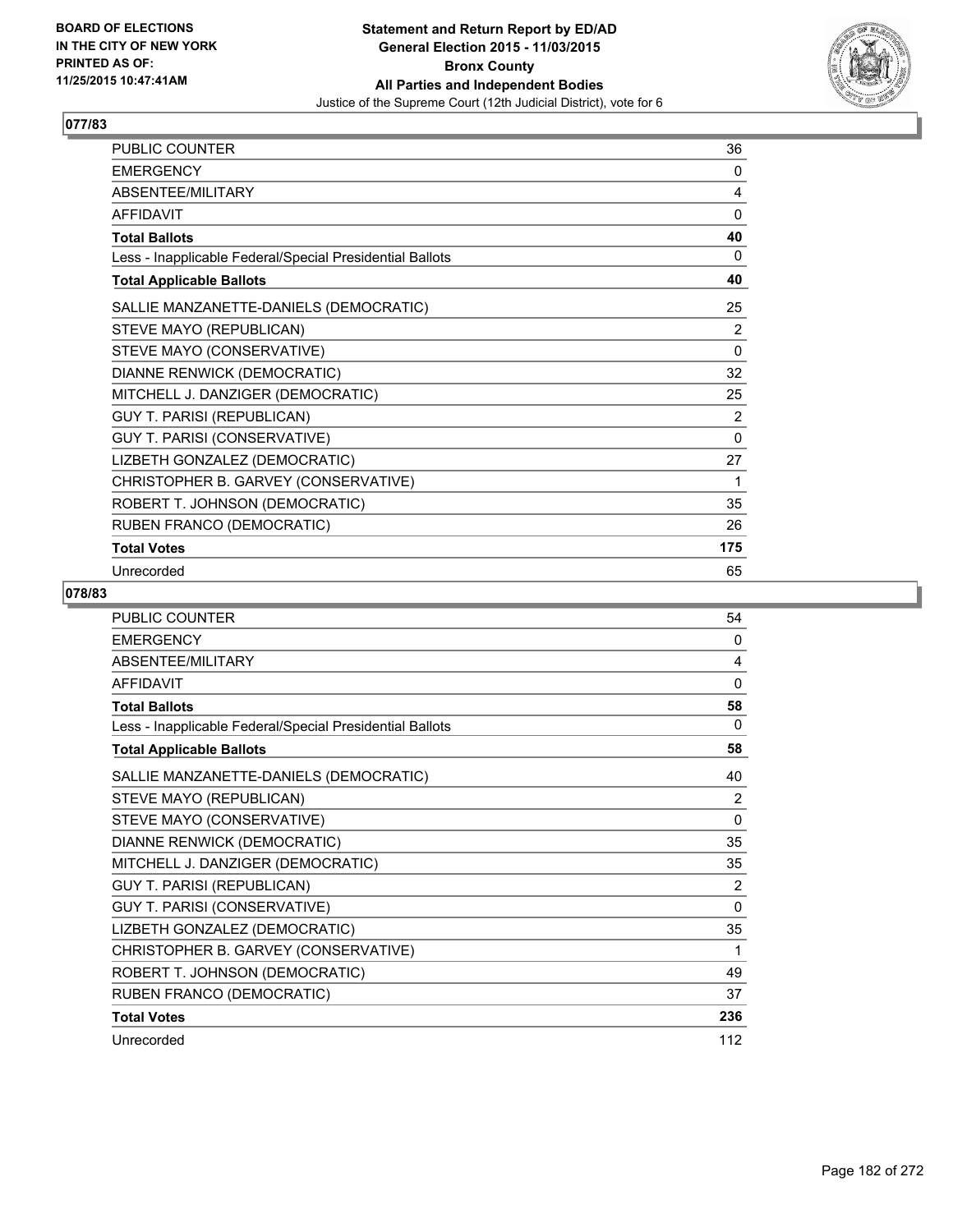BOARD OF ELECTIONS
IN THE CITY OF NEW YORK
PRINTED AS OF:
11/25/2015 10:47:41AM

**Statement and Return Report by ED/AD**
**General Election 2015 - 11/03/2015**
**Bronx County**
**All Parties and Independent Bodies**
Justice of the Supreme Court (12th Judicial District), vote for 6

## 077/83

| | |
|---|---|
| PUBLIC COUNTER | 36 |
| EMERGENCY | 0 |
| ABSENTEE/MILITARY | 4 |
| AFFIDAVIT | 0 |
| **Total Ballots** | **40** |
| Less - Inapplicable Federal/Special Presidential Ballots | 0 |
| **Total Applicable Ballots** | **40** |
| SALLIE MANZANETTE-DANIELS (DEMOCRATIC) | 25 |
| STEVE MAYO (REPUBLICAN) | 2 |
| STEVE MAYO (CONSERVATIVE) | 0 |
| DIANNE RENWICK (DEMOCRATIC) | 32 |
| MITCHELL J. DANZIGER (DEMOCRATIC) | 25 |
| GUY T. PARISI (REPUBLICAN) | 2 |
| GUY T. PARISI (CONSERVATIVE) | 0 |
| LIZBETH GONZALEZ (DEMOCRATIC) | 27 |
| CHRISTOPHER B. GARVEY (CONSERVATIVE) | 1 |
| ROBERT T. JOHNSON (DEMOCRATIC) | 35 |
| RUBEN FRANCO (DEMOCRATIC) | 26 |
| **Total Votes** | **175** |
| Unrecorded | 65 |

## 078/83

| | |
|---|---|
| PUBLIC COUNTER | 54 |
| EMERGENCY | 0 |
| ABSENTEE/MILITARY | 4 |
| AFFIDAVIT | 0 |
| **Total Ballots** | **58** |
| Less - Inapplicable Federal/Special Presidential Ballots | 0 |
| **Total Applicable Ballots** | **58** |
| SALLIE MANZANETTE-DANIELS (DEMOCRATIC) | 40 |
| STEVE MAYO (REPUBLICAN) | 2 |
| STEVE MAYO (CONSERVATIVE) | 0 |
| DIANNE RENWICK (DEMOCRATIC) | 35 |
| MITCHELL J. DANZIGER (DEMOCRATIC) | 35 |
| GUY T. PARISI (REPUBLICAN) | 2 |
| GUY T. PARISI (CONSERVATIVE) | 0 |
| LIZBETH GONZALEZ (DEMOCRATIC) | 35 |
| CHRISTOPHER B. GARVEY (CONSERVATIVE) | 1 |
| ROBERT T. JOHNSON (DEMOCRATIC) | 49 |
| RUBEN FRANCO (DEMOCRATIC) | 37 |
| **Total Votes** | **236** |
| Unrecorded | 112 |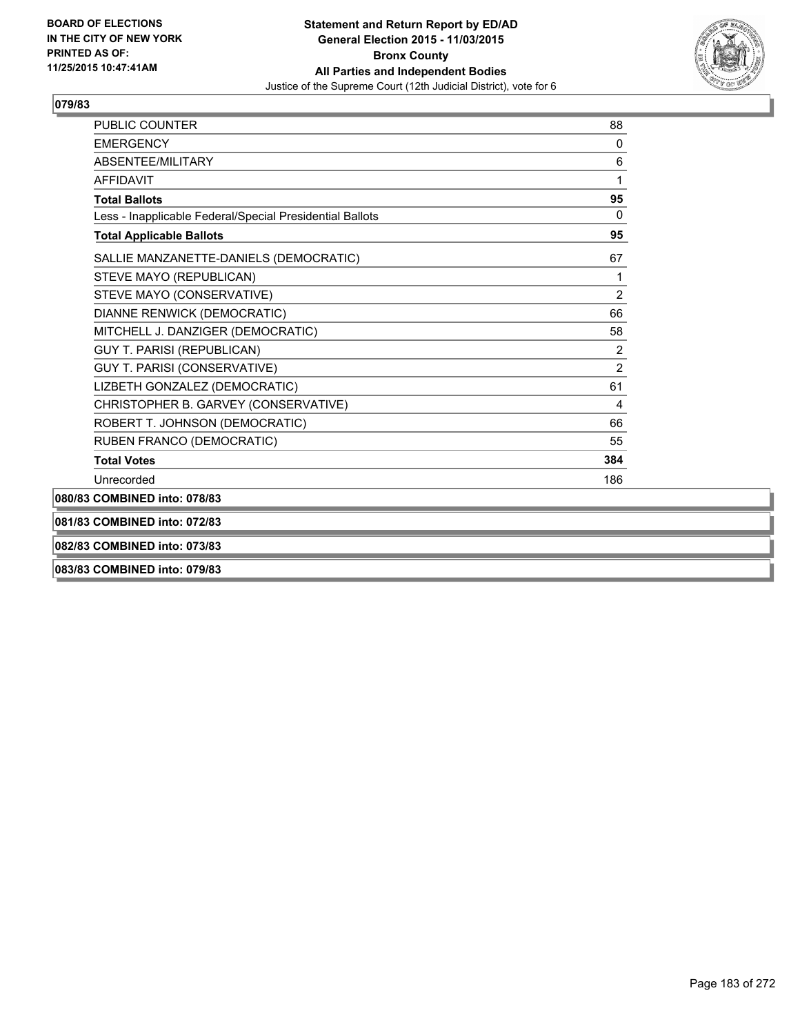BOARD OF ELECTIONS
IN THE CITY OF NEW YORK
PRINTED AS OF:
11/25/2015 10:47:41AM

**Statement and Return Report by ED/AD**
**General Election 2015 - 11/03/2015**
**Bronx County**
**All Parties and Independent Bodies**
Justice of the Supreme Court (12th Judicial District), vote for 6

## 079/83

| | |
|---|---|
| PUBLIC COUNTER | 88 |
| EMERGENCY | 0 |
| ABSENTEE/MILITARY | 6 |
| AFFIDAVIT | 1 |
| **Total Ballots** | **95** |
| Less - Inapplicable Federal/Special Presidential Ballots | 0 |
| **Total Applicable Ballots** | **95** |
| SALLIE MANZANETTE-DANIELS (DEMOCRATIC) | 67 |
| STEVE MAYO (REPUBLICAN) | 1 |
| STEVE MAYO (CONSERVATIVE) | 2 |
| DIANNE RENWICK (DEMOCRATIC) | 66 |
| MITCHELL J. DANZIGER (DEMOCRATIC) | 58 |
| GUY T. PARISI (REPUBLICAN) | 2 |
| GUY T. PARISI (CONSERVATIVE) | 2 |
| LIZBETH GONZALEZ (DEMOCRATIC) | 61 |
| CHRISTOPHER B. GARVEY (CONSERVATIVE) | 4 |
| ROBERT T. JOHNSON (DEMOCRATIC) | 66 |
| RUBEN FRANCO (DEMOCRATIC) | 55 |
| **Total Votes** | **384** |
| Unrecorded | 186 |

**080/83 COMBINED into: 078/83**

**081/83 COMBINED into: 072/83**

**082/83 COMBINED into: 073/83**

**083/83 COMBINED into: 079/83**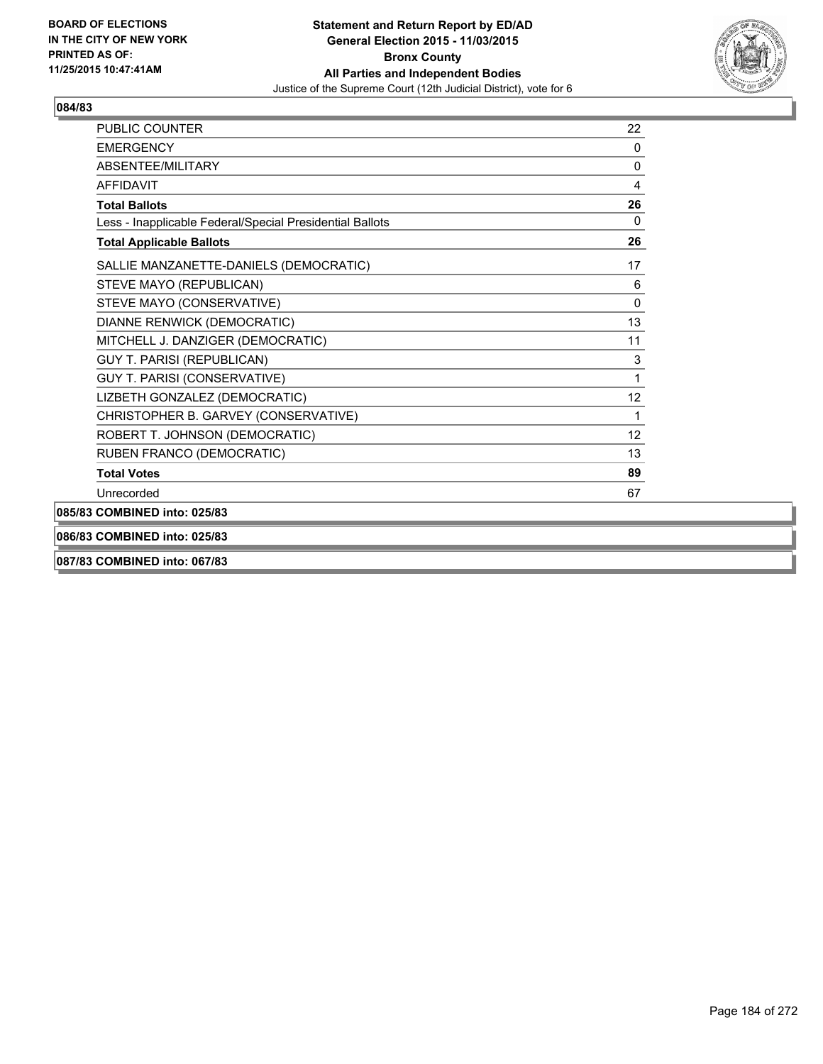**BOARD OF ELECTIONS IN THE CITY OF NEW YORK PRINTED AS OF: 11/25/2015 10:47:41AM**

**Statement and Return Report by ED/AD General Election 2015 - 11/03/2015 Bronx County All Parties and Independent Bodies**

Justice of the Supreme Court (12th Judicial District), vote for 6

### 084/83

| | |
|---|---|
| PUBLIC COUNTER | 22 |
| EMERGENCY | 0 |
| ABSENTEE/MILITARY | 0 |
| AFFIDAVIT | 4 |
| **Total Ballots** | **26** |
| Less - Inapplicable Federal/Special Presidential Ballots | 0 |
| **Total Applicable Ballots** | **26** |
| SALLIE MANZANETTE-DANIELS (DEMOCRATIC) | 17 |
| STEVE MAYO (REPUBLICAN) | 6 |
| STEVE MAYO (CONSERVATIVE) | 0 |
| DIANNE RENWICK (DEMOCRATIC) | 13 |
| MITCHELL J. DANZIGER (DEMOCRATIC) | 11 |
| GUY T. PARISI (REPUBLICAN) | 3 |
| GUY T. PARISI (CONSERVATIVE) | 1 |
| LIZBETH GONZALEZ (DEMOCRATIC) | 12 |
| CHRISTOPHER B. GARVEY (CONSERVATIVE) | 1 |
| ROBERT T. JOHNSON (DEMOCRATIC) | 12 |
| RUBEN FRANCO (DEMOCRATIC) | 13 |
| **Total Votes** | **89** |
| Unrecorded | 67 |

**085/83 COMBINED into: 025/83**

**086/83 COMBINED into: 025/83**

**087/83 COMBINED into: 067/83**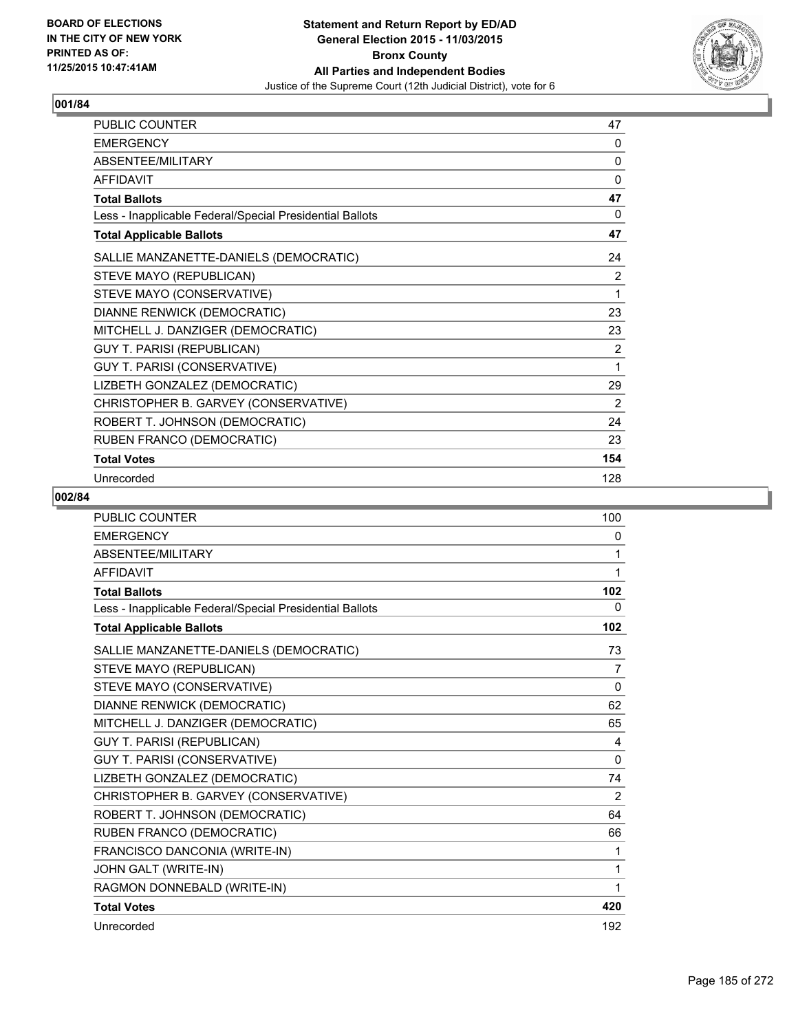BOARD OF ELECTIONS
IN THE CITY OF NEW YORK
PRINTED AS OF:
11/25/2015 10:47:41AM

**Statement and Return Report by ED/AD**
**General Election 2015 - 11/03/2015**
**Bronx County**
**All Parties and Independent Bodies**
Justice of the Supreme Court (12th Judicial District), vote for 6

## 001/84

| | |
|---|---|
| PUBLIC COUNTER | 47 |
| EMERGENCY | 0 |
| ABSENTEE/MILITARY | 0 |
| AFFIDAVIT | 0 |
| **Total Ballots** | **47** |
| Less - Inapplicable Federal/Special Presidential Ballots | 0 |
| **Total Applicable Ballots** | **47** |
| SALLIE MANZANETTE-DANIELS (DEMOCRATIC) | 24 |
| STEVE MAYO (REPUBLICAN) | 2 |
| STEVE MAYO (CONSERVATIVE) | 1 |
| DIANNE RENWICK (DEMOCRATIC) | 23 |
| MITCHELL J. DANZIGER (DEMOCRATIC) | 23 |
| GUY T. PARISI (REPUBLICAN) | 2 |
| GUY T. PARISI (CONSERVATIVE) | 1 |
| LIZBETH GONZALEZ (DEMOCRATIC) | 29 |
| CHRISTOPHER B. GARVEY (CONSERVATIVE) | 2 |
| ROBERT T. JOHNSON (DEMOCRATIC) | 24 |
| RUBEN FRANCO (DEMOCRATIC) | 23 |
| **Total Votes** | **154** |
| Unrecorded | 128 |

## 002/84

| | |
|---|---|
| PUBLIC COUNTER | 100 |
| EMERGENCY | 0 |
| ABSENTEE/MILITARY | 1 |
| AFFIDAVIT | 1 |
| **Total Ballots** | **102** |
| Less - Inapplicable Federal/Special Presidential Ballots | 0 |
| **Total Applicable Ballots** | **102** |
| SALLIE MANZANETTE-DANIELS (DEMOCRATIC) | 73 |
| STEVE MAYO (REPUBLICAN) | 7 |
| STEVE MAYO (CONSERVATIVE) | 0 |
| DIANNE RENWICK (DEMOCRATIC) | 62 |
| MITCHELL J. DANZIGER (DEMOCRATIC) | 65 |
| GUY T. PARISI (REPUBLICAN) | 4 |
| GUY T. PARISI (CONSERVATIVE) | 0 |
| LIZBETH GONZALEZ (DEMOCRATIC) | 74 |
| CHRISTOPHER B. GARVEY (CONSERVATIVE) | 2 |
| ROBERT T. JOHNSON (DEMOCRATIC) | 64 |
| RUBEN FRANCO (DEMOCRATIC) | 66 |
| FRANCISCO DANCONIA (WRITE-IN) | 1 |
| JOHN GALT (WRITE-IN) | 1 |
| RAGMON DONNEBALD (WRITE-IN) | 1 |
| **Total Votes** | **420** |
| Unrecorded | 192 |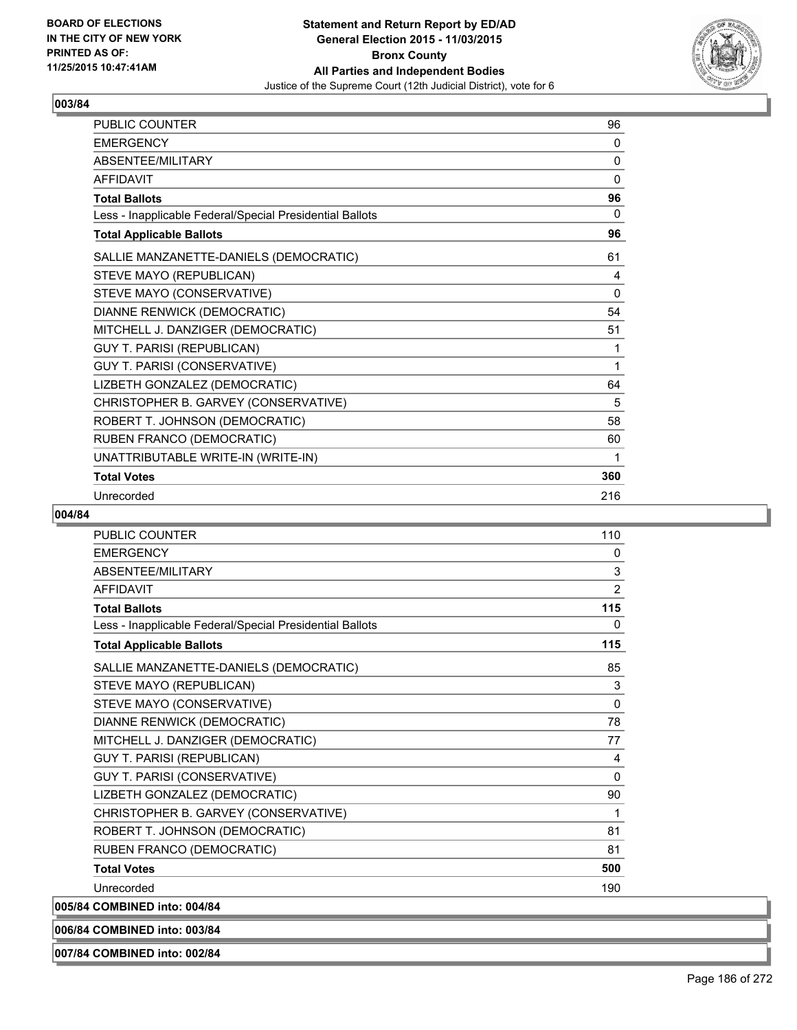**BOARD OF ELECTIONS IN THE CITY OF NEW YORK PRINTED AS OF: 11/25/2015 10:47:41AM**

**Statement and Return Report by ED/AD General Election 2015 - 11/03/2015 Bronx County All Parties and Independent Bodies**

Justice of the Supreme Court (12th Judicial District), vote for 6

## 003/84

| | |
|---|---|
| PUBLIC COUNTER | 96 |
| EMERGENCY | 0 |
| ABSENTEE/MILITARY | 0 |
| AFFIDAVIT | 0 |
| **Total Ballots** | **96** |
| Less - Inapplicable Federal/Special Presidential Ballots | 0 |
| **Total Applicable Ballots** | **96** |
| SALLIE MANZANETTE-DANIELS (DEMOCRATIC) | 61 |
| STEVE MAYO (REPUBLICAN) | 4 |
| STEVE MAYO (CONSERVATIVE) | 0 |
| DIANNE RENWICK (DEMOCRATIC) | 54 |
| MITCHELL J. DANZIGER (DEMOCRATIC) | 51 |
| GUY T. PARISI (REPUBLICAN) | 1 |
| GUY T. PARISI (CONSERVATIVE) | 1 |
| LIZBETH GONZALEZ (DEMOCRATIC) | 64 |
| CHRISTOPHER B. GARVEY (CONSERVATIVE) | 5 |
| ROBERT T. JOHNSON (DEMOCRATIC) | 58 |
| RUBEN FRANCO (DEMOCRATIC) | 60 |
| UNATTRIBUTABLE WRITE-IN (WRITE-IN) | 1 |
| **Total Votes** | **360** |
| Unrecorded | 216 |

## 004/84

| | |
|---|---|
| PUBLIC COUNTER | 110 |
| EMERGENCY | 0 |
| ABSENTEE/MILITARY | 3 |
| AFFIDAVIT | 2 |
| **Total Ballots** | **115** |
| Less - Inapplicable Federal/Special Presidential Ballots | 0 |
| **Total Applicable Ballots** | **115** |
| SALLIE MANZANETTE-DANIELS (DEMOCRATIC) | 85 |
| STEVE MAYO (REPUBLICAN) | 3 |
| STEVE MAYO (CONSERVATIVE) | 0 |
| DIANNE RENWICK (DEMOCRATIC) | 78 |
| MITCHELL J. DANZIGER (DEMOCRATIC) | 77 |
| GUY T. PARISI (REPUBLICAN) | 4 |
| GUY T. PARISI (CONSERVATIVE) | 0 |
| LIZBETH GONZALEZ (DEMOCRATIC) | 90 |
| CHRISTOPHER B. GARVEY (CONSERVATIVE) | 1 |
| ROBERT T. JOHNSON (DEMOCRATIC) | 81 |
| RUBEN FRANCO (DEMOCRATIC) | 81 |
| **Total Votes** | **500** |
| Unrecorded | 190 |

**005/84 COMBINED into: 004/84**

**006/84 COMBINED into: 003/84**

**007/84 COMBINED into: 002/84**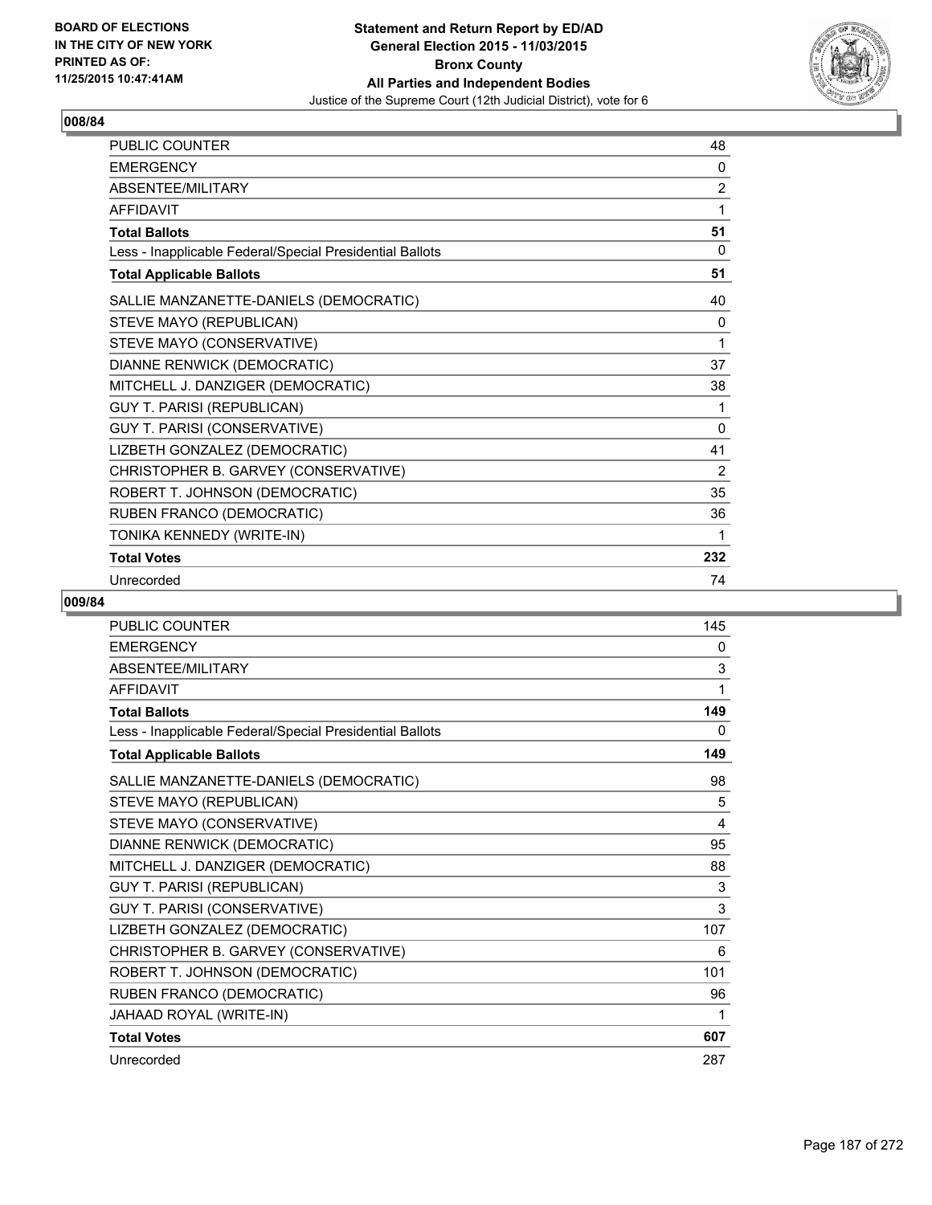BOARD OF ELECTIONS
IN THE CITY OF NEW YORK
PRINTED AS OF:
11/25/2015 10:47:41AM

**Statement and Return Report by ED/AD**
**General Election 2015 - 11/03/2015**
**Bronx County**
**All Parties and Independent Bodies**
Justice of the Supreme Court (12th Judicial District), vote for 6

## 008/84

| | |
|---|---|
| PUBLIC COUNTER | 48 |
| EMERGENCY | 0 |
| ABSENTEE/MILITARY | 2 |
| AFFIDAVIT | 1 |
| **Total Ballots** | **51** |
| Less - Inapplicable Federal/Special Presidential Ballots | 0 |
| **Total Applicable Ballots** | **51** |
| SALLIE MANZANETTE-DANIELS (DEMOCRATIC) | 40 |
| STEVE MAYO (REPUBLICAN) | 0 |
| STEVE MAYO (CONSERVATIVE) | 1 |
| DIANNE RENWICK (DEMOCRATIC) | 37 |
| MITCHELL J. DANZIGER (DEMOCRATIC) | 38 |
| GUY T. PARISI (REPUBLICAN) | 1 |
| GUY T. PARISI (CONSERVATIVE) | 0 |
| LIZBETH GONZALEZ (DEMOCRATIC) | 41 |
| CHRISTOPHER B. GARVEY (CONSERVATIVE) | 2 |
| ROBERT T. JOHNSON (DEMOCRATIC) | 35 |
| RUBEN FRANCO (DEMOCRATIC) | 36 |
| TONIKA KENNEDY (WRITE-IN) | 1 |
| **Total Votes** | **232** |
| Unrecorded | 74 |

## 009/84

| | |
|---|---|
| PUBLIC COUNTER | 145 |
| EMERGENCY | 0 |
| ABSENTEE/MILITARY | 3 |
| AFFIDAVIT | 1 |
| **Total Ballots** | **149** |
| Less - Inapplicable Federal/Special Presidential Ballots | 0 |
| **Total Applicable Ballots** | **149** |
| SALLIE MANZANETTE-DANIELS (DEMOCRATIC) | 98 |
| STEVE MAYO (REPUBLICAN) | 5 |
| STEVE MAYO (CONSERVATIVE) | 4 |
| DIANNE RENWICK (DEMOCRATIC) | 95 |
| MITCHELL J. DANZIGER (DEMOCRATIC) | 88 |
| GUY T. PARISI (REPUBLICAN) | 3 |
| GUY T. PARISI (CONSERVATIVE) | 3 |
| LIZBETH GONZALEZ (DEMOCRATIC) | 107 |
| CHRISTOPHER B. GARVEY (CONSERVATIVE) | 6 |
| ROBERT T. JOHNSON (DEMOCRATIC) | 101 |
| RUBEN FRANCO (DEMOCRATIC) | 96 |
| JAHAAD ROYAL (WRITE-IN) | 1 |
| **Total Votes** | **607** |
| Unrecorded | 287 |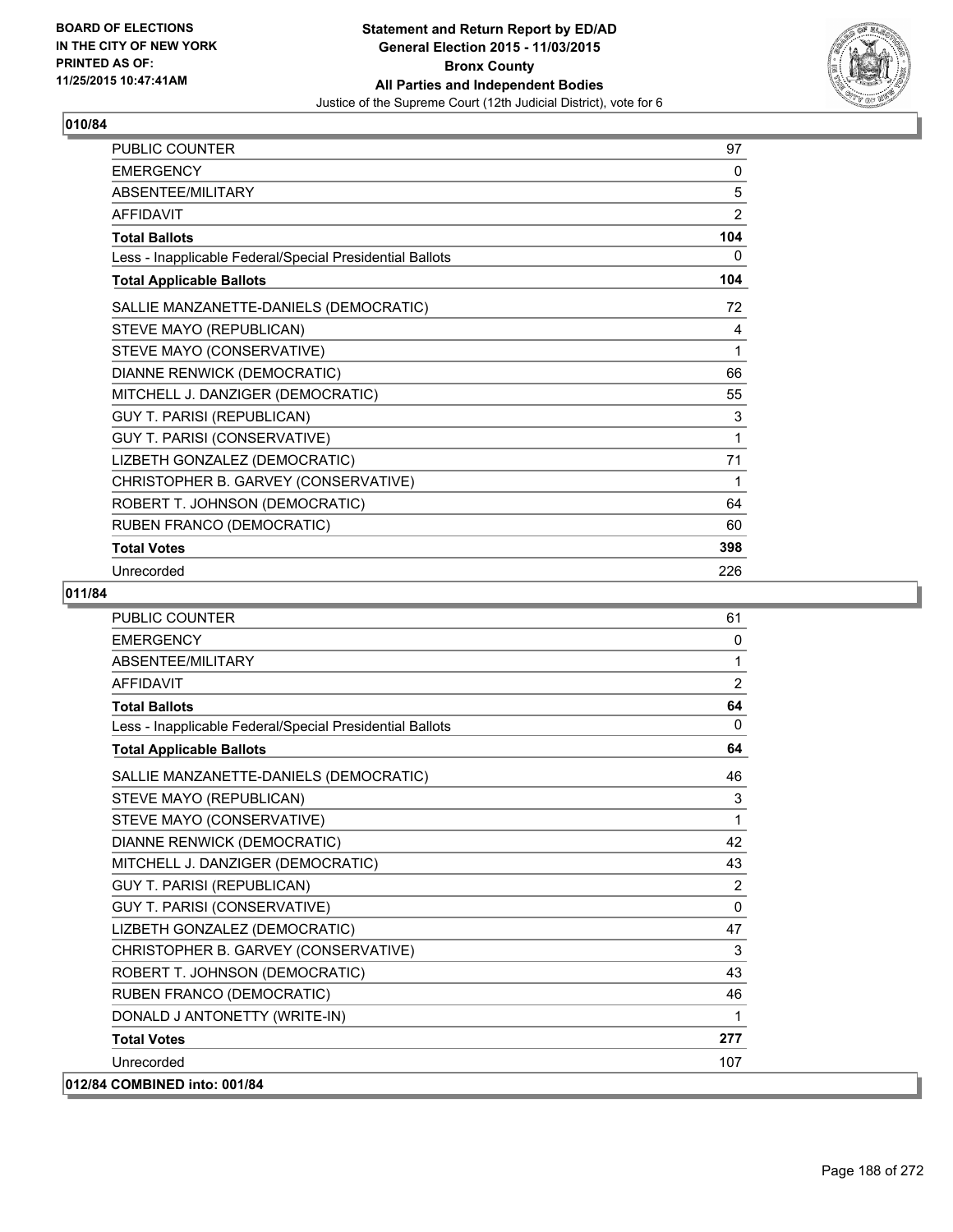**BOARD OF ELECTIONS IN THE CITY OF NEW YORK PRINTED AS OF: 11/25/2015 10:47:41AM**

**Statement and Return Report by ED/AD General Election 2015 - 11/03/2015 Bronx County All Parties and Independent Bodies**

Justice of the Supreme Court (12th Judicial District), vote for 6

## 010/84

| | |
|---|---|
| PUBLIC COUNTER | 97 |
| EMERGENCY | 0 |
| ABSENTEE/MILITARY | 5 |
| AFFIDAVIT | 2 |
| **Total Ballots** | **104** |
| Less - Inapplicable Federal/Special Presidential Ballots | 0 |
| **Total Applicable Ballots** | **104** |
| SALLIE MANZANETTE-DANIELS (DEMOCRATIC) | 72 |
| STEVE MAYO (REPUBLICAN) | 4 |
| STEVE MAYO (CONSERVATIVE) | 1 |
| DIANNE RENWICK (DEMOCRATIC) | 66 |
| MITCHELL J. DANZIGER (DEMOCRATIC) | 55 |
| GUY T. PARISI (REPUBLICAN) | 3 |
| GUY T. PARISI (CONSERVATIVE) | 1 |
| LIZBETH GONZALEZ (DEMOCRATIC) | 71 |
| CHRISTOPHER B. GARVEY (CONSERVATIVE) | 1 |
| ROBERT T. JOHNSON (DEMOCRATIC) | 64 |
| RUBEN FRANCO (DEMOCRATIC) | 60 |
| **Total Votes** | **398** |
| Unrecorded | 226 |

## 011/84

| | |
|---|---|
| PUBLIC COUNTER | 61 |
| EMERGENCY | 0 |
| ABSENTEE/MILITARY | 1 |
| AFFIDAVIT | 2 |
| **Total Ballots** | **64** |
| Less - Inapplicable Federal/Special Presidential Ballots | 0 |
| **Total Applicable Ballots** | **64** |
| SALLIE MANZANETTE-DANIELS (DEMOCRATIC) | 46 |
| STEVE MAYO (REPUBLICAN) | 3 |
| STEVE MAYO (CONSERVATIVE) | 1 |
| DIANNE RENWICK (DEMOCRATIC) | 42 |
| MITCHELL J. DANZIGER (DEMOCRATIC) | 43 |
| GUY T. PARISI (REPUBLICAN) | 2 |
| GUY T. PARISI (CONSERVATIVE) | 0 |
| LIZBETH GONZALEZ (DEMOCRATIC) | 47 |
| CHRISTOPHER B. GARVEY (CONSERVATIVE) | 3 |
| ROBERT T. JOHNSON (DEMOCRATIC) | 43 |
| RUBEN FRANCO (DEMOCRATIC) | 46 |
| DONALD J ANTONETTY (WRITE-IN) | 1 |
| **Total Votes** | **277** |
| Unrecorded | 107 |

**012/84 COMBINED into: 001/84**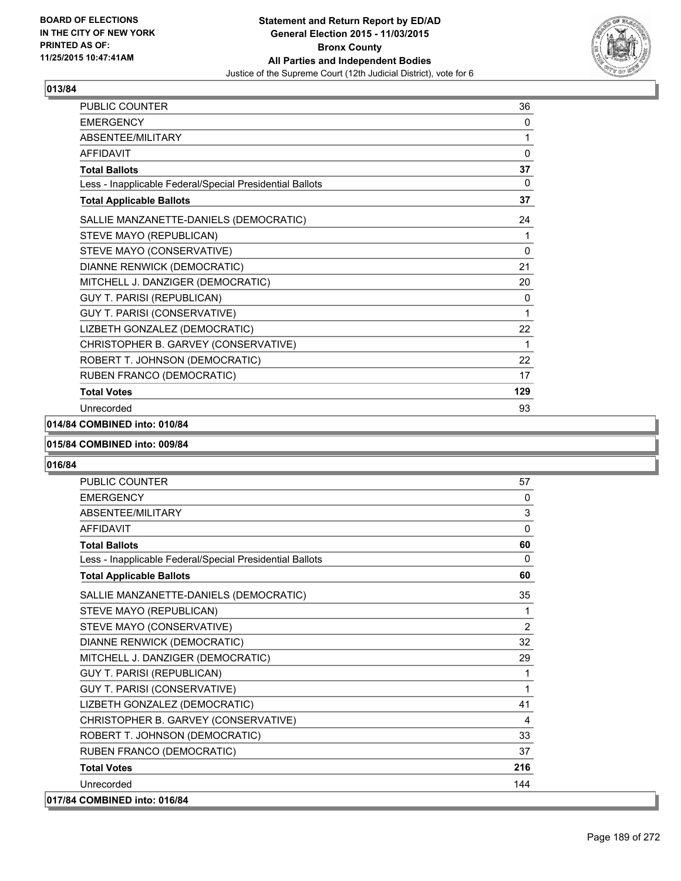**Statement and Return Report by ED/AD**
**General Election 2015 - 11/03/2015**
**Bronx County**
**All Parties and Independent Bodies**
Justice of the Supreme Court (12th Judicial District), vote for 6

BOARD OF ELECTIONS
IN THE CITY OF NEW YORK
PRINTED AS OF:
11/25/2015 10:47:41AM

### 013/84

| | |
|---|---|
| PUBLIC COUNTER | 36 |
| EMERGENCY | 0 |
| ABSENTEE/MILITARY | 1 |
| AFFIDAVIT | 0 |
| **Total Ballots** | **37** |
| Less - Inapplicable Federal/Special Presidential Ballots | 0 |
| **Total Applicable Ballots** | **37** |
| SALLIE MANZANETTE-DANIELS (DEMOCRATIC) | 24 |
| STEVE MAYO (REPUBLICAN) | 1 |
| STEVE MAYO (CONSERVATIVE) | 0 |
| DIANNE RENWICK (DEMOCRATIC) | 21 |
| MITCHELL J. DANZIGER (DEMOCRATIC) | 20 |
| GUY T. PARISI (REPUBLICAN) | 0 |
| GUY T. PARISI (CONSERVATIVE) | 1 |
| LIZBETH GONZALEZ (DEMOCRATIC) | 22 |
| CHRISTOPHER B. GARVEY (CONSERVATIVE) | 1 |
| ROBERT T. JOHNSON (DEMOCRATIC) | 22 |
| RUBEN FRANCO (DEMOCRATIC) | 17 |
| **Total Votes** | **129** |
| Unrecorded | 93 |

### 014/84 COMBINED into: 010/84

### 015/84 COMBINED into: 009/84

### 016/84

| | |
|---|---|
| PUBLIC COUNTER | 57 |
| EMERGENCY | 0 |
| ABSENTEE/MILITARY | 3 |
| AFFIDAVIT | 0 |
| **Total Ballots** | **60** |
| Less - Inapplicable Federal/Special Presidential Ballots | 0 |
| **Total Applicable Ballots** | **60** |
| SALLIE MANZANETTE-DANIELS (DEMOCRATIC) | 35 |
| STEVE MAYO (REPUBLICAN) | 1 |
| STEVE MAYO (CONSERVATIVE) | 2 |
| DIANNE RENWICK (DEMOCRATIC) | 32 |
| MITCHELL J. DANZIGER (DEMOCRATIC) | 29 |
| GUY T. PARISI (REPUBLICAN) | 1 |
| GUY T. PARISI (CONSERVATIVE) | 1 |
| LIZBETH GONZALEZ (DEMOCRATIC) | 41 |
| CHRISTOPHER B. GARVEY (CONSERVATIVE) | 4 |
| ROBERT T. JOHNSON (DEMOCRATIC) | 33 |
| RUBEN FRANCO (DEMOCRATIC) | 37 |
| **Total Votes** | **216** |
| Unrecorded | 144 |

### 017/84 COMBINED into: 016/84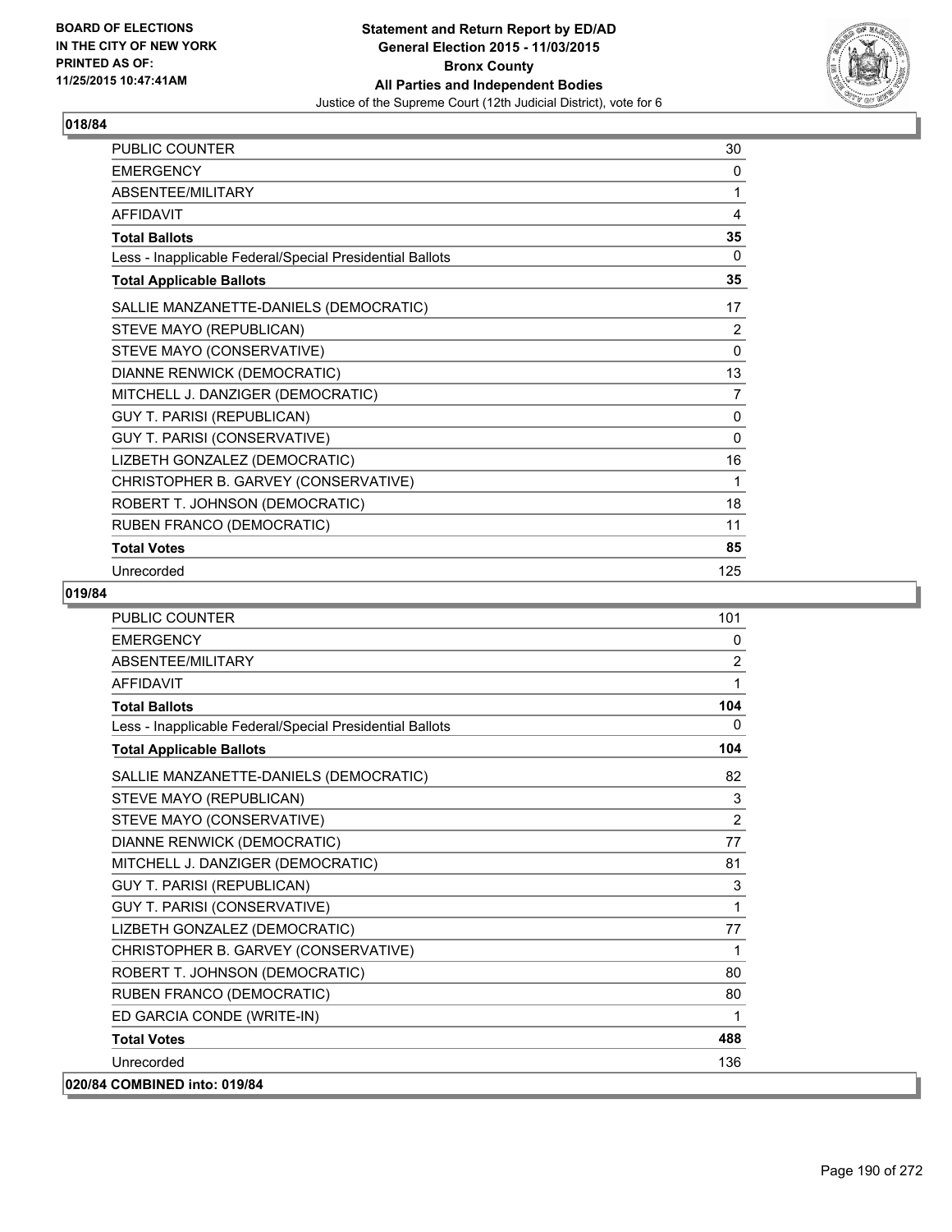## 018/84

| | |
|---|---|
| PUBLIC COUNTER | 30 |
| EMERGENCY | 0 |
| ABSENTEE/MILITARY | 1 |
| AFFIDAVIT | 4 |
| **Total Ballots** | **35** |
| Less - Inapplicable Federal/Special Presidential Ballots | 0 |
| **Total Applicable Ballots** | **35** |
| SALLIE MANZANETTE-DANIELS (DEMOCRATIC) | 17 |
| STEVE MAYO (REPUBLICAN) | 2 |
| STEVE MAYO (CONSERVATIVE) | 0 |
| DIANNE RENWICK (DEMOCRATIC) | 13 |
| MITCHELL J. DANZIGER (DEMOCRATIC) | 7 |
| GUY T. PARISI (REPUBLICAN) | 0 |
| GUY T. PARISI (CONSERVATIVE) | 0 |
| LIZBETH GONZALEZ (DEMOCRATIC) | 16 |
| CHRISTOPHER B. GARVEY (CONSERVATIVE) | 1 |
| ROBERT T. JOHNSON (DEMOCRATIC) | 18 |
| RUBEN FRANCO (DEMOCRATIC) | 11 |
| **Total Votes** | **85** |
| Unrecorded | 125 |

## 019/84

| | |
|---|---|
| PUBLIC COUNTER | 101 |
| EMERGENCY | 0 |
| ABSENTEE/MILITARY | 2 |
| AFFIDAVIT | 1 |
| **Total Ballots** | **104** |
| Less - Inapplicable Federal/Special Presidential Ballots | 0 |
| **Total Applicable Ballots** | **104** |
| SALLIE MANZANETTE-DANIELS (DEMOCRATIC) | 82 |
| STEVE MAYO (REPUBLICAN) | 3 |
| STEVE MAYO (CONSERVATIVE) | 2 |
| DIANNE RENWICK (DEMOCRATIC) | 77 |
| MITCHELL J. DANZIGER (DEMOCRATIC) | 81 |
| GUY T. PARISI (REPUBLICAN) | 3 |
| GUY T. PARISI (CONSERVATIVE) | 1 |
| LIZBETH GONZALEZ (DEMOCRATIC) | 77 |
| CHRISTOPHER B. GARVEY (CONSERVATIVE) | 1 |
| ROBERT T. JOHNSON (DEMOCRATIC) | 80 |
| RUBEN FRANCO (DEMOCRATIC) | 80 |
| ED GARCIA CONDE (WRITE-IN) | 1 |
| **Total Votes** | **488** |
| Unrecorded | 136 |

## 020/84 COMBINED into: 019/84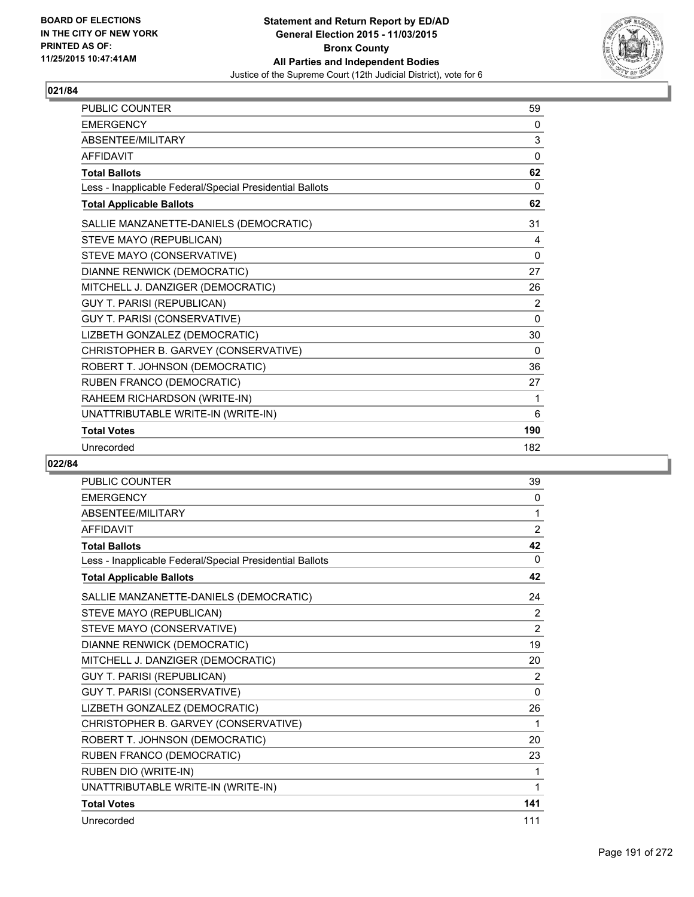BOARD OF ELECTIONS IN THE CITY OF NEW YORK PRINTED AS OF: 11/25/2015 10:47:41AM

**Statement and Return Report by ED/AD General Election 2015 - 11/03/2015 Bronx County All Parties and Independent Bodies**

Justice of the Supreme Court (12th Judicial District), vote for 6

## 021/84

| | |
|---|---|
| PUBLIC COUNTER | 59 |
| EMERGENCY | 0 |
| ABSENTEE/MILITARY | 3 |
| AFFIDAVIT | 0 |
| **Total Ballots** | **62** |
| Less - Inapplicable Federal/Special Presidential Ballots | 0 |
| **Total Applicable Ballots** | **62** |
| SALLIE MANZANETTE-DANIELS (DEMOCRATIC) | 31 |
| STEVE MAYO (REPUBLICAN) | 4 |
| STEVE MAYO (CONSERVATIVE) | 0 |
| DIANNE RENWICK (DEMOCRATIC) | 27 |
| MITCHELL J. DANZIGER (DEMOCRATIC) | 26 |
| GUY T. PARISI (REPUBLICAN) | 2 |
| GUY T. PARISI (CONSERVATIVE) | 0 |
| LIZBETH GONZALEZ (DEMOCRATIC) | 30 |
| CHRISTOPHER B. GARVEY (CONSERVATIVE) | 0 |
| ROBERT T. JOHNSON (DEMOCRATIC) | 36 |
| RUBEN FRANCO (DEMOCRATIC) | 27 |
| RAHEEM RICHARDSON (WRITE-IN) | 1 |
| UNATTRIBUTABLE WRITE-IN (WRITE-IN) | 6 |
| **Total Votes** | **190** |
| Unrecorded | 182 |

## 022/84

| | |
|---|---|
| PUBLIC COUNTER | 39 |
| EMERGENCY | 0 |
| ABSENTEE/MILITARY | 1 |
| AFFIDAVIT | 2 |
| **Total Ballots** | **42** |
| Less - Inapplicable Federal/Special Presidential Ballots | 0 |
| **Total Applicable Ballots** | **42** |
| SALLIE MANZANETTE-DANIELS (DEMOCRATIC) | 24 |
| STEVE MAYO (REPUBLICAN) | 2 |
| STEVE MAYO (CONSERVATIVE) | 2 |
| DIANNE RENWICK (DEMOCRATIC) | 19 |
| MITCHELL J. DANZIGER (DEMOCRATIC) | 20 |
| GUY T. PARISI (REPUBLICAN) | 2 |
| GUY T. PARISI (CONSERVATIVE) | 0 |
| LIZBETH GONZALEZ (DEMOCRATIC) | 26 |
| CHRISTOPHER B. GARVEY (CONSERVATIVE) | 1 |
| ROBERT T. JOHNSON (DEMOCRATIC) | 20 |
| RUBEN FRANCO (DEMOCRATIC) | 23 |
| RUBEN DIO (WRITE-IN) | 1 |
| UNATTRIBUTABLE WRITE-IN (WRITE-IN) | 1 |
| **Total Votes** | **141** |
| Unrecorded | 111 |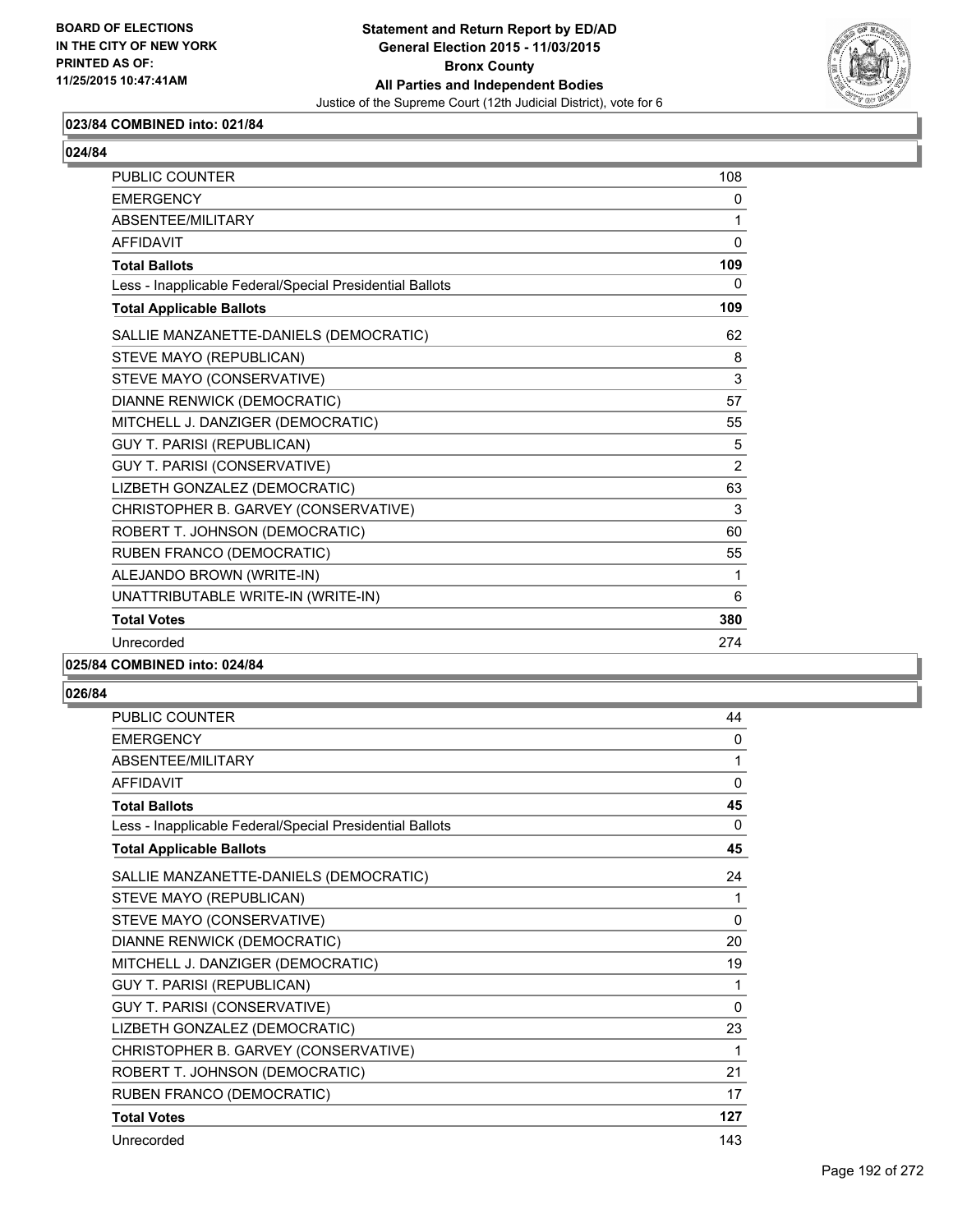**BOARD OF ELECTIONS IN THE CITY OF NEW YORK PRINTED AS OF: 11/25/2015 10:47:41AM**

**Statement and Return Report by ED/AD General Election 2015 - 11/03/2015 Bronx County All Parties and Independent Bodies**

Justice of the Supreme Court (12th Judicial District), vote for 6

### 023/84 COMBINED into: 021/84

### 024/84

| | |
|---|---|
| PUBLIC COUNTER | 108 |
| EMERGENCY | 0 |
| ABSENTEE/MILITARY | 1 |
| AFFIDAVIT | 0 |
| **Total Ballots** | **109** |
| Less - Inapplicable Federal/Special Presidential Ballots | 0 |
| **Total Applicable Ballots** | **109** |
| SALLIE MANZANETTE-DANIELS (DEMOCRATIC) | 62 |
| STEVE MAYO (REPUBLICAN) | 8 |
| STEVE MAYO (CONSERVATIVE) | 3 |
| DIANNE RENWICK (DEMOCRATIC) | 57 |
| MITCHELL J. DANZIGER (DEMOCRATIC) | 55 |
| GUY T. PARISI (REPUBLICAN) | 5 |
| GUY T. PARISI (CONSERVATIVE) | 2 |
| LIZBETH GONZALEZ (DEMOCRATIC) | 63 |
| CHRISTOPHER B. GARVEY (CONSERVATIVE) | 3 |
| ROBERT T. JOHNSON (DEMOCRATIC) | 60 |
| RUBEN FRANCO (DEMOCRATIC) | 55 |
| ALEJANDO BROWN (WRITE-IN) | 1 |
| UNATTRIBUTABLE WRITE-IN (WRITE-IN) | 6 |
| **Total Votes** | **380** |
| Unrecorded | 274 |

### 025/84 COMBINED into: 024/84

### 026/84

| | |
|---|---|
| PUBLIC COUNTER | 44 |
| EMERGENCY | 0 |
| ABSENTEE/MILITARY | 1 |
| AFFIDAVIT | 0 |
| **Total Ballots** | **45** |
| Less - Inapplicable Federal/Special Presidential Ballots | 0 |
| **Total Applicable Ballots** | **45** |
| SALLIE MANZANETTE-DANIELS (DEMOCRATIC) | 24 |
| STEVE MAYO (REPUBLICAN) | 1 |
| STEVE MAYO (CONSERVATIVE) | 0 |
| DIANNE RENWICK (DEMOCRATIC) | 20 |
| MITCHELL J. DANZIGER (DEMOCRATIC) | 19 |
| GUY T. PARISI (REPUBLICAN) | 1 |
| GUY T. PARISI (CONSERVATIVE) | 0 |
| LIZBETH GONZALEZ (DEMOCRATIC) | 23 |
| CHRISTOPHER B. GARVEY (CONSERVATIVE) | 1 |
| ROBERT T. JOHNSON (DEMOCRATIC) | 21 |
| RUBEN FRANCO (DEMOCRATIC) | 17 |
| **Total Votes** | **127** |
| Unrecorded | 143 |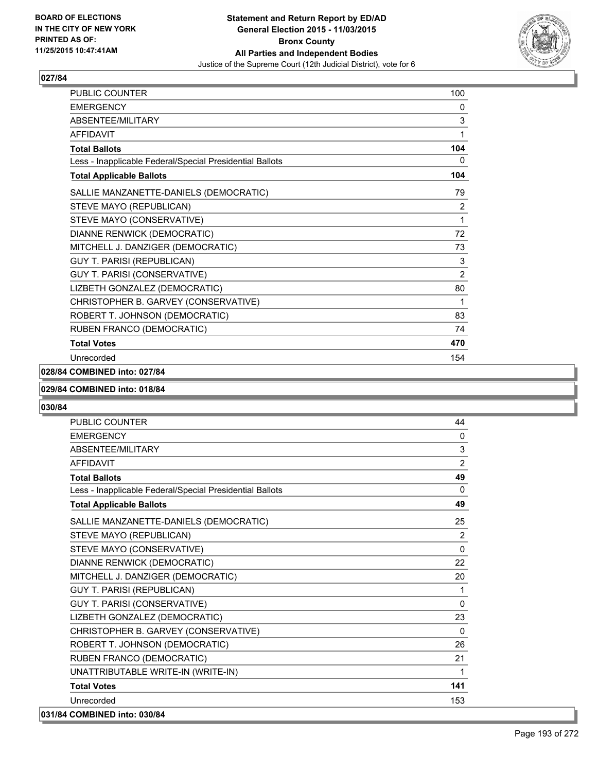BOARD OF ELECTIONS
IN THE CITY OF NEW YORK
PRINTED AS OF:
11/25/2015 10:47:41AM

**Statement and Return Report by ED/AD**
**General Election 2015 - 11/03/2015**
**Bronx County**
**All Parties and Independent Bodies**
Justice of the Supreme Court (12th Judicial District), vote for 6

### 027/84

| | |
|---|---|
| PUBLIC COUNTER | 100 |
| EMERGENCY | 0 |
| ABSENTEE/MILITARY | 3 |
| AFFIDAVIT | 1 |
| **Total Ballots** | **104** |
| Less - Inapplicable Federal/Special Presidential Ballots | 0 |
| **Total Applicable Ballots** | **104** |
| SALLIE MANZANETTE-DANIELS (DEMOCRATIC) | 79 |
| STEVE MAYO (REPUBLICAN) | 2 |
| STEVE MAYO (CONSERVATIVE) | 1 |
| DIANNE RENWICK (DEMOCRATIC) | 72 |
| MITCHELL J. DANZIGER (DEMOCRATIC) | 73 |
| GUY T. PARISI (REPUBLICAN) | 3 |
| GUY T. PARISI (CONSERVATIVE) | 2 |
| LIZBETH GONZALEZ (DEMOCRATIC) | 80 |
| CHRISTOPHER B. GARVEY (CONSERVATIVE) | 1 |
| ROBERT T. JOHNSON (DEMOCRATIC) | 83 |
| RUBEN FRANCO (DEMOCRATIC) | 74 |
| **Total Votes** | **470** |
| Unrecorded | 154 |

**028/84 COMBINED into: 027/84**

**029/84 COMBINED into: 018/84**

### 030/84

| | |
|---|---|
| PUBLIC COUNTER | 44 |
| EMERGENCY | 0 |
| ABSENTEE/MILITARY | 3 |
| AFFIDAVIT | 2 |
| **Total Ballots** | **49** |
| Less - Inapplicable Federal/Special Presidential Ballots | 0 |
| **Total Applicable Ballots** | **49** |
| SALLIE MANZANETTE-DANIELS (DEMOCRATIC) | 25 |
| STEVE MAYO (REPUBLICAN) | 2 |
| STEVE MAYO (CONSERVATIVE) | 0 |
| DIANNE RENWICK (DEMOCRATIC) | 22 |
| MITCHELL J. DANZIGER (DEMOCRATIC) | 20 |
| GUY T. PARISI (REPUBLICAN) | 1 |
| GUY T. PARISI (CONSERVATIVE) | 0 |
| LIZBETH GONZALEZ (DEMOCRATIC) | 23 |
| CHRISTOPHER B. GARVEY (CONSERVATIVE) | 0 |
| ROBERT T. JOHNSON (DEMOCRATIC) | 26 |
| RUBEN FRANCO (DEMOCRATIC) | 21 |
| UNATTRIBUTABLE WRITE-IN (WRITE-IN) | 1 |
| **Total Votes** | **141** |
| Unrecorded | 153 |

**031/84 COMBINED into: 030/84**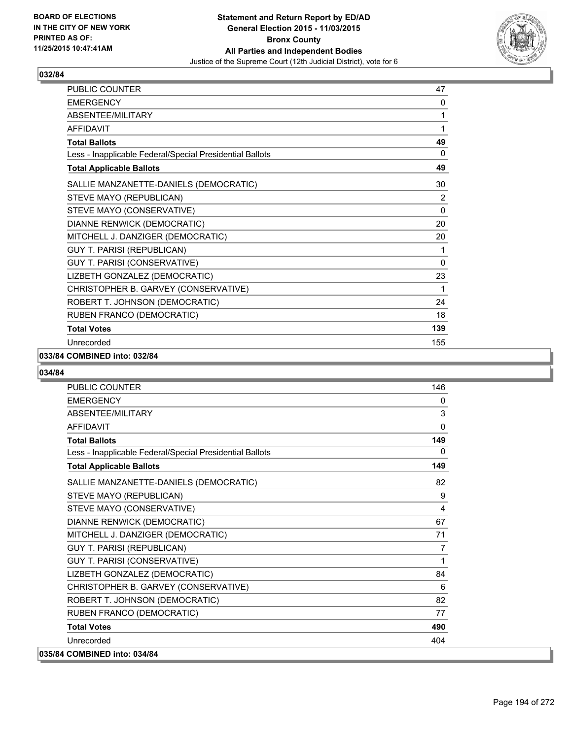BOARD OF ELECTIONS
IN THE CITY OF NEW YORK
PRINTED AS OF:
11/25/2015 10:47:41AM

**Statement and Return Report by ED/AD**
**General Election 2015 - 11/03/2015**
**Bronx County**
**All Parties and Independent Bodies**
Justice of the Supreme Court (12th Judicial District), vote for 6

## 032/84

| | |
|---|---|
| PUBLIC COUNTER | 47 |
| EMERGENCY | 0 |
| ABSENTEE/MILITARY | 1 |
| AFFIDAVIT | 1 |
| **Total Ballots** | **49** |
| Less - Inapplicable Federal/Special Presidential Ballots | 0 |
| **Total Applicable Ballots** | **49** |
| SALLIE MANZANETTE-DANIELS (DEMOCRATIC) | 30 |
| STEVE MAYO (REPUBLICAN) | 2 |
| STEVE MAYO (CONSERVATIVE) | 0 |
| DIANNE RENWICK (DEMOCRATIC) | 20 |
| MITCHELL J. DANZIGER (DEMOCRATIC) | 20 |
| GUY T. PARISI (REPUBLICAN) | 1 |
| GUY T. PARISI (CONSERVATIVE) | 0 |
| LIZBETH GONZALEZ (DEMOCRATIC) | 23 |
| CHRISTOPHER B. GARVEY (CONSERVATIVE) | 1 |
| ROBERT T. JOHNSON (DEMOCRATIC) | 24 |
| RUBEN FRANCO (DEMOCRATIC) | 18 |
| **Total Votes** | **139** |
| Unrecorded | 155 |

**033/84 COMBINED into: 032/84**

## 034/84

| | |
|---|---|
| PUBLIC COUNTER | 146 |
| EMERGENCY | 0 |
| ABSENTEE/MILITARY | 3 |
| AFFIDAVIT | 0 |
| **Total Ballots** | **149** |
| Less - Inapplicable Federal/Special Presidential Ballots | 0 |
| **Total Applicable Ballots** | **149** |
| SALLIE MANZANETTE-DANIELS (DEMOCRATIC) | 82 |
| STEVE MAYO (REPUBLICAN) | 9 |
| STEVE MAYO (CONSERVATIVE) | 4 |
| DIANNE RENWICK (DEMOCRATIC) | 67 |
| MITCHELL J. DANZIGER (DEMOCRATIC) | 71 |
| GUY T. PARISI (REPUBLICAN) | 7 |
| GUY T. PARISI (CONSERVATIVE) | 1 |
| LIZBETH GONZALEZ (DEMOCRATIC) | 84 |
| CHRISTOPHER B. GARVEY (CONSERVATIVE) | 6 |
| ROBERT T. JOHNSON (DEMOCRATIC) | 82 |
| RUBEN FRANCO (DEMOCRATIC) | 77 |
| **Total Votes** | **490** |
| Unrecorded | 404 |

**035/84 COMBINED into: 034/84**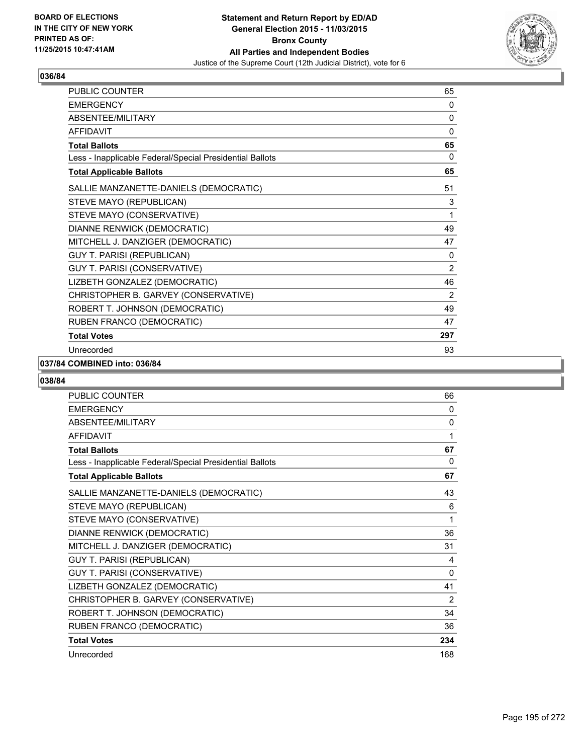**BOARD OF ELECTIONS IN THE CITY OF NEW YORK PRINTED AS OF: 11/25/2015 10:47:41AM**

**Statement and Return Report by ED/AD**
**General Election 2015 - 11/03/2015**
**Bronx County**
**All Parties and Independent Bodies**
Justice of the Supreme Court (12th Judicial District), vote for 6

## 036/84

| | |
|---|---|
| PUBLIC COUNTER | 65 |
| EMERGENCY | 0 |
| ABSENTEE/MILITARY | 0 |
| AFFIDAVIT | 0 |
| **Total Ballots** | **65** |
| Less - Inapplicable Federal/Special Presidential Ballots | 0 |
| **Total Applicable Ballots** | **65** |
| SALLIE MANZANETTE-DANIELS (DEMOCRATIC) | 51 |
| STEVE MAYO (REPUBLICAN) | 3 |
| STEVE MAYO (CONSERVATIVE) | 1 |
| DIANNE RENWICK (DEMOCRATIC) | 49 |
| MITCHELL J. DANZIGER (DEMOCRATIC) | 47 |
| GUY T. PARISI (REPUBLICAN) | 0 |
| GUY T. PARISI (CONSERVATIVE) | 2 |
| LIZBETH GONZALEZ (DEMOCRATIC) | 46 |
| CHRISTOPHER B. GARVEY (CONSERVATIVE) | 2 |
| ROBERT T. JOHNSON (DEMOCRATIC) | 49 |
| RUBEN FRANCO (DEMOCRATIC) | 47 |
| **Total Votes** | **297** |
| Unrecorded | 93 |

## 037/84 COMBINED into: 036/84

## 038/84

| | |
|---|---|
| PUBLIC COUNTER | 66 |
| EMERGENCY | 0 |
| ABSENTEE/MILITARY | 0 |
| AFFIDAVIT | 1 |
| **Total Ballots** | **67** |
| Less - Inapplicable Federal/Special Presidential Ballots | 0 |
| **Total Applicable Ballots** | **67** |
| SALLIE MANZANETTE-DANIELS (DEMOCRATIC) | 43 |
| STEVE MAYO (REPUBLICAN) | 6 |
| STEVE MAYO (CONSERVATIVE) | 1 |
| DIANNE RENWICK (DEMOCRATIC) | 36 |
| MITCHELL J. DANZIGER (DEMOCRATIC) | 31 |
| GUY T. PARISI (REPUBLICAN) | 4 |
| GUY T. PARISI (CONSERVATIVE) | 0 |
| LIZBETH GONZALEZ (DEMOCRATIC) | 41 |
| CHRISTOPHER B. GARVEY (CONSERVATIVE) | 2 |
| ROBERT T. JOHNSON (DEMOCRATIC) | 34 |
| RUBEN FRANCO (DEMOCRATIC) | 36 |
| **Total Votes** | **234** |
| Unrecorded | 168 |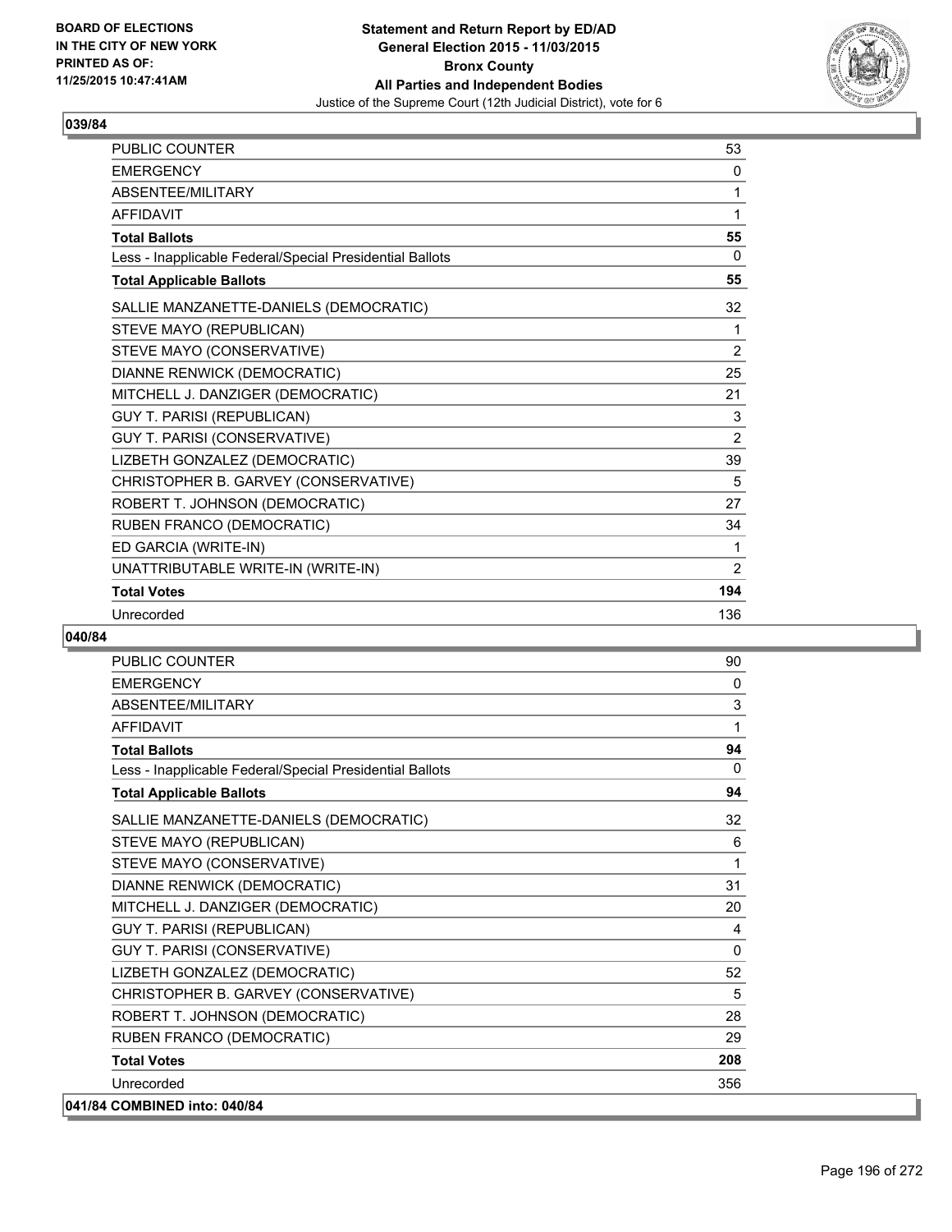BOARD OF ELECTIONS
IN THE CITY OF NEW YORK
PRINTED AS OF:
11/25/2015 10:47:41AM

**Statement and Return Report by ED/AD**
**General Election 2015 - 11/03/2015**
**Bronx County**
**All Parties and Independent Bodies**
Justice of the Supreme Court (12th Judicial District), vote for 6

## 039/84

| | |
|---|---|
| PUBLIC COUNTER | 53 |
| EMERGENCY | 0 |
| ABSENTEE/MILITARY | 1 |
| AFFIDAVIT | 1 |
| **Total Ballots** | **55** |
| Less - Inapplicable Federal/Special Presidential Ballots | 0 |
| **Total Applicable Ballots** | **55** |
| SALLIE MANZANETTE-DANIELS (DEMOCRATIC) | 32 |
| STEVE MAYO (REPUBLICAN) | 1 |
| STEVE MAYO (CONSERVATIVE) | 2 |
| DIANNE RENWICK (DEMOCRATIC) | 25 |
| MITCHELL J. DANZIGER (DEMOCRATIC) | 21 |
| GUY T. PARISI (REPUBLICAN) | 3 |
| GUY T. PARISI (CONSERVATIVE) | 2 |
| LIZBETH GONZALEZ (DEMOCRATIC) | 39 |
| CHRISTOPHER B. GARVEY (CONSERVATIVE) | 5 |
| ROBERT T. JOHNSON (DEMOCRATIC) | 27 |
| RUBEN FRANCO (DEMOCRATIC) | 34 |
| ED GARCIA (WRITE-IN) | 1 |
| UNATTRIBUTABLE WRITE-IN (WRITE-IN) | 2 |
| **Total Votes** | **194** |
| Unrecorded | 136 |

## 040/84

| | |
|---|---|
| PUBLIC COUNTER | 90 |
| EMERGENCY | 0 |
| ABSENTEE/MILITARY | 3 |
| AFFIDAVIT | 1 |
| **Total Ballots** | **94** |
| Less - Inapplicable Federal/Special Presidential Ballots | 0 |
| **Total Applicable Ballots** | **94** |
| SALLIE MANZANETTE-DANIELS (DEMOCRATIC) | 32 |
| STEVE MAYO (REPUBLICAN) | 6 |
| STEVE MAYO (CONSERVATIVE) | 1 |
| DIANNE RENWICK (DEMOCRATIC) | 31 |
| MITCHELL J. DANZIGER (DEMOCRATIC) | 20 |
| GUY T. PARISI (REPUBLICAN) | 4 |
| GUY T. PARISI (CONSERVATIVE) | 0 |
| LIZBETH GONZALEZ (DEMOCRATIC) | 52 |
| CHRISTOPHER B. GARVEY (CONSERVATIVE) | 5 |
| ROBERT T. JOHNSON (DEMOCRATIC) | 28 |
| RUBEN FRANCO (DEMOCRATIC) | 29 |
| **Total Votes** | **208** |
| Unrecorded | 356 |

**041/84 COMBINED into: 040/84**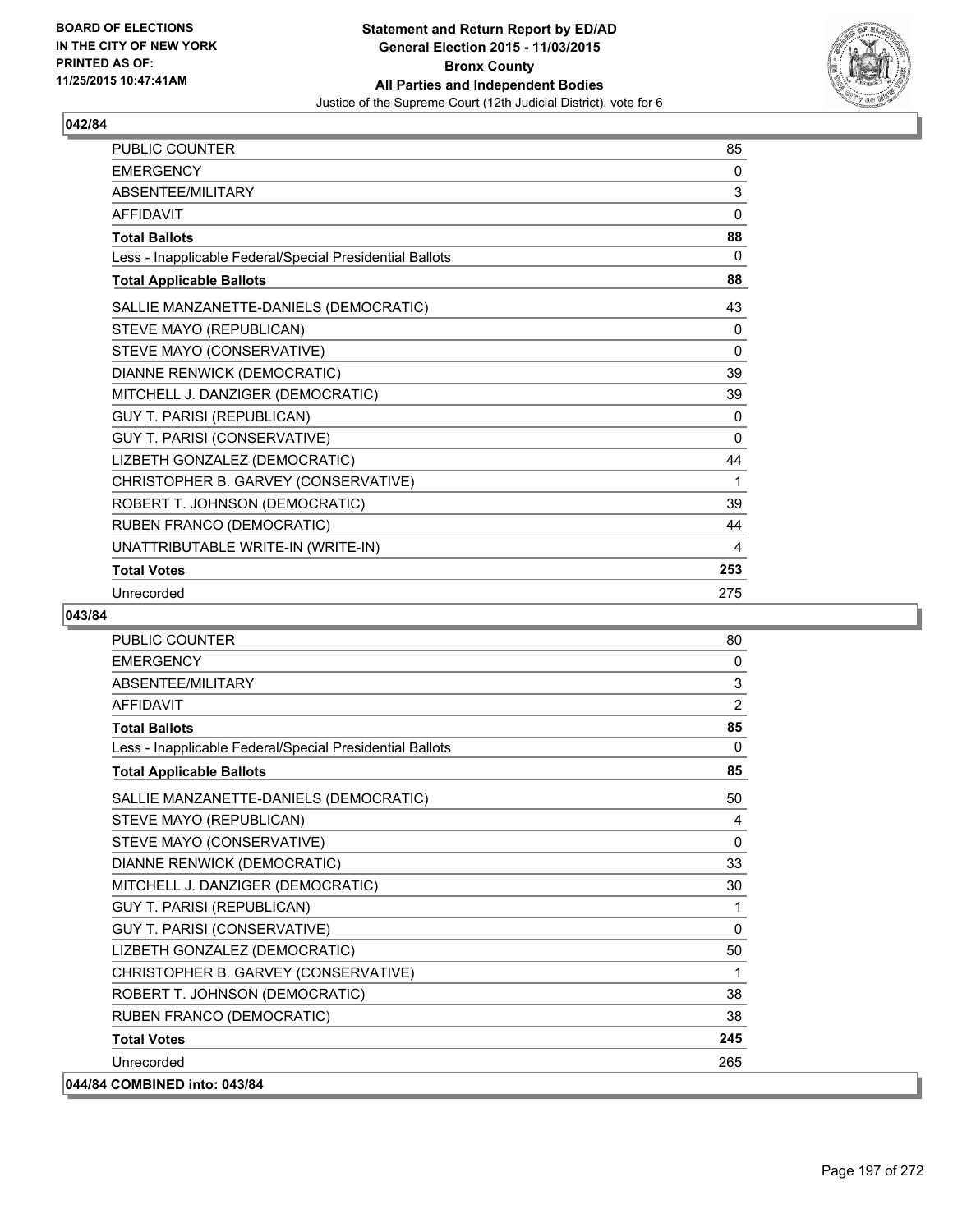**Statement and Return Report by ED/AD**
**General Election 2015 - 11/03/2015**
**Bronx County**
**All Parties and Independent Bodies**
Justice of the Supreme Court (12th Judicial District), vote for 6

BOARD OF ELECTIONS IN THE CITY OF NEW YORK PRINTED AS OF: 11/25/2015 10:47:41AM

## 042/84

| | |
|---|---|
| PUBLIC COUNTER | 85 |
| EMERGENCY | 0 |
| ABSENTEE/MILITARY | 3 |
| AFFIDAVIT | 0 |
| **Total Ballots** | **88** |
| Less - Inapplicable Federal/Special Presidential Ballots | 0 |
| **Total Applicable Ballots** | **88** |
| SALLIE MANZANETTE-DANIELS (DEMOCRATIC) | 43 |
| STEVE MAYO (REPUBLICAN) | 0 |
| STEVE MAYO (CONSERVATIVE) | 0 |
| DIANNE RENWICK (DEMOCRATIC) | 39 |
| MITCHELL J. DANZIGER (DEMOCRATIC) | 39 |
| GUY T. PARISI (REPUBLICAN) | 0 |
| GUY T. PARISI (CONSERVATIVE) | 0 |
| LIZBETH GONZALEZ (DEMOCRATIC) | 44 |
| CHRISTOPHER B. GARVEY (CONSERVATIVE) | 1 |
| ROBERT T. JOHNSON (DEMOCRATIC) | 39 |
| RUBEN FRANCO (DEMOCRATIC) | 44 |
| UNATTRIBUTABLE WRITE-IN (WRITE-IN) | 4 |
| **Total Votes** | **253** |
| Unrecorded | 275 |

## 043/84

| | |
|---|---|
| PUBLIC COUNTER | 80 |
| EMERGENCY | 0 |
| ABSENTEE/MILITARY | 3 |
| AFFIDAVIT | 2 |
| **Total Ballots** | **85** |
| Less - Inapplicable Federal/Special Presidential Ballots | 0 |
| **Total Applicable Ballots** | **85** |
| SALLIE MANZANETTE-DANIELS (DEMOCRATIC) | 50 |
| STEVE MAYO (REPUBLICAN) | 4 |
| STEVE MAYO (CONSERVATIVE) | 0 |
| DIANNE RENWICK (DEMOCRATIC) | 33 |
| MITCHELL J. DANZIGER (DEMOCRATIC) | 30 |
| GUY T. PARISI (REPUBLICAN) | 1 |
| GUY T. PARISI (CONSERVATIVE) | 0 |
| LIZBETH GONZALEZ (DEMOCRATIC) | 50 |
| CHRISTOPHER B. GARVEY (CONSERVATIVE) | 1 |
| ROBERT T. JOHNSON (DEMOCRATIC) | 38 |
| RUBEN FRANCO (DEMOCRATIC) | 38 |
| **Total Votes** | **245** |
| Unrecorded | 265 |

**044/84 COMBINED into: 043/84**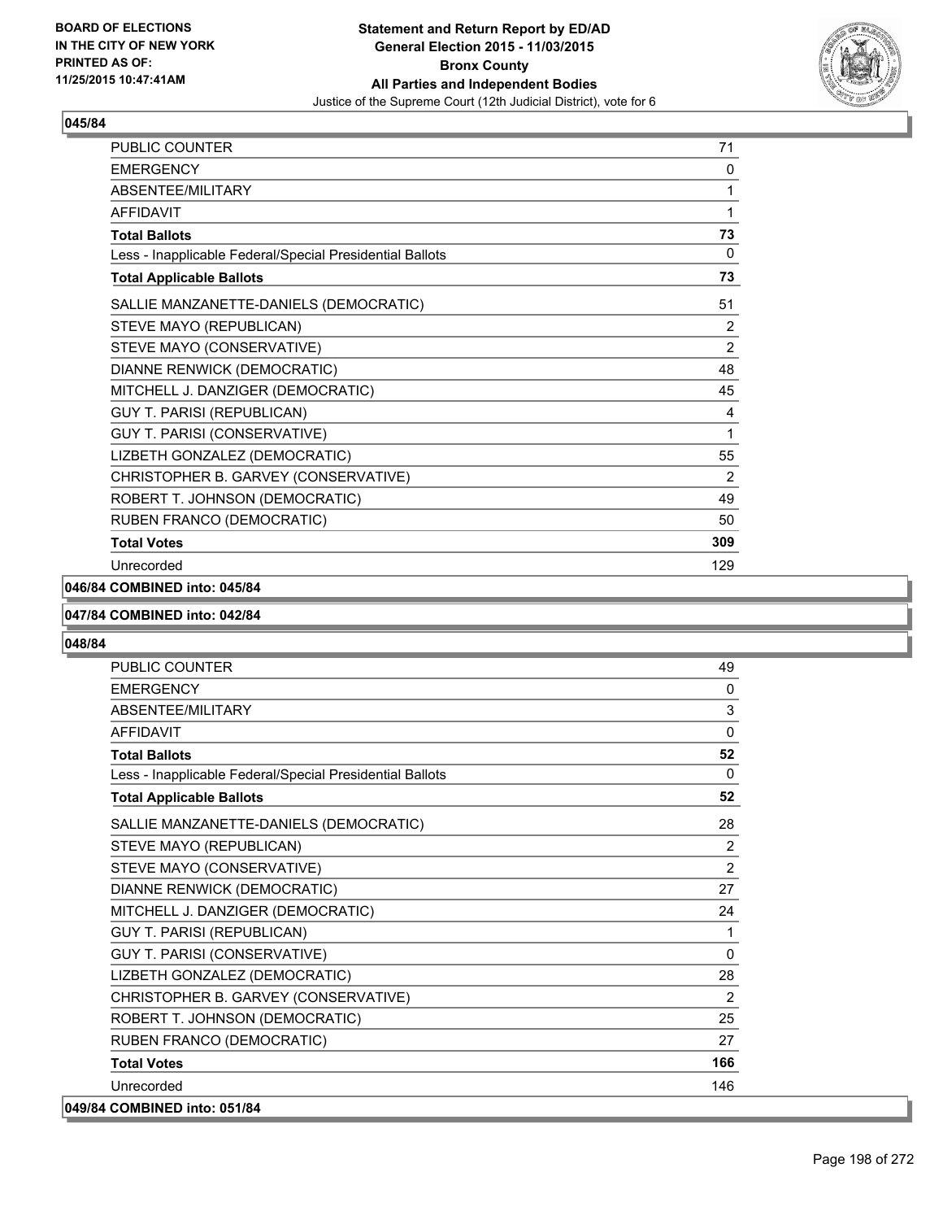**045/84**

| | |
|---|---|
| PUBLIC COUNTER | 71 |
| EMERGENCY | 0 |
| ABSENTEE/MILITARY | 1 |
| AFFIDAVIT | 1 |
| **Total Ballots** | **73** |
| Less - Inapplicable Federal/Special Presidential Ballots | 0 |
| **Total Applicable Ballots** | **73** |
| SALLIE MANZANETTE-DANIELS (DEMOCRATIC) | 51 |
| STEVE MAYO (REPUBLICAN) | 2 |
| STEVE MAYO (CONSERVATIVE) | 2 |
| DIANNE RENWICK (DEMOCRATIC) | 48 |
| MITCHELL J. DANZIGER (DEMOCRATIC) | 45 |
| GUY T. PARISI (REPUBLICAN) | 4 |
| GUY T. PARISI (CONSERVATIVE) | 1 |
| LIZBETH GONZALEZ (DEMOCRATIC) | 55 |
| CHRISTOPHER B. GARVEY (CONSERVATIVE) | 2 |
| ROBERT T. JOHNSON (DEMOCRATIC) | 49 |
| RUBEN FRANCO (DEMOCRATIC) | 50 |
| **Total Votes** | **309** |
| Unrecorded | 129 |

**046/84 COMBINED into: 045/84**

**047/84 COMBINED into: 042/84**

**048/84**

| | |
|---|---|
| PUBLIC COUNTER | 49 |
| EMERGENCY | 0 |
| ABSENTEE/MILITARY | 3 |
| AFFIDAVIT | 0 |
| **Total Ballots** | **52** |
| Less - Inapplicable Federal/Special Presidential Ballots | 0 |
| **Total Applicable Ballots** | **52** |
| SALLIE MANZANETTE-DANIELS (DEMOCRATIC) | 28 |
| STEVE MAYO (REPUBLICAN) | 2 |
| STEVE MAYO (CONSERVATIVE) | 2 |
| DIANNE RENWICK (DEMOCRATIC) | 27 |
| MITCHELL J. DANZIGER (DEMOCRATIC) | 24 |
| GUY T. PARISI (REPUBLICAN) | 1 |
| GUY T. PARISI (CONSERVATIVE) | 0 |
| LIZBETH GONZALEZ (DEMOCRATIC) | 28 |
| CHRISTOPHER B. GARVEY (CONSERVATIVE) | 2 |
| ROBERT T. JOHNSON (DEMOCRATIC) | 25 |
| RUBEN FRANCO (DEMOCRATIC) | 27 |
| **Total Votes** | **166** |
| Unrecorded | 146 |

**049/84 COMBINED into: 051/84**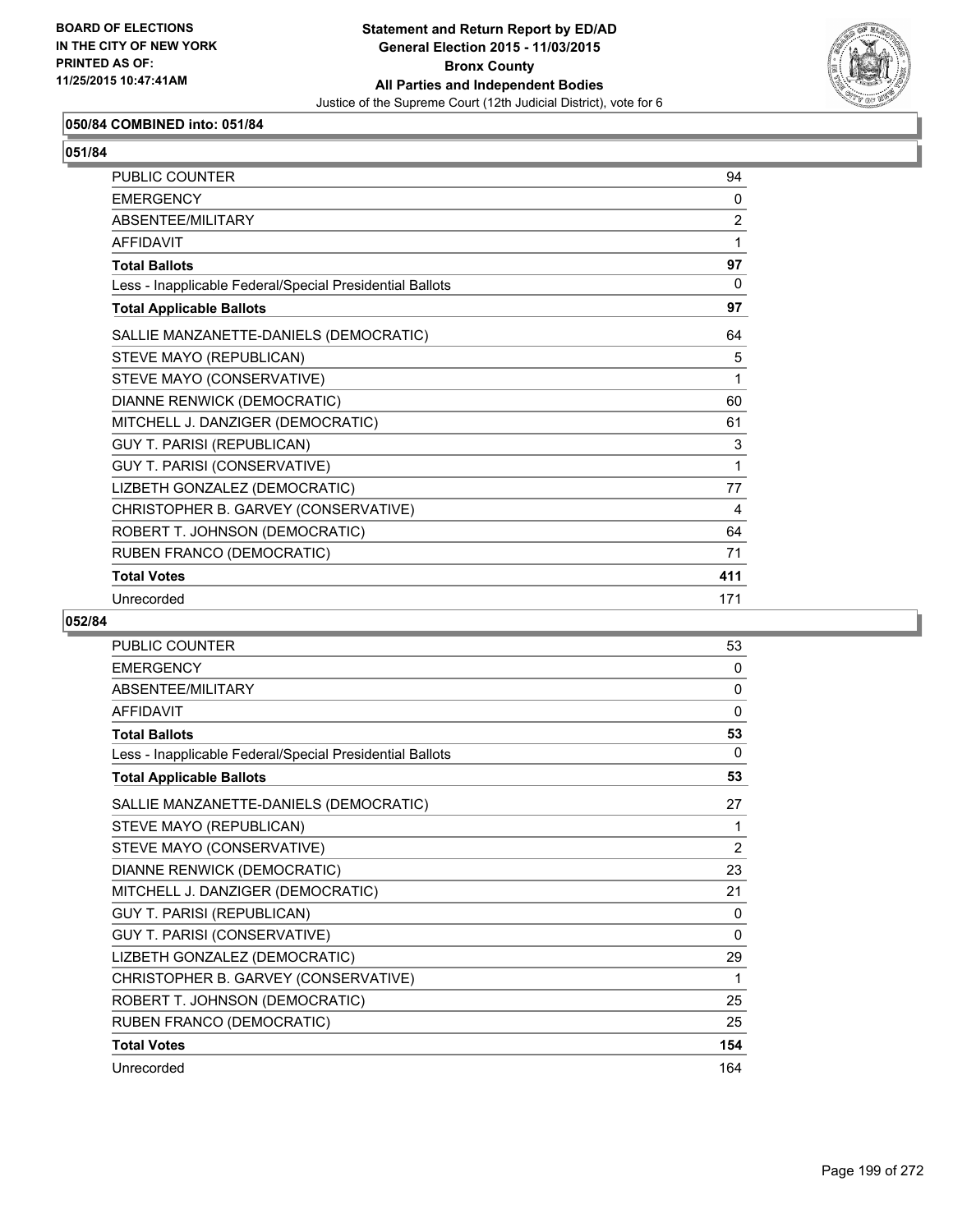**BOARD OF ELECTIONS IN THE CITY OF NEW YORK PRINTED AS OF: 11/25/2015 10:47:41AM**

**Statement and Return Report by ED/AD General Election 2015 - 11/03/2015 Bronx County All Parties and Independent Bodies**

Justice of the Supreme Court (12th Judicial District), vote for 6

### 050/84 COMBINED into: 051/84

### 051/84

| | |
|---|---|
| PUBLIC COUNTER | 94 |
| EMERGENCY | 0 |
| ABSENTEE/MILITARY | 2 |
| AFFIDAVIT | 1 |
| **Total Ballots** | **97** |
| Less - Inapplicable Federal/Special Presidential Ballots | 0 |
| **Total Applicable Ballots** | **97** |
| SALLIE MANZANETTE-DANIELS (DEMOCRATIC) | 64 |
| STEVE MAYO (REPUBLICAN) | 5 |
| STEVE MAYO (CONSERVATIVE) | 1 |
| DIANNE RENWICK (DEMOCRATIC) | 60 |
| MITCHELL J. DANZIGER (DEMOCRATIC) | 61 |
| GUY T. PARISI (REPUBLICAN) | 3 |
| GUY T. PARISI (CONSERVATIVE) | 1 |
| LIZBETH GONZALEZ (DEMOCRATIC) | 77 |
| CHRISTOPHER B. GARVEY (CONSERVATIVE) | 4 |
| ROBERT T. JOHNSON (DEMOCRATIC) | 64 |
| RUBEN FRANCO (DEMOCRATIC) | 71 |
| **Total Votes** | **411** |
| Unrecorded | 171 |

### 052/84

| | |
|---|---|
| PUBLIC COUNTER | 53 |
| EMERGENCY | 0 |
| ABSENTEE/MILITARY | 0 |
| AFFIDAVIT | 0 |
| **Total Ballots** | **53** |
| Less - Inapplicable Federal/Special Presidential Ballots | 0 |
| **Total Applicable Ballots** | **53** |
| SALLIE MANZANETTE-DANIELS (DEMOCRATIC) | 27 |
| STEVE MAYO (REPUBLICAN) | 1 |
| STEVE MAYO (CONSERVATIVE) | 2 |
| DIANNE RENWICK (DEMOCRATIC) | 23 |
| MITCHELL J. DANZIGER (DEMOCRATIC) | 21 |
| GUY T. PARISI (REPUBLICAN) | 0 |
| GUY T. PARISI (CONSERVATIVE) | 0 |
| LIZBETH GONZALEZ (DEMOCRATIC) | 29 |
| CHRISTOPHER B. GARVEY (CONSERVATIVE) | 1 |
| ROBERT T. JOHNSON (DEMOCRATIC) | 25 |
| RUBEN FRANCO (DEMOCRATIC) | 25 |
| **Total Votes** | **154** |
| Unrecorded | 164 |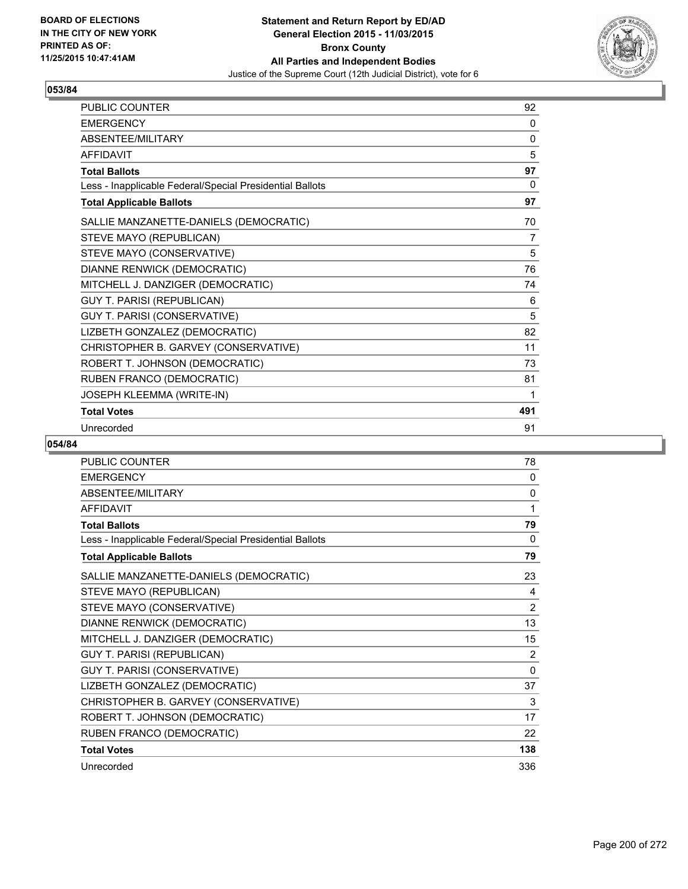**Statement and Return Report by ED/AD**
**General Election 2015 - 11/03/2015**
**Bronx County**
**All Parties and Independent Bodies**
Justice of the Supreme Court (12th Judicial District), vote for 6

BOARD OF ELECTIONS
IN THE CITY OF NEW YORK
PRINTED AS OF:
11/25/2015 10:47:41AM

## 053/84

| | |
|---|---|
| PUBLIC COUNTER | 92 |
| EMERGENCY | 0 |
| ABSENTEE/MILITARY | 0 |
| AFFIDAVIT | 5 |
| **Total Ballots** | **97** |
| Less - Inapplicable Federal/Special Presidential Ballots | 0 |
| **Total Applicable Ballots** | **97** |
| SALLIE MANZANETTE-DANIELS (DEMOCRATIC) | 70 |
| STEVE MAYO (REPUBLICAN) | 7 |
| STEVE MAYO (CONSERVATIVE) | 5 |
| DIANNE RENWICK (DEMOCRATIC) | 76 |
| MITCHELL J. DANZIGER (DEMOCRATIC) | 74 |
| GUY T. PARISI (REPUBLICAN) | 6 |
| GUY T. PARISI (CONSERVATIVE) | 5 |
| LIZBETH GONZALEZ (DEMOCRATIC) | 82 |
| CHRISTOPHER B. GARVEY (CONSERVATIVE) | 11 |
| ROBERT T. JOHNSON (DEMOCRATIC) | 73 |
| RUBEN FRANCO (DEMOCRATIC) | 81 |
| JOSEPH KLEEMMA (WRITE-IN) | 1 |
| **Total Votes** | **491** |
| Unrecorded | 91 |

## 054/84

| | |
|---|---|
| PUBLIC COUNTER | 78 |
| EMERGENCY | 0 |
| ABSENTEE/MILITARY | 0 |
| AFFIDAVIT | 1 |
| **Total Ballots** | **79** |
| Less - Inapplicable Federal/Special Presidential Ballots | 0 |
| **Total Applicable Ballots** | **79** |
| SALLIE MANZANETTE-DANIELS (DEMOCRATIC) | 23 |
| STEVE MAYO (REPUBLICAN) | 4 |
| STEVE MAYO (CONSERVATIVE) | 2 |
| DIANNE RENWICK (DEMOCRATIC) | 13 |
| MITCHELL J. DANZIGER (DEMOCRATIC) | 15 |
| GUY T. PARISI (REPUBLICAN) | 2 |
| GUY T. PARISI (CONSERVATIVE) | 0 |
| LIZBETH GONZALEZ (DEMOCRATIC) | 37 |
| CHRISTOPHER B. GARVEY (CONSERVATIVE) | 3 |
| ROBERT T. JOHNSON (DEMOCRATIC) | 17 |
| RUBEN FRANCO (DEMOCRATIC) | 22 |
| **Total Votes** | **138** |
| Unrecorded | 336 |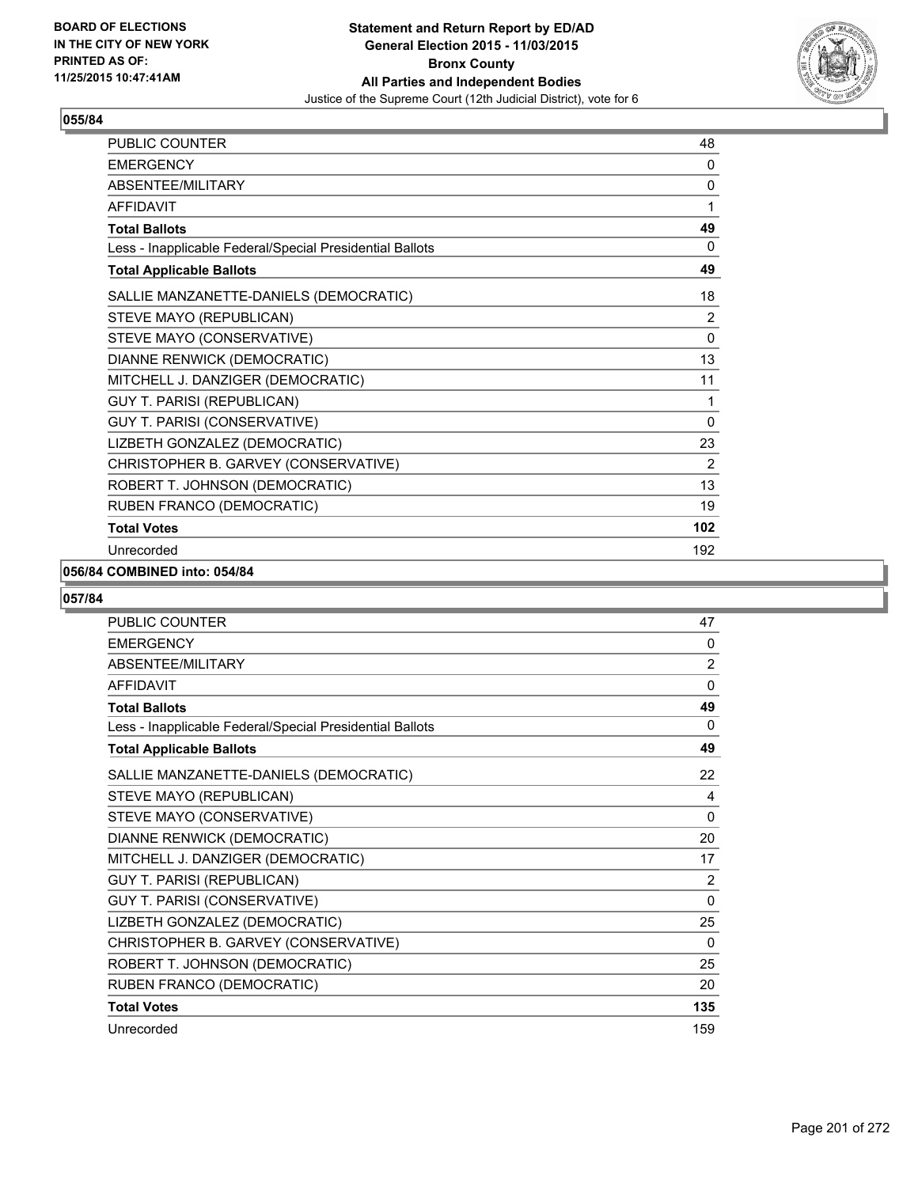BOARD OF ELECTIONS
IN THE CITY OF NEW YORK
PRINTED AS OF:
11/25/2015 10:47:41AM

**Statement and Return Report by ED/AD**
**General Election 2015 - 11/03/2015**
**Bronx County**
**All Parties and Independent Bodies**
Justice of the Supreme Court (12th Judicial District), vote for 6

## 055/84

| | |
|---|---|
| PUBLIC COUNTER | 48 |
| EMERGENCY | 0 |
| ABSENTEE/MILITARY | 0 |
| AFFIDAVIT | 1 |
| **Total Ballots** | **49** |
| Less - Inapplicable Federal/Special Presidential Ballots | 0 |
| **Total Applicable Ballots** | **49** |
| SALLIE MANZANETTE-DANIELS (DEMOCRATIC) | 18 |
| STEVE MAYO (REPUBLICAN) | 2 |
| STEVE MAYO (CONSERVATIVE) | 0 |
| DIANNE RENWICK (DEMOCRATIC) | 13 |
| MITCHELL J. DANZIGER (DEMOCRATIC) | 11 |
| GUY T. PARISI (REPUBLICAN) | 1 |
| GUY T. PARISI (CONSERVATIVE) | 0 |
| LIZBETH GONZALEZ (DEMOCRATIC) | 23 |
| CHRISTOPHER B. GARVEY (CONSERVATIVE) | 2 |
| ROBERT T. JOHNSON (DEMOCRATIC) | 13 |
| RUBEN FRANCO (DEMOCRATIC) | 19 |
| **Total Votes** | **102** |
| Unrecorded | 192 |

## 056/84 COMBINED into: 054/84

## 057/84

| | |
|---|---|
| PUBLIC COUNTER | 47 |
| EMERGENCY | 0 |
| ABSENTEE/MILITARY | 2 |
| AFFIDAVIT | 0 |
| **Total Ballots** | **49** |
| Less - Inapplicable Federal/Special Presidential Ballots | 0 |
| **Total Applicable Ballots** | **49** |
| SALLIE MANZANETTE-DANIELS (DEMOCRATIC) | 22 |
| STEVE MAYO (REPUBLICAN) | 4 |
| STEVE MAYO (CONSERVATIVE) | 0 |
| DIANNE RENWICK (DEMOCRATIC) | 20 |
| MITCHELL J. DANZIGER (DEMOCRATIC) | 17 |
| GUY T. PARISI (REPUBLICAN) | 2 |
| GUY T. PARISI (CONSERVATIVE) | 0 |
| LIZBETH GONZALEZ (DEMOCRATIC) | 25 |
| CHRISTOPHER B. GARVEY (CONSERVATIVE) | 0 |
| ROBERT T. JOHNSON (DEMOCRATIC) | 25 |
| RUBEN FRANCO (DEMOCRATIC) | 20 |
| **Total Votes** | **135** |
| Unrecorded | 159 |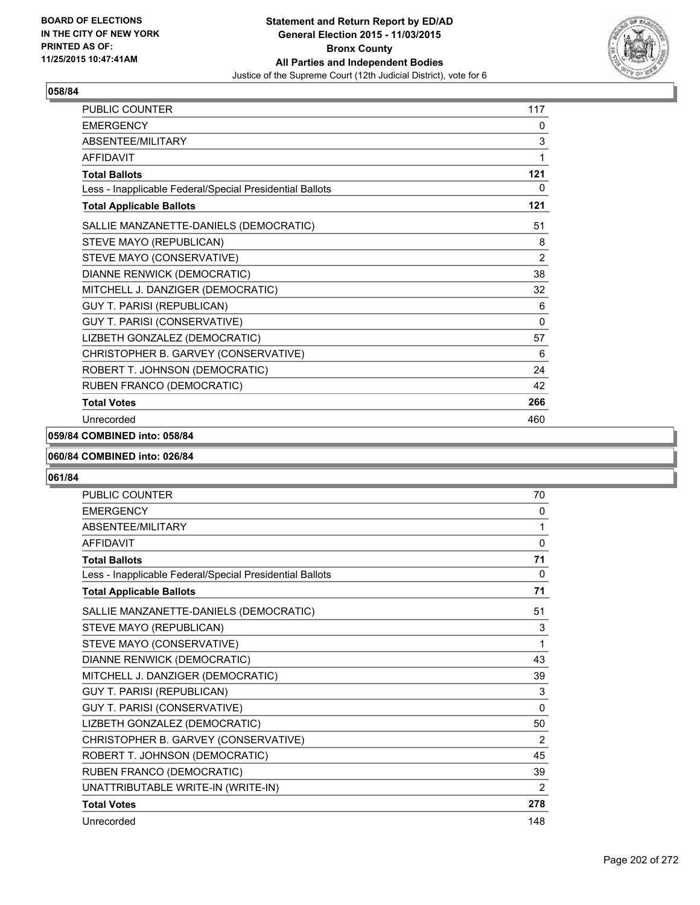BOARD OF ELECTIONS
IN THE CITY OF NEW YORK
PRINTED AS OF:
11/25/2015 10:47:41AM

**Statement and Return Report by ED/AD**
**General Election 2015 - 11/03/2015**
**Bronx County**
**All Parties and Independent Bodies**
Justice of the Supreme Court (12th Judicial District), vote for 6

## 058/84

| | |
|---|---|
| PUBLIC COUNTER | 117 |
| EMERGENCY | 0 |
| ABSENTEE/MILITARY | 3 |
| AFFIDAVIT | 1 |
| **Total Ballots** | **121** |
| Less - Inapplicable Federal/Special Presidential Ballots | 0 |
| **Total Applicable Ballots** | **121** |
| SALLIE MANZANETTE-DANIELS (DEMOCRATIC) | 51 |
| STEVE MAYO (REPUBLICAN) | 8 |
| STEVE MAYO (CONSERVATIVE) | 2 |
| DIANNE RENWICK (DEMOCRATIC) | 38 |
| MITCHELL J. DANZIGER (DEMOCRATIC) | 32 |
| GUY T. PARISI (REPUBLICAN) | 6 |
| GUY T. PARISI (CONSERVATIVE) | 0 |
| LIZBETH GONZALEZ (DEMOCRATIC) | 57 |
| CHRISTOPHER B. GARVEY (CONSERVATIVE) | 6 |
| ROBERT T. JOHNSON (DEMOCRATIC) | 24 |
| RUBEN FRANCO (DEMOCRATIC) | 42 |
| **Total Votes** | **266** |
| Unrecorded | 460 |

## 059/84 COMBINED into: 058/84

## 060/84 COMBINED into: 026/84

## 061/84

| | |
|---|---|
| PUBLIC COUNTER | 70 |
| EMERGENCY | 0 |
| ABSENTEE/MILITARY | 1 |
| AFFIDAVIT | 0 |
| **Total Ballots** | **71** |
| Less - Inapplicable Federal/Special Presidential Ballots | 0 |
| **Total Applicable Ballots** | **71** |
| SALLIE MANZANETTE-DANIELS (DEMOCRATIC) | 51 |
| STEVE MAYO (REPUBLICAN) | 3 |
| STEVE MAYO (CONSERVATIVE) | 1 |
| DIANNE RENWICK (DEMOCRATIC) | 43 |
| MITCHELL J. DANZIGER (DEMOCRATIC) | 39 |
| GUY T. PARISI (REPUBLICAN) | 3 |
| GUY T. PARISI (CONSERVATIVE) | 0 |
| LIZBETH GONZALEZ (DEMOCRATIC) | 50 |
| CHRISTOPHER B. GARVEY (CONSERVATIVE) | 2 |
| ROBERT T. JOHNSON (DEMOCRATIC) | 45 |
| RUBEN FRANCO (DEMOCRATIC) | 39 |
| UNATTRIBUTABLE WRITE-IN (WRITE-IN) | 2 |
| **Total Votes** | **278** |
| Unrecorded | 148 |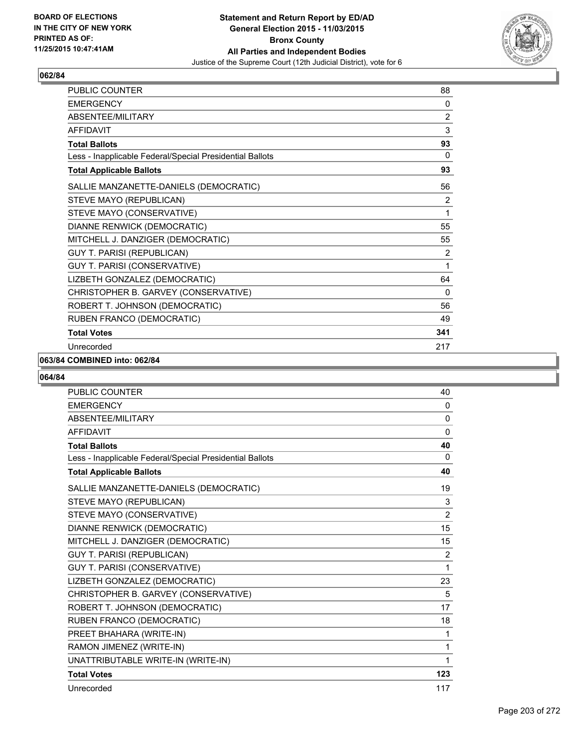**BOARD OF ELECTIONS IN THE CITY OF NEW YORK PRINTED AS OF: 11/25/2015 10:47:41AM**

**Statement and Return Report by ED/AD**
**General Election 2015 - 11/03/2015**
**Bronx County**
**All Parties and Independent Bodies**
Justice of the Supreme Court (12th Judicial District), vote for 6

### 062/84

| | |
|---|---|
| PUBLIC COUNTER | 88 |
| EMERGENCY | 0 |
| ABSENTEE/MILITARY | 2 |
| AFFIDAVIT | 3 |
| **Total Ballots** | **93** |
| Less - Inapplicable Federal/Special Presidential Ballots | 0 |
| **Total Applicable Ballots** | **93** |
| SALLIE MANZANETTE-DANIELS (DEMOCRATIC) | 56 |
| STEVE MAYO (REPUBLICAN) | 2 |
| STEVE MAYO (CONSERVATIVE) | 1 |
| DIANNE RENWICK (DEMOCRATIC) | 55 |
| MITCHELL J. DANZIGER (DEMOCRATIC) | 55 |
| GUY T. PARISI (REPUBLICAN) | 2 |
| GUY T. PARISI (CONSERVATIVE) | 1 |
| LIZBETH GONZALEZ (DEMOCRATIC) | 64 |
| CHRISTOPHER B. GARVEY (CONSERVATIVE) | 0 |
| ROBERT T. JOHNSON (DEMOCRATIC) | 56 |
| RUBEN FRANCO (DEMOCRATIC) | 49 |
| **Total Votes** | **341** |
| Unrecorded | 217 |

### 063/84 COMBINED into: 062/84

### 064/84

| | |
|---|---|
| PUBLIC COUNTER | 40 |
| EMERGENCY | 0 |
| ABSENTEE/MILITARY | 0 |
| AFFIDAVIT | 0 |
| **Total Ballots** | **40** |
| Less - Inapplicable Federal/Special Presidential Ballots | 0 |
| **Total Applicable Ballots** | **40** |
| SALLIE MANZANETTE-DANIELS (DEMOCRATIC) | 19 |
| STEVE MAYO (REPUBLICAN) | 3 |
| STEVE MAYO (CONSERVATIVE) | 2 |
| DIANNE RENWICK (DEMOCRATIC) | 15 |
| MITCHELL J. DANZIGER (DEMOCRATIC) | 15 |
| GUY T. PARISI (REPUBLICAN) | 2 |
| GUY T. PARISI (CONSERVATIVE) | 1 |
| LIZBETH GONZALEZ (DEMOCRATIC) | 23 |
| CHRISTOPHER B. GARVEY (CONSERVATIVE) | 5 |
| ROBERT T. JOHNSON (DEMOCRATIC) | 17 |
| RUBEN FRANCO (DEMOCRATIC) | 18 |
| PREET BHAHARA (WRITE-IN) | 1 |
| RAMON JIMENEZ (WRITE-IN) | 1 |
| UNATTRIBUTABLE WRITE-IN (WRITE-IN) | 1 |
| **Total Votes** | **123** |
| Unrecorded | 117 |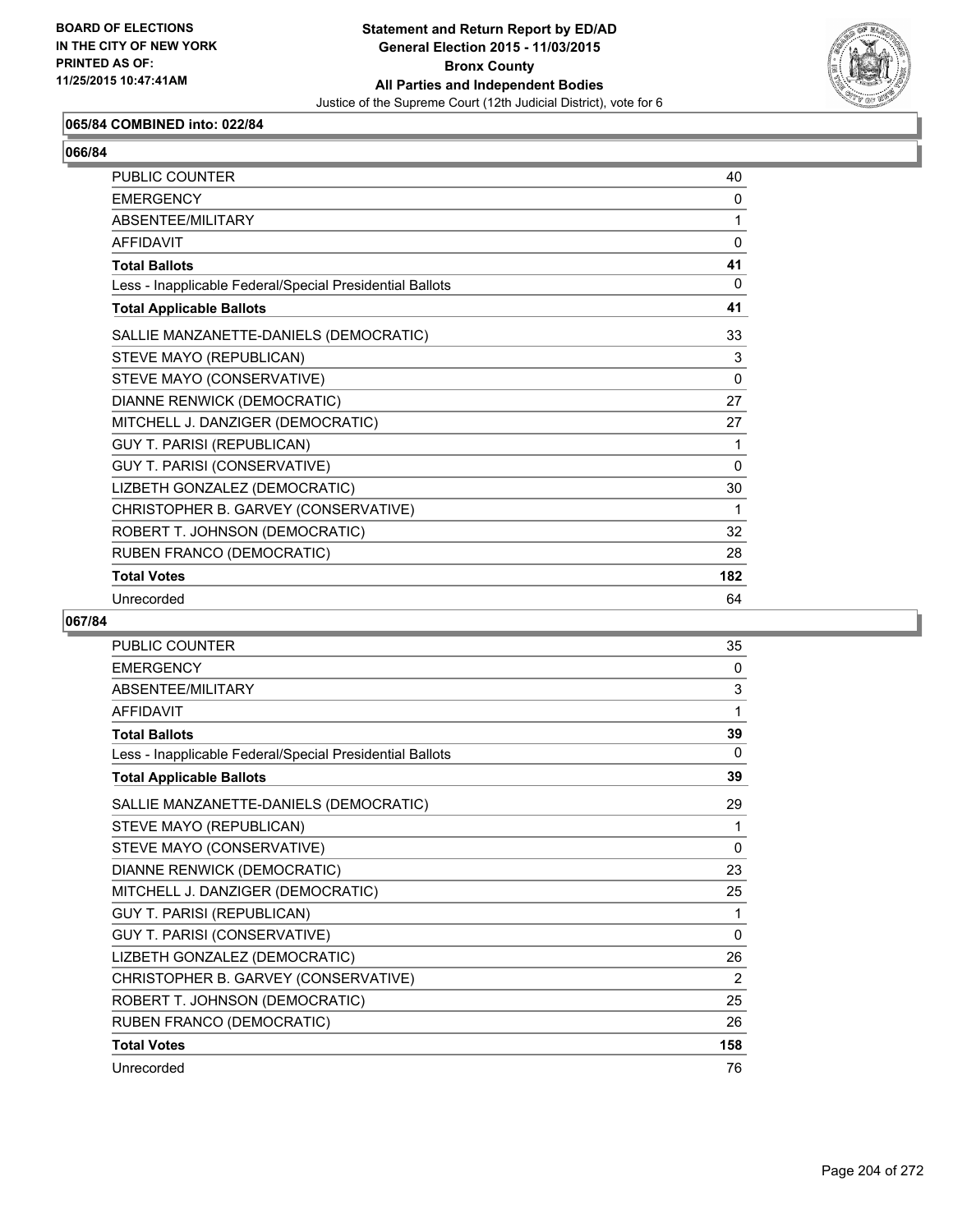**Statement and Return Report by ED/AD**
**General Election 2015 - 11/03/2015**
**Bronx County**
**All Parties and Independent Bodies**
Justice of the Supreme Court (12th Judicial District), vote for 6

BOARD OF ELECTIONS
IN THE CITY OF NEW YORK
PRINTED AS OF:
11/25/2015 10:47:41AM

### 065/84 COMBINED into: 022/84

### 066/84

| | |
|---|---|
| PUBLIC COUNTER | 40 |
| EMERGENCY | 0 |
| ABSENTEE/MILITARY | 1 |
| AFFIDAVIT | 0 |
| **Total Ballots** | **41** |
| Less - Inapplicable Federal/Special Presidential Ballots | 0 |
| **Total Applicable Ballots** | **41** |
| SALLIE MANZANETTE-DANIELS (DEMOCRATIC) | 33 |
| STEVE MAYO (REPUBLICAN) | 3 |
| STEVE MAYO (CONSERVATIVE) | 0 |
| DIANNE RENWICK (DEMOCRATIC) | 27 |
| MITCHELL J. DANZIGER (DEMOCRATIC) | 27 |
| GUY T. PARISI (REPUBLICAN) | 1 |
| GUY T. PARISI (CONSERVATIVE) | 0 |
| LIZBETH GONZALEZ (DEMOCRATIC) | 30 |
| CHRISTOPHER B. GARVEY (CONSERVATIVE) | 1 |
| ROBERT T. JOHNSON (DEMOCRATIC) | 32 |
| RUBEN FRANCO (DEMOCRATIC) | 28 |
| **Total Votes** | **182** |
| Unrecorded | 64 |

### 067/84

| | |
|---|---|
| PUBLIC COUNTER | 35 |
| EMERGENCY | 0 |
| ABSENTEE/MILITARY | 3 |
| AFFIDAVIT | 1 |
| **Total Ballots** | **39** |
| Less - Inapplicable Federal/Special Presidential Ballots | 0 |
| **Total Applicable Ballots** | **39** |
| SALLIE MANZANETTE-DANIELS (DEMOCRATIC) | 29 |
| STEVE MAYO (REPUBLICAN) | 1 |
| STEVE MAYO (CONSERVATIVE) | 0 |
| DIANNE RENWICK (DEMOCRATIC) | 23 |
| MITCHELL J. DANZIGER (DEMOCRATIC) | 25 |
| GUY T. PARISI (REPUBLICAN) | 1 |
| GUY T. PARISI (CONSERVATIVE) | 0 |
| LIZBETH GONZALEZ (DEMOCRATIC) | 26 |
| CHRISTOPHER B. GARVEY (CONSERVATIVE) | 2 |
| ROBERT T. JOHNSON (DEMOCRATIC) | 25 |
| RUBEN FRANCO (DEMOCRATIC) | 26 |
| **Total Votes** | **158** |
| Unrecorded | 76 |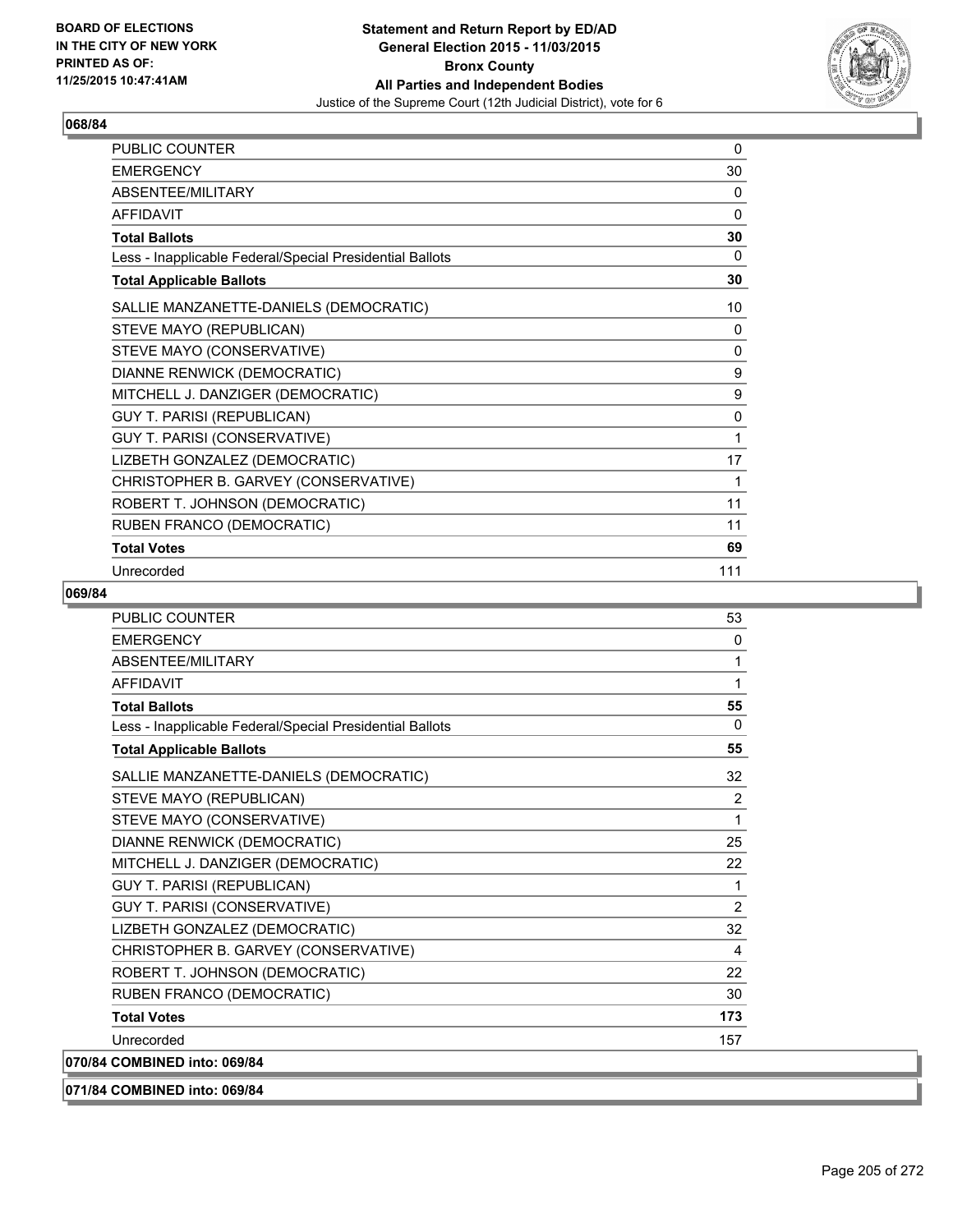**BOARD OF ELECTIONS IN THE CITY OF NEW YORK PRINTED AS OF: 11/25/2015 10:47:41AM**

**Statement and Return Report by ED/AD**
**General Election 2015 - 11/03/2015**
**Bronx County**
**All Parties and Independent Bodies**
Justice of the Supreme Court (12th Judicial District), vote for 6

## 068/84

| | |
|---|---|
| PUBLIC COUNTER | 0 |
| EMERGENCY | 30 |
| ABSENTEE/MILITARY | 0 |
| AFFIDAVIT | 0 |
| **Total Ballots** | **30** |
| Less - Inapplicable Federal/Special Presidential Ballots | 0 |
| **Total Applicable Ballots** | **30** |
| SALLIE MANZANETTE-DANIELS (DEMOCRATIC) | 10 |
| STEVE MAYO (REPUBLICAN) | 0 |
| STEVE MAYO (CONSERVATIVE) | 0 |
| DIANNE RENWICK (DEMOCRATIC) | 9 |
| MITCHELL J. DANZIGER (DEMOCRATIC) | 9 |
| GUY T. PARISI (REPUBLICAN) | 0 |
| GUY T. PARISI (CONSERVATIVE) | 1 |
| LIZBETH GONZALEZ (DEMOCRATIC) | 17 |
| CHRISTOPHER B. GARVEY (CONSERVATIVE) | 1 |
| ROBERT T. JOHNSON (DEMOCRATIC) | 11 |
| RUBEN FRANCO (DEMOCRATIC) | 11 |
| **Total Votes** | **69** |
| Unrecorded | 111 |

## 069/84

| | |
|---|---|
| PUBLIC COUNTER | 53 |
| EMERGENCY | 0 |
| ABSENTEE/MILITARY | 1 |
| AFFIDAVIT | 1 |
| **Total Ballots** | **55** |
| Less - Inapplicable Federal/Special Presidential Ballots | 0 |
| **Total Applicable Ballots** | **55** |
| SALLIE MANZANETTE-DANIELS (DEMOCRATIC) | 32 |
| STEVE MAYO (REPUBLICAN) | 2 |
| STEVE MAYO (CONSERVATIVE) | 1 |
| DIANNE RENWICK (DEMOCRATIC) | 25 |
| MITCHELL J. DANZIGER (DEMOCRATIC) | 22 |
| GUY T. PARISI (REPUBLICAN) | 1 |
| GUY T. PARISI (CONSERVATIVE) | 2 |
| LIZBETH GONZALEZ (DEMOCRATIC) | 32 |
| CHRISTOPHER B. GARVEY (CONSERVATIVE) | 4 |
| ROBERT T. JOHNSON (DEMOCRATIC) | 22 |
| RUBEN FRANCO (DEMOCRATIC) | 30 |
| **Total Votes** | **173** |
| Unrecorded | 157 |

**070/84 COMBINED into: 069/84**

**071/84 COMBINED into: 069/84**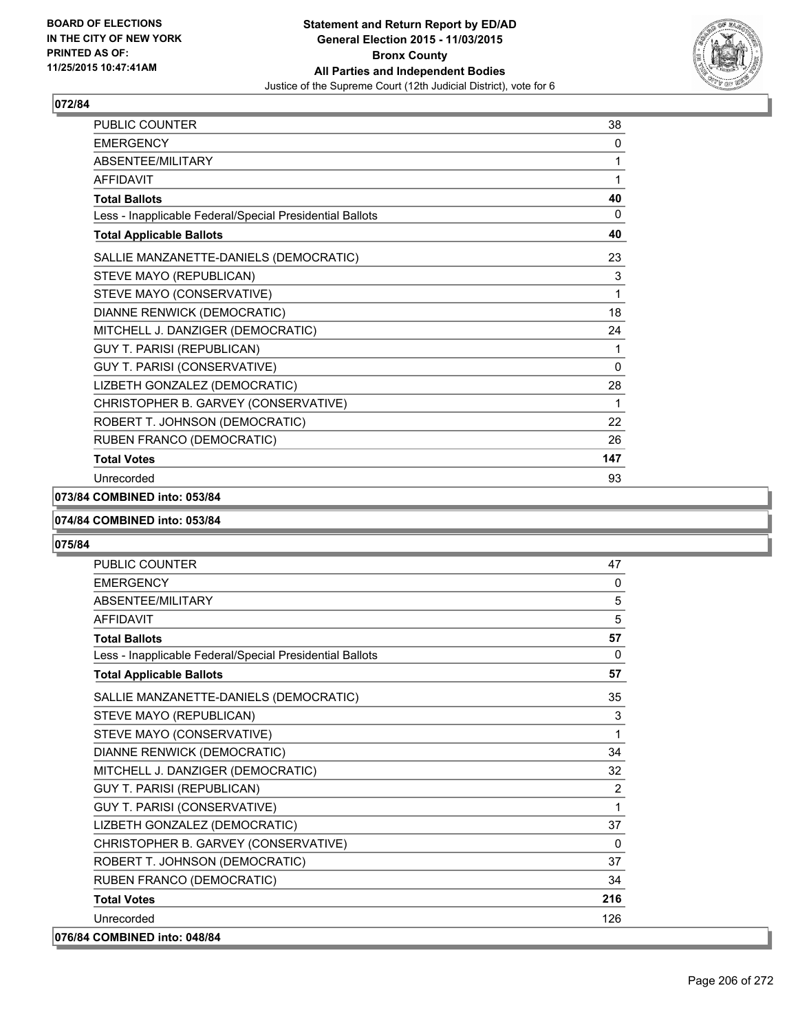**Statement and Return Report by ED/AD**
**General Election 2015 - 11/03/2015**
**Bronx County**
**All Parties and Independent Bodies**
Justice of the Supreme Court (12th Judicial District), vote for 6

BOARD OF ELECTIONS IN THE CITY OF NEW YORK PRINTED AS OF: 11/25/2015 10:47:41AM

## 072/84

| | |
|---|---|
| PUBLIC COUNTER | 38 |
| EMERGENCY | 0 |
| ABSENTEE/MILITARY | 1 |
| AFFIDAVIT | 1 |
| **Total Ballots** | **40** |
| Less - Inapplicable Federal/Special Presidential Ballots | 0 |
| **Total Applicable Ballots** | **40** |
| SALLIE MANZANETTE-DANIELS (DEMOCRATIC) | 23 |
| STEVE MAYO (REPUBLICAN) | 3 |
| STEVE MAYO (CONSERVATIVE) | 1 |
| DIANNE RENWICK (DEMOCRATIC) | 18 |
| MITCHELL J. DANZIGER (DEMOCRATIC) | 24 |
| GUY T. PARISI (REPUBLICAN) | 1 |
| GUY T. PARISI (CONSERVATIVE) | 0 |
| LIZBETH GONZALEZ (DEMOCRATIC) | 28 |
| CHRISTOPHER B. GARVEY (CONSERVATIVE) | 1 |
| ROBERT T. JOHNSON (DEMOCRATIC) | 22 |
| RUBEN FRANCO (DEMOCRATIC) | 26 |
| **Total Votes** | **147** |
| Unrecorded | 93 |

**073/84 COMBINED into: 053/84**

**074/84 COMBINED into: 053/84**

## 075/84

| | |
|---|---|
| PUBLIC COUNTER | 47 |
| EMERGENCY | 0 |
| ABSENTEE/MILITARY | 5 |
| AFFIDAVIT | 5 |
| **Total Ballots** | **57** |
| Less - Inapplicable Federal/Special Presidential Ballots | 0 |
| **Total Applicable Ballots** | **57** |
| SALLIE MANZANETTE-DANIELS (DEMOCRATIC) | 35 |
| STEVE MAYO (REPUBLICAN) | 3 |
| STEVE MAYO (CONSERVATIVE) | 1 |
| DIANNE RENWICK (DEMOCRATIC) | 34 |
| MITCHELL J. DANZIGER (DEMOCRATIC) | 32 |
| GUY T. PARISI (REPUBLICAN) | 2 |
| GUY T. PARISI (CONSERVATIVE) | 1 |
| LIZBETH GONZALEZ (DEMOCRATIC) | 37 |
| CHRISTOPHER B. GARVEY (CONSERVATIVE) | 0 |
| ROBERT T. JOHNSON (DEMOCRATIC) | 37 |
| RUBEN FRANCO (DEMOCRATIC) | 34 |
| **Total Votes** | **216** |
| Unrecorded | 126 |

**076/84 COMBINED into: 048/84**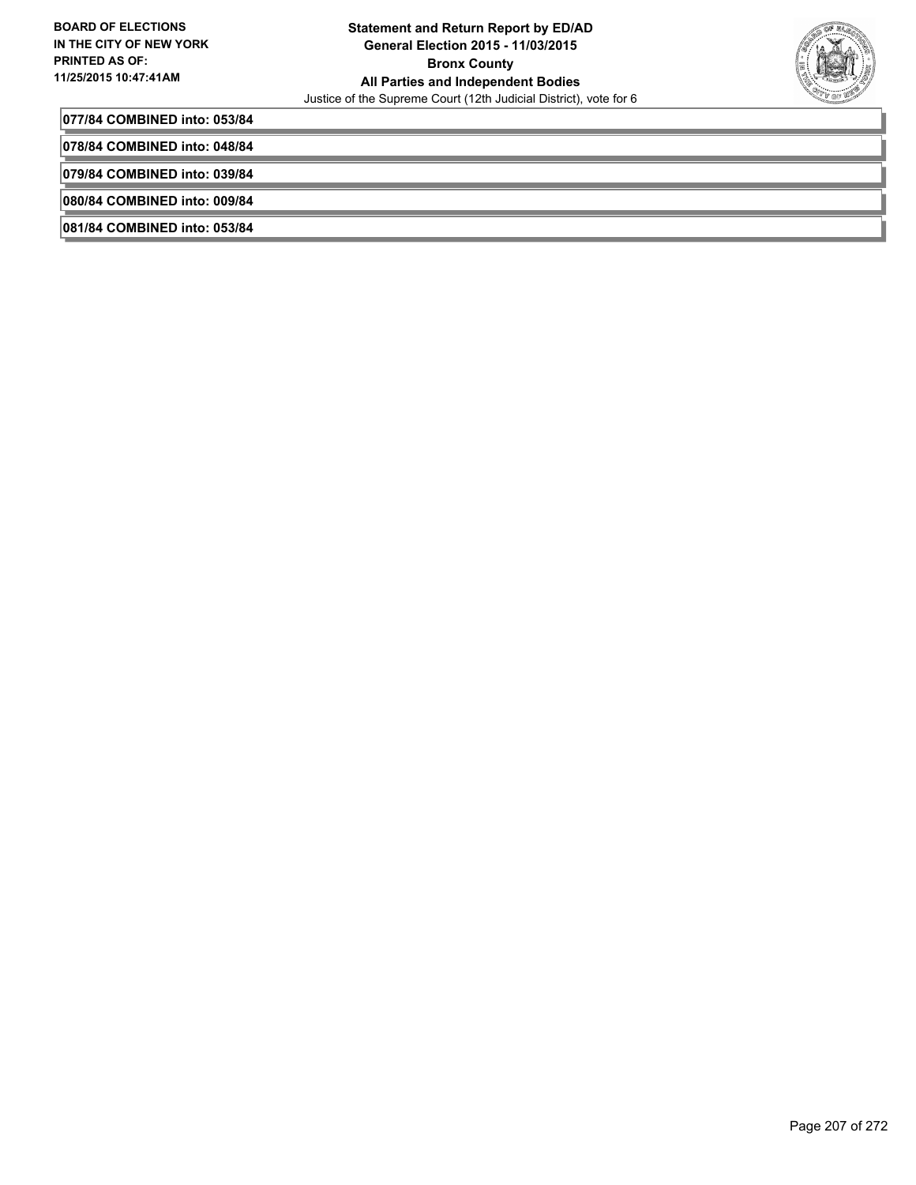**077/84 COMBINED into: 053/84**

**078/84 COMBINED into: 048/84**

**079/84 COMBINED into: 039/84**

**080/84 COMBINED into: 009/84**

**081/84 COMBINED into: 053/84**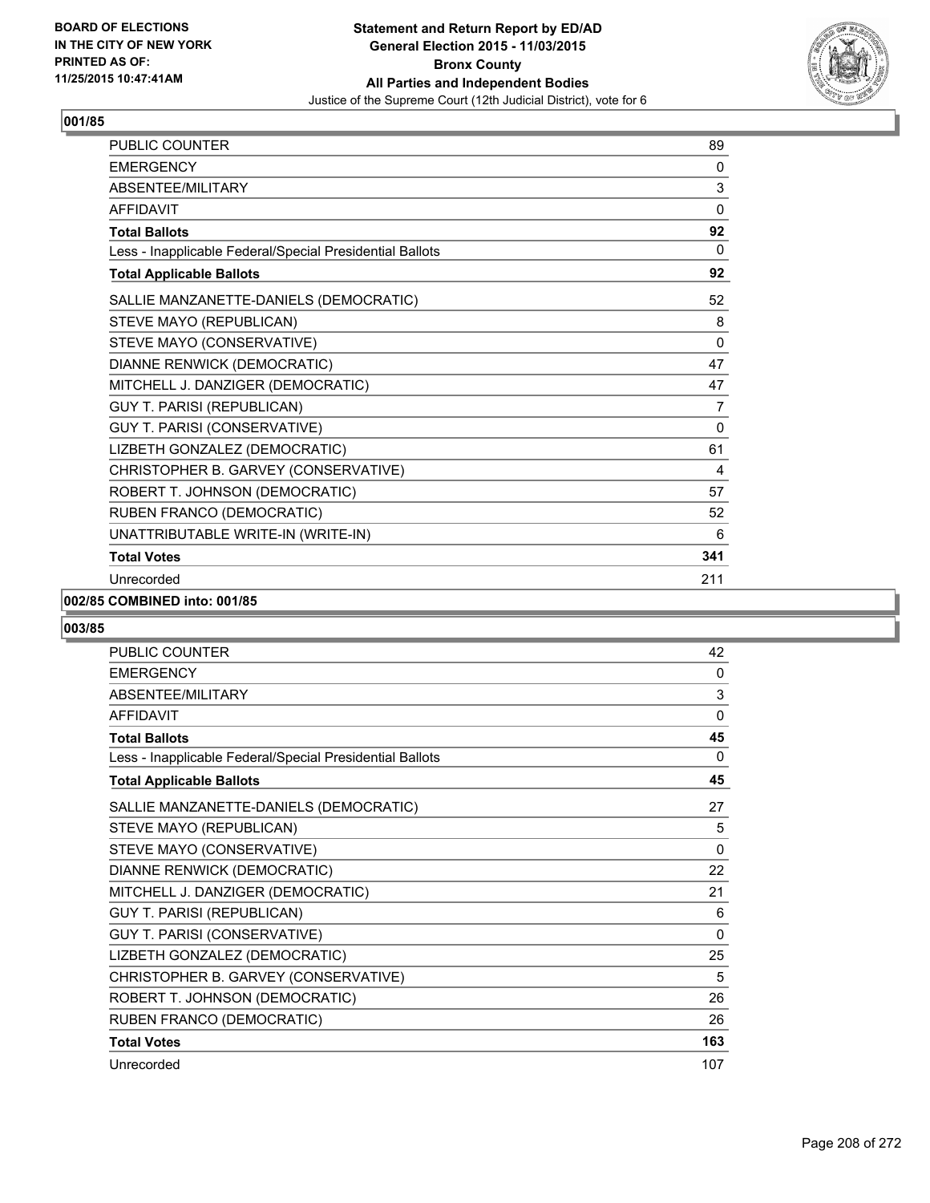**Statement and Return Report by ED/AD**
**General Election 2015 - 11/03/2015**
**Bronx County**
**All Parties and Independent Bodies**
Justice of the Supreme Court (12th Judicial District), vote for 6

BOARD OF ELECTIONS IN THE CITY OF NEW YORK
PRINTED AS OF: 11/25/2015 10:47:41AM

## 001/85

| | |
|---|---|
| PUBLIC COUNTER | 89 |
| EMERGENCY | 0 |
| ABSENTEE/MILITARY | 3 |
| AFFIDAVIT | 0 |
| **Total Ballots** | **92** |
| Less - Inapplicable Federal/Special Presidential Ballots | 0 |
| **Total Applicable Ballots** | **92** |
| SALLIE MANZANETTE-DANIELS (DEMOCRATIC) | 52 |
| STEVE MAYO (REPUBLICAN) | 8 |
| STEVE MAYO (CONSERVATIVE) | 0 |
| DIANNE RENWICK (DEMOCRATIC) | 47 |
| MITCHELL J. DANZIGER (DEMOCRATIC) | 47 |
| GUY T. PARISI (REPUBLICAN) | 7 |
| GUY T. PARISI (CONSERVATIVE) | 0 |
| LIZBETH GONZALEZ (DEMOCRATIC) | 61 |
| CHRISTOPHER B. GARVEY (CONSERVATIVE) | 4 |
| ROBERT T. JOHNSON (DEMOCRATIC) | 57 |
| RUBEN FRANCO (DEMOCRATIC) | 52 |
| UNATTRIBUTABLE WRITE-IN (WRITE-IN) | 6 |
| **Total Votes** | **341** |
| Unrecorded | 211 |

## 002/85 COMBINED into: 001/85

## 003/85

| | |
|---|---|
| PUBLIC COUNTER | 42 |
| EMERGENCY | 0 |
| ABSENTEE/MILITARY | 3 |
| AFFIDAVIT | 0 |
| **Total Ballots** | **45** |
| Less - Inapplicable Federal/Special Presidential Ballots | 0 |
| **Total Applicable Ballots** | **45** |
| SALLIE MANZANETTE-DANIELS (DEMOCRATIC) | 27 |
| STEVE MAYO (REPUBLICAN) | 5 |
| STEVE MAYO (CONSERVATIVE) | 0 |
| DIANNE RENWICK (DEMOCRATIC) | 22 |
| MITCHELL J. DANZIGER (DEMOCRATIC) | 21 |
| GUY T. PARISI (REPUBLICAN) | 6 |
| GUY T. PARISI (CONSERVATIVE) | 0 |
| LIZBETH GONZALEZ (DEMOCRATIC) | 25 |
| CHRISTOPHER B. GARVEY (CONSERVATIVE) | 5 |
| ROBERT T. JOHNSON (DEMOCRATIC) | 26 |
| RUBEN FRANCO (DEMOCRATIC) | 26 |
| **Total Votes** | **163** |
| Unrecorded | 107 |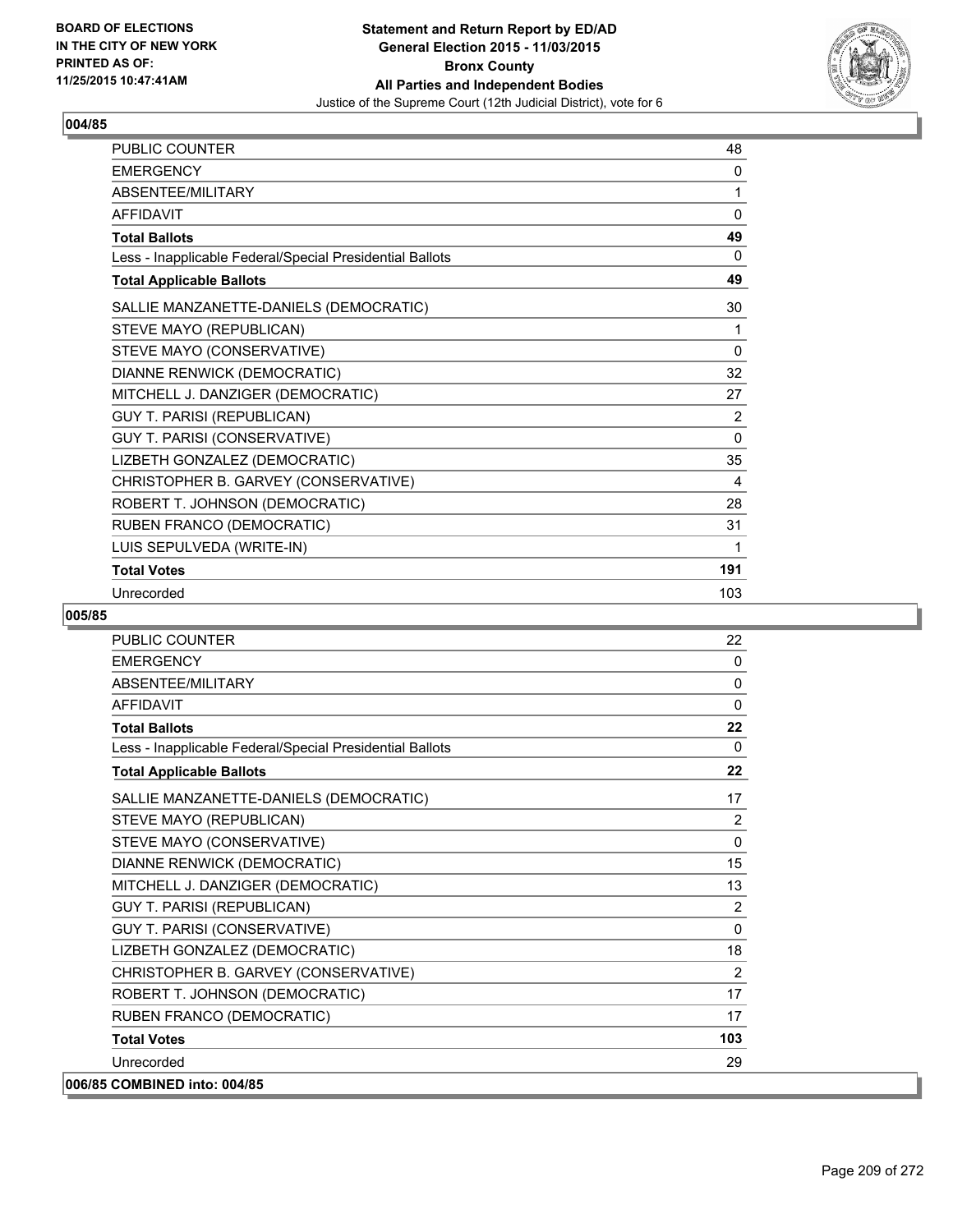BOARD OF ELECTIONS IN THE CITY OF NEW YORK PRINTED AS OF: 11/25/2015 10:47:41AM

**Statement and Return Report by ED/AD General Election 2015 - 11/03/2015 Bronx County All Parties and Independent Bodies**

Justice of the Supreme Court (12th Judicial District), vote for 6

## 004/85

| | |
|---|---|
| PUBLIC COUNTER | 48 |
| EMERGENCY | 0 |
| ABSENTEE/MILITARY | 1 |
| AFFIDAVIT | 0 |
| **Total Ballots** | **49** |
| Less - Inapplicable Federal/Special Presidential Ballots | 0 |
| **Total Applicable Ballots** | **49** |
| SALLIE MANZANETTE-DANIELS (DEMOCRATIC) | 30 |
| STEVE MAYO (REPUBLICAN) | 1 |
| STEVE MAYO (CONSERVATIVE) | 0 |
| DIANNE RENWICK (DEMOCRATIC) | 32 |
| MITCHELL J. DANZIGER (DEMOCRATIC) | 27 |
| GUY T. PARISI (REPUBLICAN) | 2 |
| GUY T. PARISI (CONSERVATIVE) | 0 |
| LIZBETH GONZALEZ (DEMOCRATIC) | 35 |
| CHRISTOPHER B. GARVEY (CONSERVATIVE) | 4 |
| ROBERT T. JOHNSON (DEMOCRATIC) | 28 |
| RUBEN FRANCO (DEMOCRATIC) | 31 |
| LUIS SEPULVEDA (WRITE-IN) | 1 |
| **Total Votes** | **191** |
| Unrecorded | 103 |

## 005/85

| | |
|---|---|
| PUBLIC COUNTER | 22 |
| EMERGENCY | 0 |
| ABSENTEE/MILITARY | 0 |
| AFFIDAVIT | 0 |
| **Total Ballots** | **22** |
| Less - Inapplicable Federal/Special Presidential Ballots | 0 |
| **Total Applicable Ballots** | **22** |
| SALLIE MANZANETTE-DANIELS (DEMOCRATIC) | 17 |
| STEVE MAYO (REPUBLICAN) | 2 |
| STEVE MAYO (CONSERVATIVE) | 0 |
| DIANNE RENWICK (DEMOCRATIC) | 15 |
| MITCHELL J. DANZIGER (DEMOCRATIC) | 13 |
| GUY T. PARISI (REPUBLICAN) | 2 |
| GUY T. PARISI (CONSERVATIVE) | 0 |
| LIZBETH GONZALEZ (DEMOCRATIC) | 18 |
| CHRISTOPHER B. GARVEY (CONSERVATIVE) | 2 |
| ROBERT T. JOHNSON (DEMOCRATIC) | 17 |
| RUBEN FRANCO (DEMOCRATIC) | 17 |
| **Total Votes** | **103** |
| Unrecorded | 29 |

**006/85 COMBINED into: 004/85**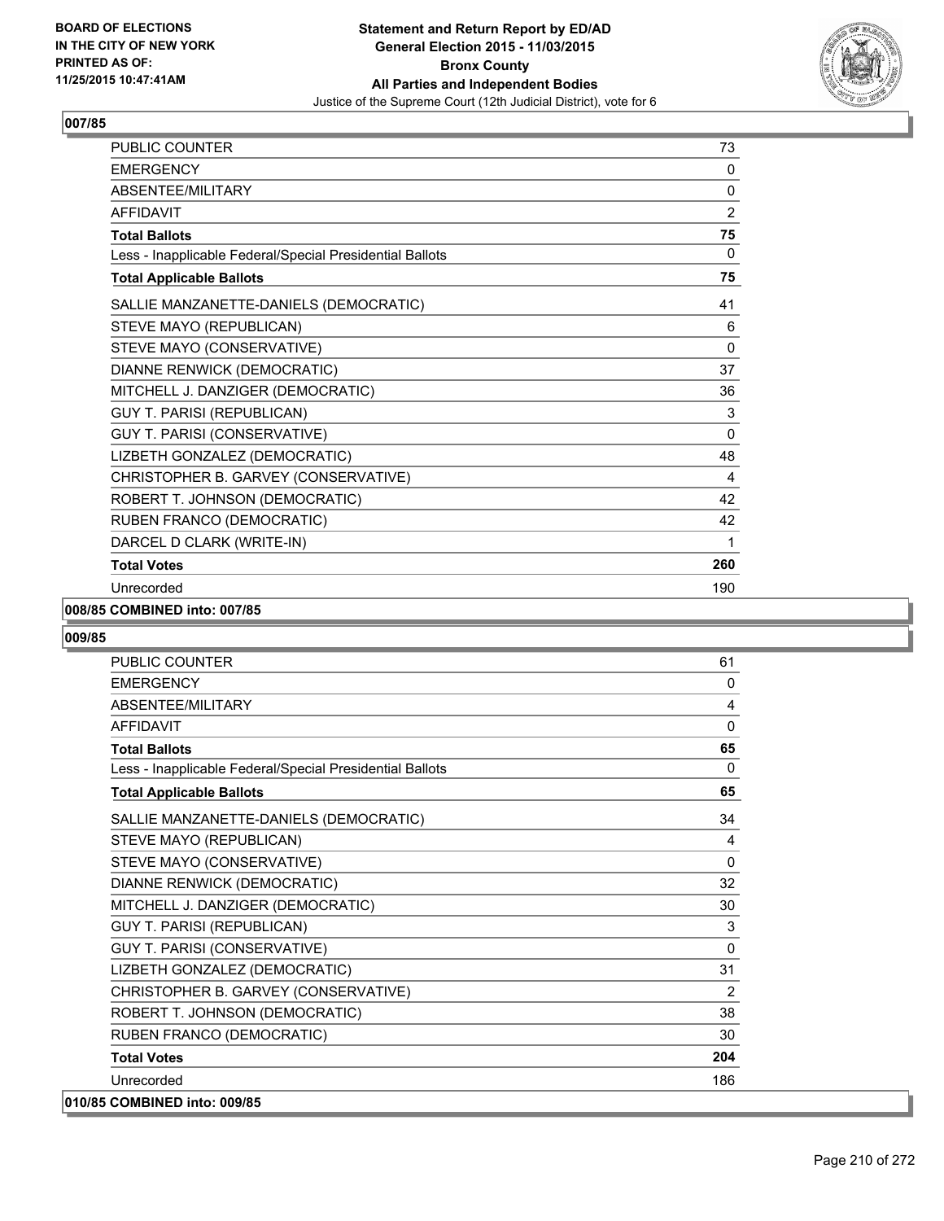**Statement and Return Report by ED/AD**
**General Election 2015 - 11/03/2015**
**Bronx County**
**All Parties and Independent Bodies**
Justice of the Supreme Court (12th Judicial District), vote for 6

BOARD OF ELECTIONS
IN THE CITY OF NEW YORK
PRINTED AS OF:
11/25/2015 10:47:41AM

## 007/85

| | |
|---|---|
| PUBLIC COUNTER | 73 |
| EMERGENCY | 0 |
| ABSENTEE/MILITARY | 0 |
| AFFIDAVIT | 2 |
| **Total Ballots** | **75** |
| Less - Inapplicable Federal/Special Presidential Ballots | 0 |
| **Total Applicable Ballots** | **75** |
| SALLIE MANZANETTE-DANIELS (DEMOCRATIC) | 41 |
| STEVE MAYO (REPUBLICAN) | 6 |
| STEVE MAYO (CONSERVATIVE) | 0 |
| DIANNE RENWICK (DEMOCRATIC) | 37 |
| MITCHELL J. DANZIGER (DEMOCRATIC) | 36 |
| GUY T. PARISI (REPUBLICAN) | 3 |
| GUY T. PARISI (CONSERVATIVE) | 0 |
| LIZBETH GONZALEZ (DEMOCRATIC) | 48 |
| CHRISTOPHER B. GARVEY (CONSERVATIVE) | 4 |
| ROBERT T. JOHNSON (DEMOCRATIC) | 42 |
| RUBEN FRANCO (DEMOCRATIC) | 42 |
| DARCEL D CLARK (WRITE-IN) | 1 |
| **Total Votes** | **260** |
| Unrecorded | 190 |

**008/85 COMBINED into: 007/85**

## 009/85

| | |
|---|---|
| PUBLIC COUNTER | 61 |
| EMERGENCY | 0 |
| ABSENTEE/MILITARY | 4 |
| AFFIDAVIT | 0 |
| **Total Ballots** | **65** |
| Less - Inapplicable Federal/Special Presidential Ballots | 0 |
| **Total Applicable Ballots** | **65** |
| SALLIE MANZANETTE-DANIELS (DEMOCRATIC) | 34 |
| STEVE MAYO (REPUBLICAN) | 4 |
| STEVE MAYO (CONSERVATIVE) | 0 |
| DIANNE RENWICK (DEMOCRATIC) | 32 |
| MITCHELL J. DANZIGER (DEMOCRATIC) | 30 |
| GUY T. PARISI (REPUBLICAN) | 3 |
| GUY T. PARISI (CONSERVATIVE) | 0 |
| LIZBETH GONZALEZ (DEMOCRATIC) | 31 |
| CHRISTOPHER B. GARVEY (CONSERVATIVE) | 2 |
| ROBERT T. JOHNSON (DEMOCRATIC) | 38 |
| RUBEN FRANCO (DEMOCRATIC) | 30 |
| **Total Votes** | **204** |
| Unrecorded | 186 |

**010/85 COMBINED into: 009/85**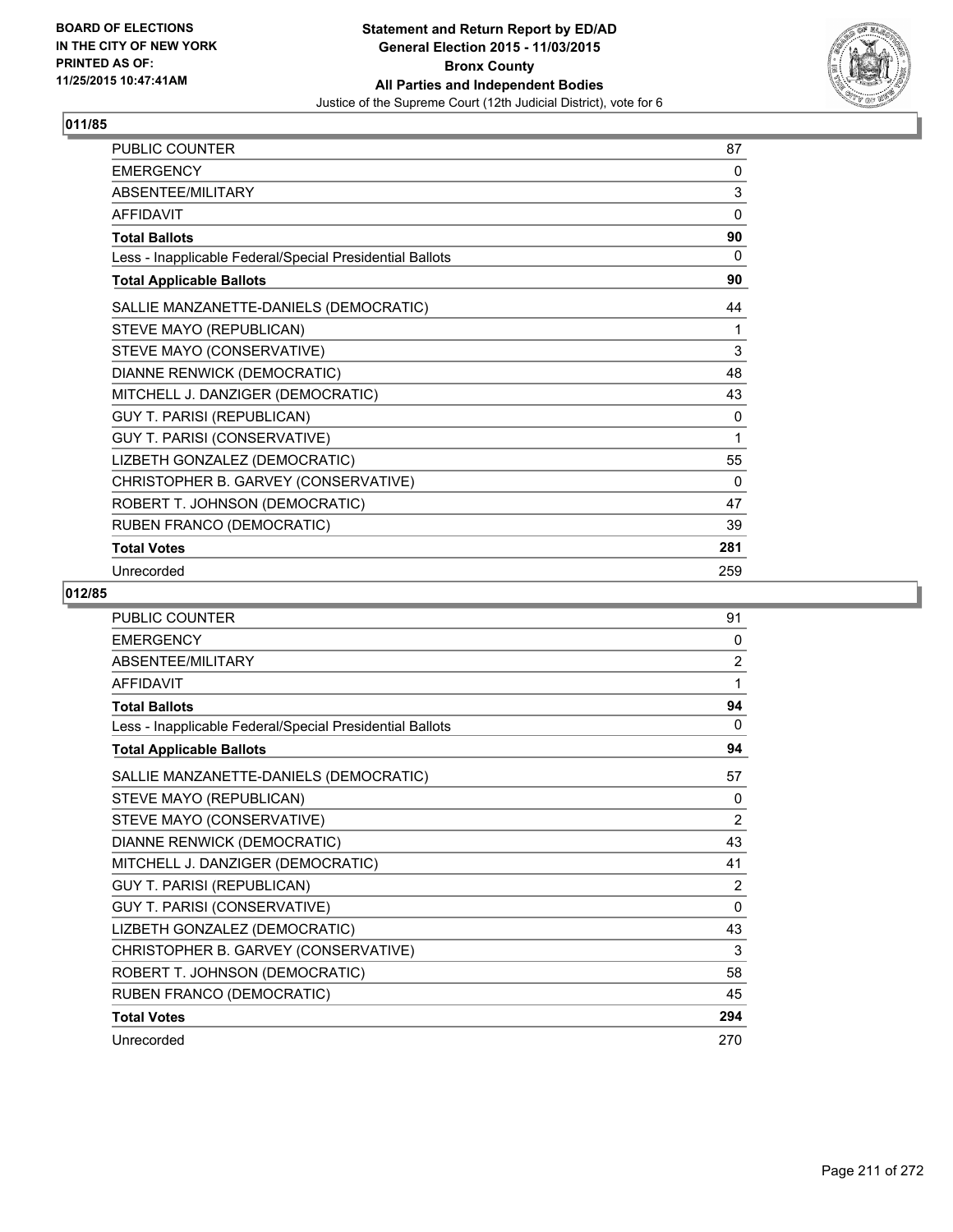BOARD OF ELECTIONS
IN THE CITY OF NEW YORK
PRINTED AS OF:
11/25/2015 10:47:41AM

**Statement and Return Report by ED/AD**
**General Election 2015 - 11/03/2015**
**Bronx County**
**All Parties and Independent Bodies**
Justice of the Supreme Court (12th Judicial District), vote for 6

## 011/85

| | |
|---|---|
| PUBLIC COUNTER | 87 |
| EMERGENCY | 0 |
| ABSENTEE/MILITARY | 3 |
| AFFIDAVIT | 0 |
| **Total Ballots** | **90** |
| Less - Inapplicable Federal/Special Presidential Ballots | 0 |
| **Total Applicable Ballots** | **90** |
| SALLIE MANZANETTE-DANIELS (DEMOCRATIC) | 44 |
| STEVE MAYO (REPUBLICAN) | 1 |
| STEVE MAYO (CONSERVATIVE) | 3 |
| DIANNE RENWICK (DEMOCRATIC) | 48 |
| MITCHELL J. DANZIGER (DEMOCRATIC) | 43 |
| GUY T. PARISI (REPUBLICAN) | 0 |
| GUY T. PARISI (CONSERVATIVE) | 1 |
| LIZBETH GONZALEZ (DEMOCRATIC) | 55 |
| CHRISTOPHER B. GARVEY (CONSERVATIVE) | 0 |
| ROBERT T. JOHNSON (DEMOCRATIC) | 47 |
| RUBEN FRANCO (DEMOCRATIC) | 39 |
| **Total Votes** | **281** |
| Unrecorded | 259 |

## 012/85

| | |
|---|---|
| PUBLIC COUNTER | 91 |
| EMERGENCY | 0 |
| ABSENTEE/MILITARY | 2 |
| AFFIDAVIT | 1 |
| **Total Ballots** | **94** |
| Less - Inapplicable Federal/Special Presidential Ballots | 0 |
| **Total Applicable Ballots** | **94** |
| SALLIE MANZANETTE-DANIELS (DEMOCRATIC) | 57 |
| STEVE MAYO (REPUBLICAN) | 0 |
| STEVE MAYO (CONSERVATIVE) | 2 |
| DIANNE RENWICK (DEMOCRATIC) | 43 |
| MITCHELL J. DANZIGER (DEMOCRATIC) | 41 |
| GUY T. PARISI (REPUBLICAN) | 2 |
| GUY T. PARISI (CONSERVATIVE) | 0 |
| LIZBETH GONZALEZ (DEMOCRATIC) | 43 |
| CHRISTOPHER B. GARVEY (CONSERVATIVE) | 3 |
| ROBERT T. JOHNSON (DEMOCRATIC) | 58 |
| RUBEN FRANCO (DEMOCRATIC) | 45 |
| **Total Votes** | **294** |
| Unrecorded | 270 |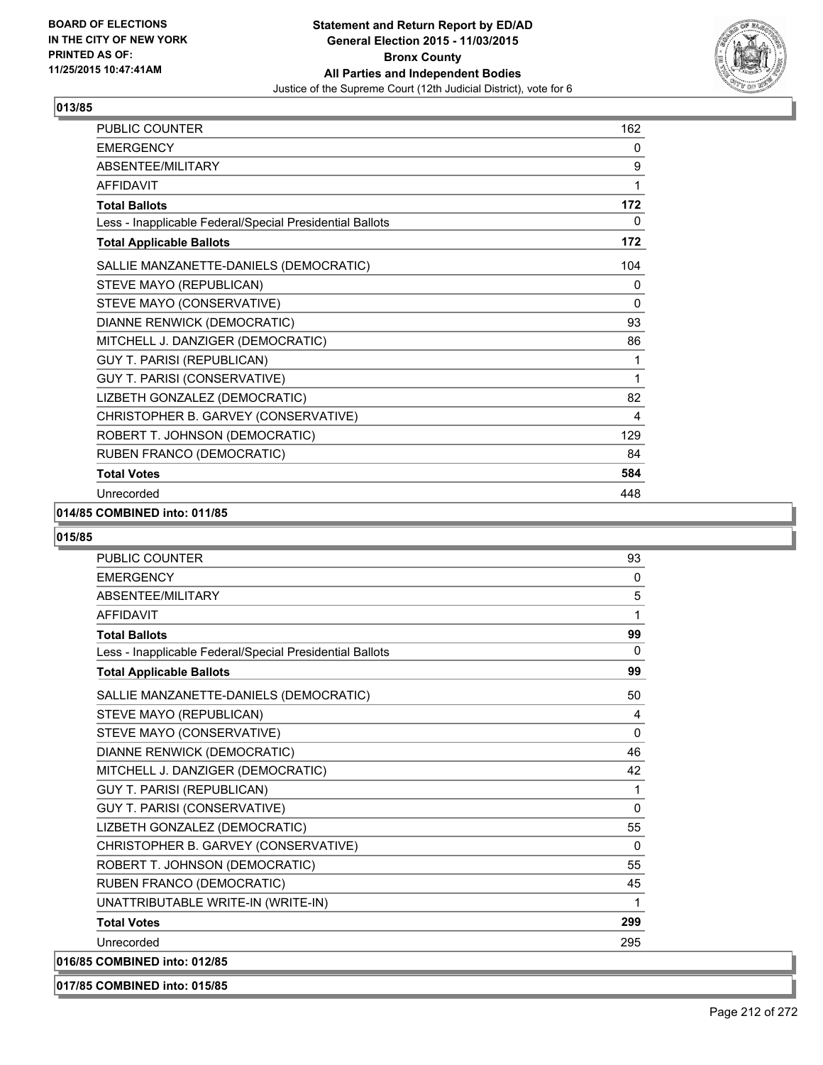**BOARD OF ELECTIONS IN THE CITY OF NEW YORK PRINTED AS OF: 11/25/2015 10:47:41AM**

# Statement and Return Report by ED/AD
## General Election 2015 - 11/03/2015
## Bronx County
## All Parties and Independent Bodies
### Justice of the Supreme Court (12th Judicial District), vote for 6

**013/85**

| | |
|---|---|
| PUBLIC COUNTER | 162 |
| EMERGENCY | 0 |
| ABSENTEE/MILITARY | 9 |
| AFFIDAVIT | 1 |
| **Total Ballots** | **172** |
| Less - Inapplicable Federal/Special Presidential Ballots | 0 |
| **Total Applicable Ballots** | **172** |
| SALLIE MANZANETTE-DANIELS (DEMOCRATIC) | 104 |
| STEVE MAYO (REPUBLICAN) | 0 |
| STEVE MAYO (CONSERVATIVE) | 0 |
| DIANNE RENWICK (DEMOCRATIC) | 93 |
| MITCHELL J. DANZIGER (DEMOCRATIC) | 86 |
| GUY T. PARISI (REPUBLICAN) | 1 |
| GUY T. PARISI (CONSERVATIVE) | 1 |
| LIZBETH GONZALEZ (DEMOCRATIC) | 82 |
| CHRISTOPHER B. GARVEY (CONSERVATIVE) | 4 |
| ROBERT T. JOHNSON (DEMOCRATIC) | 129 |
| RUBEN FRANCO (DEMOCRATIC) | 84 |
| **Total Votes** | **584** |
| Unrecorded | 448 |

**014/85 COMBINED into: 011/85**

**015/85**

| | |
|---|---|
| PUBLIC COUNTER | 93 |
| EMERGENCY | 0 |
| ABSENTEE/MILITARY | 5 |
| AFFIDAVIT | 1 |
| **Total Ballots** | **99** |
| Less - Inapplicable Federal/Special Presidential Ballots | 0 |
| **Total Applicable Ballots** | **99** |
| SALLIE MANZANETTE-DANIELS (DEMOCRATIC) | 50 |
| STEVE MAYO (REPUBLICAN) | 4 |
| STEVE MAYO (CONSERVATIVE) | 0 |
| DIANNE RENWICK (DEMOCRATIC) | 46 |
| MITCHELL J. DANZIGER (DEMOCRATIC) | 42 |
| GUY T. PARISI (REPUBLICAN) | 1 |
| GUY T. PARISI (CONSERVATIVE) | 0 |
| LIZBETH GONZALEZ (DEMOCRATIC) | 55 |
| CHRISTOPHER B. GARVEY (CONSERVATIVE) | 0 |
| ROBERT T. JOHNSON (DEMOCRATIC) | 55 |
| RUBEN FRANCO (DEMOCRATIC) | 45 |
| UNATTRIBUTABLE WRITE-IN (WRITE-IN) | 1 |
| **Total Votes** | **299** |
| Unrecorded | 295 |

**016/85 COMBINED into: 012/85**

**017/85 COMBINED into: 015/85**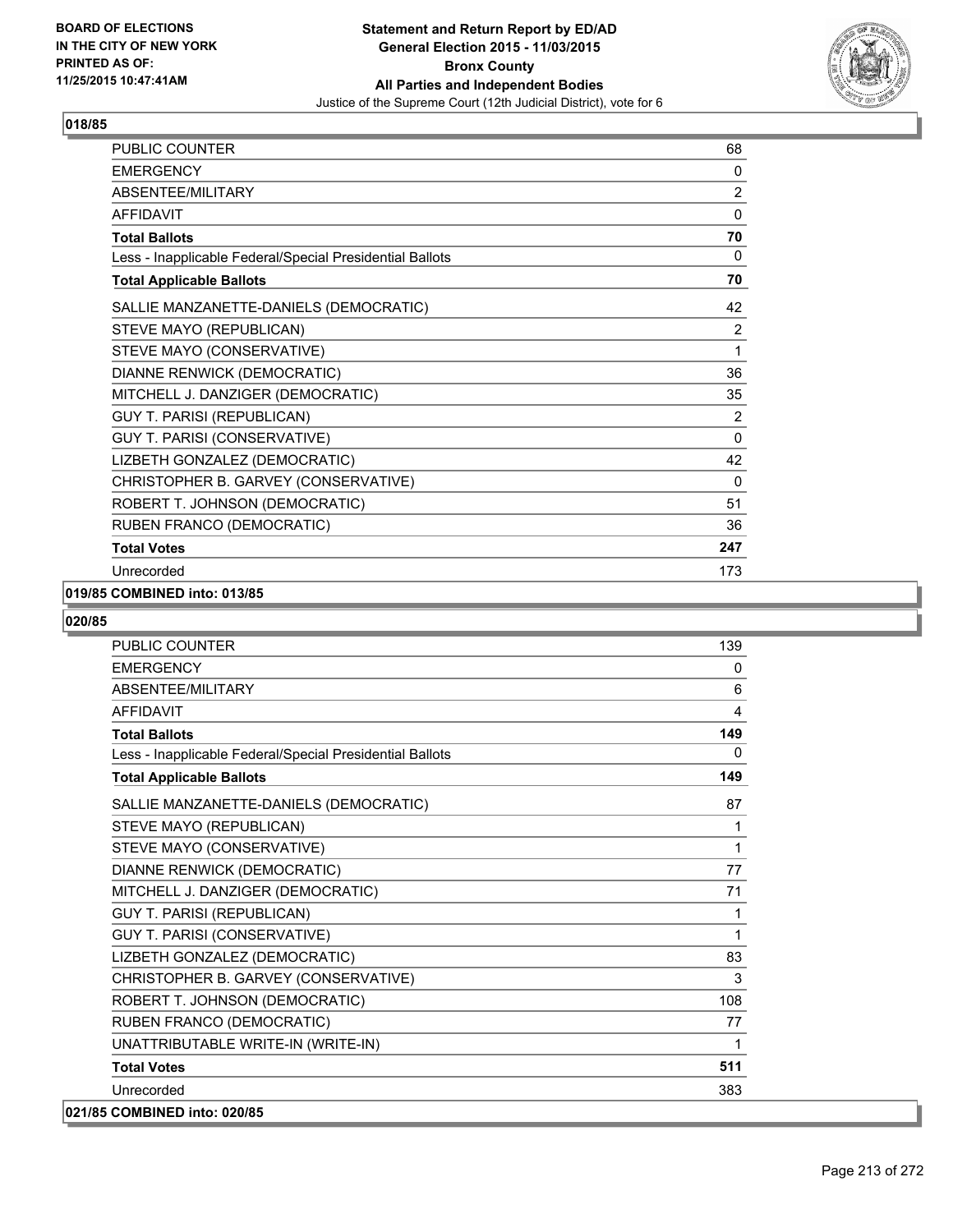**BOARD OF ELECTIONS IN THE CITY OF NEW YORK PRINTED AS OF: 11/25/2015 10:47:41AM**

**Statement and Return Report by ED/AD**
**General Election 2015 - 11/03/2015**
**Bronx County**
**All Parties and Independent Bodies**
Justice of the Supreme Court (12th Judicial District), vote for 6

## 018/85

| | |
|---|---|
| PUBLIC COUNTER | 68 |
| EMERGENCY | 0 |
| ABSENTEE/MILITARY | 2 |
| AFFIDAVIT | 0 |
| **Total Ballots** | **70** |
| Less - Inapplicable Federal/Special Presidential Ballots | 0 |
| **Total Applicable Ballots** | **70** |
| SALLIE MANZANETTE-DANIELS (DEMOCRATIC) | 42 |
| STEVE MAYO (REPUBLICAN) | 2 |
| STEVE MAYO (CONSERVATIVE) | 1 |
| DIANNE RENWICK (DEMOCRATIC) | 36 |
| MITCHELL J. DANZIGER (DEMOCRATIC) | 35 |
| GUY T. PARISI (REPUBLICAN) | 2 |
| GUY T. PARISI (CONSERVATIVE) | 0 |
| LIZBETH GONZALEZ (DEMOCRATIC) | 42 |
| CHRISTOPHER B. GARVEY (CONSERVATIVE) | 0 |
| ROBERT T. JOHNSON (DEMOCRATIC) | 51 |
| RUBEN FRANCO (DEMOCRATIC) | 36 |
| **Total Votes** | **247** |
| Unrecorded | 173 |

## 019/85 COMBINED into: 013/85

## 020/85

| | |
|---|---|
| PUBLIC COUNTER | 139 |
| EMERGENCY | 0 |
| ABSENTEE/MILITARY | 6 |
| AFFIDAVIT | 4 |
| **Total Ballots** | **149** |
| Less - Inapplicable Federal/Special Presidential Ballots | 0 |
| **Total Applicable Ballots** | **149** |
| SALLIE MANZANETTE-DANIELS (DEMOCRATIC) | 87 |
| STEVE MAYO (REPUBLICAN) | 1 |
| STEVE MAYO (CONSERVATIVE) | 1 |
| DIANNE RENWICK (DEMOCRATIC) | 77 |
| MITCHELL J. DANZIGER (DEMOCRATIC) | 71 |
| GUY T. PARISI (REPUBLICAN) | 1 |
| GUY T. PARISI (CONSERVATIVE) | 1 |
| LIZBETH GONZALEZ (DEMOCRATIC) | 83 |
| CHRISTOPHER B. GARVEY (CONSERVATIVE) | 3 |
| ROBERT T. JOHNSON (DEMOCRATIC) | 108 |
| RUBEN FRANCO (DEMOCRATIC) | 77 |
| UNATTRIBUTABLE WRITE-IN (WRITE-IN) | 1 |
| **Total Votes** | **511** |
| Unrecorded | 383 |

## 021/85 COMBINED into: 020/85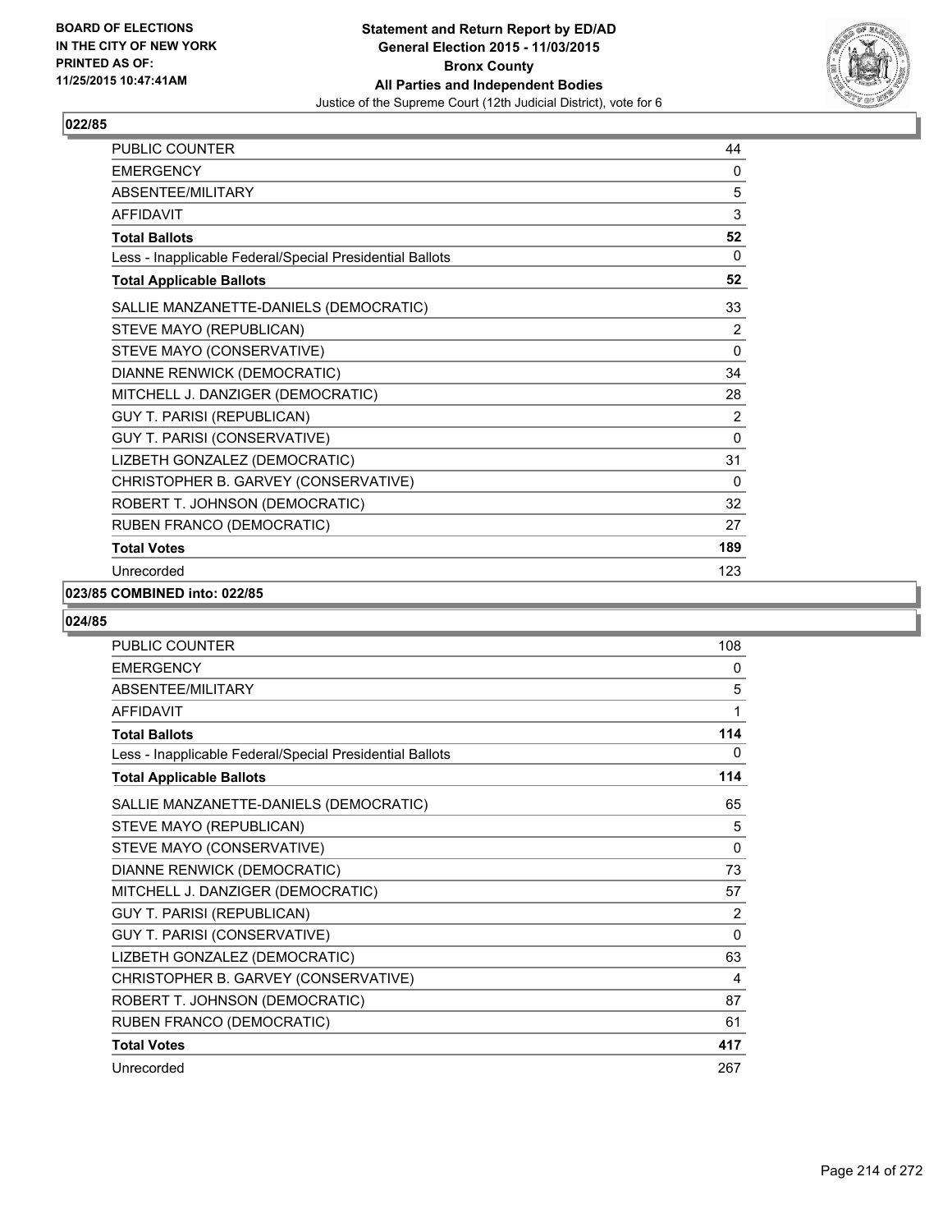BOARD OF ELECTIONS
IN THE CITY OF NEW YORK
PRINTED AS OF:
11/25/2015 10:47:41AM

**Statement and Return Report by ED/AD**
**General Election 2015 - 11/03/2015**
**Bronx County**
**All Parties and Independent Bodies**
Justice of the Supreme Court (12th Judicial District), vote for 6

### 022/85

| | |
|---|---|
| PUBLIC COUNTER | 44 |
| EMERGENCY | 0 |
| ABSENTEE/MILITARY | 5 |
| AFFIDAVIT | 3 |
| **Total Ballots** | **52** |
| Less - Inapplicable Federal/Special Presidential Ballots | 0 |
| **Total Applicable Ballots** | **52** |
| SALLIE MANZANETTE-DANIELS (DEMOCRATIC) | 33 |
| STEVE MAYO (REPUBLICAN) | 2 |
| STEVE MAYO (CONSERVATIVE) | 0 |
| DIANNE RENWICK (DEMOCRATIC) | 34 |
| MITCHELL J. DANZIGER (DEMOCRATIC) | 28 |
| GUY T. PARISI (REPUBLICAN) | 2 |
| GUY T. PARISI (CONSERVATIVE) | 0 |
| LIZBETH GONZALEZ (DEMOCRATIC) | 31 |
| CHRISTOPHER B. GARVEY (CONSERVATIVE) | 0 |
| ROBERT T. JOHNSON (DEMOCRATIC) | 32 |
| RUBEN FRANCO (DEMOCRATIC) | 27 |
| **Total Votes** | **189** |
| Unrecorded | 123 |

### 023/85 COMBINED into: 022/85

### 024/85

| | |
|---|---|
| PUBLIC COUNTER | 108 |
| EMERGENCY | 0 |
| ABSENTEE/MILITARY | 5 |
| AFFIDAVIT | 1 |
| **Total Ballots** | **114** |
| Less - Inapplicable Federal/Special Presidential Ballots | 0 |
| **Total Applicable Ballots** | **114** |
| SALLIE MANZANETTE-DANIELS (DEMOCRATIC) | 65 |
| STEVE MAYO (REPUBLICAN) | 5 |
| STEVE MAYO (CONSERVATIVE) | 0 |
| DIANNE RENWICK (DEMOCRATIC) | 73 |
| MITCHELL J. DANZIGER (DEMOCRATIC) | 57 |
| GUY T. PARISI (REPUBLICAN) | 2 |
| GUY T. PARISI (CONSERVATIVE) | 0 |
| LIZBETH GONZALEZ (DEMOCRATIC) | 63 |
| CHRISTOPHER B. GARVEY (CONSERVATIVE) | 4 |
| ROBERT T. JOHNSON (DEMOCRATIC) | 87 |
| RUBEN FRANCO (DEMOCRATIC) | 61 |
| **Total Votes** | **417** |
| Unrecorded | 267 |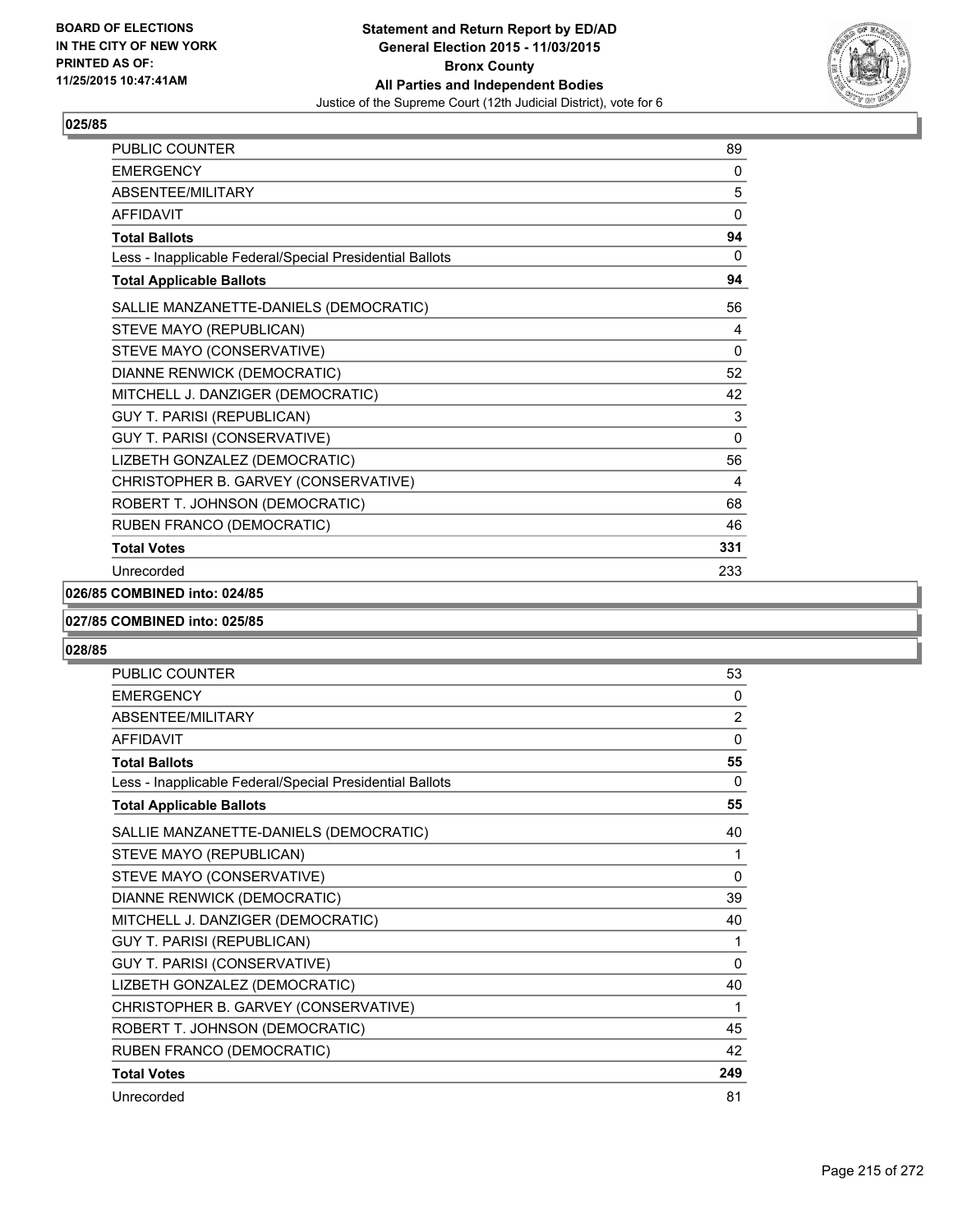**BOARD OF ELECTIONS IN THE CITY OF NEW YORK PRINTED AS OF: 11/25/2015 10:47:41AM**

**Statement and Return Report by ED/AD General Election 2015 - 11/03/2015 Bronx County All Parties and Independent Bodies**

Justice of the Supreme Court (12th Judicial District), vote for 6

### 025/85

| | |
|---|---|
| PUBLIC COUNTER | 89 |
| EMERGENCY | 0 |
| ABSENTEE/MILITARY | 5 |
| AFFIDAVIT | 0 |
| **Total Ballots** | **94** |
| Less - Inapplicable Federal/Special Presidential Ballots | 0 |
| **Total Applicable Ballots** | **94** |
| SALLIE MANZANETTE-DANIELS (DEMOCRATIC) | 56 |
| STEVE MAYO (REPUBLICAN) | 4 |
| STEVE MAYO (CONSERVATIVE) | 0 |
| DIANNE RENWICK (DEMOCRATIC) | 52 |
| MITCHELL J. DANZIGER (DEMOCRATIC) | 42 |
| GUY T. PARISI (REPUBLICAN) | 3 |
| GUY T. PARISI (CONSERVATIVE) | 0 |
| LIZBETH GONZALEZ (DEMOCRATIC) | 56 |
| CHRISTOPHER B. GARVEY (CONSERVATIVE) | 4 |
| ROBERT T. JOHNSON (DEMOCRATIC) | 68 |
| RUBEN FRANCO (DEMOCRATIC) | 46 |
| **Total Votes** | **331** |
| Unrecorded | 233 |

### 026/85 COMBINED into: 024/85

### 027/85 COMBINED into: 025/85

### 028/85

| | |
|---|---|
| PUBLIC COUNTER | 53 |
| EMERGENCY | 0 |
| ABSENTEE/MILITARY | 2 |
| AFFIDAVIT | 0 |
| **Total Ballots** | **55** |
| Less - Inapplicable Federal/Special Presidential Ballots | 0 |
| **Total Applicable Ballots** | **55** |
| SALLIE MANZANETTE-DANIELS (DEMOCRATIC) | 40 |
| STEVE MAYO (REPUBLICAN) | 1 |
| STEVE MAYO (CONSERVATIVE) | 0 |
| DIANNE RENWICK (DEMOCRATIC) | 39 |
| MITCHELL J. DANZIGER (DEMOCRATIC) | 40 |
| GUY T. PARISI (REPUBLICAN) | 1 |
| GUY T. PARISI (CONSERVATIVE) | 0 |
| LIZBETH GONZALEZ (DEMOCRATIC) | 40 |
| CHRISTOPHER B. GARVEY (CONSERVATIVE) | 1 |
| ROBERT T. JOHNSON (DEMOCRATIC) | 45 |
| RUBEN FRANCO (DEMOCRATIC) | 42 |
| **Total Votes** | **249** |
| Unrecorded | 81 |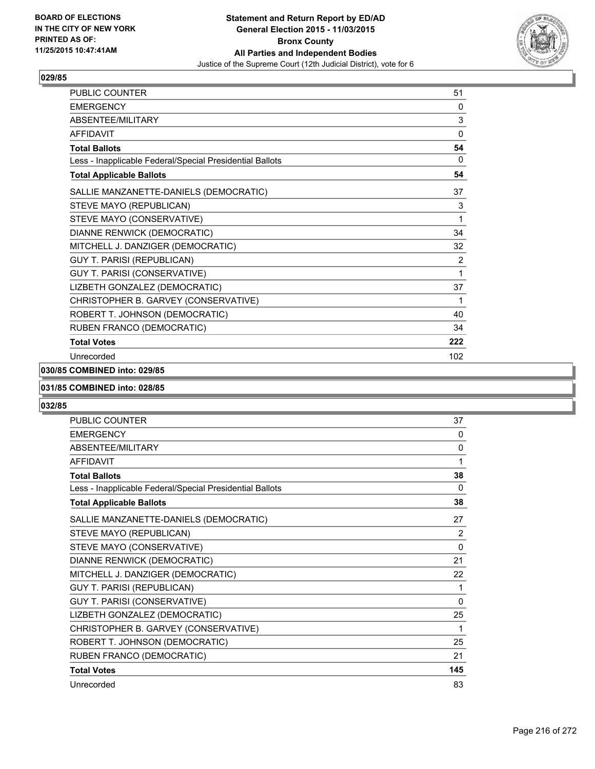**BOARD OF ELECTIONS IN THE CITY OF NEW YORK PRINTED AS OF: 11/25/2015 10:47:41AM**

**Statement and Return Report by ED/AD**
**General Election 2015 - 11/03/2015**
**Bronx County**
**All Parties and Independent Bodies**
Justice of the Supreme Court (12th Judicial District), vote for 6

### 029/85

| | |
|---|---|
| PUBLIC COUNTER | 51 |
| EMERGENCY | 0 |
| ABSENTEE/MILITARY | 3 |
| AFFIDAVIT | 0 |
| **Total Ballots** | **54** |
| Less - Inapplicable Federal/Special Presidential Ballots | 0 |
| **Total Applicable Ballots** | **54** |
| SALLIE MANZANETTE-DANIELS (DEMOCRATIC) | 37 |
| STEVE MAYO (REPUBLICAN) | 3 |
| STEVE MAYO (CONSERVATIVE) | 1 |
| DIANNE RENWICK (DEMOCRATIC) | 34 |
| MITCHELL J. DANZIGER (DEMOCRATIC) | 32 |
| GUY T. PARISI (REPUBLICAN) | 2 |
| GUY T. PARISI (CONSERVATIVE) | 1 |
| LIZBETH GONZALEZ (DEMOCRATIC) | 37 |
| CHRISTOPHER B. GARVEY (CONSERVATIVE) | 1 |
| ROBERT T. JOHNSON (DEMOCRATIC) | 40 |
| RUBEN FRANCO (DEMOCRATIC) | 34 |
| **Total Votes** | **222** |
| Unrecorded | 102 |

### 030/85 COMBINED into: 029/85

### 031/85 COMBINED into: 028/85

### 032/85

| | |
|---|---|
| PUBLIC COUNTER | 37 |
| EMERGENCY | 0 |
| ABSENTEE/MILITARY | 0 |
| AFFIDAVIT | 1 |
| **Total Ballots** | **38** |
| Less - Inapplicable Federal/Special Presidential Ballots | 0 |
| **Total Applicable Ballots** | **38** |
| SALLIE MANZANETTE-DANIELS (DEMOCRATIC) | 27 |
| STEVE MAYO (REPUBLICAN) | 2 |
| STEVE MAYO (CONSERVATIVE) | 0 |
| DIANNE RENWICK (DEMOCRATIC) | 21 |
| MITCHELL J. DANZIGER (DEMOCRATIC) | 22 |
| GUY T. PARISI (REPUBLICAN) | 1 |
| GUY T. PARISI (CONSERVATIVE) | 0 |
| LIZBETH GONZALEZ (DEMOCRATIC) | 25 |
| CHRISTOPHER B. GARVEY (CONSERVATIVE) | 1 |
| ROBERT T. JOHNSON (DEMOCRATIC) | 25 |
| RUBEN FRANCO (DEMOCRATIC) | 21 |
| **Total Votes** | **145** |
| Unrecorded | 83 |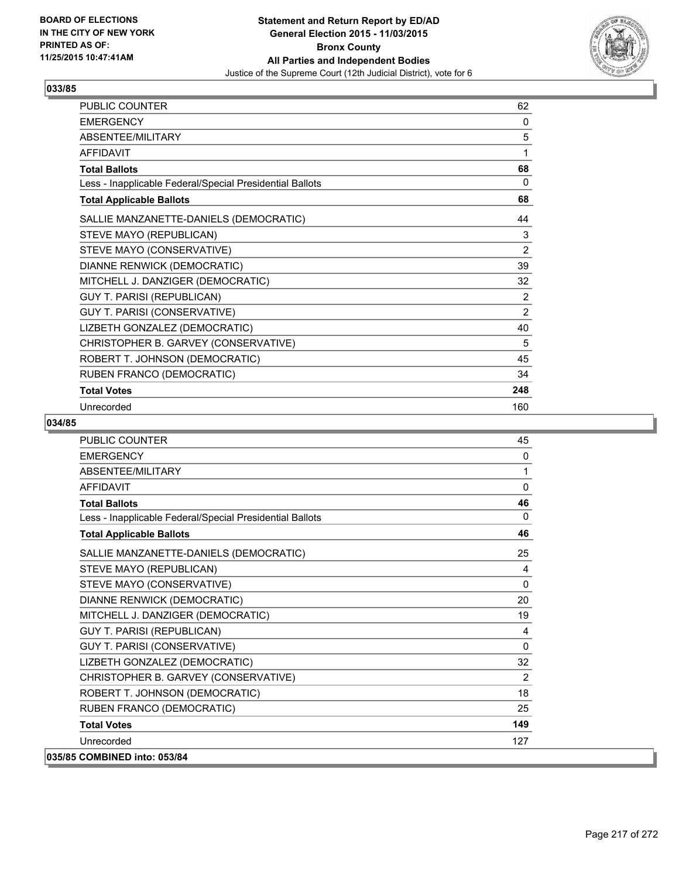BOARD OF ELECTIONS
IN THE CITY OF NEW YORK
PRINTED AS OF:
11/25/2015 10:47:41AM

**Statement and Return Report by ED/AD**
**General Election 2015 - 11/03/2015**
**Bronx County**
**All Parties and Independent Bodies**
Justice of the Supreme Court (12th Judicial District), vote for 6

## 033/85

| | |
|---|---|
| PUBLIC COUNTER | 62 |
| EMERGENCY | 0 |
| ABSENTEE/MILITARY | 5 |
| AFFIDAVIT | 1 |
| **Total Ballots** | **68** |
| Less - Inapplicable Federal/Special Presidential Ballots | 0 |
| **Total Applicable Ballots** | **68** |
| SALLIE MANZANETTE-DANIELS (DEMOCRATIC) | 44 |
| STEVE MAYO (REPUBLICAN) | 3 |
| STEVE MAYO (CONSERVATIVE) | 2 |
| DIANNE RENWICK (DEMOCRATIC) | 39 |
| MITCHELL J. DANZIGER (DEMOCRATIC) | 32 |
| GUY T. PARISI (REPUBLICAN) | 2 |
| GUY T. PARISI (CONSERVATIVE) | 2 |
| LIZBETH GONZALEZ (DEMOCRATIC) | 40 |
| CHRISTOPHER B. GARVEY (CONSERVATIVE) | 5 |
| ROBERT T. JOHNSON (DEMOCRATIC) | 45 |
| RUBEN FRANCO (DEMOCRATIC) | 34 |
| **Total Votes** | **248** |
| Unrecorded | 160 |

## 034/85

| | |
|---|---|
| PUBLIC COUNTER | 45 |
| EMERGENCY | 0 |
| ABSENTEE/MILITARY | 1 |
| AFFIDAVIT | 0 |
| **Total Ballots** | **46** |
| Less - Inapplicable Federal/Special Presidential Ballots | 0 |
| **Total Applicable Ballots** | **46** |
| SALLIE MANZANETTE-DANIELS (DEMOCRATIC) | 25 |
| STEVE MAYO (REPUBLICAN) | 4 |
| STEVE MAYO (CONSERVATIVE) | 0 |
| DIANNE RENWICK (DEMOCRATIC) | 20 |
| MITCHELL J. DANZIGER (DEMOCRATIC) | 19 |
| GUY T. PARISI (REPUBLICAN) | 4 |
| GUY T. PARISI (CONSERVATIVE) | 0 |
| LIZBETH GONZALEZ (DEMOCRATIC) | 32 |
| CHRISTOPHER B. GARVEY (CONSERVATIVE) | 2 |
| ROBERT T. JOHNSON (DEMOCRATIC) | 18 |
| RUBEN FRANCO (DEMOCRATIC) | 25 |
| **Total Votes** | **149** |
| Unrecorded | 127 |

## 035/85 COMBINED into: 053/84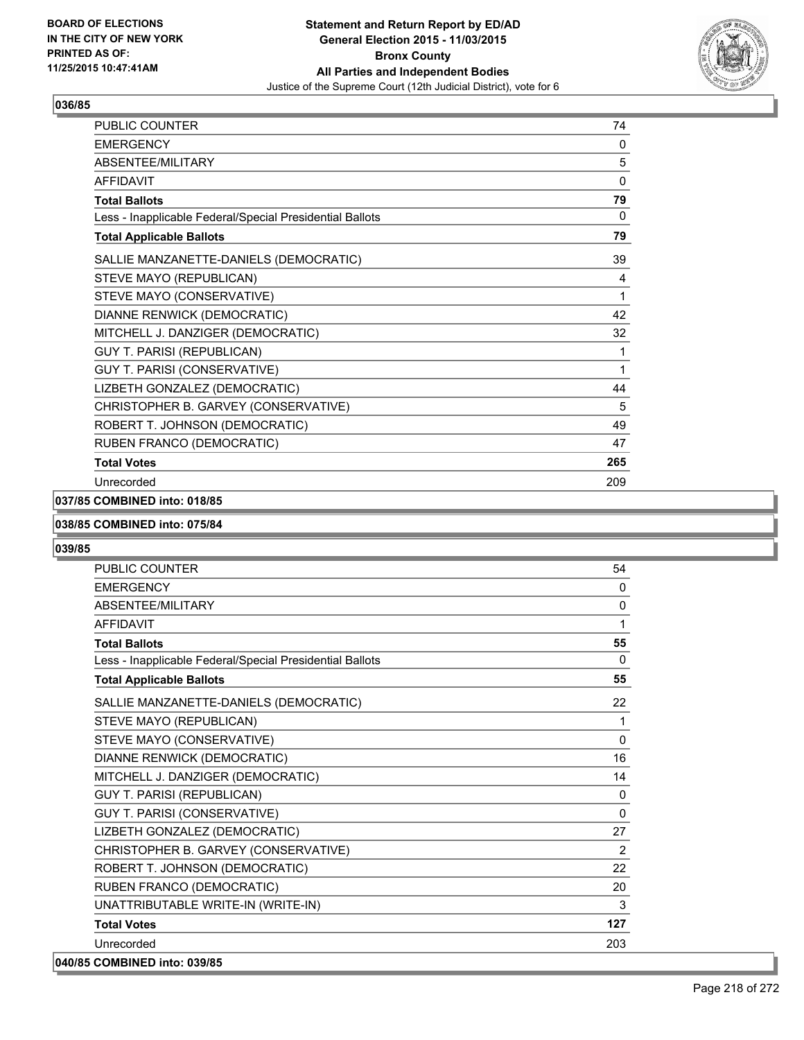### 036/85

| | |
|---|---|
| PUBLIC COUNTER | 74 |
| EMERGENCY | 0 |
| ABSENTEE/MILITARY | 5 |
| AFFIDAVIT | 0 |
| **Total Ballots** | **79** |
| Less - Inapplicable Federal/Special Presidential Ballots | 0 |
| **Total Applicable Ballots** | **79** |
| SALLIE MANZANETTE-DANIELS (DEMOCRATIC) | 39 |
| STEVE MAYO (REPUBLICAN) | 4 |
| STEVE MAYO (CONSERVATIVE) | 1 |
| DIANNE RENWICK (DEMOCRATIC) | 42 |
| MITCHELL J. DANZIGER (DEMOCRATIC) | 32 |
| GUY T. PARISI (REPUBLICAN) | 1 |
| GUY T. PARISI (CONSERVATIVE) | 1 |
| LIZBETH GONZALEZ (DEMOCRATIC) | 44 |
| CHRISTOPHER B. GARVEY (CONSERVATIVE) | 5 |
| ROBERT T. JOHNSON (DEMOCRATIC) | 49 |
| RUBEN FRANCO (DEMOCRATIC) | 47 |
| **Total Votes** | **265** |
| Unrecorded | 209 |

### 037/85 COMBINED into: 018/85

### 038/85 COMBINED into: 075/84

### 039/85

| | |
|---|---|
| PUBLIC COUNTER | 54 |
| EMERGENCY | 0 |
| ABSENTEE/MILITARY | 0 |
| AFFIDAVIT | 1 |
| **Total Ballots** | **55** |
| Less - Inapplicable Federal/Special Presidential Ballots | 0 |
| **Total Applicable Ballots** | **55** |
| SALLIE MANZANETTE-DANIELS (DEMOCRATIC) | 22 |
| STEVE MAYO (REPUBLICAN) | 1 |
| STEVE MAYO (CONSERVATIVE) | 0 |
| DIANNE RENWICK (DEMOCRATIC) | 16 |
| MITCHELL J. DANZIGER (DEMOCRATIC) | 14 |
| GUY T. PARISI (REPUBLICAN) | 0 |
| GUY T. PARISI (CONSERVATIVE) | 0 |
| LIZBETH GONZALEZ (DEMOCRATIC) | 27 |
| CHRISTOPHER B. GARVEY (CONSERVATIVE) | 2 |
| ROBERT T. JOHNSON (DEMOCRATIC) | 22 |
| RUBEN FRANCO (DEMOCRATIC) | 20 |
| UNATTRIBUTABLE WRITE-IN (WRITE-IN) | 3 |
| **Total Votes** | **127** |
| Unrecorded | 203 |

### 040/85 COMBINED into: 039/85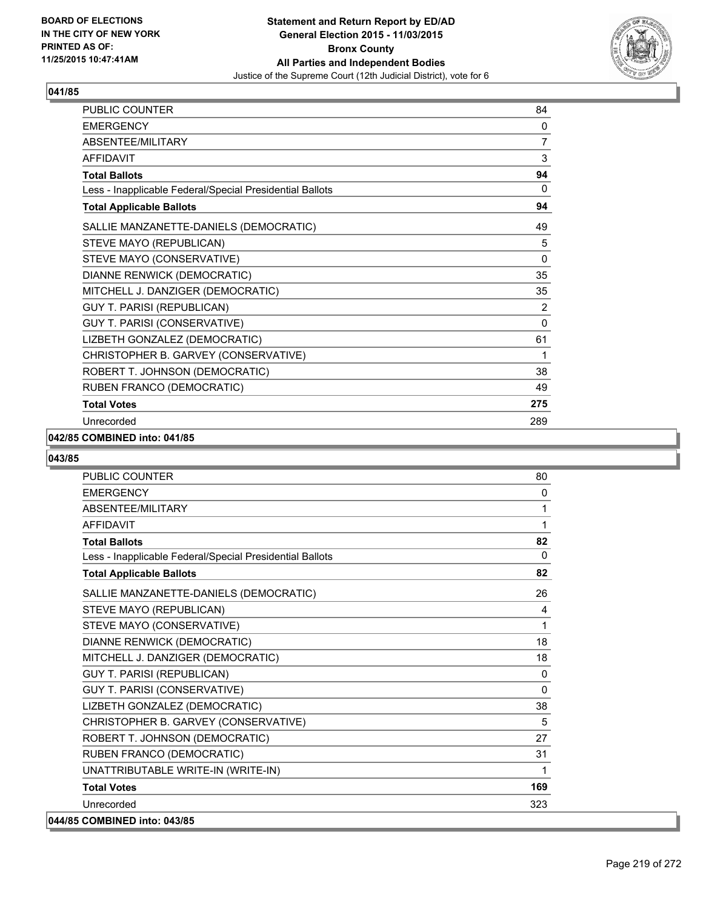**Statement and Return Report by ED/AD**
**General Election 2015 - 11/03/2015**
**Bronx County**
**All Parties and Independent Bodies**
Justice of the Supreme Court (12th Judicial District), vote for 6

BOARD OF ELECTIONS IN THE CITY OF NEW YORK PRINTED AS OF: 11/25/2015 10:47:41AM

### 041/85

| | |
|---|---|
| PUBLIC COUNTER | 84 |
| EMERGENCY | 0 |
| ABSENTEE/MILITARY | 7 |
| AFFIDAVIT | 3 |
| **Total Ballots** | **94** |
| Less - Inapplicable Federal/Special Presidential Ballots | 0 |
| **Total Applicable Ballots** | **94** |
| SALLIE MANZANETTE-DANIELS (DEMOCRATIC) | 49 |
| STEVE MAYO (REPUBLICAN) | 5 |
| STEVE MAYO (CONSERVATIVE) | 0 |
| DIANNE RENWICK (DEMOCRATIC) | 35 |
| MITCHELL J. DANZIGER (DEMOCRATIC) | 35 |
| GUY T. PARISI (REPUBLICAN) | 2 |
| GUY T. PARISI (CONSERVATIVE) | 0 |
| LIZBETH GONZALEZ (DEMOCRATIC) | 61 |
| CHRISTOPHER B. GARVEY (CONSERVATIVE) | 1 |
| ROBERT T. JOHNSON (DEMOCRATIC) | 38 |
| RUBEN FRANCO (DEMOCRATIC) | 49 |
| **Total Votes** | **275** |
| Unrecorded | 289 |

**042/85 COMBINED into: 041/85**

### 043/85

| | |
|---|---|
| PUBLIC COUNTER | 80 |
| EMERGENCY | 0 |
| ABSENTEE/MILITARY | 1 |
| AFFIDAVIT | 1 |
| **Total Ballots** | **82** |
| Less - Inapplicable Federal/Special Presidential Ballots | 0 |
| **Total Applicable Ballots** | **82** |
| SALLIE MANZANETTE-DANIELS (DEMOCRATIC) | 26 |
| STEVE MAYO (REPUBLICAN) | 4 |
| STEVE MAYO (CONSERVATIVE) | 1 |
| DIANNE RENWICK (DEMOCRATIC) | 18 |
| MITCHELL J. DANZIGER (DEMOCRATIC) | 18 |
| GUY T. PARISI (REPUBLICAN) | 0 |
| GUY T. PARISI (CONSERVATIVE) | 0 |
| LIZBETH GONZALEZ (DEMOCRATIC) | 38 |
| CHRISTOPHER B. GARVEY (CONSERVATIVE) | 5 |
| ROBERT T. JOHNSON (DEMOCRATIC) | 27 |
| RUBEN FRANCO (DEMOCRATIC) | 31 |
| UNATTRIBUTABLE WRITE-IN (WRITE-IN) | 1 |
| **Total Votes** | **169** |
| Unrecorded | 323 |

**044/85 COMBINED into: 043/85**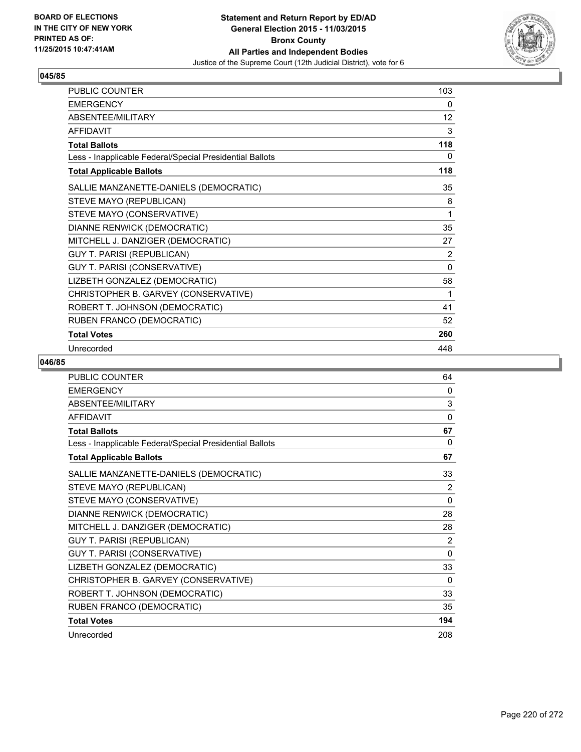**Statement and Return Report by ED/AD**
**General Election 2015 - 11/03/2015**
**Bronx County**
**All Parties and Independent Bodies**
Justice of the Supreme Court (12th Judicial District), vote for 6

BOARD OF ELECTIONS
IN THE CITY OF NEW YORK
PRINTED AS OF:
11/25/2015 10:47:41AM

## 045/85

| | |
|---|---|
| PUBLIC COUNTER | 103 |
| EMERGENCY | 0 |
| ABSENTEE/MILITARY | 12 |
| AFFIDAVIT | 3 |
| **Total Ballots** | **118** |
| Less - Inapplicable Federal/Special Presidential Ballots | 0 |
| **Total Applicable Ballots** | **118** |
| SALLIE MANZANETTE-DANIELS (DEMOCRATIC) | 35 |
| STEVE MAYO (REPUBLICAN) | 8 |
| STEVE MAYO (CONSERVATIVE) | 1 |
| DIANNE RENWICK (DEMOCRATIC) | 35 |
| MITCHELL J. DANZIGER (DEMOCRATIC) | 27 |
| GUY T. PARISI (REPUBLICAN) | 2 |
| GUY T. PARISI (CONSERVATIVE) | 0 |
| LIZBETH GONZALEZ (DEMOCRATIC) | 58 |
| CHRISTOPHER B. GARVEY (CONSERVATIVE) | 1 |
| ROBERT T. JOHNSON (DEMOCRATIC) | 41 |
| RUBEN FRANCO (DEMOCRATIC) | 52 |
| **Total Votes** | **260** |
| Unrecorded | 448 |

## 046/85

| | |
|---|---|
| PUBLIC COUNTER | 64 |
| EMERGENCY | 0 |
| ABSENTEE/MILITARY | 3 |
| AFFIDAVIT | 0 |
| **Total Ballots** | **67** |
| Less - Inapplicable Federal/Special Presidential Ballots | 0 |
| **Total Applicable Ballots** | **67** |
| SALLIE MANZANETTE-DANIELS (DEMOCRATIC) | 33 |
| STEVE MAYO (REPUBLICAN) | 2 |
| STEVE MAYO (CONSERVATIVE) | 0 |
| DIANNE RENWICK (DEMOCRATIC) | 28 |
| MITCHELL J. DANZIGER (DEMOCRATIC) | 28 |
| GUY T. PARISI (REPUBLICAN) | 2 |
| GUY T. PARISI (CONSERVATIVE) | 0 |
| LIZBETH GONZALEZ (DEMOCRATIC) | 33 |
| CHRISTOPHER B. GARVEY (CONSERVATIVE) | 0 |
| ROBERT T. JOHNSON (DEMOCRATIC) | 33 |
| RUBEN FRANCO (DEMOCRATIC) | 35 |
| **Total Votes** | **194** |
| Unrecorded | 208 |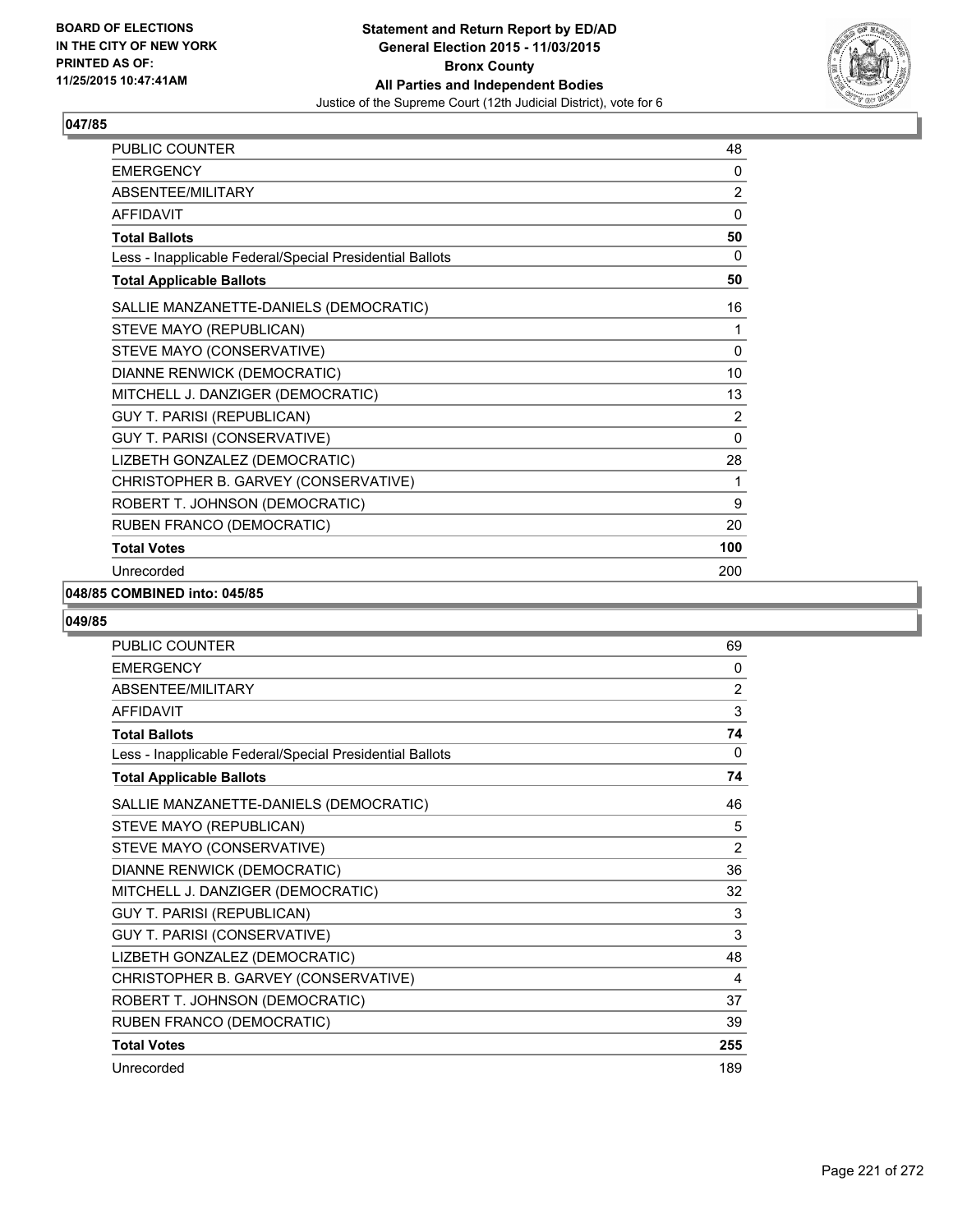**Statement and Return Report by ED/AD**
**General Election 2015 - 11/03/2015**
**Bronx County**
**All Parties and Independent Bodies**
Justice of the Supreme Court (12th Judicial District), vote for 6

BOARD OF ELECTIONS IN THE CITY OF NEW YORK PRINTED AS OF: 11/25/2015 10:47:41AM

### 047/85

| | |
|---|---|
| PUBLIC COUNTER | 48 |
| EMERGENCY | 0 |
| ABSENTEE/MILITARY | 2 |
| AFFIDAVIT | 0 |
| **Total Ballots** | **50** |
| Less - Inapplicable Federal/Special Presidential Ballots | 0 |
| **Total Applicable Ballots** | **50** |
| SALLIE MANZANETTE-DANIELS (DEMOCRATIC) | 16 |
| STEVE MAYO (REPUBLICAN) | 1 |
| STEVE MAYO (CONSERVATIVE) | 0 |
| DIANNE RENWICK (DEMOCRATIC) | 10 |
| MITCHELL J. DANZIGER (DEMOCRATIC) | 13 |
| GUY T. PARISI (REPUBLICAN) | 2 |
| GUY T. PARISI (CONSERVATIVE) | 0 |
| LIZBETH GONZALEZ (DEMOCRATIC) | 28 |
| CHRISTOPHER B. GARVEY (CONSERVATIVE) | 1 |
| ROBERT T. JOHNSON (DEMOCRATIC) | 9 |
| RUBEN FRANCO (DEMOCRATIC) | 20 |
| **Total Votes** | **100** |
| Unrecorded | 200 |

### 048/85 COMBINED into: 045/85

### 049/85

| | |
|---|---|
| PUBLIC COUNTER | 69 |
| EMERGENCY | 0 |
| ABSENTEE/MILITARY | 2 |
| AFFIDAVIT | 3 |
| **Total Ballots** | **74** |
| Less - Inapplicable Federal/Special Presidential Ballots | 0 |
| **Total Applicable Ballots** | **74** |
| SALLIE MANZANETTE-DANIELS (DEMOCRATIC) | 46 |
| STEVE MAYO (REPUBLICAN) | 5 |
| STEVE MAYO (CONSERVATIVE) | 2 |
| DIANNE RENWICK (DEMOCRATIC) | 36 |
| MITCHELL J. DANZIGER (DEMOCRATIC) | 32 |
| GUY T. PARISI (REPUBLICAN) | 3 |
| GUY T. PARISI (CONSERVATIVE) | 3 |
| LIZBETH GONZALEZ (DEMOCRATIC) | 48 |
| CHRISTOPHER B. GARVEY (CONSERVATIVE) | 4 |
| ROBERT T. JOHNSON (DEMOCRATIC) | 37 |
| RUBEN FRANCO (DEMOCRATIC) | 39 |
| **Total Votes** | **255** |
| Unrecorded | 189 |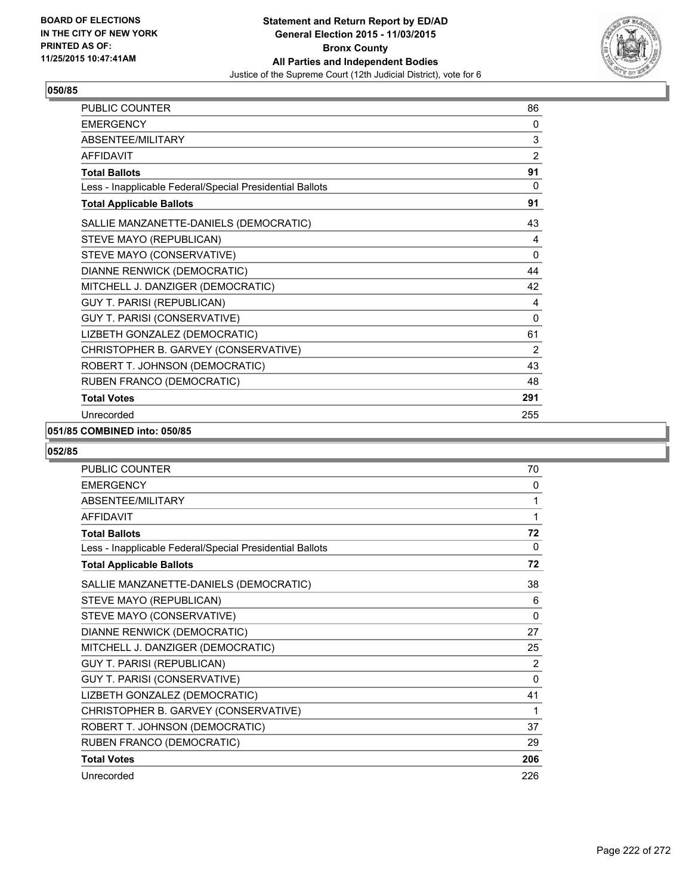**BOARD OF ELECTIONS IN THE CITY OF NEW YORK PRINTED AS OF: 11/25/2015 10:47:41AM**

**Statement and Return Report by ED/AD General Election 2015 - 11/03/2015 Bronx County All Parties and Independent Bodies**

Justice of the Supreme Court (12th Judicial District), vote for 6

### 050/85

| | |
|---|---|
| PUBLIC COUNTER | 86 |
| EMERGENCY | 0 |
| ABSENTEE/MILITARY | 3 |
| AFFIDAVIT | 2 |
| **Total Ballots** | **91** |
| Less - Inapplicable Federal/Special Presidential Ballots | 0 |
| **Total Applicable Ballots** | **91** |
| SALLIE MANZANETTE-DANIELS (DEMOCRATIC) | 43 |
| STEVE MAYO (REPUBLICAN) | 4 |
| STEVE MAYO (CONSERVATIVE) | 0 |
| DIANNE RENWICK (DEMOCRATIC) | 44 |
| MITCHELL J. DANZIGER (DEMOCRATIC) | 42 |
| GUY T. PARISI (REPUBLICAN) | 4 |
| GUY T. PARISI (CONSERVATIVE) | 0 |
| LIZBETH GONZALEZ (DEMOCRATIC) | 61 |
| CHRISTOPHER B. GARVEY (CONSERVATIVE) | 2 |
| ROBERT T. JOHNSON (DEMOCRATIC) | 43 |
| RUBEN FRANCO (DEMOCRATIC) | 48 |
| **Total Votes** | **291** |
| Unrecorded | 255 |

### 051/85 COMBINED into: 050/85

### 052/85

| | |
|---|---|
| PUBLIC COUNTER | 70 |
| EMERGENCY | 0 |
| ABSENTEE/MILITARY | 1 |
| AFFIDAVIT | 1 |
| **Total Ballots** | **72** |
| Less - Inapplicable Federal/Special Presidential Ballots | 0 |
| **Total Applicable Ballots** | **72** |
| SALLIE MANZANETTE-DANIELS (DEMOCRATIC) | 38 |
| STEVE MAYO (REPUBLICAN) | 6 |
| STEVE MAYO (CONSERVATIVE) | 0 |
| DIANNE RENWICK (DEMOCRATIC) | 27 |
| MITCHELL J. DANZIGER (DEMOCRATIC) | 25 |
| GUY T. PARISI (REPUBLICAN) | 2 |
| GUY T. PARISI (CONSERVATIVE) | 0 |
| LIZBETH GONZALEZ (DEMOCRATIC) | 41 |
| CHRISTOPHER B. GARVEY (CONSERVATIVE) | 1 |
| ROBERT T. JOHNSON (DEMOCRATIC) | 37 |
| RUBEN FRANCO (DEMOCRATIC) | 29 |
| **Total Votes** | **206** |
| Unrecorded | 226 |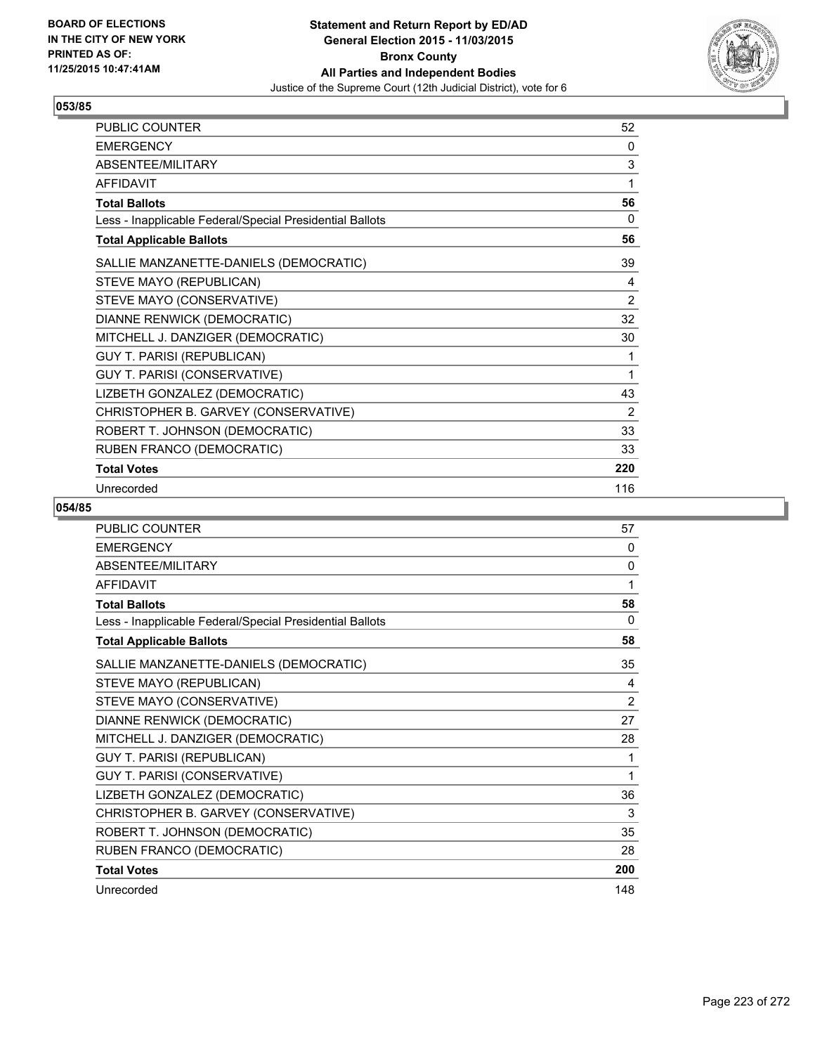BOARD OF ELECTIONS
IN THE CITY OF NEW YORK
PRINTED AS OF:
11/25/2015 10:47:41AM

**Statement and Return Report by ED/AD**
**General Election 2015 - 11/03/2015**
**Bronx County**
**All Parties and Independent Bodies**
Justice of the Supreme Court (12th Judicial District), vote for 6

## 053/85

| | |
|---|---|
| PUBLIC COUNTER | 52 |
| EMERGENCY | 0 |
| ABSENTEE/MILITARY | 3 |
| AFFIDAVIT | 1 |
| **Total Ballots** | **56** |
| Less - Inapplicable Federal/Special Presidential Ballots | 0 |
| **Total Applicable Ballots** | **56** |
| SALLIE MANZANETTE-DANIELS (DEMOCRATIC) | 39 |
| STEVE MAYO (REPUBLICAN) | 4 |
| STEVE MAYO (CONSERVATIVE) | 2 |
| DIANNE RENWICK (DEMOCRATIC) | 32 |
| MITCHELL J. DANZIGER (DEMOCRATIC) | 30 |
| GUY T. PARISI (REPUBLICAN) | 1 |
| GUY T. PARISI (CONSERVATIVE) | 1 |
| LIZBETH GONZALEZ (DEMOCRATIC) | 43 |
| CHRISTOPHER B. GARVEY (CONSERVATIVE) | 2 |
| ROBERT T. JOHNSON (DEMOCRATIC) | 33 |
| RUBEN FRANCO (DEMOCRATIC) | 33 |
| **Total Votes** | **220** |
| Unrecorded | 116 |

## 054/85

| | |
|---|---|
| PUBLIC COUNTER | 57 |
| EMERGENCY | 0 |
| ABSENTEE/MILITARY | 0 |
| AFFIDAVIT | 1 |
| **Total Ballots** | **58** |
| Less - Inapplicable Federal/Special Presidential Ballots | 0 |
| **Total Applicable Ballots** | **58** |
| SALLIE MANZANETTE-DANIELS (DEMOCRATIC) | 35 |
| STEVE MAYO (REPUBLICAN) | 4 |
| STEVE MAYO (CONSERVATIVE) | 2 |
| DIANNE RENWICK (DEMOCRATIC) | 27 |
| MITCHELL J. DANZIGER (DEMOCRATIC) | 28 |
| GUY T. PARISI (REPUBLICAN) | 1 |
| GUY T. PARISI (CONSERVATIVE) | 1 |
| LIZBETH GONZALEZ (DEMOCRATIC) | 36 |
| CHRISTOPHER B. GARVEY (CONSERVATIVE) | 3 |
| ROBERT T. JOHNSON (DEMOCRATIC) | 35 |
| RUBEN FRANCO (DEMOCRATIC) | 28 |
| **Total Votes** | **200** |
| Unrecorded | 148 |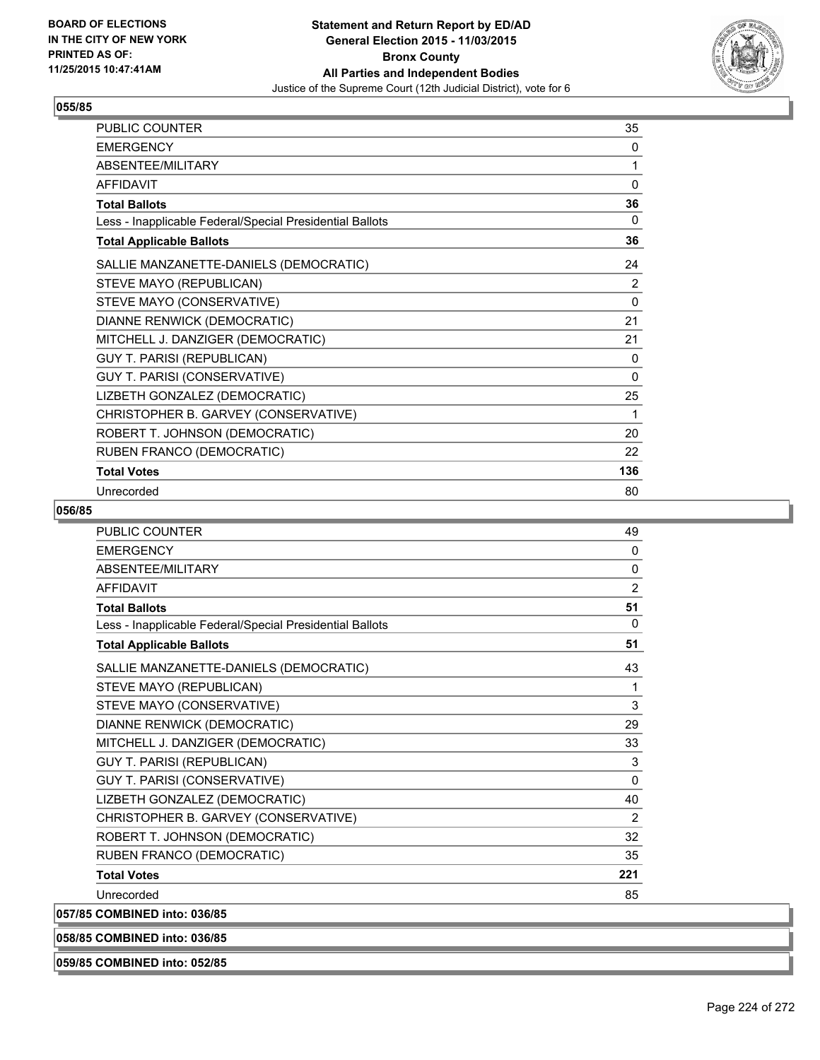## 055/85

| | |
|---|---|
| PUBLIC COUNTER | 35 |
| EMERGENCY | 0 |
| ABSENTEE/MILITARY | 1 |
| AFFIDAVIT | 0 |
| **Total Ballots** | **36** |
| Less - Inapplicable Federal/Special Presidential Ballots | 0 |
| **Total Applicable Ballots** | **36** |
| SALLIE MANZANETTE-DANIELS (DEMOCRATIC) | 24 |
| STEVE MAYO (REPUBLICAN) | 2 |
| STEVE MAYO (CONSERVATIVE) | 0 |
| DIANNE RENWICK (DEMOCRATIC) | 21 |
| MITCHELL J. DANZIGER (DEMOCRATIC) | 21 |
| GUY T. PARISI (REPUBLICAN) | 0 |
| GUY T. PARISI (CONSERVATIVE) | 0 |
| LIZBETH GONZALEZ (DEMOCRATIC) | 25 |
| CHRISTOPHER B. GARVEY (CONSERVATIVE) | 1 |
| ROBERT T. JOHNSON (DEMOCRATIC) | 20 |
| RUBEN FRANCO (DEMOCRATIC) | 22 |
| **Total Votes** | **136** |
| Unrecorded | 80 |

## 056/85

| | |
|---|---|
| PUBLIC COUNTER | 49 |
| EMERGENCY | 0 |
| ABSENTEE/MILITARY | 0 |
| AFFIDAVIT | 2 |
| **Total Ballots** | **51** |
| Less - Inapplicable Federal/Special Presidential Ballots | 0 |
| **Total Applicable Ballots** | **51** |
| SALLIE MANZANETTE-DANIELS (DEMOCRATIC) | 43 |
| STEVE MAYO (REPUBLICAN) | 1 |
| STEVE MAYO (CONSERVATIVE) | 3 |
| DIANNE RENWICK (DEMOCRATIC) | 29 |
| MITCHELL J. DANZIGER (DEMOCRATIC) | 33 |
| GUY T. PARISI (REPUBLICAN) | 3 |
| GUY T. PARISI (CONSERVATIVE) | 0 |
| LIZBETH GONZALEZ (DEMOCRATIC) | 40 |
| CHRISTOPHER B. GARVEY (CONSERVATIVE) | 2 |
| ROBERT T. JOHNSON (DEMOCRATIC) | 32 |
| RUBEN FRANCO (DEMOCRATIC) | 35 |
| **Total Votes** | **221** |
| Unrecorded | 85 |

## 057/85 COMBINED into: 036/85

## 058/85 COMBINED into: 036/85

## 059/85 COMBINED into: 052/85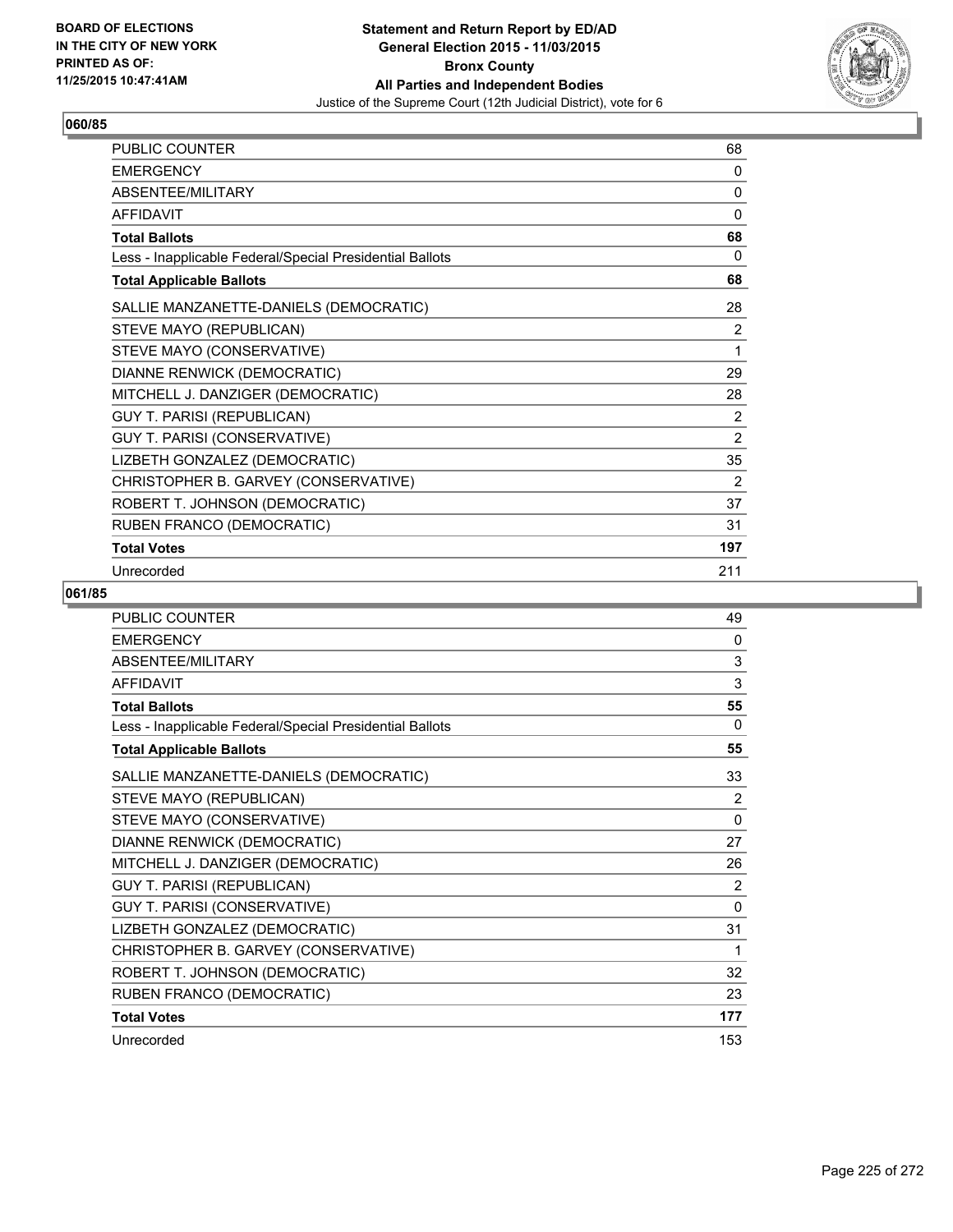BOARD OF ELECTIONS
IN THE CITY OF NEW YORK
PRINTED AS OF:
11/25/2015 10:47:41AM

**Statement and Return Report by ED/AD**
**General Election 2015 - 11/03/2015**
**Bronx County**
**All Parties and Independent Bodies**
Justice of the Supreme Court (12th Judicial District), vote for 6

## 060/85

| | |
|---|---|
| PUBLIC COUNTER | 68 |
| EMERGENCY | 0 |
| ABSENTEE/MILITARY | 0 |
| AFFIDAVIT | 0 |
| **Total Ballots** | **68** |
| Less - Inapplicable Federal/Special Presidential Ballots | 0 |
| **Total Applicable Ballots** | **68** |
| SALLIE MANZANETTE-DANIELS (DEMOCRATIC) | 28 |
| STEVE MAYO (REPUBLICAN) | 2 |
| STEVE MAYO (CONSERVATIVE) | 1 |
| DIANNE RENWICK (DEMOCRATIC) | 29 |
| MITCHELL J. DANZIGER (DEMOCRATIC) | 28 |
| GUY T. PARISI (REPUBLICAN) | 2 |
| GUY T. PARISI (CONSERVATIVE) | 2 |
| LIZBETH GONZALEZ (DEMOCRATIC) | 35 |
| CHRISTOPHER B. GARVEY (CONSERVATIVE) | 2 |
| ROBERT T. JOHNSON (DEMOCRATIC) | 37 |
| RUBEN FRANCO (DEMOCRATIC) | 31 |
| **Total Votes** | **197** |
| Unrecorded | 211 |

## 061/85

| | |
|---|---|
| PUBLIC COUNTER | 49 |
| EMERGENCY | 0 |
| ABSENTEE/MILITARY | 3 |
| AFFIDAVIT | 3 |
| **Total Ballots** | **55** |
| Less - Inapplicable Federal/Special Presidential Ballots | 0 |
| **Total Applicable Ballots** | **55** |
| SALLIE MANZANETTE-DANIELS (DEMOCRATIC) | 33 |
| STEVE MAYO (REPUBLICAN) | 2 |
| STEVE MAYO (CONSERVATIVE) | 0 |
| DIANNE RENWICK (DEMOCRATIC) | 27 |
| MITCHELL J. DANZIGER (DEMOCRATIC) | 26 |
| GUY T. PARISI (REPUBLICAN) | 2 |
| GUY T. PARISI (CONSERVATIVE) | 0 |
| LIZBETH GONZALEZ (DEMOCRATIC) | 31 |
| CHRISTOPHER B. GARVEY (CONSERVATIVE) | 1 |
| ROBERT T. JOHNSON (DEMOCRATIC) | 32 |
| RUBEN FRANCO (DEMOCRATIC) | 23 |
| **Total Votes** | **177** |
| Unrecorded | 153 |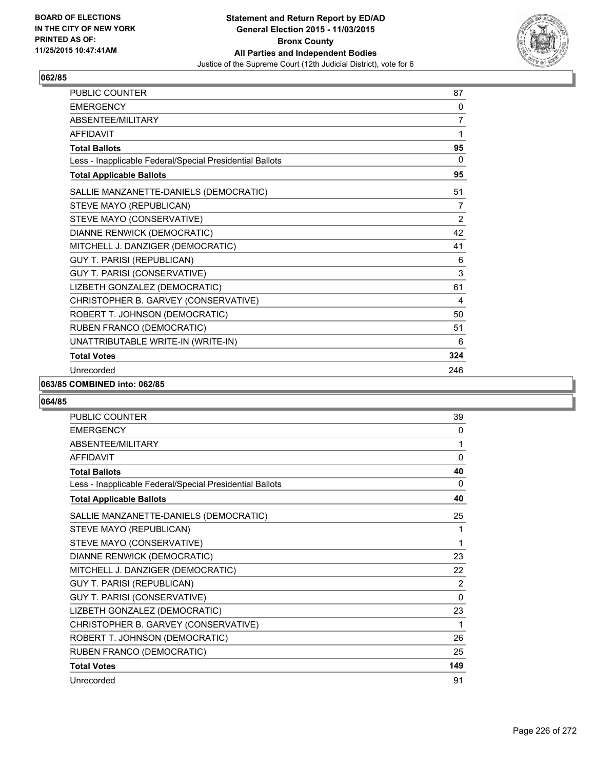**BOARD OF ELECTIONS IN THE CITY OF NEW YORK PRINTED AS OF: 11/25/2015 10:47:41AM**

# Statement and Return Report by ED/AD
## General Election 2015 - 11/03/2015
## Bronx County
## All Parties and Independent Bodies
### Justice of the Supreme Court (12th Judicial District), vote for 6

## 062/85

| | |
|---|---|
| PUBLIC COUNTER | 87 |
| EMERGENCY | 0 |
| ABSENTEE/MILITARY | 7 |
| AFFIDAVIT | 1 |
| **Total Ballots** | **95** |
| Less - Inapplicable Federal/Special Presidential Ballots | 0 |
| **Total Applicable Ballots** | **95** |
| SALLIE MANZANETTE-DANIELS (DEMOCRATIC) | 51 |
| STEVE MAYO (REPUBLICAN) | 7 |
| STEVE MAYO (CONSERVATIVE) | 2 |
| DIANNE RENWICK (DEMOCRATIC) | 42 |
| MITCHELL J. DANZIGER (DEMOCRATIC) | 41 |
| GUY T. PARISI (REPUBLICAN) | 6 |
| GUY T. PARISI (CONSERVATIVE) | 3 |
| LIZBETH GONZALEZ (DEMOCRATIC) | 61 |
| CHRISTOPHER B. GARVEY (CONSERVATIVE) | 4 |
| ROBERT T. JOHNSON (DEMOCRATIC) | 50 |
| RUBEN FRANCO (DEMOCRATIC) | 51 |
| UNATTRIBUTABLE WRITE-IN (WRITE-IN) | 6 |
| **Total Votes** | **324** |
| Unrecorded | 246 |

## 063/85 COMBINED into: 062/85

## 064/85

| | |
|---|---|
| PUBLIC COUNTER | 39 |
| EMERGENCY | 0 |
| ABSENTEE/MILITARY | 1 |
| AFFIDAVIT | 0 |
| **Total Ballots** | **40** |
| Less - Inapplicable Federal/Special Presidential Ballots | 0 |
| **Total Applicable Ballots** | **40** |
| SALLIE MANZANETTE-DANIELS (DEMOCRATIC) | 25 |
| STEVE MAYO (REPUBLICAN) | 1 |
| STEVE MAYO (CONSERVATIVE) | 1 |
| DIANNE RENWICK (DEMOCRATIC) | 23 |
| MITCHELL J. DANZIGER (DEMOCRATIC) | 22 |
| GUY T. PARISI (REPUBLICAN) | 2 |
| GUY T. PARISI (CONSERVATIVE) | 0 |
| LIZBETH GONZALEZ (DEMOCRATIC) | 23 |
| CHRISTOPHER B. GARVEY (CONSERVATIVE) | 1 |
| ROBERT T. JOHNSON (DEMOCRATIC) | 26 |
| RUBEN FRANCO (DEMOCRATIC) | 25 |
| **Total Votes** | **149** |
| Unrecorded | 91 |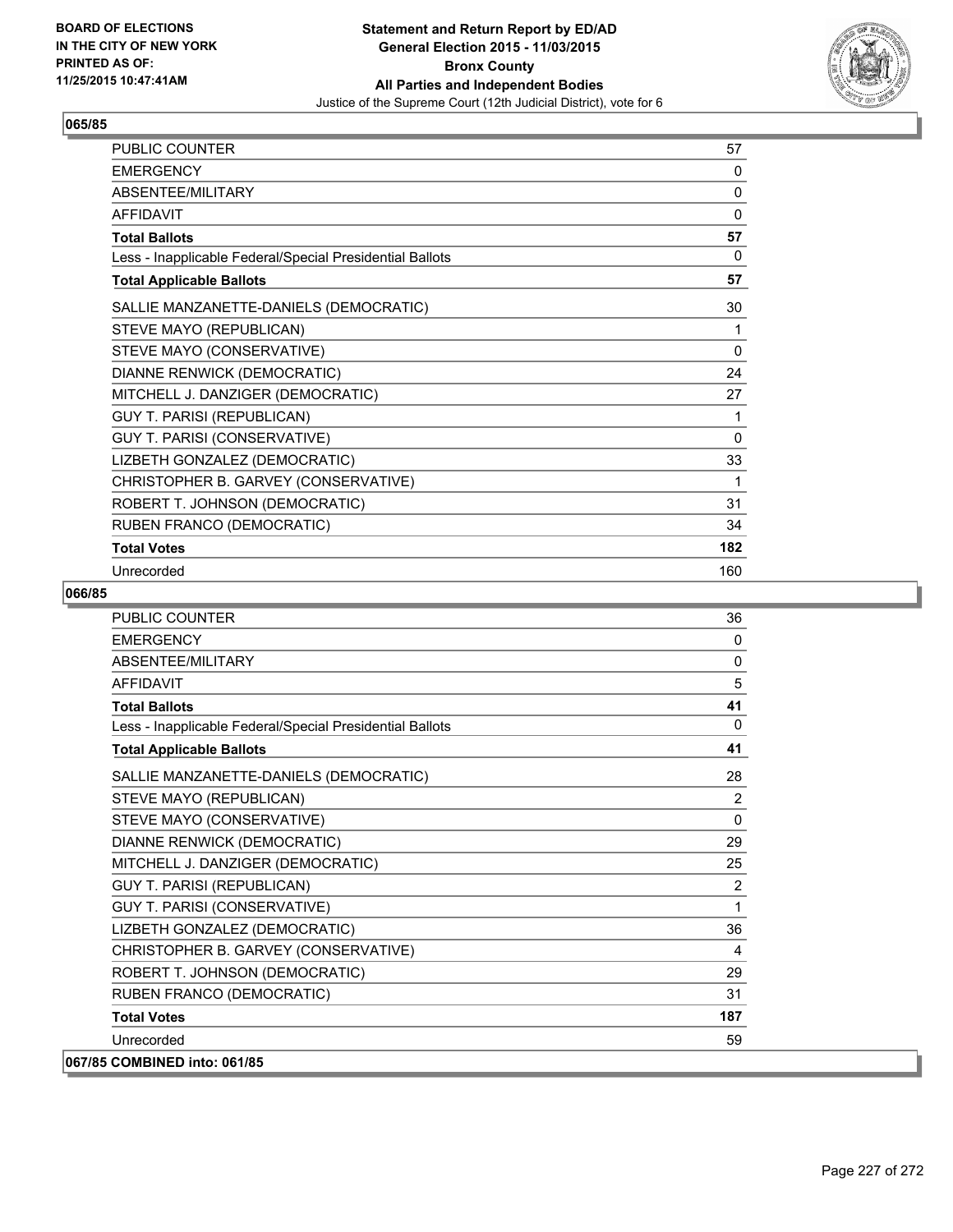**BOARD OF ELECTIONS IN THE CITY OF NEW YORK PRINTED AS OF: 11/25/2015 10:47:41AM**

# Statement and Return Report by ED/AD
## General Election 2015 - 11/03/2015
## Bronx County
## All Parties and Independent Bodies
### Justice of the Supreme Court (12th Judicial District), vote for 6

## 065/85

| | |
|---|---|
| PUBLIC COUNTER | 57 |
| EMERGENCY | 0 |
| ABSENTEE/MILITARY | 0 |
| AFFIDAVIT | 0 |
| **Total Ballots** | **57** |
| Less - Inapplicable Federal/Special Presidential Ballots | 0 |
| **Total Applicable Ballots** | **57** |
| SALLIE MANZANETTE-DANIELS (DEMOCRATIC) | 30 |
| STEVE MAYO (REPUBLICAN) | 1 |
| STEVE MAYO (CONSERVATIVE) | 0 |
| DIANNE RENWICK (DEMOCRATIC) | 24 |
| MITCHELL J. DANZIGER (DEMOCRATIC) | 27 |
| GUY T. PARISI (REPUBLICAN) | 1 |
| GUY T. PARISI (CONSERVATIVE) | 0 |
| LIZBETH GONZALEZ (DEMOCRATIC) | 33 |
| CHRISTOPHER B. GARVEY (CONSERVATIVE) | 1 |
| ROBERT T. JOHNSON (DEMOCRATIC) | 31 |
| RUBEN FRANCO (DEMOCRATIC) | 34 |
| **Total Votes** | **182** |
| Unrecorded | 160 |

## 066/85

| | |
|---|---|
| PUBLIC COUNTER | 36 |
| EMERGENCY | 0 |
| ABSENTEE/MILITARY | 0 |
| AFFIDAVIT | 5 |
| **Total Ballots** | **41** |
| Less - Inapplicable Federal/Special Presidential Ballots | 0 |
| **Total Applicable Ballots** | **41** |
| SALLIE MANZANETTE-DANIELS (DEMOCRATIC) | 28 |
| STEVE MAYO (REPUBLICAN) | 2 |
| STEVE MAYO (CONSERVATIVE) | 0 |
| DIANNE RENWICK (DEMOCRATIC) | 29 |
| MITCHELL J. DANZIGER (DEMOCRATIC) | 25 |
| GUY T. PARISI (REPUBLICAN) | 2 |
| GUY T. PARISI (CONSERVATIVE) | 1 |
| LIZBETH GONZALEZ (DEMOCRATIC) | 36 |
| CHRISTOPHER B. GARVEY (CONSERVATIVE) | 4 |
| ROBERT T. JOHNSON (DEMOCRATIC) | 29 |
| RUBEN FRANCO (DEMOCRATIC) | 31 |
| **Total Votes** | **187** |
| Unrecorded | 59 |

## 067/85 COMBINED into: 061/85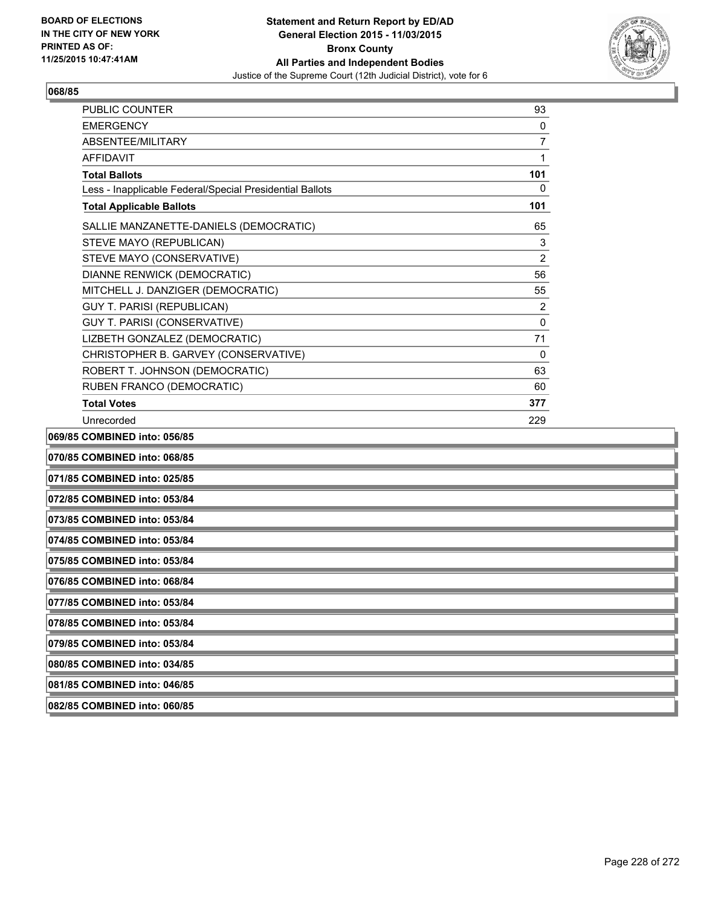**Statement and Return Report by ED/AD**
**General Election 2015 - 11/03/2015**
**Bronx County**
**All Parties and Independent Bodies**
Justice of the Supreme Court (12th Judicial District), vote for 6

BOARD OF ELECTIONS
IN THE CITY OF NEW YORK
PRINTED AS OF:
11/25/2015 10:47:41AM

## 068/85

| | |
|---|---|
| PUBLIC COUNTER | 93 |
| EMERGENCY | 0 |
| ABSENTEE/MILITARY | 7 |
| AFFIDAVIT | 1 |
| **Total Ballots** | **101** |
| Less - Inapplicable Federal/Special Presidential Ballots | 0 |
| **Total Applicable Ballots** | **101** |
| SALLIE MANZANETTE-DANIELS (DEMOCRATIC) | 65 |
| STEVE MAYO (REPUBLICAN) | 3 |
| STEVE MAYO (CONSERVATIVE) | 2 |
| DIANNE RENWICK (DEMOCRATIC) | 56 |
| MITCHELL J. DANZIGER (DEMOCRATIC) | 55 |
| GUY T. PARISI (REPUBLICAN) | 2 |
| GUY T. PARISI (CONSERVATIVE) | 0 |
| LIZBETH GONZALEZ (DEMOCRATIC) | 71 |
| CHRISTOPHER B. GARVEY (CONSERVATIVE) | 0 |
| ROBERT T. JOHNSON (DEMOCRATIC) | 63 |
| RUBEN FRANCO (DEMOCRATIC) | 60 |
| **Total Votes** | **377** |
| Unrecorded | 229 |

**069/85 COMBINED into: 056/85**

**070/85 COMBINED into: 068/85**

**071/85 COMBINED into: 025/85**

**072/85 COMBINED into: 053/84**

**073/85 COMBINED into: 053/84**

**074/85 COMBINED into: 053/84**

**075/85 COMBINED into: 053/84**

**076/85 COMBINED into: 068/84**

**077/85 COMBINED into: 053/84**

**078/85 COMBINED into: 053/84**

**079/85 COMBINED into: 053/84**

**080/85 COMBINED into: 034/85**

**081/85 COMBINED into: 046/85**

**082/85 COMBINED into: 060/85**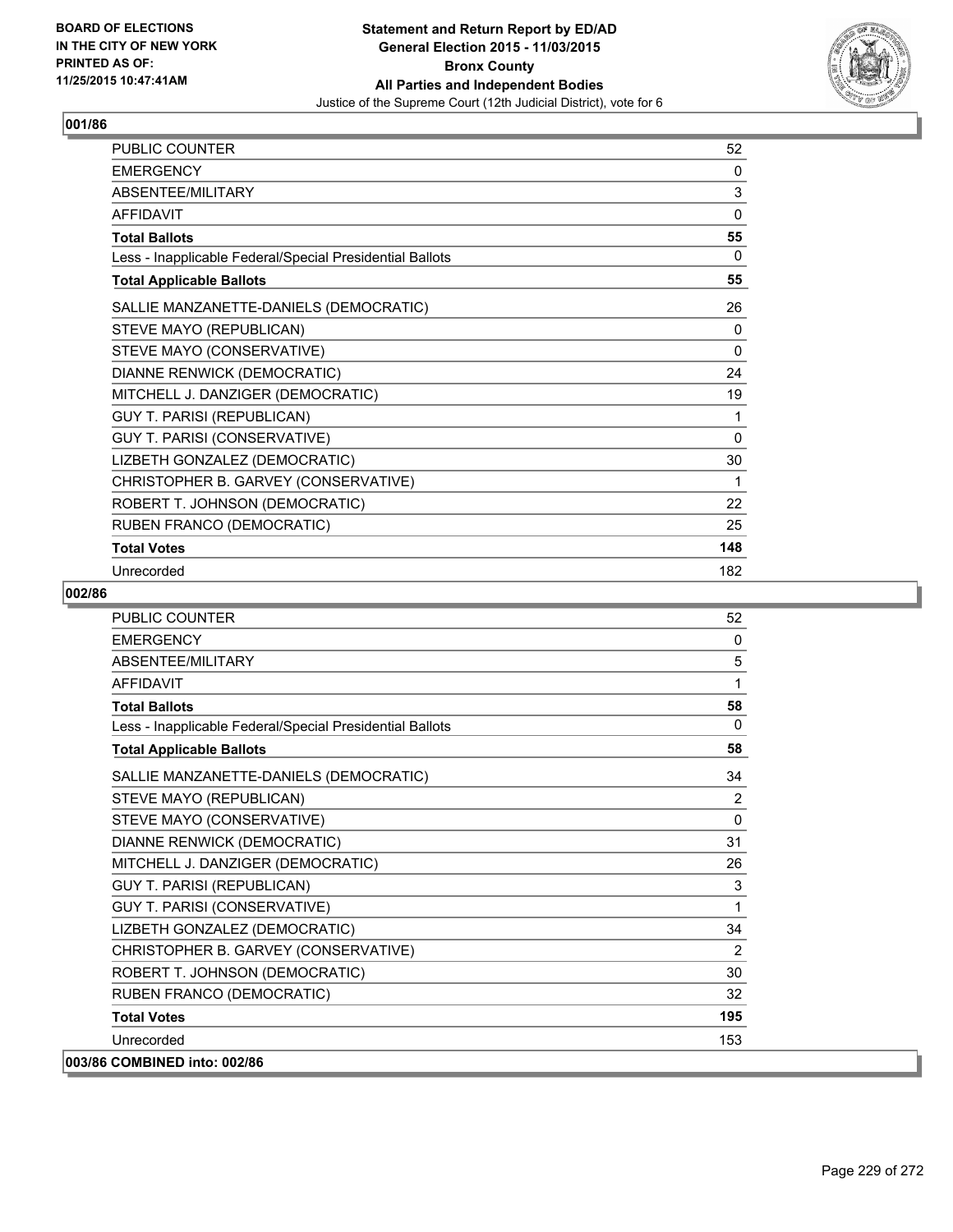BOARD OF ELECTIONS
IN THE CITY OF NEW YORK
PRINTED AS OF:
11/25/2015 10:47:41AM

**Statement and Return Report by ED/AD**
**General Election 2015 - 11/03/2015**
**Bronx County**
**All Parties and Independent Bodies**
Justice of the Supreme Court (12th Judicial District), vote for 6

### 001/86

| | |
|---|---|
| PUBLIC COUNTER | 52 |
| EMERGENCY | 0 |
| ABSENTEE/MILITARY | 3 |
| AFFIDAVIT | 0 |
| **Total Ballots** | **55** |
| Less - Inapplicable Federal/Special Presidential Ballots | 0 |
| **Total Applicable Ballots** | **55** |
| SALLIE MANZANETTE-DANIELS (DEMOCRATIC) | 26 |
| STEVE MAYO (REPUBLICAN) | 0 |
| STEVE MAYO (CONSERVATIVE) | 0 |
| DIANNE RENWICK (DEMOCRATIC) | 24 |
| MITCHELL J. DANZIGER (DEMOCRATIC) | 19 |
| GUY T. PARISI (REPUBLICAN) | 1 |
| GUY T. PARISI (CONSERVATIVE) | 0 |
| LIZBETH GONZALEZ (DEMOCRATIC) | 30 |
| CHRISTOPHER B. GARVEY (CONSERVATIVE) | 1 |
| ROBERT T. JOHNSON (DEMOCRATIC) | 22 |
| RUBEN FRANCO (DEMOCRATIC) | 25 |
| **Total Votes** | **148** |
| Unrecorded | 182 |

### 002/86

| | |
|---|---|
| PUBLIC COUNTER | 52 |
| EMERGENCY | 0 |
| ABSENTEE/MILITARY | 5 |
| AFFIDAVIT | 1 |
| **Total Ballots** | **58** |
| Less - Inapplicable Federal/Special Presidential Ballots | 0 |
| **Total Applicable Ballots** | **58** |
| SALLIE MANZANETTE-DANIELS (DEMOCRATIC) | 34 |
| STEVE MAYO (REPUBLICAN) | 2 |
| STEVE MAYO (CONSERVATIVE) | 0 |
| DIANNE RENWICK (DEMOCRATIC) | 31 |
| MITCHELL J. DANZIGER (DEMOCRATIC) | 26 |
| GUY T. PARISI (REPUBLICAN) | 3 |
| GUY T. PARISI (CONSERVATIVE) | 1 |
| LIZBETH GONZALEZ (DEMOCRATIC) | 34 |
| CHRISTOPHER B. GARVEY (CONSERVATIVE) | 2 |
| ROBERT T. JOHNSON (DEMOCRATIC) | 30 |
| RUBEN FRANCO (DEMOCRATIC) | 32 |
| **Total Votes** | **195** |
| Unrecorded | 153 |

**003/86 COMBINED into: 002/86**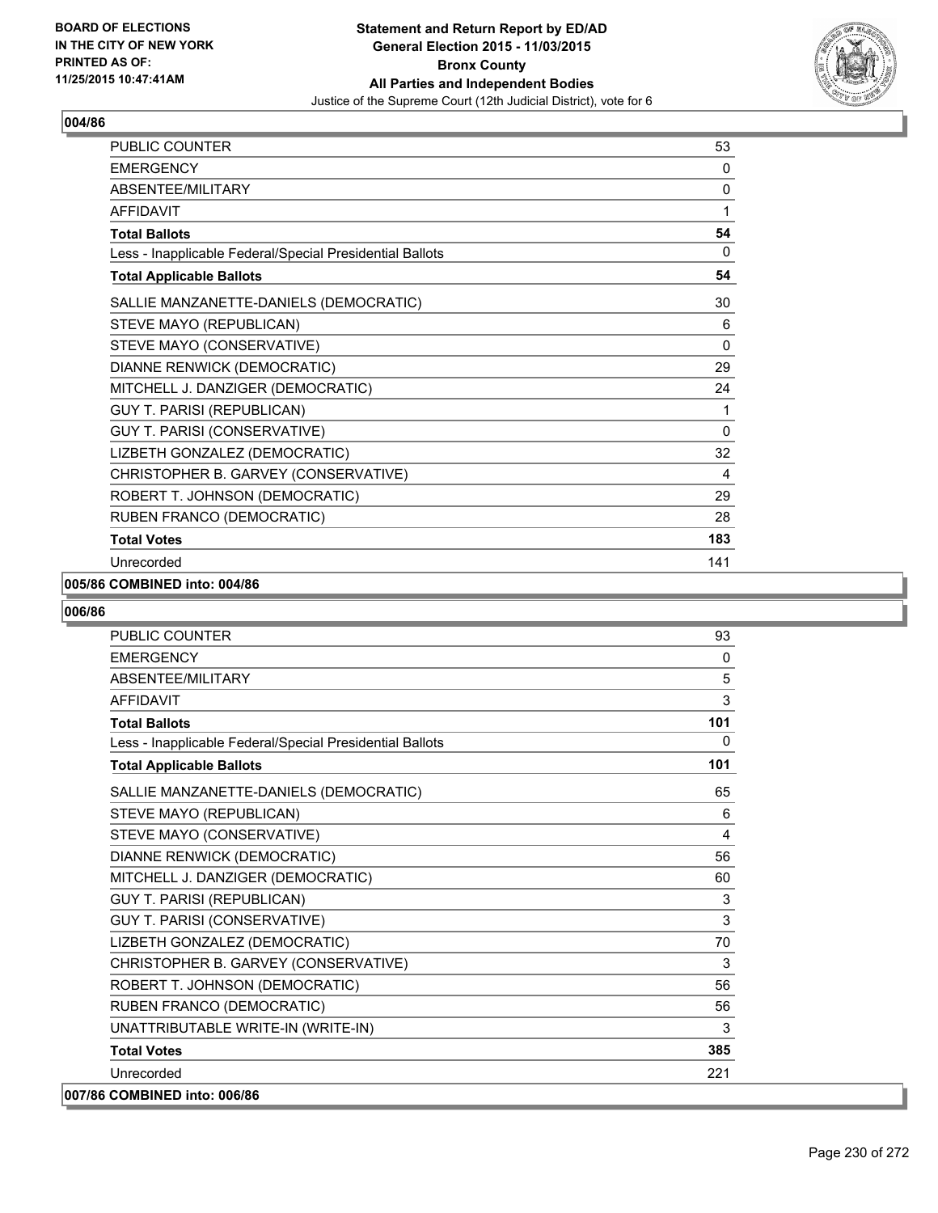**BOARD OF ELECTIONS IN THE CITY OF NEW YORK PRINTED AS OF: 11/25/2015 10:47:41AM**

**Statement and Return Report by ED/AD General Election 2015 - 11/03/2015 Bronx County All Parties and Independent Bodies**
Justice of the Supreme Court (12th Judicial District), vote for 6

### 004/86

| | |
|---|---|
| PUBLIC COUNTER | 53 |
| EMERGENCY | 0 |
| ABSENTEE/MILITARY | 0 |
| AFFIDAVIT | 1 |
| **Total Ballots** | **54** |
| Less - Inapplicable Federal/Special Presidential Ballots | 0 |
| **Total Applicable Ballots** | **54** |
| SALLIE MANZANETTE-DANIELS (DEMOCRATIC) | 30 |
| STEVE MAYO (REPUBLICAN) | 6 |
| STEVE MAYO (CONSERVATIVE) | 0 |
| DIANNE RENWICK (DEMOCRATIC) | 29 |
| MITCHELL J. DANZIGER (DEMOCRATIC) | 24 |
| GUY T. PARISI (REPUBLICAN) | 1 |
| GUY T. PARISI (CONSERVATIVE) | 0 |
| LIZBETH GONZALEZ (DEMOCRATIC) | 32 |
| CHRISTOPHER B. GARVEY (CONSERVATIVE) | 4 |
| ROBERT T. JOHNSON (DEMOCRATIC) | 29 |
| RUBEN FRANCO (DEMOCRATIC) | 28 |
| **Total Votes** | **183** |
| Unrecorded | 141 |

**005/86 COMBINED into: 004/86**

### 006/86

| | |
|---|---|
| PUBLIC COUNTER | 93 |
| EMERGENCY | 0 |
| ABSENTEE/MILITARY | 5 |
| AFFIDAVIT | 3 |
| **Total Ballots** | **101** |
| Less - Inapplicable Federal/Special Presidential Ballots | 0 |
| **Total Applicable Ballots** | **101** |
| SALLIE MANZANETTE-DANIELS (DEMOCRATIC) | 65 |
| STEVE MAYO (REPUBLICAN) | 6 |
| STEVE MAYO (CONSERVATIVE) | 4 |
| DIANNE RENWICK (DEMOCRATIC) | 56 |
| MITCHELL J. DANZIGER (DEMOCRATIC) | 60 |
| GUY T. PARISI (REPUBLICAN) | 3 |
| GUY T. PARISI (CONSERVATIVE) | 3 |
| LIZBETH GONZALEZ (DEMOCRATIC) | 70 |
| CHRISTOPHER B. GARVEY (CONSERVATIVE) | 3 |
| ROBERT T. JOHNSON (DEMOCRATIC) | 56 |
| RUBEN FRANCO (DEMOCRATIC) | 56 |
| UNATTRIBUTABLE WRITE-IN (WRITE-IN) | 3 |
| **Total Votes** | **385** |
| Unrecorded | 221 |

**007/86 COMBINED into: 006/86**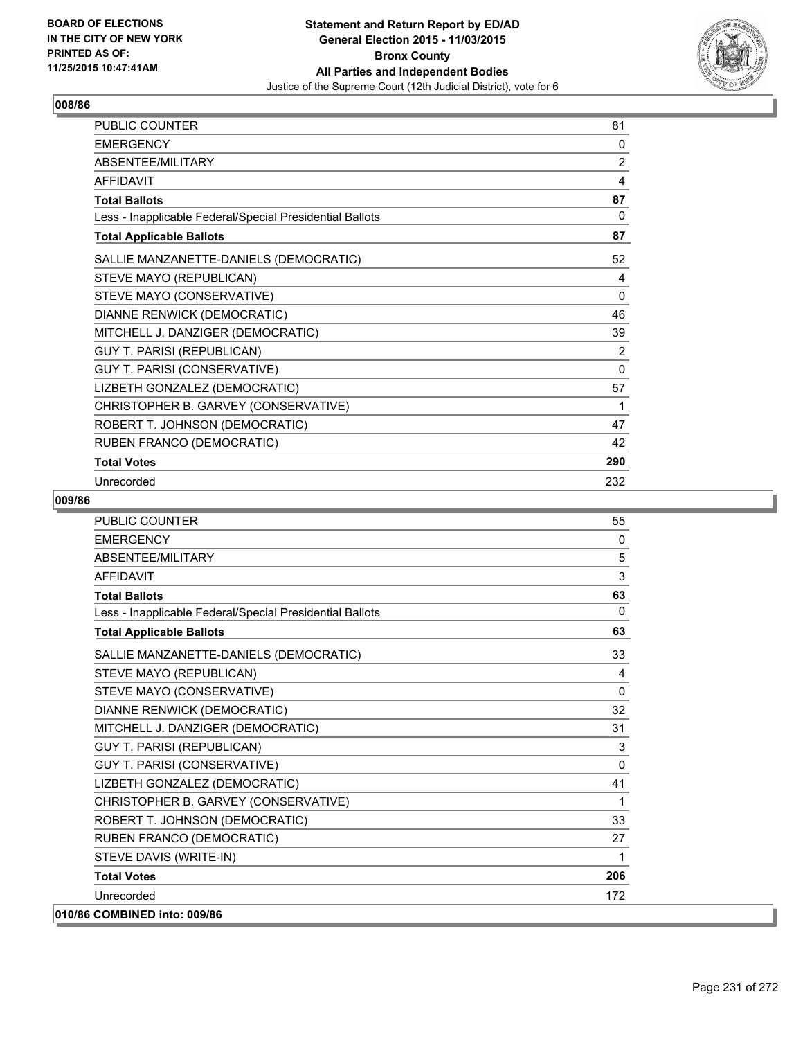## 008/86

| | |
|---|---|
| PUBLIC COUNTER | 81 |
| EMERGENCY | 0 |
| ABSENTEE/MILITARY | 2 |
| AFFIDAVIT | 4 |
| **Total Ballots** | **87** |
| Less - Inapplicable Federal/Special Presidential Ballots | 0 |
| **Total Applicable Ballots** | **87** |
| SALLIE MANZANETTE-DANIELS (DEMOCRATIC) | 52 |
| STEVE MAYO (REPUBLICAN) | 4 |
| STEVE MAYO (CONSERVATIVE) | 0 |
| DIANNE RENWICK (DEMOCRATIC) | 46 |
| MITCHELL J. DANZIGER (DEMOCRATIC) | 39 |
| GUY T. PARISI (REPUBLICAN) | 2 |
| GUY T. PARISI (CONSERVATIVE) | 0 |
| LIZBETH GONZALEZ (DEMOCRATIC) | 57 |
| CHRISTOPHER B. GARVEY (CONSERVATIVE) | 1 |
| ROBERT T. JOHNSON (DEMOCRATIC) | 47 |
| RUBEN FRANCO (DEMOCRATIC) | 42 |
| **Total Votes** | **290** |
| Unrecorded | 232 |

## 009/86

| | |
|---|---|
| PUBLIC COUNTER | 55 |
| EMERGENCY | 0 |
| ABSENTEE/MILITARY | 5 |
| AFFIDAVIT | 3 |
| **Total Ballots** | **63** |
| Less - Inapplicable Federal/Special Presidential Ballots | 0 |
| **Total Applicable Ballots** | **63** |
| SALLIE MANZANETTE-DANIELS (DEMOCRATIC) | 33 |
| STEVE MAYO (REPUBLICAN) | 4 |
| STEVE MAYO (CONSERVATIVE) | 0 |
| DIANNE RENWICK (DEMOCRATIC) | 32 |
| MITCHELL J. DANZIGER (DEMOCRATIC) | 31 |
| GUY T. PARISI (REPUBLICAN) | 3 |
| GUY T. PARISI (CONSERVATIVE) | 0 |
| LIZBETH GONZALEZ (DEMOCRATIC) | 41 |
| CHRISTOPHER B. GARVEY (CONSERVATIVE) | 1 |
| ROBERT T. JOHNSON (DEMOCRATIC) | 33 |
| RUBEN FRANCO (DEMOCRATIC) | 27 |
| STEVE DAVIS (WRITE-IN) | 1 |
| **Total Votes** | **206** |
| Unrecorded | 172 |

## 010/86 COMBINED into: 009/86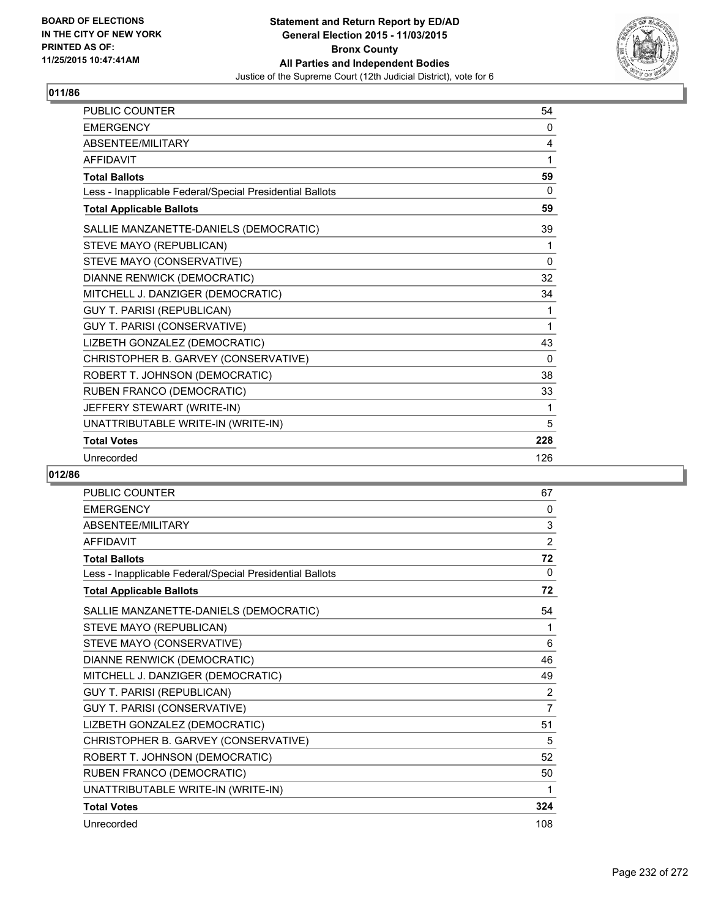**Statement and Return Report by ED/AD**
**General Election 2015 - 11/03/2015**
**Bronx County**
**All Parties and Independent Bodies**
Justice of the Supreme Court (12th Judicial District), vote for 6

BOARD OF ELECTIONS IN THE CITY OF NEW YORK PRINTED AS OF: 11/25/2015 10:47:41AM

## 011/86

| | |
|---|---|
| PUBLIC COUNTER | 54 |
| EMERGENCY | 0 |
| ABSENTEE/MILITARY | 4 |
| AFFIDAVIT | 1 |
| **Total Ballots** | **59** |
| Less - Inapplicable Federal/Special Presidential Ballots | 0 |
| **Total Applicable Ballots** | **59** |
| SALLIE MANZANETTE-DANIELS (DEMOCRATIC) | 39 |
| STEVE MAYO (REPUBLICAN) | 1 |
| STEVE MAYO (CONSERVATIVE) | 0 |
| DIANNE RENWICK (DEMOCRATIC) | 32 |
| MITCHELL J. DANZIGER (DEMOCRATIC) | 34 |
| GUY T. PARISI (REPUBLICAN) | 1 |
| GUY T. PARISI (CONSERVATIVE) | 1 |
| LIZBETH GONZALEZ (DEMOCRATIC) | 43 |
| CHRISTOPHER B. GARVEY (CONSERVATIVE) | 0 |
| ROBERT T. JOHNSON (DEMOCRATIC) | 38 |
| RUBEN FRANCO (DEMOCRATIC) | 33 |
| JEFFERY STEWART (WRITE-IN) | 1 |
| UNATTRIBUTABLE WRITE-IN (WRITE-IN) | 5 |
| **Total Votes** | **228** |
| Unrecorded | 126 |

## 012/86

| | |
|---|---|
| PUBLIC COUNTER | 67 |
| EMERGENCY | 0 |
| ABSENTEE/MILITARY | 3 |
| AFFIDAVIT | 2 |
| **Total Ballots** | **72** |
| Less - Inapplicable Federal/Special Presidential Ballots | 0 |
| **Total Applicable Ballots** | **72** |
| SALLIE MANZANETTE-DANIELS (DEMOCRATIC) | 54 |
| STEVE MAYO (REPUBLICAN) | 1 |
| STEVE MAYO (CONSERVATIVE) | 6 |
| DIANNE RENWICK (DEMOCRATIC) | 46 |
| MITCHELL J. DANZIGER (DEMOCRATIC) | 49 |
| GUY T. PARISI (REPUBLICAN) | 2 |
| GUY T. PARISI (CONSERVATIVE) | 7 |
| LIZBETH GONZALEZ (DEMOCRATIC) | 51 |
| CHRISTOPHER B. GARVEY (CONSERVATIVE) | 5 |
| ROBERT T. JOHNSON (DEMOCRATIC) | 52 |
| RUBEN FRANCO (DEMOCRATIC) | 50 |
| UNATTRIBUTABLE WRITE-IN (WRITE-IN) | 1 |
| **Total Votes** | **324** |
| Unrecorded | 108 |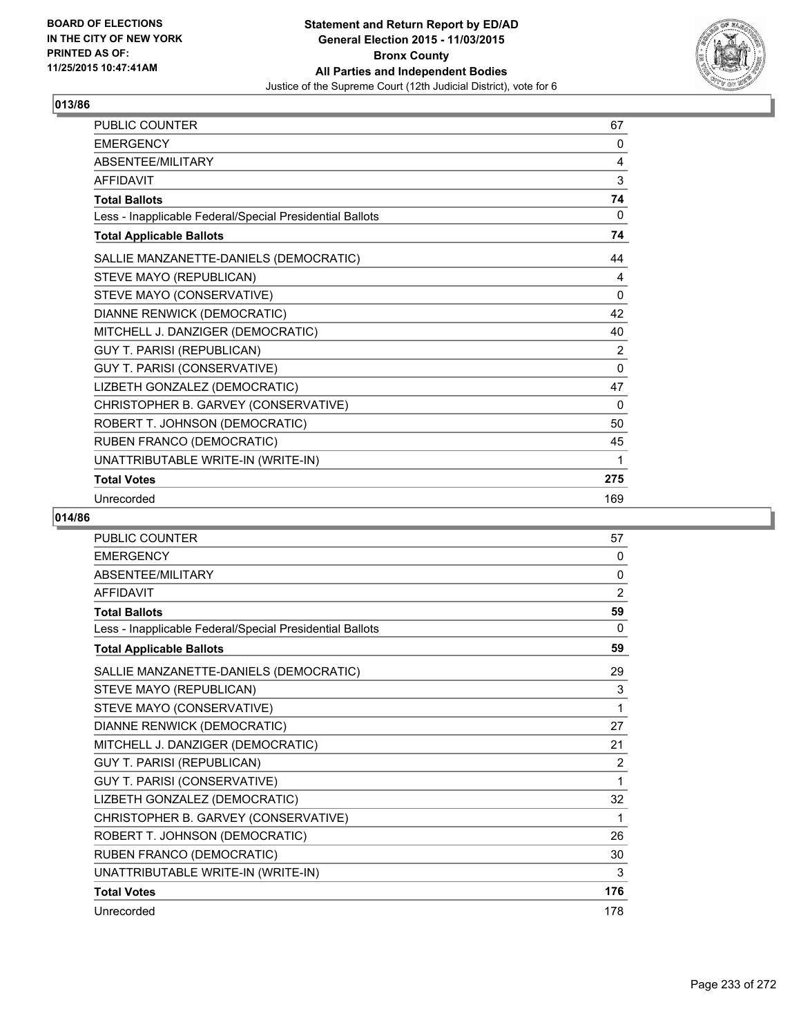## 013/86

| | |
|---|---|
| PUBLIC COUNTER | 67 |
| EMERGENCY | 0 |
| ABSENTEE/MILITARY | 4 |
| AFFIDAVIT | 3 |
| **Total Ballots** | **74** |
| Less - Inapplicable Federal/Special Presidential Ballots | 0 |
| **Total Applicable Ballots** | **74** |
| SALLIE MANZANETTE-DANIELS (DEMOCRATIC) | 44 |
| STEVE MAYO (REPUBLICAN) | 4 |
| STEVE MAYO (CONSERVATIVE) | 0 |
| DIANNE RENWICK (DEMOCRATIC) | 42 |
| MITCHELL J. DANZIGER (DEMOCRATIC) | 40 |
| GUY T. PARISI (REPUBLICAN) | 2 |
| GUY T. PARISI (CONSERVATIVE) | 0 |
| LIZBETH GONZALEZ (DEMOCRATIC) | 47 |
| CHRISTOPHER B. GARVEY (CONSERVATIVE) | 0 |
| ROBERT T. JOHNSON (DEMOCRATIC) | 50 |
| RUBEN FRANCO (DEMOCRATIC) | 45 |
| UNATTRIBUTABLE WRITE-IN (WRITE-IN) | 1 |
| **Total Votes** | **275** |
| Unrecorded | 169 |

## 014/86

| | |
|---|---|
| PUBLIC COUNTER | 57 |
| EMERGENCY | 0 |
| ABSENTEE/MILITARY | 0 |
| AFFIDAVIT | 2 |
| **Total Ballots** | **59** |
| Less - Inapplicable Federal/Special Presidential Ballots | 0 |
| **Total Applicable Ballots** | **59** |
| SALLIE MANZANETTE-DANIELS (DEMOCRATIC) | 29 |
| STEVE MAYO (REPUBLICAN) | 3 |
| STEVE MAYO (CONSERVATIVE) | 1 |
| DIANNE RENWICK (DEMOCRATIC) | 27 |
| MITCHELL J. DANZIGER (DEMOCRATIC) | 21 |
| GUY T. PARISI (REPUBLICAN) | 2 |
| GUY T. PARISI (CONSERVATIVE) | 1 |
| LIZBETH GONZALEZ (DEMOCRATIC) | 32 |
| CHRISTOPHER B. GARVEY (CONSERVATIVE) | 1 |
| ROBERT T. JOHNSON (DEMOCRATIC) | 26 |
| RUBEN FRANCO (DEMOCRATIC) | 30 |
| UNATTRIBUTABLE WRITE-IN (WRITE-IN) | 3 |
| **Total Votes** | **176** |
| Unrecorded | 178 |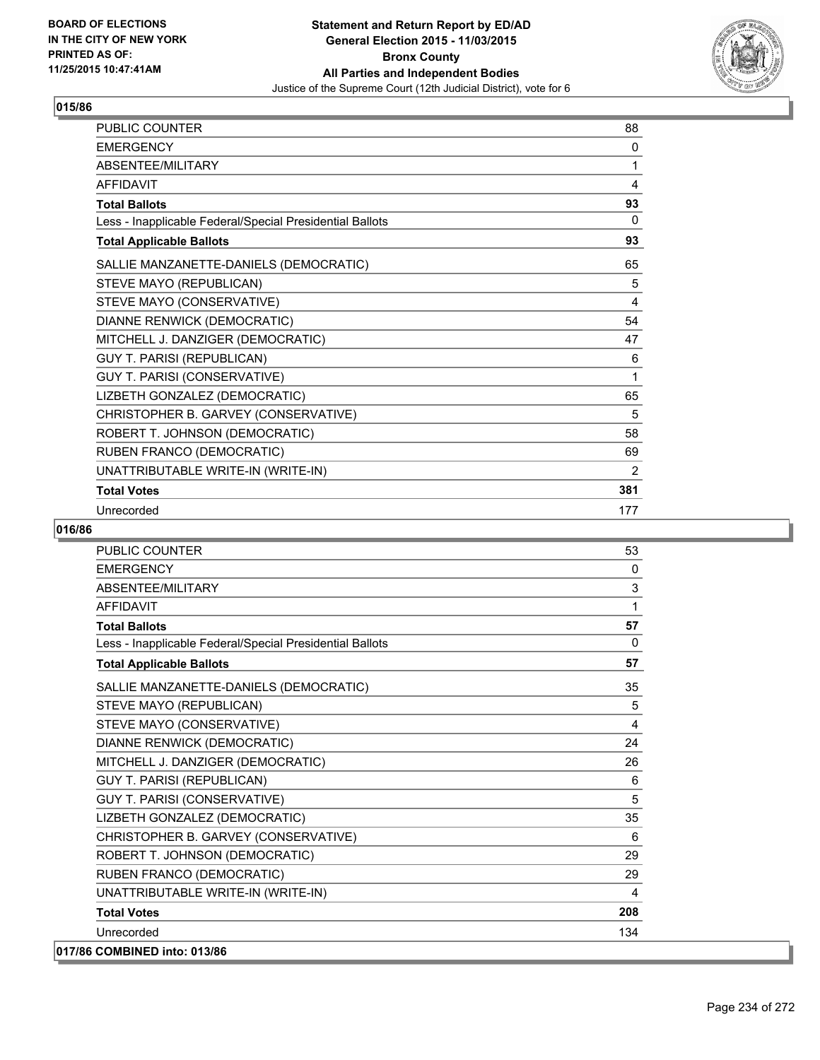**Statement and Return Report by ED/AD**
**General Election 2015 - 11/03/2015**
**Bronx County**
**All Parties and Independent Bodies**
Justice of the Supreme Court (12th Judicial District), vote for 6

BOARD OF ELECTIONS
IN THE CITY OF NEW YORK
PRINTED AS OF:
11/25/2015 10:47:41AM

## 015/86

| | |
|---|---|
| PUBLIC COUNTER | 88 |
| EMERGENCY | 0 |
| ABSENTEE/MILITARY | 1 |
| AFFIDAVIT | 4 |
| **Total Ballots** | **93** |
| Less - Inapplicable Federal/Special Presidential Ballots | 0 |
| **Total Applicable Ballots** | **93** |
| SALLIE MANZANETTE-DANIELS (DEMOCRATIC) | 65 |
| STEVE MAYO (REPUBLICAN) | 5 |
| STEVE MAYO (CONSERVATIVE) | 4 |
| DIANNE RENWICK (DEMOCRATIC) | 54 |
| MITCHELL J. DANZIGER (DEMOCRATIC) | 47 |
| GUY T. PARISI (REPUBLICAN) | 6 |
| GUY T. PARISI (CONSERVATIVE) | 1 |
| LIZBETH GONZALEZ (DEMOCRATIC) | 65 |
| CHRISTOPHER B. GARVEY (CONSERVATIVE) | 5 |
| ROBERT T. JOHNSON (DEMOCRATIC) | 58 |
| RUBEN FRANCO (DEMOCRATIC) | 69 |
| UNATTRIBUTABLE WRITE-IN (WRITE-IN) | 2 |
| **Total Votes** | **381** |
| Unrecorded | 177 |

## 016/86

| | |
|---|---|
| PUBLIC COUNTER | 53 |
| EMERGENCY | 0 |
| ABSENTEE/MILITARY | 3 |
| AFFIDAVIT | 1 |
| **Total Ballots** | **57** |
| Less - Inapplicable Federal/Special Presidential Ballots | 0 |
| **Total Applicable Ballots** | **57** |
| SALLIE MANZANETTE-DANIELS (DEMOCRATIC) | 35 |
| STEVE MAYO (REPUBLICAN) | 5 |
| STEVE MAYO (CONSERVATIVE) | 4 |
| DIANNE RENWICK (DEMOCRATIC) | 24 |
| MITCHELL J. DANZIGER (DEMOCRATIC) | 26 |
| GUY T. PARISI (REPUBLICAN) | 6 |
| GUY T. PARISI (CONSERVATIVE) | 5 |
| LIZBETH GONZALEZ (DEMOCRATIC) | 35 |
| CHRISTOPHER B. GARVEY (CONSERVATIVE) | 6 |
| ROBERT T. JOHNSON (DEMOCRATIC) | 29 |
| RUBEN FRANCO (DEMOCRATIC) | 29 |
| UNATTRIBUTABLE WRITE-IN (WRITE-IN) | 4 |
| **Total Votes** | **208** |
| Unrecorded | 134 |

## 017/86 COMBINED into: 013/86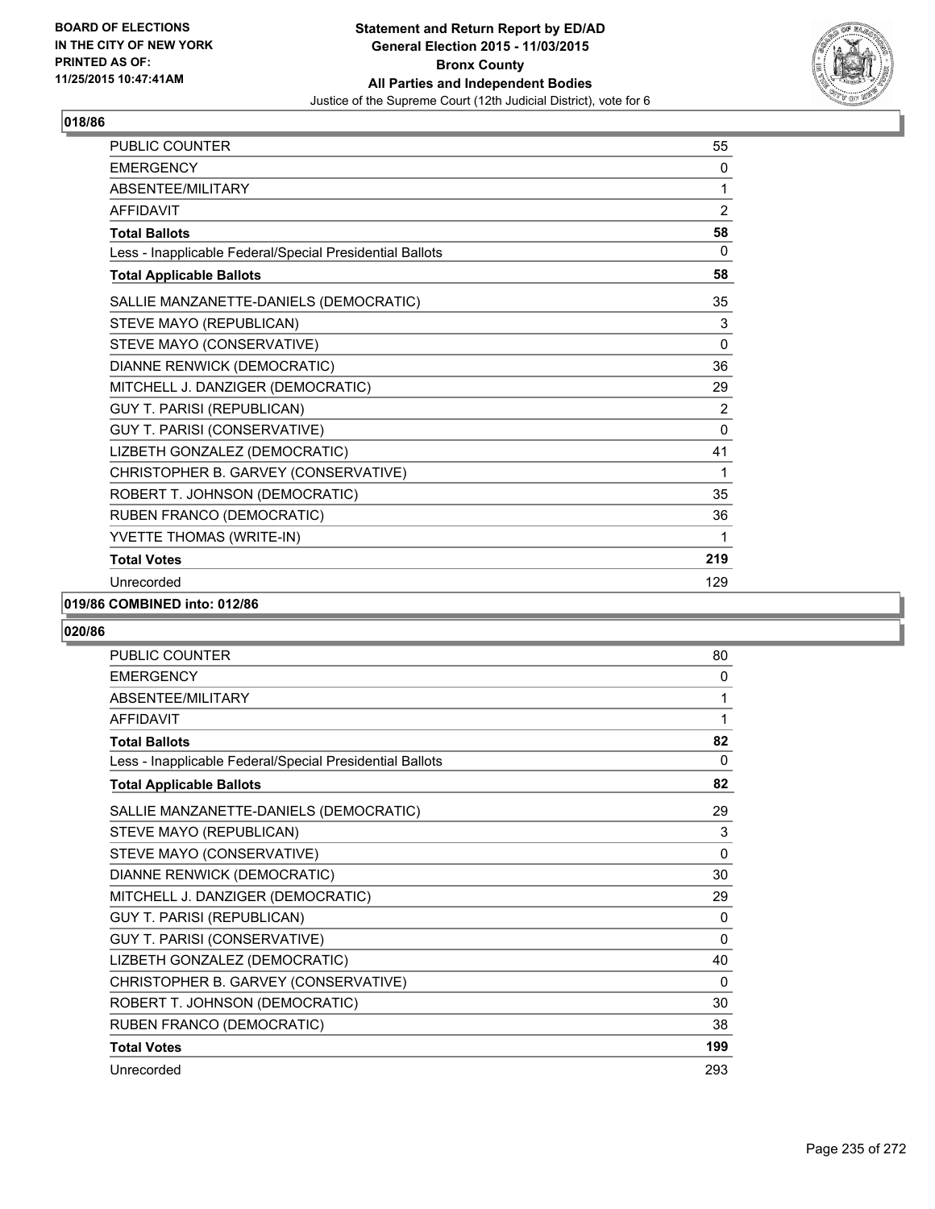BOARD OF ELECTIONS IN THE CITY OF NEW YORK PRINTED AS OF: 11/25/2015 10:47:41AM

**Statement and Return Report by ED/AD General Election 2015 - 11/03/2015 Bronx County All Parties and Independent Bodies**

Justice of the Supreme Court (12th Judicial District), vote for 6

## 018/86

| | |
|---|---|
| PUBLIC COUNTER | 55 |
| EMERGENCY | 0 |
| ABSENTEE/MILITARY | 1 |
| AFFIDAVIT | 2 |
| **Total Ballots** | **58** |
| Less - Inapplicable Federal/Special Presidential Ballots | 0 |
| **Total Applicable Ballots** | **58** |
| SALLIE MANZANETTE-DANIELS (DEMOCRATIC) | 35 |
| STEVE MAYO (REPUBLICAN) | 3 |
| STEVE MAYO (CONSERVATIVE) | 0 |
| DIANNE RENWICK (DEMOCRATIC) | 36 |
| MITCHELL J. DANZIGER (DEMOCRATIC) | 29 |
| GUY T. PARISI (REPUBLICAN) | 2 |
| GUY T. PARISI (CONSERVATIVE) | 0 |
| LIZBETH GONZALEZ (DEMOCRATIC) | 41 |
| CHRISTOPHER B. GARVEY (CONSERVATIVE) | 1 |
| ROBERT T. JOHNSON (DEMOCRATIC) | 35 |
| RUBEN FRANCO (DEMOCRATIC) | 36 |
| YVETTE THOMAS (WRITE-IN) | 1 |
| **Total Votes** | **219** |
| Unrecorded | 129 |

## 019/86 COMBINED into: 012/86

## 020/86

| | |
|---|---|
| PUBLIC COUNTER | 80 |
| EMERGENCY | 0 |
| ABSENTEE/MILITARY | 1 |
| AFFIDAVIT | 1 |
| **Total Ballots** | **82** |
| Less - Inapplicable Federal/Special Presidential Ballots | 0 |
| **Total Applicable Ballots** | **82** |
| SALLIE MANZANETTE-DANIELS (DEMOCRATIC) | 29 |
| STEVE MAYO (REPUBLICAN) | 3 |
| STEVE MAYO (CONSERVATIVE) | 0 |
| DIANNE RENWICK (DEMOCRATIC) | 30 |
| MITCHELL J. DANZIGER (DEMOCRATIC) | 29 |
| GUY T. PARISI (REPUBLICAN) | 0 |
| GUY T. PARISI (CONSERVATIVE) | 0 |
| LIZBETH GONZALEZ (DEMOCRATIC) | 40 |
| CHRISTOPHER B. GARVEY (CONSERVATIVE) | 0 |
| ROBERT T. JOHNSON (DEMOCRATIC) | 30 |
| RUBEN FRANCO (DEMOCRATIC) | 38 |
| **Total Votes** | **199** |
| Unrecorded | 293 |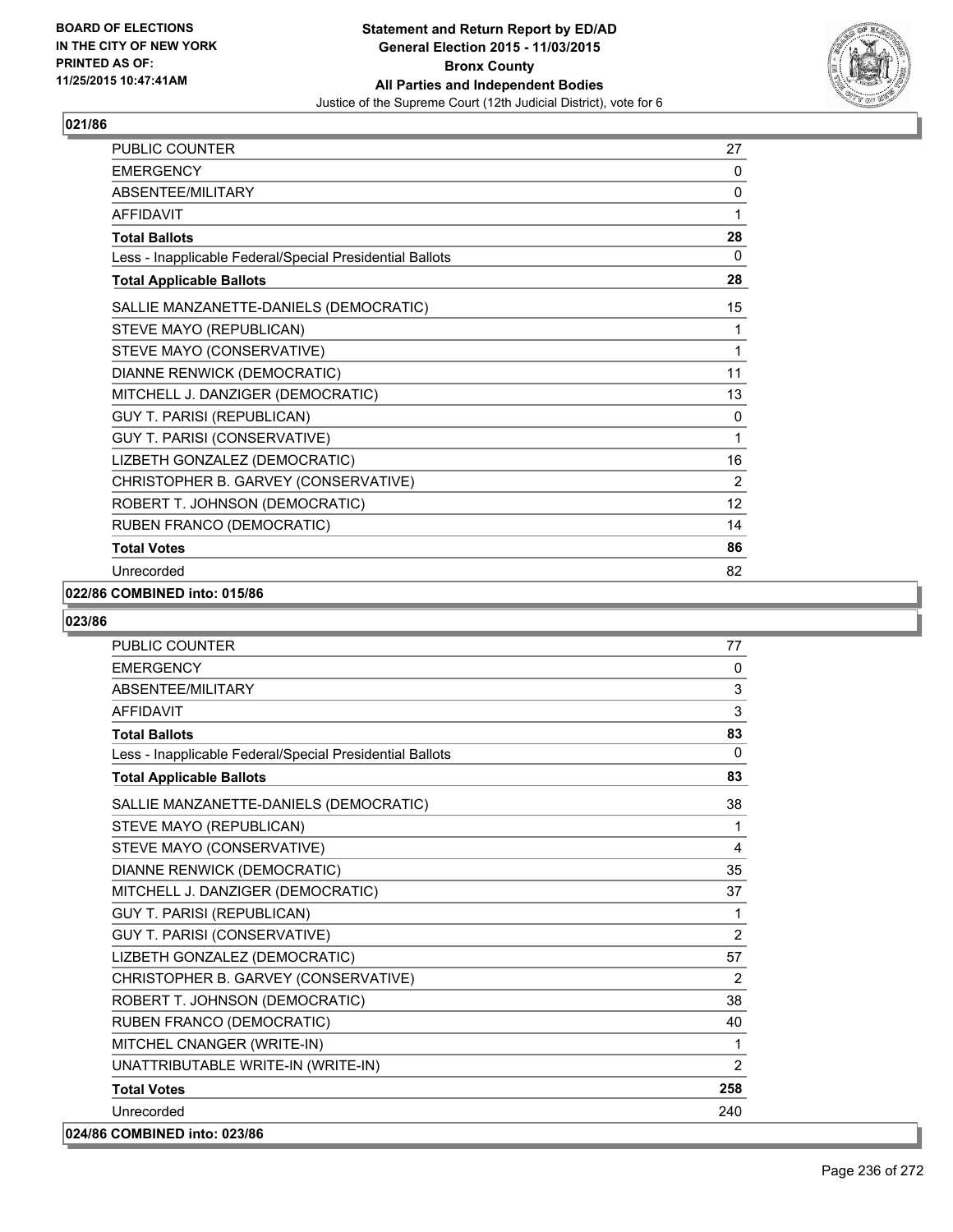**BOARD OF ELECTIONS IN THE CITY OF NEW YORK PRINTED AS OF: 11/25/2015 10:47:41AM**

**Statement and Return Report by ED/AD General Election 2015 - 11/03/2015 Bronx County All Parties and Independent Bodies**
Justice of the Supreme Court (12th Judicial District), vote for 6

### 021/86

| | |
|---|---|
| PUBLIC COUNTER | 27 |
| EMERGENCY | 0 |
| ABSENTEE/MILITARY | 0 |
| AFFIDAVIT | 1 |
| **Total Ballots** | **28** |
| Less - Inapplicable Federal/Special Presidential Ballots | 0 |
| **Total Applicable Ballots** | **28** |
| SALLIE MANZANETTE-DANIELS (DEMOCRATIC) | 15 |
| STEVE MAYO (REPUBLICAN) | 1 |
| STEVE MAYO (CONSERVATIVE) | 1 |
| DIANNE RENWICK (DEMOCRATIC) | 11 |
| MITCHELL J. DANZIGER (DEMOCRATIC) | 13 |
| GUY T. PARISI (REPUBLICAN) | 0 |
| GUY T. PARISI (CONSERVATIVE) | 1 |
| LIZBETH GONZALEZ (DEMOCRATIC) | 16 |
| CHRISTOPHER B. GARVEY (CONSERVATIVE) | 2 |
| ROBERT T. JOHNSON (DEMOCRATIC) | 12 |
| RUBEN FRANCO (DEMOCRATIC) | 14 |
| **Total Votes** | **86** |
| Unrecorded | 82 |

**022/86 COMBINED into: 015/86**

### 023/86

| | |
|---|---|
| PUBLIC COUNTER | 77 |
| EMERGENCY | 0 |
| ABSENTEE/MILITARY | 3 |
| AFFIDAVIT | 3 |
| **Total Ballots** | **83** |
| Less - Inapplicable Federal/Special Presidential Ballots | 0 |
| **Total Applicable Ballots** | **83** |
| SALLIE MANZANETTE-DANIELS (DEMOCRATIC) | 38 |
| STEVE MAYO (REPUBLICAN) | 1 |
| STEVE MAYO (CONSERVATIVE) | 4 |
| DIANNE RENWICK (DEMOCRATIC) | 35 |
| MITCHELL J. DANZIGER (DEMOCRATIC) | 37 |
| GUY T. PARISI (REPUBLICAN) | 1 |
| GUY T. PARISI (CONSERVATIVE) | 2 |
| LIZBETH GONZALEZ (DEMOCRATIC) | 57 |
| CHRISTOPHER B. GARVEY (CONSERVATIVE) | 2 |
| ROBERT T. JOHNSON (DEMOCRATIC) | 38 |
| RUBEN FRANCO (DEMOCRATIC) | 40 |
| MITCHEL CNANGER (WRITE-IN) | 1 |
| UNATTRIBUTABLE WRITE-IN (WRITE-IN) | 2 |
| **Total Votes** | **258** |
| Unrecorded | 240 |

**024/86 COMBINED into: 023/86**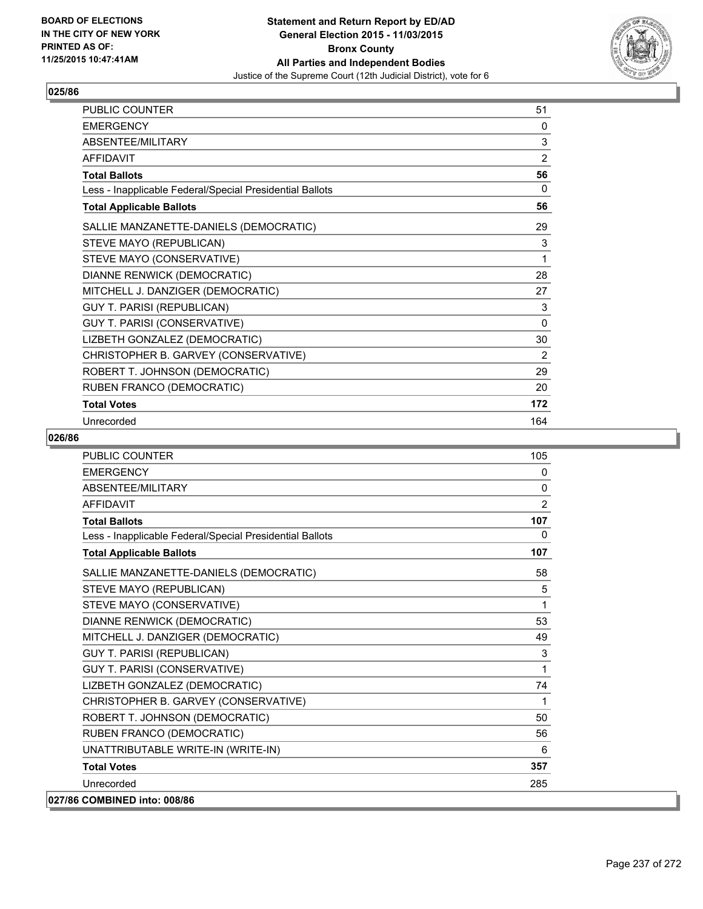**BOARD OF ELECTIONS IN THE CITY OF NEW YORK PRINTED AS OF: 11/25/2015 10:47:41AM**

**Statement and Return Report by ED/AD**
**General Election 2015 - 11/03/2015**
**Bronx County**
**All Parties and Independent Bodies**
Justice of the Supreme Court (12th Judicial District), vote for 6

## 025/86

| | |
|---|---|
| PUBLIC COUNTER | 51 |
| EMERGENCY | 0 |
| ABSENTEE/MILITARY | 3 |
| AFFIDAVIT | 2 |
| **Total Ballots** | **56** |
| Less - Inapplicable Federal/Special Presidential Ballots | 0 |
| **Total Applicable Ballots** | **56** |
| SALLIE MANZANETTE-DANIELS (DEMOCRATIC) | 29 |
| STEVE MAYO (REPUBLICAN) | 3 |
| STEVE MAYO (CONSERVATIVE) | 1 |
| DIANNE RENWICK (DEMOCRATIC) | 28 |
| MITCHELL J. DANZIGER (DEMOCRATIC) | 27 |
| GUY T. PARISI (REPUBLICAN) | 3 |
| GUY T. PARISI (CONSERVATIVE) | 0 |
| LIZBETH GONZALEZ (DEMOCRATIC) | 30 |
| CHRISTOPHER B. GARVEY (CONSERVATIVE) | 2 |
| ROBERT T. JOHNSON (DEMOCRATIC) | 29 |
| RUBEN FRANCO (DEMOCRATIC) | 20 |
| **Total Votes** | **172** |
| Unrecorded | 164 |

## 026/86

| | |
|---|---|
| PUBLIC COUNTER | 105 |
| EMERGENCY | 0 |
| ABSENTEE/MILITARY | 0 |
| AFFIDAVIT | 2 |
| **Total Ballots** | **107** |
| Less - Inapplicable Federal/Special Presidential Ballots | 0 |
| **Total Applicable Ballots** | **107** |
| SALLIE MANZANETTE-DANIELS (DEMOCRATIC) | 58 |
| STEVE MAYO (REPUBLICAN) | 5 |
| STEVE MAYO (CONSERVATIVE) | 1 |
| DIANNE RENWICK (DEMOCRATIC) | 53 |
| MITCHELL J. DANZIGER (DEMOCRATIC) | 49 |
| GUY T. PARISI (REPUBLICAN) | 3 |
| GUY T. PARISI (CONSERVATIVE) | 1 |
| LIZBETH GONZALEZ (DEMOCRATIC) | 74 |
| CHRISTOPHER B. GARVEY (CONSERVATIVE) | 1 |
| ROBERT T. JOHNSON (DEMOCRATIC) | 50 |
| RUBEN FRANCO (DEMOCRATIC) | 56 |
| UNATTRIBUTABLE WRITE-IN (WRITE-IN) | 6 |
| **Total Votes** | **357** |
| Unrecorded | 285 |

## 027/86 COMBINED into: 008/86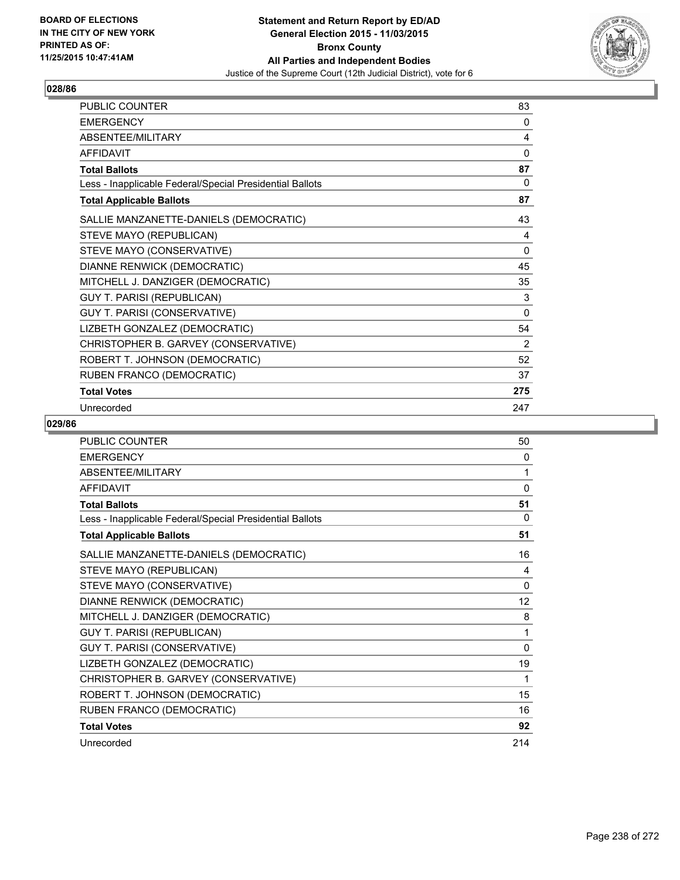BOARD OF ELECTIONS
IN THE CITY OF NEW YORK
PRINTED AS OF:
11/25/2015 10:47:41AM

**Statement and Return Report by ED/AD**
**General Election 2015 - 11/03/2015**
**Bronx County**
**All Parties and Independent Bodies**
Justice of the Supreme Court (12th Judicial District), vote for 6

## 028/86

| | |
|---|---|
| PUBLIC COUNTER | 83 |
| EMERGENCY | 0 |
| ABSENTEE/MILITARY | 4 |
| AFFIDAVIT | 0 |
| **Total Ballots** | **87** |
| Less - Inapplicable Federal/Special Presidential Ballots | 0 |
| **Total Applicable Ballots** | **87** |
| SALLIE MANZANETTE-DANIELS (DEMOCRATIC) | 43 |
| STEVE MAYO (REPUBLICAN) | 4 |
| STEVE MAYO (CONSERVATIVE) | 0 |
| DIANNE RENWICK (DEMOCRATIC) | 45 |
| MITCHELL J. DANZIGER (DEMOCRATIC) | 35 |
| GUY T. PARISI (REPUBLICAN) | 3 |
| GUY T. PARISI (CONSERVATIVE) | 0 |
| LIZBETH GONZALEZ (DEMOCRATIC) | 54 |
| CHRISTOPHER B. GARVEY (CONSERVATIVE) | 2 |
| ROBERT T. JOHNSON (DEMOCRATIC) | 52 |
| RUBEN FRANCO (DEMOCRATIC) | 37 |
| **Total Votes** | **275** |
| Unrecorded | 247 |

## 029/86

| | |
|---|---|
| PUBLIC COUNTER | 50 |
| EMERGENCY | 0 |
| ABSENTEE/MILITARY | 1 |
| AFFIDAVIT | 0 |
| **Total Ballots** | **51** |
| Less - Inapplicable Federal/Special Presidential Ballots | 0 |
| **Total Applicable Ballots** | **51** |
| SALLIE MANZANETTE-DANIELS (DEMOCRATIC) | 16 |
| STEVE MAYO (REPUBLICAN) | 4 |
| STEVE MAYO (CONSERVATIVE) | 0 |
| DIANNE RENWICK (DEMOCRATIC) | 12 |
| MITCHELL J. DANZIGER (DEMOCRATIC) | 8 |
| GUY T. PARISI (REPUBLICAN) | 1 |
| GUY T. PARISI (CONSERVATIVE) | 0 |
| LIZBETH GONZALEZ (DEMOCRATIC) | 19 |
| CHRISTOPHER B. GARVEY (CONSERVATIVE) | 1 |
| ROBERT T. JOHNSON (DEMOCRATIC) | 15 |
| RUBEN FRANCO (DEMOCRATIC) | 16 |
| **Total Votes** | **92** |
| Unrecorded | 214 |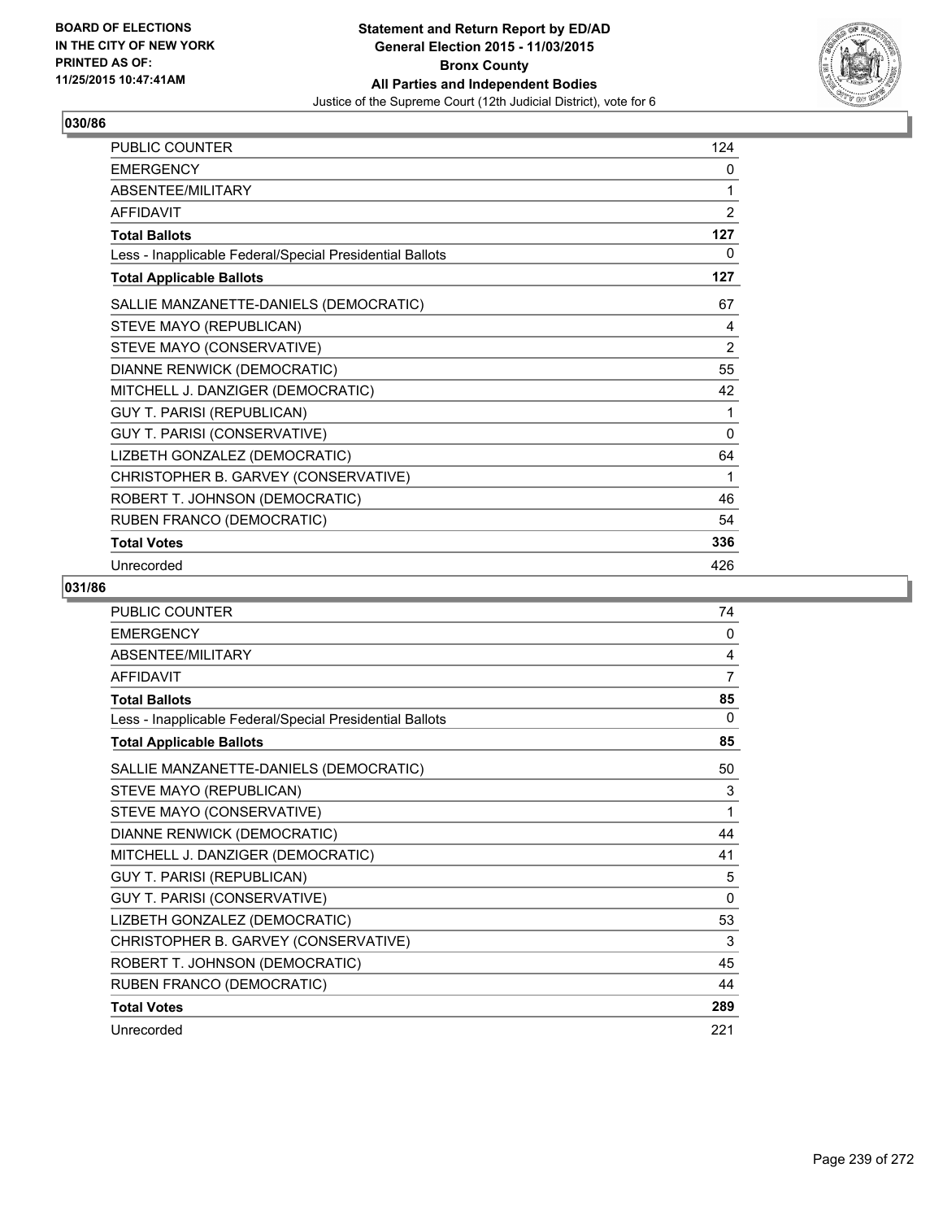**BOARD OF ELECTIONS IN THE CITY OF NEW YORK PRINTED AS OF: 11/25/2015 10:47:41AM**

**Statement and Return Report by ED/AD General Election 2015 - 11/03/2015 Bronx County All Parties and Independent Bodies**

Justice of the Supreme Court (12th Judicial District), vote for 6

## 030/86

| | |
|---|---|
| PUBLIC COUNTER | 124 |
| EMERGENCY | 0 |
| ABSENTEE/MILITARY | 1 |
| AFFIDAVIT | 2 |
| **Total Ballots** | **127** |
| Less - Inapplicable Federal/Special Presidential Ballots | 0 |
| **Total Applicable Ballots** | **127** |
| SALLIE MANZANETTE-DANIELS (DEMOCRATIC) | 67 |
| STEVE MAYO (REPUBLICAN) | 4 |
| STEVE MAYO (CONSERVATIVE) | 2 |
| DIANNE RENWICK (DEMOCRATIC) | 55 |
| MITCHELL J. DANZIGER (DEMOCRATIC) | 42 |
| GUY T. PARISI (REPUBLICAN) | 1 |
| GUY T. PARISI (CONSERVATIVE) | 0 |
| LIZBETH GONZALEZ (DEMOCRATIC) | 64 |
| CHRISTOPHER B. GARVEY (CONSERVATIVE) | 1 |
| ROBERT T. JOHNSON (DEMOCRATIC) | 46 |
| RUBEN FRANCO (DEMOCRATIC) | 54 |
| **Total Votes** | **336** |
| Unrecorded | 426 |

## 031/86

| | |
|---|---|
| PUBLIC COUNTER | 74 |
| EMERGENCY | 0 |
| ABSENTEE/MILITARY | 4 |
| AFFIDAVIT | 7 |
| **Total Ballots** | **85** |
| Less - Inapplicable Federal/Special Presidential Ballots | 0 |
| **Total Applicable Ballots** | **85** |
| SALLIE MANZANETTE-DANIELS (DEMOCRATIC) | 50 |
| STEVE MAYO (REPUBLICAN) | 3 |
| STEVE MAYO (CONSERVATIVE) | 1 |
| DIANNE RENWICK (DEMOCRATIC) | 44 |
| MITCHELL J. DANZIGER (DEMOCRATIC) | 41 |
| GUY T. PARISI (REPUBLICAN) | 5 |
| GUY T. PARISI (CONSERVATIVE) | 0 |
| LIZBETH GONZALEZ (DEMOCRATIC) | 53 |
| CHRISTOPHER B. GARVEY (CONSERVATIVE) | 3 |
| ROBERT T. JOHNSON (DEMOCRATIC) | 45 |
| RUBEN FRANCO (DEMOCRATIC) | 44 |
| **Total Votes** | **289** |
| Unrecorded | 221 |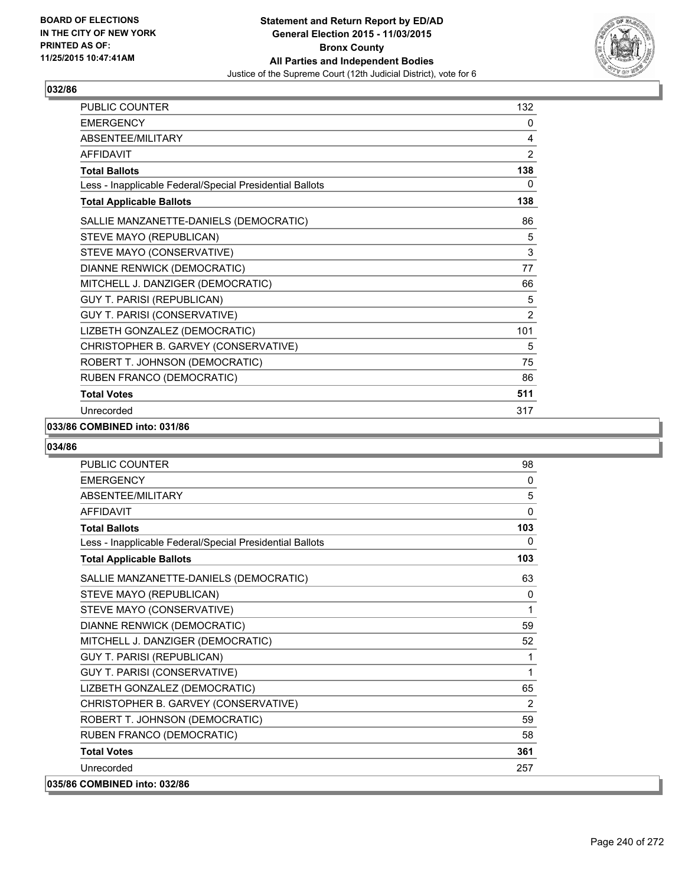BOARD OF ELECTIONS
IN THE CITY OF NEW YORK
PRINTED AS OF:
11/25/2015 10:47:41AM

**Statement and Return Report by ED/AD**
**General Election 2015 - 11/03/2015**
**Bronx County**
**All Parties and Independent Bodies**
Justice of the Supreme Court (12th Judicial District), vote for 6

## 032/86

| | |
|---|---|
| PUBLIC COUNTER | 132 |
| EMERGENCY | 0 |
| ABSENTEE/MILITARY | 4 |
| AFFIDAVIT | 2 |
| **Total Ballots** | **138** |
| Less - Inapplicable Federal/Special Presidential Ballots | 0 |
| **Total Applicable Ballots** | **138** |
| SALLIE MANZANETTE-DANIELS (DEMOCRATIC) | 86 |
| STEVE MAYO (REPUBLICAN) | 5 |
| STEVE MAYO (CONSERVATIVE) | 3 |
| DIANNE RENWICK (DEMOCRATIC) | 77 |
| MITCHELL J. DANZIGER (DEMOCRATIC) | 66 |
| GUY T. PARISI (REPUBLICAN) | 5 |
| GUY T. PARISI (CONSERVATIVE) | 2 |
| LIZBETH GONZALEZ (DEMOCRATIC) | 101 |
| CHRISTOPHER B. GARVEY (CONSERVATIVE) | 5 |
| ROBERT T. JOHNSON (DEMOCRATIC) | 75 |
| RUBEN FRANCO (DEMOCRATIC) | 86 |
| **Total Votes** | **511** |
| Unrecorded | 317 |

## 033/86 COMBINED into: 031/86

## 034/86

| | |
|---|---|
| PUBLIC COUNTER | 98 |
| EMERGENCY | 0 |
| ABSENTEE/MILITARY | 5 |
| AFFIDAVIT | 0 |
| **Total Ballots** | **103** |
| Less - Inapplicable Federal/Special Presidential Ballots | 0 |
| **Total Applicable Ballots** | **103** |
| SALLIE MANZANETTE-DANIELS (DEMOCRATIC) | 63 |
| STEVE MAYO (REPUBLICAN) | 0 |
| STEVE MAYO (CONSERVATIVE) | 1 |
| DIANNE RENWICK (DEMOCRATIC) | 59 |
| MITCHELL J. DANZIGER (DEMOCRATIC) | 52 |
| GUY T. PARISI (REPUBLICAN) | 1 |
| GUY T. PARISI (CONSERVATIVE) | 1 |
| LIZBETH GONZALEZ (DEMOCRATIC) | 65 |
| CHRISTOPHER B. GARVEY (CONSERVATIVE) | 2 |
| ROBERT T. JOHNSON (DEMOCRATIC) | 59 |
| RUBEN FRANCO (DEMOCRATIC) | 58 |
| **Total Votes** | **361** |
| Unrecorded | 257 |

## 035/86 COMBINED into: 032/86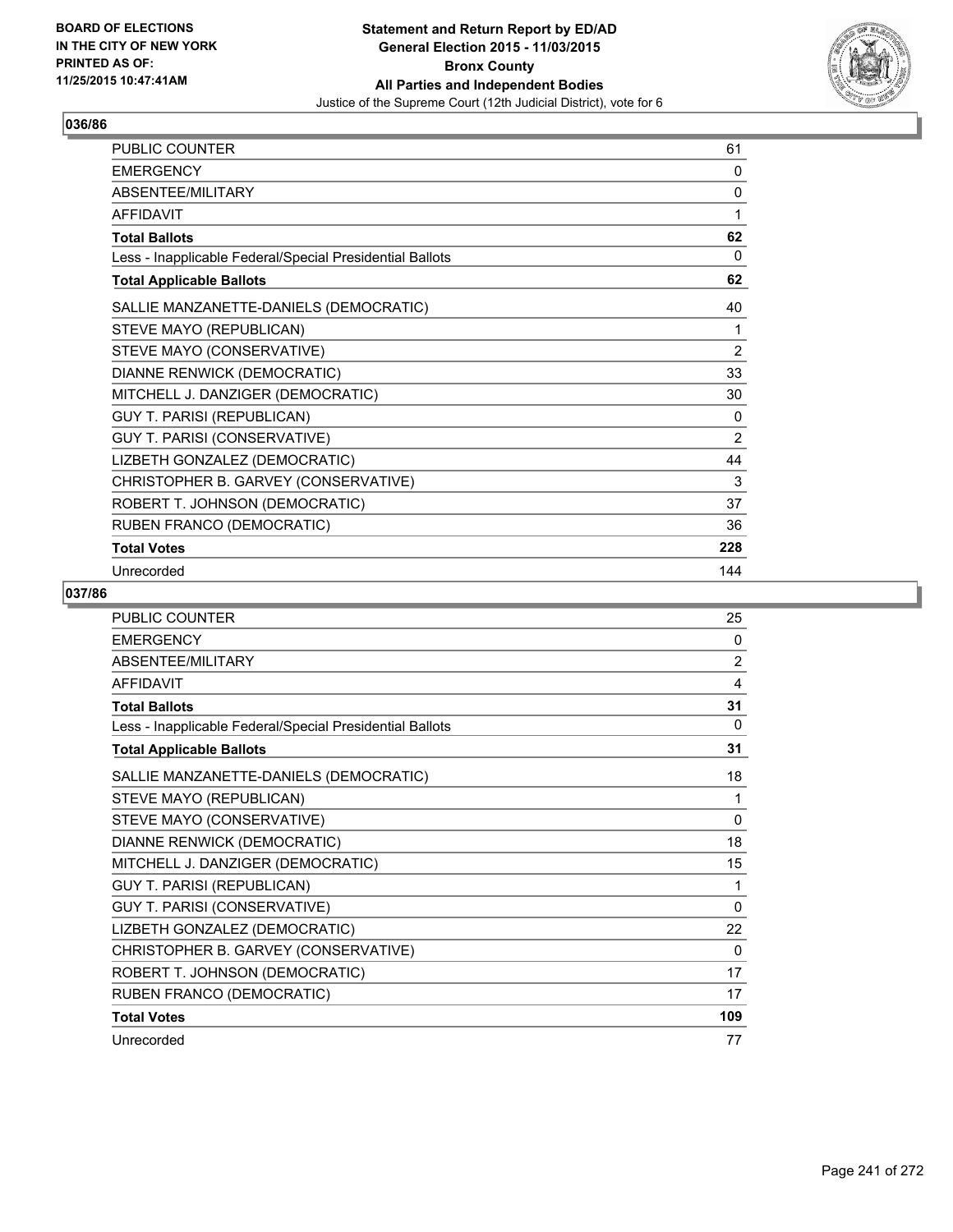**BOARD OF ELECTIONS IN THE CITY OF NEW YORK PRINTED AS OF: 11/25/2015 10:47:41AM**

**Statement and Return Report by ED/AD General Election 2015 - 11/03/2015 Bronx County All Parties and Independent Bodies**
Justice of the Supreme Court (12th Judicial District), vote for 6

### 036/86

| | |
|---|---|
| PUBLIC COUNTER | 61 |
| EMERGENCY | 0 |
| ABSENTEE/MILITARY | 0 |
| AFFIDAVIT | 1 |
| **Total Ballots** | **62** |
| Less - Inapplicable Federal/Special Presidential Ballots | 0 |
| **Total Applicable Ballots** | **62** |
| SALLIE MANZANETTE-DANIELS (DEMOCRATIC) | 40 |
| STEVE MAYO (REPUBLICAN) | 1 |
| STEVE MAYO (CONSERVATIVE) | 2 |
| DIANNE RENWICK (DEMOCRATIC) | 33 |
| MITCHELL J. DANZIGER (DEMOCRATIC) | 30 |
| GUY T. PARISI (REPUBLICAN) | 0 |
| GUY T. PARISI (CONSERVATIVE) | 2 |
| LIZBETH GONZALEZ (DEMOCRATIC) | 44 |
| CHRISTOPHER B. GARVEY (CONSERVATIVE) | 3 |
| ROBERT T. JOHNSON (DEMOCRATIC) | 37 |
| RUBEN FRANCO (DEMOCRATIC) | 36 |
| **Total Votes** | **228** |
| Unrecorded | 144 |

### 037/86

| | |
|---|---|
| PUBLIC COUNTER | 25 |
| EMERGENCY | 0 |
| ABSENTEE/MILITARY | 2 |
| AFFIDAVIT | 4 |
| **Total Ballots** | **31** |
| Less - Inapplicable Federal/Special Presidential Ballots | 0 |
| **Total Applicable Ballots** | **31** |
| SALLIE MANZANETTE-DANIELS (DEMOCRATIC) | 18 |
| STEVE MAYO (REPUBLICAN) | 1 |
| STEVE MAYO (CONSERVATIVE) | 0 |
| DIANNE RENWICK (DEMOCRATIC) | 18 |
| MITCHELL J. DANZIGER (DEMOCRATIC) | 15 |
| GUY T. PARISI (REPUBLICAN) | 1 |
| GUY T. PARISI (CONSERVATIVE) | 0 |
| LIZBETH GONZALEZ (DEMOCRATIC) | 22 |
| CHRISTOPHER B. GARVEY (CONSERVATIVE) | 0 |
| ROBERT T. JOHNSON (DEMOCRATIC) | 17 |
| RUBEN FRANCO (DEMOCRATIC) | 17 |
| **Total Votes** | **109** |
| Unrecorded | 77 |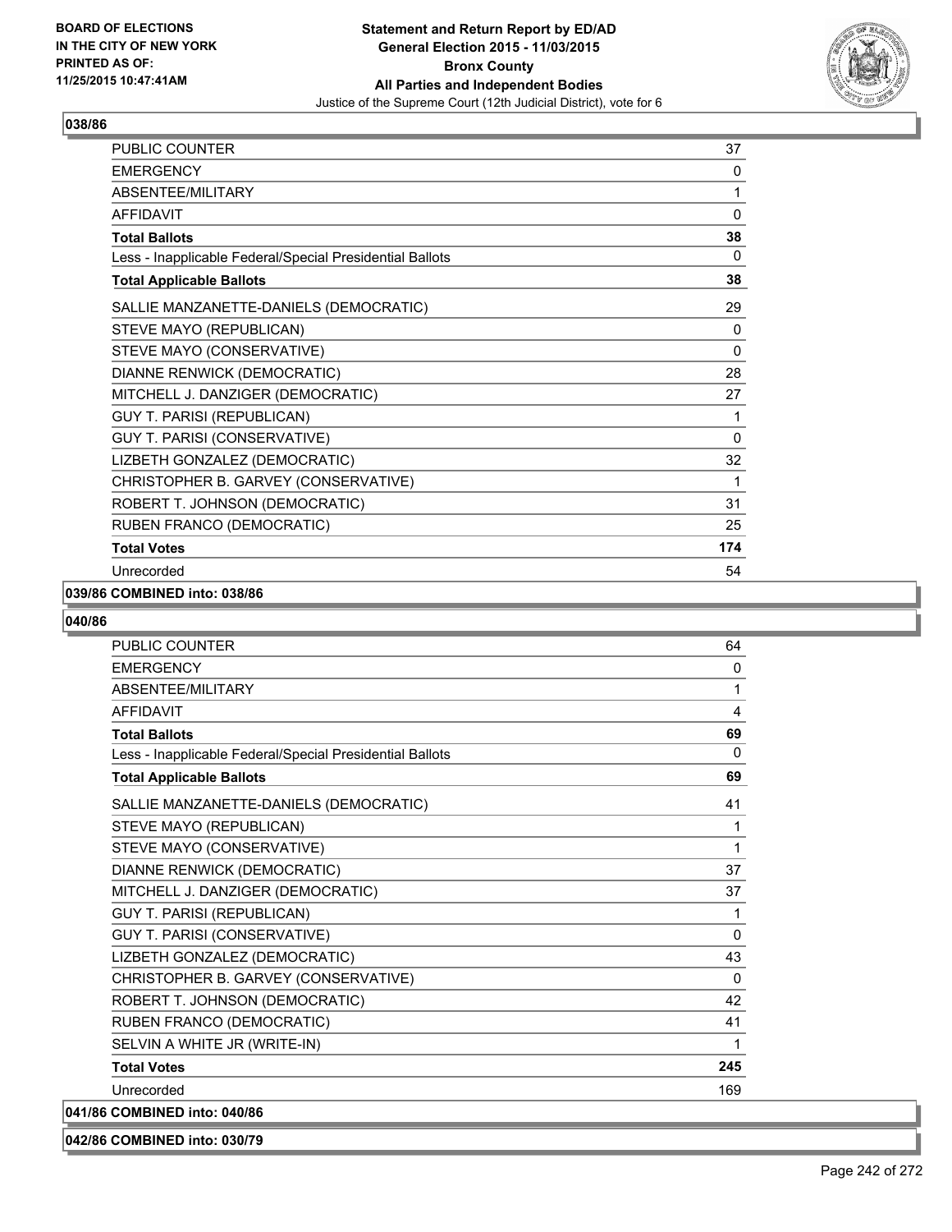**Statement and Return Report by ED/AD**
**General Election 2015 - 11/03/2015**
**Bronx County**
**All Parties and Independent Bodies**
Justice of the Supreme Court (12th Judicial District), vote for 6

BOARD OF ELECTIONS
IN THE CITY OF NEW YORK
PRINTED AS OF:
11/25/2015 10:47:41AM

### 038/86

| | |
|---|---|
| PUBLIC COUNTER | 37 |
| EMERGENCY | 0 |
| ABSENTEE/MILITARY | 1 |
| AFFIDAVIT | 0 |
| **Total Ballots** | **38** |
| Less - Inapplicable Federal/Special Presidential Ballots | 0 |
| **Total Applicable Ballots** | **38** |
| SALLIE MANZANETTE-DANIELS (DEMOCRATIC) | 29 |
| STEVE MAYO (REPUBLICAN) | 0 |
| STEVE MAYO (CONSERVATIVE) | 0 |
| DIANNE RENWICK (DEMOCRATIC) | 28 |
| MITCHELL J. DANZIGER (DEMOCRATIC) | 27 |
| GUY T. PARISI (REPUBLICAN) | 1 |
| GUY T. PARISI (CONSERVATIVE) | 0 |
| LIZBETH GONZALEZ (DEMOCRATIC) | 32 |
| CHRISTOPHER B. GARVEY (CONSERVATIVE) | 1 |
| ROBERT T. JOHNSON (DEMOCRATIC) | 31 |
| RUBEN FRANCO (DEMOCRATIC) | 25 |
| **Total Votes** | **174** |
| Unrecorded | 54 |

### 039/86 COMBINED into: 038/86

### 040/86

| | |
|---|---|
| PUBLIC COUNTER | 64 |
| EMERGENCY | 0 |
| ABSENTEE/MILITARY | 1 |
| AFFIDAVIT | 4 |
| **Total Ballots** | **69** |
| Less - Inapplicable Federal/Special Presidential Ballots | 0 |
| **Total Applicable Ballots** | **69** |
| SALLIE MANZANETTE-DANIELS (DEMOCRATIC) | 41 |
| STEVE MAYO (REPUBLICAN) | 1 |
| STEVE MAYO (CONSERVATIVE) | 1 |
| DIANNE RENWICK (DEMOCRATIC) | 37 |
| MITCHELL J. DANZIGER (DEMOCRATIC) | 37 |
| GUY T. PARISI (REPUBLICAN) | 1 |
| GUY T. PARISI (CONSERVATIVE) | 0 |
| LIZBETH GONZALEZ (DEMOCRATIC) | 43 |
| CHRISTOPHER B. GARVEY (CONSERVATIVE) | 0 |
| ROBERT T. JOHNSON (DEMOCRATIC) | 42 |
| RUBEN FRANCO (DEMOCRATIC) | 41 |
| SELVIN A WHITE JR (WRITE-IN) | 1 |
| **Total Votes** | **245** |
| Unrecorded | 169 |

### 041/86 COMBINED into: 040/86

### 042/86 COMBINED into: 030/79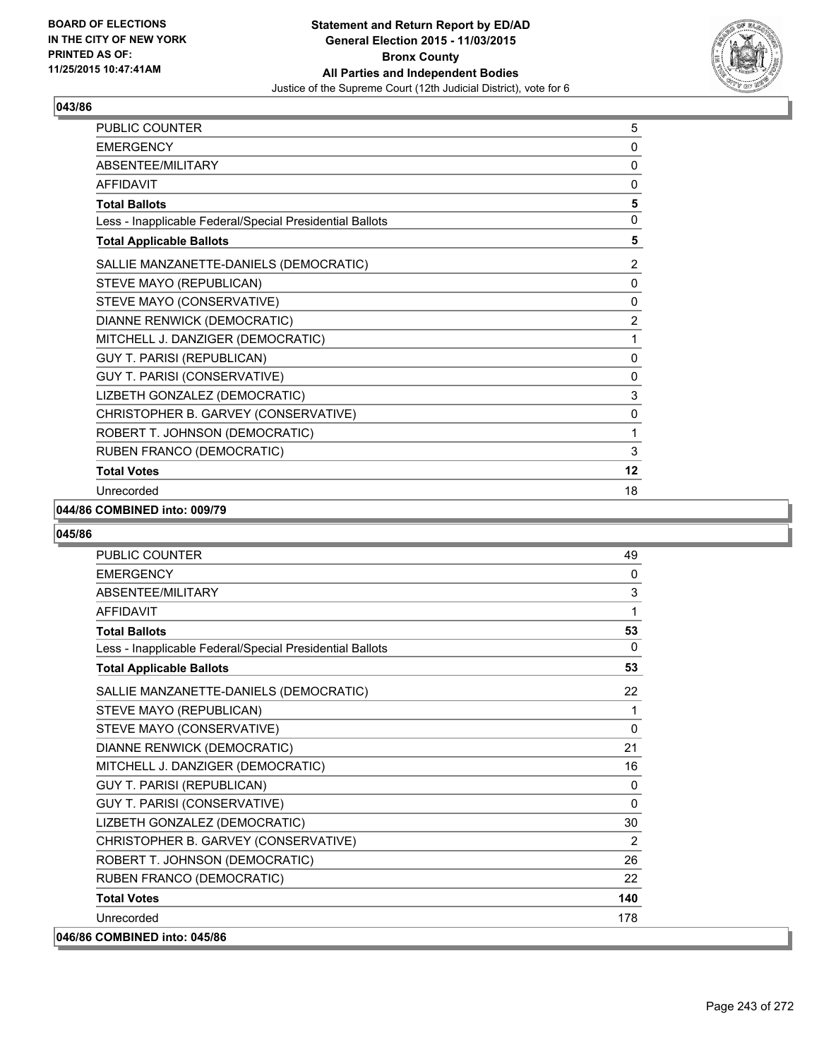## 043/86

| | |
|---|---|
| PUBLIC COUNTER | 5 |
| EMERGENCY | 0 |
| ABSENTEE/MILITARY | 0 |
| AFFIDAVIT | 0 |
| **Total Ballots** | **5** |
| Less - Inapplicable Federal/Special Presidential Ballots | 0 |
| **Total Applicable Ballots** | **5** |
| SALLIE MANZANETTE-DANIELS (DEMOCRATIC) | 2 |
| STEVE MAYO (REPUBLICAN) | 0 |
| STEVE MAYO (CONSERVATIVE) | 0 |
| DIANNE RENWICK (DEMOCRATIC) | 2 |
| MITCHELL J. DANZIGER (DEMOCRATIC) | 1 |
| GUY T. PARISI (REPUBLICAN) | 0 |
| GUY T. PARISI (CONSERVATIVE) | 0 |
| LIZBETH GONZALEZ (DEMOCRATIC) | 3 |
| CHRISTOPHER B. GARVEY (CONSERVATIVE) | 0 |
| ROBERT T. JOHNSON (DEMOCRATIC) | 1 |
| RUBEN FRANCO (DEMOCRATIC) | 3 |
| **Total Votes** | **12** |
| Unrecorded | 18 |

**044/86 COMBINED into: 009/79**

## 045/86

| | |
|---|---|
| PUBLIC COUNTER | 49 |
| EMERGENCY | 0 |
| ABSENTEE/MILITARY | 3 |
| AFFIDAVIT | 1 |
| **Total Ballots** | **53** |
| Less - Inapplicable Federal/Special Presidential Ballots | 0 |
| **Total Applicable Ballots** | **53** |
| SALLIE MANZANETTE-DANIELS (DEMOCRATIC) | 22 |
| STEVE MAYO (REPUBLICAN) | 1 |
| STEVE MAYO (CONSERVATIVE) | 0 |
| DIANNE RENWICK (DEMOCRATIC) | 21 |
| MITCHELL J. DANZIGER (DEMOCRATIC) | 16 |
| GUY T. PARISI (REPUBLICAN) | 0 |
| GUY T. PARISI (CONSERVATIVE) | 0 |
| LIZBETH GONZALEZ (DEMOCRATIC) | 30 |
| CHRISTOPHER B. GARVEY (CONSERVATIVE) | 2 |
| ROBERT T. JOHNSON (DEMOCRATIC) | 26 |
| RUBEN FRANCO (DEMOCRATIC) | 22 |
| **Total Votes** | **140** |
| Unrecorded | 178 |

**046/86 COMBINED into: 045/86**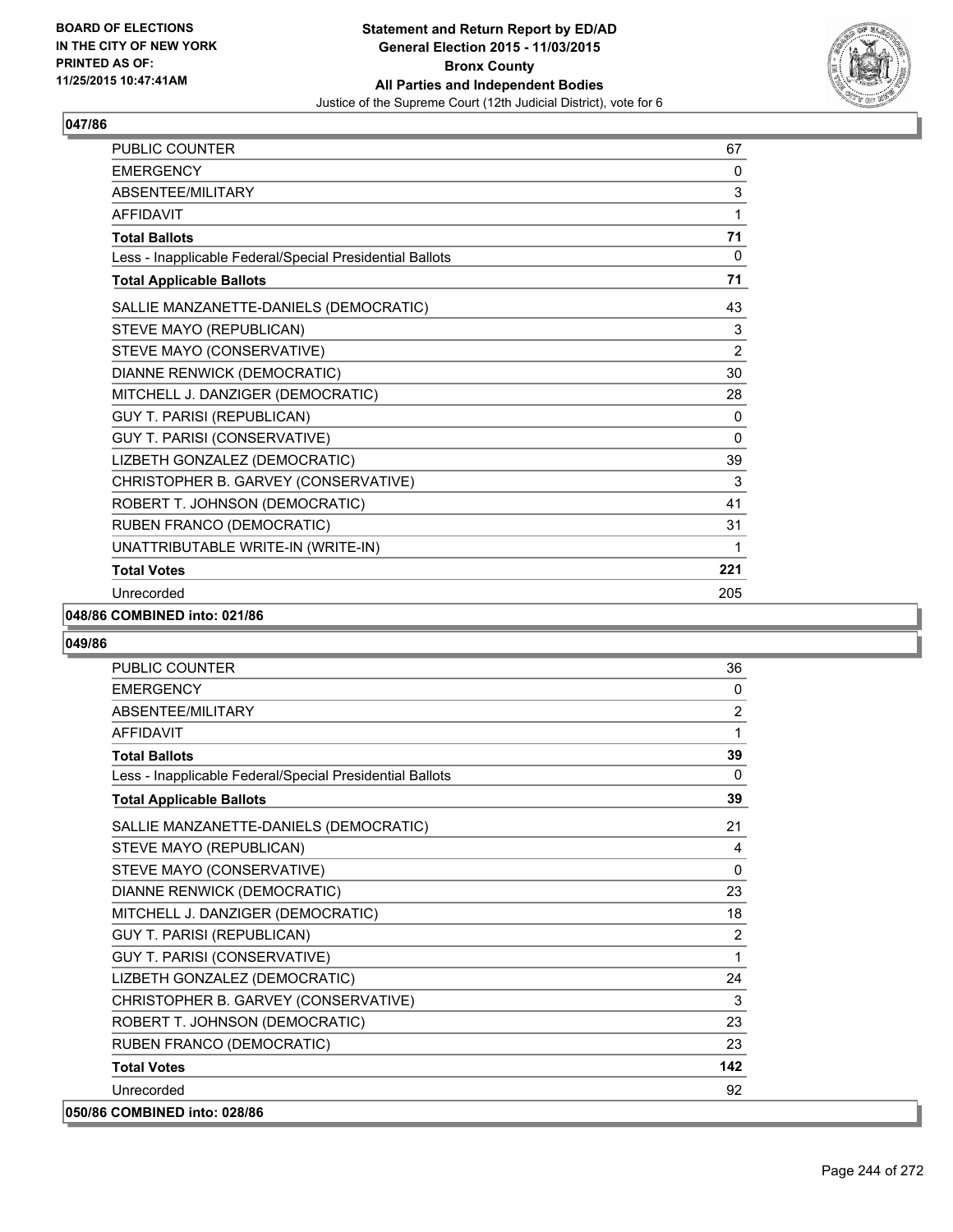BOARD OF ELECTIONS
IN THE CITY OF NEW YORK
PRINTED AS OF:
11/25/2015 10:47:41AM

**Statement and Return Report by ED/AD**
**General Election 2015 - 11/03/2015**
**Bronx County**
**All Parties and Independent Bodies**
Justice of the Supreme Court (12th Judicial District), vote for 6

### 047/86

| | |
|---|---|
| PUBLIC COUNTER | 67 |
| EMERGENCY | 0 |
| ABSENTEE/MILITARY | 3 |
| AFFIDAVIT | 1 |
| **Total Ballots** | **71** |
| Less - Inapplicable Federal/Special Presidential Ballots | 0 |
| **Total Applicable Ballots** | **71** |
| SALLIE MANZANETTE-DANIELS (DEMOCRATIC) | 43 |
| STEVE MAYO (REPUBLICAN) | 3 |
| STEVE MAYO (CONSERVATIVE) | 2 |
| DIANNE RENWICK (DEMOCRATIC) | 30 |
| MITCHELL J. DANZIGER (DEMOCRATIC) | 28 |
| GUY T. PARISI (REPUBLICAN) | 0 |
| GUY T. PARISI (CONSERVATIVE) | 0 |
| LIZBETH GONZALEZ (DEMOCRATIC) | 39 |
| CHRISTOPHER B. GARVEY (CONSERVATIVE) | 3 |
| ROBERT T. JOHNSON (DEMOCRATIC) | 41 |
| RUBEN FRANCO (DEMOCRATIC) | 31 |
| UNATTRIBUTABLE WRITE-IN (WRITE-IN) | 1 |
| **Total Votes** | **221** |
| Unrecorded | 205 |

### 048/86 COMBINED into: 021/86

### 049/86

| | |
|---|---|
| PUBLIC COUNTER | 36 |
| EMERGENCY | 0 |
| ABSENTEE/MILITARY | 2 |
| AFFIDAVIT | 1 |
| **Total Ballots** | **39** |
| Less - Inapplicable Federal/Special Presidential Ballots | 0 |
| **Total Applicable Ballots** | **39** |
| SALLIE MANZANETTE-DANIELS (DEMOCRATIC) | 21 |
| STEVE MAYO (REPUBLICAN) | 4 |
| STEVE MAYO (CONSERVATIVE) | 0 |
| DIANNE RENWICK (DEMOCRATIC) | 23 |
| MITCHELL J. DANZIGER (DEMOCRATIC) | 18 |
| GUY T. PARISI (REPUBLICAN) | 2 |
| GUY T. PARISI (CONSERVATIVE) | 1 |
| LIZBETH GONZALEZ (DEMOCRATIC) | 24 |
| CHRISTOPHER B. GARVEY (CONSERVATIVE) | 3 |
| ROBERT T. JOHNSON (DEMOCRATIC) | 23 |
| RUBEN FRANCO (DEMOCRATIC) | 23 |
| **Total Votes** | **142** |
| Unrecorded | 92 |

### 050/86 COMBINED into: 028/86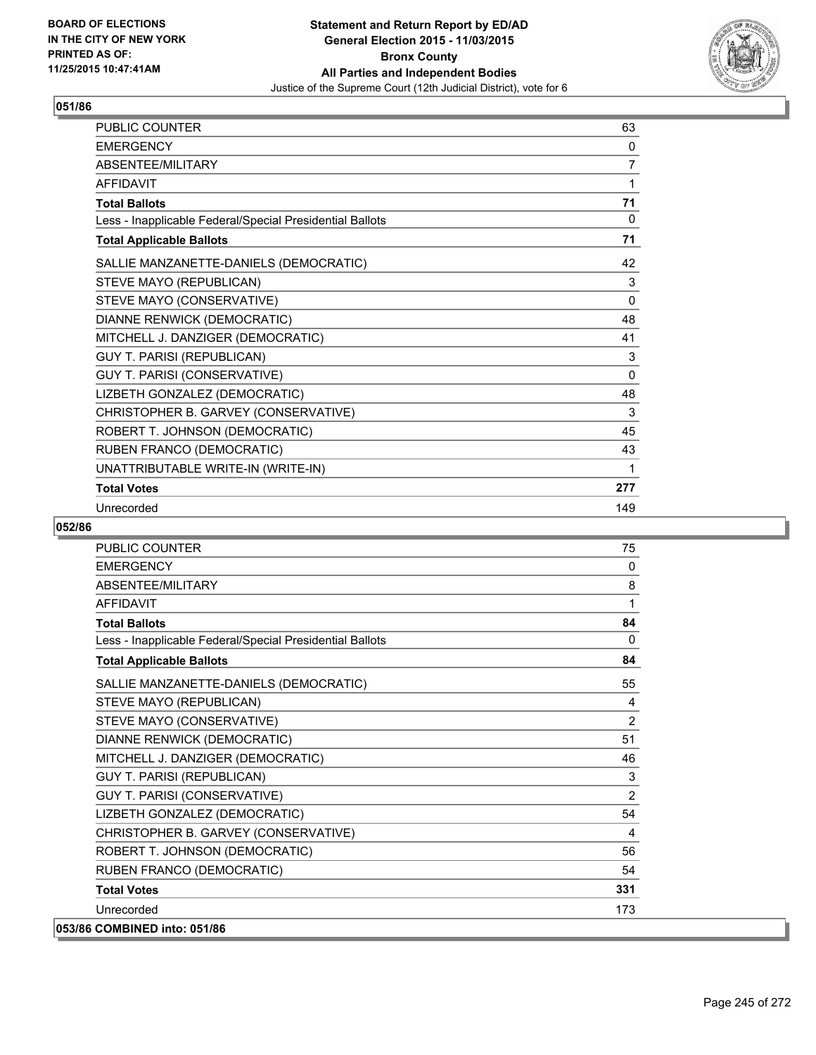**Statement and Return Report by ED/AD**
**General Election 2015 - 11/03/2015**
**Bronx County**
**All Parties and Independent Bodies**
Justice of the Supreme Court (12th Judicial District), vote for 6

BOARD OF ELECTIONS IN THE CITY OF NEW YORK PRINTED AS OF: 11/25/2015 10:47:41AM

## 051/86

| | |
|---|---|
| PUBLIC COUNTER | 63 |
| EMERGENCY | 0 |
| ABSENTEE/MILITARY | 7 |
| AFFIDAVIT | 1 |
| **Total Ballots** | **71** |
| Less - Inapplicable Federal/Special Presidential Ballots | 0 |
| **Total Applicable Ballots** | **71** |
| SALLIE MANZANETTE-DANIELS (DEMOCRATIC) | 42 |
| STEVE MAYO (REPUBLICAN) | 3 |
| STEVE MAYO (CONSERVATIVE) | 0 |
| DIANNE RENWICK (DEMOCRATIC) | 48 |
| MITCHELL J. DANZIGER (DEMOCRATIC) | 41 |
| GUY T. PARISI (REPUBLICAN) | 3 |
| GUY T. PARISI (CONSERVATIVE) | 0 |
| LIZBETH GONZALEZ (DEMOCRATIC) | 48 |
| CHRISTOPHER B. GARVEY (CONSERVATIVE) | 3 |
| ROBERT T. JOHNSON (DEMOCRATIC) | 45 |
| RUBEN FRANCO (DEMOCRATIC) | 43 |
| UNATTRIBUTABLE WRITE-IN (WRITE-IN) | 1 |
| **Total Votes** | **277** |
| Unrecorded | 149 |

## 052/86

| | |
|---|---|
| PUBLIC COUNTER | 75 |
| EMERGENCY | 0 |
| ABSENTEE/MILITARY | 8 |
| AFFIDAVIT | 1 |
| **Total Ballots** | **84** |
| Less - Inapplicable Federal/Special Presidential Ballots | 0 |
| **Total Applicable Ballots** | **84** |
| SALLIE MANZANETTE-DANIELS (DEMOCRATIC) | 55 |
| STEVE MAYO (REPUBLICAN) | 4 |
| STEVE MAYO (CONSERVATIVE) | 2 |
| DIANNE RENWICK (DEMOCRATIC) | 51 |
| MITCHELL J. DANZIGER (DEMOCRATIC) | 46 |
| GUY T. PARISI (REPUBLICAN) | 3 |
| GUY T. PARISI (CONSERVATIVE) | 2 |
| LIZBETH GONZALEZ (DEMOCRATIC) | 54 |
| CHRISTOPHER B. GARVEY (CONSERVATIVE) | 4 |
| ROBERT T. JOHNSON (DEMOCRATIC) | 56 |
| RUBEN FRANCO (DEMOCRATIC) | 54 |
| **Total Votes** | **331** |
| Unrecorded | 173 |

## 053/86 COMBINED into: 051/86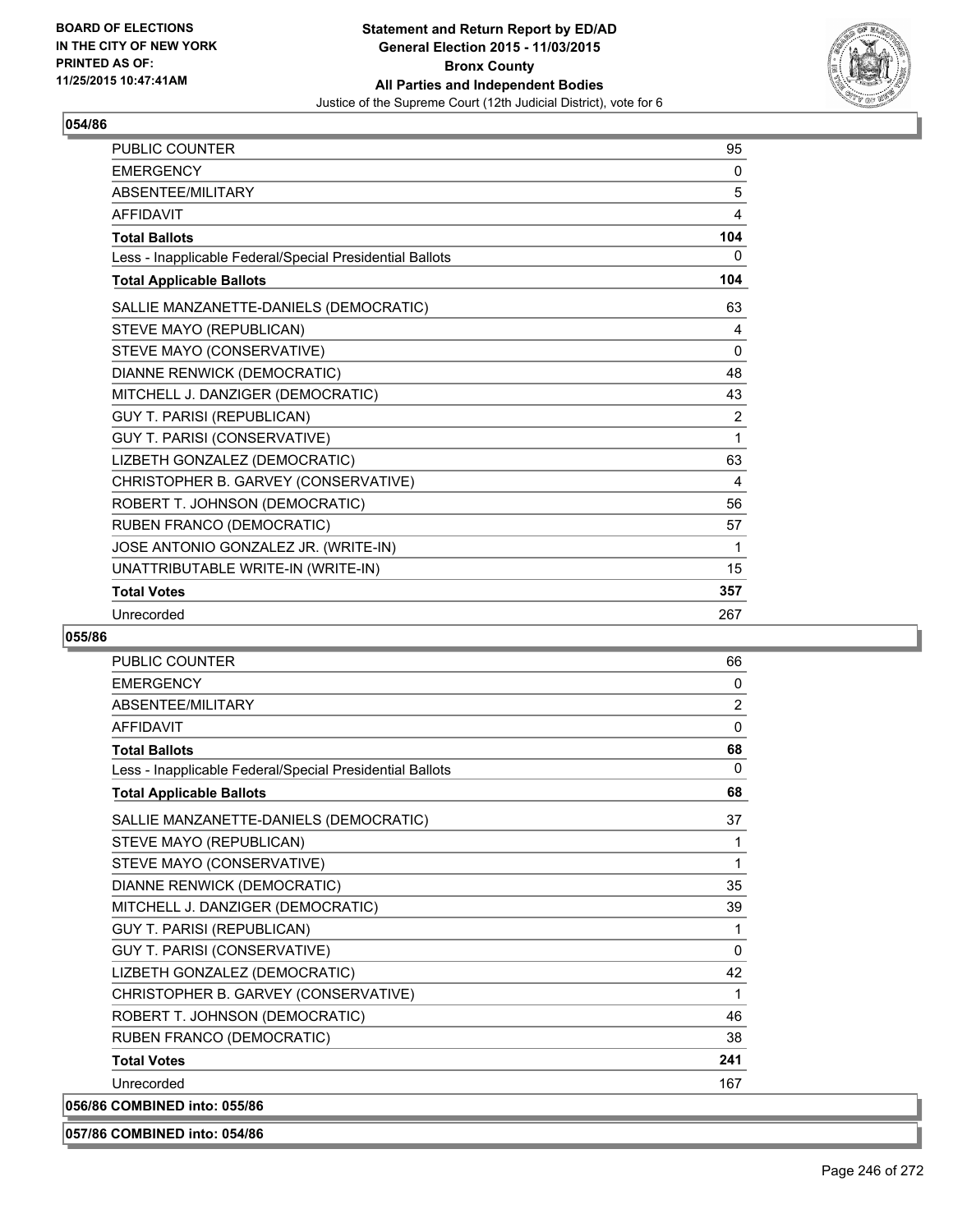**Statement and Return Report by ED/AD**
**General Election 2015 - 11/03/2015**
**Bronx County**
**All Parties and Independent Bodies**
Justice of the Supreme Court (12th Judicial District), vote for 6

BOARD OF ELECTIONS IN THE CITY OF NEW YORK PRINTED AS OF: 11/25/2015 10:47:41AM

## 054/86

| | |
|---|---|
| PUBLIC COUNTER | 95 |
| EMERGENCY | 0 |
| ABSENTEE/MILITARY | 5 |
| AFFIDAVIT | 4 |
| **Total Ballots** | **104** |
| Less - Inapplicable Federal/Special Presidential Ballots | 0 |
| **Total Applicable Ballots** | **104** |
| SALLIE MANZANETTE-DANIELS (DEMOCRATIC) | 63 |
| STEVE MAYO (REPUBLICAN) | 4 |
| STEVE MAYO (CONSERVATIVE) | 0 |
| DIANNE RENWICK (DEMOCRATIC) | 48 |
| MITCHELL J. DANZIGER (DEMOCRATIC) | 43 |
| GUY T. PARISI (REPUBLICAN) | 2 |
| GUY T. PARISI (CONSERVATIVE) | 1 |
| LIZBETH GONZALEZ (DEMOCRATIC) | 63 |
| CHRISTOPHER B. GARVEY (CONSERVATIVE) | 4 |
| ROBERT T. JOHNSON (DEMOCRATIC) | 56 |
| RUBEN FRANCO (DEMOCRATIC) | 57 |
| JOSE ANTONIO GONZALEZ JR. (WRITE-IN) | 1 |
| UNATTRIBUTABLE WRITE-IN (WRITE-IN) | 15 |
| **Total Votes** | **357** |
| Unrecorded | 267 |

## 055/86

| | |
|---|---|
| PUBLIC COUNTER | 66 |
| EMERGENCY | 0 |
| ABSENTEE/MILITARY | 2 |
| AFFIDAVIT | 0 |
| **Total Ballots** | **68** |
| Less - Inapplicable Federal/Special Presidential Ballots | 0 |
| **Total Applicable Ballots** | **68** |
| SALLIE MANZANETTE-DANIELS (DEMOCRATIC) | 37 |
| STEVE MAYO (REPUBLICAN) | 1 |
| STEVE MAYO (CONSERVATIVE) | 1 |
| DIANNE RENWICK (DEMOCRATIC) | 35 |
| MITCHELL J. DANZIGER (DEMOCRATIC) | 39 |
| GUY T. PARISI (REPUBLICAN) | 1 |
| GUY T. PARISI (CONSERVATIVE) | 0 |
| LIZBETH GONZALEZ (DEMOCRATIC) | 42 |
| CHRISTOPHER B. GARVEY (CONSERVATIVE) | 1 |
| ROBERT T. JOHNSON (DEMOCRATIC) | 46 |
| RUBEN FRANCO (DEMOCRATIC) | 38 |
| **Total Votes** | **241** |
| Unrecorded | 167 |

**056/86 COMBINED into: 055/86**

**057/86 COMBINED into: 054/86**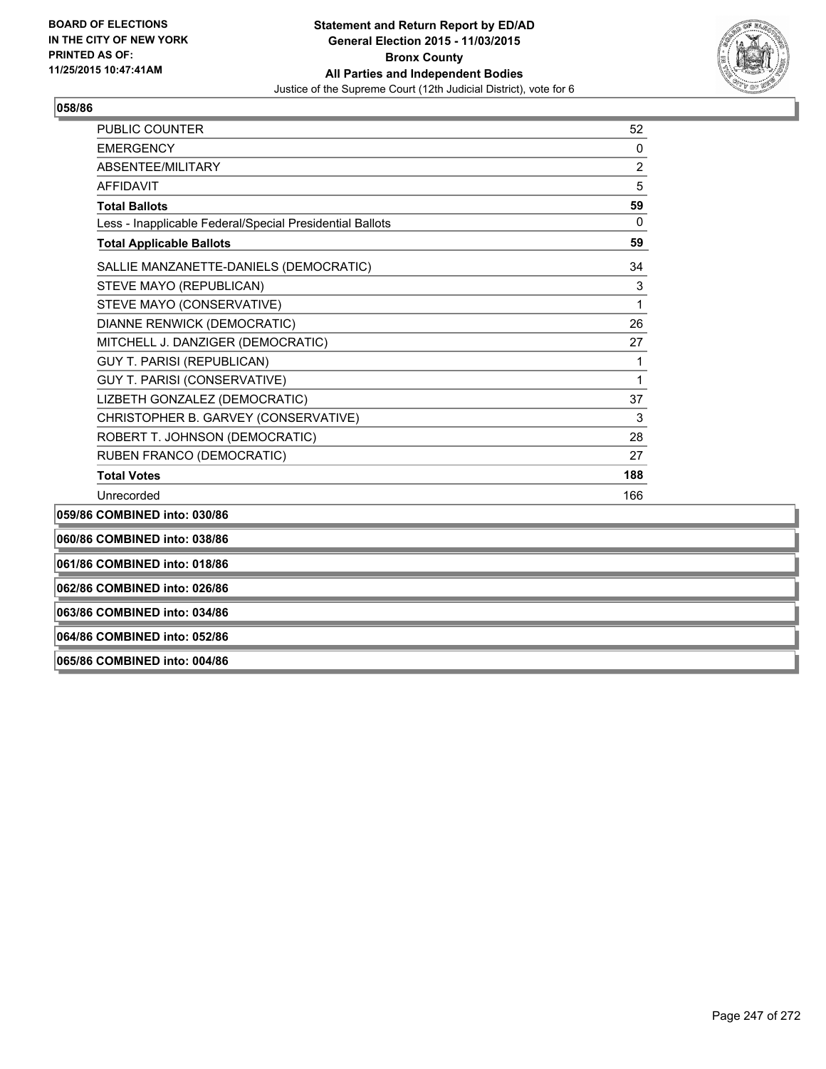**BOARD OF ELECTIONS IN THE CITY OF NEW YORK PRINTED AS OF: 11/25/2015 10:47:41AM**

**Statement and Return Report by ED/AD General Election 2015 - 11/03/2015 Bronx County All Parties and Independent Bodies**

Justice of the Supreme Court (12th Judicial District), vote for 6

### 058/86

| | |
|---|---|
| PUBLIC COUNTER | 52 |
| EMERGENCY | 0 |
| ABSENTEE/MILITARY | 2 |
| AFFIDAVIT | 5 |
| **Total Ballots** | **59** |
| Less - Inapplicable Federal/Special Presidential Ballots | 0 |
| **Total Applicable Ballots** | **59** |
| SALLIE MANZANETTE-DANIELS (DEMOCRATIC) | 34 |
| STEVE MAYO (REPUBLICAN) | 3 |
| STEVE MAYO (CONSERVATIVE) | 1 |
| DIANNE RENWICK (DEMOCRATIC) | 26 |
| MITCHELL J. DANZIGER (DEMOCRATIC) | 27 |
| GUY T. PARISI (REPUBLICAN) | 1 |
| GUY T. PARISI (CONSERVATIVE) | 1 |
| LIZBETH GONZALEZ (DEMOCRATIC) | 37 |
| CHRISTOPHER B. GARVEY (CONSERVATIVE) | 3 |
| ROBERT T. JOHNSON (DEMOCRATIC) | 28 |
| RUBEN FRANCO (DEMOCRATIC) | 27 |
| **Total Votes** | **188** |
| Unrecorded | 166 |

**059/86 COMBINED into: 030/86**

**060/86 COMBINED into: 038/86**

**061/86 COMBINED into: 018/86**

**062/86 COMBINED into: 026/86**

**063/86 COMBINED into: 034/86**

**064/86 COMBINED into: 052/86**

**065/86 COMBINED into: 004/86**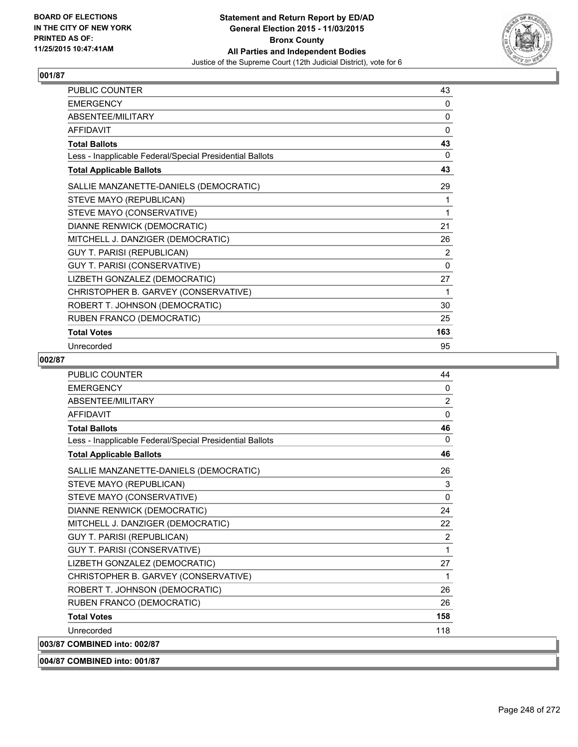**BOARD OF ELECTIONS IN THE CITY OF NEW YORK PRINTED AS OF: 11/25/2015 10:47:41AM**

# Statement and Return Report by ED/AD
## General Election 2015 - 11/03/2015
## Bronx County
## All Parties and Independent Bodies
### Justice of the Supreme Court (12th Judicial District), vote for 6

**001/87**

| | |
|---|---|
| PUBLIC COUNTER | 43 |
| EMERGENCY | 0 |
| ABSENTEE/MILITARY | 0 |
| AFFIDAVIT | 0 |
| **Total Ballots** | **43** |
| Less - Inapplicable Federal/Special Presidential Ballots | 0 |
| **Total Applicable Ballots** | **43** |
| SALLIE MANZANETTE-DANIELS (DEMOCRATIC) | 29 |
| STEVE MAYO (REPUBLICAN) | 1 |
| STEVE MAYO (CONSERVATIVE) | 1 |
| DIANNE RENWICK (DEMOCRATIC) | 21 |
| MITCHELL J. DANZIGER (DEMOCRATIC) | 26 |
| GUY T. PARISI (REPUBLICAN) | 2 |
| GUY T. PARISI (CONSERVATIVE) | 0 |
| LIZBETH GONZALEZ (DEMOCRATIC) | 27 |
| CHRISTOPHER B. GARVEY (CONSERVATIVE) | 1 |
| ROBERT T. JOHNSON (DEMOCRATIC) | 30 |
| RUBEN FRANCO (DEMOCRATIC) | 25 |
| **Total Votes** | **163** |
| Unrecorded | 95 |

**002/87**

| | |
|---|---|
| PUBLIC COUNTER | 44 |
| EMERGENCY | 0 |
| ABSENTEE/MILITARY | 2 |
| AFFIDAVIT | 0 |
| **Total Ballots** | **46** |
| Less - Inapplicable Federal/Special Presidential Ballots | 0 |
| **Total Applicable Ballots** | **46** |
| SALLIE MANZANETTE-DANIELS (DEMOCRATIC) | 26 |
| STEVE MAYO (REPUBLICAN) | 3 |
| STEVE MAYO (CONSERVATIVE) | 0 |
| DIANNE RENWICK (DEMOCRATIC) | 24 |
| MITCHELL J. DANZIGER (DEMOCRATIC) | 22 |
| GUY T. PARISI (REPUBLICAN) | 2 |
| GUY T. PARISI (CONSERVATIVE) | 1 |
| LIZBETH GONZALEZ (DEMOCRATIC) | 27 |
| CHRISTOPHER B. GARVEY (CONSERVATIVE) | 1 |
| ROBERT T. JOHNSON (DEMOCRATIC) | 26 |
| RUBEN FRANCO (DEMOCRATIC) | 26 |
| **Total Votes** | **158** |
| Unrecorded | 118 |

**003/87 COMBINED into: 002/87**

**004/87 COMBINED into: 001/87**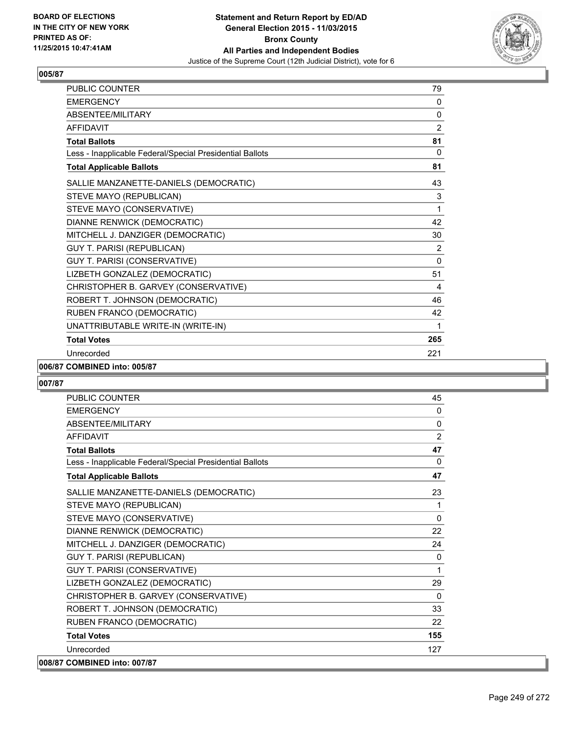**Statement and Return Report by ED/AD**
**General Election 2015 - 11/03/2015**
**Bronx County**
**All Parties and Independent Bodies**
Justice of the Supreme Court (12th Judicial District), vote for 6

BOARD OF ELECTIONS
IN THE CITY OF NEW YORK
PRINTED AS OF:
11/25/2015 10:47:41AM

### 005/87

| | |
|---|---|
| PUBLIC COUNTER | 79 |
| EMERGENCY | 0 |
| ABSENTEE/MILITARY | 0 |
| AFFIDAVIT | 2 |
| **Total Ballots** | **81** |
| Less - Inapplicable Federal/Special Presidential Ballots | 0 |
| **Total Applicable Ballots** | **81** |
| SALLIE MANZANETTE-DANIELS (DEMOCRATIC) | 43 |
| STEVE MAYO (REPUBLICAN) | 3 |
| STEVE MAYO (CONSERVATIVE) | 1 |
| DIANNE RENWICK (DEMOCRATIC) | 42 |
| MITCHELL J. DANZIGER (DEMOCRATIC) | 30 |
| GUY T. PARISI (REPUBLICAN) | 2 |
| GUY T. PARISI (CONSERVATIVE) | 0 |
| LIZBETH GONZALEZ (DEMOCRATIC) | 51 |
| CHRISTOPHER B. GARVEY (CONSERVATIVE) | 4 |
| ROBERT T. JOHNSON (DEMOCRATIC) | 46 |
| RUBEN FRANCO (DEMOCRATIC) | 42 |
| UNATTRIBUTABLE WRITE-IN (WRITE-IN) | 1 |
| **Total Votes** | **265** |
| Unrecorded | 221 |

### 006/87 COMBINED into: 005/87

### 007/87

| | |
|---|---|
| PUBLIC COUNTER | 45 |
| EMERGENCY | 0 |
| ABSENTEE/MILITARY | 0 |
| AFFIDAVIT | 2 |
| **Total Ballots** | **47** |
| Less - Inapplicable Federal/Special Presidential Ballots | 0 |
| **Total Applicable Ballots** | **47** |
| SALLIE MANZANETTE-DANIELS (DEMOCRATIC) | 23 |
| STEVE MAYO (REPUBLICAN) | 1 |
| STEVE MAYO (CONSERVATIVE) | 0 |
| DIANNE RENWICK (DEMOCRATIC) | 22 |
| MITCHELL J. DANZIGER (DEMOCRATIC) | 24 |
| GUY T. PARISI (REPUBLICAN) | 0 |
| GUY T. PARISI (CONSERVATIVE) | 1 |
| LIZBETH GONZALEZ (DEMOCRATIC) | 29 |
| CHRISTOPHER B. GARVEY (CONSERVATIVE) | 0 |
| ROBERT T. JOHNSON (DEMOCRATIC) | 33 |
| RUBEN FRANCO (DEMOCRATIC) | 22 |
| **Total Votes** | **155** |
| Unrecorded | 127 |

### 008/87 COMBINED into: 007/87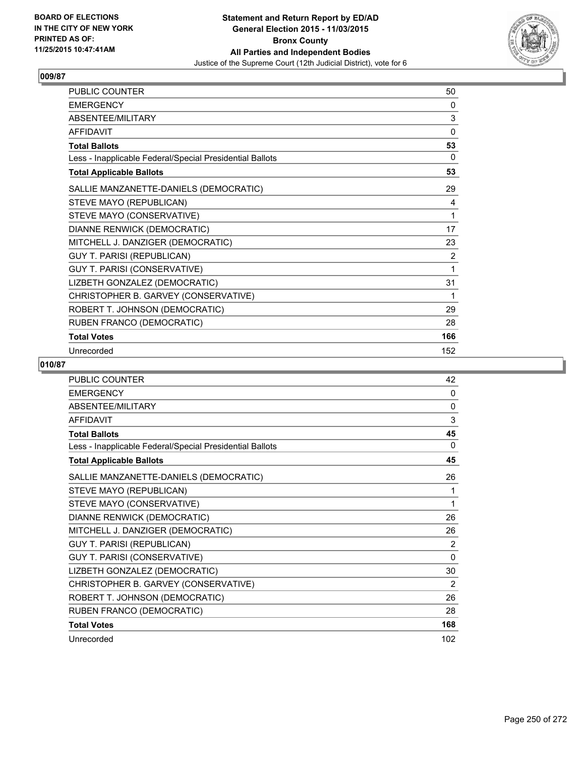**Statement and Return Report by ED/AD**
**General Election 2015 - 11/03/2015**
**Bronx County**
**All Parties and Independent Bodies**
Justice of the Supreme Court (12th Judicial District), vote for 6

BOARD OF ELECTIONS
IN THE CITY OF NEW YORK
PRINTED AS OF:
11/25/2015 10:47:41AM

## 009/87

| | |
|---|---|
| PUBLIC COUNTER | 50 |
| EMERGENCY | 0 |
| ABSENTEE/MILITARY | 3 |
| AFFIDAVIT | 0 |
| **Total Ballots** | **53** |
| Less - Inapplicable Federal/Special Presidential Ballots | 0 |
| **Total Applicable Ballots** | **53** |
| SALLIE MANZANETTE-DANIELS (DEMOCRATIC) | 29 |
| STEVE MAYO (REPUBLICAN) | 4 |
| STEVE MAYO (CONSERVATIVE) | 1 |
| DIANNE RENWICK (DEMOCRATIC) | 17 |
| MITCHELL J. DANZIGER (DEMOCRATIC) | 23 |
| GUY T. PARISI (REPUBLICAN) | 2 |
| GUY T. PARISI (CONSERVATIVE) | 1 |
| LIZBETH GONZALEZ (DEMOCRATIC) | 31 |
| CHRISTOPHER B. GARVEY (CONSERVATIVE) | 1 |
| ROBERT T. JOHNSON (DEMOCRATIC) | 29 |
| RUBEN FRANCO (DEMOCRATIC) | 28 |
| **Total Votes** | **166** |
| Unrecorded | 152 |

## 010/87

| | |
|---|---|
| PUBLIC COUNTER | 42 |
| EMERGENCY | 0 |
| ABSENTEE/MILITARY | 0 |
| AFFIDAVIT | 3 |
| **Total Ballots** | **45** |
| Less - Inapplicable Federal/Special Presidential Ballots | 0 |
| **Total Applicable Ballots** | **45** |
| SALLIE MANZANETTE-DANIELS (DEMOCRATIC) | 26 |
| STEVE MAYO (REPUBLICAN) | 1 |
| STEVE MAYO (CONSERVATIVE) | 1 |
| DIANNE RENWICK (DEMOCRATIC) | 26 |
| MITCHELL J. DANZIGER (DEMOCRATIC) | 26 |
| GUY T. PARISI (REPUBLICAN) | 2 |
| GUY T. PARISI (CONSERVATIVE) | 0 |
| LIZBETH GONZALEZ (DEMOCRATIC) | 30 |
| CHRISTOPHER B. GARVEY (CONSERVATIVE) | 2 |
| ROBERT T. JOHNSON (DEMOCRATIC) | 26 |
| RUBEN FRANCO (DEMOCRATIC) | 28 |
| **Total Votes** | **168** |
| Unrecorded | 102 |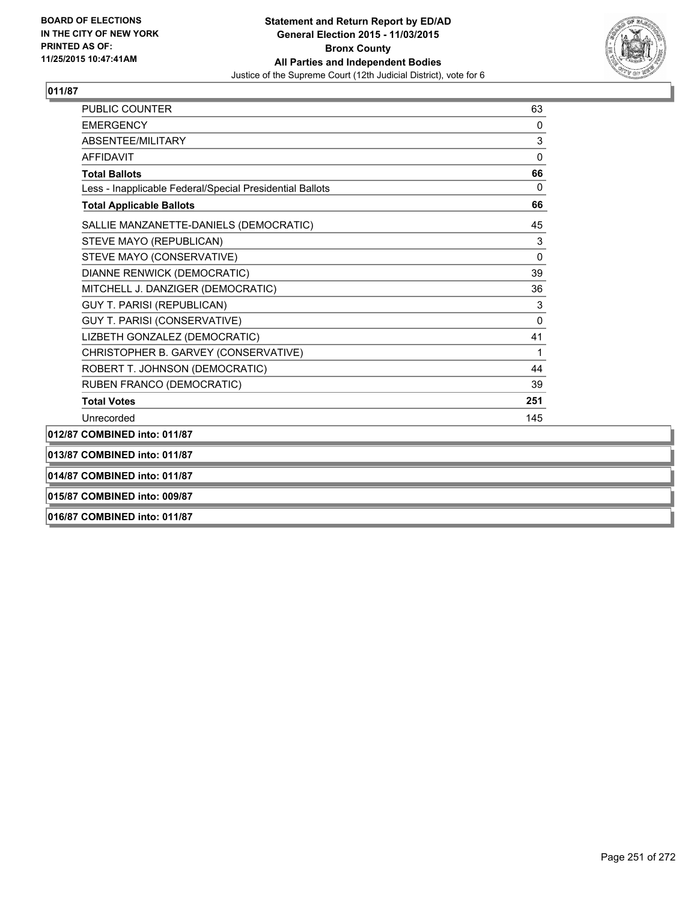**BOARD OF ELECTIONS IN THE CITY OF NEW YORK PRINTED AS OF: 11/25/2015 10:47:41AM**

**Statement and Return Report by ED/AD**
**General Election 2015 - 11/03/2015**
**Bronx County**
**All Parties and Independent Bodies**
Justice of the Supreme Court (12th Judicial District), vote for 6

## 011/87

| | |
|---|---|
| PUBLIC COUNTER | 63 |
| EMERGENCY | 0 |
| ABSENTEE/MILITARY | 3 |
| AFFIDAVIT | 0 |
| **Total Ballots** | **66** |
| Less - Inapplicable Federal/Special Presidential Ballots | 0 |
| **Total Applicable Ballots** | **66** |
| SALLIE MANZANETTE-DANIELS (DEMOCRATIC) | 45 |
| STEVE MAYO (REPUBLICAN) | 3 |
| STEVE MAYO (CONSERVATIVE) | 0 |
| DIANNE RENWICK (DEMOCRATIC) | 39 |
| MITCHELL J. DANZIGER (DEMOCRATIC) | 36 |
| GUY T. PARISI (REPUBLICAN) | 3 |
| GUY T. PARISI (CONSERVATIVE) | 0 |
| LIZBETH GONZALEZ (DEMOCRATIC) | 41 |
| CHRISTOPHER B. GARVEY (CONSERVATIVE) | 1 |
| ROBERT T. JOHNSON (DEMOCRATIC) | 44 |
| RUBEN FRANCO (DEMOCRATIC) | 39 |
| **Total Votes** | **251** |
| Unrecorded | 145 |

**012/87 COMBINED into: 011/87**

**013/87 COMBINED into: 011/87**

**014/87 COMBINED into: 011/87**

**015/87 COMBINED into: 009/87**

**016/87 COMBINED into: 011/87**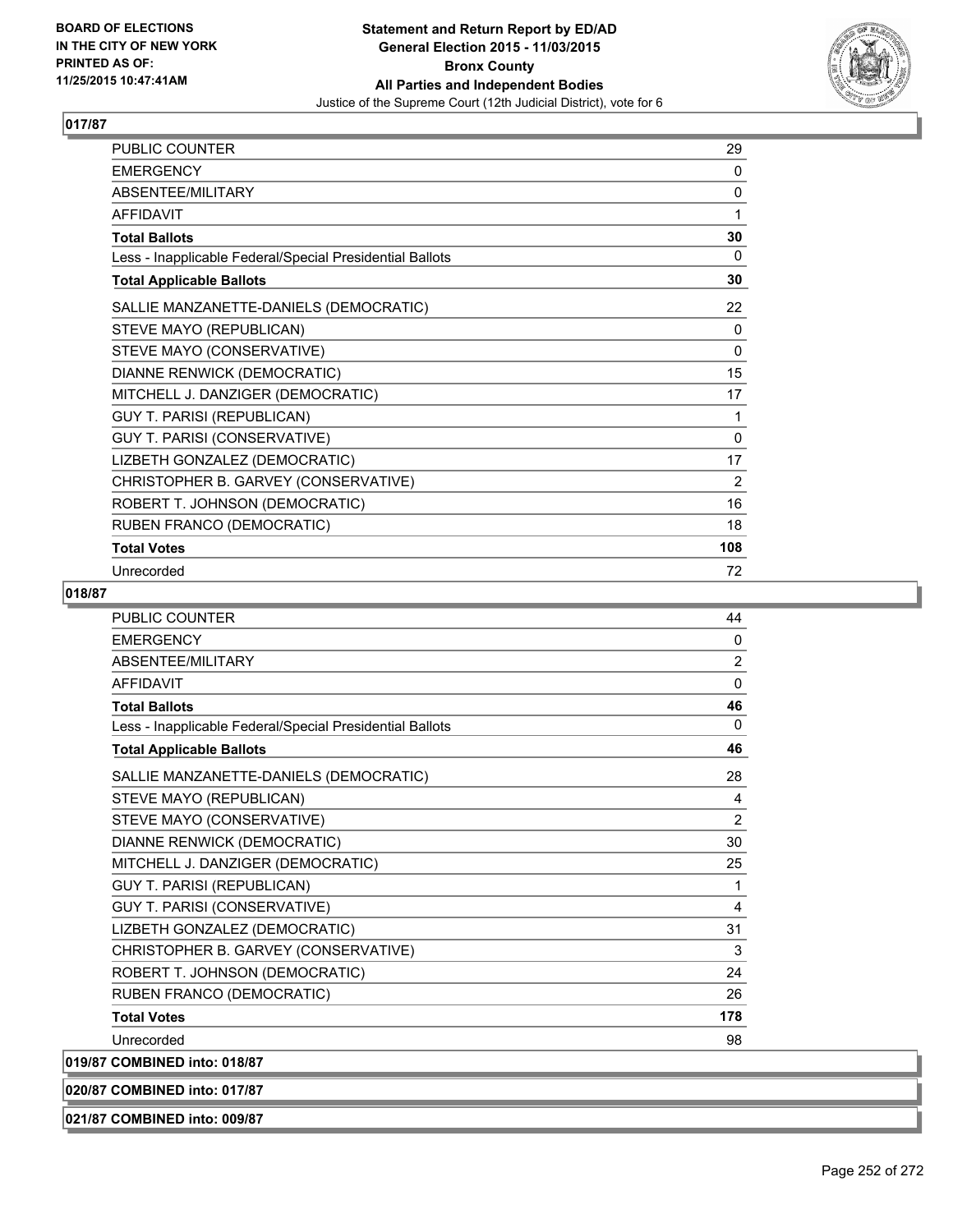**Statement and Return Report by ED/AD**
**General Election 2015 - 11/03/2015**
**Bronx County**
**All Parties and Independent Bodies**
Justice of the Supreme Court (12th Judicial District), vote for 6

BOARD OF ELECTIONS
IN THE CITY OF NEW YORK
PRINTED AS OF:
11/25/2015 10:47:41AM

### 017/87

| | |
|---|---|
| PUBLIC COUNTER | 29 |
| EMERGENCY | 0 |
| ABSENTEE/MILITARY | 0 |
| AFFIDAVIT | 1 |
| **Total Ballots** | **30** |
| Less - Inapplicable Federal/Special Presidential Ballots | 0 |
| **Total Applicable Ballots** | **30** |
| SALLIE MANZANETTE-DANIELS (DEMOCRATIC) | 22 |
| STEVE MAYO (REPUBLICAN) | 0 |
| STEVE MAYO (CONSERVATIVE) | 0 |
| DIANNE RENWICK (DEMOCRATIC) | 15 |
| MITCHELL J. DANZIGER (DEMOCRATIC) | 17 |
| GUY T. PARISI (REPUBLICAN) | 1 |
| GUY T. PARISI (CONSERVATIVE) | 0 |
| LIZBETH GONZALEZ (DEMOCRATIC) | 17 |
| CHRISTOPHER B. GARVEY (CONSERVATIVE) | 2 |
| ROBERT T. JOHNSON (DEMOCRATIC) | 16 |
| RUBEN FRANCO (DEMOCRATIC) | 18 |
| **Total Votes** | **108** |
| Unrecorded | 72 |

### 018/87

| | |
|---|---|
| PUBLIC COUNTER | 44 |
| EMERGENCY | 0 |
| ABSENTEE/MILITARY | 2 |
| AFFIDAVIT | 0 |
| **Total Ballots** | **46** |
| Less - Inapplicable Federal/Special Presidential Ballots | 0 |
| **Total Applicable Ballots** | **46** |
| SALLIE MANZANETTE-DANIELS (DEMOCRATIC) | 28 |
| STEVE MAYO (REPUBLICAN) | 4 |
| STEVE MAYO (CONSERVATIVE) | 2 |
| DIANNE RENWICK (DEMOCRATIC) | 30 |
| MITCHELL J. DANZIGER (DEMOCRATIC) | 25 |
| GUY T. PARISI (REPUBLICAN) | 1 |
| GUY T. PARISI (CONSERVATIVE) | 4 |
| LIZBETH GONZALEZ (DEMOCRATIC) | 31 |
| CHRISTOPHER B. GARVEY (CONSERVATIVE) | 3 |
| ROBERT T. JOHNSON (DEMOCRATIC) | 24 |
| RUBEN FRANCO (DEMOCRATIC) | 26 |
| **Total Votes** | **178** |
| Unrecorded | 98 |

### 019/87 COMBINED into: 018/87

### 020/87 COMBINED into: 017/87

### 021/87 COMBINED into: 009/87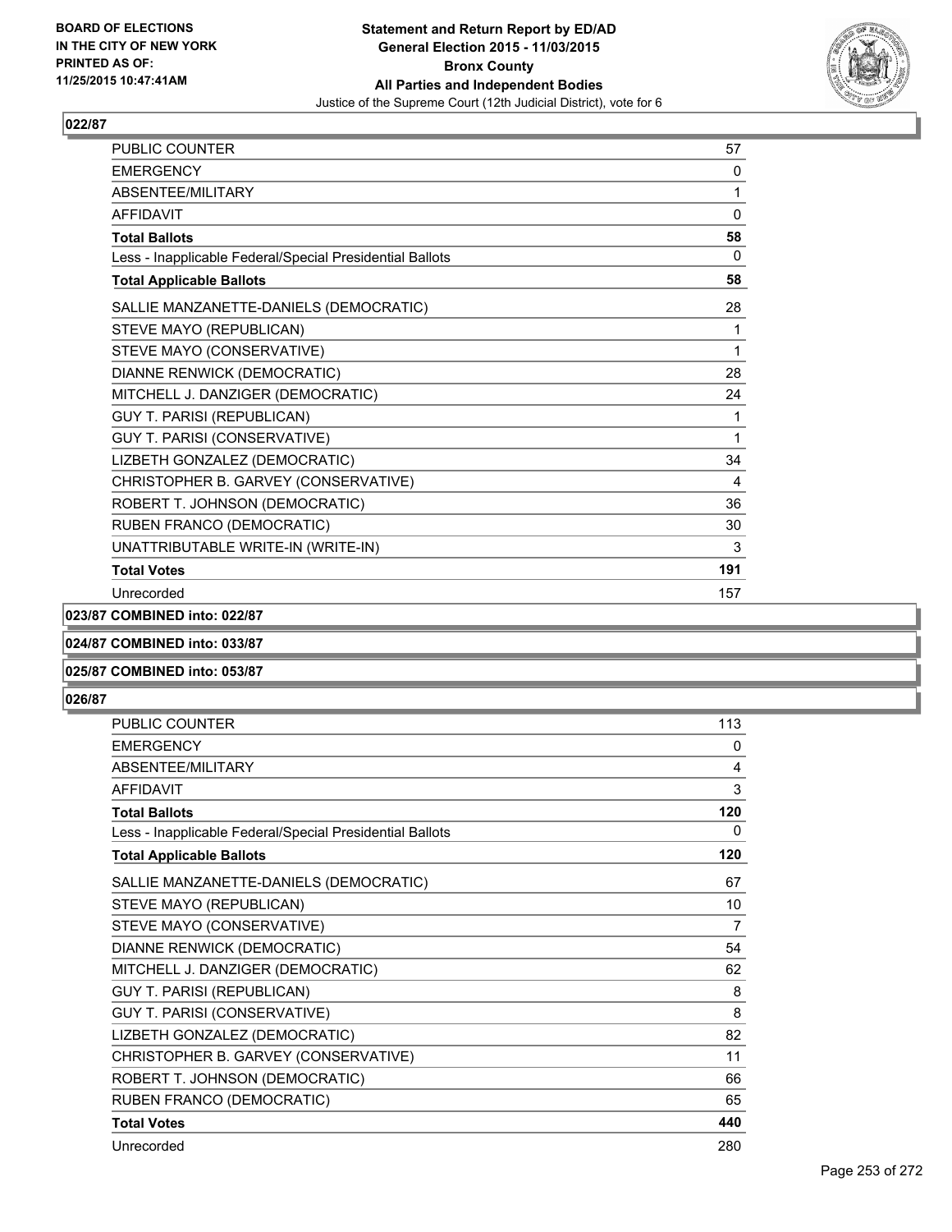BOARD OF ELECTIONS
IN THE CITY OF NEW YORK
PRINTED AS OF:
11/25/2015 10:47:41AM

**Statement and Return Report by ED/AD**
**General Election 2015 - 11/03/2015**
**Bronx County**
**All Parties and Independent Bodies**
Justice of the Supreme Court (12th Judicial District), vote for 6

### 022/87

| | |
|---|---|
| PUBLIC COUNTER | 57 |
| EMERGENCY | 0 |
| ABSENTEE/MILITARY | 1 |
| AFFIDAVIT | 0 |
| **Total Ballots** | **58** |
| Less - Inapplicable Federal/Special Presidential Ballots | 0 |
| **Total Applicable Ballots** | **58** |
| SALLIE MANZANETTE-DANIELS (DEMOCRATIC) | 28 |
| STEVE MAYO (REPUBLICAN) | 1 |
| STEVE MAYO (CONSERVATIVE) | 1 |
| DIANNE RENWICK (DEMOCRATIC) | 28 |
| MITCHELL J. DANZIGER (DEMOCRATIC) | 24 |
| GUY T. PARISI (REPUBLICAN) | 1 |
| GUY T. PARISI (CONSERVATIVE) | 1 |
| LIZBETH GONZALEZ (DEMOCRATIC) | 34 |
| CHRISTOPHER B. GARVEY (CONSERVATIVE) | 4 |
| ROBERT T. JOHNSON (DEMOCRATIC) | 36 |
| RUBEN FRANCO (DEMOCRATIC) | 30 |
| UNATTRIBUTABLE WRITE-IN (WRITE-IN) | 3 |
| **Total Votes** | **191** |
| Unrecorded | 157 |

### 023/87 COMBINED into: 022/87

### 024/87 COMBINED into: 033/87

### 025/87 COMBINED into: 053/87

### 026/87

| | |
|---|---|
| PUBLIC COUNTER | 113 |
| EMERGENCY | 0 |
| ABSENTEE/MILITARY | 4 |
| AFFIDAVIT | 3 |
| **Total Ballots** | **120** |
| Less - Inapplicable Federal/Special Presidential Ballots | 0 |
| **Total Applicable Ballots** | **120** |
| SALLIE MANZANETTE-DANIELS (DEMOCRATIC) | 67 |
| STEVE MAYO (REPUBLICAN) | 10 |
| STEVE MAYO (CONSERVATIVE) | 7 |
| DIANNE RENWICK (DEMOCRATIC) | 54 |
| MITCHELL J. DANZIGER (DEMOCRATIC) | 62 |
| GUY T. PARISI (REPUBLICAN) | 8 |
| GUY T. PARISI (CONSERVATIVE) | 8 |
| LIZBETH GONZALEZ (DEMOCRATIC) | 82 |
| CHRISTOPHER B. GARVEY (CONSERVATIVE) | 11 |
| ROBERT T. JOHNSON (DEMOCRATIC) | 66 |
| RUBEN FRANCO (DEMOCRATIC) | 65 |
| **Total Votes** | **440** |
| Unrecorded | 280 |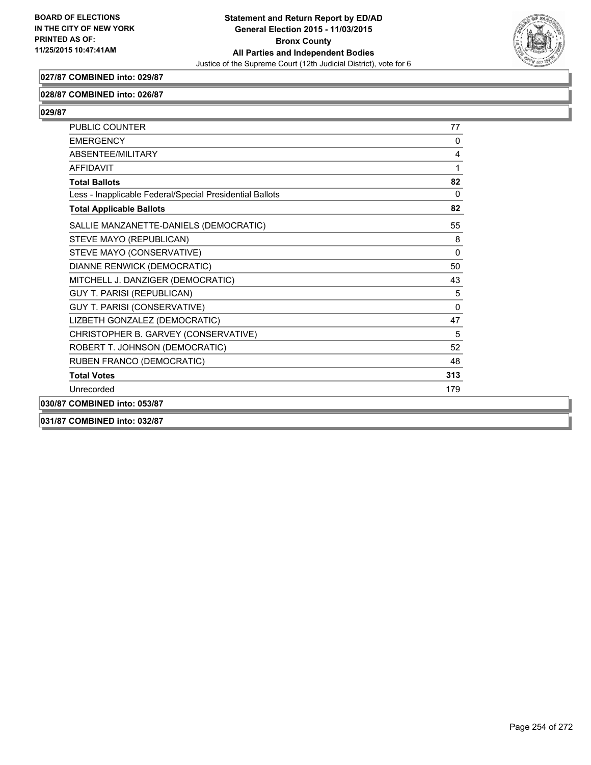**027/87 COMBINED into: 029/87**

**028/87 COMBINED into: 026/87**

**029/87**

| | |
|---|---|
| PUBLIC COUNTER | 77 |
| EMERGENCY | 0 |
| ABSENTEE/MILITARY | 4 |
| AFFIDAVIT | 1 |
| **Total Ballots** | **82** |
| Less - Inapplicable Federal/Special Presidential Ballots | 0 |
| **Total Applicable Ballots** | **82** |
| SALLIE MANZANETTE-DANIELS (DEMOCRATIC) | 55 |
| STEVE MAYO (REPUBLICAN) | 8 |
| STEVE MAYO (CONSERVATIVE) | 0 |
| DIANNE RENWICK (DEMOCRATIC) | 50 |
| MITCHELL J. DANZIGER (DEMOCRATIC) | 43 |
| GUY T. PARISI (REPUBLICAN) | 5 |
| GUY T. PARISI (CONSERVATIVE) | 0 |
| LIZBETH GONZALEZ (DEMOCRATIC) | 47 |
| CHRISTOPHER B. GARVEY (CONSERVATIVE) | 5 |
| ROBERT T. JOHNSON (DEMOCRATIC) | 52 |
| RUBEN FRANCO (DEMOCRATIC) | 48 |
| **Total Votes** | **313** |
| Unrecorded | 179 |

**030/87 COMBINED into: 053/87**

**031/87 COMBINED into: 032/87**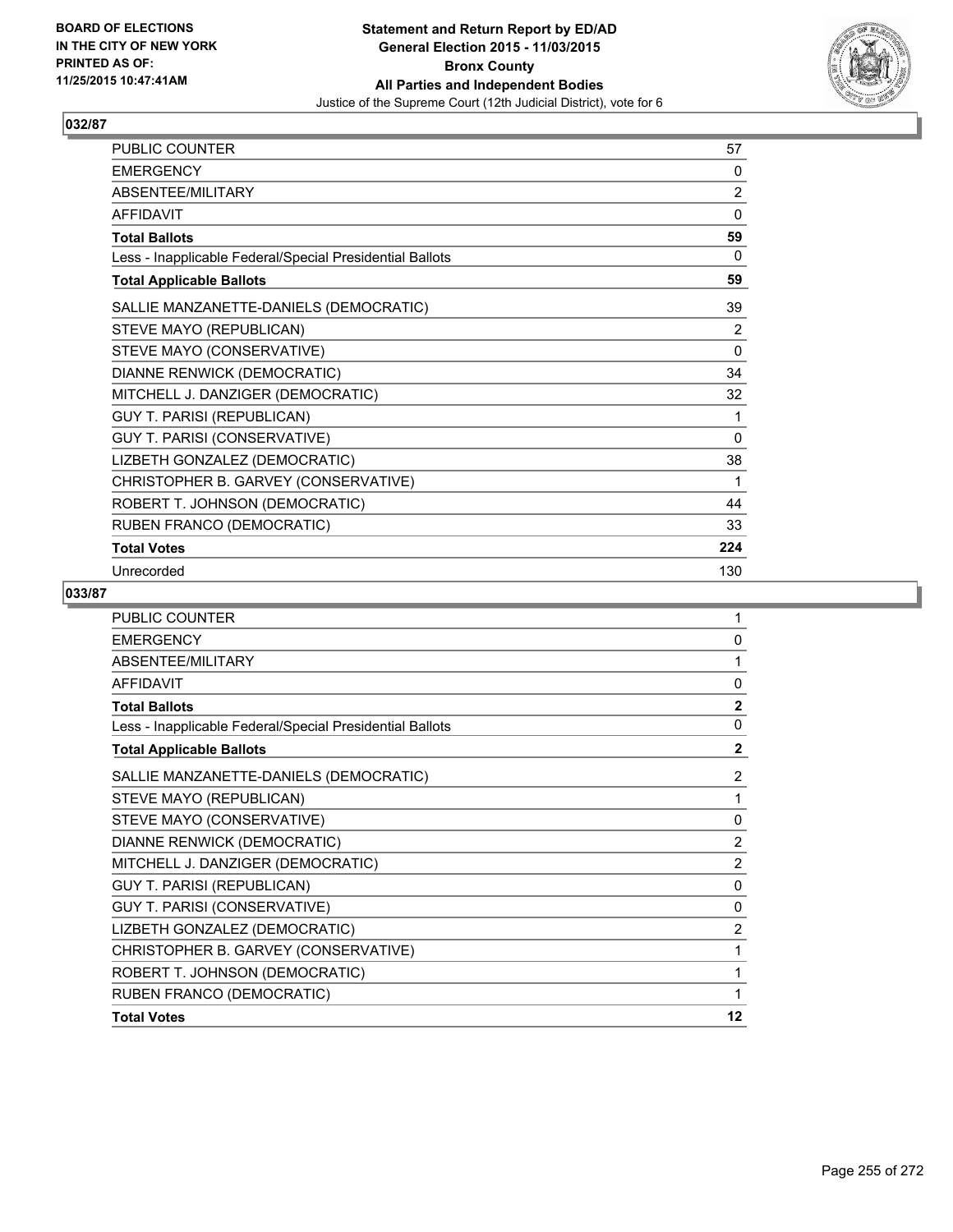BOARD OF ELECTIONS
IN THE CITY OF NEW YORK
PRINTED AS OF:
11/25/2015 10:47:41AM

**Statement and Return Report by ED/AD**
**General Election 2015 - 11/03/2015**
**Bronx County**
**All Parties and Independent Bodies**
Justice of the Supreme Court (12th Judicial District), vote for 6

## 032/87

| | |
|---|---|
| PUBLIC COUNTER | 57 |
| EMERGENCY | 0 |
| ABSENTEE/MILITARY | 2 |
| AFFIDAVIT | 0 |
| **Total Ballots** | **59** |
| Less - Inapplicable Federal/Special Presidential Ballots | 0 |
| **Total Applicable Ballots** | **59** |
| SALLIE MANZANETTE-DANIELS (DEMOCRATIC) | 39 |
| STEVE MAYO (REPUBLICAN) | 2 |
| STEVE MAYO (CONSERVATIVE) | 0 |
| DIANNE RENWICK (DEMOCRATIC) | 34 |
| MITCHELL J. DANZIGER (DEMOCRATIC) | 32 |
| GUY T. PARISI (REPUBLICAN) | 1 |
| GUY T. PARISI (CONSERVATIVE) | 0 |
| LIZBETH GONZALEZ (DEMOCRATIC) | 38 |
| CHRISTOPHER B. GARVEY (CONSERVATIVE) | 1 |
| ROBERT T. JOHNSON (DEMOCRATIC) | 44 |
| RUBEN FRANCO (DEMOCRATIC) | 33 |
| **Total Votes** | **224** |
| Unrecorded | 130 |

## 033/87

| | |
|---|---|
| PUBLIC COUNTER | 1 |
| EMERGENCY | 0 |
| ABSENTEE/MILITARY | 1 |
| AFFIDAVIT | 0 |
| **Total Ballots** | **2** |
| Less - Inapplicable Federal/Special Presidential Ballots | 0 |
| **Total Applicable Ballots** | **2** |
| SALLIE MANZANETTE-DANIELS (DEMOCRATIC) | 2 |
| STEVE MAYO (REPUBLICAN) | 1 |
| STEVE MAYO (CONSERVATIVE) | 0 |
| DIANNE RENWICK (DEMOCRATIC) | 2 |
| MITCHELL J. DANZIGER (DEMOCRATIC) | 2 |
| GUY T. PARISI (REPUBLICAN) | 0 |
| GUY T. PARISI (CONSERVATIVE) | 0 |
| LIZBETH GONZALEZ (DEMOCRATIC) | 2 |
| CHRISTOPHER B. GARVEY (CONSERVATIVE) | 1 |
| ROBERT T. JOHNSON (DEMOCRATIC) | 1 |
| RUBEN FRANCO (DEMOCRATIC) | 1 |
| **Total Votes** | **12** |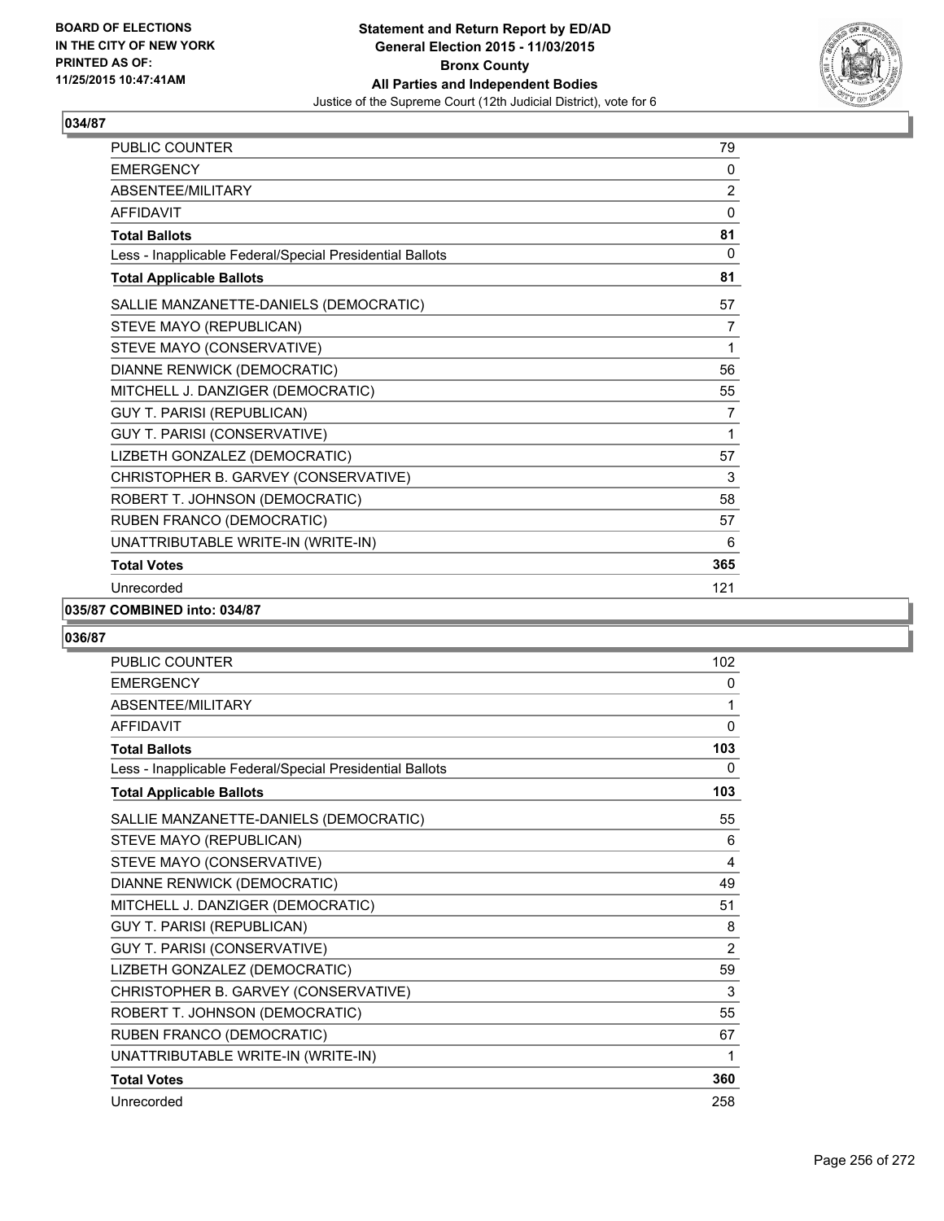**BOARD OF ELECTIONS IN THE CITY OF NEW YORK PRINTED AS OF: 11/25/2015 10:47:41AM**

**Statement and Return Report by ED/AD General Election 2015 - 11/03/2015 Bronx County All Parties and Independent Bodies**

Justice of the Supreme Court (12th Judicial District), vote for 6

## 034/87

| | |
|---|---|
| PUBLIC COUNTER | 79 |
| EMERGENCY | 0 |
| ABSENTEE/MILITARY | 2 |
| AFFIDAVIT | 0 |
| **Total Ballots** | **81** |
| Less - Inapplicable Federal/Special Presidential Ballots | 0 |
| **Total Applicable Ballots** | **81** |
| SALLIE MANZANETTE-DANIELS (DEMOCRATIC) | 57 |
| STEVE MAYO (REPUBLICAN) | 7 |
| STEVE MAYO (CONSERVATIVE) | 1 |
| DIANNE RENWICK (DEMOCRATIC) | 56 |
| MITCHELL J. DANZIGER (DEMOCRATIC) | 55 |
| GUY T. PARISI (REPUBLICAN) | 7 |
| GUY T. PARISI (CONSERVATIVE) | 1 |
| LIZBETH GONZALEZ (DEMOCRATIC) | 57 |
| CHRISTOPHER B. GARVEY (CONSERVATIVE) | 3 |
| ROBERT T. JOHNSON (DEMOCRATIC) | 58 |
| RUBEN FRANCO (DEMOCRATIC) | 57 |
| UNATTRIBUTABLE WRITE-IN (WRITE-IN) | 6 |
| **Total Votes** | **365** |
| Unrecorded | 121 |

## 035/87 COMBINED into: 034/87

## 036/87

| | |
|---|---|
| PUBLIC COUNTER | 102 |
| EMERGENCY | 0 |
| ABSENTEE/MILITARY | 1 |
| AFFIDAVIT | 0 |
| **Total Ballots** | **103** |
| Less - Inapplicable Federal/Special Presidential Ballots | 0 |
| **Total Applicable Ballots** | **103** |
| SALLIE MANZANETTE-DANIELS (DEMOCRATIC) | 55 |
| STEVE MAYO (REPUBLICAN) | 6 |
| STEVE MAYO (CONSERVATIVE) | 4 |
| DIANNE RENWICK (DEMOCRATIC) | 49 |
| MITCHELL J. DANZIGER (DEMOCRATIC) | 51 |
| GUY T. PARISI (REPUBLICAN) | 8 |
| GUY T. PARISI (CONSERVATIVE) | 2 |
| LIZBETH GONZALEZ (DEMOCRATIC) | 59 |
| CHRISTOPHER B. GARVEY (CONSERVATIVE) | 3 |
| ROBERT T. JOHNSON (DEMOCRATIC) | 55 |
| RUBEN FRANCO (DEMOCRATIC) | 67 |
| UNATTRIBUTABLE WRITE-IN (WRITE-IN) | 1 |
| **Total Votes** | **360** |
| Unrecorded | 258 |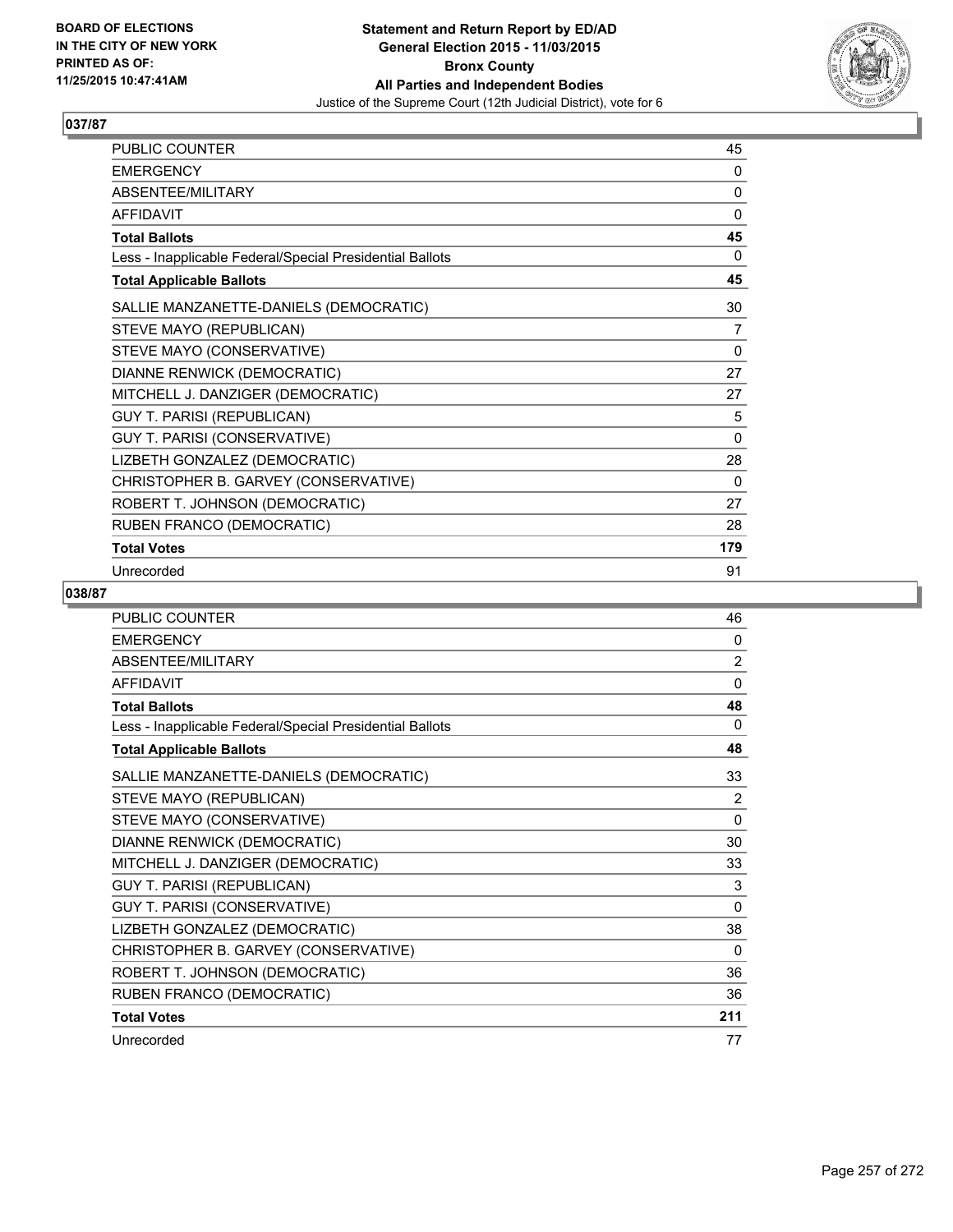**BOARD OF ELECTIONS IN THE CITY OF NEW YORK PRINTED AS OF: 11/25/2015 10:47:41AM**

**Statement and Return Report by ED/AD**
**General Election 2015 - 11/03/2015**
**Bronx County**
**All Parties and Independent Bodies**
Justice of the Supreme Court (12th Judicial District), vote for 6

### 037/87

| | |
|---|---|
| PUBLIC COUNTER | 45 |
| EMERGENCY | 0 |
| ABSENTEE/MILITARY | 0 |
| AFFIDAVIT | 0 |
| **Total Ballots** | **45** |
| Less - Inapplicable Federal/Special Presidential Ballots | 0 |
| **Total Applicable Ballots** | **45** |
| SALLIE MANZANETTE-DANIELS (DEMOCRATIC) | 30 |
| STEVE MAYO (REPUBLICAN) | 7 |
| STEVE MAYO (CONSERVATIVE) | 0 |
| DIANNE RENWICK (DEMOCRATIC) | 27 |
| MITCHELL J. DANZIGER (DEMOCRATIC) | 27 |
| GUY T. PARISI (REPUBLICAN) | 5 |
| GUY T. PARISI (CONSERVATIVE) | 0 |
| LIZBETH GONZALEZ (DEMOCRATIC) | 28 |
| CHRISTOPHER B. GARVEY (CONSERVATIVE) | 0 |
| ROBERT T. JOHNSON (DEMOCRATIC) | 27 |
| RUBEN FRANCO (DEMOCRATIC) | 28 |
| **Total Votes** | **179** |
| Unrecorded | 91 |

### 038/87

| | |
|---|---|
| PUBLIC COUNTER | 46 |
| EMERGENCY | 0 |
| ABSENTEE/MILITARY | 2 |
| AFFIDAVIT | 0 |
| **Total Ballots** | **48** |
| Less - Inapplicable Federal/Special Presidential Ballots | 0 |
| **Total Applicable Ballots** | **48** |
| SALLIE MANZANETTE-DANIELS (DEMOCRATIC) | 33 |
| STEVE MAYO (REPUBLICAN) | 2 |
| STEVE MAYO (CONSERVATIVE) | 0 |
| DIANNE RENWICK (DEMOCRATIC) | 30 |
| MITCHELL J. DANZIGER (DEMOCRATIC) | 33 |
| GUY T. PARISI (REPUBLICAN) | 3 |
| GUY T. PARISI (CONSERVATIVE) | 0 |
| LIZBETH GONZALEZ (DEMOCRATIC) | 38 |
| CHRISTOPHER B. GARVEY (CONSERVATIVE) | 0 |
| ROBERT T. JOHNSON (DEMOCRATIC) | 36 |
| RUBEN FRANCO (DEMOCRATIC) | 36 |
| **Total Votes** | **211** |
| Unrecorded | 77 |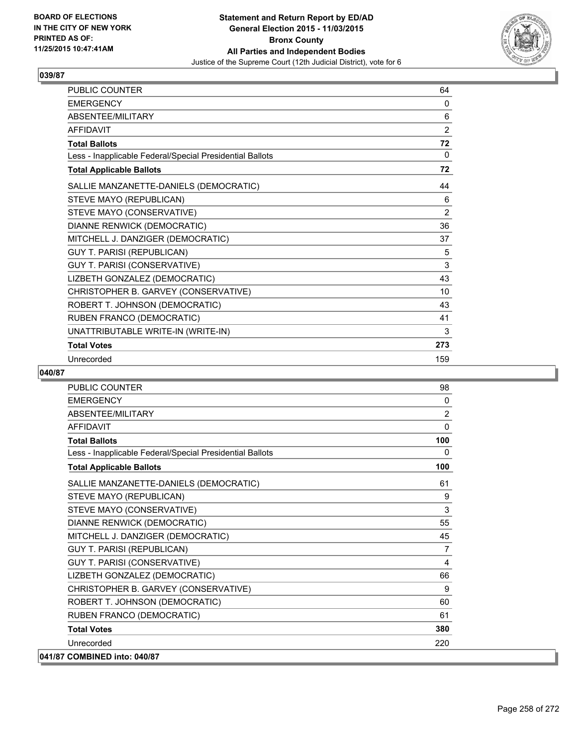BOARD OF ELECTIONS
IN THE CITY OF NEW YORK
PRINTED AS OF:
11/25/2015 10:47:41AM

**Statement and Return Report by ED/AD**
**General Election 2015 - 11/03/2015**
**Bronx County**
**All Parties and Independent Bodies**
Justice of the Supreme Court (12th Judicial District), vote for 6

## 039/87

| | |
|---|---|
| PUBLIC COUNTER | 64 |
| EMERGENCY | 0 |
| ABSENTEE/MILITARY | 6 |
| AFFIDAVIT | 2 |
| **Total Ballots** | **72** |
| Less - Inapplicable Federal/Special Presidential Ballots | 0 |
| **Total Applicable Ballots** | **72** |
| SALLIE MANZANETTE-DANIELS (DEMOCRATIC) | 44 |
| STEVE MAYO (REPUBLICAN) | 6 |
| STEVE MAYO (CONSERVATIVE) | 2 |
| DIANNE RENWICK (DEMOCRATIC) | 36 |
| MITCHELL J. DANZIGER (DEMOCRATIC) | 37 |
| GUY T. PARISI (REPUBLICAN) | 5 |
| GUY T. PARISI (CONSERVATIVE) | 3 |
| LIZBETH GONZALEZ (DEMOCRATIC) | 43 |
| CHRISTOPHER B. GARVEY (CONSERVATIVE) | 10 |
| ROBERT T. JOHNSON (DEMOCRATIC) | 43 |
| RUBEN FRANCO (DEMOCRATIC) | 41 |
| UNATTRIBUTABLE WRITE-IN (WRITE-IN) | 3 |
| **Total Votes** | **273** |
| Unrecorded | 159 |

## 040/87

| | |
|---|---|
| PUBLIC COUNTER | 98 |
| EMERGENCY | 0 |
| ABSENTEE/MILITARY | 2 |
| AFFIDAVIT | 0 |
| **Total Ballots** | **100** |
| Less - Inapplicable Federal/Special Presidential Ballots | 0 |
| **Total Applicable Ballots** | **100** |
| SALLIE MANZANETTE-DANIELS (DEMOCRATIC) | 61 |
| STEVE MAYO (REPUBLICAN) | 9 |
| STEVE MAYO (CONSERVATIVE) | 3 |
| DIANNE RENWICK (DEMOCRATIC) | 55 |
| MITCHELL J. DANZIGER (DEMOCRATIC) | 45 |
| GUY T. PARISI (REPUBLICAN) | 7 |
| GUY T. PARISI (CONSERVATIVE) | 4 |
| LIZBETH GONZALEZ (DEMOCRATIC) | 66 |
| CHRISTOPHER B. GARVEY (CONSERVATIVE) | 9 |
| ROBERT T. JOHNSON (DEMOCRATIC) | 60 |
| RUBEN FRANCO (DEMOCRATIC) | 61 |
| **Total Votes** | **380** |
| Unrecorded | 220 |

**041/87 COMBINED into: 040/87**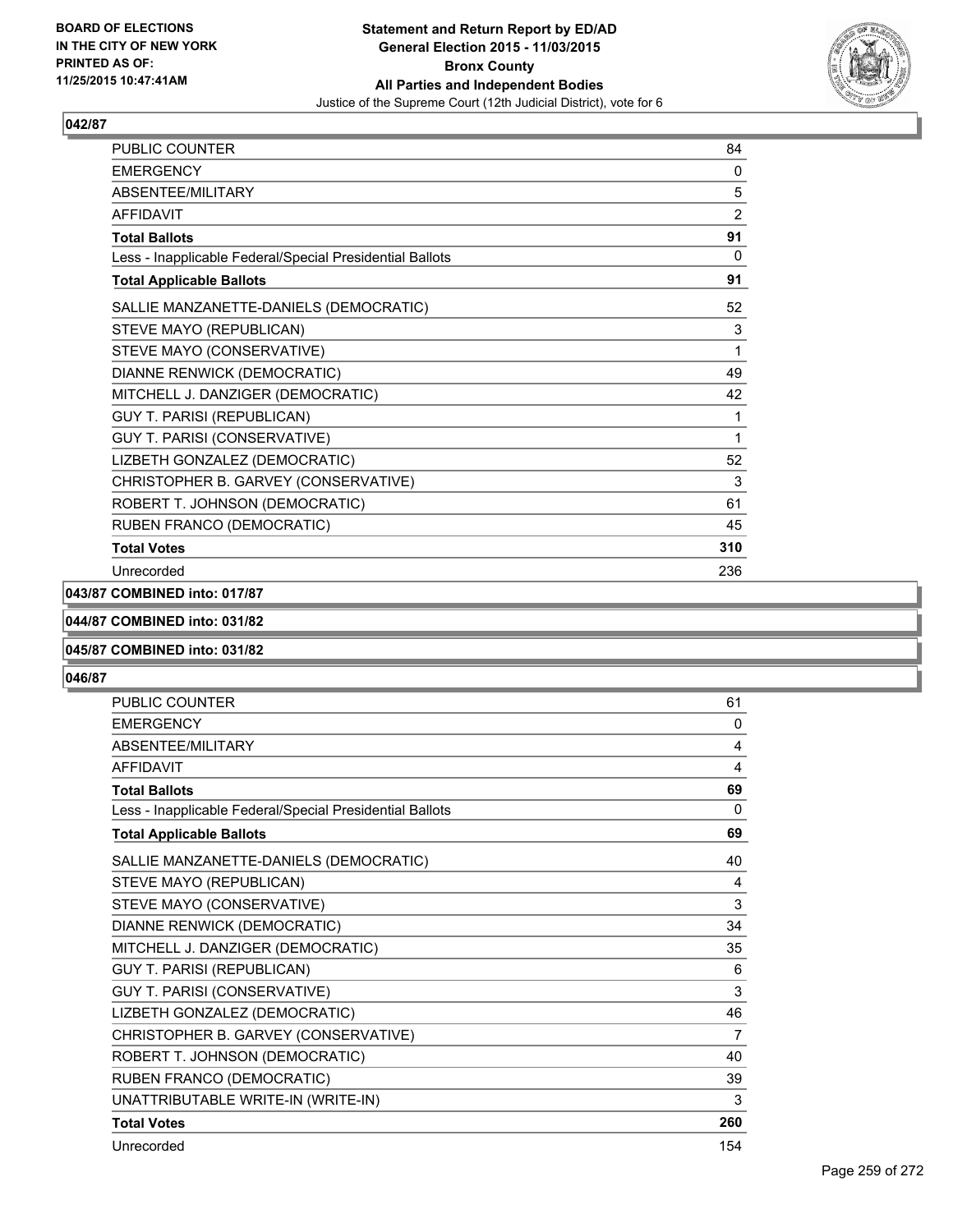**BOARD OF ELECTIONS IN THE CITY OF NEW YORK PRINTED AS OF: 11/25/2015 10:47:41AM**

**Statement and Return Report by ED/AD General Election 2015 - 11/03/2015 Bronx County All Parties and Independent Bodies**
Justice of the Supreme Court (12th Judicial District), vote for 6

### 042/87

| | |
|---|---|
| PUBLIC COUNTER | 84 |
| EMERGENCY | 0 |
| ABSENTEE/MILITARY | 5 |
| AFFIDAVIT | 2 |
| **Total Ballots** | **91** |
| Less - Inapplicable Federal/Special Presidential Ballots | 0 |
| **Total Applicable Ballots** | **91** |
| SALLIE MANZANETTE-DANIELS (DEMOCRATIC) | 52 |
| STEVE MAYO (REPUBLICAN) | 3 |
| STEVE MAYO (CONSERVATIVE) | 1 |
| DIANNE RENWICK (DEMOCRATIC) | 49 |
| MITCHELL J. DANZIGER (DEMOCRATIC) | 42 |
| GUY T. PARISI (REPUBLICAN) | 1 |
| GUY T. PARISI (CONSERVATIVE) | 1 |
| LIZBETH GONZALEZ (DEMOCRATIC) | 52 |
| CHRISTOPHER B. GARVEY (CONSERVATIVE) | 3 |
| ROBERT T. JOHNSON (DEMOCRATIC) | 61 |
| RUBEN FRANCO (DEMOCRATIC) | 45 |
| **Total Votes** | **310** |
| Unrecorded | 236 |

### 043/87 COMBINED into: 017/87

### 044/87 COMBINED into: 031/82

### 045/87 COMBINED into: 031/82

### 046/87

| | |
|---|---|
| PUBLIC COUNTER | 61 |
| EMERGENCY | 0 |
| ABSENTEE/MILITARY | 4 |
| AFFIDAVIT | 4 |
| **Total Ballots** | **69** |
| Less - Inapplicable Federal/Special Presidential Ballots | 0 |
| **Total Applicable Ballots** | **69** |
| SALLIE MANZANETTE-DANIELS (DEMOCRATIC) | 40 |
| STEVE MAYO (REPUBLICAN) | 4 |
| STEVE MAYO (CONSERVATIVE) | 3 |
| DIANNE RENWICK (DEMOCRATIC) | 34 |
| MITCHELL J. DANZIGER (DEMOCRATIC) | 35 |
| GUY T. PARISI (REPUBLICAN) | 6 |
| GUY T. PARISI (CONSERVATIVE) | 3 |
| LIZBETH GONZALEZ (DEMOCRATIC) | 46 |
| CHRISTOPHER B. GARVEY (CONSERVATIVE) | 7 |
| ROBERT T. JOHNSON (DEMOCRATIC) | 40 |
| RUBEN FRANCO (DEMOCRATIC) | 39 |
| UNATTRIBUTABLE WRITE-IN (WRITE-IN) | 3 |
| **Total Votes** | **260** |
| Unrecorded | 154 |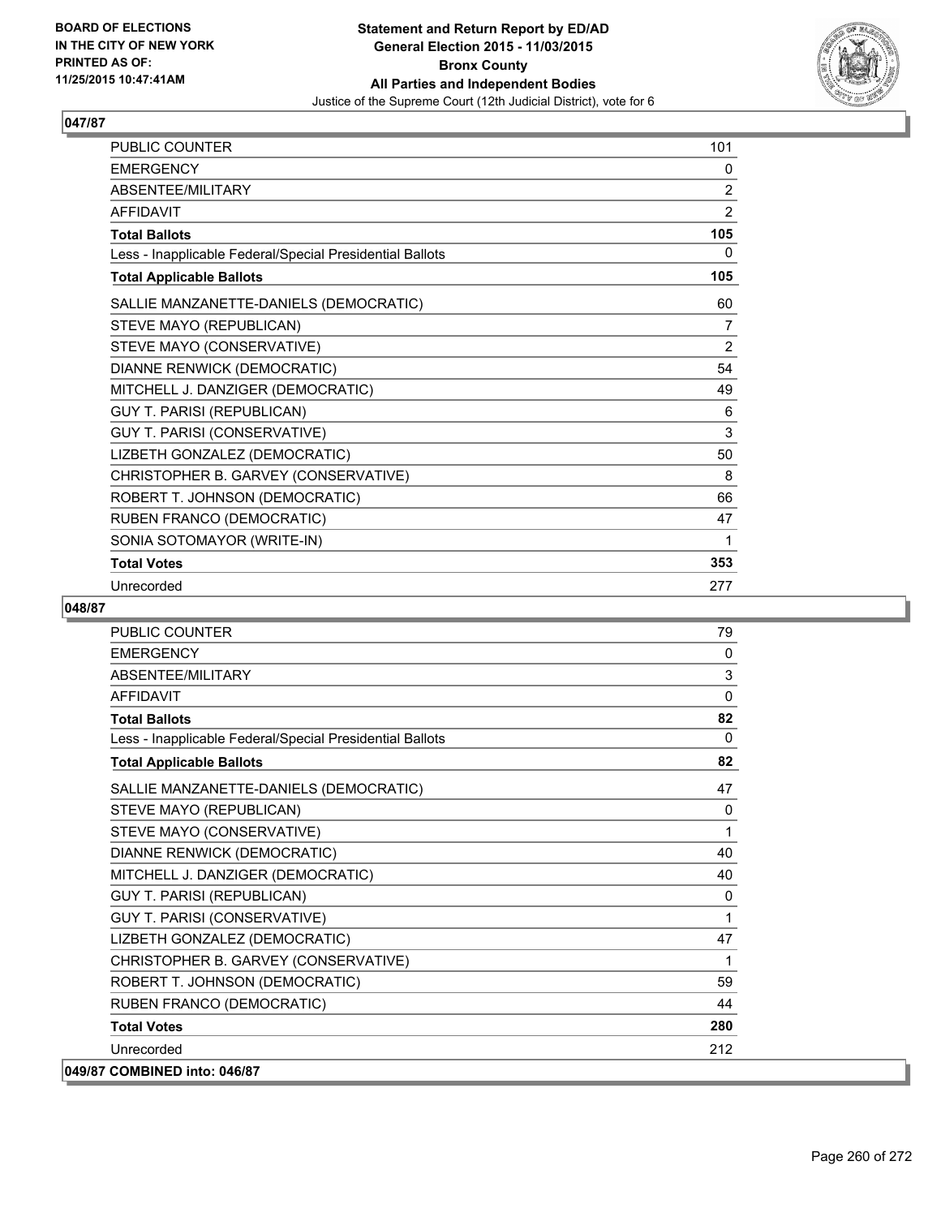BOARD OF ELECTIONS
IN THE CITY OF NEW YORK
PRINTED AS OF:
11/25/2015 10:47:41AM

**Statement and Return Report by ED/AD**
**General Election 2015 - 11/03/2015**
**Bronx County**
**All Parties and Independent Bodies**
Justice of the Supreme Court (12th Judicial District), vote for 6

## 047/87

| | |
|---|---|
| PUBLIC COUNTER | 101 |
| EMERGENCY | 0 |
| ABSENTEE/MILITARY | 2 |
| AFFIDAVIT | 2 |
| **Total Ballots** | **105** |
| Less - Inapplicable Federal/Special Presidential Ballots | 0 |
| **Total Applicable Ballots** | **105** |
| SALLIE MANZANETTE-DANIELS (DEMOCRATIC) | 60 |
| STEVE MAYO (REPUBLICAN) | 7 |
| STEVE MAYO (CONSERVATIVE) | 2 |
| DIANNE RENWICK (DEMOCRATIC) | 54 |
| MITCHELL J. DANZIGER (DEMOCRATIC) | 49 |
| GUY T. PARISI (REPUBLICAN) | 6 |
| GUY T. PARISI (CONSERVATIVE) | 3 |
| LIZBETH GONZALEZ (DEMOCRATIC) | 50 |
| CHRISTOPHER B. GARVEY (CONSERVATIVE) | 8 |
| ROBERT T. JOHNSON (DEMOCRATIC) | 66 |
| RUBEN FRANCO (DEMOCRATIC) | 47 |
| SONIA SOTOMAYOR (WRITE-IN) | 1 |
| **Total Votes** | **353** |
| Unrecorded | 277 |

## 048/87

| | |
|---|---|
| PUBLIC COUNTER | 79 |
| EMERGENCY | 0 |
| ABSENTEE/MILITARY | 3 |
| AFFIDAVIT | 0 |
| **Total Ballots** | **82** |
| Less - Inapplicable Federal/Special Presidential Ballots | 0 |
| **Total Applicable Ballots** | **82** |
| SALLIE MANZANETTE-DANIELS (DEMOCRATIC) | 47 |
| STEVE MAYO (REPUBLICAN) | 0 |
| STEVE MAYO (CONSERVATIVE) | 1 |
| DIANNE RENWICK (DEMOCRATIC) | 40 |
| MITCHELL J. DANZIGER (DEMOCRATIC) | 40 |
| GUY T. PARISI (REPUBLICAN) | 0 |
| GUY T. PARISI (CONSERVATIVE) | 1 |
| LIZBETH GONZALEZ (DEMOCRATIC) | 47 |
| CHRISTOPHER B. GARVEY (CONSERVATIVE) | 1 |
| ROBERT T. JOHNSON (DEMOCRATIC) | 59 |
| RUBEN FRANCO (DEMOCRATIC) | 44 |
| **Total Votes** | **280** |
| Unrecorded | 212 |

## 049/87 COMBINED into: 046/87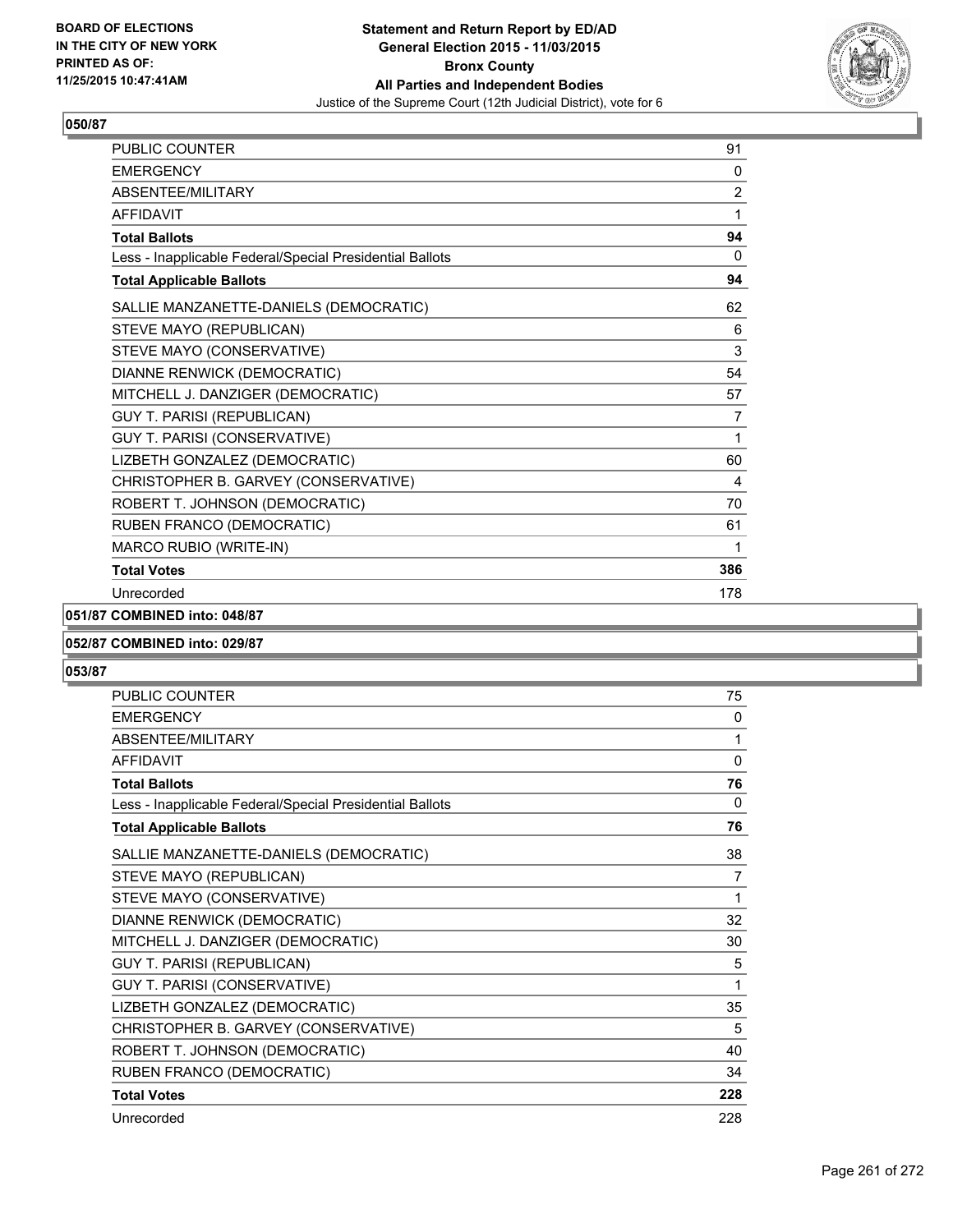BOARD OF ELECTIONS IN THE CITY OF NEW YORK PRINTED AS OF: 11/25/2015 10:47:41AM

**Statement and Return Report by ED/AD**
**General Election 2015 - 11/03/2015**
**Bronx County**
**All Parties and Independent Bodies**
Justice of the Supreme Court (12th Judicial District), vote for 6

### 050/87

| | |
|---|---|
| PUBLIC COUNTER | 91 |
| EMERGENCY | 0 |
| ABSENTEE/MILITARY | 2 |
| AFFIDAVIT | 1 |
| **Total Ballots** | **94** |
| Less - Inapplicable Federal/Special Presidential Ballots | 0 |
| **Total Applicable Ballots** | **94** |
| SALLIE MANZANETTE-DANIELS (DEMOCRATIC) | 62 |
| STEVE MAYO (REPUBLICAN) | 6 |
| STEVE MAYO (CONSERVATIVE) | 3 |
| DIANNE RENWICK (DEMOCRATIC) | 54 |
| MITCHELL J. DANZIGER (DEMOCRATIC) | 57 |
| GUY T. PARISI (REPUBLICAN) | 7 |
| GUY T. PARISI (CONSERVATIVE) | 1 |
| LIZBETH GONZALEZ (DEMOCRATIC) | 60 |
| CHRISTOPHER B. GARVEY (CONSERVATIVE) | 4 |
| ROBERT T. JOHNSON (DEMOCRATIC) | 70 |
| RUBEN FRANCO (DEMOCRATIC) | 61 |
| MARCO RUBIO (WRITE-IN) | 1 |
| **Total Votes** | **386** |
| Unrecorded | 178 |

### 051/87 COMBINED into: 048/87

### 052/87 COMBINED into: 029/87

### 053/87

| | |
|---|---|
| PUBLIC COUNTER | 75 |
| EMERGENCY | 0 |
| ABSENTEE/MILITARY | 1 |
| AFFIDAVIT | 0 |
| **Total Ballots** | **76** |
| Less - Inapplicable Federal/Special Presidential Ballots | 0 |
| **Total Applicable Ballots** | **76** |
| SALLIE MANZANETTE-DANIELS (DEMOCRATIC) | 38 |
| STEVE MAYO (REPUBLICAN) | 7 |
| STEVE MAYO (CONSERVATIVE) | 1 |
| DIANNE RENWICK (DEMOCRATIC) | 32 |
| MITCHELL J. DANZIGER (DEMOCRATIC) | 30 |
| GUY T. PARISI (REPUBLICAN) | 5 |
| GUY T. PARISI (CONSERVATIVE) | 1 |
| LIZBETH GONZALEZ (DEMOCRATIC) | 35 |
| CHRISTOPHER B. GARVEY (CONSERVATIVE) | 5 |
| ROBERT T. JOHNSON (DEMOCRATIC) | 40 |
| RUBEN FRANCO (DEMOCRATIC) | 34 |
| **Total Votes** | **228** |
| Unrecorded | 228 |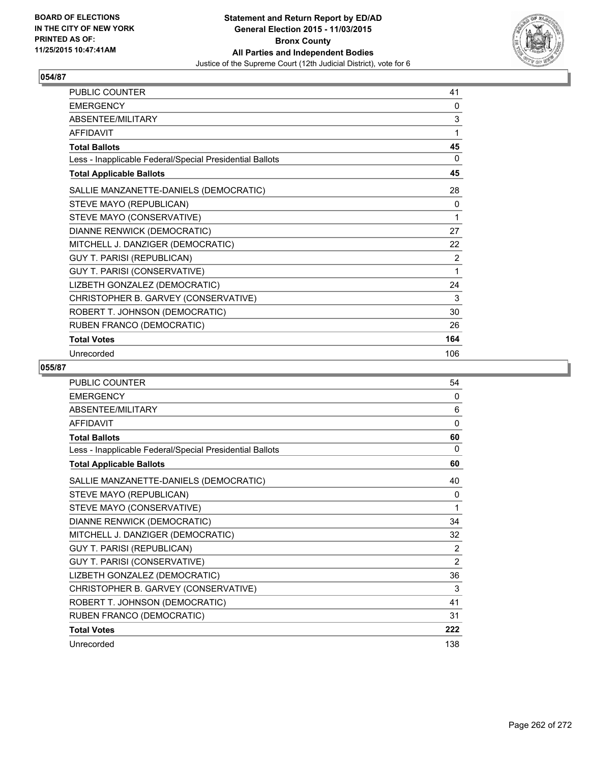BOARD OF ELECTIONS
IN THE CITY OF NEW YORK
PRINTED AS OF:
11/25/2015 10:47:41AM

**Statement and Return Report by ED/AD**
**General Election 2015 - 11/03/2015**
**Bronx County**
**All Parties and Independent Bodies**
Justice of the Supreme Court (12th Judicial District), vote for 6

## 054/87

| | |
|---|---|
| PUBLIC COUNTER | 41 |
| EMERGENCY | 0 |
| ABSENTEE/MILITARY | 3 |
| AFFIDAVIT | 1 |
| **Total Ballots** | **45** |
| Less - Inapplicable Federal/Special Presidential Ballots | 0 |
| **Total Applicable Ballots** | **45** |
| SALLIE MANZANETTE-DANIELS (DEMOCRATIC) | 28 |
| STEVE MAYO (REPUBLICAN) | 0 |
| STEVE MAYO (CONSERVATIVE) | 1 |
| DIANNE RENWICK (DEMOCRATIC) | 27 |
| MITCHELL J. DANZIGER (DEMOCRATIC) | 22 |
| GUY T. PARISI (REPUBLICAN) | 2 |
| GUY T. PARISI (CONSERVATIVE) | 1 |
| LIZBETH GONZALEZ (DEMOCRATIC) | 24 |
| CHRISTOPHER B. GARVEY (CONSERVATIVE) | 3 |
| ROBERT T. JOHNSON (DEMOCRATIC) | 30 |
| RUBEN FRANCO (DEMOCRATIC) | 26 |
| **Total Votes** | **164** |
| Unrecorded | 106 |

## 055/87

| | |
|---|---|
| PUBLIC COUNTER | 54 |
| EMERGENCY | 0 |
| ABSENTEE/MILITARY | 6 |
| AFFIDAVIT | 0 |
| **Total Ballots** | **60** |
| Less - Inapplicable Federal/Special Presidential Ballots | 0 |
| **Total Applicable Ballots** | **60** |
| SALLIE MANZANETTE-DANIELS (DEMOCRATIC) | 40 |
| STEVE MAYO (REPUBLICAN) | 0 |
| STEVE MAYO (CONSERVATIVE) | 1 |
| DIANNE RENWICK (DEMOCRATIC) | 34 |
| MITCHELL J. DANZIGER (DEMOCRATIC) | 32 |
| GUY T. PARISI (REPUBLICAN) | 2 |
| GUY T. PARISI (CONSERVATIVE) | 2 |
| LIZBETH GONZALEZ (DEMOCRATIC) | 36 |
| CHRISTOPHER B. GARVEY (CONSERVATIVE) | 3 |
| ROBERT T. JOHNSON (DEMOCRATIC) | 41 |
| RUBEN FRANCO (DEMOCRATIC) | 31 |
| **Total Votes** | **222** |
| Unrecorded | 138 |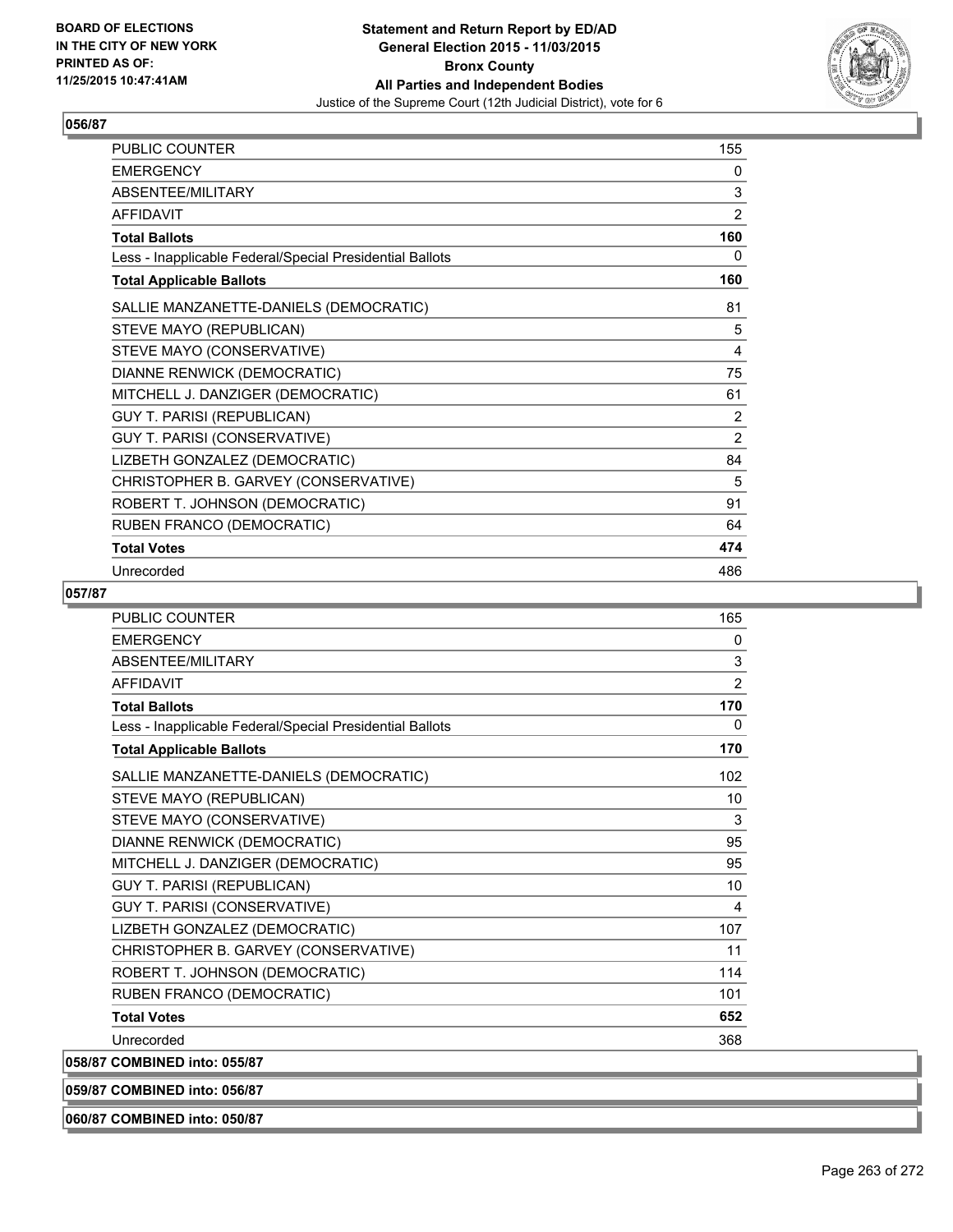## 056/87

| | |
|---|---|
| PUBLIC COUNTER | 155 |
| EMERGENCY | 0 |
| ABSENTEE/MILITARY | 3 |
| AFFIDAVIT | 2 |
| **Total Ballots** | **160** |
| Less - Inapplicable Federal/Special Presidential Ballots | 0 |
| **Total Applicable Ballots** | **160** |
| SALLIE MANZANETTE-DANIELS (DEMOCRATIC) | 81 |
| STEVE MAYO (REPUBLICAN) | 5 |
| STEVE MAYO (CONSERVATIVE) | 4 |
| DIANNE RENWICK (DEMOCRATIC) | 75 |
| MITCHELL J. DANZIGER (DEMOCRATIC) | 61 |
| GUY T. PARISI (REPUBLICAN) | 2 |
| GUY T. PARISI (CONSERVATIVE) | 2 |
| LIZBETH GONZALEZ (DEMOCRATIC) | 84 |
| CHRISTOPHER B. GARVEY (CONSERVATIVE) | 5 |
| ROBERT T. JOHNSON (DEMOCRATIC) | 91 |
| RUBEN FRANCO (DEMOCRATIC) | 64 |
| **Total Votes** | **474** |
| Unrecorded | 486 |

## 057/87

| | |
|---|---|
| PUBLIC COUNTER | 165 |
| EMERGENCY | 0 |
| ABSENTEE/MILITARY | 3 |
| AFFIDAVIT | 2 |
| **Total Ballots** | **170** |
| Less - Inapplicable Federal/Special Presidential Ballots | 0 |
| **Total Applicable Ballots** | **170** |
| SALLIE MANZANETTE-DANIELS (DEMOCRATIC) | 102 |
| STEVE MAYO (REPUBLICAN) | 10 |
| STEVE MAYO (CONSERVATIVE) | 3 |
| DIANNE RENWICK (DEMOCRATIC) | 95 |
| MITCHELL J. DANZIGER (DEMOCRATIC) | 95 |
| GUY T. PARISI (REPUBLICAN) | 10 |
| GUY T. PARISI (CONSERVATIVE) | 4 |
| LIZBETH GONZALEZ (DEMOCRATIC) | 107 |
| CHRISTOPHER B. GARVEY (CONSERVATIVE) | 11 |
| ROBERT T. JOHNSON (DEMOCRATIC) | 114 |
| RUBEN FRANCO (DEMOCRATIC) | 101 |
| **Total Votes** | **652** |
| Unrecorded | 368 |

## 058/87 COMBINED into: 055/87

## 059/87 COMBINED into: 056/87

## 060/87 COMBINED into: 050/87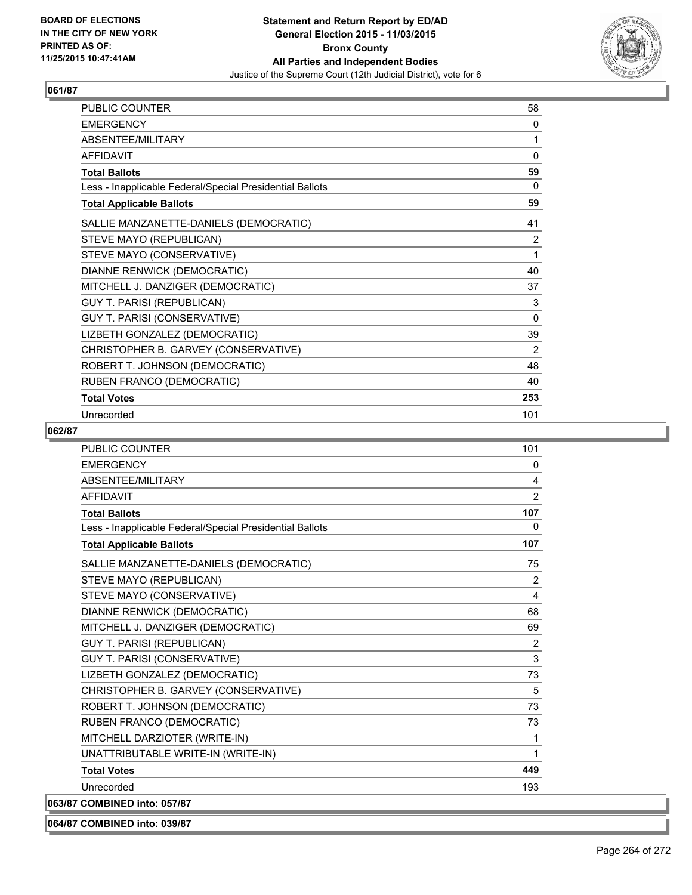## 061/87

| | |
|---|---|
| PUBLIC COUNTER | 58 |
| EMERGENCY | 0 |
| ABSENTEE/MILITARY | 1 |
| AFFIDAVIT | 0 |
| **Total Ballots** | **59** |
| Less - Inapplicable Federal/Special Presidential Ballots | 0 |
| **Total Applicable Ballots** | **59** |
| SALLIE MANZANETTE-DANIELS (DEMOCRATIC) | 41 |
| STEVE MAYO (REPUBLICAN) | 2 |
| STEVE MAYO (CONSERVATIVE) | 1 |
| DIANNE RENWICK (DEMOCRATIC) | 40 |
| MITCHELL J. DANZIGER (DEMOCRATIC) | 37 |
| GUY T. PARISI (REPUBLICAN) | 3 |
| GUY T. PARISI (CONSERVATIVE) | 0 |
| LIZBETH GONZALEZ (DEMOCRATIC) | 39 |
| CHRISTOPHER B. GARVEY (CONSERVATIVE) | 2 |
| ROBERT T. JOHNSON (DEMOCRATIC) | 48 |
| RUBEN FRANCO (DEMOCRATIC) | 40 |
| **Total Votes** | **253** |
| Unrecorded | 101 |

## 062/87

| | |
|---|---|
| PUBLIC COUNTER | 101 |
| EMERGENCY | 0 |
| ABSENTEE/MILITARY | 4 |
| AFFIDAVIT | 2 |
| **Total Ballots** | **107** |
| Less - Inapplicable Federal/Special Presidential Ballots | 0 |
| **Total Applicable Ballots** | **107** |
| SALLIE MANZANETTE-DANIELS (DEMOCRATIC) | 75 |
| STEVE MAYO (REPUBLICAN) | 2 |
| STEVE MAYO (CONSERVATIVE) | 4 |
| DIANNE RENWICK (DEMOCRATIC) | 68 |
| MITCHELL J. DANZIGER (DEMOCRATIC) | 69 |
| GUY T. PARISI (REPUBLICAN) | 2 |
| GUY T. PARISI (CONSERVATIVE) | 3 |
| LIZBETH GONZALEZ (DEMOCRATIC) | 73 |
| CHRISTOPHER B. GARVEY (CONSERVATIVE) | 5 |
| ROBERT T. JOHNSON (DEMOCRATIC) | 73 |
| RUBEN FRANCO (DEMOCRATIC) | 73 |
| MITCHELL DARZIOTER (WRITE-IN) | 1 |
| UNATTRIBUTABLE WRITE-IN (WRITE-IN) | 1 |
| **Total Votes** | **449** |
| Unrecorded | 193 |

## 063/87 COMBINED into: 057/87

## 064/87 COMBINED into: 039/87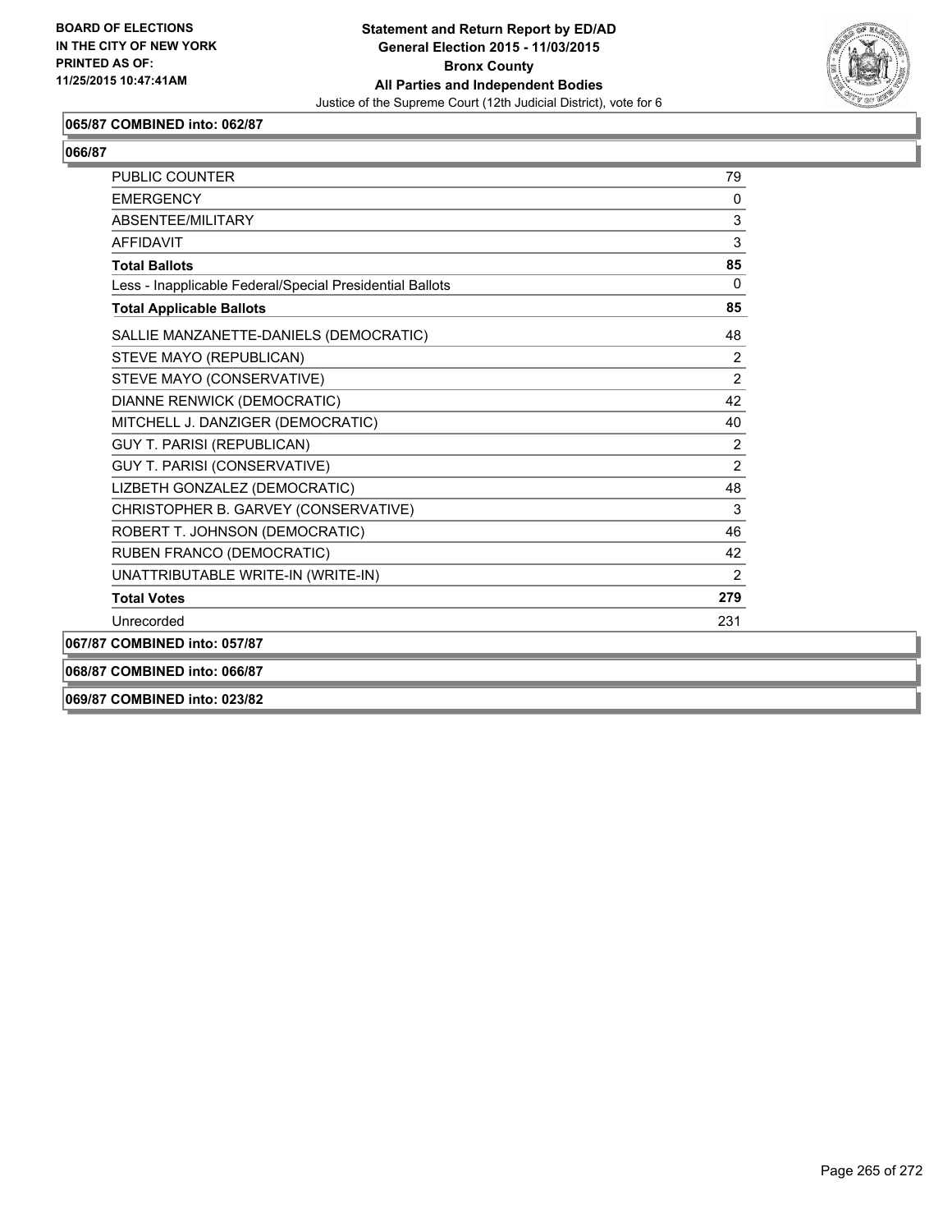**BOARD OF ELECTIONS IN THE CITY OF NEW YORK PRINTED AS OF: 11/25/2015 10:47:41AM**

**Statement and Return Report by ED/AD**
**General Election 2015 - 11/03/2015**
**Bronx County**
**All Parties and Independent Bodies**
Justice of the Supreme Court (12th Judicial District), vote for 6

**065/87 COMBINED into: 062/87**

**066/87**

| | |
|---|---|
| PUBLIC COUNTER | 79 |
| EMERGENCY | 0 |
| ABSENTEE/MILITARY | 3 |
| AFFIDAVIT | 3 |
| **Total Ballots** | **85** |
| Less - Inapplicable Federal/Special Presidential Ballots | 0 |
| **Total Applicable Ballots** | **85** |
| SALLIE MANZANETTE-DANIELS (DEMOCRATIC) | 48 |
| STEVE MAYO (REPUBLICAN) | 2 |
| STEVE MAYO (CONSERVATIVE) | 2 |
| DIANNE RENWICK (DEMOCRATIC) | 42 |
| MITCHELL J. DANZIGER (DEMOCRATIC) | 40 |
| GUY T. PARISI (REPUBLICAN) | 2 |
| GUY T. PARISI (CONSERVATIVE) | 2 |
| LIZBETH GONZALEZ (DEMOCRATIC) | 48 |
| CHRISTOPHER B. GARVEY (CONSERVATIVE) | 3 |
| ROBERT T. JOHNSON (DEMOCRATIC) | 46 |
| RUBEN FRANCO (DEMOCRATIC) | 42 |
| UNATTRIBUTABLE WRITE-IN (WRITE-IN) | 2 |
| **Total Votes** | **279** |
| Unrecorded | 231 |

**067/87 COMBINED into: 057/87**

**068/87 COMBINED into: 066/87**

**069/87 COMBINED into: 023/82**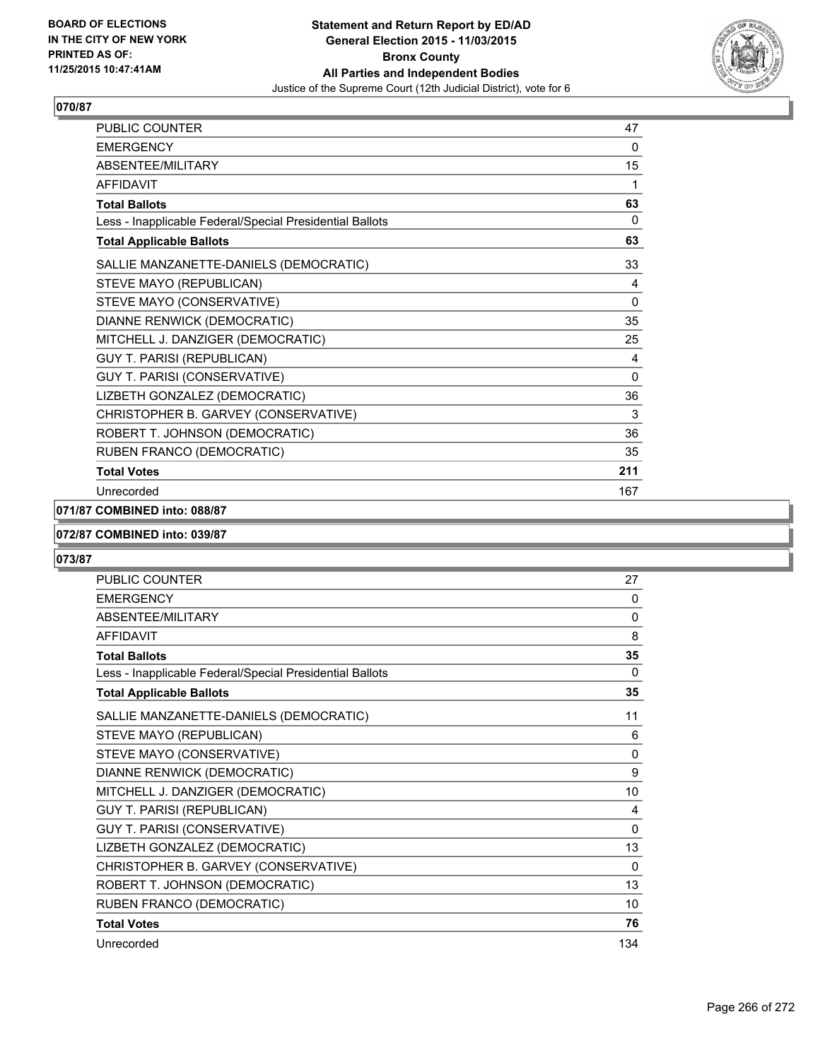**Statement and Return Report by ED/AD**
**General Election 2015 - 11/03/2015**
**Bronx County**
**All Parties and Independent Bodies**
Justice of the Supreme Court (12th Judicial District), vote for 6

BOARD OF ELECTIONS
IN THE CITY OF NEW YORK
PRINTED AS OF:
11/25/2015 10:47:41AM

### 070/87

| | |
|---|---|
| PUBLIC COUNTER | 47 |
| EMERGENCY | 0 |
| ABSENTEE/MILITARY | 15 |
| AFFIDAVIT | 1 |
| **Total Ballots** | **63** |
| Less - Inapplicable Federal/Special Presidential Ballots | 0 |
| **Total Applicable Ballots** | **63** |
| SALLIE MANZANETTE-DANIELS (DEMOCRATIC) | 33 |
| STEVE MAYO (REPUBLICAN) | 4 |
| STEVE MAYO (CONSERVATIVE) | 0 |
| DIANNE RENWICK (DEMOCRATIC) | 35 |
| MITCHELL J. DANZIGER (DEMOCRATIC) | 25 |
| GUY T. PARISI (REPUBLICAN) | 4 |
| GUY T. PARISI (CONSERVATIVE) | 0 |
| LIZBETH GONZALEZ (DEMOCRATIC) | 36 |
| CHRISTOPHER B. GARVEY (CONSERVATIVE) | 3 |
| ROBERT T. JOHNSON (DEMOCRATIC) | 36 |
| RUBEN FRANCO (DEMOCRATIC) | 35 |
| **Total Votes** | **211** |
| Unrecorded | 167 |

### 071/87 COMBINED into: 088/87

### 072/87 COMBINED into: 039/87

### 073/87

| | |
|---|---|
| PUBLIC COUNTER | 27 |
| EMERGENCY | 0 |
| ABSENTEE/MILITARY | 0 |
| AFFIDAVIT | 8 |
| **Total Ballots** | **35** |
| Less - Inapplicable Federal/Special Presidential Ballots | 0 |
| **Total Applicable Ballots** | **35** |
| SALLIE MANZANETTE-DANIELS (DEMOCRATIC) | 11 |
| STEVE MAYO (REPUBLICAN) | 6 |
| STEVE MAYO (CONSERVATIVE) | 0 |
| DIANNE RENWICK (DEMOCRATIC) | 9 |
| MITCHELL J. DANZIGER (DEMOCRATIC) | 10 |
| GUY T. PARISI (REPUBLICAN) | 4 |
| GUY T. PARISI (CONSERVATIVE) | 0 |
| LIZBETH GONZALEZ (DEMOCRATIC) | 13 |
| CHRISTOPHER B. GARVEY (CONSERVATIVE) | 0 |
| ROBERT T. JOHNSON (DEMOCRATIC) | 13 |
| RUBEN FRANCO (DEMOCRATIC) | 10 |
| **Total Votes** | **76** |
| Unrecorded | 134 |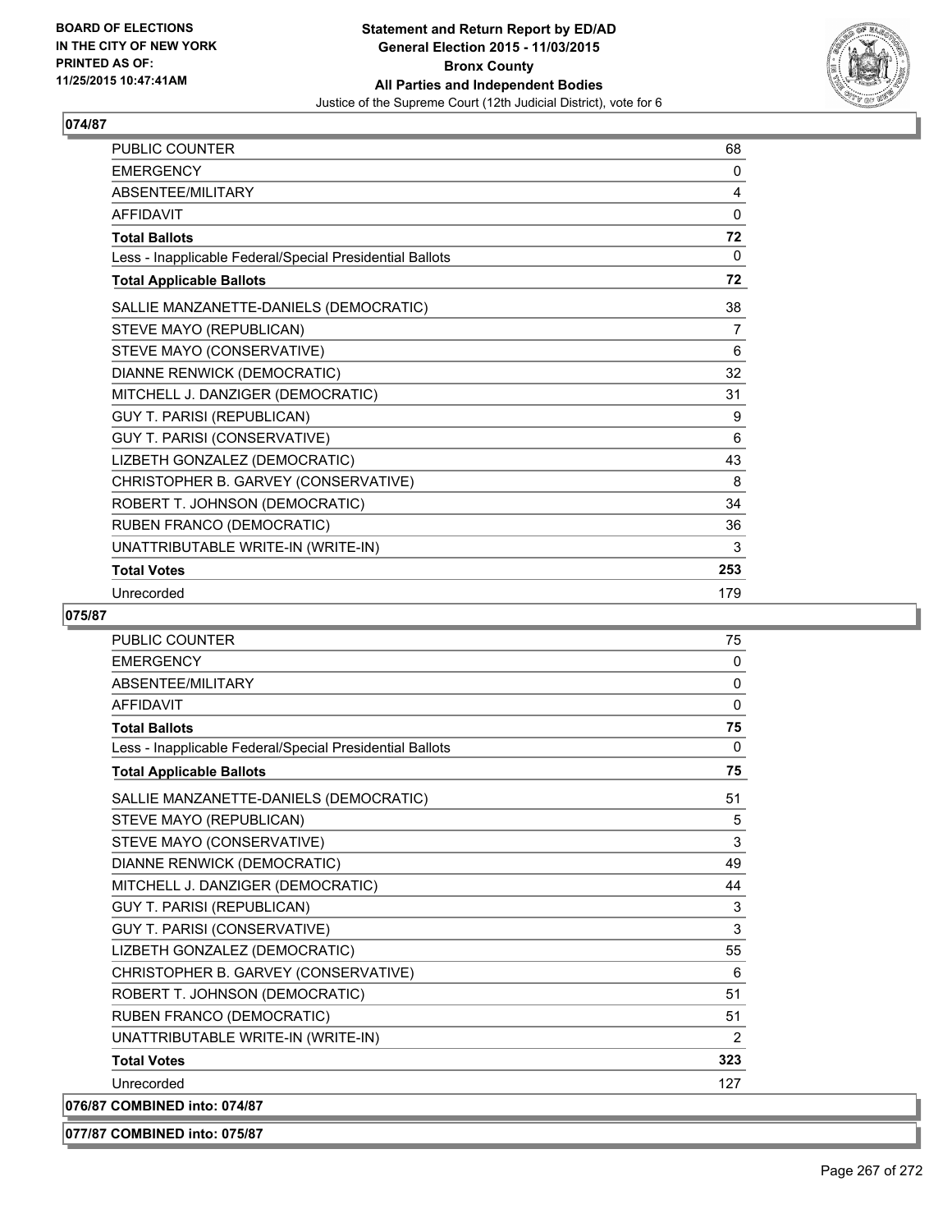## 074/87

| | |
|---|---|
| PUBLIC COUNTER | 68 |
| EMERGENCY | 0 |
| ABSENTEE/MILITARY | 4 |
| AFFIDAVIT | 0 |
| **Total Ballots** | **72** |
| Less - Inapplicable Federal/Special Presidential Ballots | 0 |
| **Total Applicable Ballots** | **72** |
| SALLIE MANZANETTE-DANIELS (DEMOCRATIC) | 38 |
| STEVE MAYO (REPUBLICAN) | 7 |
| STEVE MAYO (CONSERVATIVE) | 6 |
| DIANNE RENWICK (DEMOCRATIC) | 32 |
| MITCHELL J. DANZIGER (DEMOCRATIC) | 31 |
| GUY T. PARISI (REPUBLICAN) | 9 |
| GUY T. PARISI (CONSERVATIVE) | 6 |
| LIZBETH GONZALEZ (DEMOCRATIC) | 43 |
| CHRISTOPHER B. GARVEY (CONSERVATIVE) | 8 |
| ROBERT T. JOHNSON (DEMOCRATIC) | 34 |
| RUBEN FRANCO (DEMOCRATIC) | 36 |
| UNATTRIBUTABLE WRITE-IN (WRITE-IN) | 3 |
| **Total Votes** | **253** |
| Unrecorded | 179 |

## 075/87

| | |
|---|---|
| PUBLIC COUNTER | 75 |
| EMERGENCY | 0 |
| ABSENTEE/MILITARY | 0 |
| AFFIDAVIT | 0 |
| **Total Ballots** | **75** |
| Less - Inapplicable Federal/Special Presidential Ballots | 0 |
| **Total Applicable Ballots** | **75** |
| SALLIE MANZANETTE-DANIELS (DEMOCRATIC) | 51 |
| STEVE MAYO (REPUBLICAN) | 5 |
| STEVE MAYO (CONSERVATIVE) | 3 |
| DIANNE RENWICK (DEMOCRATIC) | 49 |
| MITCHELL J. DANZIGER (DEMOCRATIC) | 44 |
| GUY T. PARISI (REPUBLICAN) | 3 |
| GUY T. PARISI (CONSERVATIVE) | 3 |
| LIZBETH GONZALEZ (DEMOCRATIC) | 55 |
| CHRISTOPHER B. GARVEY (CONSERVATIVE) | 6 |
| ROBERT T. JOHNSON (DEMOCRATIC) | 51 |
| RUBEN FRANCO (DEMOCRATIC) | 51 |
| UNATTRIBUTABLE WRITE-IN (WRITE-IN) | 2 |
| **Total Votes** | **323** |
| Unrecorded | 127 |

**076/87 COMBINED into: 074/87**

**077/87 COMBINED into: 075/87**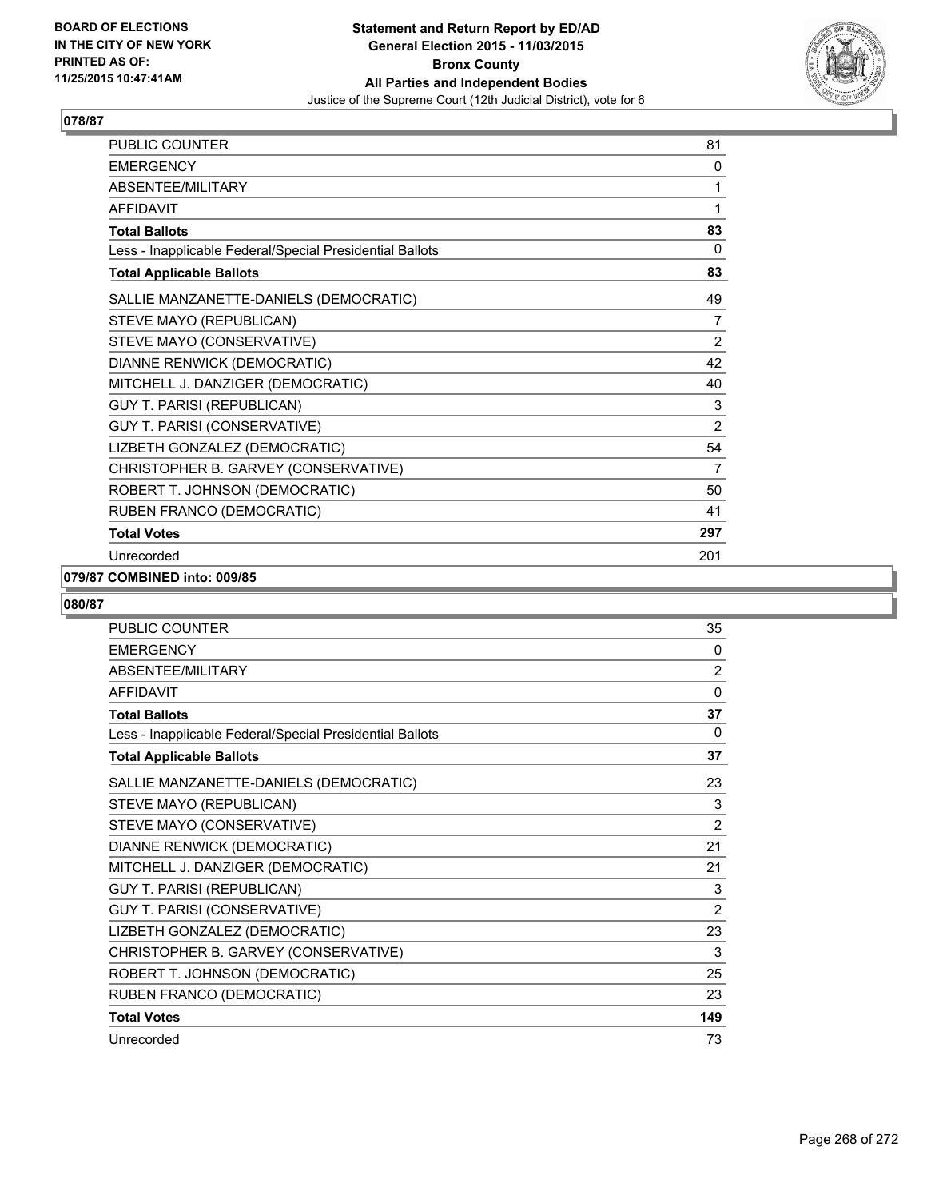**BOARD OF ELECTIONS IN THE CITY OF NEW YORK PRINTED AS OF: 11/25/2015 10:47:41AM**

**Statement and Return Report by ED/AD General Election 2015 - 11/03/2015 Bronx County All Parties and Independent Bodies**

Justice of the Supreme Court (12th Judicial District), vote for 6

## 078/87

| | |
|---|---|
| PUBLIC COUNTER | 81 |
| EMERGENCY | 0 |
| ABSENTEE/MILITARY | 1 |
| AFFIDAVIT | 1 |
| **Total Ballots** | **83** |
| Less - Inapplicable Federal/Special Presidential Ballots | 0 |
| **Total Applicable Ballots** | **83** |
| SALLIE MANZANETTE-DANIELS (DEMOCRATIC) | 49 |
| STEVE MAYO (REPUBLICAN) | 7 |
| STEVE MAYO (CONSERVATIVE) | 2 |
| DIANNE RENWICK (DEMOCRATIC) | 42 |
| MITCHELL J. DANZIGER (DEMOCRATIC) | 40 |
| GUY T. PARISI (REPUBLICAN) | 3 |
| GUY T. PARISI (CONSERVATIVE) | 2 |
| LIZBETH GONZALEZ (DEMOCRATIC) | 54 |
| CHRISTOPHER B. GARVEY (CONSERVATIVE) | 7 |
| ROBERT T. JOHNSON (DEMOCRATIC) | 50 |
| RUBEN FRANCO (DEMOCRATIC) | 41 |
| **Total Votes** | **297** |
| Unrecorded | 201 |

## 079/87 COMBINED into: 009/85

## 080/87

| | |
|---|---|
| PUBLIC COUNTER | 35 |
| EMERGENCY | 0 |
| ABSENTEE/MILITARY | 2 |
| AFFIDAVIT | 0 |
| **Total Ballots** | **37** |
| Less - Inapplicable Federal/Special Presidential Ballots | 0 |
| **Total Applicable Ballots** | **37** |
| SALLIE MANZANETTE-DANIELS (DEMOCRATIC) | 23 |
| STEVE MAYO (REPUBLICAN) | 3 |
| STEVE MAYO (CONSERVATIVE) | 2 |
| DIANNE RENWICK (DEMOCRATIC) | 21 |
| MITCHELL J. DANZIGER (DEMOCRATIC) | 21 |
| GUY T. PARISI (REPUBLICAN) | 3 |
| GUY T. PARISI (CONSERVATIVE) | 2 |
| LIZBETH GONZALEZ (DEMOCRATIC) | 23 |
| CHRISTOPHER B. GARVEY (CONSERVATIVE) | 3 |
| ROBERT T. JOHNSON (DEMOCRATIC) | 25 |
| RUBEN FRANCO (DEMOCRATIC) | 23 |
| **Total Votes** | **149** |
| Unrecorded | 73 |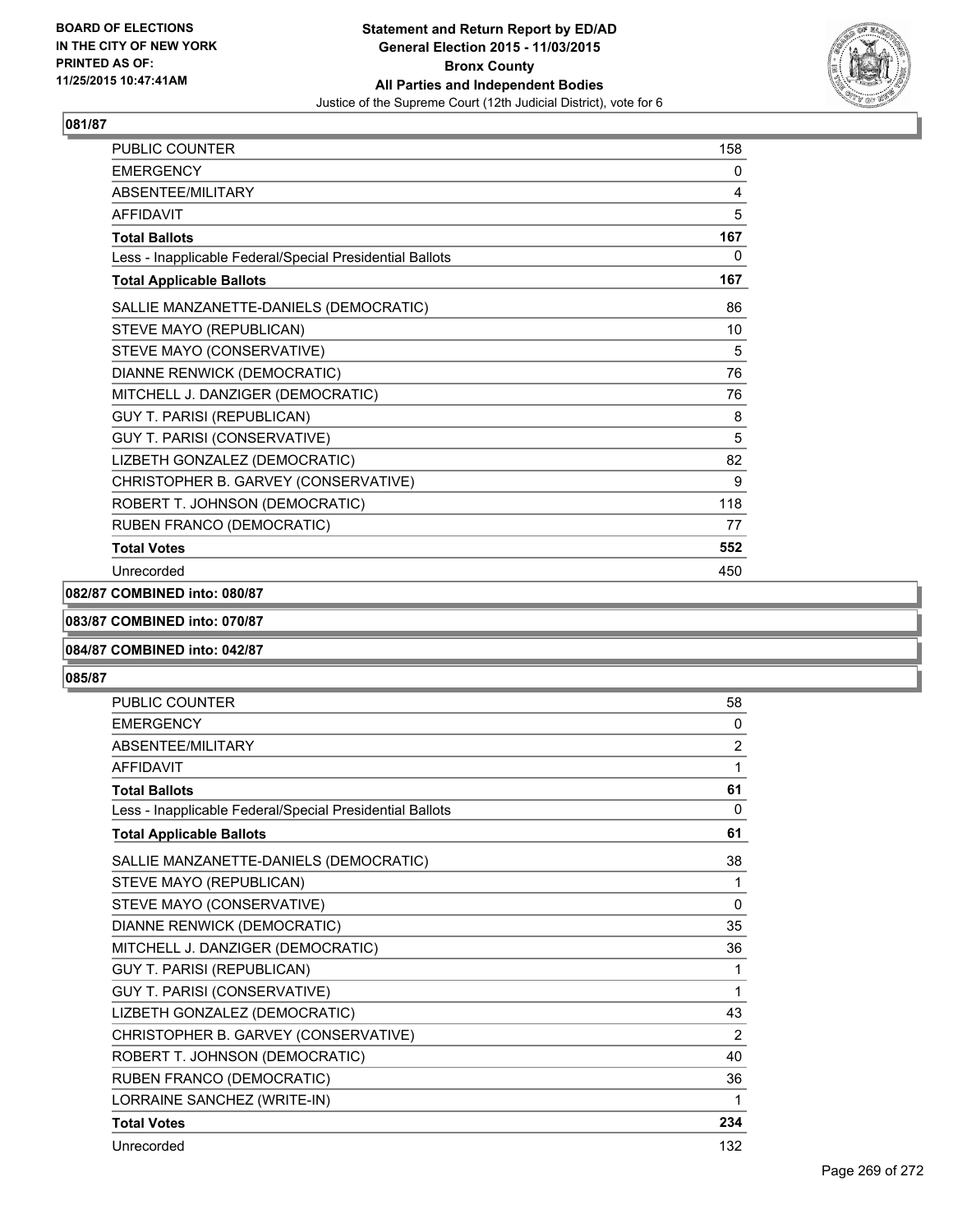**BOARD OF ELECTIONS IN THE CITY OF NEW YORK PRINTED AS OF: 11/25/2015 10:47:41AM**

**Statement and Return Report by ED/AD General Election 2015 - 11/03/2015 Bronx County All Parties and Independent Bodies**

Justice of the Supreme Court (12th Judicial District), vote for 6

**081/87**

| | |
|---|---|
| PUBLIC COUNTER | 158 |
| EMERGENCY | 0 |
| ABSENTEE/MILITARY | 4 |
| AFFIDAVIT | 5 |
| **Total Ballots** | **167** |
| Less - Inapplicable Federal/Special Presidential Ballots | 0 |
| **Total Applicable Ballots** | **167** |
| SALLIE MANZANETTE-DANIELS (DEMOCRATIC) | 86 |
| STEVE MAYO (REPUBLICAN) | 10 |
| STEVE MAYO (CONSERVATIVE) | 5 |
| DIANNE RENWICK (DEMOCRATIC) | 76 |
| MITCHELL J. DANZIGER (DEMOCRATIC) | 76 |
| GUY T. PARISI (REPUBLICAN) | 8 |
| GUY T. PARISI (CONSERVATIVE) | 5 |
| LIZBETH GONZALEZ (DEMOCRATIC) | 82 |
| CHRISTOPHER B. GARVEY (CONSERVATIVE) | 9 |
| ROBERT T. JOHNSON (DEMOCRATIC) | 118 |
| RUBEN FRANCO (DEMOCRATIC) | 77 |
| **Total Votes** | **552** |
| Unrecorded | 450 |

**082/87 COMBINED into: 080/87**

**083/87 COMBINED into: 070/87**

**084/87 COMBINED into: 042/87**

**085/87**

| | |
|---|---|
| PUBLIC COUNTER | 58 |
| EMERGENCY | 0 |
| ABSENTEE/MILITARY | 2 |
| AFFIDAVIT | 1 |
| **Total Ballots** | **61** |
| Less - Inapplicable Federal/Special Presidential Ballots | 0 |
| **Total Applicable Ballots** | **61** |
| SALLIE MANZANETTE-DANIELS (DEMOCRATIC) | 38 |
| STEVE MAYO (REPUBLICAN) | 1 |
| STEVE MAYO (CONSERVATIVE) | 0 |
| DIANNE RENWICK (DEMOCRATIC) | 35 |
| MITCHELL J. DANZIGER (DEMOCRATIC) | 36 |
| GUY T. PARISI (REPUBLICAN) | 1 |
| GUY T. PARISI (CONSERVATIVE) | 1 |
| LIZBETH GONZALEZ (DEMOCRATIC) | 43 |
| CHRISTOPHER B. GARVEY (CONSERVATIVE) | 2 |
| ROBERT T. JOHNSON (DEMOCRATIC) | 40 |
| RUBEN FRANCO (DEMOCRATIC) | 36 |
| LORRAINE SANCHEZ (WRITE-IN) | 1 |
| **Total Votes** | **234** |
| Unrecorded | 132 |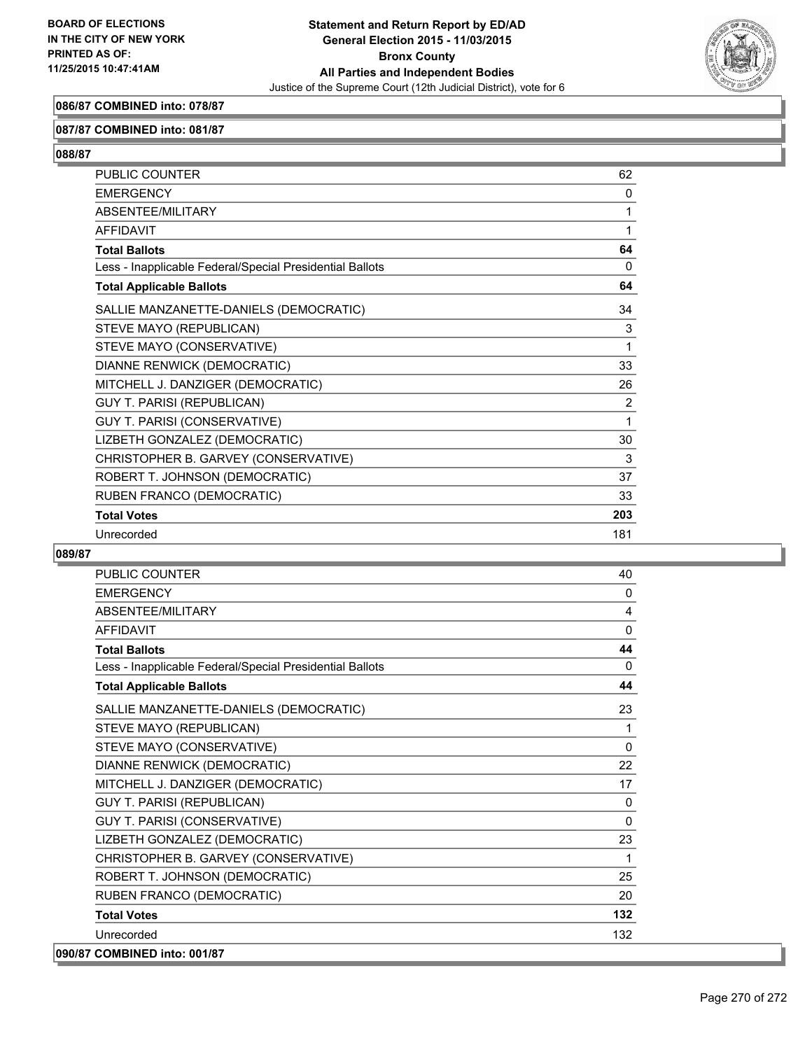**086/87 COMBINED into: 078/87**

**087/87 COMBINED into: 081/87**

**088/87**

| | |
|---|---|
| PUBLIC COUNTER | 62 |
| EMERGENCY | 0 |
| ABSENTEE/MILITARY | 1 |
| AFFIDAVIT | 1 |
| **Total Ballots** | **64** |
| Less - Inapplicable Federal/Special Presidential Ballots | 0 |
| **Total Applicable Ballots** | **64** |
| SALLIE MANZANETTE-DANIELS (DEMOCRATIC) | 34 |
| STEVE MAYO (REPUBLICAN) | 3 |
| STEVE MAYO (CONSERVATIVE) | 1 |
| DIANNE RENWICK (DEMOCRATIC) | 33 |
| MITCHELL J. DANZIGER (DEMOCRATIC) | 26 |
| GUY T. PARISI (REPUBLICAN) | 2 |
| GUY T. PARISI (CONSERVATIVE) | 1 |
| LIZBETH GONZALEZ (DEMOCRATIC) | 30 |
| CHRISTOPHER B. GARVEY (CONSERVATIVE) | 3 |
| ROBERT T. JOHNSON (DEMOCRATIC) | 37 |
| RUBEN FRANCO (DEMOCRATIC) | 33 |
| **Total Votes** | **203** |
| Unrecorded | 181 |

**089/87**

| | |
|---|---|
| PUBLIC COUNTER | 40 |
| EMERGENCY | 0 |
| ABSENTEE/MILITARY | 4 |
| AFFIDAVIT | 0 |
| **Total Ballots** | **44** |
| Less - Inapplicable Federal/Special Presidential Ballots | 0 |
| **Total Applicable Ballots** | **44** |
| SALLIE MANZANETTE-DANIELS (DEMOCRATIC) | 23 |
| STEVE MAYO (REPUBLICAN) | 1 |
| STEVE MAYO (CONSERVATIVE) | 0 |
| DIANNE RENWICK (DEMOCRATIC) | 22 |
| MITCHELL J. DANZIGER (DEMOCRATIC) | 17 |
| GUY T. PARISI (REPUBLICAN) | 0 |
| GUY T. PARISI (CONSERVATIVE) | 0 |
| LIZBETH GONZALEZ (DEMOCRATIC) | 23 |
| CHRISTOPHER B. GARVEY (CONSERVATIVE) | 1 |
| ROBERT T. JOHNSON (DEMOCRATIC) | 25 |
| RUBEN FRANCO (DEMOCRATIC) | 20 |
| **Total Votes** | **132** |
| Unrecorded | 132 |

**090/87 COMBINED into: 001/87**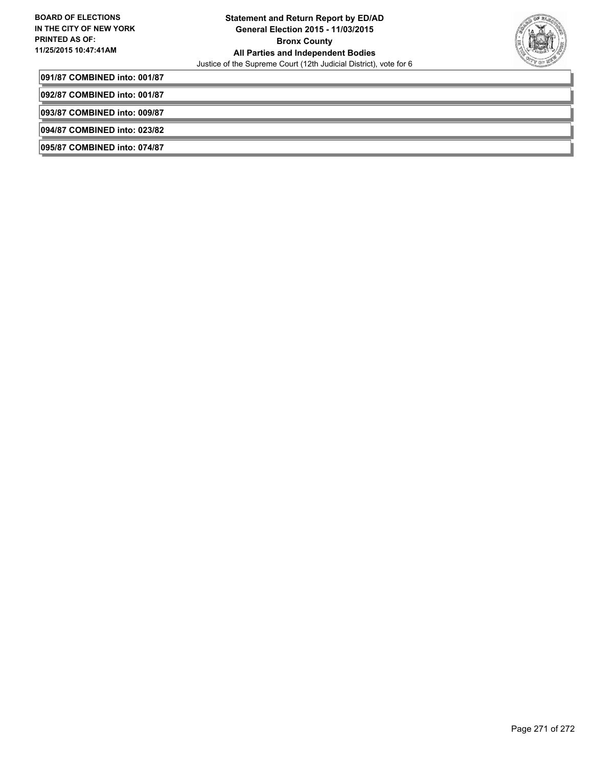**091/87 COMBINED into: 001/87**

**092/87 COMBINED into: 001/87**

**093/87 COMBINED into: 009/87**

**094/87 COMBINED into: 023/82**

**095/87 COMBINED into: 074/87**